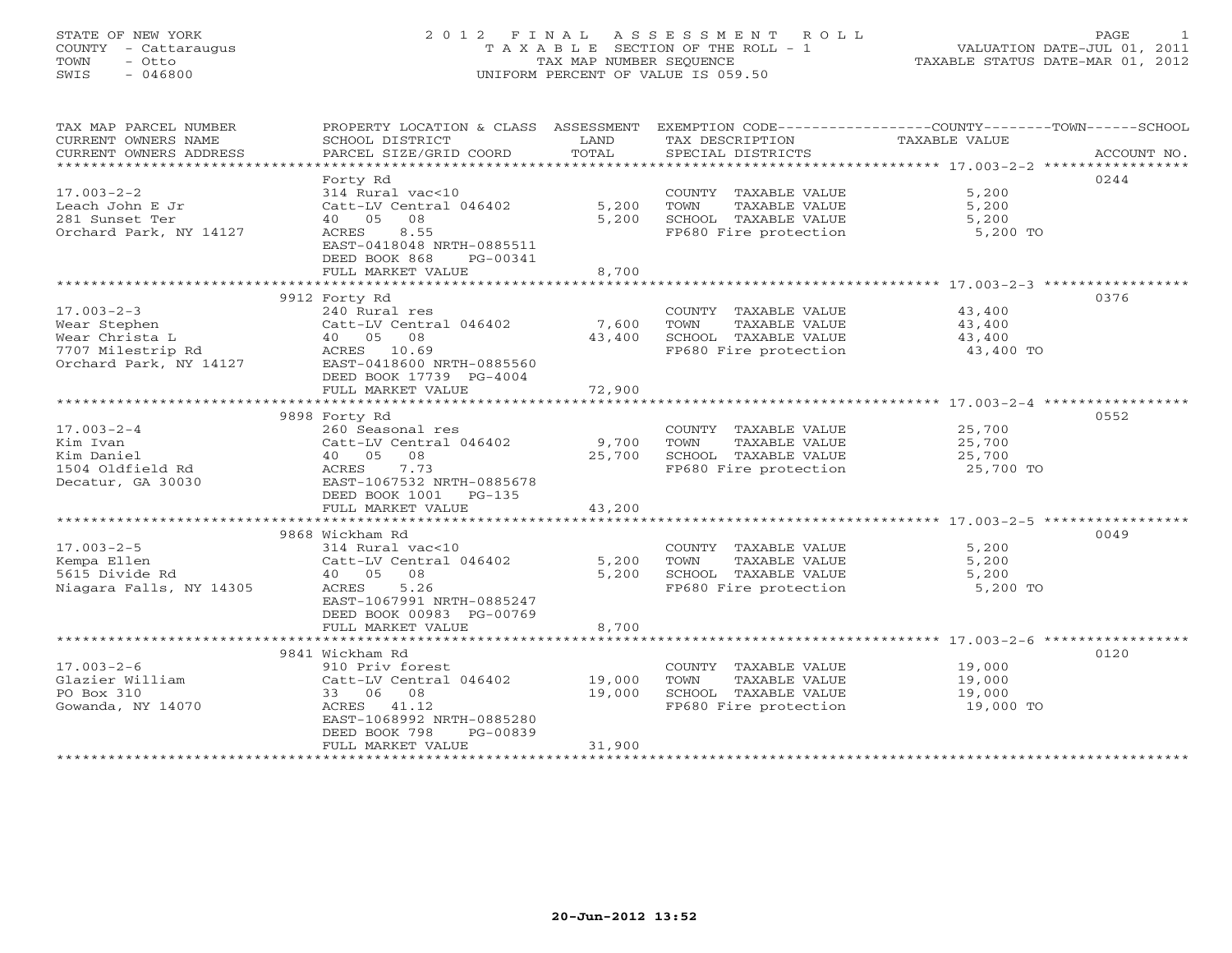STATE OF NEW YORK
COUNTY - Cattaraugus
TOWN - Otto
SWIS - 046800

# 2012 FINAL ASSESSMENT ROLL

TAXABLE SECTION OF THE ROLL - 1
TAX MAP NUMBER SEQUENCE
UNIFORM PERCENT OF VALUE IS 059.50

VALUATION DATE-JUL 01, 2011
TAXABLE STATUS DATE-MAR 01, 2012

| TAX MAP PARCEL NUMBER / CURRENT OWNERS NAME / CURRENT OWNERS ADDRESS | PROPERTY LOCATION & CLASS / SCHOOL DISTRICT / PARCEL SIZE/GRID COORD | ASSESSMENT LAND / TOTAL | EXEMPTION CODE / TAX DESCRIPTION / SPECIAL DISTRICTS | TAXABLE VALUE (COUNTY / TOWN / SCHOOL) | ACCOUNT NO. |
|---|---|---|---|---|---|
| 17.003-2-2 | Forty Rd | | | | 0244 |
| | 314 Rural vac<10 | | COUNTY TAXABLE VALUE | 5,200 | |
| Leach John E Jr | Catt-LV Central 046402 | 5,200 | TOWN TAXABLE VALUE | 5,200 | |
| 281 Sunset Ter | 40 05 08 | 5,200 | SCHOOL TAXABLE VALUE | 5,200 | |
| Orchard Park, NY 14127 | ACRES 8.55 | | FP680 Fire protection | 5,200 TO | |
| | EAST-0418048 NRTH-0885511 | | | | |
| | DEED BOOK 868 PG-00341 | | | | |
| | FULL MARKET VALUE | 8,700 | | | |
| 17.003-2-3 | 9912 Forty Rd | | | | 0376 |
| | 240 Rural res | | COUNTY TAXABLE VALUE | 43,400 | |
| Wear Stephen | Catt-LV Central 046402 | 7,600 | TOWN TAXABLE VALUE | 43,400 | |
| Wear Christa L | 40 05 08 | 43,400 | SCHOOL TAXABLE VALUE | 43,400 | |
| 7707 Milestrip Rd | ACRES 10.69 | | FP680 Fire protection | 43,400 TO | |
| Orchard Park, NY 14127 | EAST-0418600 NRTH-0885560 | | | | |
| | DEED BOOK 17739 PG-4004 | | | | |
| | FULL MARKET VALUE | 72,900 | | | |
| 17.003-2-4 | 9898 Forty Rd | | | | 0552 |
| | 260 Seasonal res | | COUNTY TAXABLE VALUE | 25,700 | |
| Kim Ivan | Catt-LV Central 046402 | 9,700 | TOWN TAXABLE VALUE | 25,700 | |
| Kim Daniel | 40 05 08 | 25,700 | SCHOOL TAXABLE VALUE | 25,700 | |
| 1504 Oldfield Rd | ACRES 7.73 | | FP680 Fire protection | 25,700 TO | |
| Decatur, GA 30030 | EAST-1067532 NRTH-0885678 | | | | |
| | DEED BOOK 1001 PG-135 | | | | |
| | FULL MARKET VALUE | 43,200 | | | |
| 17.003-2-5 | 9868 Wickham Rd | | | | 0049 |
| | 314 Rural vac<10 | | COUNTY TAXABLE VALUE | 5,200 | |
| Kempa Ellen | Catt-LV Central 046402 | 5,200 | TOWN TAXABLE VALUE | 5,200 | |
| 5615 Divide Rd | 40 05 08 | 5,200 | SCHOOL TAXABLE VALUE | 5,200 | |
| Niagara Falls, NY 14305 | ACRES 5.26 | | FP680 Fire protection | 5,200 TO | |
| | EAST-1067991 NRTH-0885247 | | | | |
| | DEED BOOK 00983 PG-00769 | | | | |
| | FULL MARKET VALUE | 8,700 | | | |
| 17.003-2-6 | 9841 Wickham Rd | | | | 0120 |
| | 910 Priv forest | | COUNTY TAXABLE VALUE | 19,000 | |
| Glazier William | Catt-LV Central 046402 | 19,000 | TOWN TAXABLE VALUE | 19,000 | |
| PO Box 310 | 33 06 08 | 19,000 | SCHOOL TAXABLE VALUE | 19,000 | |
| Gowanda, NY 14070 | ACRES 41.12 | | FP680 Fire protection | 19,000 TO | |
| | EAST-1068992 NRTH-0885280 | | | | |
| | DEED BOOK 798 PG-00839 | | | | |
| | FULL MARKET VALUE | 31,900 | | | |

20-Jun-2012 13:52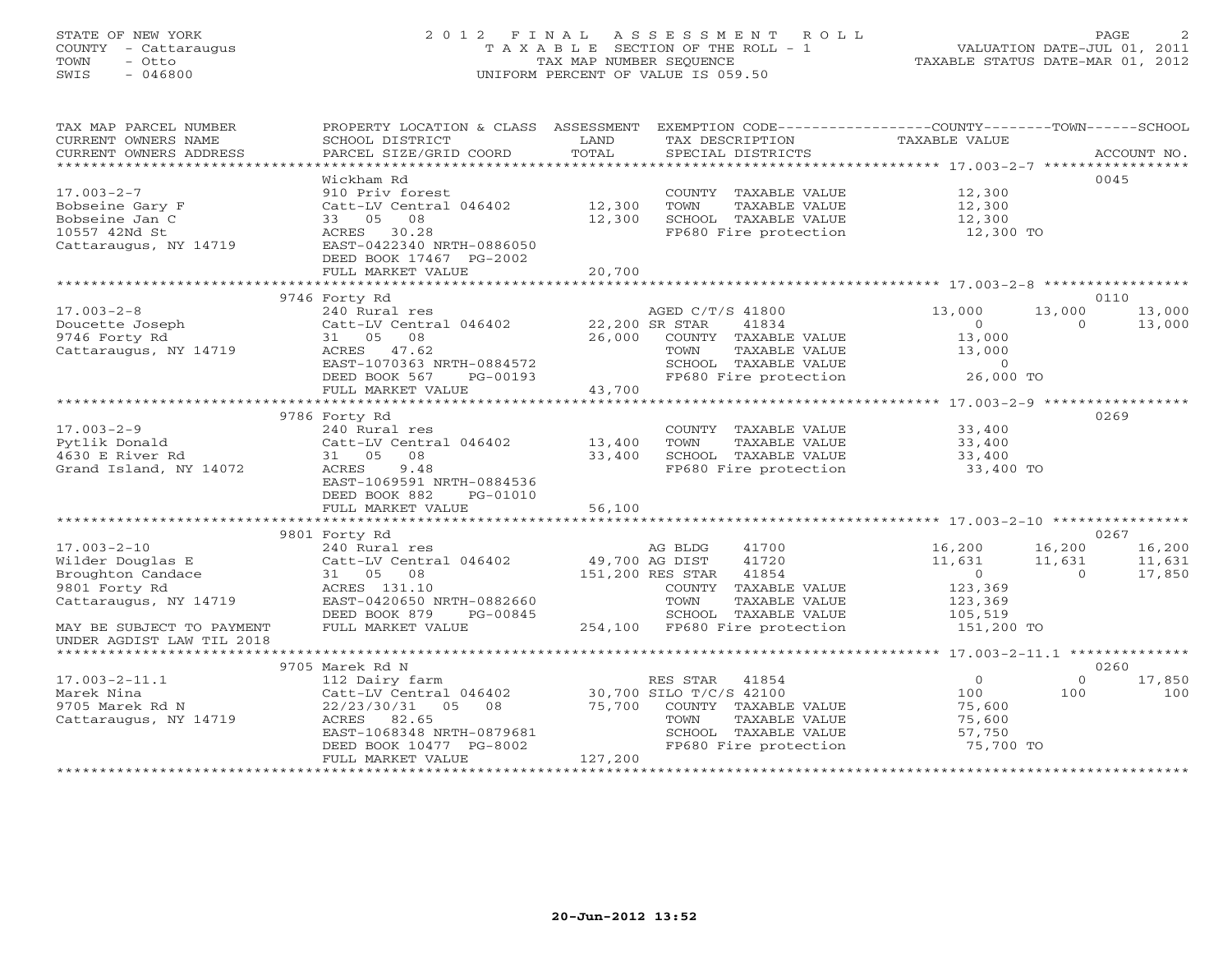STATE OF NEW YORK
COUNTY - Cattaraugus
TOWN - Otto
SWIS - 046800

# 2012 FINAL ASSESSMENT ROLL
TAXABLE SECTION OF THE ROLL - 1
TAX MAP NUMBER SEQUENCE
UNIFORM PERCENT OF VALUE IS 059.50

VALUATION DATE-JUL 01, 2011
TAXABLE STATUS DATE-MAR 01, 2012

| TAX MAP PARCEL NUMBER / CURRENT OWNERS NAME / CURRENT OWNERS ADDRESS | PROPERTY LOCATION & CLASS / SCHOOL DISTRICT / PARCEL SIZE/GRID COORD | ASSESSMENT LAND / TOTAL | EXEMPTION CODE / TAX DESCRIPTION / SPECIAL DISTRICTS | COUNTY TAXABLE VALUE | TOWN | SCHOOL | ACCOUNT NO. |
|---|---|---|---|---|---|---|---|
| **17.003-2-7** | Wickham Rd | | | | | | 0045 |
| Bobseine Gary F | 910 Priv forest | | COUNTY TAXABLE VALUE | 12,300 | | | |
| Bobseine Jan C | Catt-LV Central 046402 | 12,300 | TOWN TAXABLE VALUE | 12,300 | | | |
| 10557 42Nd St | 33 05 08 | 12,300 | SCHOOL TAXABLE VALUE | 12,300 | | | |
| Cattaraugus, NY 14719 | ACRES 30.28 | | FP680 Fire protection | 12,300 TO | | | |
| | EAST-0422340 NRTH-0886050 | | | | | | |
| | DEED BOOK 17467 PG-2002 | | | | | | |
| | FULL MARKET VALUE | 20,700 | | | | | |
| **17.003-2-8** | 9746 Forty Rd | | | | | | 0110 |
| Doucette Joseph | 240 Rural res | | AGED C/T/S 41800 | 13,000 | 13,000 | 13,000 | |
| 9746 Forty Rd | Catt-LV Central 046402 | 22,200 | SR STAR 41834 | 0 | 0 | 13,000 | |
| Cattaraugus, NY 14719 | 31 05 08 | 26,000 | COUNTY TAXABLE VALUE | 13,000 | | | |
| | ACRES 47.62 | | TOWN TAXABLE VALUE | 13,000 | | | |
| | EAST-1070363 NRTH-0884572 | | SCHOOL TAXABLE VALUE | 0 | | | |
| | DEED BOOK 567 PG-00193 | | FP680 Fire protection | 26,000 TO | | | |
| | FULL MARKET VALUE | 43,700 | | | | | |
| **17.003-2-9** | 9786 Forty Rd | | | | | | 0269 |
| Pytlik Donald | 240 Rural res | | COUNTY TAXABLE VALUE | 33,400 | | | |
| 4630 E River Rd | Catt-LV Central 046402 | 13,400 | TOWN TAXABLE VALUE | 33,400 | | | |
| Grand Island, NY 14072 | 31 05 08 | 33,400 | SCHOOL TAXABLE VALUE | 33,400 | | | |
| | ACRES 9.48 | | FP680 Fire protection | 33,400 TO | | | |
| | EAST-1069591 NRTH-0884536 | | | | | | |
| | DEED BOOK 882 PG-01010 | | | | | | |
| | FULL MARKET VALUE | 56,100 | | | | | |
| **17.003-2-10** | 9801 Forty Rd | | | | | | 0267 |
| Wilder Douglas E | 240 Rural res | | AG BLDG 41700 | 16,200 | 16,200 | 16,200 | |
| Broughton Candace | Catt-LV Central 046402 | 49,700 | AG DIST 41720 | 11,631 | 11,631 | 11,631 | |
| 9801 Forty Rd | 31 05 08 | 151,200 | RES STAR 41854 | 0 | 0 | 17,850 | |
| Cattaraugus, NY 14719 | ACRES 131.10 | | COUNTY TAXABLE VALUE | 123,369 | | | |
| | EAST-0420650 NRTH-0882660 | | TOWN TAXABLE VALUE | 123,369 | | | |
| | DEED BOOK 879 PG-00845 | | SCHOOL TAXABLE VALUE | 105,519 | | | |
| MAY BE SUBJECT TO PAYMENT | FULL MARKET VALUE | 254,100 | FP680 Fire protection | 151,200 TO | | | |
| UNDER AGDIST LAW TIL 2018 | | | | | | | |
| **17.003-2-11.1** | 9705 Marek Rd N | | | | | | 0260 |
| Marek Nina | 112 Dairy farm | | RES STAR 41854 | 0 | 0 | 17,850 | |
| 9705 Marek Rd N | Catt-LV Central 046402 | 30,700 | SILO T/C/S 42100 | 100 | 100 | 100 | |
| Cattaraugus, NY 14719 | 22/23/30/31 05 08 | 75,700 | COUNTY TAXABLE VALUE | 75,600 | | | |
| | ACRES 82.65 | | TOWN TAXABLE VALUE | 75,600 | | | |
| | EAST-1068348 NRTH-0879681 | | SCHOOL TAXABLE VALUE | 57,750 | | | |
| | DEED BOOK 10477 PG-8002 | | FP680 Fire protection | 75,700 TO | | | |
| | FULL MARKET VALUE | 127,200 | | | | | |

20-Jun-2012 13:52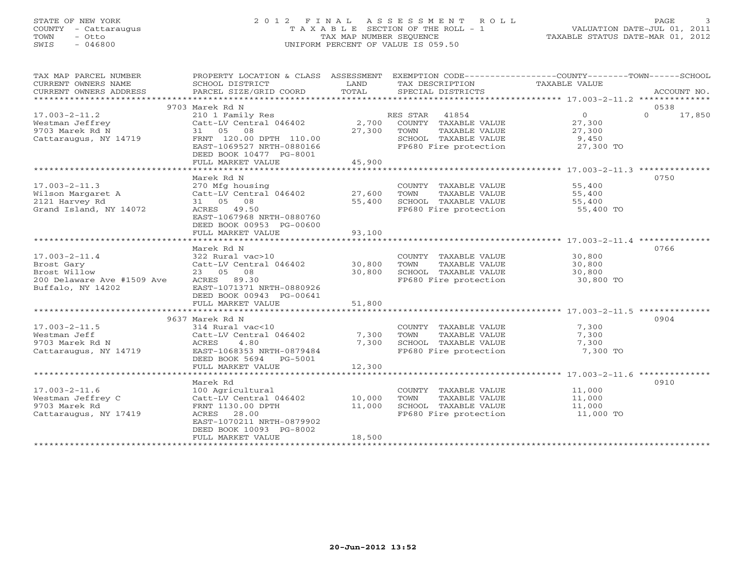STATE OF NEW YORK
COUNTY - Cattaraugus
TOWN - Otto
SWIS - 046800

# 2012 FINAL ASSESSMENT ROLL
TAXABLE SECTION OF THE ROLL - 1
TAX MAP NUMBER SEQUENCE
UNIFORM PERCENT OF VALUE IS 059.50

VALUATION DATE-JUL 01, 2011
TAXABLE STATUS DATE-MAR 01, 2012

| TAX MAP PARCEL NUMBER / CURRENT OWNERS NAME / CURRENT OWNERS ADDRESS | PROPERTY LOCATION & CLASS / SCHOOL DISTRICT / PARCEL SIZE/GRID COORD | ASSESSMENT LAND / TOTAL | EXEMPTION CODE / TAX DESCRIPTION / SPECIAL DISTRICTS | COUNTY TAXABLE VALUE | TOWN | SCHOOL | ACCOUNT NO. |
|---|---|---|---|---|---|---|---|
| **17.003-2-11.2** | 9703 Marek Rd N | | | | | | 0538 |
| 17.003-2-11.2 | 210 1 Family Res | | RES STAR 41854 | 0 | 0 | 17,850 | |
| Westman Jeffrey | Catt-LV Central 046402 | 2,700 | COUNTY TAXABLE VALUE | 27,300 | | | |
| 9703 Marek Rd N | 31 05 08 | 27,300 | TOWN TAXABLE VALUE | 27,300 | | | |
| Cattaraugus, NY 14719 | FRNT 120.00 DPTH 110.00 | | SCHOOL TAXABLE VALUE | 9,450 | | | |
| | EAST-1069527 NRTH-0880166 | | FP680 Fire protection | 27,300 TO | | | |
| | DEED BOOK 10477 PG-8001 | | | | | | |
| | FULL MARKET VALUE | 45,900 | | | | | |
| **17.003-2-11.3** | Marek Rd N | | | | | | 0750 |
| 17.003-2-11.3 | 270 Mfg housing | | COUNTY TAXABLE VALUE | 55,400 | | | |
| Wilson Margaret A | Catt-LV Central 046402 | 27,600 | TOWN TAXABLE VALUE | 55,400 | | | |
| 2121 Harvey Rd | 31 05 08 | 55,400 | SCHOOL TAXABLE VALUE | 55,400 | | | |
| Grand Island, NY 14072 | ACRES 49.50 | | FP680 Fire protection | 55,400 TO | | | |
| | EAST-1067968 NRTH-0880760 | | | | | | |
| | DEED BOOK 00953 PG-00600 | | | | | | |
| | FULL MARKET VALUE | 93,100 | | | | | |
| **17.003-2-11.4** | Marek Rd N | | | | | | 0766 |
| 17.003-2-11.4 | 322 Rural vac>10 | | COUNTY TAXABLE VALUE | 30,800 | | | |
| Brost Gary | Catt-LV Central 046402 | 30,800 | TOWN TAXABLE VALUE | 30,800 | | | |
| Brost Willow | 23 05 08 | 30,800 | SCHOOL TAXABLE VALUE | 30,800 | | | |
| 200 Delaware Ave #1509 Ave | ACRES 89.30 | | FP680 Fire protection | 30,800 TO | | | |
| Buffalo, NY 14202 | EAST-1071371 NRTH-0880926 | | | | | | |
| | DEED BOOK 00943 PG-00641 | | | | | | |
| | FULL MARKET VALUE | 51,800 | | | | | |
| **17.003-2-11.5** | 9637 Marek Rd N | | | | | | 0904 |
| 17.003-2-11.5 | 314 Rural vac<10 | | COUNTY TAXABLE VALUE | 7,300 | | | |
| Westman Jeff | Catt-LV Central 046402 | 7,300 | TOWN TAXABLE VALUE | 7,300 | | | |
| 9703 Marek Rd N | ACRES 4.80 | 7,300 | SCHOOL TAXABLE VALUE | 7,300 | | | |
| Cattaraugus, NY 14719 | EAST-1068353 NRTH-0879484 | | FP680 Fire protection | 7,300 TO | | | |
| | DEED BOOK 5694 PG-5001 | | | | | | |
| | FULL MARKET VALUE | 12,300 | | | | | |
| **17.003-2-11.6** | Marek Rd | | | | | | 0910 |
| 17.003-2-11.6 | 100 Agricultural | | COUNTY TAXABLE VALUE | 11,000 | | | |
| Westman Jeffrey C | Catt-LV Central 046402 | 10,000 | TOWN TAXABLE VALUE | 11,000 | | | |
| 9703 Marek Rd | FRNT 1130.00 DPTH | 11,000 | SCHOOL TAXABLE VALUE | 11,000 | | | |
| Cattaraugus, NY 17419 | ACRES 28.00 | | FP680 Fire protection | 11,000 TO | | | |
| | EAST-1070211 NRTH-0879902 | | | | | | |
| | DEED BOOK 10093 PG-8002 | | | | | | |
| | FULL MARKET VALUE | 18,500 | | | | | |

20-Jun-2012 13:52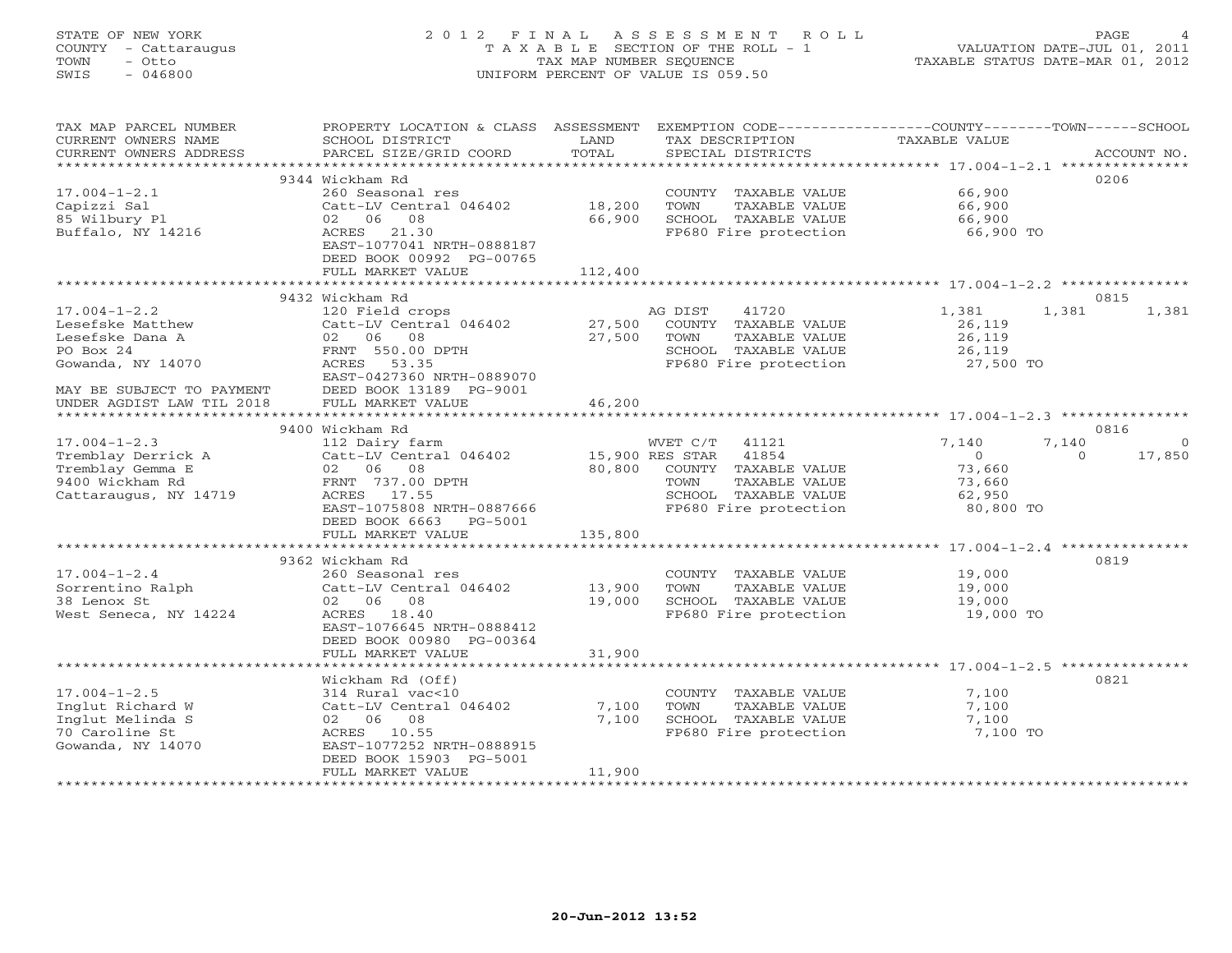STATE OF NEW YORK
COUNTY - Cattaraugus
TOWN - Otto
SWIS - 046800

2012 FINAL ASSESSMENT ROLL
TAXABLE SECTION OF THE ROLL - 1
TAX MAP NUMBER SEQUENCE
UNIFORM PERCENT OF VALUE IS 059.50

VALUATION DATE-JUL 01, 2011
TAXABLE STATUS DATE-MAR 01, 2012

| TAX MAP PARCEL NUMBER / CURRENT OWNERS NAME / CURRENT OWNERS ADDRESS | PROPERTY LOCATION & CLASS / SCHOOL DISTRICT / PARCEL SIZE/GRID COORD | ASSESSMENT LAND / TOTAL | EXEMPTION CODE / TAX DESCRIPTION / SPECIAL DISTRICTS | COUNTY TAXABLE VALUE | TOWN | SCHOOL | ACCOUNT NO. |
|---|---|---|---|---|---|---|---|
| 17.004-1-2.1 | 9344 Wickham Rd | | | | | | 0206 |
| Capizzi Sal | 260 Seasonal res | | COUNTY TAXABLE VALUE | 66,900 | | | |
| 85 Wilbury Pl | Catt-LV Central 046402 | 18,200 | TOWN TAXABLE VALUE | 66,900 | | | |
| Buffalo, NY 14216 | 02 06 08 | 66,900 | SCHOOL TAXABLE VALUE | 66,900 | | | |
| | ACRES 21.30 | | FP680 Fire protection | 66,900 TO | | | |
| | EAST-1077041 NRTH-0888187 | | | | | | |
| | DEED BOOK 00992 PG-00765 | | | | | | |
| | FULL MARKET VALUE | 112,400 | | | | | |
| 17.004-1-2.2 | 9432 Wickham Rd | | | | | | 0815 |
| Lesefske Matthew | 120 Field crops | | AG DIST 41720 | 1,381 | 1,381 | 1,381 | |
| Lesefske Dana A | Catt-LV Central 046402 | 27,500 | COUNTY TAXABLE VALUE | 26,119 | | | |
| PO Box 24 | 02 06 08 | 27,500 | TOWN TAXABLE VALUE | 26,119 | | | |
| Gowanda, NY 14070 | FRNT 550.00 DPTH | | SCHOOL TAXABLE VALUE | 26,119 | | | |
| | ACRES 53.35 | | FP680 Fire protection | 27,500 TO | | | |
| | EAST-0427360 NRTH-0889070 | | | | | | |
| MAY BE SUBJECT TO PAYMENT | DEED BOOK 13189 PG-9001 | | | | | | |
| UNDER AGDIST LAW TIL 2018 | FULL MARKET VALUE | 46,200 | | | | | |
| 17.004-1-2.3 | 9400 Wickham Rd | | | | | | 0816 |
| Tremblay Derrick A | 112 Dairy farm | | WVET C/T 41121 | 7,140 | 7,140 | 0 | |
| Tremblay Gemma E | Catt-LV Central 046402 | 15,900 | RES STAR 41854 | 0 | 0 | 17,850 | |
| 9400 Wickham Rd | 02 06 08 | 80,800 | COUNTY TAXABLE VALUE | 73,660 | | | |
| Cattaraugus, NY 14719 | FRNT 737.00 DPTH | | TOWN TAXABLE VALUE | 73,660 | | | |
| | ACRES 17.55 | | SCHOOL TAXABLE VALUE | 62,950 | | | |
| | EAST-1075808 NRTH-0887666 | | FP680 Fire protection | 80,800 TO | | | |
| | DEED BOOK 6663 PG-5001 | | | | | | |
| | FULL MARKET VALUE | 135,800 | | | | | |
| 17.004-1-2.4 | 9362 Wickham Rd | | | | | | 0819 |
| Sorrentino Ralph | 260 Seasonal res | | COUNTY TAXABLE VALUE | 19,000 | | | |
| 38 Lenox St | Catt-LV Central 046402 | 13,900 | TOWN TAXABLE VALUE | 19,000 | | | |
| West Seneca, NY 14224 | 02 06 08 | 19,000 | SCHOOL TAXABLE VALUE | 19,000 | | | |
| | ACRES 18.40 | | FP680 Fire protection | 19,000 TO | | | |
| | EAST-1076645 NRTH-0888412 | | | | | | |
| | DEED BOOK 00980 PG-00364 | | | | | | |
| | FULL MARKET VALUE | 31,900 | | | | | |
| 17.004-1-2.5 | Wickham Rd (Off) | | | | | | 0821 |
| Inglut Richard W | 314 Rural vac<10 | | COUNTY TAXABLE VALUE | 7,100 | | | |
| Inglut Melinda S | Catt-LV Central 046402 | 7,100 | TOWN TAXABLE VALUE | 7,100 | | | |
| 70 Caroline St | 02 06 08 | 7,100 | SCHOOL TAXABLE VALUE | 7,100 | | | |
| Gowanda, NY 14070 | ACRES 10.55 | | FP680 Fire protection | 7,100 TO | | | |
| | EAST-1077252 NRTH-0888915 | | | | | | |
| | DEED BOOK 15903 PG-5001 | | | | | | |
| | FULL MARKET VALUE | 11,900 | | | | | |

20-Jun-2012 13:52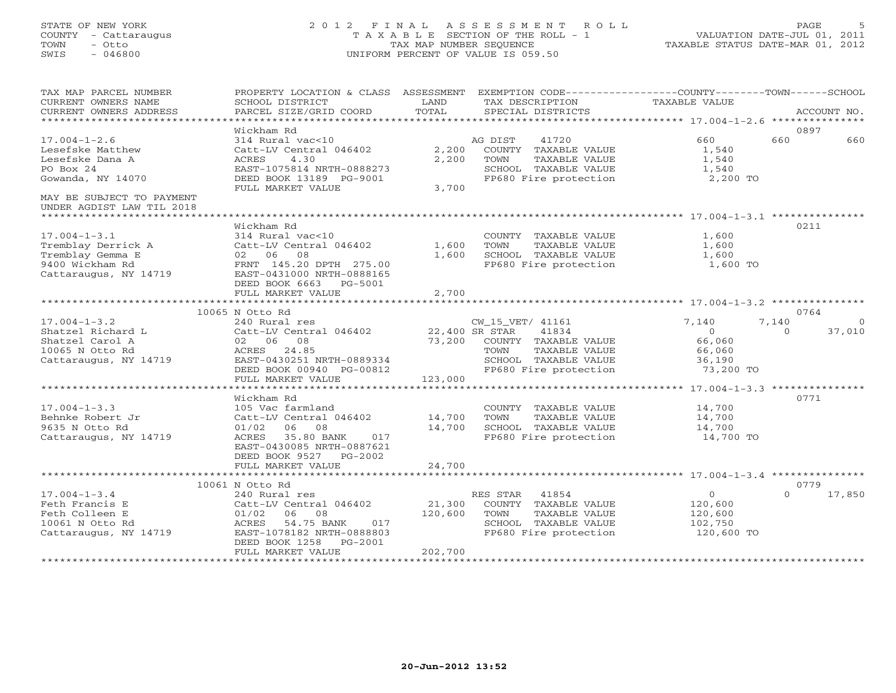STATE OF NEW YORK
COUNTY - Cattaraugus
TOWN - Otto
SWIS - 046800

# 2012 FINAL ASSESSMENT ROLL

TAXABLE SECTION OF THE ROLL - 1
TAX MAP NUMBER SEQUENCE
UNIFORM PERCENT OF VALUE IS 059.50

VALUATION DATE-JUL 01, 2011
TAXABLE STATUS DATE-MAR 01, 2012

| TAX MAP PARCEL NUMBER / CURRENT OWNERS NAME / CURRENT OWNERS ADDRESS | PROPERTY LOCATION & CLASS / SCHOOL DISTRICT / PARCEL SIZE/GRID COORD | ASSESSMENT LAND | TOTAL | EXEMPTION CODE / TAX DESCRIPTION / SPECIAL DISTRICTS | COUNTY TAXABLE VALUE | TOWN | SCHOOL / ACCOUNT NO. |
|---|---|---|---|---|---|---|---|
| | Wickham Rd | | | | | | 0897 |
| 17.004-1-2.6 | 314 Rural vac<10 | | | AG DIST 41720 | 660 | 660 | 660 |
| Lesefske Matthew | Catt-LV Central 046402 | 2,200 | | COUNTY TAXABLE VALUE | 1,540 | | |
| Lesefske Dana A | ACRES 4.30 | | 2,200 | TOWN TAXABLE VALUE | 1,540 | | |
| PO Box 24 | EAST-1075814 NRTH-0888273 | | | SCHOOL TAXABLE VALUE | 1,540 | | |
| Gowanda, NY 14070 | DEED BOOK 13189 PG-9001 | | | FP680 Fire protection | 2,200 TO | | |
| | FULL MARKET VALUE | | 3,700 | | | | |
| MAY BE SUBJECT TO PAYMENT UNDER AGDIST LAW TIL 2018 | | | | | | | |
| | Wickham Rd | | | | | | 0211 |
| 17.004-1-3.1 | 314 Rural vac<10 | | | COUNTY TAXABLE VALUE | 1,600 | | |
| Tremblay Derrick A | Catt-LV Central 046402 | 1,600 | | TOWN TAXABLE VALUE | 1,600 | | |
| Tremblay Gemma E | 02 06 08 | | 1,600 | SCHOOL TAXABLE VALUE | 1,600 | | |
| 9400 Wickham Rd | FRNT 145.20 DPTH 275.00 | | | FP680 Fire protection | 1,600 TO | | |
| Cattaraugus, NY 14719 | EAST-0431000 NRTH-0888165 | | | | | | |
| | DEED BOOK 6663 PG-5001 | | | | | | |
| | FULL MARKET VALUE | | 2,700 | | | | |
| | 10065 N Otto Rd | | | | | | 0764 |
| 17.004-1-3.2 | 240 Rural res | | | CW_15_VET/ 41161 | 7,140 | 7,140 | 0 |
| Shatzel Richard L | Catt-LV Central 046402 | 22,400 | | SR STAR 41834 | 0 | 0 | 37,010 |
| Shatzel Carol A | 02 06 08 | | 73,200 | COUNTY TAXABLE VALUE | 66,060 | | |
| 10065 N Otto Rd | ACRES 24.85 | | | TOWN TAXABLE VALUE | 66,060 | | |
| Cattaraugus, NY 14719 | EAST-0430251 NRTH-0889334 | | | SCHOOL TAXABLE VALUE | 36,190 | | |
| | DEED BOOK 00940 PG-00812 | | | FP680 Fire protection | 73,200 TO | | |
| | FULL MARKET VALUE | | 123,000 | | | | |
| | Wickham Rd | | | | | | 0771 |
| 17.004-1-3.3 | 105 Vac farmland | | | COUNTY TAXABLE VALUE | 14,700 | | |
| Behnke Robert Jr | Catt-LV Central 046402 | 14,700 | | TOWN TAXABLE VALUE | 14,700 | | |
| 9635 N Otto Rd | 01/02 06 08 | | 14,700 | SCHOOL TAXABLE VALUE | 14,700 | | |
| Cattaraugus, NY 14719 | ACRES 35.80 BANK 017 | | | FP680 Fire protection | 14,700 TO | | |
| | EAST-0430085 NRTH-0887621 | | | | | | |
| | DEED BOOK 9527 PG-2002 | | | | | | |
| | FULL MARKET VALUE | | 24,700 | | | | |
| | 10061 N Otto Rd | | | | | | 0779 |
| 17.004-1-3.4 | 240 Rural res | | | RES STAR 41854 | 0 | 0 | 17,850 |
| Feth Francis E | Catt-LV Central 046402 | 21,300 | | COUNTY TAXABLE VALUE | 120,600 | | |
| Feth Colleen E | 01/02 06 08 | | 120,600 | TOWN TAXABLE VALUE | 120,600 | | |
| 10061 N Otto Rd | ACRES 54.75 BANK 017 | | | SCHOOL TAXABLE VALUE | 102,750 | | |
| Cattaraugus, NY 14719 | EAST-1078182 NRTH-0888803 | | | FP680 Fire protection | 120,600 TO | | |
| | DEED BOOK 1258 PG-2001 | | | | | | |
| | FULL MARKET VALUE | | 202,700 | | | | |

20-Jun-2012 13:52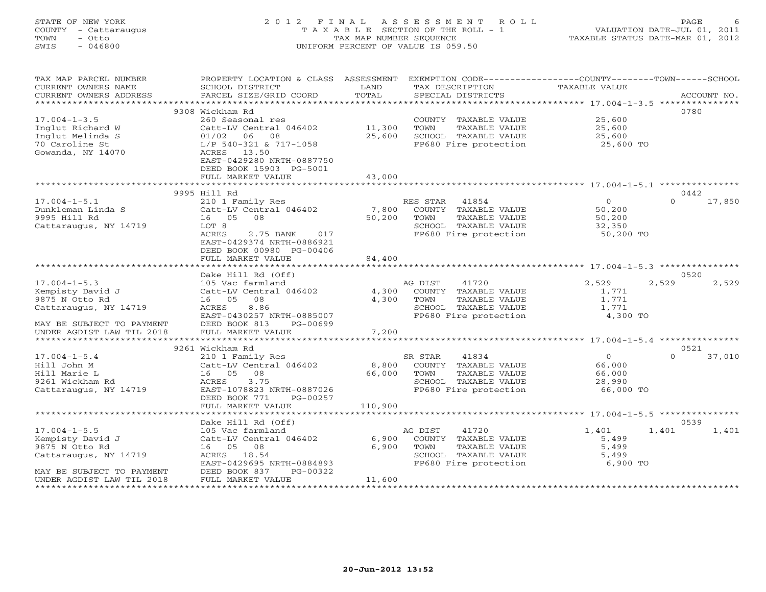STATE OF NEW YORK
COUNTY - Cattaraugus
TOWN - Otto
SWIS - 046800

2012 FINAL ASSESSMENT ROLL
TAXABLE SECTION OF THE ROLL - 1
TAX MAP NUMBER SEQUENCE
UNIFORM PERCENT OF VALUE IS 059.50

VALUATION DATE-JUL 01, 2011
TAXABLE STATUS DATE-MAR 01, 2012

| TAX MAP PARCEL NUMBER / CURRENT OWNERS NAME / CURRENT OWNERS ADDRESS | PROPERTY LOCATION & CLASS / SCHOOL DISTRICT / PARCEL SIZE/GRID COORD | ASSESSMENT LAND / TOTAL | EXEMPTION CODE / TAX DESCRIPTION / SPECIAL DISTRICTS | COUNTY TAXABLE VALUE | TOWN | SCHOOL | ACCOUNT NO. |
|---|---|---|---|---|---|---|---|
| **17.004-1-3.5** | 9308 Wickham Rd | | | | | | 0780 |
| Inglut Richard W | 260 Seasonal res | | COUNTY TAXABLE VALUE | 25,600 | | | |
| Inglut Melinda S | Catt-LV Central 046402 | 11,300 | TOWN TAXABLE VALUE | 25,600 | | | |
| 70 Caroline St | 01/02 06 08 | 25,600 | SCHOOL TAXABLE VALUE | 25,600 | | | |
| Gowanda, NY 14070 | L/P 540-321 & 717-1058 | | FP680 Fire protection | 25,600 TO | | | |
| | ACRES 13.50 | | | | | | |
| | EAST-0429280 NRTH-0887750 | | | | | | |
| | DEED BOOK 15903 PG-5001 | | | | | | |
| | FULL MARKET VALUE | 43,000 | | | | | |
| **17.004-1-5.1** | 9995 Hill Rd | | | | | | 0442 |
| Dunkleman Linda S | 210 1 Family Res | | RES STAR 41854 | 0 | 0 | 17,850 | |
| 9995 Hill Rd | Catt-LV Central 046402 | 7,800 | COUNTY TAXABLE VALUE | 50,200 | | | |
| Cattaraugus, NY 14719 | 16 05 08 | 50,200 | TOWN TAXABLE VALUE | 50,200 | | | |
| | LOT 8 | | SCHOOL TAXABLE VALUE | 32,350 | | | |
| | ACRES 2.75 BANK 017 | | FP680 Fire protection | 50,200 TO | | | |
| | EAST-0429374 NRTH-0886921 | | | | | | |
| | DEED BOOK 00980 PG-00406 | | | | | | |
| | FULL MARKET VALUE | 84,400 | | | | | |
| **17.004-1-5.3** | Dake Hill Rd (Off) | | | | | | 0520 |
| Kempisty David J | 105 Vac farmland | | AG DIST 41720 | 2,529 | 2,529 | 2,529 | |
| 9875 N Otto Rd | Catt-LV Central 046402 | 4,300 | COUNTY TAXABLE VALUE | 1,771 | | | |
| Cattaraugus, NY 14719 | 16 05 08 | 4,300 | TOWN TAXABLE VALUE | 1,771 | | | |
| | ACRES 8.86 | | SCHOOL TAXABLE VALUE | 1,771 | | | |
| | EAST-0430257 NRTH-0885007 | | FP680 Fire protection | 4,300 TO | | | |
| MAY BE SUBJECT TO PAYMENT | DEED BOOK 813 PG-00699 | | | | | | |
| UNDER AGDIST LAW TIL 2018 | FULL MARKET VALUE | 7,200 | | | | | |
| **17.004-1-5.4** | 9261 Wickham Rd | | | | | | 0521 |
| Hill John M | 210 1 Family Res | | SR STAR 41834 | 0 | 0 | 37,010 | |
| Hill Marie L | Catt-LV Central 046402 | 8,800 | COUNTY TAXABLE VALUE | 66,000 | | | |
| 9261 Wickham Rd | 16 05 08 | 66,000 | TOWN TAXABLE VALUE | 66,000 | | | |
| Cattaraugus, NY 14719 | ACRES 3.75 | | SCHOOL TAXABLE VALUE | 28,990 | | | |
| | EAST-1078823 NRTH-0887026 | | FP680 Fire protection | 66,000 TO | | | |
| | DEED BOOK 771 PG-00257 | | | | | | |
| | FULL MARKET VALUE | 110,900 | | | | | |
| **17.004-1-5.5** | Dake Hill Rd (Off) | | | | | | 0539 |
| Kempisty David J | 105 Vac farmland | | AG DIST 41720 | 1,401 | 1,401 | 1,401 | |
| 9875 N Otto Rd | Catt-LV Central 046402 | 6,900 | COUNTY TAXABLE VALUE | 5,499 | | | |
| Cattaraugus, NY 14719 | 16 05 08 | 6,900 | TOWN TAXABLE VALUE | 5,499 | | | |
| | ACRES 18.54 | | SCHOOL TAXABLE VALUE | 5,499 | | | |
| | EAST-0429695 NRTH-0884893 | | FP680 Fire protection | 6,900 TO | | | |
| MAY BE SUBJECT TO PAYMENT | DEED BOOK 837 PG-00322 | | | | | | |
| UNDER AGDIST LAW TIL 2018 | FULL MARKET VALUE | 11,600 | | | | | |

20-Jun-2012 13:52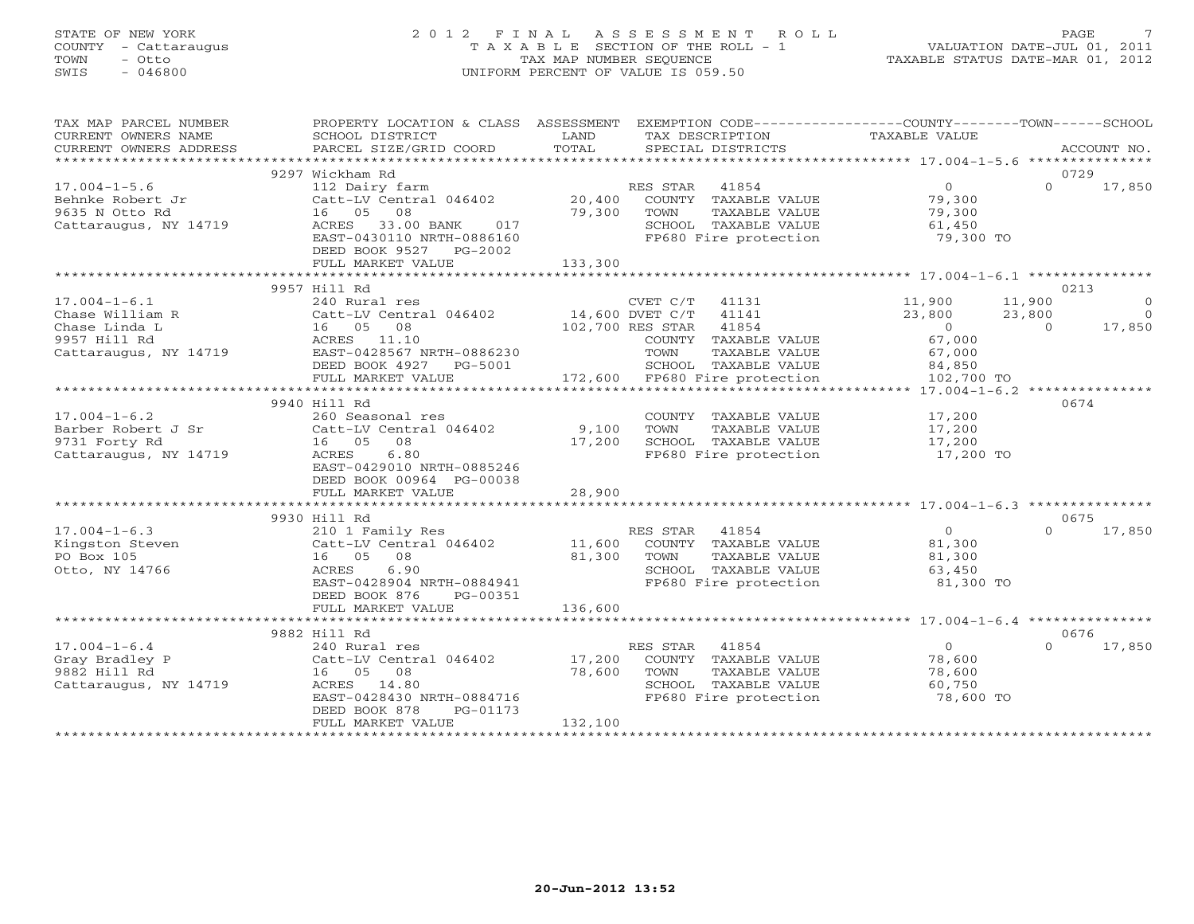STATE OF NEW YORK
COUNTY - Cattaraugus
TOWN - Otto
SWIS - 046800

# 2012 FINAL ASSESSMENT ROLL
TAXABLE SECTION OF THE ROLL - 1
TAX MAP NUMBER SEQUENCE
UNIFORM PERCENT OF VALUE IS 059.50

VALUATION DATE-JUL 01, 2011
TAXABLE STATUS DATE-MAR 01, 2012

| TAX MAP PARCEL NUMBER / CURRENT OWNERS NAME / CURRENT OWNERS ADDRESS | PROPERTY LOCATION & CLASS / SCHOOL DISTRICT / PARCEL SIZE/GRID COORD | ASSESSMENT LAND / TOTAL | EXEMPTION CODE / TAX DESCRIPTION / SPECIAL DISTRICTS | COUNTY TAXABLE VALUE | TOWN | SCHOOL / ACCOUNT NO. |
|---|---|---|---|---|---|---|
| 17.004-1-5.6 | 9297 Wickham Rd | | | | | 0729 |
| | 112 Dairy farm | | RES STAR 41854 | 0 | 0 | 17,850 |
| Behnke Robert Jr | Catt-LV Central 046402 | 20,400 | COUNTY TAXABLE VALUE | 79,300 | | |
| 9635 N Otto Rd | 16 05 08 | 79,300 | TOWN TAXABLE VALUE | 79,300 | | |
| Cattaraugus, NY 14719 | ACRES 33.00 BANK 017 | | SCHOOL TAXABLE VALUE | 61,450 | | |
| | EAST-0430110 NRTH-0886160 | | FP680 Fire protection | 79,300 TO | | |
| | DEED BOOK 9527 PG-2002 | | | | | |
| | FULL MARKET VALUE | 133,300 | | | | |
| 17.004-1-6.1 | 9957 Hill Rd | | | | | 0213 |
| | 240 Rural res | | CVET C/T 41131 | 11,900 | 11,900 | 0 |
| Chase William R | Catt-LV Central 046402 | 14,600 | DVET C/T 41141 | 23,800 | 23,800 | 0 |
| Chase Linda L | 16 05 08 | 102,700 | RES STAR 41854 | 0 | 0 | 17,850 |
| 9957 Hill Rd | ACRES 11.10 | | COUNTY TAXABLE VALUE | 67,000 | | |
| Cattaraugus, NY 14719 | EAST-0428567 NRTH-0886230 | | TOWN TAXABLE VALUE | 67,000 | | |
| | DEED BOOK 4927 PG-5001 | | SCHOOL TAXABLE VALUE | 84,850 | | |
| | FULL MARKET VALUE | 172,600 | FP680 Fire protection | 102,700 TO | | |
| 17.004-1-6.2 | 9940 Hill Rd | | | | | 0674 |
| | 260 Seasonal res | | COUNTY TAXABLE VALUE | 17,200 | | |
| Barber Robert J Sr | Catt-LV Central 046402 | 9,100 | TOWN TAXABLE VALUE | 17,200 | | |
| 9731 Forty Rd | 16 05 08 | 17,200 | SCHOOL TAXABLE VALUE | 17,200 | | |
| Cattaraugus, NY 14719 | ACRES 6.80 | | FP680 Fire protection | 17,200 TO | | |
| | EAST-0429010 NRTH-0885246 | | | | | |
| | DEED BOOK 00964 PG-00038 | | | | | |
| | FULL MARKET VALUE | 28,900 | | | | |
| 17.004-1-6.3 | 9930 Hill Rd | | | | | 0675 |
| | 210 1 Family Res | | RES STAR 41854 | 0 | 0 | 17,850 |
| Kingston Steven | Catt-LV Central 046402 | 11,600 | COUNTY TAXABLE VALUE | 81,300 | | |
| PO Box 105 | 16 05 08 | 81,300 | TOWN TAXABLE VALUE | 81,300 | | |
| Otto, NY 14766 | ACRES 6.90 | | SCHOOL TAXABLE VALUE | 63,450 | | |
| | EAST-0428904 NRTH-0884941 | | FP680 Fire protection | 81,300 TO | | |
| | DEED BOOK 876 PG-00351 | | | | | |
| | FULL MARKET VALUE | 136,600 | | | | |
| 17.004-1-6.4 | 9882 Hill Rd | | | | | 0676 |
| | 240 Rural res | | RES STAR 41854 | 0 | 0 | 17,850 |
| Gray Bradley P | Catt-LV Central 046402 | 17,200 | COUNTY TAXABLE VALUE | 78,600 | | |
| 9882 Hill Rd | 16 05 08 | 78,600 | TOWN TAXABLE VALUE | 78,600 | | |
| Cattaraugus, NY 14719 | ACRES 14.80 | | SCHOOL TAXABLE VALUE | 60,750 | | |
| | EAST-0428430 NRTH-0884716 | | FP680 Fire protection | 78,600 TO | | |
| | DEED BOOK 878 PG-01173 | | | | | |
| | FULL MARKET VALUE | 132,100 | | | | |

20-Jun-2012 13:52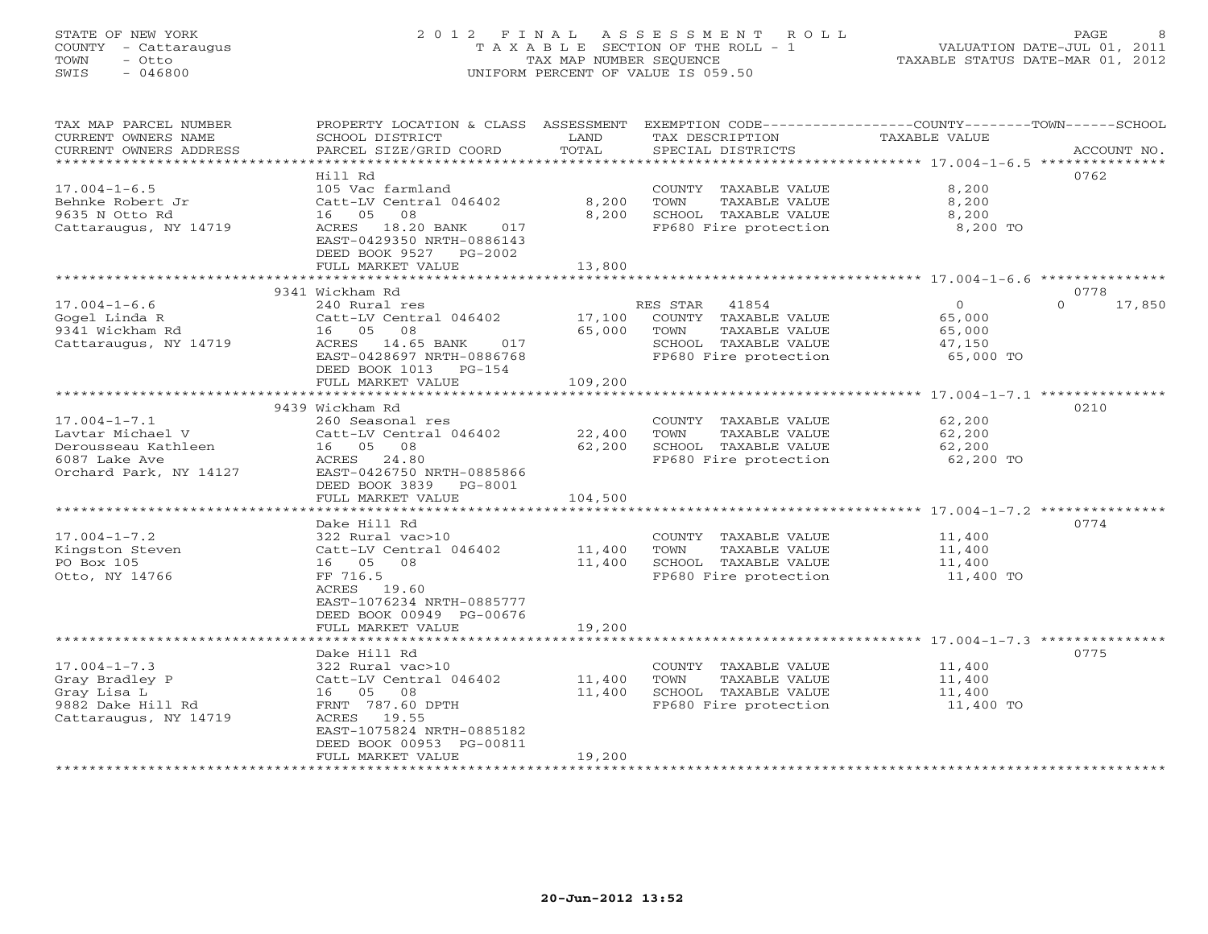STATE OF NEW YORK
COUNTY - Cattaraugus
TOWN - Otto
SWIS - 046800

# 2012 FINAL ASSESSMENT ROLL

TAXABLE SECTION OF THE ROLL - 1
TAX MAP NUMBER SEQUENCE
UNIFORM PERCENT OF VALUE IS 059.50

VALUATION DATE-JUL 01, 2011
TAXABLE STATUS DATE-MAR 01, 2012

| TAX MAP PARCEL NUMBER / CURRENT OWNERS NAME / CURRENT OWNERS ADDRESS | PROPERTY LOCATION & CLASS / SCHOOL DISTRICT / PARCEL SIZE/GRID COORD | ASSESSMENT LAND / TOTAL | EXEMPTION CODE / TAX DESCRIPTION / SPECIAL DISTRICTS | COUNTY / TOWN / SCHOOL TAXABLE VALUE | ACCOUNT NO. |
|---|---|---|---|---|---|
| 17.004-1-6.5 | Hill Rd | | | | 0762 |
| 17.004-1-6.5 | 105 Vac farmland | | COUNTY TAXABLE VALUE | 8,200 | |
| Behnke Robert Jr | Catt-LV Central 046402 | 8,200 | TOWN TAXABLE VALUE | 8,200 | |
| 9635 N Otto Rd | 16 05 08 | 8,200 | SCHOOL TAXABLE VALUE | 8,200 | |
| Cattaraugus, NY 14719 | ACRES 18.20 BANK 017 | | FP680 Fire protection | 8,200 TO | |
| | EAST-0429350 NRTH-0886143 | | | | |
| | DEED BOOK 9527 PG-2002 | | | | |
| | FULL MARKET VALUE | 13,800 | | | |
| 17.004-1-6.6 | 9341 Wickham Rd | | | | 0778 |
| 17.004-1-6.6 | 240 Rural res | | RES STAR 41854 | 0 / 0 / 17,850 | |
| Gogel Linda R | Catt-LV Central 046402 | 17,100 | COUNTY TAXABLE VALUE | 65,000 | |
| 9341 Wickham Rd | 16 05 08 | 65,000 | TOWN TAXABLE VALUE | 65,000 | |
| Cattaraugus, NY 14719 | ACRES 14.65 BANK 017 | | SCHOOL TAXABLE VALUE | 47,150 | |
| | EAST-0428697 NRTH-0886768 | | FP680 Fire protection | 65,000 TO | |
| | DEED BOOK 1013 PG-154 | | | | |
| | FULL MARKET VALUE | 109,200 | | | |
| 17.004-1-7.1 | 9439 Wickham Rd | | | | 0210 |
| 17.004-1-7.1 | 260 Seasonal res | | COUNTY TAXABLE VALUE | 62,200 | |
| Lavtar Michael V | Catt-LV Central 046402 | 22,400 | TOWN TAXABLE VALUE | 62,200 | |
| Derousseau Kathleen | 16 05 08 | 62,200 | SCHOOL TAXABLE VALUE | 62,200 | |
| 6087 Lake Ave | ACRES 24.80 | | FP680 Fire protection | 62,200 TO | |
| Orchard Park, NY 14127 | EAST-0426750 NRTH-0885866 | | | | |
| | DEED BOOK 3839 PG-8001 | | | | |
| | FULL MARKET VALUE | 104,500 | | | |
| 17.004-1-7.2 | Dake Hill Rd | | | | 0774 |
| 17.004-1-7.2 | 322 Rural vac>10 | | COUNTY TAXABLE VALUE | 11,400 | |
| Kingston Steven | Catt-LV Central 046402 | 11,400 | TOWN TAXABLE VALUE | 11,400 | |
| PO Box 105 | 16 05 08 | 11,400 | SCHOOL TAXABLE VALUE | 11,400 | |
| Otto, NY 14766 | FF 716.5 | | FP680 Fire protection | 11,400 TO | |
| | ACRES 19.60 | | | | |
| | EAST-1076234 NRTH-0885777 | | | | |
| | DEED BOOK 00949 PG-00676 | | | | |
| | FULL MARKET VALUE | 19,200 | | | |
| 17.004-1-7.3 | Dake Hill Rd | | | | 0775 |
| 17.004-1-7.3 | 322 Rural vac>10 | | COUNTY TAXABLE VALUE | 11,400 | |
| Gray Bradley P | Catt-LV Central 046402 | 11,400 | TOWN TAXABLE VALUE | 11,400 | |
| Gray Lisa L | 16 05 08 | 11,400 | SCHOOL TAXABLE VALUE | 11,400 | |
| 9882 Dake Hill Rd | FRNT 787.60 DPTH | | FP680 Fire protection | 11,400 TO | |
| Cattaraugus, NY 14719 | ACRES 19.55 | | | | |
| | EAST-1075824 NRTH-0885182 | | | | |
| | DEED BOOK 00953 PG-00811 | | | | |
| | FULL MARKET VALUE | 19,200 | | | |

20-Jun-2012 13:52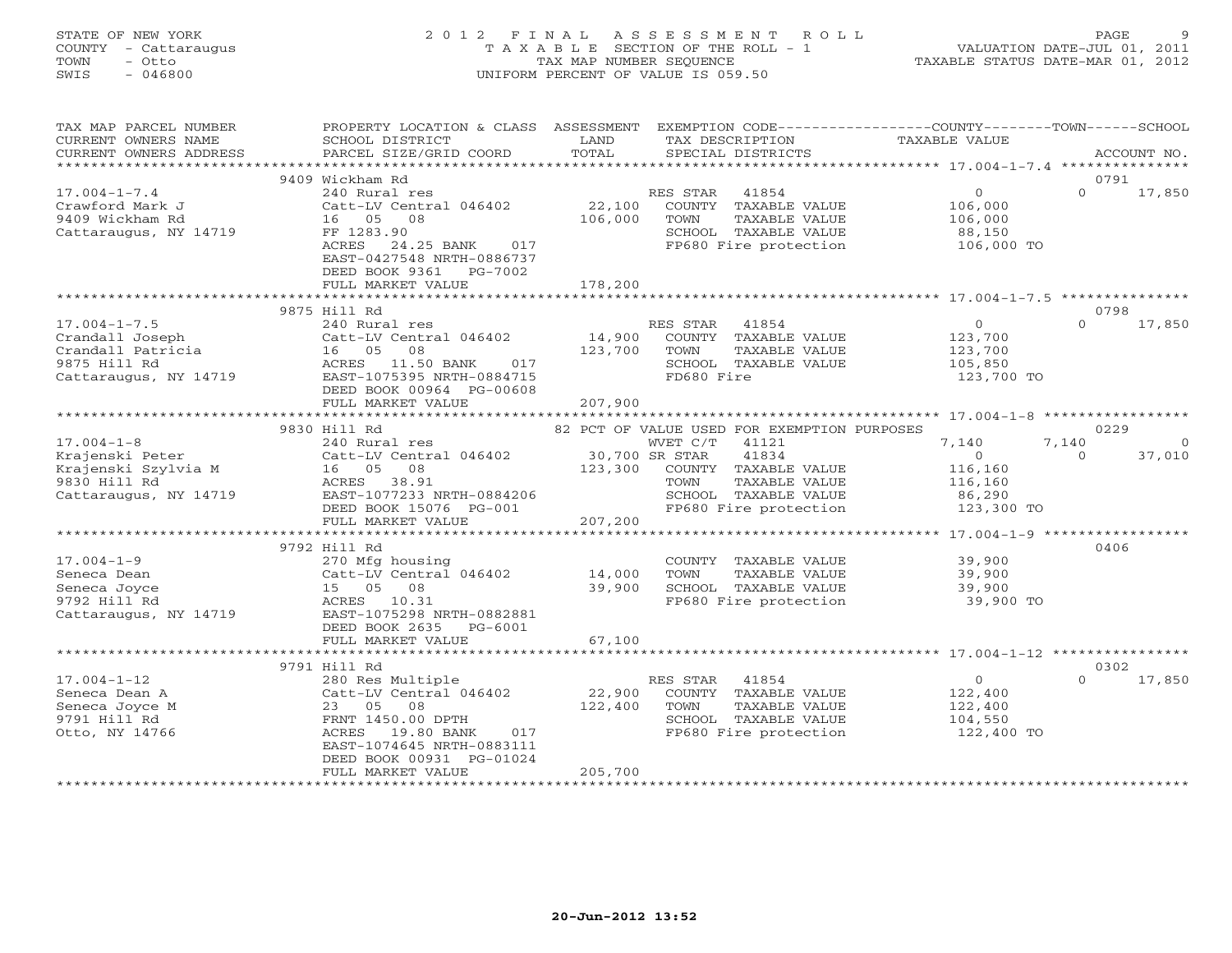STATE OF NEW YORK
COUNTY - Cattaraugus
TOWN - Otto
SWIS - 046800

# 2012 FINAL ASSESSMENT ROLL

TAXABLE SECTION OF THE ROLL - 1
TAX MAP NUMBER SEQUENCE
UNIFORM PERCENT OF VALUE IS 059.50

VALUATION DATE-JUL 01, 2011
TAXABLE STATUS DATE-MAR 01, 2012

| TAX MAP PARCEL NUMBER / CURRENT OWNERS NAME / CURRENT OWNERS ADDRESS | PROPERTY LOCATION & CLASS / SCHOOL DISTRICT / PARCEL SIZE/GRID COORD | ASSESSMENT LAND / TOTAL | EXEMPTION CODE / TAX DESCRIPTION / SPECIAL DISTRICTS | COUNTY TAXABLE VALUE | TOWN | SCHOOL | ACCOUNT NO. |
|---|---|---|---|---|---|---|---|
| 17.004-1-7.4 | 9409 Wickham Rd | | | | | | 0791 |
| Crawford Mark J | 240 Rural res | | RES STAR 41854 | 0 | 0 | 17,850 | |
| 9409 Wickham Rd | Catt-LV Central 046402 | 22,100 | COUNTY TAXABLE VALUE | 106,000 | | | |
| Cattaraugus, NY 14719 | 16 05 08 | 106,000 | TOWN TAXABLE VALUE | 106,000 | | | |
| | FF 1283.90 | | SCHOOL TAXABLE VALUE | 88,150 | | | |
| | ACRES 24.25 BANK 017 | | FP680 Fire protection | 106,000 TO | | | |
| | EAST-0427548 NRTH-0886737 | | | | | | |
| | DEED BOOK 9361 PG-7002 | | | | | | |
| | FULL MARKET VALUE | 178,200 | | | | | |
| 17.004-1-7.5 | 9875 Hill Rd | | | | | | 0798 |
| Crandall Joseph | 240 Rural res | | RES STAR 41854 | 0 | 0 | 17,850 | |
| Crandall Patricia | Catt-LV Central 046402 | 14,900 | COUNTY TAXABLE VALUE | 123,700 | | | |
| 9875 Hill Rd | 16 05 08 | 123,700 | TOWN TAXABLE VALUE | 123,700 | | | |
| Cattaraugus, NY 14719 | ACRES 11.50 BANK 017 | | SCHOOL TAXABLE VALUE | 105,850 | | | |
| | EAST-1075395 NRTH-0884715 | | FD680 Fire | 123,700 TO | | | |
| | DEED BOOK 00964 PG-00608 | | | | | | |
| | FULL MARKET VALUE | 207,900 | | | | | |
| 17.004-1-8 | 9830 Hill Rd | | 82 PCT OF VALUE USED FOR EXEMPTION PURPOSES | | | | 0229 |
| Krajenski Peter | 240 Rural res | | WVET C/T 41121 | 7,140 | 7,140 | 0 | |
| Krajenski Szylvia M | Catt-LV Central 046402 | 30,700 | SR STAR 41834 | 0 | 0 | 37,010 | |
| 9830 Hill Rd | 16 05 08 | 123,300 | COUNTY TAXABLE VALUE | 116,160 | | | |
| Cattaraugus, NY 14719 | ACRES 38.91 | | TOWN TAXABLE VALUE | 116,160 | | | |
| | EAST-1077233 NRTH-0884206 | | SCHOOL TAXABLE VALUE | 86,290 | | | |
| | DEED BOOK 15076 PG-001 | | FP680 Fire protection | 123,300 TO | | | |
| | FULL MARKET VALUE | 207,200 | | | | | |
| 17.004-1-9 | 9792 Hill Rd | | | | | | 0406 |
| Seneca Dean | 270 Mfg housing | | COUNTY TAXABLE VALUE | 39,900 | | | |
| Seneca Joyce | Catt-LV Central 046402 | 14,000 | TOWN TAXABLE VALUE | 39,900 | | | |
| 9792 Hill Rd | 15 05 08 | 39,900 | SCHOOL TAXABLE VALUE | 39,900 | | | |
| Cattaraugus, NY 14719 | ACRES 10.31 | | FP680 Fire protection | 39,900 TO | | | |
| | EAST-1075298 NRTH-0882881 | | | | | | |
| | DEED BOOK 2635 PG-6001 | | | | | | |
| | FULL MARKET VALUE | 67,100 | | | | | |
| 17.004-1-12 | 9791 Hill Rd | | | | | | 0302 |
| Seneca Dean A | 280 Res Multiple | | RES STAR 41854 | 0 | 0 | 17,850 | |
| Seneca Joyce M | Catt-LV Central 046402 | 22,900 | COUNTY TAXABLE VALUE | 122,400 | | | |
| 9791 Hill Rd | 23 05 08 | 122,400 | TOWN TAXABLE VALUE | 122,400 | | | |
| Otto, NY 14766 | FRNT 1450.00 DPTH | | SCHOOL TAXABLE VALUE | 104,550 | | | |
| | ACRES 19.80 BANK 017 | | FP680 Fire protection | 122,400 TO | | | |
| | EAST-1074645 NRTH-0883111 | | | | | | |
| | DEED BOOK 00931 PG-01024 | | | | | | |
| | FULL MARKET VALUE | 205,700 | | | | | |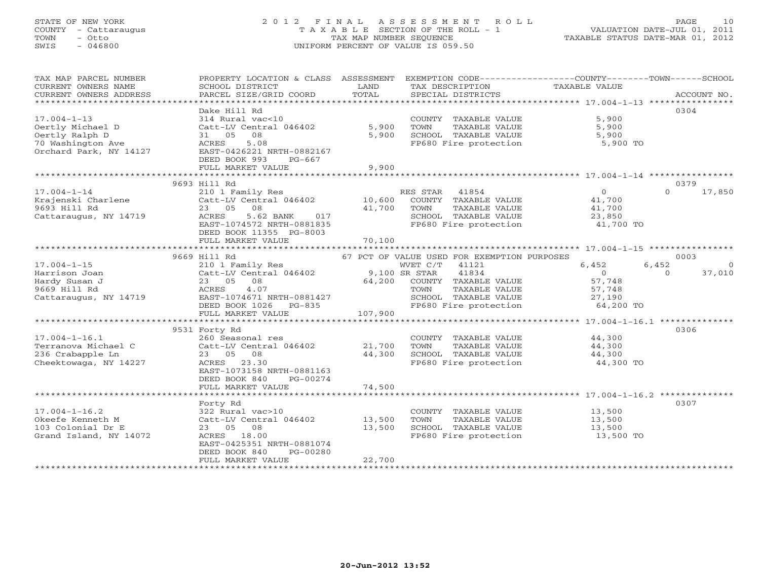STATE OF NEW YORK
COUNTY - Cattaraugus
TOWN - Otto
SWIS - 046800

# 2012 FINAL ASSESSMENT ROLL
TAXABLE SECTION OF THE ROLL - 1
TAX MAP NUMBER SEQUENCE
UNIFORM PERCENT OF VALUE IS 059.50

VALUATION DATE-JUL 01, 2011
TAXABLE STATUS DATE-MAR 01, 2012

| TAX MAP PARCEL NUMBER / CURRENT OWNERS NAME / CURRENT OWNERS ADDRESS | PROPERTY LOCATION & CLASS / SCHOOL DISTRICT / PARCEL SIZE/GRID COORD | ASSESSMENT LAND / TOTAL | EXEMPTION CODE / TAX DESCRIPTION / SPECIAL DISTRICTS | COUNTY TAXABLE VALUE | TOWN | SCHOOL | ACCOUNT NO. |
|---|---|---|---|---|---|---|---|
| 17.004-1-13 | Dake Hill Rd | | | | | | 0304 |
| Oertly Michael D | 314 Rural vac<10 | | COUNTY TAXABLE VALUE | 5,900 | | | |
| Oertly Ralph D | Catt-LV Central 046402 | 5,900 | TOWN TAXABLE VALUE | 5,900 | | | |
| 70 Washington Ave | 31 05 08 | 5,900 | SCHOOL TAXABLE VALUE | 5,900 | | | |
| Orchard Park, NY 14127 | ACRES 5.08 | | FP680 Fire protection | 5,900 TO | | | |
| | EAST-0426221 NRTH-0882167 | | | | | | |
| | DEED BOOK 993 PG-667 | | | | | | |
| | FULL MARKET VALUE | 9,900 | | | | | |
| 17.004-1-14 | 9693 Hill Rd | | | | | | 0379 |
| Krajenski Charlene | 210 1 Family Res | | RES STAR 41854 | 0 | 0 | 17,850 | |
| 9693 Hill Rd | Catt-LV Central 046402 | 10,600 | COUNTY TAXABLE VALUE | 41,700 | | | |
| Cattaraugus, NY 14719 | 23 05 08 | 41,700 | TOWN TAXABLE VALUE | 41,700 | | | |
| | ACRES 5.62 BANK 017 | | SCHOOL TAXABLE VALUE | 23,850 | | | |
| | EAST-1074572 NRTH-0881835 | | FP680 Fire protection | 41,700 TO | | | |
| | DEED BOOK 11355 PG-8003 | | | | | | |
| | FULL MARKET VALUE | 70,100 | | | | | |
| 17.004-1-15 | 9669 Hill Rd | | 67 PCT OF VALUE USED FOR EXEMPTION PURPOSES | | | | 0003 |
| Harrison Joan | 210 1 Family Res | | WVET C/T 41121 | 6,452 | 6,452 | 0 | |
| Hardy Susan J | Catt-LV Central 046402 | 9,100 | SR STAR 41834 | 0 | 0 | 37,010 | |
| 9669 Hill Rd | 23 05 08 | 64,200 | COUNTY TAXABLE VALUE | 57,748 | | | |
| Cattaraugus, NY 14719 | ACRES 4.07 | | TOWN TAXABLE VALUE | 57,748 | | | |
| | EAST-1074671 NRTH-0881427 | | SCHOOL TAXABLE VALUE | 27,190 | | | |
| | DEED BOOK 1026 PG-835 | | FP680 Fire protection | 64,200 TO | | | |
| | FULL MARKET VALUE | 107,900 | | | | | |
| 17.004-1-16.1 | 9531 Forty Rd | | | | | | 0306 |
| Terranova Michael C | 260 Seasonal res | | COUNTY TAXABLE VALUE | 44,300 | | | |
| 236 Crabapple Ln | Catt-LV Central 046402 | 21,700 | TOWN TAXABLE VALUE | 44,300 | | | |
| Cheektowaga, NY 14227 | 23 05 08 | 44,300 | SCHOOL TAXABLE VALUE | 44,300 | | | |
| | ACRES 23.30 | | FP680 Fire protection | 44,300 TO | | | |
| | EAST-1073158 NRTH-0881163 | | | | | | |
| | DEED BOOK 840 PG-00274 | | | | | | |
| | FULL MARKET VALUE | 74,500 | | | | | |
| 17.004-1-16.2 | Forty Rd | | | | | | 0307 |
| Okeefe Kenneth M | 322 Rural vac>10 | | COUNTY TAXABLE VALUE | 13,500 | | | |
| 103 Colonial Dr E | Catt-LV Central 046402 | 13,500 | TOWN TAXABLE VALUE | 13,500 | | | |
| Grand Island, NY 14072 | 23 05 08 | 13,500 | SCHOOL TAXABLE VALUE | 13,500 | | | |
| | ACRES 18.00 | | FP680 Fire protection | 13,500 TO | | | |
| | EAST-0425351 NRTH-0881074 | | | | | | |
| | DEED BOOK 840 PG-00280 | | | | | | |
| | FULL MARKET VALUE | 22,700 | | | | | |

20-Jun-2012 13:52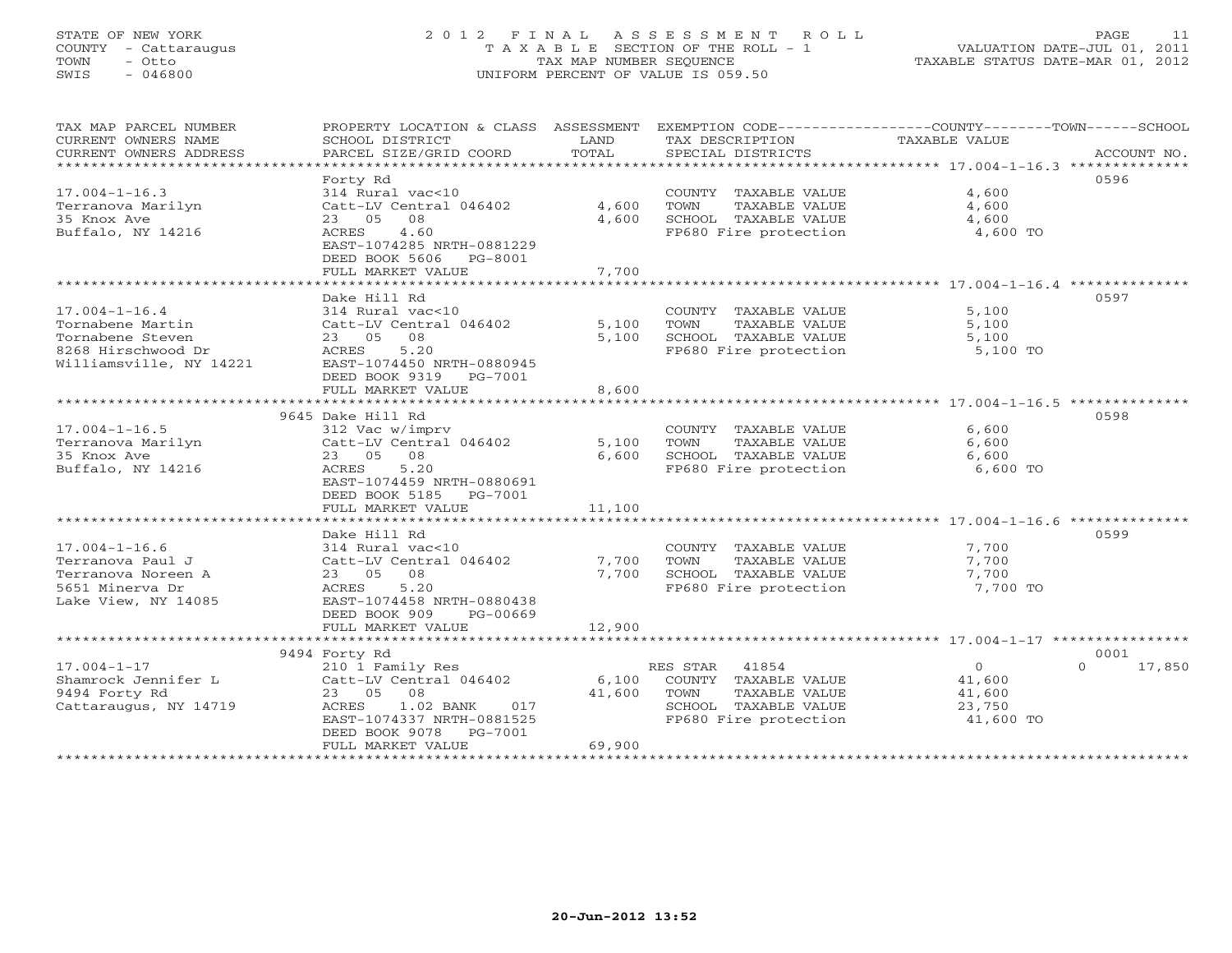STATE OF NEW YORK
COUNTY - Cattaraugus
TOWN - Otto
SWIS - 046800

# 2012 FINAL ASSESSMENT ROLL
TAXABLE SECTION OF THE ROLL - 1
TAX MAP NUMBER SEQUENCE
UNIFORM PERCENT OF VALUE IS 059.50

VALUATION DATE-JUL 01, 2011
TAXABLE STATUS DATE-MAR 01, 2012

| TAX MAP PARCEL NUMBER / CURRENT OWNERS NAME / CURRENT OWNERS ADDRESS | PROPERTY LOCATION & CLASS / SCHOOL DISTRICT / PARCEL SIZE/GRID COORD | ASSESSMENT LAND | TOTAL | EXEMPTION CODE / TAX DESCRIPTION / SPECIAL DISTRICTS | COUNTY--------TOWN------SCHOOL TAXABLE VALUE | ACCOUNT NO. |
|---|---|---|---|---|---|---|
| 17.004-1-16.3 | Forty Rd | | | | | 0596 |
| 17.004-1-16.3 | 314 Rural vac<10 | | | COUNTY TAXABLE VALUE | 4,600 | |
| Terranova Marilyn | Catt-LV Central 046402 | 4,600 | | TOWN TAXABLE VALUE | 4,600 | |
| 35 Knox Ave | 23 05 08 | | 4,600 | SCHOOL TAXABLE VALUE | 4,600 | |
| Buffalo, NY 14216 | ACRES 4.60 | | | FP680 Fire protection | 4,600 TO | |
| | EAST-1074285 NRTH-0881229 | | | | | |
| | DEED BOOK 5606 PG-8001 | | | | | |
| | FULL MARKET VALUE | | 7,700 | | | |
| 17.004-1-16.4 | Dake Hill Rd | | | | | 0597 |
| 17.004-1-16.4 | 314 Rural vac<10 | | | COUNTY TAXABLE VALUE | 5,100 | |
| Tornabene Martin | Catt-LV Central 046402 | 5,100 | | TOWN TAXABLE VALUE | 5,100 | |
| Tornabene Steven | 23 05 08 | | 5,100 | SCHOOL TAXABLE VALUE | 5,100 | |
| 8268 Hirschwood Dr | ACRES 5.20 | | | FP680 Fire protection | 5,100 TO | |
| Williamsville, NY 14221 | EAST-1074450 NRTH-0880945 | | | | | |
| | DEED BOOK 9319 PG-7001 | | | | | |
| | FULL MARKET VALUE | | 8,600 | | | |
| 17.004-1-16.5 | 9645 Dake Hill Rd | | | | | 0598 |
| 17.004-1-16.5 | 312 Vac w/imprv | | | COUNTY TAXABLE VALUE | 6,600 | |
| Terranova Marilyn | Catt-LV Central 046402 | 5,100 | | TOWN TAXABLE VALUE | 6,600 | |
| 35 Knox Ave | 23 05 08 | | 6,600 | SCHOOL TAXABLE VALUE | 6,600 | |
| Buffalo, NY 14216 | ACRES 5.20 | | | FP680 Fire protection | 6,600 TO | |
| | EAST-1074459 NRTH-0880691 | | | | | |
| | DEED BOOK 5185 PG-7001 | | | | | |
| | FULL MARKET VALUE | | 11,100 | | | |
| 17.004-1-16.6 | Dake Hill Rd | | | | | 0599 |
| 17.004-1-16.6 | 314 Rural vac<10 | | | COUNTY TAXABLE VALUE | 7,700 | |
| Terranova Paul J | Catt-LV Central 046402 | 7,700 | | TOWN TAXABLE VALUE | 7,700 | |
| Terranova Noreen A | 23 05 08 | | 7,700 | SCHOOL TAXABLE VALUE | 7,700 | |
| 5651 Minerva Dr | ACRES 5.20 | | | FP680 Fire protection | 7,700 TO | |
| Lake View, NY 14085 | EAST-1074458 NRTH-0880438 | | | | | |
| | DEED BOOK 909 PG-00669 | | | | | |
| | FULL MARKET VALUE | | 12,900 | | | |
| 17.004-1-17 | 9494 Forty Rd | | | | | 0001 |
| 17.004-1-17 | 210 1 Family Res | | | RES STAR 41854 | 0 0 17,850 | |
| Shamrock Jennifer L | Catt-LV Central 046402 | 6,100 | | COUNTY TAXABLE VALUE | 41,600 | |
| 9494 Forty Rd | 23 05 08 | | 41,600 | TOWN TAXABLE VALUE | 41,600 | |
| Cattaraugus, NY 14719 | ACRES 1.02 BANK 017 | | | SCHOOL TAXABLE VALUE | 23,750 | |
| | EAST-1074337 NRTH-0881525 | | | FP680 Fire protection | 41,600 TO | |
| | DEED BOOK 9078 PG-7001 | | | | | |
| | FULL MARKET VALUE | | 69,900 | | | |

20-Jun-2012 13:52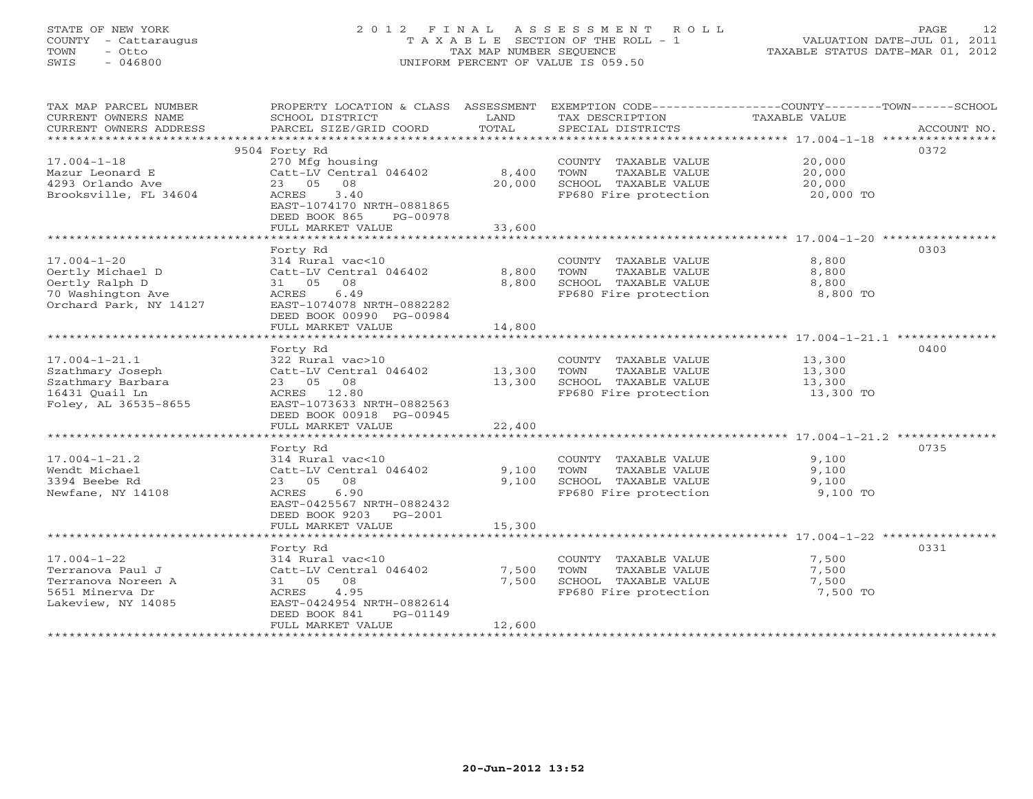STATE OF NEW YORK
COUNTY - Cattaraugus
TOWN - Otto
SWIS - 046800

2012 FINAL ASSESSMENT ROLL
TAXABLE SECTION OF THE ROLL - 1
TAX MAP NUMBER SEQUENCE
UNIFORM PERCENT OF VALUE IS 059.50

VALUATION DATE-JUL 01, 2011
TAXABLE STATUS DATE-MAR 01, 2012

| TAX MAP PARCEL NUMBER / CURRENT OWNERS NAME / CURRENT OWNERS ADDRESS | PROPERTY LOCATION & CLASS / SCHOOL DISTRICT / PARCEL SIZE/GRID COORD | ASSESSMENT LAND | TOTAL | EXEMPTION CODE / TAX DESCRIPTION / SPECIAL DISTRICTS | TAXABLE VALUE | ACCOUNT NO. |
|---|---|---|---|---|---|---|
| 17.004-1-18 | 9504 Forty Rd | | | | | 0372 |
| Mazur Leonard E | 270 Mfg housing | | | COUNTY TAXABLE VALUE | 20,000 | |
| 4293 Orlando Ave | Catt-LV Central 046402 | 8,400 | | TOWN TAXABLE VALUE | 20,000 | |
| Brooksville, FL 34604 | 23 05 08 | | 20,000 | SCHOOL TAXABLE VALUE | 20,000 | |
| | ACRES 3.40 | | | FP680 Fire protection | 20,000 TO | |
| | EAST-1074170 NRTH-0881865 | | | | | |
| | DEED BOOK 865 PG-00978 | | | | | |
| | FULL MARKET VALUE | | 33,600 | | | |
| 17.004-1-20 | Forty Rd | | | | | 0303 |
| Oertly Michael D | 314 Rural vac<10 | | | COUNTY TAXABLE VALUE | 8,800 | |
| Oertly Ralph D | Catt-LV Central 046402 | 8,800 | | TOWN TAXABLE VALUE | 8,800 | |
| 70 Washington Ave | 31 05 08 | | 8,800 | SCHOOL TAXABLE VALUE | 8,800 | |
| Orchard Park, NY 14127 | ACRES 6.49 | | | FP680 Fire protection | 8,800 TO | |
| | EAST-1074078 NRTH-0882282 | | | | | |
| | DEED BOOK 00990 PG-00984 | | | | | |
| | FULL MARKET VALUE | | 14,800 | | | |
| 17.004-1-21.1 | Forty Rd | | | | | 0400 |
| Szathmary Joseph | 322 Rural vac>10 | | | COUNTY TAXABLE VALUE | 13,300 | |
| Szathmary Barbara | Catt-LV Central 046402 | 13,300 | | TOWN TAXABLE VALUE | 13,300 | |
| 16431 Quail Ln | 23 05 08 | | 13,300 | SCHOOL TAXABLE VALUE | 13,300 | |
| Foley, AL 36535-8655 | ACRES 12.80 | | | FP680 Fire protection | 13,300 TO | |
| | EAST-1073633 NRTH-0882563 | | | | | |
| | DEED BOOK 00918 PG-00945 | | | | | |
| | FULL MARKET VALUE | | 22,400 | | | |
| 17.004-1-21.2 | Forty Rd | | | | | 0735 |
| Wendt Michael | 314 Rural vac<10 | | | COUNTY TAXABLE VALUE | 9,100 | |
| 3394 Beebe Rd | Catt-LV Central 046402 | 9,100 | | TOWN TAXABLE VALUE | 9,100 | |
| Newfane, NY 14108 | 23 05 08 | | 9,100 | SCHOOL TAXABLE VALUE | 9,100 | |
| | ACRES 6.90 | | | FP680 Fire protection | 9,100 TO | |
| | EAST-0425567 NRTH-0882432 | | | | | |
| | DEED BOOK 9203 PG-2001 | | | | | |
| | FULL MARKET VALUE | | 15,300 | | | |
| 17.004-1-22 | Forty Rd | | | | | 0331 |
| Terranova Paul J | 314 Rural vac<10 | | | COUNTY TAXABLE VALUE | 7,500 | |
| Terranova Noreen A | Catt-LV Central 046402 | 7,500 | | TOWN TAXABLE VALUE | 7,500 | |
| 5651 Minerva Dr | 31 05 08 | | 7,500 | SCHOOL TAXABLE VALUE | 7,500 | |
| Lakeview, NY 14085 | ACRES 4.95 | | | FP680 Fire protection | 7,500 TO | |
| | EAST-0424954 NRTH-0882614 | | | | | |
| | DEED BOOK 841 PG-01149 | | | | | |
| | FULL MARKET VALUE | | 12,600 | | | |

20-Jun-2012 13:52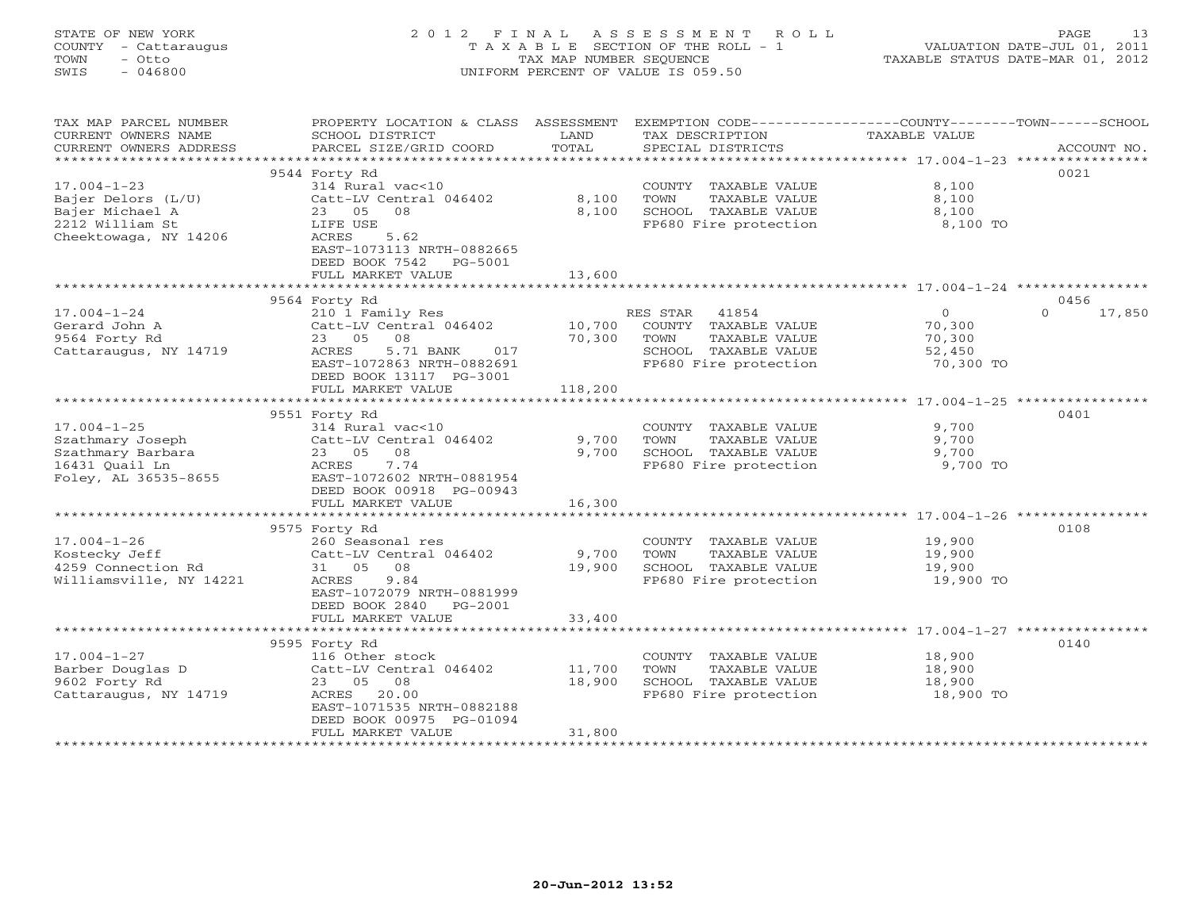STATE OF NEW YORK
COUNTY - Cattaraugus
TOWN - Otto
SWIS - 046800

2 0 1 2 F I N A L A S S E S S M E N T R O L L
T A X A B L E SECTION OF THE ROLL - 1
TAX MAP NUMBER SEQUENCE
UNIFORM PERCENT OF VALUE IS 059.50

VALUATION DATE-JUL 01, 2011
TAXABLE STATUS DATE-MAR 01, 2012

| TAX MAP PARCEL NUMBER / CURRENT OWNERS NAME / CURRENT OWNERS ADDRESS | PROPERTY LOCATION & CLASS / SCHOOL DISTRICT / PARCEL SIZE/GRID COORD | ASSESSMENT LAND / TOTAL | EXEMPTION CODE / TAX DESCRIPTION / SPECIAL DISTRICTS | COUNTY/TOWN/SCHOOL TAXABLE VALUE | ACCOUNT NO. |
|---|---|---|---|---|---|
| | 9544 Forty Rd | | | | 0021 |
| 17.004-1-23 | 314 Rural vac<10 | | COUNTY TAXABLE VALUE | 8,100 | |
| Bajer Delors (L/U) | Catt-LV Central 046402 | 8,100 | TOWN TAXABLE VALUE | 8,100 | |
| Bajer Michael A | 23 05 08 | 8,100 | SCHOOL TAXABLE VALUE | 8,100 | |
| 2212 William St | LIFE USE | | FP680 Fire protection | 8,100 TO | |
| Cheektowaga, NY 14206 | ACRES 5.62 | | | | |
| | EAST-1073113 NRTH-0882665 | | | | |
| | DEED BOOK 7542 PG-5001 | | | | |
| | FULL MARKET VALUE | 13,600 | | | |
| | 9564 Forty Rd | | | | 0456 |
| 17.004-1-24 | 210 1 Family Res | | RES STAR 41854 | 0 0 17,850 | |
| Gerard John A | Catt-LV Central 046402 | 10,700 | COUNTY TAXABLE VALUE | 70,300 | |
| 9564 Forty Rd | 23 05 08 | 70,300 | TOWN TAXABLE VALUE | 70,300 | |
| Cattaraugus, NY 14719 | ACRES 5.71 BANK 017 | | SCHOOL TAXABLE VALUE | 52,450 | |
| | EAST-1072863 NRTH-0882691 | | FP680 Fire protection | 70,300 TO | |
| | DEED BOOK 13117 PG-3001 | | | | |
| | FULL MARKET VALUE | 118,200 | | | |
| | 9551 Forty Rd | | | | 0401 |
| 17.004-1-25 | 314 Rural vac<10 | | COUNTY TAXABLE VALUE | 9,700 | |
| Szathmary Joseph | Catt-LV Central 046402 | 9,700 | TOWN TAXABLE VALUE | 9,700 | |
| Szathmary Barbara | 23 05 08 | 9,700 | SCHOOL TAXABLE VALUE | 9,700 | |
| 16431 Quail Ln | ACRES 7.74 | | FP680 Fire protection | 9,700 TO | |
| Foley, AL 36535-8655 | EAST-1072602 NRTH-0881954 | | | | |
| | DEED BOOK 00918 PG-00943 | | | | |
| | FULL MARKET VALUE | 16,300 | | | |
| | 9575 Forty Rd | | | | 0108 |
| 17.004-1-26 | 260 Seasonal res | | COUNTY TAXABLE VALUE | 19,900 | |
| Kostecky Jeff | Catt-LV Central 046402 | 9,700 | TOWN TAXABLE VALUE | 19,900 | |
| 4259 Connection Rd | 31 05 08 | 19,900 | SCHOOL TAXABLE VALUE | 19,900 | |
| Williamsville, NY 14221 | ACRES 9.84 | | FP680 Fire protection | 19,900 TO | |
| | EAST-1072079 NRTH-0881999 | | | | |
| | DEED BOOK 2840 PG-2001 | | | | |
| | FULL MARKET VALUE | 33,400 | | | |
| | 9595 Forty Rd | | | | 0140 |
| 17.004-1-27 | 116 Other stock | | COUNTY TAXABLE VALUE | 18,900 | |
| Barber Douglas D | Catt-LV Central 046402 | 11,700 | TOWN TAXABLE VALUE | 18,900 | |
| 9602 Forty Rd | 23 05 08 | 18,900 | SCHOOL TAXABLE VALUE | 18,900 | |
| Cattaraugus, NY 14719 | ACRES 20.00 | | FP680 Fire protection | 18,900 TO | |
| | EAST-1071535 NRTH-0882188 | | | | |
| | DEED BOOK 00975 PG-01094 | | | | |
| | FULL MARKET VALUE | 31,800 | | | |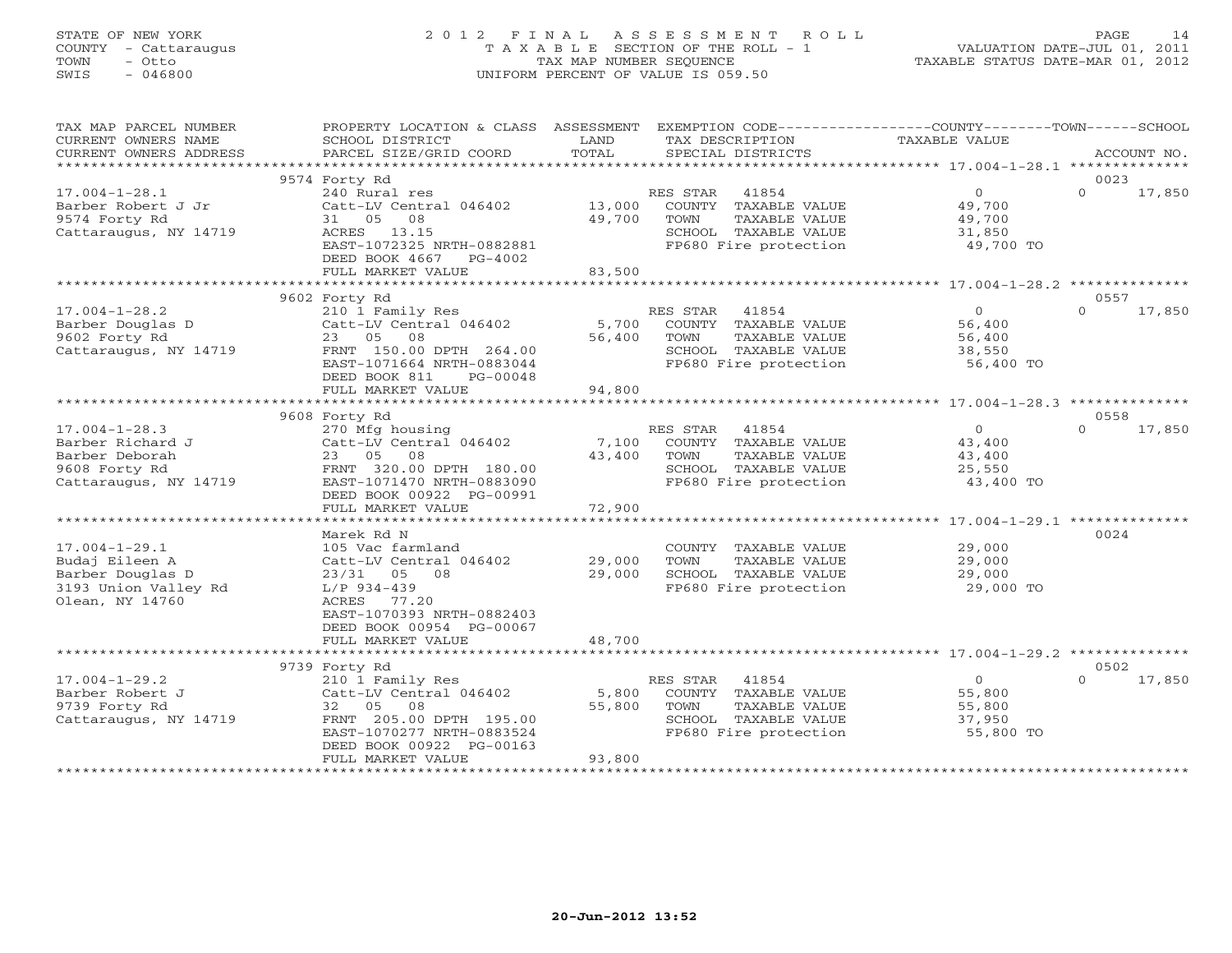STATE OF NEW YORK
COUNTY - Cattaraugus
TOWN - Otto
SWIS - 046800

# 2012 FINAL ASSESSMENT ROLL
TAXABLE SECTION OF THE ROLL - 1
TAX MAP NUMBER SEQUENCE
UNIFORM PERCENT OF VALUE IS 059.50

VALUATION DATE-JUL 01, 2011
TAXABLE STATUS DATE-MAR 01, 2012

| TAX MAP PARCEL NUMBER / CURRENT OWNERS NAME / CURRENT OWNERS ADDRESS | PROPERTY LOCATION & CLASS / SCHOOL DISTRICT / PARCEL SIZE/GRID COORD | ASSESSMENT LAND | TOTAL | EXEMPTION CODE / TAX DESCRIPTION / SPECIAL DISTRICTS | COUNTY / TOWN TAXABLE VALUE | SCHOOL | ACCOUNT NO. |
|---|---|---|---|---|---|---|---|
| 17.004-1-28.1 | 9574 Forty Rd | | | | | | 0023 |
| Barber Robert J Jr | 240 Rural res | | | RES STAR 41854 | 0 | 0 17,850 | |
| 9574 Forty Rd | Catt-LV Central 046402 | 13,000 | | COUNTY TAXABLE VALUE | 49,700 | | |
| Cattaraugus, NY 14719 | 31 05 08 | | 49,700 | TOWN TAXABLE VALUE | 49,700 | | |
| | ACRES 13.15 | | | SCHOOL TAXABLE VALUE | 31,850 | | |
| | EAST-1072325 NRTH-0882881 | | | FP680 Fire protection | 49,700 TO | | |
| | DEED BOOK 4667 PG-4002 | | | | | | |
| | FULL MARKET VALUE | | 83,500 | | | | |
| 17.004-1-28.2 | 9602 Forty Rd | | | | | | 0557 |
| Barber Douglas D | 210 1 Family Res | | | RES STAR 41854 | 0 | 0 17,850 | |
| 9602 Forty Rd | Catt-LV Central 046402 | 5,700 | | COUNTY TAXABLE VALUE | 56,400 | | |
| Cattaraugus, NY 14719 | 23 05 08 | | 56,400 | TOWN TAXABLE VALUE | 56,400 | | |
| | FRNT 150.00 DPTH 264.00 | | | SCHOOL TAXABLE VALUE | 38,550 | | |
| | EAST-1071664 NRTH-0883044 | | | FP680 Fire protection | 56,400 TO | | |
| | DEED BOOK 811 PG-00048 | | | | | | |
| | FULL MARKET VALUE | | 94,800 | | | | |
| 17.004-1-28.3 | 9608 Forty Rd | | | | | | 0558 |
| Barber Richard J | 270 Mfg housing | | | RES STAR 41854 | 0 | 0 17,850 | |
| Barber Deborah | Catt-LV Central 046402 | 7,100 | | COUNTY TAXABLE VALUE | 43,400 | | |
| 9608 Forty Rd | 23 05 08 | | 43,400 | TOWN TAXABLE VALUE | 43,400 | | |
| Cattaraugus, NY 14719 | FRNT 320.00 DPTH 180.00 | | | SCHOOL TAXABLE VALUE | 25,550 | | |
| | EAST-1071470 NRTH-0883090 | | | FP680 Fire protection | 43,400 TO | | |
| | DEED BOOK 00922 PG-00991 | | | | | | |
| | FULL MARKET VALUE | | 72,900 | | | | |
| 17.004-1-29.1 | Marek Rd N | | | | | | 0024 |
| Budaj Eileen A | 105 Vac farmland | | | COUNTY TAXABLE VALUE | 29,000 | | |
| Barber Douglas D | Catt-LV Central 046402 | 29,000 | | TOWN TAXABLE VALUE | 29,000 | | |
| 3193 Union Valley Rd | 23/31 05 08 | | 29,000 | SCHOOL TAXABLE VALUE | 29,000 | | |
| Olean, NY 14760 | L/P 934-439 | | | FP680 Fire protection | 29,000 TO | | |
| | ACRES 77.20 | | | | | | |
| | EAST-1070393 NRTH-0882403 | | | | | | |
| | DEED BOOK 00954 PG-00067 | | | | | | |
| | FULL MARKET VALUE | | 48,700 | | | | |
| 17.004-1-29.2 | 9739 Forty Rd | | | | | | 0502 |
| Barber Robert J | 210 1 Family Res | | | RES STAR 41854 | 0 | 0 17,850 | |
| 9739 Forty Rd | Catt-LV Central 046402 | 5,800 | | COUNTY TAXABLE VALUE | 55,800 | | |
| Cattaraugus, NY 14719 | 32 05 08 | | 55,800 | TOWN TAXABLE VALUE | 55,800 | | |
| | FRNT 205.00 DPTH 195.00 | | | SCHOOL TAXABLE VALUE | 37,950 | | |
| | EAST-1070277 NRTH-0883524 | | | FP680 Fire protection | 55,800 TO | | |
| | DEED BOOK 00922 PG-00163 | | | | | | |
| | FULL MARKET VALUE | | 93,800 | | | | |

20-Jun-2012 13:52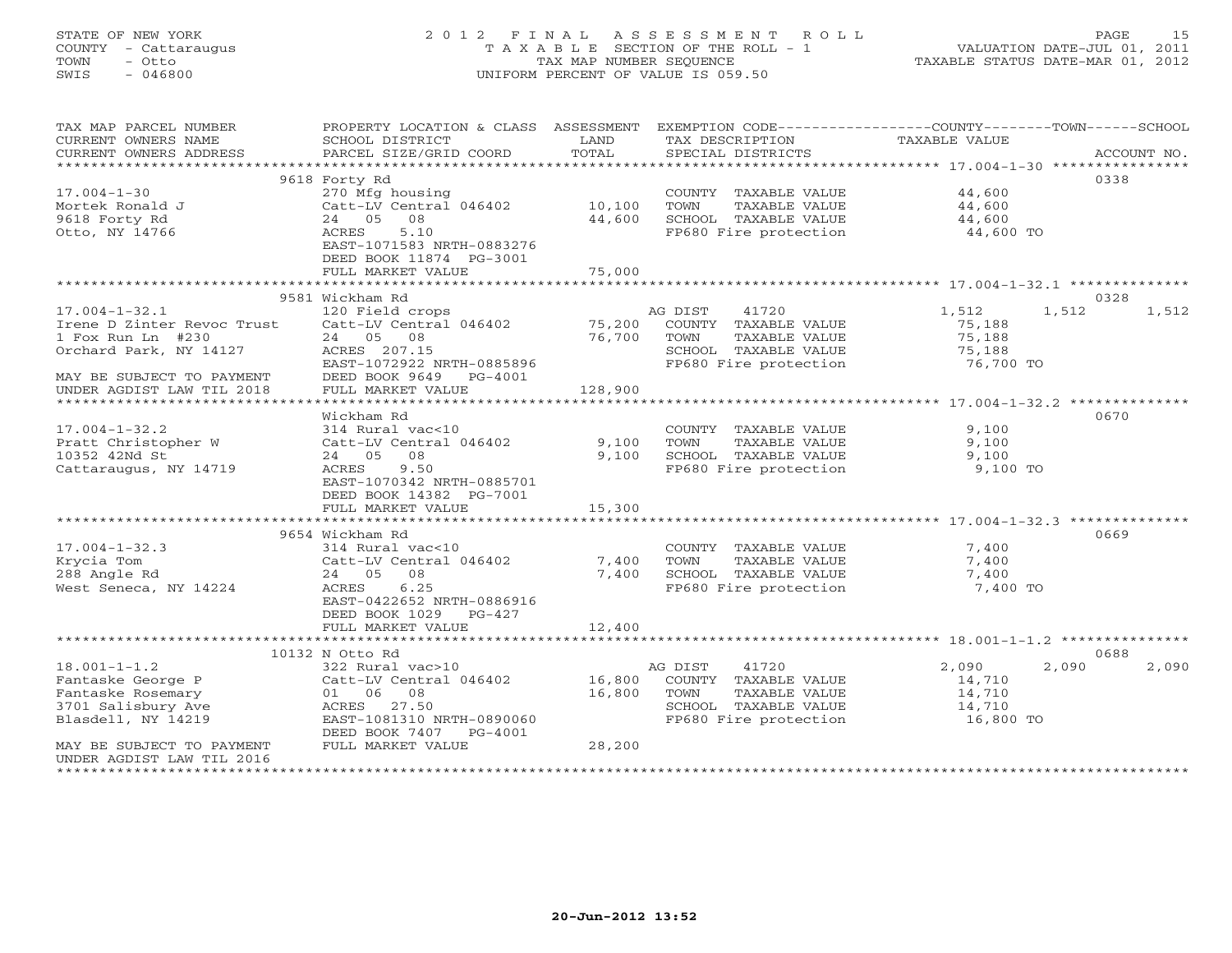STATE OF NEW YORK
COUNTY - Cattaraugus
TOWN - Otto
SWIS - 046800

2012 FINAL ASSESSMENT ROLL
TAXABLE SECTION OF THE ROLL - 1
TAX MAP NUMBER SEQUENCE
UNIFORM PERCENT OF VALUE IS 059.50

VALUATION DATE-JUL 01, 2011
TAXABLE STATUS DATE-MAR 01, 2012

| TAX MAP PARCEL NUMBER / CURRENT OWNERS NAME / CURRENT OWNERS ADDRESS | PROPERTY LOCATION & CLASS / SCHOOL DISTRICT / PARCEL SIZE/GRID COORD | ASSESSMENT LAND / TOTAL | EXEMPTION CODE / TAX DESCRIPTION / SPECIAL DISTRICTS | COUNTY TAXABLE VALUE | TOWN | SCHOOL | ACCOUNT NO. |
|---|---|---|---|---|---|---|---|
| 17.004-1-30 | 9618 Forty Rd | | | | | | 0338 |
| 17.004-1-30 | 270 Mfg housing | | COUNTY TAXABLE VALUE | 44,600 | | | |
| Mortek Ronald J | Catt-LV Central 046402 | 10,100 | TOWN TAXABLE VALUE | 44,600 | | | |
| 9618 Forty Rd | 24 05 08 | 44,600 | SCHOOL TAXABLE VALUE | 44,600 | | | |
| Otto, NY 14766 | ACRES 5.10 | | FP680 Fire protection | 44,600 TO | | | |
| | EAST-1071583 NRTH-0883276 | | | | | | |
| | DEED BOOK 11874 PG-3001 | | | | | | |
| | FULL MARKET VALUE | 75,000 | | | | | |
| 17.004-1-32.1 | 9581 Wickham Rd | | | | | | 0328 |
| 17.004-1-32.1 | 120 Field crops | | AG DIST 41720 | 1,512 | 1,512 | 1,512 | |
| Irene D Zinter Revoc Trust | Catt-LV Central 046402 | 75,200 | COUNTY TAXABLE VALUE | 75,188 | | | |
| 1 Fox Run Ln #230 | 24 05 08 | 76,700 | TOWN TAXABLE VALUE | 75,188 | | | |
| Orchard Park, NY 14127 | ACRES 207.15 | | SCHOOL TAXABLE VALUE | 75,188 | | | |
| | EAST-1072922 NRTH-0885896 | | FP680 Fire protection | 76,700 TO | | | |
| MAY BE SUBJECT TO PAYMENT | DEED BOOK 9649 PG-4001 | | | | | | |
| UNDER AGDIST LAW TIL 2018 | FULL MARKET VALUE | 128,900 | | | | | |
| 17.004-1-32.2 | Wickham Rd | | | | | | 0670 |
| 17.004-1-32.2 | 314 Rural vac<10 | | COUNTY TAXABLE VALUE | 9,100 | | | |
| Pratt Christopher W | Catt-LV Central 046402 | 9,100 | TOWN TAXABLE VALUE | 9,100 | | | |
| 10352 42Nd St | 24 05 08 | 9,100 | SCHOOL TAXABLE VALUE | 9,100 | | | |
| Cattaraugus, NY 14719 | ACRES 9.50 | | FP680 Fire protection | 9,100 TO | | | |
| | EAST-1070342 NRTH-0885701 | | | | | | |
| | DEED BOOK 14382 PG-7001 | | | | | | |
| | FULL MARKET VALUE | 15,300 | | | | | |
| 17.004-1-32.3 | 9654 Wickham Rd | | | | | | 0669 |
| 17.004-1-32.3 | 314 Rural vac<10 | | COUNTY TAXABLE VALUE | 7,400 | | | |
| Krycia Tom | Catt-LV Central 046402 | 7,400 | TOWN TAXABLE VALUE | 7,400 | | | |
| 288 Angle Rd | 24 05 08 | 7,400 | SCHOOL TAXABLE VALUE | 7,400 | | | |
| West Seneca, NY 14224 | ACRES 6.25 | | FP680 Fire protection | 7,400 TO | | | |
| | EAST-0422652 NRTH-0886916 | | | | | | |
| | DEED BOOK 1029 PG-427 | | | | | | |
| | FULL MARKET VALUE | 12,400 | | | | | |
| 18.001-1-1.2 | 10132 N Otto Rd | | | | | | 0688 |
| 18.001-1-1.2 | 322 Rural vac>10 | | AG DIST 41720 | 2,090 | 2,090 | 2,090 | |
| Fantaske George P | Catt-LV Central 046402 | 16,800 | COUNTY TAXABLE VALUE | 14,710 | | | |
| Fantaske Rosemary | 01 06 08 | 16,800 | TOWN TAXABLE VALUE | 14,710 | | | |
| 3701 Salisbury Ave | ACRES 27.50 | | SCHOOL TAXABLE VALUE | 14,710 | | | |
| Blasdell, NY 14219 | EAST-1081310 NRTH-0890060 | | FP680 Fire protection | 16,800 TO | | | |
| | DEED BOOK 7407 PG-4001 | | | | | | |
| MAY BE SUBJECT TO PAYMENT | FULL MARKET VALUE | 28,200 | | | | | |
| UNDER AGDIST LAW TIL 2016 | | | | | | | |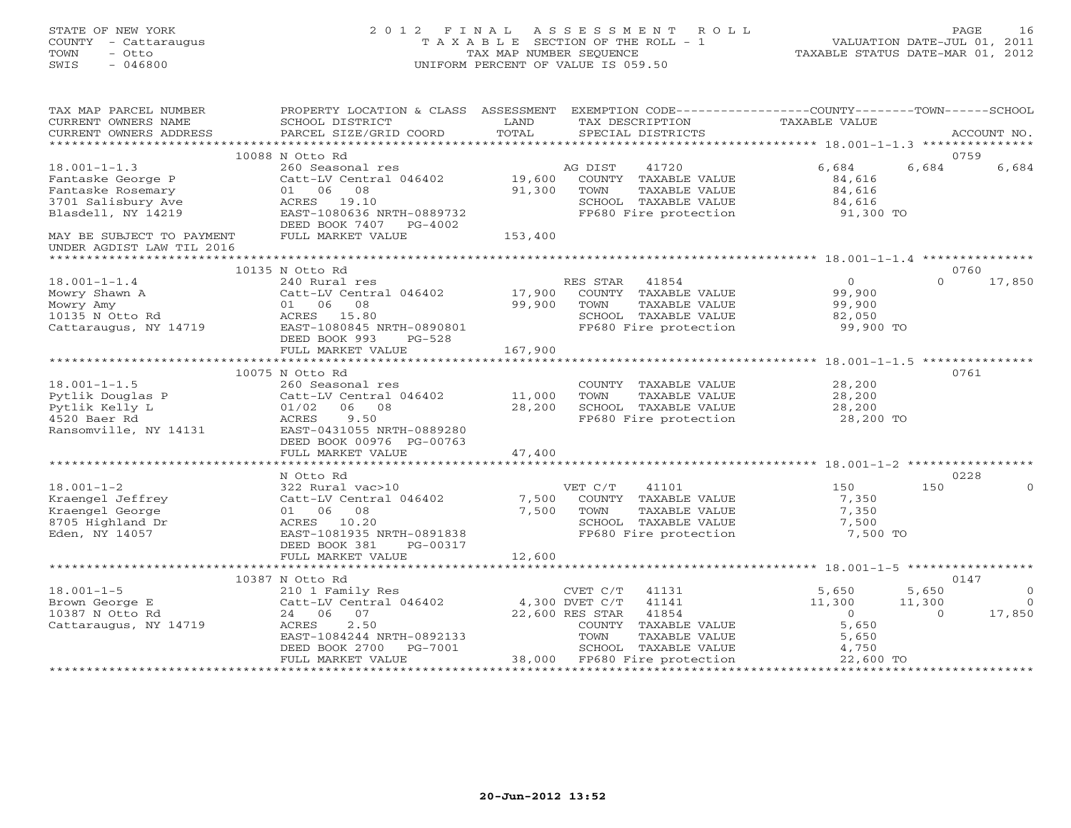STATE OF NEW YORK
COUNTY - Cattaraugus
TOWN - Otto
SWIS - 046800

# 2012 FINAL ASSESSMENT ROLL
TAXABLE SECTION OF THE ROLL - 1
TAX MAP NUMBER SEQUENCE
UNIFORM PERCENT OF VALUE IS 059.50

VALUATION DATE-JUL 01, 2011
TAXABLE STATUS DATE-MAR 01, 2012

| TAX MAP PARCEL NUMBER / CURRENT OWNERS NAME / CURRENT OWNERS ADDRESS | PROPERTY LOCATION & CLASS / SCHOOL DISTRICT / PARCEL SIZE/GRID COORD | ASSESSMENT LAND / TOTAL | EXEMPTION CODE / TAX DESCRIPTION / SPECIAL DISTRICTS | COUNTY TAXABLE VALUE | TOWN | SCHOOL | ACCOUNT NO. |
|---|---|---|---|---|---|---|---|
| | 10088 N Otto Rd | | | | | | 0759 |
| 18.001-1-1.3 | 260 Seasonal res | | AG DIST 41720 | 6,684 | 6,684 | 6,684 | |
| Fantaske George P | Catt-LV Central 046402 | 19,600 | COUNTY TAXABLE VALUE | 84,616 | | | |
| Fantaske Rosemary | 01 06 08 | 91,300 | TOWN TAXABLE VALUE | 84,616 | | | |
| 3701 Salisbury Ave | ACRES 19.10 | | SCHOOL TAXABLE VALUE | 84,616 | | | |
| Blasdell, NY 14219 | EAST-1080636 NRTH-0889732 | | FP680 Fire protection | 91,300 TO | | | |
| | DEED BOOK 7407 PG-4002 | | | | | | |
| MAY BE SUBJECT TO PAYMENT | FULL MARKET VALUE | 153,400 | | | | | |
| UNDER AGDIST LAW TIL 2016 | | | | | | | |
| | 10135 N Otto Rd | | | | | | 0760 |
| 18.001-1-1.4 | 240 Rural res | | RES STAR 41854 | 0 | 0 | 17,850 | |
| Mowry Shawn A | Catt-LV Central 046402 | 17,900 | COUNTY TAXABLE VALUE | 99,900 | | | |
| Mowry Amy | 01 06 08 | 99,900 | TOWN TAXABLE VALUE | 99,900 | | | |
| 10135 N Otto Rd | ACRES 15.80 | | SCHOOL TAXABLE VALUE | 82,050 | | | |
| Cattaraugus, NY 14719 | EAST-1080845 NRTH-0890801 | | FP680 Fire protection | 99,900 TO | | | |
| | DEED BOOK 993 PG-528 | | | | | | |
| | FULL MARKET VALUE | 167,900 | | | | | |
| | 10075 N Otto Rd | | | | | | 0761 |
| 18.001-1-1.5 | 260 Seasonal res | | COUNTY TAXABLE VALUE | 28,200 | | | |
| Pytlik Douglas P | Catt-LV Central 046402 | 11,000 | TOWN TAXABLE VALUE | 28,200 | | | |
| Pytlik Kelly L | 01/02 06 08 | 28,200 | SCHOOL TAXABLE VALUE | 28,200 | | | |
| 4520 Baer Rd | ACRES 9.50 | | FP680 Fire protection | 28,200 TO | | | |
| Ransomville, NY 14131 | EAST-0431055 NRTH-0889280 | | | | | | |
| | DEED BOOK 00976 PG-00763 | | | | | | |
| | FULL MARKET VALUE | 47,400 | | | | | |
| | N Otto Rd | | | | | | 0228 |
| 18.001-1-2 | 322 Rural vac>10 | | VET C/T 41101 | 150 | 150 | 0 | |
| Kraengel Jeffrey | Catt-LV Central 046402 | 7,500 | COUNTY TAXABLE VALUE | 7,350 | | | |
| Kraengel George | 01 06 08 | 7,500 | TOWN TAXABLE VALUE | 7,350 | | | |
| 8705 Highland Dr | ACRES 10.20 | | SCHOOL TAXABLE VALUE | 7,500 | | | |
| Eden, NY 14057 | EAST-1081935 NRTH-0891838 | | FP680 Fire protection | 7,500 TO | | | |
| | DEED BOOK 381 PG-00317 | | | | | | |
| | FULL MARKET VALUE | 12,600 | | | | | |
| | 10387 N Otto Rd | | | | | | 0147 |
| 18.001-1-5 | 210 1 Family Res | | CVET C/T 41131 | 5,650 | 5,650 | 0 | |
| Brown George E | Catt-LV Central 046402 | 4,300 | DVET C/T 41141 | 11,300 | 11,300 | 0 | |
| 10387 N Otto Rd | 24 06 07 | 22,600 | RES STAR 41854 | 0 | 0 | 17,850 | |
| Cattaraugus, NY 14719 | ACRES 2.50 | | COUNTY TAXABLE VALUE | 5,650 | | | |
| | EAST-1084244 NRTH-0892133 | | TOWN TAXABLE VALUE | 5,650 | | | |
| | DEED BOOK 2700 PG-7001 | | SCHOOL TAXABLE VALUE | 4,750 | | | |
| | FULL MARKET VALUE | 38,000 | FP680 Fire protection | 22,600 TO | | | |

20-Jun-2012 13:52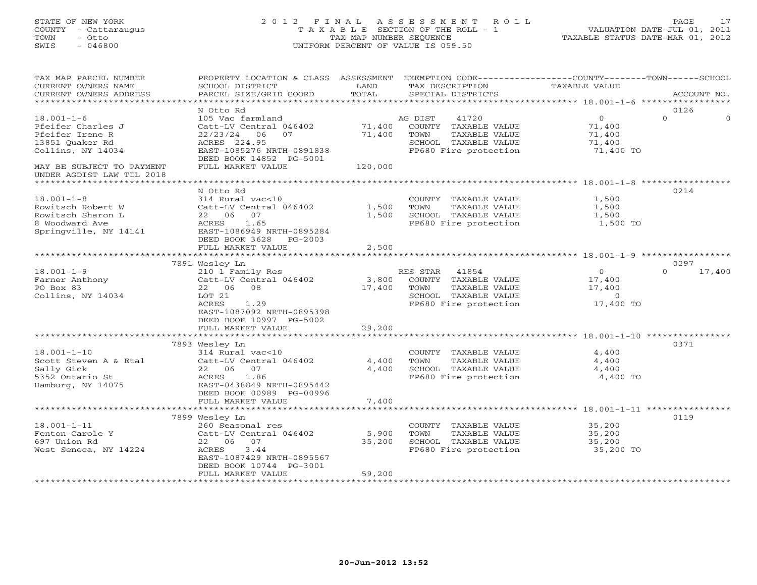STATE OF NEW YORK
COUNTY - Cattaraugus
TOWN - Otto
SWIS - 046800

# 2012 FINAL ASSESSMENT ROLL

TAXABLE SECTION OF THE ROLL - 1
TAX MAP NUMBER SEQUENCE
UNIFORM PERCENT OF VALUE IS 059.50

VALUATION DATE-JUL 01, 2011
TAXABLE STATUS DATE-MAR 01, 2012

| TAX MAP PARCEL NUMBER / CURRENT OWNERS NAME / CURRENT OWNERS ADDRESS | PROPERTY LOCATION & CLASS / SCHOOL DISTRICT / PARCEL SIZE/GRID COORD | ASSESSMENT LAND | ASSESSMENT TOTAL | EXEMPTION CODE / TAX DESCRIPTION / SPECIAL DISTRICTS | COUNTY TAXABLE VALUE | TOWN | SCHOOL | ACCOUNT NO. |
|---|---|---|---|---|---|---|---|---|
| 18.001-1-6 | N Otto Rd | | | | | | | 0126 |
| Pfeifer Charles J | 105 Vac farmland | | | AG DIST 41720 | 0 | 0 | 0 | |
| Pfeifer Irene R | Catt-LV Central 046402 | 71,400 | | COUNTY TAXABLE VALUE | 71,400 | | | |
| 13851 Quaker Rd | 22/23/24 06 07 | | 71,400 | TOWN TAXABLE VALUE | 71,400 | | | |
| Collins, NY 14034 | ACRES 224.95 | | | SCHOOL TAXABLE VALUE | 71,400 | | | |
| | EAST-1085276 NRTH-0891838 | | | FP680 Fire protection | 71,400 TO | | | |
| | DEED BOOK 14852 PG-5001 | | | | | | | |
| MAY BE SUBJECT TO PAYMENT | FULL MARKET VALUE | | 120,000 | | | | | |
| UNDER AGDIST LAW TIL 2018 | | | | | | | | |
| 18.001-1-8 | N Otto Rd | | | | | | | 0214 |
| Rowitsch Robert W | 314 Rural vac<10 | | | COUNTY TAXABLE VALUE | 1,500 | | | |
| Rowitsch Sharon L | Catt-LV Central 046402 | 1,500 | | TOWN TAXABLE VALUE | 1,500 | | | |
| 8 Woodward Ave | 22 06 07 | | 1,500 | SCHOOL TAXABLE VALUE | 1,500 | | | |
| Springville, NY 14141 | ACRES 1.65 | | | FP680 Fire protection | 1,500 TO | | | |
| | EAST-1086949 NRTH-0895284 | | | | | | | |
| | DEED BOOK 3628 PG-2003 | | | | | | | |
| | FULL MARKET VALUE | | 2,500 | | | | | |
| 18.001-1-9 | 7891 Wesley Ln | | | | | | | 0297 |
| Farner Anthony | 210 1 Family Res | | | RES STAR 41854 | 0 | 0 | 17,400 | |
| PO Box 83 | Catt-LV Central 046402 | 3,800 | | COUNTY TAXABLE VALUE | 17,400 | | | |
| Collins, NY 14034 | 22 06 08 | | 17,400 | TOWN TAXABLE VALUE | 17,400 | | | |
| | LOT 21 | | | SCHOOL TAXABLE VALUE | 0 | | | |
| | ACRES 1.29 | | | FP680 Fire protection | 17,400 TO | | | |
| | EAST-1087092 NRTH-0895398 | | | | | | | |
| | DEED BOOK 10997 PG-5002 | | | | | | | |
| | FULL MARKET VALUE | | 29,200 | | | | | |
| 18.001-1-10 | 7893 Wesley Ln | | | | | | | 0371 |
| Scott Steven A & Etal | 314 Rural vac<10 | | | COUNTY TAXABLE VALUE | 4,400 | | | |
| Sally Gick | Catt-LV Central 046402 | 4,400 | | TOWN TAXABLE VALUE | 4,400 | | | |
| 5352 Ontario St | 22 06 07 | | 4,400 | SCHOOL TAXABLE VALUE | 4,400 | | | |
| Hamburg, NY 14075 | ACRES 1.86 | | | FP680 Fire protection | 4,400 TO | | | |
| | EAST-0438849 NRTH-0895442 | | | | | | | |
| | DEED BOOK 00989 PG-00996 | | | | | | | |
| | FULL MARKET VALUE | | 7,400 | | | | | |
| 18.001-1-11 | 7899 Wesley Ln | | | | | | | 0119 |
| Fenton Carole Y | 260 Seasonal res | | | COUNTY TAXABLE VALUE | 35,200 | | | |
| 697 Union Rd | Catt-LV Central 046402 | 5,900 | | TOWN TAXABLE VALUE | 35,200 | | | |
| West Seneca, NY 14224 | 22 06 07 | | 35,200 | SCHOOL TAXABLE VALUE | 35,200 | | | |
| | ACRES 3.44 | | | FP680 Fire protection | 35,200 TO | | | |
| | EAST-1087429 NRTH-0895567 | | | | | | | |
| | DEED BOOK 10744 PG-3001 | | | | | | | |
| | FULL MARKET VALUE | | 59,200 | | | | | |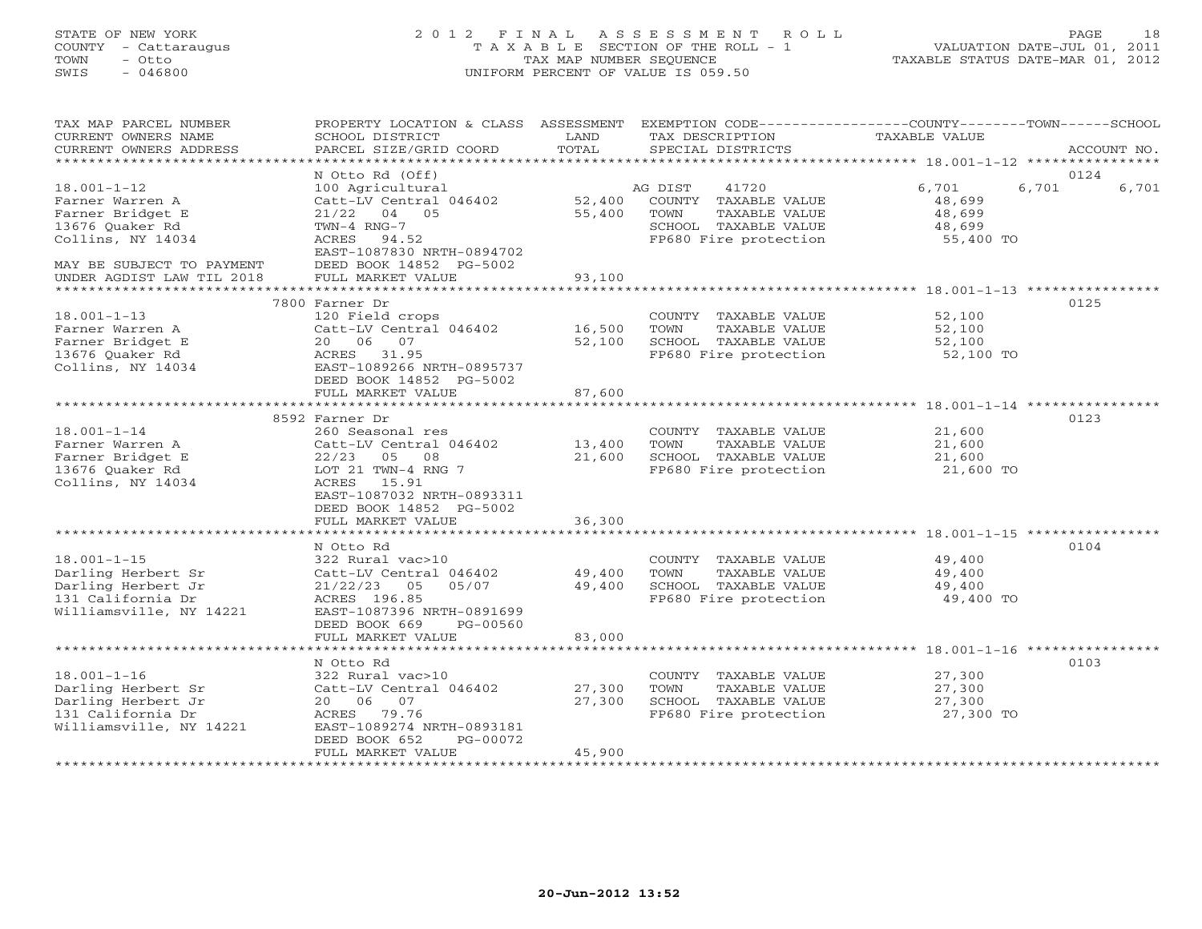STATE OF NEW YORK
COUNTY - Cattaraugus
TOWN - Otto
SWIS - 046800

2012 FINAL ASSESSMENT ROLL
TAXABLE SECTION OF THE ROLL - 1
TAX MAP NUMBER SEQUENCE
UNIFORM PERCENT OF VALUE IS 059.50

VALUATION DATE-JUL 01, 2011
TAXABLE STATUS DATE-MAR 01, 2012

| TAX MAP PARCEL NUMBER / CURRENT OWNERS NAME / CURRENT OWNERS ADDRESS | PROPERTY LOCATION & CLASS / SCHOOL DISTRICT / PARCEL SIZE/GRID COORD | ASSESSMENT LAND / TOTAL | EXEMPTION CODE / TAX DESCRIPTION / SPECIAL DISTRICTS | COUNTY | TOWN | SCHOOL / ACCOUNT NO. |
|---|---|---|---|---|---|---|
| | N Otto Rd (Off) | | | | | 0124 |
| 18.001-1-12 | 100 Agricultural | | AG DIST 41720 | 6,701 | 6,701 | 6,701 |
| Farner Warren A | Catt-LV Central 046402 | 52,400 | COUNTY TAXABLE VALUE | 48,699 | | |
| Farner Bridget E | 21/22 04 05 | 55,400 | TOWN TAXABLE VALUE | 48,699 | | |
| 13676 Quaker Rd | TWN-4 RNG-7 | | SCHOOL TAXABLE VALUE | 48,699 | | |
| Collins, NY 14034 | ACRES 94.52 | | FP680 Fire protection | 55,400 TO | | |
| | EAST-1087830 NRTH-0894702 | | | | | |
| MAY BE SUBJECT TO PAYMENT | DEED BOOK 14852 PG-5002 | | | | | |
| UNDER AGDIST LAW TIL 2018 | FULL MARKET VALUE | 93,100 | | | | |
| | 7800 Farner Dr | | | | | 0125 |
| 18.001-1-13 | 120 Field crops | | COUNTY TAXABLE VALUE | 52,100 | | |
| Farner Warren A | Catt-LV Central 046402 | 16,500 | TOWN TAXABLE VALUE | 52,100 | | |
| Farner Bridget E | 20 06 07 | 52,100 | SCHOOL TAXABLE VALUE | 52,100 | | |
| 13676 Quaker Rd | ACRES 31.95 | | FP680 Fire protection | 52,100 TO | | |
| Collins, NY 14034 | EAST-1089266 NRTH-0895737 | | | | | |
| | DEED BOOK 14852 PG-5002 | | | | | |
| | FULL MARKET VALUE | 87,600 | | | | |
| | 8592 Farner Dr | | | | | 0123 |
| 18.001-1-14 | 260 Seasonal res | | COUNTY TAXABLE VALUE | 21,600 | | |
| Farner Warren A | Catt-LV Central 046402 | 13,400 | TOWN TAXABLE VALUE | 21,600 | | |
| Farner Bridget E | 22/23 05 08 | 21,600 | SCHOOL TAXABLE VALUE | 21,600 | | |
| 13676 Quaker Rd | LOT 21 TWN-4 RNG 7 | | FP680 Fire protection | 21,600 TO | | |
| Collins, NY 14034 | ACRES 15.91 | | | | | |
| | EAST-1087032 NRTH-0893311 | | | | | |
| | DEED BOOK 14852 PG-5002 | | | | | |
| | FULL MARKET VALUE | 36,300 | | | | |
| | N Otto Rd | | | | | 0104 |
| 18.001-1-15 | 322 Rural vac>10 | | COUNTY TAXABLE VALUE | 49,400 | | |
| Darling Herbert Sr | Catt-LV Central 046402 | 49,400 | TOWN TAXABLE VALUE | 49,400 | | |
| Darling Herbert Jr | 21/22/23 05 05/07 | 49,400 | SCHOOL TAXABLE VALUE | 49,400 | | |
| 131 California Dr | ACRES 196.85 | | FP680 Fire protection | 49,400 TO | | |
| Williamsville, NY 14221 | EAST-1087396 NRTH-0891699 | | | | | |
| | DEED BOOK 669 PG-00560 | | | | | |
| | FULL MARKET VALUE | 83,000 | | | | |
| | N Otto Rd | | | | | 0103 |
| 18.001-1-16 | 322 Rural vac>10 | | COUNTY TAXABLE VALUE | 27,300 | | |
| Darling Herbert Sr | Catt-LV Central 046402 | 27,300 | TOWN TAXABLE VALUE | 27,300 | | |
| Darling Herbert Jr | 20 06 07 | 27,300 | SCHOOL TAXABLE VALUE | 27,300 | | |
| 131 California Dr | ACRES 79.76 | | FP680 Fire protection | 27,300 TO | | |
| Williamsville, NY 14221 | EAST-1089274 NRTH-0893181 | | | | | |
| | DEED BOOK 652 PG-00072 | | | | | |
| | FULL MARKET VALUE | 45,900 | | | | |

20-Jun-2012 13:52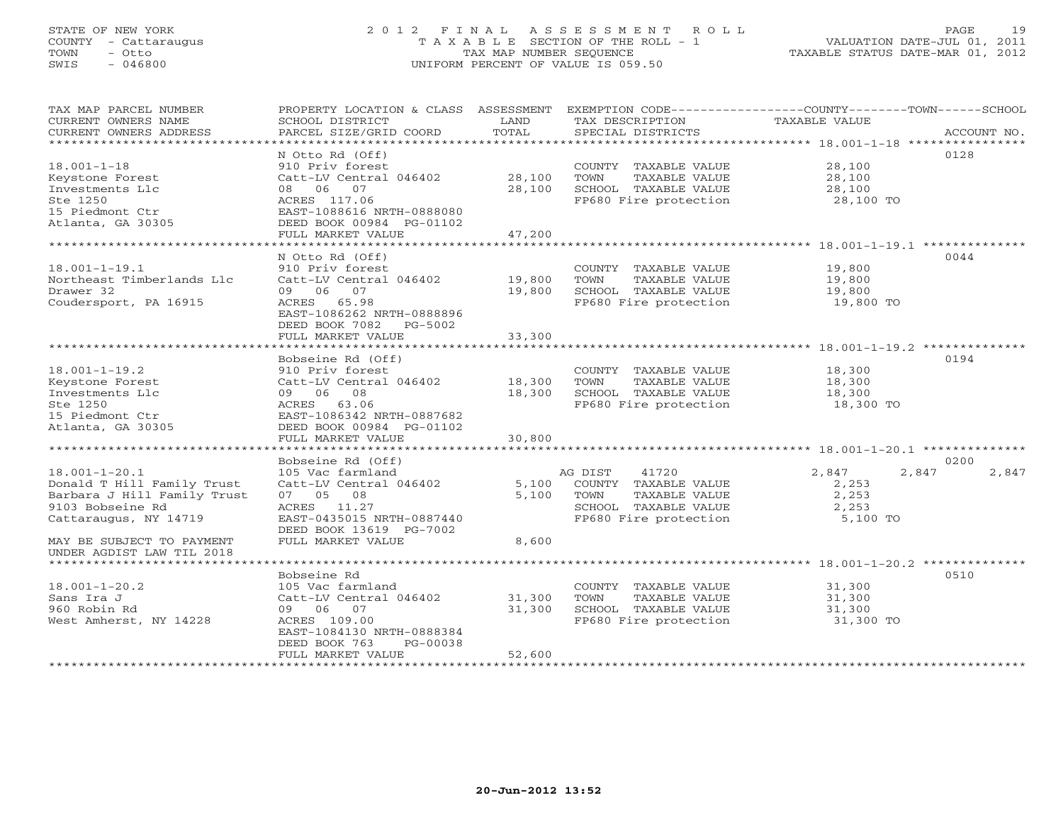STATE OF NEW YORK
COUNTY - Cattaraugus
TOWN - Otto
SWIS - 046800

# 2012 FINAL ASSESSMENT ROLL

TAXABLE SECTION OF THE ROLL - 1
TAX MAP NUMBER SEQUENCE
UNIFORM PERCENT OF VALUE IS 059.50

VALUATION DATE-JUL 01, 2011
TAXABLE STATUS DATE-MAR 01, 2012

| TAX MAP PARCEL NUMBER / CURRENT OWNERS NAME / CURRENT OWNERS ADDRESS | PROPERTY LOCATION & CLASS / SCHOOL DISTRICT / PARCEL SIZE/GRID COORD | ASSESSMENT LAND / TOTAL | EXEMPTION CODE / TAX DESCRIPTION / SPECIAL DISTRICTS | COUNTY TAXABLE VALUE | TOWN | SCHOOL | ACCOUNT NO. |
|---|---|---|---|---|---|---|---|
| | N Otto Rd (Off) | | | | | | 0128 |
| 18.001-1-18 | 910 Priv forest | | COUNTY TAXABLE VALUE | 28,100 | | | |
| Keystone Forest | Catt-LV Central 046402 | 28,100 | TOWN TAXABLE VALUE | 28,100 | | | |
| Investments Llc | 08 06 07 | 28,100 | SCHOOL TAXABLE VALUE | 28,100 | | | |
| Ste 1250 | ACRES 117.06 | | FP680 Fire protection | 28,100 TO | | | |
| 15 Piedmont Ctr | EAST-1088616 NRTH-0888080 | | | | | | |
| Atlanta, GA 30305 | DEED BOOK 00984 PG-01102 | | | | | | |
| | FULL MARKET VALUE | 47,200 | | | | | |
| | N Otto Rd (Off) | | | | | | 0044 |
| 18.001-1-19.1 | 910 Priv forest | | COUNTY TAXABLE VALUE | 19,800 | | | |
| Northeast Timberlands Llc | Catt-LV Central 046402 | 19,800 | TOWN TAXABLE VALUE | 19,800 | | | |
| Drawer 32 | 09 06 07 | 19,800 | SCHOOL TAXABLE VALUE | 19,800 | | | |
| Coudersport, PA 16915 | ACRES 65.98 | | FP680 Fire protection | 19,800 TO | | | |
| | EAST-1086262 NRTH-0888896 | | | | | | |
| | DEED BOOK 7082 PG-5002 | | | | | | |
| | FULL MARKET VALUE | 33,300 | | | | | |
| | Bobseine Rd (Off) | | | | | | 0194 |
| 18.001-1-19.2 | 910 Priv forest | | COUNTY TAXABLE VALUE | 18,300 | | | |
| Keystone Forest | Catt-LV Central 046402 | 18,300 | TOWN TAXABLE VALUE | 18,300 | | | |
| Investments Llc | 09 06 08 | 18,300 | SCHOOL TAXABLE VALUE | 18,300 | | | |
| Ste 1250 | ACRES 63.06 | | FP680 Fire protection | 18,300 TO | | | |
| 15 Piedmont Ctr | EAST-1086342 NRTH-0887682 | | | | | | |
| Atlanta, GA 30305 | DEED BOOK 00984 PG-01102 | | | | | | |
| | FULL MARKET VALUE | 30,800 | | | | | |
| | Bobseine Rd (Off) | | | | | | 0200 |
| 18.001-1-20.1 | 105 Vac farmland | | AG DIST 41720 | 2,847 | 2,847 | 2,847 | |
| Donald T Hill Family Trust | Catt-LV Central 046402 | 5,100 | COUNTY TAXABLE VALUE | 2,253 | | | |
| Barbara J Hill Family Trust | 07 05 08 | 5,100 | TOWN TAXABLE VALUE | 2,253 | | | |
| 9103 Bobseine Rd | ACRES 11.27 | | SCHOOL TAXABLE VALUE | 2,253 | | | |
| Cattaraugus, NY 14719 | EAST-0435015 NRTH-0887440 | | FP680 Fire protection | 5,100 TO | | | |
| | DEED BOOK 13619 PG-7002 | | | | | | |
| MAY BE SUBJECT TO PAYMENT | FULL MARKET VALUE | 8,600 | | | | | |
| UNDER AGDIST LAW TIL 2018 | | | | | | | |
| | Bobseine Rd | | | | | | 0510 |
| 18.001-1-20.2 | 105 Vac farmland | | COUNTY TAXABLE VALUE | 31,300 | | | |
| Sans Ira J | Catt-LV Central 046402 | 31,300 | TOWN TAXABLE VALUE | 31,300 | | | |
| 960 Robin Rd | 09 06 07 | 31,300 | SCHOOL TAXABLE VALUE | 31,300 | | | |
| West Amherst, NY 14228 | ACRES 109.00 | | FP680 Fire protection | 31,300 TO | | | |
| | EAST-1084130 NRTH-0888384 | | | | | | |
| | DEED BOOK 763 PG-00038 | | | | | | |
| | FULL MARKET VALUE | 52,600 | | | | | |

20-Jun-2012 13:52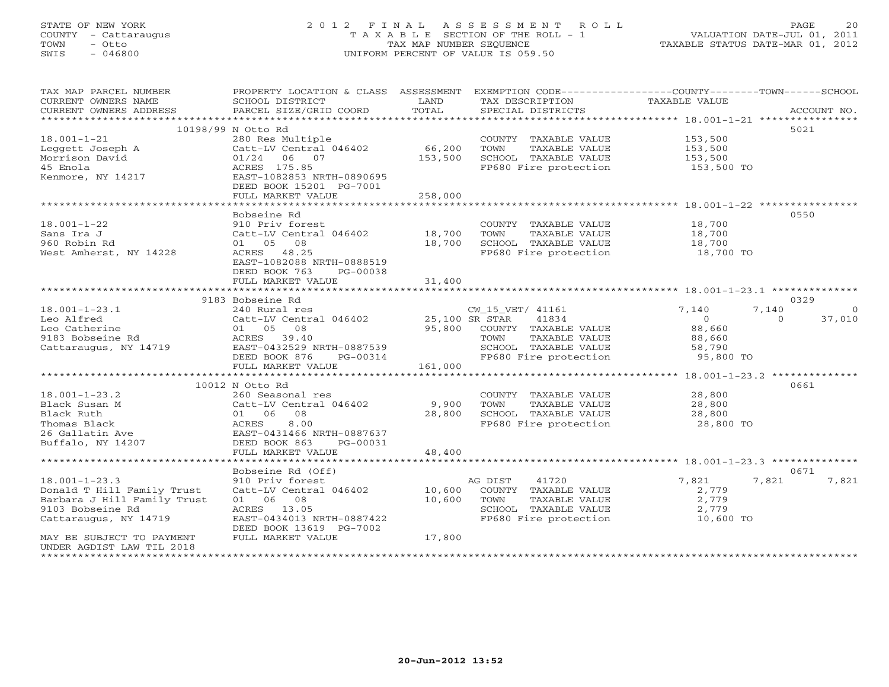STATE OF NEW YORK | COUNTY - Cattaraugus | TOWN - Otto | SWIS - 046800

# 2012 FINAL ASSESSMENT ROLL

TAXABLE SECTION OF THE ROLL - 1
TAX MAP NUMBER SEQUENCE
UNIFORM PERCENT OF VALUE IS 059.50

VALUATION DATE-JUL 01, 2011
TAXABLE STATUS DATE-MAR 01, 2012

| TAX MAP PARCEL NUMBER / CURRENT OWNERS NAME / CURRENT OWNERS ADDRESS | PROPERTY LOCATION & CLASS / SCHOOL DISTRICT / PARCEL SIZE/GRID COORD | ASSESSMENT LAND / TOTAL | EXEMPTION CODE / TAX DESCRIPTION / SPECIAL DISTRICTS | COUNTY TAXABLE VALUE | TOWN | SCHOOL | ACCOUNT NO. |
|---|---|---|---|---|---|---|---|
| **18.001-1-21** | 10198/99 N Otto Rd | | | | | | 5021 |
| Leggett Joseph A | 280 Res Multiple | | COUNTY TAXABLE VALUE | 153,500 | | | |
| Morrison David | Catt-LV Central 046402 | 66,200 | TOWN TAXABLE VALUE | 153,500 | | | |
| 45 Enola | 01/24 06 07 | 153,500 | SCHOOL TAXABLE VALUE | 153,500 | | | |
| Kenmore, NY 14217 | ACRES 175.85 | | FP680 Fire protection | 153,500 TO | | | |
| | EAST-1082853 NRTH-0890695 | | | | | | |
| | DEED BOOK 15201 PG-7001 | | | | | | |
| | FULL MARKET VALUE | 258,000 | | | | | |
| **18.001-1-22** | Bobseine Rd | | | | | | 0550 |
| Sans Ira J | 910 Priv forest | | COUNTY TAXABLE VALUE | 18,700 | | | |
| 960 Robin Rd | Catt-LV Central 046402 | 18,700 | TOWN TAXABLE VALUE | 18,700 | | | |
| West Amherst, NY 14228 | 01 05 08 | 18,700 | SCHOOL TAXABLE VALUE | 18,700 | | | |
| | ACRES 48.25 | | FP680 Fire protection | 18,700 TO | | | |
| | EAST-1082088 NRTH-0888519 | | | | | | |
| | DEED BOOK 763 PG-00038 | | | | | | |
| | FULL MARKET VALUE | 31,400 | | | | | |
| **18.001-1-23.1** | 9183 Bobseine Rd | | | | | | 0329 |
| Leo Alfred | 240 Rural res | | CW_15_VET/ 41161 | 7,140 | 7,140 | 0 | |
| Leo Catherine | Catt-LV Central 046402 | 25,100 | SR STAR 41834 | 0 | 0 | 37,010 | |
| 9183 Bobseine Rd | 01 05 08 | 95,800 | COUNTY TAXABLE VALUE | 88,660 | | | |
| Cattaraugus, NY 14719 | ACRES 39.40 | | TOWN TAXABLE VALUE | 88,660 | | | |
| | EAST-0432529 NRTH-0887539 | | SCHOOL TAXABLE VALUE | 58,790 | | | |
| | DEED BOOK 876 PG-00314 | | FP680 Fire protection | 95,800 TO | | | |
| | FULL MARKET VALUE | 161,000 | | | | | |
| **18.001-1-23.2** | 10012 N Otto Rd | | | | | | 0661 |
| Black Susan M | 260 Seasonal res | | COUNTY TAXABLE VALUE | 28,800 | | | |
| Black Ruth | Catt-LV Central 046402 | 9,900 | TOWN TAXABLE VALUE | 28,800 | | | |
| Thomas Black | 01 06 08 | 28,800 | SCHOOL TAXABLE VALUE | 28,800 | | | |
| 26 Gallatin Ave | ACRES 8.00 | | FP680 Fire protection | 28,800 TO | | | |
| Buffalo, NY 14207 | EAST-0431466 NRTH-0887637 | | | | | | |
| | DEED BOOK 863 PG-00031 | | | | | | |
| | FULL MARKET VALUE | 48,400 | | | | | |
| **18.001-1-23.3** | Bobseine Rd (Off) | | | | | | 0671 |
| Donald T Hill Family Trust | 910 Priv forest | | AG DIST 41720 | 7,821 | 7,821 | 7,821 | |
| Barbara J Hill Family Trust | Catt-LV Central 046402 | 10,600 | COUNTY TAXABLE VALUE | 2,779 | | | |
| 9103 Bobseine Rd | 01 06 08 | 10,600 | TOWN TAXABLE VALUE | 2,779 | | | |
| Cattaraugus, NY 14719 | ACRES 13.05 | | SCHOOL TAXABLE VALUE | 2,779 | | | |
| | EAST-0434013 NRTH-0887422 | | FP680 Fire protection | 10,600 TO | | | |
| | DEED BOOK 13619 PG-7002 | | | | | | |
| MAY BE SUBJECT TO PAYMENT UNDER AGDIST LAW TIL 2018 | FULL MARKET VALUE | 17,800 | | | | | |

20-Jun-2012 13:52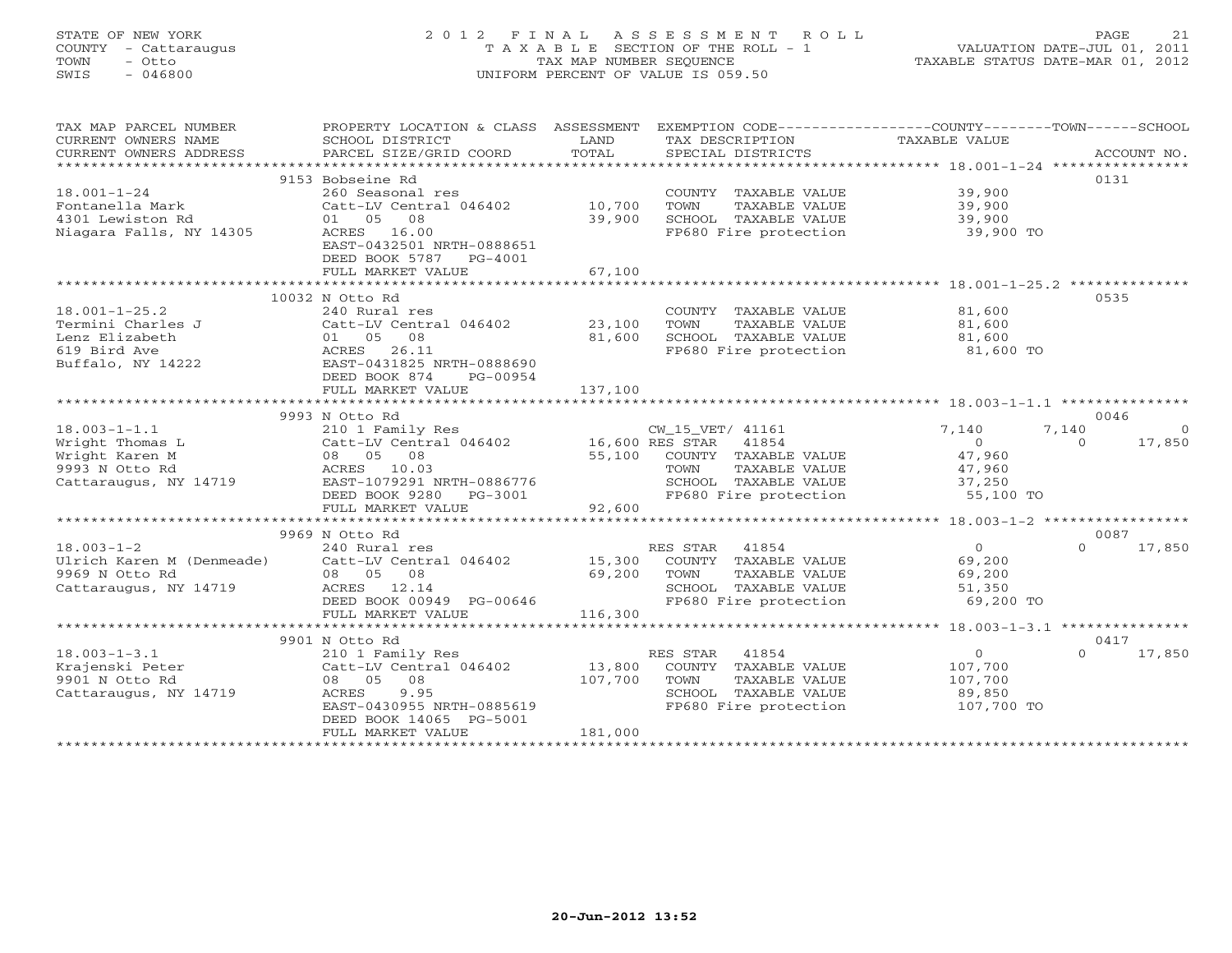STATE OF NEW YORK
COUNTY - Cattaraugus
TOWN - Otto
SWIS - 046800

2012 FINAL ASSESSMENT ROLL
TAXABLE SECTION OF THE ROLL - 1
TAX MAP NUMBER SEQUENCE
UNIFORM PERCENT OF VALUE IS 059.50

VALUATION DATE-JUL 01, 2011
TAXABLE STATUS DATE-MAR 01, 2012

| TAX MAP PARCEL NUMBER / CURRENT OWNERS NAME / CURRENT OWNERS ADDRESS | PROPERTY LOCATION & CLASS / SCHOOL DISTRICT / PARCEL SIZE/GRID COORD | ASSESSMENT LAND / TOTAL | EXEMPTION CODE / TAX DESCRIPTION / SPECIAL DISTRICTS | COUNTY TAXABLE VALUE | TOWN | SCHOOL / ACCOUNT NO. |
|---|---|---|---|---|---|---|
| **18.001-1-24** | 9153 Bobseine Rd | | | | | 0131 |
| 18.001-1-24 | 260 Seasonal res | | COUNTY TAXABLE VALUE | 39,900 | | |
| Fontanella Mark | Catt-LV Central 046402 | 10,700 | TOWN TAXABLE VALUE | 39,900 | | |
| 4301 Lewiston Rd | 01 05 08 | 39,900 | SCHOOL TAXABLE VALUE | 39,900 | | |
| Niagara Falls, NY 14305 | ACRES 16.00 | | FP680 Fire protection | 39,900 TO | | |
| | EAST-0432501 NRTH-0888651 | | | | | |
| | DEED BOOK 5787 PG-4001 | | | | | |
| | FULL MARKET VALUE | 67,100 | | | | |
| **18.001-1-25.2** | 10032 N Otto Rd | | | | | 0535 |
| 18.001-1-25.2 | 240 Rural res | | COUNTY TAXABLE VALUE | 81,600 | | |
| Termini Charles J | Catt-LV Central 046402 | 23,100 | TOWN TAXABLE VALUE | 81,600 | | |
| Lenz Elizabeth | 01 05 08 | 81,600 | SCHOOL TAXABLE VALUE | 81,600 | | |
| 619 Bird Ave | ACRES 26.11 | | FP680 Fire protection | 81,600 TO | | |
| Buffalo, NY 14222 | EAST-0431825 NRTH-0888690 | | | | | |
| | DEED BOOK 874 PG-00954 | | | | | |
| | FULL MARKET VALUE | 137,100 | | | | |
| **18.003-1-1.1** | 9993 N Otto Rd | | | | | 0046 |
| 18.003-1-1.1 | 210 1 Family Res | | CW_15_VET/ 41161 | 7,140 | 7,140 | 0 |
| Wright Thomas L | Catt-LV Central 046402 | 16,600 | RES STAR 41854 | 0 | 0 | 17,850 |
| Wright Karen M | 08 05 08 | 55,100 | COUNTY TAXABLE VALUE | 47,960 | | |
| 9993 N Otto Rd | ACRES 10.03 | | TOWN TAXABLE VALUE | 47,960 | | |
| Cattaraugus, NY 14719 | EAST-1079291 NRTH-0886776 | | SCHOOL TAXABLE VALUE | 37,250 | | |
| | DEED BOOK 9280 PG-3001 | | FP680 Fire protection | 55,100 TO | | |
| | FULL MARKET VALUE | 92,600 | | | | |
| **18.003-1-2** | 9969 N Otto Rd | | | | | 0087 |
| 18.003-1-2 | 240 Rural res | | RES STAR 41854 | 0 | 0 | 17,850 |
| Ulrich Karen M (Denmeade) | Catt-LV Central 046402 | 15,300 | COUNTY TAXABLE VALUE | 69,200 | | |
| 9969 N Otto Rd | 08 05 08 | 69,200 | TOWN TAXABLE VALUE | 69,200 | | |
| Cattaraugus, NY 14719 | ACRES 12.14 | | SCHOOL TAXABLE VALUE | 51,350 | | |
| | DEED BOOK 00949 PG-00646 | | FP680 Fire protection | 69,200 TO | | |
| | FULL MARKET VALUE | 116,300 | | | | |
| **18.003-1-3.1** | 9901 N Otto Rd | | | | | 0417 |
| 18.003-1-3.1 | 210 1 Family Res | | RES STAR 41854 | 0 | 0 | 17,850 |
| Krajenski Peter | Catt-LV Central 046402 | 13,800 | COUNTY TAXABLE VALUE | 107,700 | | |
| 9901 N Otto Rd | 08 05 08 | 107,700 | TOWN TAXABLE VALUE | 107,700 | | |
| Cattaraugus, NY 14719 | ACRES 9.95 | | SCHOOL TAXABLE VALUE | 89,850 | | |
| | EAST-0430955 NRTH-0885619 | | FP680 Fire protection | 107,700 TO | | |
| | DEED BOOK 14065 PG-5001 | | | | | |
| | FULL MARKET VALUE | 181,000 | | | | |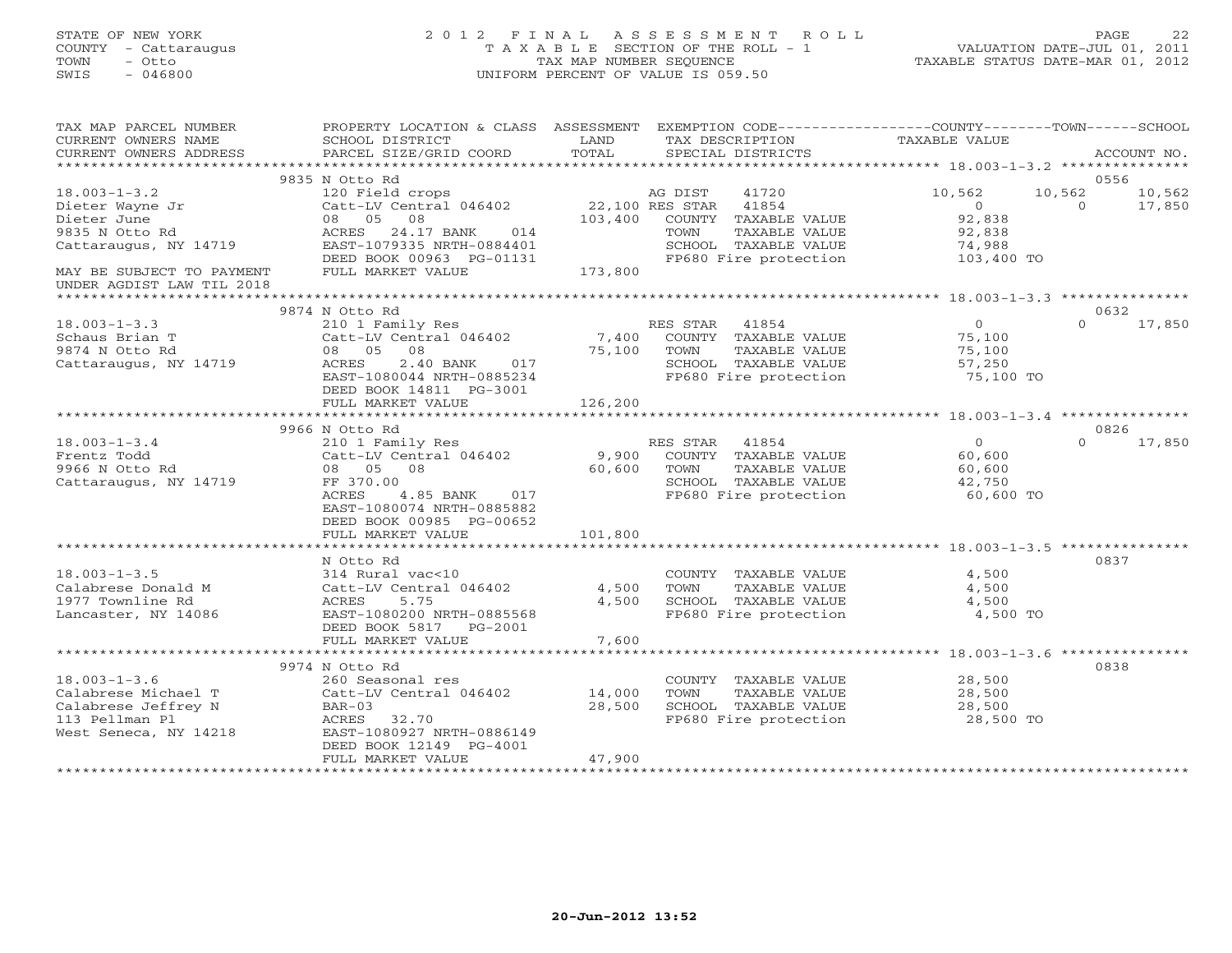STATE OF NEW YORK
COUNTY - Cattaraugus
TOWN - Otto
SWIS - 046800

# 2012 FINAL ASSESSMENT ROLL

TAXABLE SECTION OF THE ROLL - 1
TAX MAP NUMBER SEQUENCE
UNIFORM PERCENT OF VALUE IS 059.50

VALUATION DATE-JUL 01, 2011
TAXABLE STATUS DATE-MAR 01, 2012

| TAX MAP PARCEL NUMBER / CURRENT OWNERS NAME / CURRENT OWNERS ADDRESS | PROPERTY LOCATION & CLASS / SCHOOL DISTRICT / PARCEL SIZE/GRID COORD | ASSESSMENT LAND / TOTAL | EXEMPTION CODE / TAX DESCRIPTION / SPECIAL DISTRICTS | COUNTY TAXABLE VALUE | TOWN | SCHOOL | ACCOUNT NO. |
|---|---|---|---|---|---|---|---|
| 18.003-1-3.2 | 9835 N Otto Rd | | | | | | 0556 |
| Dieter Wayne Jr | 120 Field crops | | AG DIST 41720 | 10,562 | 10,562 | 10,562 | |
| Dieter June | Catt-LV Central 046402 | 22,100 | RES STAR 41854 | 0 | 0 | 17,850 | |
| 9835 N Otto Rd | 08 05 08 | 103,400 | COUNTY TAXABLE VALUE | 92,838 | | | |
| Cattaraugus, NY 14719 | ACRES 24.17 BANK 014 | | TOWN TAXABLE VALUE | 92,838 | | | |
| | EAST-1079335 NRTH-0884401 | | SCHOOL TAXABLE VALUE | 74,988 | | | |
| | DEED BOOK 00963 PG-01131 | | FP680 Fire protection | 103,400 TO | | | |
| MAY BE SUBJECT TO PAYMENT UNDER AGDIST LAW TIL 2018 | FULL MARKET VALUE | 173,800 | | | | | |
| 18.003-1-3.3 | 9874 N Otto Rd | | | | | | 0632 |
| Schaus Brian T | 210 1 Family Res | | RES STAR 41854 | 0 | 0 | 17,850 | |
| 9874 N Otto Rd | Catt-LV Central 046402 | 7,400 | COUNTY TAXABLE VALUE | 75,100 | | | |
| Cattaraugus, NY 14719 | 08 05 08 | 75,100 | TOWN TAXABLE VALUE | 75,100 | | | |
| | ACRES 2.40 BANK 017 | | SCHOOL TAXABLE VALUE | 57,250 | | | |
| | EAST-1080044 NRTH-0885234 | | FP680 Fire protection | 75,100 TO | | | |
| | DEED BOOK 14811 PG-3001 | | | | | | |
| | FULL MARKET VALUE | 126,200 | | | | | |
| 18.003-1-3.4 | 9966 N Otto Rd | | | | | | 0826 |
| Frentz Todd | 210 1 Family Res | | RES STAR 41854 | 0 | 0 | 17,850 | |
| 9966 N Otto Rd | Catt-LV Central 046402 | 9,900 | COUNTY TAXABLE VALUE | 60,600 | | | |
| Cattaraugus, NY 14719 | 08 05 08 | 60,600 | TOWN TAXABLE VALUE | 60,600 | | | |
| | FF 370.00 | | SCHOOL TAXABLE VALUE | 42,750 | | | |
| | ACRES 4.85 BANK 017 | | FP680 Fire protection | 60,600 TO | | | |
| | EAST-1080074 NRTH-0885882 | | | | | | |
| | DEED BOOK 00985 PG-00652 | | | | | | |
| | FULL MARKET VALUE | 101,800 | | | | | |
| 18.003-1-3.5 | N Otto Rd | | | | | | 0837 |
| Calabrese Donald M | 314 Rural vac<10 | | COUNTY TAXABLE VALUE | 4,500 | | | |
| 1977 Townline Rd | Catt-LV Central 046402 | 4,500 | TOWN TAXABLE VALUE | 4,500 | | | |
| Lancaster, NY 14086 | ACRES 5.75 | 4,500 | SCHOOL TAXABLE VALUE | 4,500 | | | |
| | EAST-1080200 NRTH-0885568 | | FP680 Fire protection | 4,500 TO | | | |
| | DEED BOOK 5817 PG-2001 | | | | | | |
| | FULL MARKET VALUE | 7,600 | | | | | |
| 18.003-1-3.6 | 9974 N Otto Rd | | | | | | 0838 |
| Calabrese Michael T | 260 Seasonal res | | COUNTY TAXABLE VALUE | 28,500 | | | |
| Calabrese Jeffrey N | Catt-LV Central 046402 | 14,000 | TOWN TAXABLE VALUE | 28,500 | | | |
| 113 Pellman Pl | BAR-03 | 28,500 | SCHOOL TAXABLE VALUE | 28,500 | | | |
| West Seneca, NY 14218 | ACRES 32.70 | | FP680 Fire protection | 28,500 TO | | | |
| | EAST-1080927 NRTH-0886149 | | | | | | |
| | DEED BOOK 12149 PG-4001 | | | | | | |
| | FULL MARKET VALUE | 47,900 | | | | | |

20-Jun-2012 13:52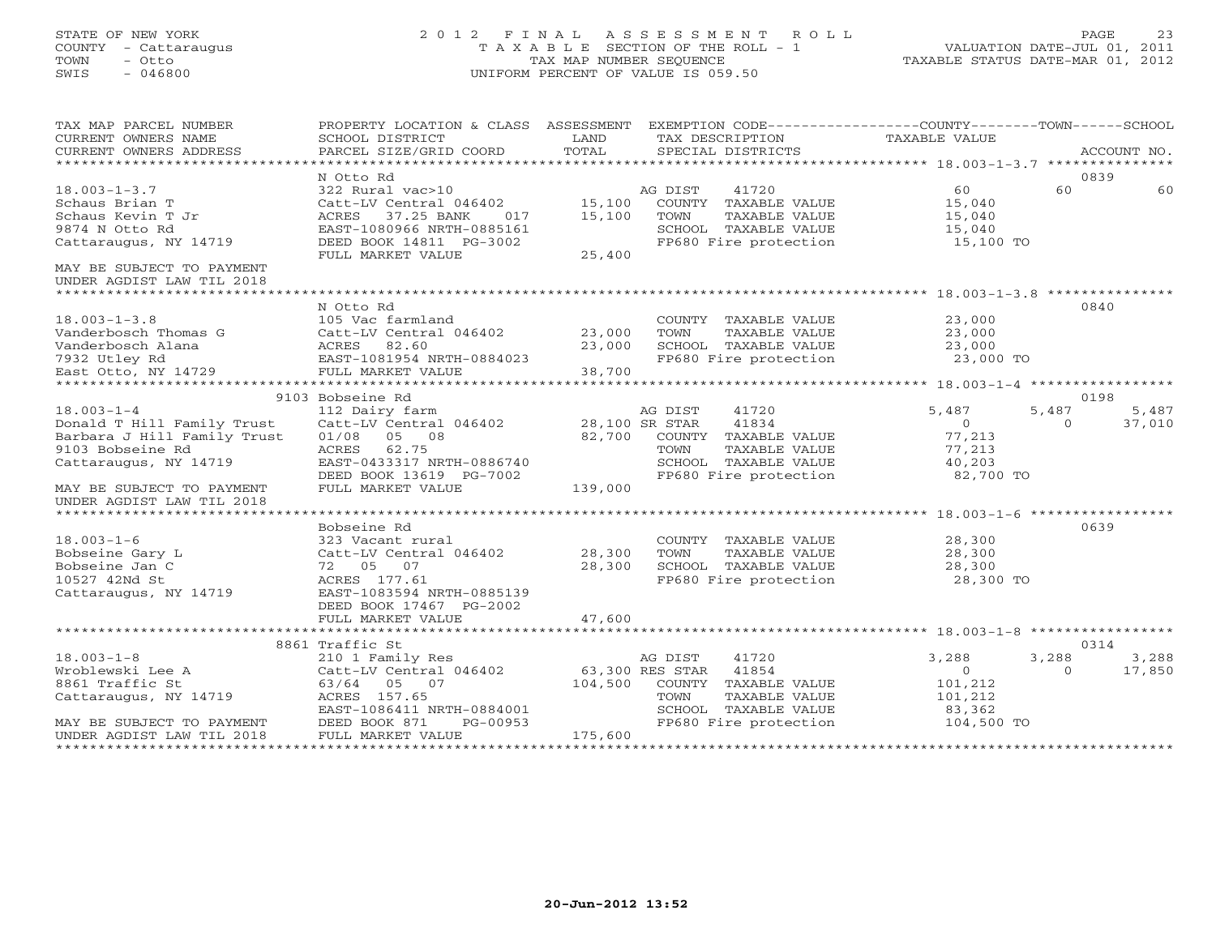STATE OF NEW YORK
COUNTY - Cattaraugus
TOWN - Otto
SWIS - 046800

# 2012 FINAL ASSESSMENT ROLL
TAXABLE SECTION OF THE ROLL - 1
TAX MAP NUMBER SEQUENCE
UNIFORM PERCENT OF VALUE IS 059.50

VALUATION DATE-JUL 01, 2011
TAXABLE STATUS DATE-MAR 01, 2012

```
TAX MAP PARCEL NUMBER      PROPERTY LOCATION & CLASS  ASSESSMENT  EXEMPTION CODE-----------------COUNTY--------TOWN------SCHOOL
CURRENT OWNERS NAME        SCHOOL DISTRICT               LAND      TAX DESCRIPTION              TAXABLE VALUE
CURRENT OWNERS ADDRESS     PARCEL SIZE/GRID COORD        TOTAL     SPECIAL DISTRICTS                                    ACCOUNT NO.
******************************************************************************************************* 18.003-1-3.7 ***************
                           N Otto Rd                                                                                    0839
18.003-1-3.7               322 Rural vac>10                        AG DIST    41720              60          60            60
Schaus Brian T             Catt-LV Central 046402       15,100    COUNTY  TAXABLE VALUE          15,040
Schaus Kevin T Jr          ACRES  37.25 BANK     017    15,100    TOWN    TAXABLE VALUE          15,040
9874 N Otto Rd             EAST-1080966 NRTH-0885161               SCHOOL  TAXABLE VALUE          15,040
Cattaraugus, NY 14719      DEED BOOK 14811  PG-3002                FP680 Fire protection          15,100 TO
                           FULL MARKET VALUE            25,400
MAY BE SUBJECT TO PAYMENT
UNDER AGDIST LAW TIL 2018
******************************************************************************************************* 18.003-1-3.8 ***************
                           N Otto Rd                                                                                    0840
18.003-1-3.8               105 Vac farmland                        COUNTY  TAXABLE VALUE          23,000
Vanderbosch Thomas G       Catt-LV Central 046402       23,000    TOWN    TAXABLE VALUE          23,000
Vanderbosch Alana          ACRES  82.60                 23,000    SCHOOL  TAXABLE VALUE          23,000
7932 Utley Rd              EAST-1081954 NRTH-0884023               FP680 Fire protection          23,000 TO
East Otto, NY 14729        FULL MARKET VALUE            38,700
******************************************************************************************************* 18.003-1-4 *****************
                       9103 Bobseine Rd                                                                                 0198
18.003-1-4                 112 Dairy farm                          AG DIST    41720           5,487       5,487         5,487
Donald T Hill Family Trust Catt-LV Central 046402       28,100 SR STAR    41834                   0           0        37,010
Barbara J Hill Family Trust 01/08    05    08           82,700    COUNTY  TAXABLE VALUE          77,213
9103 Bobseine Rd           ACRES  62.75                            TOWN    TAXABLE VALUE          77,213
Cattaraugus, NY 14719      EAST-0433317 NRTH-0886740               SCHOOL  TAXABLE VALUE          40,203
                           DEED BOOK 13619  PG-7002                FP680 Fire protection          82,700 TO
MAY BE SUBJECT TO PAYMENT  FULL MARKET VALUE           139,000
UNDER AGDIST LAW TIL 2018
******************************************************************************************************* 18.003-1-6 *****************
                           Bobseine Rd                                                                                  0639
18.003-1-6                 323 Vacant rural                        COUNTY  TAXABLE VALUE          28,300
Bobseine Gary L            Catt-LV Central 046402       28,300    TOWN    TAXABLE VALUE          28,300
Bobseine Jan C             72    05    07               28,300    SCHOOL  TAXABLE VALUE          28,300
10527 42Nd St              ACRES 177.61                            FP680 Fire protection          28,300 TO
Cattaraugus, NY 14719      EAST-1083594 NRTH-0885139
                           DEED BOOK 17467  PG-2002
                           FULL MARKET VALUE            47,600
******************************************************************************************************* 18.003-1-8 *****************
                       8861 Traffic St                                                                                  0314
18.003-1-8                 210 1 Family Res                        AG DIST    41720           3,288       3,288         3,288
Wroblewski Lee A           Catt-LV Central 046402       63,300 RES STAR   41854                   0           0        17,850
8861 Traffic St            63/64    05    07           104,500    COUNTY  TAXABLE VALUE         101,212
Cattaraugus, NY 14719      ACRES 157.65                            TOWN    TAXABLE VALUE         101,212
                           EAST-1086411 NRTH-0884001               SCHOOL  TAXABLE VALUE          83,362
MAY BE SUBJECT TO PAYMENT  DEED BOOK 871     PG-00953              FP680 Fire protection         104,500 TO
UNDER AGDIST LAW TIL 2018  FULL MARKET VALUE           175,600
************************************************************************************************************************************
```

20-Jun-2012 13:52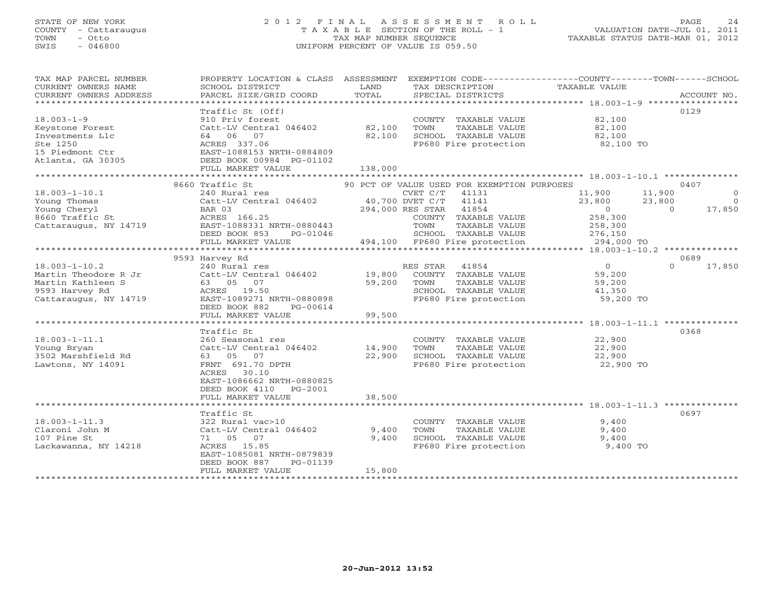STATE OF NEW YORK
COUNTY - Cattaraugus
TOWN - Otto
SWIS - 046800

2 0 1 2 F I N A L A S S E S S M E N T R O L L
T A X A B L E SECTION OF THE ROLL - 1
TAX MAP NUMBER SEQUENCE
UNIFORM PERCENT OF VALUE IS 059.50

VALUATION DATE-JUL 01, 2011
TAXABLE STATUS DATE-MAR 01, 2012

| TAX MAP PARCEL NUMBER / CURRENT OWNERS NAME / CURRENT OWNERS ADDRESS | PROPERTY LOCATION & CLASS / SCHOOL DISTRICT / PARCEL SIZE/GRID COORD | ASSESSMENT LAND / TOTAL | EXEMPTION CODE / TAX DESCRIPTION / SPECIAL DISTRICTS | COUNTY TAXABLE VALUE | TOWN | SCHOOL | ACCOUNT NO. |
|---|---|---|---|---|---|---|---|
| 18.003-1-9 | Traffic St (Off) | | | | | | 0129 |
| Keystone Forest | 910 Priv forest | | COUNTY TAXABLE VALUE | 82,100 | | | |
| Investments Llc | Catt-LV Central 046402 | 82,100 | TOWN TAXABLE VALUE | 82,100 | | | |
| Ste 1250 | 64 06 07 | 82,100 | SCHOOL TAXABLE VALUE | 82,100 | | | |
| 15 Piedmont Ctr | ACRES 337.06 | | FP680 Fire protection | 82,100 TO | | | |
| Atlanta, GA 30305 | EAST-1088153 NRTH-0884809 | | | | | | |
| | DEED BOOK 00984 PG-01102 | | | | | | |
| | FULL MARKET VALUE | 138,000 | | | | | |
| 18.003-1-10.1 | 8660 Traffic St | | 90 PCT OF VALUE USED FOR EXEMPTION PURPOSES | | | | 0407 |
| Young Thomas | 240 Rural res | | CVET C/T 41131 | 11,900 | 11,900 | 0 | |
| Young Cheryl | Catt-LV Central 046402 | 40,700 | DVET C/T 41141 | 23,800 | 23,800 | 0 | |
| 8660 Traffic St | BAR 03 | 294,000 | RES STAR 41854 | 0 | 0 | 17,850 | |
| Cattaraugus, NY 14719 | ACRES 166.25 | | COUNTY TAXABLE VALUE | 258,300 | | | |
| | EAST-1088331 NRTH-0880443 | | TOWN TAXABLE VALUE | 258,300 | | | |
| | DEED BOOK 853 PG-01046 | | SCHOOL TAXABLE VALUE | 276,150 | | | |
| | FULL MARKET VALUE | 494,100 | FP680 Fire protection | 294,000 TO | | | |
| 18.003-1-10.2 | 9593 Harvey Rd | | | | | | 0689 |
| Martin Theodore R Jr | 240 Rural res | | RES STAR 41854 | 0 | 0 | 17,850 | |
| Martin Kathleen S | Catt-LV Central 046402 | 19,800 | COUNTY TAXABLE VALUE | 59,200 | | | |
| 9593 Harvey Rd | 63 05 07 | 59,200 | TOWN TAXABLE VALUE | 59,200 | | | |
| Cattaraugus, NY 14719 | ACRES 19.50 | | SCHOOL TAXABLE VALUE | 41,350 | | | |
| | EAST-1089271 NRTH-0880898 | | FP680 Fire protection | 59,200 TO | | | |
| | DEED BOOK 882 PG-00614 | | | | | | |
| | FULL MARKET VALUE | 99,500 | | | | | |
| 18.003-1-11.1 | Traffic St | | | | | | 0368 |
| Young Bryan | 260 Seasonal res | | COUNTY TAXABLE VALUE | 22,900 | | | |
| 3502 Marshfield Rd | Catt-LV Central 046402 | 14,900 | TOWN TAXABLE VALUE | 22,900 | | | |
| Lawtons, NY 14091 | 63 05 07 | 22,900 | SCHOOL TAXABLE VALUE | 22,900 | | | |
| | FRNT 691.70 DPTH | | FP680 Fire protection | 22,900 TO | | | |
| | ACRES 30.10 | | | | | | |
| | EAST-1086662 NRTH-0880825 | | | | | | |
| | DEED BOOK 4110 PG-2001 | | | | | | |
| | FULL MARKET VALUE | 38,500 | | | | | |
| 18.003-1-11.3 | Traffic St | | | | | | 0697 |
| Claroni John M | 322 Rural vac>10 | | COUNTY TAXABLE VALUE | 9,400 | | | |
| 107 Pine St | Catt-LV Central 046402 | 9,400 | TOWN TAXABLE VALUE | 9,400 | | | |
| Lackawanna, NY 14218 | 71 05 07 | 9,400 | SCHOOL TAXABLE VALUE | 9,400 | | | |
| | ACRES 15.85 | | FP680 Fire protection | 9,400 TO | | | |
| | EAST-1085081 NRTH-0879839 | | | | | | |
| | DEED BOOK 887 PG-01139 | | | | | | |
| | FULL MARKET VALUE | 15,800 | | | | | |

20-Jun-2012 13:52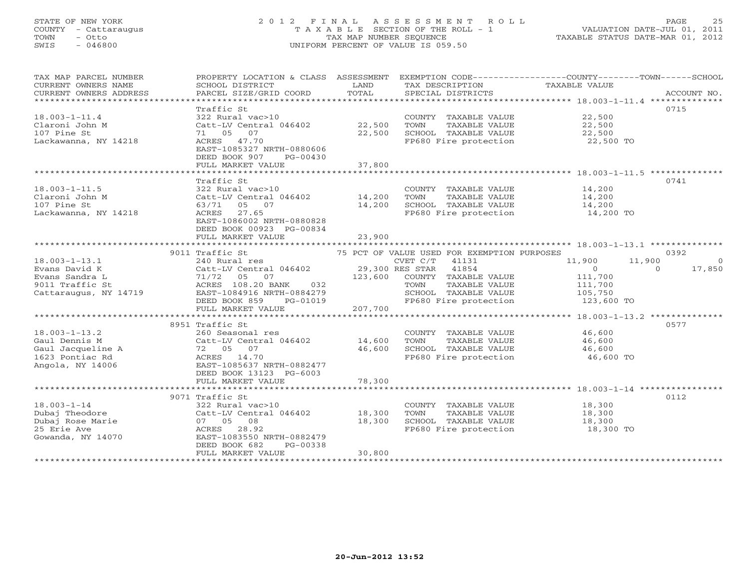STATE OF NEW YORK
COUNTY - Cattaraugus
TOWN - Otto
SWIS - 046800

# 2012 FINAL ASSESSMENT ROLL
TAXABLE SECTION OF THE ROLL - 1
TAX MAP NUMBER SEQUENCE
UNIFORM PERCENT OF VALUE IS 059.50

VALUATION DATE-JUL 01, 2011
TAXABLE STATUS DATE-MAR 01, 2012

| TAX MAP PARCEL NUMBER / CURRENT OWNERS NAME / CURRENT OWNERS ADDRESS | PROPERTY LOCATION & CLASS / SCHOOL DISTRICT / PARCEL SIZE/GRID COORD | ASSESSMENT LAND / TOTAL | EXEMPTION CODE / TAX DESCRIPTION / SPECIAL DISTRICTS | COUNTY TAXABLE VALUE | TOWN | SCHOOL | ACCOUNT NO. |
|---|---|---|---|---|---|---|---|
| **18.003-1-11.4** | Traffic St | | | | | | 0715 |
| 18.003-1-11.4 | 322 Rural vac>10 | | COUNTY TAXABLE VALUE | 22,500 | | | |
| Claroni John M | Catt-LV Central 046402 | 22,500 | TOWN TAXABLE VALUE | 22,500 | | | |
| 107 Pine St | 71 05 07 | 22,500 | SCHOOL TAXABLE VALUE | 22,500 | | | |
| Lackawanna, NY 14218 | ACRES 47.70 | | FP680 Fire protection | 22,500 TO | | | |
| | EAST-1085327 NRTH-0880606 | | | | | | |
| | DEED BOOK 907 PG-00430 | | | | | | |
| | FULL MARKET VALUE | 37,800 | | | | | |
| **18.003-1-11.5** | Traffic St | | | | | | 0741 |
| 18.003-1-11.5 | 322 Rural vac>10 | | COUNTY TAXABLE VALUE | 14,200 | | | |
| Claroni John M | Catt-LV Central 046402 | 14,200 | TOWN TAXABLE VALUE | 14,200 | | | |
| 107 Pine St | 63/71 05 07 | 14,200 | SCHOOL TAXABLE VALUE | 14,200 | | | |
| Lackawanna, NY 14218 | ACRES 27.65 | | FP680 Fire protection | 14,200 TO | | | |
| | EAST-1086002 NRTH-0880828 | | | | | | |
| | DEED BOOK 00923 PG-00834 | | | | | | |
| | FULL MARKET VALUE | 23,900 | | | | | |
| **18.003-1-13.1** | 9011 Traffic St | | 75 PCT OF VALUE USED FOR EXEMPTION PURPOSES | | | | 0392 |
| 18.003-1-13.1 | 240 Rural res | | CVET C/T 41131 | 11,900 | 11,900 | 0 | |
| Evans David K | Catt-LV Central 046402 | 29,300 | RES STAR 41854 | 0 | 0 | 17,850 | |
| Evans Sandra L | 71/72 05 07 | 123,600 | COUNTY TAXABLE VALUE | 111,700 | | | |
| 9011 Traffic St | ACRES 108.20 BANK 032 | | TOWN TAXABLE VALUE | 111,700 | | | |
| Cattaraugus, NY 14719 | EAST-1084916 NRTH-0884279 | | SCHOOL TAXABLE VALUE | 105,750 | | | |
| | DEED BOOK 859 PG-01019 | | FP680 Fire protection | 123,600 TO | | | |
| | FULL MARKET VALUE | 207,700 | | | | | |
| **18.003-1-13.2** | 8951 Traffic St | | | | | | 0577 |
| 18.003-1-13.2 | 260 Seasonal res | | COUNTY TAXABLE VALUE | 46,600 | | | |
| Gaul Dennis M | Catt-LV Central 046402 | 14,600 | TOWN TAXABLE VALUE | 46,600 | | | |
| Gaul Jacqueline A | 72 05 07 | 46,600 | SCHOOL TAXABLE VALUE | 46,600 | | | |
| 1623 Pontiac Rd | ACRES 14.70 | | FP680 Fire protection | 46,600 TO | | | |
| Angola, NY 14006 | EAST-1085637 NRTH-0882477 | | | | | | |
| | DEED BOOK 13123 PG-6003 | | | | | | |
| | FULL MARKET VALUE | 78,300 | | | | | |
| **18.003-1-14** | 9071 Traffic St | | | | | | 0112 |
| 18.003-1-14 | 322 Rural vac>10 | | COUNTY TAXABLE VALUE | 18,300 | | | |
| Dubaj Theodore | Catt-LV Central 046402 | 18,300 | TOWN TAXABLE VALUE | 18,300 | | | |
| Dubaj Rose Marie | 07 05 08 | 18,300 | SCHOOL TAXABLE VALUE | 18,300 | | | |
| 25 Erie Ave | ACRES 28.92 | | FP680 Fire protection | 18,300 TO | | | |
| Gowanda, NY 14070 | EAST-1083550 NRTH-0882479 | | | | | | |
| | DEED BOOK 682 PG-00338 | | | | | | |
| | FULL MARKET VALUE | 30,800 | | | | | |

20-Jun-2012 13:52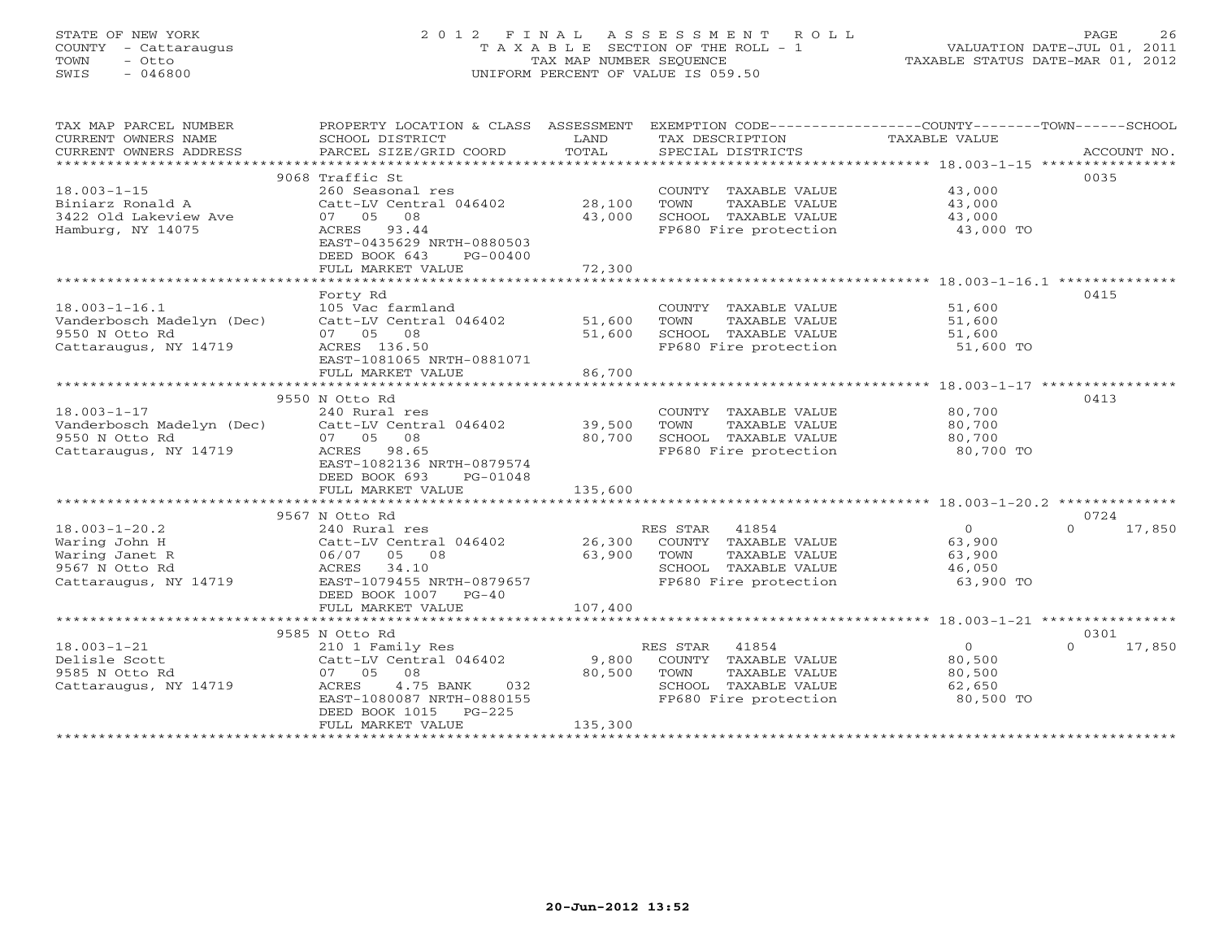STATE OF NEW YORK
COUNTY - Cattaraugus
TOWN - Otto
SWIS - 046800

# 2012 FINAL ASSESSMENT ROLL

TAXABLE SECTION OF THE ROLL - 1
TAX MAP NUMBER SEQUENCE
UNIFORM PERCENT OF VALUE IS 059.50

VALUATION DATE-JUL 01, 2011
TAXABLE STATUS DATE-MAR 01, 2012

| TAX MAP PARCEL NUMBER / CURRENT OWNERS NAME / CURRENT OWNERS ADDRESS | PROPERTY LOCATION & CLASS / SCHOOL DISTRICT / PARCEL SIZE/GRID COORD | ASSESSMENT LAND | TOTAL | EXEMPTION CODE / TAX DESCRIPTION / SPECIAL DISTRICTS | COUNTY / TOWN TAXABLE VALUE | SCHOOL | ACCOUNT NO. |
|---|---|---|---|---|---|---|---|
| 18.003-1-15 | 9068 Traffic St | | | | | | 0035 |
| Biniarz Ronald A | 260 Seasonal res | | | COUNTY TAXABLE VALUE | 43,000 | | |
| 3422 Old Lakeview Ave | Catt-LV Central 046402 | 28,100 | | TOWN TAXABLE VALUE | 43,000 | | |
| Hamburg, NY 14075 | 07 05 08 | | 43,000 | SCHOOL TAXABLE VALUE | 43,000 | | |
| | ACRES 93.44 | | | FP680 Fire protection | 43,000 TO | | |
| | EAST-0435629 NRTH-0880503 | | | | | | |
| | DEED BOOK 643 PG-00400 | | | | | | |
| | FULL MARKET VALUE | | 72,300 | | | | |
| 18.003-1-16.1 | Forty Rd | | | | | | 0415 |
| Vanderbosch Madelyn (Dec) | 105 Vac farmland | | | COUNTY TAXABLE VALUE | 51,600 | | |
| 9550 N Otto Rd | Catt-LV Central 046402 | 51,600 | | TOWN TAXABLE VALUE | 51,600 | | |
| Cattaraugus, NY 14719 | 07 05 08 | | 51,600 | SCHOOL TAXABLE VALUE | 51,600 | | |
| | ACRES 136.50 | | | FP680 Fire protection | 51,600 TO | | |
| | EAST-1081065 NRTH-0881071 | | | | | | |
| | FULL MARKET VALUE | | 86,700 | | | | |
| 18.003-1-17 | 9550 N Otto Rd | | | | | | 0413 |
| Vanderbosch Madelyn (Dec) | 240 Rural res | | | COUNTY TAXABLE VALUE | 80,700 | | |
| 9550 N Otto Rd | Catt-LV Central 046402 | 39,500 | | TOWN TAXABLE VALUE | 80,700 | | |
| Cattaraugus, NY 14719 | 07 05 08 | | 80,700 | SCHOOL TAXABLE VALUE | 80,700 | | |
| | ACRES 98.65 | | | FP680 Fire protection | 80,700 TO | | |
| | EAST-1082136 NRTH-0879574 | | | | | | |
| | DEED BOOK 693 PG-01048 | | | | | | |
| | FULL MARKET VALUE | | 135,600 | | | | |
| 18.003-1-20.2 | 9567 N Otto Rd | | | | | | 0724 |
| Waring John H | 240 Rural res | | | RES STAR 41854 | 0 | 17,850 | |
| Waring Janet R | Catt-LV Central 046402 | 26,300 | | COUNTY TAXABLE VALUE | 63,900 | | |
| 9567 N Otto Rd | 06/07 05 08 | | 63,900 | TOWN TAXABLE VALUE | 63,900 | | |
| Cattaraugus, NY 14719 | ACRES 34.10 | | | SCHOOL TAXABLE VALUE | 46,050 | | |
| | EAST-1079455 NRTH-0879657 | | | FP680 Fire protection | 63,900 TO | | |
| | DEED BOOK 1007 PG-40 | | | | | | |
| | FULL MARKET VALUE | | 107,400 | | | | |
| 18.003-1-21 | 9585 N Otto Rd | | | | | | 0301 |
| Delisle Scott | 210 1 Family Res | | | RES STAR 41854 | 0 | 17,850 | |
| 9585 N Otto Rd | Catt-LV Central 046402 | 9,800 | | COUNTY TAXABLE VALUE | 80,500 | | |
| Cattaraugus, NY 14719 | 07 05 08 | | 80,500 | TOWN TAXABLE VALUE | 80,500 | | |
| | ACRES 4.75 BANK 032 | | | SCHOOL TAXABLE VALUE | 62,650 | | |
| | EAST-1080087 NRTH-0880155 | | | FP680 Fire protection | 80,500 TO | | |
| | DEED BOOK 1015 PG-225 | | | | | | |
| | FULL MARKET VALUE | | 135,300 | | | | |

20-Jun-2012 13:52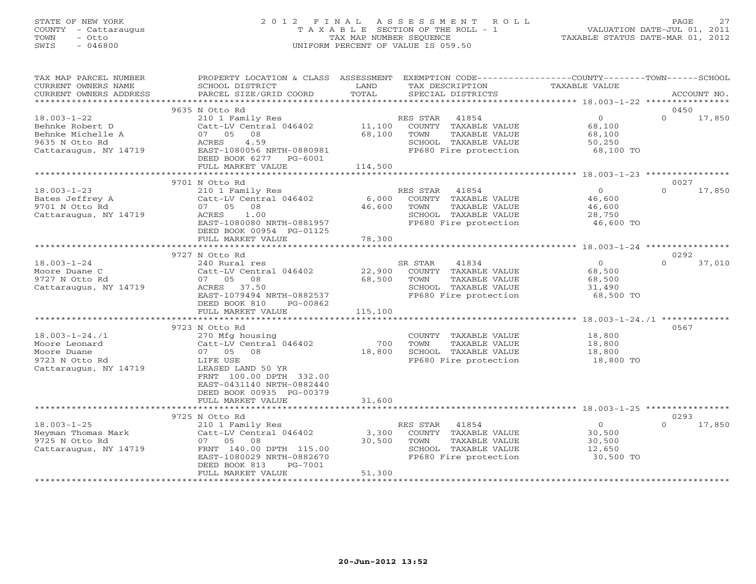STATE OF NEW YORK
COUNTY - Cattaraugus
TOWN - Otto
SWIS - 046800

# 2012 FINAL ASSESSMENT ROLL

TAXABLE SECTION OF THE ROLL - 1
TAX MAP NUMBER SEQUENCE
UNIFORM PERCENT OF VALUE IS 059.50

VALUATION DATE-JUL 01, 2011
TAXABLE STATUS DATE-MAR 01, 2012

| TAX MAP PARCEL NUMBER / CURRENT OWNERS NAME / CURRENT OWNERS ADDRESS | PROPERTY LOCATION & CLASS / SCHOOL DISTRICT / PARCEL SIZE/GRID COORD | ASSESSMENT LAND / TOTAL | EXEMPTION CODE / TAX DESCRIPTION / SPECIAL DISTRICTS | COUNTY / TOWN / SCHOOL TAXABLE VALUE | ACCOUNT NO. |
|---|---|---|---|---|---|
| | 9635 N Otto Rd | | | | 0450 |
| 18.003-1-22 | 210 1 Family Res | | RES STAR 41854 | 0 | 0 17,850 |
| Behnke Robert D | Catt-LV Central 046402 | 11,100 | COUNTY TAXABLE VALUE | 68,100 | |
| Behnke Michelle A | 07 05 08 | 68,100 | TOWN TAXABLE VALUE | 68,100 | |
| 9635 N Otto Rd | ACRES 4.59 | | SCHOOL TAXABLE VALUE | 50,250 | |
| Cattaraugus, NY 14719 | EAST-1080056 NRTH-0880981 | | FP680 Fire protection | 68,100 TO | |
| | DEED BOOK 6277 PG-6001 | | | | |
| | FULL MARKET VALUE | 114,500 | | | |
| | 9701 N Otto Rd | | | | 0027 |
| 18.003-1-23 | 210 1 Family Res | | RES STAR 41854 | 0 | 0 17,850 |
| Bates Jeffrey A | Catt-LV Central 046402 | 6,000 | COUNTY TAXABLE VALUE | 46,600 | |
| 9701 N Otto Rd | 07 05 08 | 46,600 | TOWN TAXABLE VALUE | 46,600 | |
| Cattaraugus, NY 14719 | ACRES 1.00 | | SCHOOL TAXABLE VALUE | 28,750 | |
| | EAST-1080080 NRTH-0881957 | | FP680 Fire protection | 46,600 TO | |
| | DEED BOOK 00954 PG-01125 | | | | |
| | FULL MARKET VALUE | 78,300 | | | |
| | 9727 N Otto Rd | | | | 0292 |
| 18.003-1-24 | 240 Rural res | | SR STAR 41834 | 0 | 0 37,010 |
| Moore Duane C | Catt-LV Central 046402 | 22,900 | COUNTY TAXABLE VALUE | 68,500 | |
| 9727 N Otto Rd | 07 05 08 | 68,500 | TOWN TAXABLE VALUE | 68,500 | |
| Cattaraugus, NY 14719 | ACRES 37.50 | | SCHOOL TAXABLE VALUE | 31,490 | |
| | EAST-1079494 NRTH-0882537 | | FP680 Fire protection | 68,500 TO | |
| | DEED BOOK 810 PG-00862 | | | | |
| | FULL MARKET VALUE | 115,100 | | | |
| | 9723 N Otto Rd | | | | 0567 |
| 18.003-1-24./1 | 270 Mfg housing | | COUNTY TAXABLE VALUE | 18,800 | |
| Moore Leonard | Catt-LV Central 046402 | 700 | TOWN TAXABLE VALUE | 18,800 | |
| Moore Duane | 07 05 08 | 18,800 | SCHOOL TAXABLE VALUE | 18,800 | |
| 9723 N Otto Rd | LIFE USE | | FP680 Fire protection | 18,800 TO | |
| Cattaraugus, NY 14719 | LEASED LAND 50 YR | | | | |
| | FRNT 100.00 DPTH 332.00 | | | | |
| | EAST-0431140 NRTH-0882440 | | | | |
| | DEED BOOK 00935 PG-00379 | | | | |
| | FULL MARKET VALUE | 31,600 | | | |
| | 9725 N Otto Rd | | | | 0293 |
| 18.003-1-25 | 210 1 Family Res | | RES STAR 41854 | 0 | 0 17,850 |
| Neyman Thomas Mark | Catt-LV Central 046402 | 3,300 | COUNTY TAXABLE VALUE | 30,500 | |
| 9725 N Otto Rd | 07 05 08 | 30,500 | TOWN TAXABLE VALUE | 30,500 | |
| Cattaraugus, NY 14719 | FRNT 140.00 DPTH 115.00 | | SCHOOL TAXABLE VALUE | 12,650 | |
| | EAST-1080029 NRTH-0882670 | | FP680 Fire protection | 30,500 TO | |
| | DEED BOOK 813 PG-7001 | | | | |
| | FULL MARKET VALUE | 51,300 | | | |

20-Jun-2012 13:52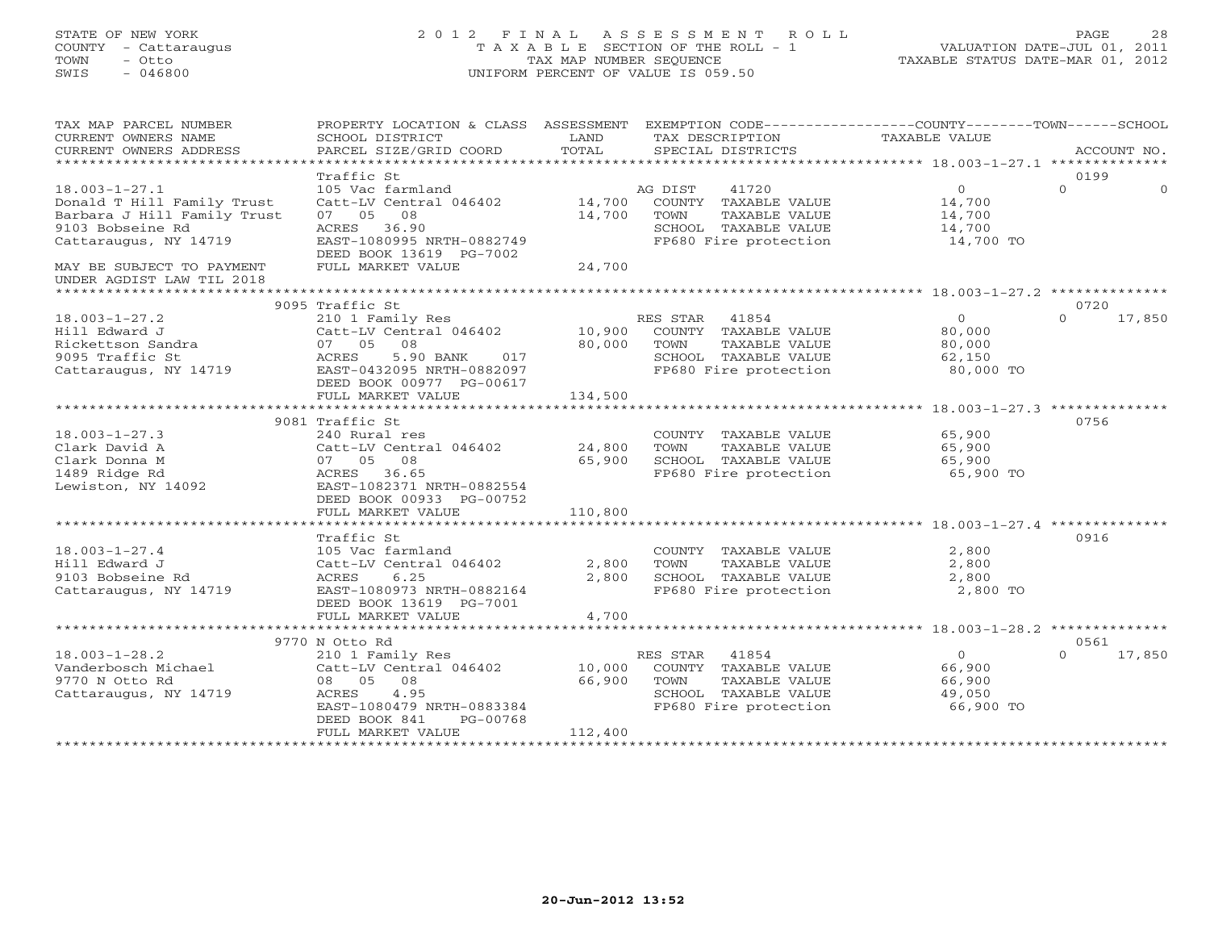STATE OF NEW YORK
COUNTY - Cattaraugus
TOWN - Otto
SWIS - 046800

# 2012 FINAL ASSESSMENT ROLL
TAXABLE SECTION OF THE ROLL - 1
TAX MAP NUMBER SEQUENCE
UNIFORM PERCENT OF VALUE IS 059.50

VALUATION DATE-JUL 01, 2011
TAXABLE STATUS DATE-MAR 01, 2012

| TAX MAP PARCEL NUMBER / CURRENT OWNERS NAME / CURRENT OWNERS ADDRESS | PROPERTY LOCATION & CLASS / SCHOOL DISTRICT / PARCEL SIZE/GRID COORD | ASSESSMENT LAND / TOTAL | EXEMPTION CODE / TAX DESCRIPTION / SPECIAL DISTRICTS | COUNTY TAXABLE VALUE | TOWN | SCHOOL | ACCOUNT NO. |
|---|---|---|---|---|---|---|---|
| 18.003-1-27.1 | Traffic St | | | | | | 0199 |
| Donald T Hill Family Trust | 105 Vac farmland | | AG DIST 41720 | 0 | 0 | 0 | |
| Barbara J Hill Family Trust | Catt-LV Central 046402 | 14,700 | COUNTY TAXABLE VALUE | 14,700 | | | |
| 9103 Bobseine Rd | 07 05 08 | 14,700 | TOWN TAXABLE VALUE | 14,700 | | | |
| Cattaraugus, NY 14719 | ACRES 36.90 | | SCHOOL TAXABLE VALUE | 14,700 | | | |
| | EAST-1080995 NRTH-0882749 | | FP680 Fire protection | 14,700 TO | | | |
| MAY BE SUBJECT TO PAYMENT | DEED BOOK 13619 PG-7002 | | | | | | |
| UNDER AGDIST LAW TIL 2018 | FULL MARKET VALUE | 24,700 | | | | | |
| 18.003-1-27.2 | 9095 Traffic St | | | | | | 0720 |
| Hill Edward J | 210 1 Family Res | | RES STAR 41854 | 0 | 0 | 17,850 | |
| Rickettson Sandra | Catt-LV Central 046402 | 10,900 | COUNTY TAXABLE VALUE | 80,000 | | | |
| 9095 Traffic St | 07 05 08 | 80,000 | TOWN TAXABLE VALUE | 80,000 | | | |
| Cattaraugus, NY 14719 | ACRES 5.90 BANK 017 | | SCHOOL TAXABLE VALUE | 62,150 | | | |
| | EAST-0432095 NRTH-0882097 | | FP680 Fire protection | 80,000 TO | | | |
| | DEED BOOK 00977 PG-00617 | | | | | | |
| | FULL MARKET VALUE | 134,500 | | | | | |
| 18.003-1-27.3 | 9081 Traffic St | | | | | | 0756 |
| Clark David A | 240 Rural res | | COUNTY TAXABLE VALUE | 65,900 | | | |
| Clark Donna M | Catt-LV Central 046402 | 24,800 | TOWN TAXABLE VALUE | 65,900 | | | |
| 1489 Ridge Rd | 07 05 08 | 65,900 | SCHOOL TAXABLE VALUE | 65,900 | | | |
| Lewiston, NY 14092 | ACRES 36.65 | | FP680 Fire protection | 65,900 TO | | | |
| | EAST-1082371 NRTH-0882554 | | | | | | |
| | DEED BOOK 00933 PG-00752 | | | | | | |
| | FULL MARKET VALUE | 110,800 | | | | | |
| 18.003-1-27.4 | Traffic St | | | | | | 0916 |
| Hill Edward J | 105 Vac farmland | | COUNTY TAXABLE VALUE | 2,800 | | | |
| 9103 Bobseine Rd | Catt-LV Central 046402 | 2,800 | TOWN TAXABLE VALUE | 2,800 | | | |
| Cattaraugus, NY 14719 | ACRES 6.25 | 2,800 | SCHOOL TAXABLE VALUE | 2,800 | | | |
| | EAST-1080973 NRTH-0882164 | | FP680 Fire protection | 2,800 TO | | | |
| | DEED BOOK 13619 PG-7001 | | | | | | |
| | FULL MARKET VALUE | 4,700 | | | | | |
| 18.003-1-28.2 | 9770 N Otto Rd | | | | | | 0561 |
| Vanderbosch Michael | 210 1 Family Res | | RES STAR 41854 | 0 | 0 | 17,850 | |
| 9770 N Otto Rd | Catt-LV Central 046402 | 10,000 | COUNTY TAXABLE VALUE | 66,900 | | | |
| Cattaraugus, NY 14719 | 08 05 08 | 66,900 | TOWN TAXABLE VALUE | 66,900 | | | |
| | ACRES 4.95 | | SCHOOL TAXABLE VALUE | 49,050 | | | |
| | EAST-1080479 NRTH-0883384 | | FP680 Fire protection | 66,900 TO | | | |
| | DEED BOOK 841 PG-00768 | | | | | | |
| | FULL MARKET VALUE | 112,400 | | | | | |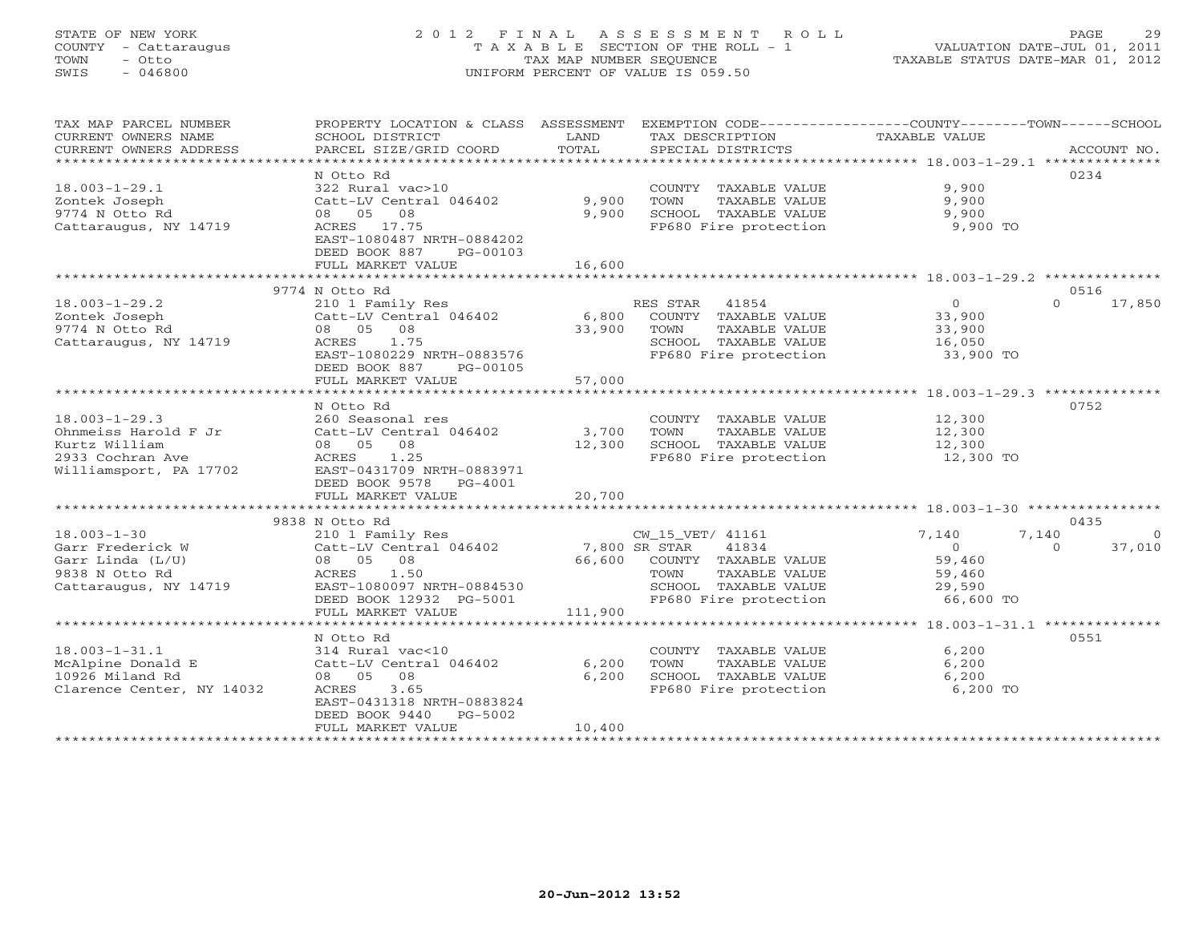STATE OF NEW YORK
COUNTY - Cattaraugus
TOWN - Otto
SWIS - 046800

# 2012 FINAL ASSESSMENT ROLL
TAXABLE SECTION OF THE ROLL - 1
TAX MAP NUMBER SEQUENCE
UNIFORM PERCENT OF VALUE IS 059.50

VALUATION DATE-JUL 01, 2011
TAXABLE STATUS DATE-MAR 01, 2012

| TAX MAP PARCEL NUMBER / CURRENT OWNERS NAME / CURRENT OWNERS ADDRESS | PROPERTY LOCATION & CLASS / SCHOOL DISTRICT / PARCEL SIZE/GRID COORD | ASSESSMENT LAND | TOTAL | EXEMPTION CODE / TAX DESCRIPTION / SPECIAL DISTRICTS | COUNTY TAXABLE VALUE | TOWN | SCHOOL | ACCOUNT NO. |
|---|---|---|---|---|---|---|---|---|
| 18.003-1-29.1 | N Otto Rd | | | | | | | 0234 |
| 18.003-1-29.1 | 322 Rural vac>10 | | | COUNTY TAXABLE VALUE | 9,900 | | | |
| Zontek Joseph | Catt-LV Central 046402 | 9,900 | | TOWN TAXABLE VALUE | 9,900 | | | |
| 9774 N Otto Rd | 08 05 08 | | 9,900 | SCHOOL TAXABLE VALUE | 9,900 | | | |
| Cattaraugus, NY 14719 | ACRES 17.75 | | | FP680 Fire protection | 9,900 TO | | | |
| | EAST-1080487 NRTH-0884202 | | | | | | | |
| | DEED BOOK 887 PG-00103 | | | | | | | |
| | FULL MARKET VALUE | | 16,600 | | | | | |
| 18.003-1-29.2 | 9774 N Otto Rd | | | | | | | 0516 |
| 18.003-1-29.2 | 210 1 Family Res | | | RES STAR 41854 | 0 | 0 | 17,850 | |
| Zontek Joseph | Catt-LV Central 046402 | 6,800 | | COUNTY TAXABLE VALUE | 33,900 | | | |
| 9774 N Otto Rd | 08 05 08 | | 33,900 | TOWN TAXABLE VALUE | 33,900 | | | |
| Cattaraugus, NY 14719 | ACRES 1.75 | | | SCHOOL TAXABLE VALUE | 16,050 | | | |
| | EAST-1080229 NRTH-0883576 | | | FP680 Fire protection | 33,900 TO | | | |
| | DEED BOOK 887 PG-00105 | | | | | | | |
| | FULL MARKET VALUE | | 57,000 | | | | | |
| 18.003-1-29.3 | N Otto Rd | | | | | | | 0752 |
| 18.003-1-29.3 | 260 Seasonal res | | | COUNTY TAXABLE VALUE | 12,300 | | | |
| Ohnmeiss Harold F Jr | Catt-LV Central 046402 | 3,700 | | TOWN TAXABLE VALUE | 12,300 | | | |
| Kurtz William | 08 05 08 | | 12,300 | SCHOOL TAXABLE VALUE | 12,300 | | | |
| 2933 Cochran Ave | ACRES 1.25 | | | FP680 Fire protection | 12,300 TO | | | |
| Williamsport, PA 17702 | EAST-0431709 NRTH-0883971 | | | | | | | |
| | DEED BOOK 9578 PG-4001 | | | | | | | |
| | FULL MARKET VALUE | | 20,700 | | | | | |
| 18.003-1-30 | 9838 N Otto Rd | | | | | | | 0435 |
| 18.003-1-30 | 210 1 Family Res | | | CW_15_VET/ 41161 | 7,140 | 7,140 | 0 | |
| Garr Frederick W | Catt-LV Central 046402 | 7,800 | | SR STAR 41834 | 0 | 0 | 37,010 | |
| Garr Linda (L/U) | 08 05 08 | | 66,600 | COUNTY TAXABLE VALUE | 59,460 | | | |
| 9838 N Otto Rd | ACRES 1.50 | | | TOWN TAXABLE VALUE | 59,460 | | | |
| Cattaraugus, NY 14719 | EAST-1080097 NRTH-0884530 | | | SCHOOL TAXABLE VALUE | 29,590 | | | |
| | DEED BOOK 12932 PG-5001 | | | FP680 Fire protection | 66,600 TO | | | |
| | FULL MARKET VALUE | | 111,900 | | | | | |
| 18.003-1-31.1 | N Otto Rd | | | | | | | 0551 |
| 18.003-1-31.1 | 314 Rural vac<10 | | | COUNTY TAXABLE VALUE | 6,200 | | | |
| McAlpine Donald E | Catt-LV Central 046402 | 6,200 | | TOWN TAXABLE VALUE | 6,200 | | | |
| 10926 Miland Rd | 08 05 08 | | 6,200 | SCHOOL TAXABLE VALUE | 6,200 | | | |
| Clarence Center, NY 14032 | ACRES 3.65 | | | FP680 Fire protection | 6,200 TO | | | |
| | EAST-0431318 NRTH-0883824 | | | | | | | |
| | DEED BOOK 9440 PG-5002 | | | | | | | |
| | FULL MARKET VALUE | | 10,400 | | | | | |

20-Jun-2012 13:52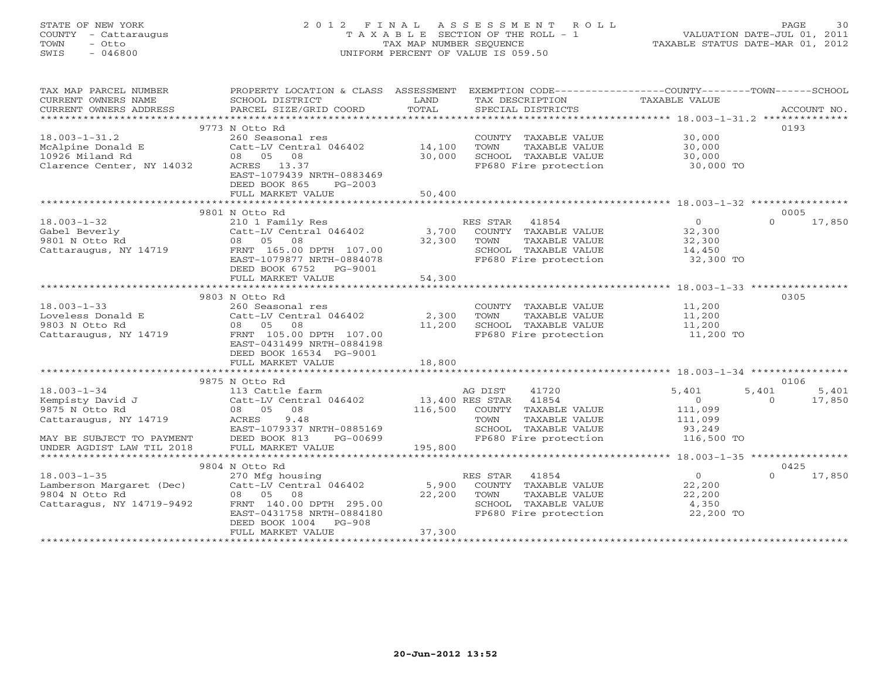STATE OF NEW YORK
COUNTY - Cattaraugus
TOWN - Otto
SWIS - 046800

2012 FINAL ASSESSMENT ROLL
TAXABLE SECTION OF THE ROLL - 1
TAX MAP NUMBER SEQUENCE
UNIFORM PERCENT OF VALUE IS 059.50

VALUATION DATE-JUL 01, 2011
TAXABLE STATUS DATE-MAR 01, 2012

| TAX MAP PARCEL NUMBER / CURRENT OWNERS NAME / CURRENT OWNERS ADDRESS | PROPERTY LOCATION & CLASS / SCHOOL DISTRICT / PARCEL SIZE/GRID COORD | ASSESSMENT LAND / TOTAL | EXEMPTION CODE / TAX DESCRIPTION / SPECIAL DISTRICTS | COUNTY | TOWN | SCHOOL | ACCOUNT NO. |
|---|---|---|---|---|---|---|---|
| 18.003-1-31.2 | 9773 N Otto Rd | | | | | | 0193 |
| McAlpine Donald E | 260 Seasonal res | | COUNTY TAXABLE VALUE | 30,000 | | | |
| 10926 Miland Rd | Catt-LV Central 046402 | 14,100 | TOWN TAXABLE VALUE | | 30,000 | | |
| Clarence Center, NY 14032 | 08 05 08 | 30,000 | SCHOOL TAXABLE VALUE | | | 30,000 | |
| | ACRES 13.37 | | FP680 Fire protection | 30,000 TO | | | |
| | EAST-1079439 NRTH-0883469 | | | | | | |
| | DEED BOOK 865 PG-2003 | | | | | | |
| | FULL MARKET VALUE | 50,400 | | | | | |
| 18.003-1-32 | 9801 N Otto Rd | | | | | | 0005 |
| Gabel Beverly | 210 1 Family Res | | RES STAR 41854 | 0 | 0 | 17,850 | |
| 9801 N Otto Rd | Catt-LV Central 046402 | 3,700 | COUNTY TAXABLE VALUE | 32,300 | | | |
| Cattaraugus, NY 14719 | 08 05 08 | 32,300 | TOWN TAXABLE VALUE | | 32,300 | | |
| | FRNT 165.00 DPTH 107.00 | | SCHOOL TAXABLE VALUE | | | 14,450 | |
| | EAST-1079877 NRTH-0884078 | | FP680 Fire protection | 32,300 TO | | | |
| | DEED BOOK 6752 PG-9001 | | | | | | |
| | FULL MARKET VALUE | 54,300 | | | | | |
| 18.003-1-33 | 9803 N Otto Rd | | | | | | 0305 |
| Loveless Donald E | 260 Seasonal res | | COUNTY TAXABLE VALUE | 11,200 | | | |
| 9803 N Otto Rd | Catt-LV Central 046402 | 2,300 | TOWN TAXABLE VALUE | | 11,200 | | |
| Cattaraugus, NY 14719 | 08 05 08 | 11,200 | SCHOOL TAXABLE VALUE | | | 11,200 | |
| | FRNT 105.00 DPTH 107.00 | | FP680 Fire protection | 11,200 TO | | | |
| | EAST-0431499 NRTH-0884198 | | | | | | |
| | DEED BOOK 16534 PG-9001 | | | | | | |
| | FULL MARKET VALUE | 18,800 | | | | | |
| 18.003-1-34 | 9875 N Otto Rd | | | | | | 0106 |
| Kempisty David J | 113 Cattle farm | | AG DIST 41720 | 5,401 | 5,401 | 5,401 | |
| 9875 N Otto Rd | Catt-LV Central 046402 | 13,400 | RES STAR 41854 | 0 | 0 | 17,850 | |
| Cattaraugus, NY 14719 | 08 05 08 | 116,500 | COUNTY TAXABLE VALUE | 111,099 | | | |
| | ACRES 9.48 | | TOWN TAXABLE VALUE | | 111,099 | | |
| | EAST-1079337 NRTH-0885169 | | SCHOOL TAXABLE VALUE | | | 93,249 | |
| MAY BE SUBJECT TO PAYMENT | DEED BOOK 813 PG-00699 | | FP680 Fire protection | 116,500 TO | | | |
| UNDER AGDIST LAW TIL 2018 | FULL MARKET VALUE | 195,800 | | | | | |
| 18.003-1-35 | 9804 N Otto Rd | | | | | | 0425 |
| Lamberson Margaret (Dec) | 270 Mfg housing | | RES STAR 41854 | 0 | 0 | 17,850 | |
| 9804 N Otto Rd | Catt-LV Central 046402 | 5,900 | COUNTY TAXABLE VALUE | 22,200 | | | |
| Cattaragus, NY 14719-9492 | 08 05 08 | 22,200 | TOWN TAXABLE VALUE | | 22,200 | | |
| | FRNT 140.00 DPTH 295.00 | | SCHOOL TAXABLE VALUE | | | 4,350 | |
| | EAST-0431758 NRTH-0884180 | | FP680 Fire protection | 22,200 TO | | | |
| | DEED BOOK 1004 PG-908 | | | | | | |
| | FULL MARKET VALUE | 37,300 | | | | | |

20-Jun-2012 13:52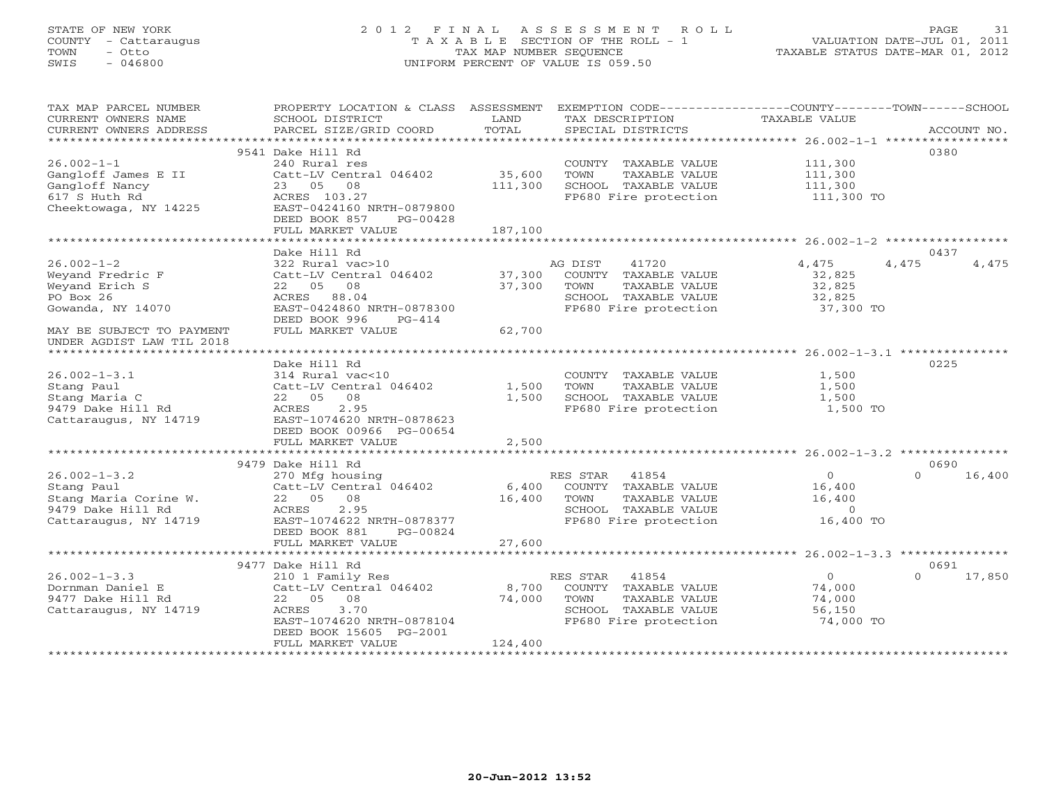STATE OF NEW YORK
COUNTY - Cattaraugus
TOWN - Otto
SWIS - 046800

# 2012 FINAL ASSESSMENT ROLL

TAXABLE SECTION OF THE ROLL - 1
TAX MAP NUMBER SEQUENCE
UNIFORM PERCENT OF VALUE IS 059.50

VALUATION DATE-JUL 01, 2011
TAXABLE STATUS DATE-MAR 01, 2012

| TAX MAP PARCEL NUMBER / CURRENT OWNERS NAME / CURRENT OWNERS ADDRESS | PROPERTY LOCATION & CLASS / SCHOOL DISTRICT / PARCEL SIZE/GRID COORD | ASSESSMENT LAND / TOTAL | EXEMPTION CODE / TAX DESCRIPTION / SPECIAL DISTRICTS | COUNTY | TOWN | SCHOOL | ACCOUNT NO. |
|---|---|---|---|---|---|---|---|
| **26.002-1-1** | 9541 Dake Hill Rd | | | | | | 0380 |
| Gangloff James E II | 240 Rural res | | COUNTY TAXABLE VALUE | 111,300 | | | |
| Gangloff Nancy | Catt-LV Central 046402 | 35,600 | TOWN TAXABLE VALUE | | 111,300 | | |
| 617 S Huth Rd | 23 05 08 | 111,300 | SCHOOL TAXABLE VALUE | | | 111,300 | |
| Cheektowaga, NY 14225 | ACRES 103.27 | | FP680 Fire protection | 111,300 TO | | | |
| | EAST-0424160 NRTH-0879800 | | | | | | |
| | DEED BOOK 857 PG-00428 | | | | | | |
| | FULL MARKET VALUE | 187,100 | | | | | |
| **26.002-1-2** | Dake Hill Rd | | | | | | 0437 |
| Weyand Fredric F | 322 Rural vac>10 | | AG DIST 41720 | 4,475 | 4,475 | 4,475 | |
| Weyand Erich S | Catt-LV Central 046402 | 37,300 | COUNTY TAXABLE VALUE | 32,825 | | | |
| PO Box 26 | 22 05 08 | 37,300 | TOWN TAXABLE VALUE | | 32,825 | | |
| Gowanda, NY 14070 | ACRES 88.04 | | SCHOOL TAXABLE VALUE | | | 32,825 | |
| | EAST-0424860 NRTH-0878300 | | FP680 Fire protection | 37,300 TO | | | |
| | DEED BOOK 996 PG-414 | | | | | | |
| MAY BE SUBJECT TO PAYMENT UNDER AGDIST LAW TIL 2018 | FULL MARKET VALUE | 62,700 | | | | | |
| **26.002-1-3.1** | Dake Hill Rd | | | | | | 0225 |
| Stang Paul | 314 Rural vac<10 | | COUNTY TAXABLE VALUE | 1,500 | | | |
| Stang Maria C | Catt-LV Central 046402 | 1,500 | TOWN TAXABLE VALUE | | 1,500 | | |
| 9479 Dake Hill Rd | 22 05 08 | 1,500 | SCHOOL TAXABLE VALUE | | | 1,500 | |
| Cattaraugus, NY 14719 | ACRES 2.95 | | FP680 Fire protection | 1,500 TO | | | |
| | EAST-1074620 NRTH-0878623 | | | | | | |
| | DEED BOOK 00966 PG-00654 | | | | | | |
| | FULL MARKET VALUE | 2,500 | | | | | |
| **26.002-1-3.2** | 9479 Dake Hill Rd | | | | | | 0690 |
| Stang Paul | 270 Mfg housing | | RES STAR 41854 | 0 | 0 | 16,400 | |
| Stang Maria Corine W. | Catt-LV Central 046402 | 6,400 | COUNTY TAXABLE VALUE | 16,400 | | | |
| 9479 Dake Hill Rd | 22 05 08 | 16,400 | TOWN TAXABLE VALUE | | 16,400 | | |
| Cattaraugus, NY 14719 | ACRES 2.95 | | SCHOOL TAXABLE VALUE | | | 0 | |
| | EAST-1074622 NRTH-0878377 | | FP680 Fire protection | 16,400 TO | | | |
| | DEED BOOK 881 PG-00824 | | | | | | |
| | FULL MARKET VALUE | 27,600 | | | | | |
| **26.002-1-3.3** | 9477 Dake Hill Rd | | | | | | 0691 |
| Dornman Daniel E | 210 1 Family Res | | RES STAR 41854 | 0 | 0 | 17,850 | |
| 9477 Dake Hill Rd | Catt-LV Central 046402 | 8,700 | COUNTY TAXABLE VALUE | 74,000 | | | |
| Cattaraugus, NY 14719 | 22 05 08 | 74,000 | TOWN TAXABLE VALUE | | 74,000 | | |
| | ACRES 3.70 | | SCHOOL TAXABLE VALUE | | | 56,150 | |
| | EAST-1074620 NRTH-0878104 | | FP680 Fire protection | 74,000 TO | | | |
| | DEED BOOK 15605 PG-2001 | | | | | | |
| | FULL MARKET VALUE | 124,400 | | | | | |

20-Jun-2012 13:52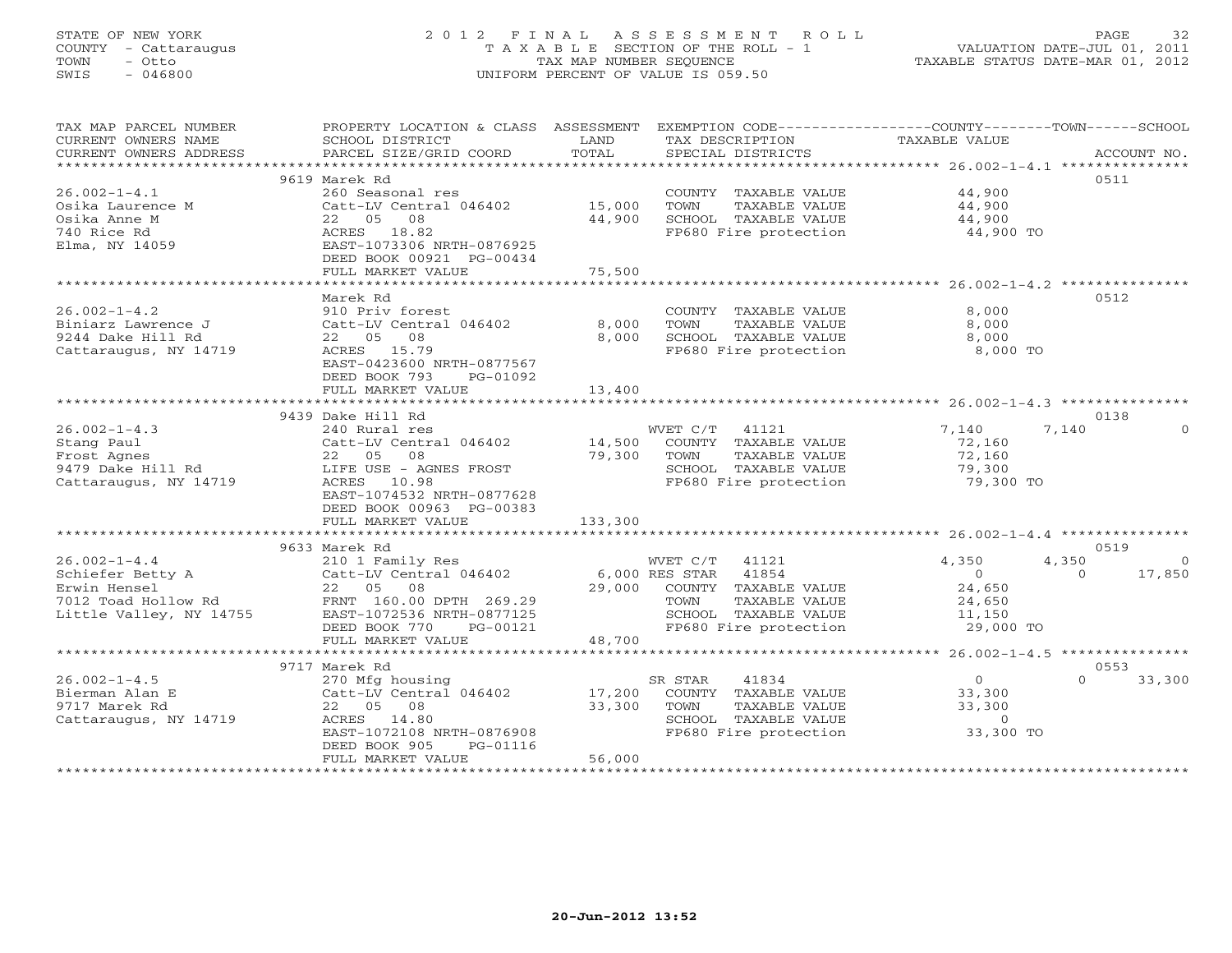STATE OF NEW YORK
COUNTY - Cattaraugus
TOWN - Otto
SWIS - 046800

# 2012 FINAL ASSESSMENT ROLL

TAXABLE SECTION OF THE ROLL - 1
TAX MAP NUMBER SEQUENCE
UNIFORM PERCENT OF VALUE IS 059.50

VALUATION DATE-JUL 01, 2011
TAXABLE STATUS DATE-MAR 01, 2012

| TAX MAP PARCEL NUMBER / CURRENT OWNERS NAME / CURRENT OWNERS ADDRESS | PROPERTY LOCATION & CLASS / SCHOOL DISTRICT / PARCEL SIZE/GRID COORD | ASSESSMENT LAND / TOTAL | EXEMPTION CODE / TAX DESCRIPTION / SPECIAL DISTRICTS | COUNTY TAXABLE VALUE | TOWN | SCHOOL | ACCOUNT NO. |
|---|---|---|---|---|---|---|---|
| **26.002-1-4.1** | 9619 Marek Rd | | | | | | 0511 |
| Osika Laurence M | 260 Seasonal res | | COUNTY TAXABLE VALUE | 44,900 | | | |
| Osika Anne M | Catt-LV Central 046402 | 15,000 | TOWN TAXABLE VALUE | 44,900 | | | |
| 740 Rice Rd | 22 05 08 | 44,900 | SCHOOL TAXABLE VALUE | 44,900 | | | |
| Elma, NY 14059 | ACRES 18.82 | | FP680 Fire protection | 44,900 TO | | | |
| | EAST-1073306 NRTH-0876925 | | | | | | |
| | DEED BOOK 00921 PG-00434 | | | | | | |
| | FULL MARKET VALUE | 75,500 | | | | | |
| **26.002-1-4.2** | Marek Rd | | | | | | 0512 |
| Biniarz Lawrence J | 910 Priv forest | | COUNTY TAXABLE VALUE | 8,000 | | | |
| 9244 Dake Hill Rd | Catt-LV Central 046402 | 8,000 | TOWN TAXABLE VALUE | 8,000 | | | |
| Cattaraugus, NY 14719 | 22 05 08 | 8,000 | SCHOOL TAXABLE VALUE | 8,000 | | | |
| | ACRES 15.79 | | FP680 Fire protection | 8,000 TO | | | |
| | EAST-0423600 NRTH-0877567 | | | | | | |
| | DEED BOOK 793 PG-01092 | | | | | | |
| | FULL MARKET VALUE | 13,400 | | | | | |
| **26.002-1-4.3** | 9439 Dake Hill Rd | | | | | | 0138 |
| Stang Paul | 240 Rural res | | WVET C/T 41121 | 7,140 | 7,140 | 0 | |
| Frost Agnes | Catt-LV Central 046402 | 14,500 | COUNTY TAXABLE VALUE | 72,160 | | | |
| 9479 Dake Hill Rd | 22 05 08 | 79,300 | TOWN TAXABLE VALUE | 72,160 | | | |
| Cattaraugus, NY 14719 | LIFE USE - AGNES FROST | | SCHOOL TAXABLE VALUE | 79,300 | | | |
| | ACRES 10.98 | | FP680 Fire protection | 79,300 TO | | | |
| | EAST-1074532 NRTH-0877628 | | | | | | |
| | DEED BOOK 00963 PG-00383 | | | | | | |
| | FULL MARKET VALUE | 133,300 | | | | | |
| **26.002-1-4.4** | 9633 Marek Rd | | | | | | 0519 |
| Schiefer Betty A | 210 1 Family Res | | WVET C/T 41121 | 4,350 | 4,350 | 0 | |
| Erwin Hensel | Catt-LV Central 046402 | 6,000 | RES STAR 41854 | 0 | 0 | 17,850 | |
| 7012 Toad Hollow Rd | 22 05 08 | 29,000 | COUNTY TAXABLE VALUE | 24,650 | | | |
| Little Valley, NY 14755 | FRNT 160.00 DPTH 269.29 | | TOWN TAXABLE VALUE | 24,650 | | | |
| | EAST-1072536 NRTH-0877125 | | SCHOOL TAXABLE VALUE | 11,150 | | | |
| | DEED BOOK 770 PG-00121 | | FP680 Fire protection | 29,000 TO | | | |
| | FULL MARKET VALUE | 48,700 | | | | | |
| **26.002-1-4.5** | 9717 Marek Rd | | | | | | 0553 |
| Bierman Alan E | 270 Mfg housing | | SR STAR 41834 | 0 | 0 | 33,300 | |
| 9717 Marek Rd | Catt-LV Central 046402 | 17,200 | COUNTY TAXABLE VALUE | 33,300 | | | |
| Cattaraugus, NY 14719 | 22 05 08 | 33,300 | TOWN TAXABLE VALUE | 33,300 | | | |
| | ACRES 14.80 | | SCHOOL TAXABLE VALUE | 0 | | | |
| | EAST-1072108 NRTH-0876908 | | FP680 Fire protection | 33,300 TO | | | |
| | DEED BOOK 905 PG-01116 | | | | | | |
| | FULL MARKET VALUE | 56,000 | | | | | |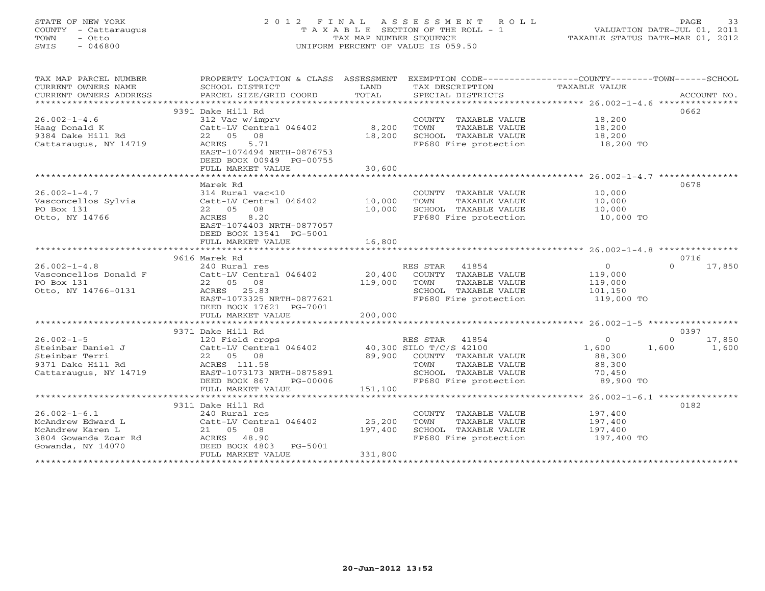STATE OF NEW YORK
COUNTY - Cattaraugus
TOWN - Otto
SWIS - 046800

# 2012 FINAL ASSESSMENT ROLL
TAXABLE SECTION OF THE ROLL - 1
TAX MAP NUMBER SEQUENCE
UNIFORM PERCENT OF VALUE IS 059.50

VALUATION DATE-JUL 01, 2011
TAXABLE STATUS DATE-MAR 01, 2012

| TAX MAP PARCEL NUMBER / CURRENT OWNERS NAME / CURRENT OWNERS ADDRESS | PROPERTY LOCATION & CLASS / SCHOOL DISTRICT / PARCEL SIZE/GRID COORD | ASSESSMENT LAND / TOTAL | EXEMPTION CODE / TAX DESCRIPTION / SPECIAL DISTRICTS | COUNTY TAXABLE VALUE | TOWN | SCHOOL | ACCOUNT NO. |
|---|---|---|---|---|---|---|---|
| 26.002-1-4.6 | 9391 Dake Hill Rd | | | | | | 0662 |
| Haag Donald K | 312 Vac w/imprv | | COUNTY TAXABLE VALUE | 18,200 | | | |
| 9384 Dake Hill Rd | Catt-LV Central 046402 | 8,200 | TOWN TAXABLE VALUE | 18,200 | | | |
| Cattaraugus, NY 14719 | 22 05 08 | 18,200 | SCHOOL TAXABLE VALUE | 18,200 | | | |
| | ACRES 5.71 | | FP680 Fire protection | 18,200 TO | | | |
| | EAST-1074494 NRTH-0876753 | | | | | | |
| | DEED BOOK 00949 PG-00755 | | | | | | |
| | FULL MARKET VALUE | 30,600 | | | | | |
| 26.002-1-4.7 | Marek Rd | | | | | | 0678 |
| Vasconcellos Sylvia | 314 Rural vac<10 | | COUNTY TAXABLE VALUE | 10,000 | | | |
| PO Box 131 | Catt-LV Central 046402 | 10,000 | TOWN TAXABLE VALUE | 10,000 | | | |
| Otto, NY 14766 | 22 05 08 | 10,000 | SCHOOL TAXABLE VALUE | 10,000 | | | |
| | ACRES 8.20 | | FP680 Fire protection | 10,000 TO | | | |
| | EAST-1074403 NRTH-0877057 | | | | | | |
| | DEED BOOK 13541 PG-5001 | | | | | | |
| | FULL MARKET VALUE | 16,800 | | | | | |
| 26.002-1-4.8 | 9616 Marek Rd | | | | | | 0716 |
| Vasconcellos Donald F | 240 Rural res | | RES STAR 41854 | 0 | 0 | 17,850 | |
| PO Box 131 | Catt-LV Central 046402 | 20,400 | COUNTY TAXABLE VALUE | 119,000 | | | |
| Otto, NY 14766-0131 | 22 05 08 | 119,000 | TOWN TAXABLE VALUE | 119,000 | | | |
| | ACRES 25.83 | | SCHOOL TAXABLE VALUE | 101,150 | | | |
| | EAST-1073325 NRTH-0877621 | | FP680 Fire protection | 119,000 TO | | | |
| | DEED BOOK 17621 PG-7001 | | | | | | |
| | FULL MARKET VALUE | 200,000 | | | | | |
| 26.002-1-5 | 9371 Dake Hill Rd | | | | | | 0397 |
| Steinbar Daniel J | 120 Field crops | | RES STAR 41854 | 0 | 0 | 17,850 | |
| Steinbar Terri | Catt-LV Central 046402 | 40,300 | SILO T/C/S 42100 | 1,600 | 1,600 | 1,600 | |
| 9371 Dake Hill Rd | 22 05 08 | 89,900 | COUNTY TAXABLE VALUE | 88,300 | | | |
| Cattaraugus, NY 14719 | ACRES 111.58 | | TOWN TAXABLE VALUE | 88,300 | | | |
| | EAST-1073173 NRTH-0875891 | | SCHOOL TAXABLE VALUE | 70,450 | | | |
| | DEED BOOK 867 PG-00006 | | FP680 Fire protection | 89,900 TO | | | |
| | FULL MARKET VALUE | 151,100 | | | | | |
| 26.002-1-6.1 | 9311 Dake Hill Rd | | | | | | 0182 |
| McAndrew Edward L | 240 Rural res | | COUNTY TAXABLE VALUE | 197,400 | | | |
| McAndrew Karen L | Catt-LV Central 046402 | 25,200 | TOWN TAXABLE VALUE | 197,400 | | | |
| 3804 Gowanda Zoar Rd | 21 05 08 | 197,400 | SCHOOL TAXABLE VALUE | 197,400 | | | |
| Gowanda, NY 14070 | ACRES 48.90 | | FP680 Fire protection | 197,400 TO | | | |
| | DEED BOOK 4803 PG-5001 | | | | | | |
| | FULL MARKET VALUE | 331,800 | | | | | |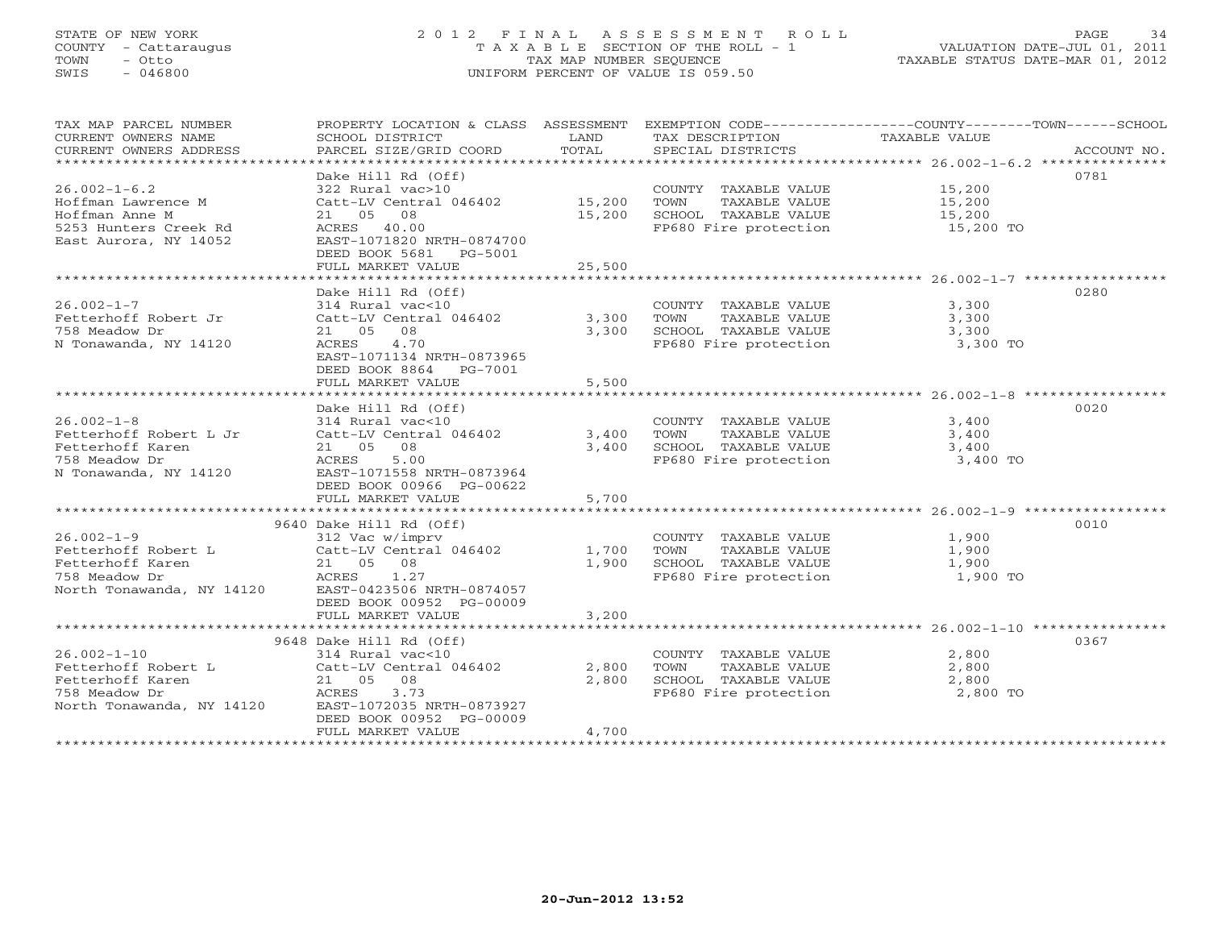STATE OF NEW YORK
COUNTY - Cattaraugus
TOWN - Otto
SWIS - 046800

# 2012 FINAL ASSESSMENT ROLL

TAXABLE SECTION OF THE ROLL - 1
TAX MAP NUMBER SEQUENCE
UNIFORM PERCENT OF VALUE IS 059.50

VALUATION DATE-JUL 01, 2011
TAXABLE STATUS DATE-MAR 01, 2012

| TAX MAP PARCEL NUMBER / CURRENT OWNERS NAME / CURRENT OWNERS ADDRESS | PROPERTY LOCATION & CLASS / SCHOOL DISTRICT / PARCEL SIZE/GRID COORD | ASSESSMENT LAND / TOTAL | EXEMPTION CODE / TAX DESCRIPTION / SPECIAL DISTRICTS | TAXABLE VALUE (COUNTY/TOWN/SCHOOL) | ACCOUNT NO. |
|---|---|---|---|---|---|
| 26.002-1-6.2 | Dake Hill Rd (Off) | | | | 0781 |
| | 322 Rural vac>10 | | COUNTY TAXABLE VALUE | 15,200 | |
| Hoffman Lawrence M | Catt-LV Central 046402 | 15,200 | TOWN TAXABLE VALUE | 15,200 | |
| Hoffman Anne M | 21 05 08 | 15,200 | SCHOOL TAXABLE VALUE | 15,200 | |
| 5253 Hunters Creek Rd | ACRES 40.00 | | FP680 Fire protection | 15,200 TO | |
| East Aurora, NY 14052 | EAST-1071820 NRTH-0874700 | | | | |
| | DEED BOOK 5681 PG-5001 | | | | |
| | FULL MARKET VALUE | 25,500 | | | |
| 26.002-1-7 | Dake Hill Rd (Off) | | | | 0280 |
| | 314 Rural vac<10 | | COUNTY TAXABLE VALUE | 3,300 | |
| Fetterhoff Robert Jr | Catt-LV Central 046402 | 3,300 | TOWN TAXABLE VALUE | 3,300 | |
| 758 Meadow Dr | 21 05 08 | 3,300 | SCHOOL TAXABLE VALUE | 3,300 | |
| N Tonawanda, NY 14120 | ACRES 4.70 | | FP680 Fire protection | 3,300 TO | |
| | EAST-1071134 NRTH-0873965 | | | | |
| | DEED BOOK 8864 PG-7001 | | | | |
| | FULL MARKET VALUE | 5,500 | | | |
| 26.002-1-8 | Dake Hill Rd (Off) | | | | 0020 |
| | 314 Rural vac<10 | | COUNTY TAXABLE VALUE | 3,400 | |
| Fetterhoff Robert L Jr | Catt-LV Central 046402 | 3,400 | TOWN TAXABLE VALUE | 3,400 | |
| Fetterhoff Karen | 21 05 08 | 3,400 | SCHOOL TAXABLE VALUE | 3,400 | |
| 758 Meadow Dr | ACRES 5.00 | | FP680 Fire protection | 3,400 TO | |
| N Tonawanda, NY 14120 | EAST-1071558 NRTH-0873964 | | | | |
| | DEED BOOK 00966 PG-00622 | | | | |
| | FULL MARKET VALUE | 5,700 | | | |
| 26.002-1-9 | 9640 Dake Hill Rd (Off) | | | | 0010 |
| | 312 Vac w/imprv | | COUNTY TAXABLE VALUE | 1,900 | |
| Fetterhoff Robert L | Catt-LV Central 046402 | 1,700 | TOWN TAXABLE VALUE | 1,900 | |
| Fetterhoff Karen | 21 05 08 | 1,900 | SCHOOL TAXABLE VALUE | 1,900 | |
| 758 Meadow Dr | ACRES 1.27 | | FP680 Fire protection | 1,900 TO | |
| North Tonawanda, NY 14120 | EAST-0423506 NRTH-0874057 | | | | |
| | DEED BOOK 00952 PG-00009 | | | | |
| | FULL MARKET VALUE | 3,200 | | | |
| 26.002-1-10 | 9648 Dake Hill Rd (Off) | | | | 0367 |
| | 314 Rural vac<10 | | COUNTY TAXABLE VALUE | 2,800 | |
| Fetterhoff Robert L | Catt-LV Central 046402 | 2,800 | TOWN TAXABLE VALUE | 2,800 | |
| Fetterhoff Karen | 21 05 08 | 2,800 | SCHOOL TAXABLE VALUE | 2,800 | |
| 758 Meadow Dr | ACRES 3.73 | | FP680 Fire protection | 2,800 TO | |
| North Tonawanda, NY 14120 | EAST-1072035 NRTH-0873927 | | | | |
| | DEED BOOK 00952 PG-00009 | | | | |
| | FULL MARKET VALUE | 4,700 | | | |

20-Jun-2012 13:52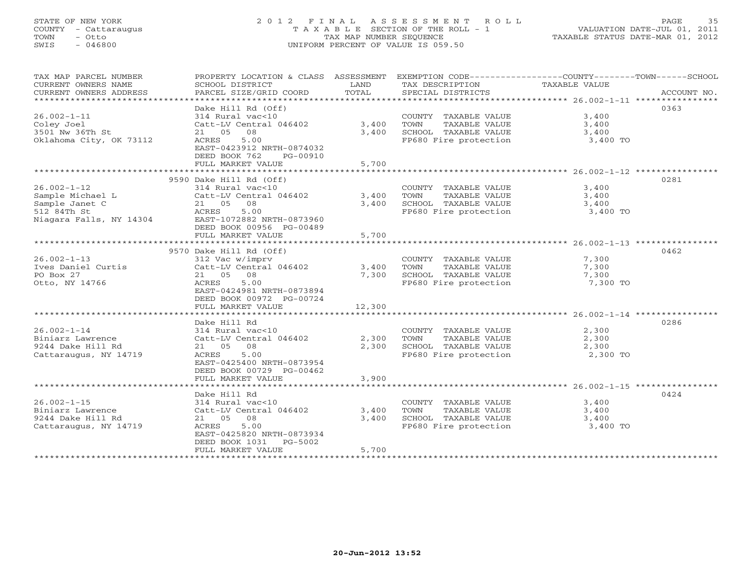STATE OF NEW YORK
COUNTY - Cattaraugus
TOWN - Otto
SWIS - 046800

2012 FINAL ASSESSMENT ROLL
TAXABLE SECTION OF THE ROLL - 1
TAX MAP NUMBER SEQUENCE
UNIFORM PERCENT OF VALUE IS 059.50

VALUATION DATE-JUL 01, 2011
TAXABLE STATUS DATE-MAR 01, 2012

| TAX MAP PARCEL NUMBER / CURRENT OWNERS NAME / CURRENT OWNERS ADDRESS | PROPERTY LOCATION & CLASS / SCHOOL DISTRICT / PARCEL SIZE/GRID COORD | ASSESSMENT LAND / TOTAL | EXEMPTION CODE / TAX DESCRIPTION / SPECIAL DISTRICTS | TAXABLE VALUE | ACCOUNT NO. |
|---|---|---|---|---|---|
| 26.002-1-11 | Dake Hill Rd (Off) | | | | 0363 |
| Coley Joel | 314 Rural vac<10 | | COUNTY TAXABLE VALUE | 3,400 | |
| 3501 Nw 36Th St | Catt-LV Central 046402 | 3,400 | TOWN TAXABLE VALUE | 3,400 | |
| Oklahoma City, OK 73112 | 21 05 08 | 3,400 | SCHOOL TAXABLE VALUE | 3,400 | |
| | ACRES 5.00 | | FP680 Fire protection | 3,400 TO | |
| | EAST-0423912 NRTH-0874032 | | | | |
| | DEED BOOK 762 PG-00910 | | | | |
| | FULL MARKET VALUE | 5,700 | | | |
| 26.002-1-12 | 9590 Dake Hill Rd (Off) | | | | 0281 |
| Sample Michael L | 314 Rural vac<10 | | COUNTY TAXABLE VALUE | 3,400 | |
| Sample Janet C | Catt-LV Central 046402 | 3,400 | TOWN TAXABLE VALUE | 3,400 | |
| 512 84Th St | 21 05 08 | 3,400 | SCHOOL TAXABLE VALUE | 3,400 | |
| Niagara Falls, NY 14304 | ACRES 5.00 | | FP680 Fire protection | 3,400 TO | |
| | EAST-1072882 NRTH-0873960 | | | | |
| | DEED BOOK 00956 PG-00489 | | | | |
| | FULL MARKET VALUE | 5,700 | | | |
| 26.002-1-13 | 9570 Dake Hill Rd (Off) | | | | 0462 |
| Ives Daniel Curtis | 312 Vac w/imprv | | COUNTY TAXABLE VALUE | 7,300 | |
| PO Box 27 | Catt-LV Central 046402 | 3,400 | TOWN TAXABLE VALUE | 7,300 | |
| Otto, NY 14766 | 21 05 08 | 7,300 | SCHOOL TAXABLE VALUE | 7,300 | |
| | ACRES 5.00 | | FP680 Fire protection | 7,300 TO | |
| | EAST-0424981 NRTH-0873894 | | | | |
| | DEED BOOK 00972 PG-00724 | | | | |
| | FULL MARKET VALUE | 12,300 | | | |
| 26.002-1-14 | Dake Hill Rd | | | | 0286 |
| Biniarz Lawrence | 314 Rural vac<10 | | COUNTY TAXABLE VALUE | 2,300 | |
| 9244 Dake Hill Rd | Catt-LV Central 046402 | 2,300 | TOWN TAXABLE VALUE | 2,300 | |
| Cattaraugus, NY 14719 | 21 05 08 | 2,300 | SCHOOL TAXABLE VALUE | 2,300 | |
| | ACRES 5.00 | | FP680 Fire protection | 2,300 TO | |
| | EAST-0425400 NRTH-0873954 | | | | |
| | DEED BOOK 00729 PG-00462 | | | | |
| | FULL MARKET VALUE | 3,900 | | | |
| 26.002-1-15 | Dake Hill Rd | | | | 0424 |
| Biniarz Lawrence | 314 Rural vac<10 | | COUNTY TAXABLE VALUE | 3,400 | |
| 9244 Dake Hill Rd | Catt-LV Central 046402 | 3,400 | TOWN TAXABLE VALUE | 3,400 | |
| Cattaraugus, NY 14719 | 21 05 08 | 3,400 | SCHOOL TAXABLE VALUE | 3,400 | |
| | ACRES 5.00 | | FP680 Fire protection | 3,400 TO | |
| | EAST-0425820 NRTH-0873934 | | | | |
| | DEED BOOK 1031 PG-5002 | | | | |
| | FULL MARKET VALUE | 5,700 | | | |

20-Jun-2012 13:52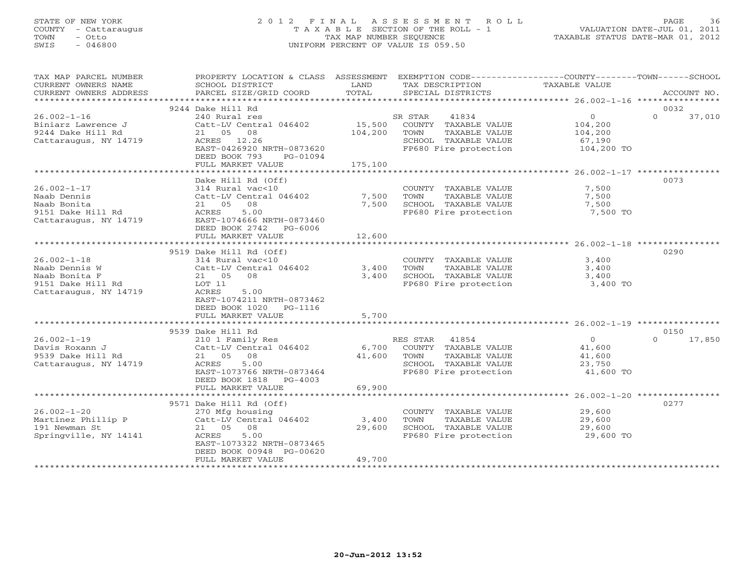STATE OF NEW YORK
COUNTY - Cattaraugus
TOWN - Otto
SWIS - 046800

# 2012 FINAL ASSESSMENT ROLL
TAXABLE SECTION OF THE ROLL - 1
TAX MAP NUMBER SEQUENCE
UNIFORM PERCENT OF VALUE IS 059.50

VALUATION DATE-JUL 01, 2011
TAXABLE STATUS DATE-MAR 01, 2012

| TAX MAP PARCEL NUMBER / CURRENT OWNERS NAME / CURRENT OWNERS ADDRESS | PROPERTY LOCATION & CLASS / SCHOOL DISTRICT / PARCEL SIZE/GRID COORD | ASSESSMENT LAND / TOTAL | EXEMPTION CODE / TAX DESCRIPTION / SPECIAL DISTRICTS | COUNTY / TOWN / SCHOOL TAXABLE VALUE | ACCOUNT NO. |
|---|---|---|---|---|---|
| 26.002-1-16 | 9244 Dake Hill Rd | | | | 0032 |
| 26.002-1-16 | 240 Rural res | | SR STAR 41834 | 0 / 0 / 37,010 | |
| Biniarz Lawrence J | Catt-LV Central 046402 | 15,500 | COUNTY TAXABLE VALUE | 104,200 | |
| 9244 Dake Hill Rd | 21 05 08 | 104,200 | TOWN TAXABLE VALUE | 104,200 | |
| Cattaraugus, NY 14719 | ACRES 12.26 | | SCHOOL TAXABLE VALUE | 67,190 | |
| | EAST-0426920 NRTH-0873620 | | FP680 Fire protection | 104,200 TO | |
| | DEED BOOK 793 PG-01094 | | | | |
| | FULL MARKET VALUE | 175,100 | | | |
| 26.002-1-17 | Dake Hill Rd (Off) | | | | 0073 |
| 26.002-1-17 | 314 Rural vac<10 | | COUNTY TAXABLE VALUE | 7,500 | |
| Naab Dennis | Catt-LV Central 046402 | 7,500 | TOWN TAXABLE VALUE | 7,500 | |
| Naab Bonita | 21 05 08 | 7,500 | SCHOOL TAXABLE VALUE | 7,500 | |
| 9151 Dake Hill Rd | ACRES 5.00 | | FP680 Fire protection | 7,500 TO | |
| Cattaraugus, NY 14719 | EAST-1074666 NRTH-0873460 | | | | |
| | DEED BOOK 2742 PG-6006 | | | | |
| | FULL MARKET VALUE | 12,600 | | | |
| 26.002-1-18 | 9519 Dake Hill Rd (Off) | | | | 0290 |
| 26.002-1-18 | 314 Rural vac<10 | | COUNTY TAXABLE VALUE | 3,400 | |
| Naab Dennis W | Catt-LV Central 046402 | 3,400 | TOWN TAXABLE VALUE | 3,400 | |
| Naab Bonita F | 21 05 08 | 3,400 | SCHOOL TAXABLE VALUE | 3,400 | |
| 9151 Dake Hill Rd | LOT 11 | | FP680 Fire protection | 3,400 TO | |
| Cattaraugus, NY 14719 | ACRES 5.00 | | | | |
| | EAST-1074211 NRTH-0873462 | | | | |
| | DEED BOOK 1020 PG-1116 | | | | |
| | FULL MARKET VALUE | 5,700 | | | |
| 26.002-1-19 | 9539 Dake Hill Rd | | | | 0150 |
| 26.002-1-19 | 210 1 Family Res | | RES STAR 41854 | 0 / 0 / 17,850 | |
| Davis Roxann J | Catt-LV Central 046402 | 6,700 | COUNTY TAXABLE VALUE | 41,600 | |
| 9539 Dake Hill Rd | 21 05 08 | 41,600 | TOWN TAXABLE VALUE | 41,600 | |
| Cattaraugus, NY 14719 | ACRES 5.00 | | SCHOOL TAXABLE VALUE | 23,750 | |
| | EAST-1073766 NRTH-0873464 | | FP680 Fire protection | 41,600 TO | |
| | DEED BOOK 1818 PG-4003 | | | | |
| | FULL MARKET VALUE | 69,900 | | | |
| 26.002-1-20 | 9571 Dake Hill Rd (Off) | | | | 0277 |
| 26.002-1-20 | 270 Mfg housing | | COUNTY TAXABLE VALUE | 29,600 | |
| Martinez Phillip P | Catt-LV Central 046402 | 3,400 | TOWN TAXABLE VALUE | 29,600 | |
| 191 Newman St | 21 05 08 | 29,600 | SCHOOL TAXABLE VALUE | 29,600 | |
| Springville, NY 14141 | ACRES 5.00 | | FP680 Fire protection | 29,600 TO | |
| | EAST-1073322 NRTH-0873465 | | | | |
| | DEED BOOK 00948 PG-00620 | | | | |
| | FULL MARKET VALUE | 49,700 | | | |

20-Jun-2012 13:52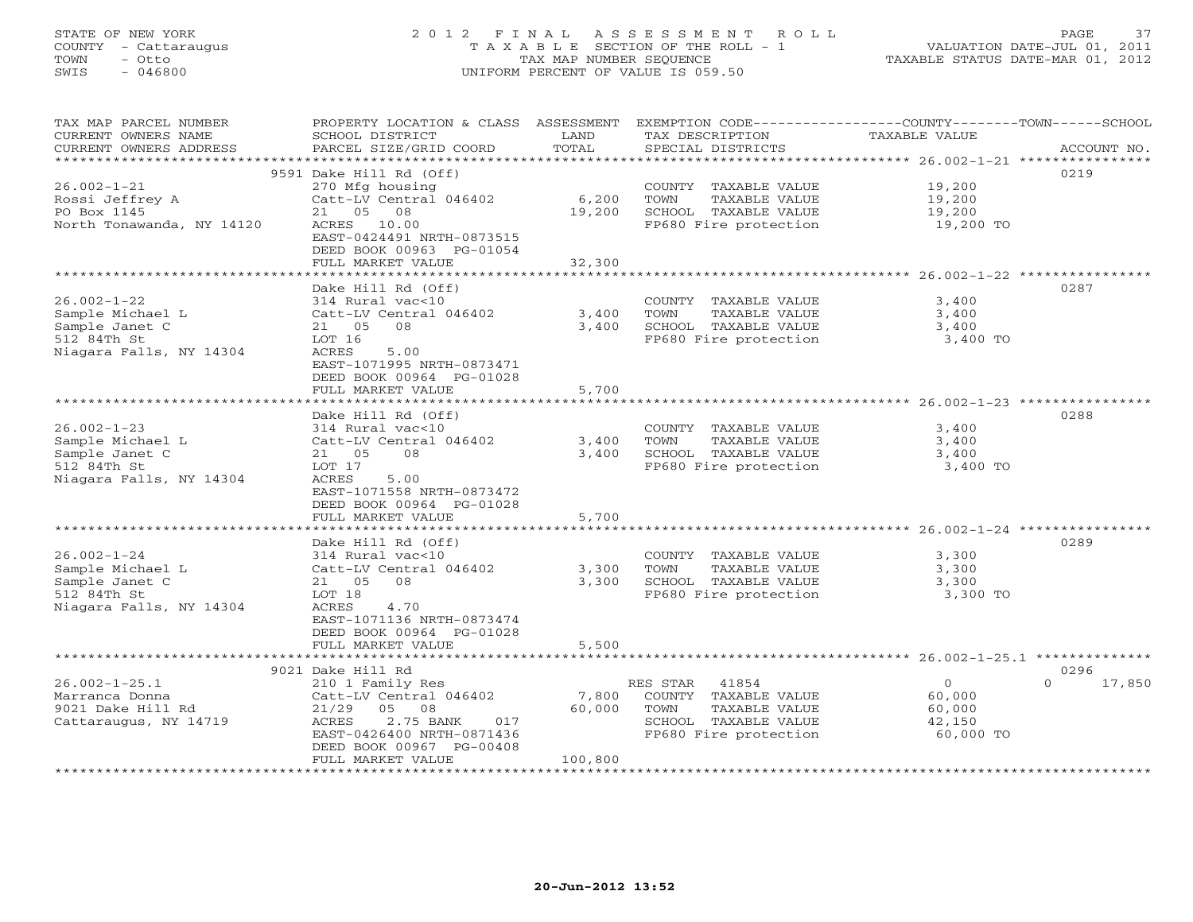STATE OF NEW YORK
COUNTY - Cattaraugus
TOWN - Otto
SWIS - 046800

# 2012 FINAL ASSESSMENT ROLL

TAXABLE SECTION OF THE ROLL - 1
TAX MAP NUMBER SEQUENCE
UNIFORM PERCENT OF VALUE IS 059.50

VALUATION DATE-JUL 01, 2011
TAXABLE STATUS DATE-MAR 01, 2012

| TAX MAP PARCEL NUMBER / CURRENT OWNERS NAME / CURRENT OWNERS ADDRESS | PROPERTY LOCATION & CLASS / SCHOOL DISTRICT / PARCEL SIZE/GRID COORD | ASSESSMENT LAND / TOTAL | EXEMPTION CODE / TAX DESCRIPTION / SPECIAL DISTRICTS | COUNTY / TOWN / SCHOOL TAXABLE VALUE | ACCOUNT NO. |
|---|---|---|---|---|---|
| 26.002-1-21 | 9591 Dake Hill Rd (Off) | | | | 0219 |
| Rossi Jeffrey A | 270 Mfg housing | | COUNTY TAXABLE VALUE | 19,200 | |
| PO Box 1145 | Catt-LV Central 046402 | 6,200 | TOWN TAXABLE VALUE | 19,200 | |
| North Tonawanda, NY 14120 | 21 05 08 | 19,200 | SCHOOL TAXABLE VALUE | 19,200 | |
| | ACRES 10.00 | | FP680 Fire protection | 19,200 TO | |
| | EAST-0424491 NRTH-0873515 | | | | |
| | DEED BOOK 00963 PG-01054 | | | | |
| | FULL MARKET VALUE | 32,300 | | | |
| 26.002-1-22 | Dake Hill Rd (Off) | | | | 0287 |
| Sample Michael L | 314 Rural vac<10 | | COUNTY TAXABLE VALUE | 3,400 | |
| Sample Janet C | Catt-LV Central 046402 | 3,400 | TOWN TAXABLE VALUE | 3,400 | |
| 512 84Th St | 21 05 08 | 3,400 | SCHOOL TAXABLE VALUE | 3,400 | |
| Niagara Falls, NY 14304 | LOT 16 | | FP680 Fire protection | 3,400 TO | |
| | ACRES 5.00 | | | | |
| | EAST-1071995 NRTH-0873471 | | | | |
| | DEED BOOK 00964 PG-01028 | | | | |
| | FULL MARKET VALUE | 5,700 | | | |
| 26.002-1-23 | Dake Hill Rd (Off) | | | | 0288 |
| Sample Michael L | 314 Rural vac<10 | | COUNTY TAXABLE VALUE | 3,400 | |
| Sample Janet C | Catt-LV Central 046402 | 3,400 | TOWN TAXABLE VALUE | 3,400 | |
| 512 84Th St | 21 05 08 | 3,400 | SCHOOL TAXABLE VALUE | 3,400 | |
| Niagara Falls, NY 14304 | LOT 17 | | FP680 Fire protection | 3,400 TO | |
| | ACRES 5.00 | | | | |
| | EAST-1071558 NRTH-0873472 | | | | |
| | DEED BOOK 00964 PG-01028 | | | | |
| | FULL MARKET VALUE | 5,700 | | | |
| 26.002-1-24 | Dake Hill Rd (Off) | | | | 0289 |
| Sample Michael L | 314 Rural vac<10 | | COUNTY TAXABLE VALUE | 3,300 | |
| Sample Janet C | Catt-LV Central 046402 | 3,300 | TOWN TAXABLE VALUE | 3,300 | |
| 512 84Th St | 21 05 08 | 3,300 | SCHOOL TAXABLE VALUE | 3,300 | |
| Niagara Falls, NY 14304 | LOT 18 | | FP680 Fire protection | 3,300 TO | |
| | ACRES 4.70 | | | | |
| | EAST-1071136 NRTH-0873474 | | | | |
| | DEED BOOK 00964 PG-01028 | | | | |
| | FULL MARKET VALUE | 5,500 | | | |
| 26.002-1-25.1 | 9021 Dake Hill Rd | | | | 0296 |
| Marranca Donna | 210 1 Family Res | | RES STAR 41854 | 0 / 0 | 17,850 |
| 9021 Dake Hill Rd | Catt-LV Central 046402 | 7,800 | COUNTY TAXABLE VALUE | 60,000 | |
| Cattaraugus, NY 14719 | 21/29 05 08 | 60,000 | TOWN TAXABLE VALUE | 60,000 | |
| | ACRES 2.75 BANK 017 | | SCHOOL TAXABLE VALUE | 42,150 | |
| | EAST-0426400 NRTH-0871436 | | FP680 Fire protection | 60,000 TO | |
| | DEED BOOK 00967 PG-00408 | | | | |
| | FULL MARKET VALUE | 100,800 | | | |

20-Jun-2012 13:52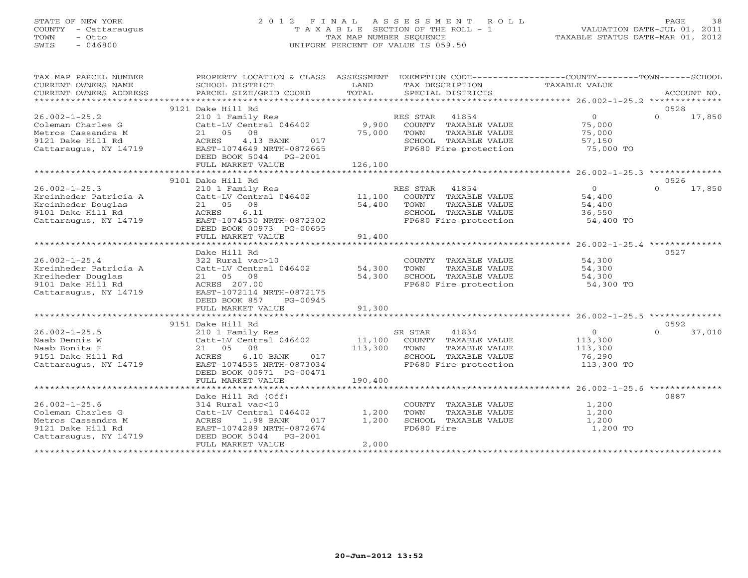STATE OF NEW YORK
COUNTY - Cattaraugus
TOWN - Otto
SWIS - 046800

# 2012 FINAL ASSESSMENT ROLL

TAXABLE SECTION OF THE ROLL - 1
TAX MAP NUMBER SEQUENCE
UNIFORM PERCENT OF VALUE IS 059.50

VALUATION DATE-JUL 01, 2011
TAXABLE STATUS DATE-MAR 01, 2012

| TAX MAP PARCEL NUMBER / CURRENT OWNERS NAME / CURRENT OWNERS ADDRESS | PROPERTY LOCATION & CLASS / SCHOOL DISTRICT / PARCEL SIZE/GRID COORD | ASSESSMENT LAND | TOTAL | EXEMPTION CODE / TAX DESCRIPTION / SPECIAL DISTRICTS | COUNTY / TOWN TAXABLE VALUE | SCHOOL | ACCOUNT NO. |
|---|---|---|---|---|---|---|---|
| 26.002-1-25.2 | 9121 Dake Hill Rd | | | | | | 0528 |
| Coleman Charles G | 210 1 Family Res | | | RES STAR 41854 | 0 | 0 | 17,850 |
| Metros Cassandra M | Catt-LV Central 046402 | 9,900 | | COUNTY TAXABLE VALUE | 75,000 | | |
| 9121 Dake Hill Rd | 21 05 08 | | 75,000 | TOWN TAXABLE VALUE | 75,000 | | |
| Cattaraugus, NY 14719 | ACRES 4.13 BANK 017 | | | SCHOOL TAXABLE VALUE | 57,150 | | |
| | EAST-1074649 NRTH-0872665 | | | FP680 Fire protection | 75,000 TO | | |
| | DEED BOOK 5044 PG-2001 | | | | | | |
| | FULL MARKET VALUE | | 126,100 | | | | |
| 26.002-1-25.3 | 9101 Dake Hill Rd | | | | | | 0526 |
| Kreinheder Patricia A | 210 1 Family Res | | | RES STAR 41854 | 0 | 0 | 17,850 |
| Kreinheder Douglas | Catt-LV Central 046402 | 11,100 | | COUNTY TAXABLE VALUE | 54,400 | | |
| 9101 Dake Hill Rd | 21 05 08 | | 54,400 | TOWN TAXABLE VALUE | 54,400 | | |
| Cattaraugus, NY 14719 | ACRES 6.11 | | | SCHOOL TAXABLE VALUE | 36,550 | | |
| | EAST-1074530 NRTH-0872302 | | | FP680 Fire protection | 54,400 TO | | |
| | DEED BOOK 00973 PG-00655 | | | | | | |
| | FULL MARKET VALUE | | 91,400 | | | | |
| 26.002-1-25.4 | Dake Hill Rd | | | | | | 0527 |
| Kreinheder Patricia A | 322 Rural vac>10 | | | COUNTY TAXABLE VALUE | 54,300 | | |
| Kreiheder Douglas | Catt-LV Central 046402 | 54,300 | | TOWN TAXABLE VALUE | 54,300 | | |
| 9101 Dake Hill Rd | 21 05 08 | | 54,300 | SCHOOL TAXABLE VALUE | 54,300 | | |
| Cattaraugus, NY 14719 | ACRES 207.00 | | | FP680 Fire protection | 54,300 TO | | |
| | EAST-1072114 NRTH-0872175 | | | | | | |
| | DEED BOOK 857 PG-00945 | | | | | | |
| | FULL MARKET VALUE | | 91,300 | | | | |
| 26.002-1-25.5 | 9151 Dake Hill Rd | | | | | | 0592 |
| Naab Dennis W | 210 1 Family Res | | | SR STAR 41834 | 0 | 0 | 37,010 |
| Naab Bonita F | Catt-LV Central 046402 | 11,100 | | COUNTY TAXABLE VALUE | 113,300 | | |
| 9151 Dake Hill Rd | 21 05 08 | | 113,300 | TOWN TAXABLE VALUE | 113,300 | | |
| Cattaraugus, NY 14719 | ACRES 6.10 BANK 017 | | | SCHOOL TAXABLE VALUE | 76,290 | | |
| | EAST-1074535 NRTH-0873034 | | | FP680 Fire protection | 113,300 TO | | |
| | DEED BOOK 00971 PG-00471 | | | | | | |
| | FULL MARKET VALUE | | 190,400 | | | | |
| 26.002-1-25.6 | Dake Hill Rd (Off) | | | | | | 0887 |
| Coleman Charles G | 314 Rural vac<10 | | | COUNTY TAXABLE VALUE | 1,200 | | |
| Metros Cassandra M | Catt-LV Central 046402 | 1,200 | | TOWN TAXABLE VALUE | 1,200 | | |
| 9121 Dake Hill Rd | ACRES 1.98 BANK 017 | | 1,200 | SCHOOL TAXABLE VALUE | 1,200 | | |
| Cattaraugus, NY 14719 | EAST-1074289 NRTH-0872674 | | | FD680 Fire | 1,200 TO | | |
| | DEED BOOK 5044 PG-2001 | | | | | | |
| | FULL MARKET VALUE | | 2,000 | | | | |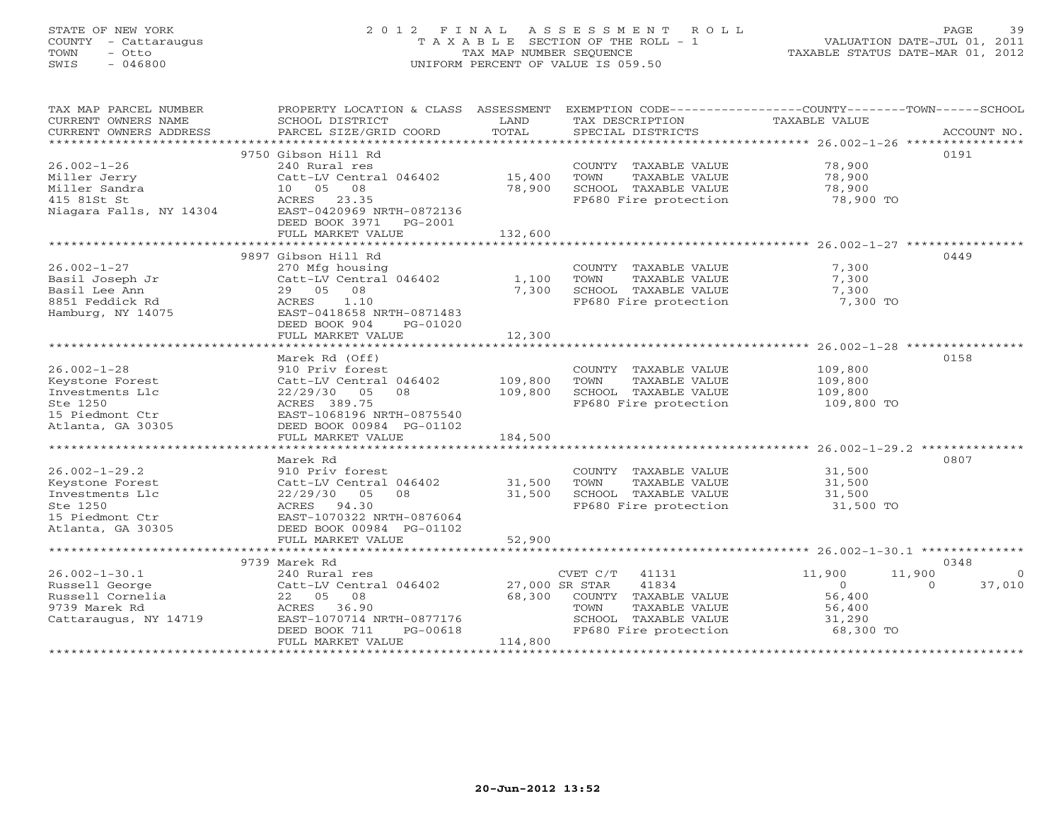STATE OF NEW YORK
COUNTY - Cattaraugus
TOWN - Otto
SWIS - 046800

2012 FINAL ASSESSMENT ROLL
TAXABLE SECTION OF THE ROLL - 1
TAX MAP NUMBER SEQUENCE
UNIFORM PERCENT OF VALUE IS 059.50

VALUATION DATE-JUL 01, 2011
TAXABLE STATUS DATE-MAR 01, 2012

| TAX MAP PARCEL NUMBER / CURRENT OWNERS NAME / CURRENT OWNERS ADDRESS | PROPERTY LOCATION & CLASS / SCHOOL DISTRICT / PARCEL SIZE/GRID COORD | ASSESSMENT LAND / TOTAL | EXEMPTION CODE / TAX DESCRIPTION / SPECIAL DISTRICTS | COUNTY | TOWN | SCHOOL | ACCOUNT NO. |
|---|---|---|---|---|---|---|---|
| **26.002-1-26** | 9750 Gibson Hill Rd | | | | | | 0191 |
| Miller Jerry | 240 Rural res | | COUNTY TAXABLE VALUE | 78,900 | | | |
| Miller Sandra | Catt-LV Central 046402 | 15,400 | TOWN TAXABLE VALUE | | 78,900 | | |
| 415 81St St | 10 05 08 | 78,900 | SCHOOL TAXABLE VALUE | | | 78,900 | |
| Niagara Falls, NY 14304 | ACRES 23.35 | | FP680 Fire protection | 78,900 TO | | | |
| | EAST-0420969 NRTH-0872136 | | | | | | |
| | DEED BOOK 3971 PG-2001 | | | | | | |
| | FULL MARKET VALUE | 132,600 | | | | | |
| **26.002-1-27** | 9897 Gibson Hill Rd | | | | | | 0449 |
| Basil Joseph Jr | 270 Mfg housing | | COUNTY TAXABLE VALUE | 7,300 | | | |
| Basil Lee Ann | Catt-LV Central 046402 | 1,100 | TOWN TAXABLE VALUE | | 7,300 | | |
| 8851 Feddick Rd | 29 05 08 | 7,300 | SCHOOL TAXABLE VALUE | | | 7,300 | |
| Hamburg, NY 14075 | ACRES 1.10 | | FP680 Fire protection | 7,300 TO | | | |
| | EAST-0418658 NRTH-0871483 | | | | | | |
| | DEED BOOK 904 PG-01020 | | | | | | |
| | FULL MARKET VALUE | 12,300 | | | | | |
| **26.002-1-28** | Marek Rd (Off) | | | | | | 0158 |
| Keystone Forest | 910 Priv forest | | COUNTY TAXABLE VALUE | 109,800 | | | |
| Investments Llc | Catt-LV Central 046402 | 109,800 | TOWN TAXABLE VALUE | | 109,800 | | |
| Ste 1250 | 22/29/30 05 08 | 109,800 | SCHOOL TAXABLE VALUE | | | 109,800 | |
| 15 Piedmont Ctr | ACRES 389.75 | | FP680 Fire protection | 109,800 TO | | | |
| Atlanta, GA 30305 | EAST-1068196 NRTH-0875540 | | | | | | |
| | DEED BOOK 00984 PG-01102 | | | | | | |
| | FULL MARKET VALUE | 184,500 | | | | | |
| **26.002-1-29.2** | Marek Rd | | | | | | 0807 |
| Keystone Forest | 910 Priv forest | | COUNTY TAXABLE VALUE | 31,500 | | | |
| Investments Llc | Catt-LV Central 046402 | 31,500 | TOWN TAXABLE VALUE | | 31,500 | | |
| Ste 1250 | 22/29/30 05 08 | 31,500 | SCHOOL TAXABLE VALUE | | | 31,500 | |
| 15 Piedmont Ctr | ACRES 94.30 | | FP680 Fire protection | 31,500 TO | | | |
| Atlanta, GA 30305 | EAST-1070322 NRTH-0876064 | | | | | | |
| | DEED BOOK 00984 PG-01102 | | | | | | |
| | FULL MARKET VALUE | 52,900 | | | | | |
| **26.002-1-30.1** | 9739 Marek Rd | | | | | | 0348 |
| Russell George | 240 Rural res | | CVET C/T 41131 | 11,900 | 11,900 | 0 | |
| Russell Cornelia | Catt-LV Central 046402 | 27,000 | SR STAR 41834 | 0 | 0 | 37,010 | |
| 9739 Marek Rd | 22 05 08 | 68,300 | COUNTY TAXABLE VALUE | 56,400 | | | |
| Cattaraugus, NY 14719 | ACRES 36.90 | | TOWN TAXABLE VALUE | | 56,400 | | |
| | EAST-1070714 NRTH-0877176 | | SCHOOL TAXABLE VALUE | | | 31,290 | |
| | DEED BOOK 711 PG-00618 | | FP680 Fire protection | 68,300 TO | | | |
| | FULL MARKET VALUE | 114,800 | | | | | |

20-Jun-2012 13:52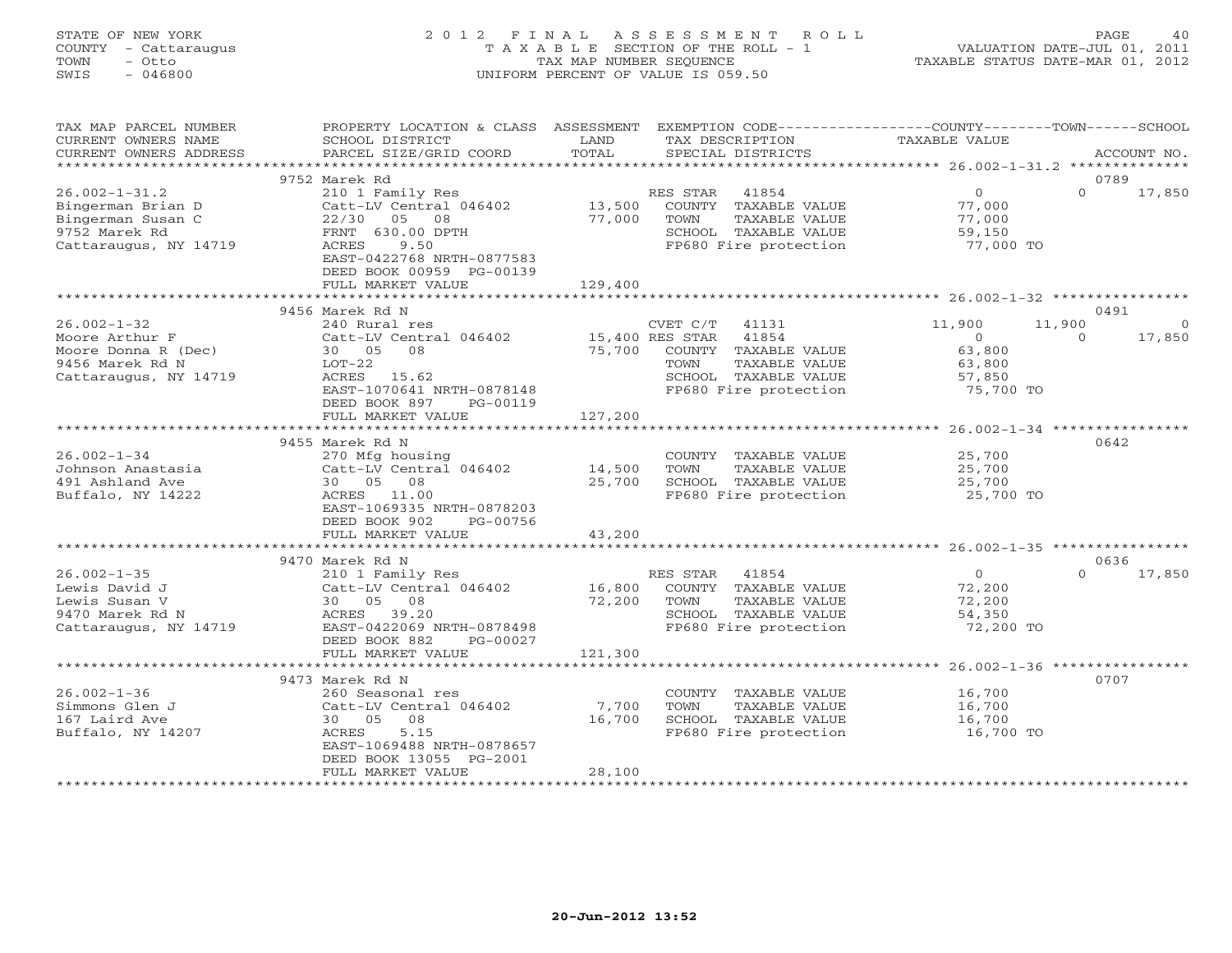STATE OF NEW YORK
COUNTY - Cattaraugus
TOWN - Otto
SWIS - 046800

# 2012 FINAL ASSESSMENT ROLL

TAXABLE SECTION OF THE ROLL - 1
TAX MAP NUMBER SEQUENCE
UNIFORM PERCENT OF VALUE IS 059.50

VALUATION DATE-JUL 01, 2011
TAXABLE STATUS DATE-MAR 01, 2012

| TAX MAP PARCEL NUMBER / CURRENT OWNERS NAME / CURRENT OWNERS ADDRESS | PROPERTY LOCATION & CLASS / SCHOOL DISTRICT / PARCEL SIZE/GRID COORD | ASSESSMENT LAND / TOTAL | EXEMPTION CODE / TAX DESCRIPTION / SPECIAL DISTRICTS | COUNTY TAXABLE VALUE | TOWN | SCHOOL / ACCOUNT NO. |
|---|---|---|---|---|---|---|
| 26.002-1-31.2 | 9752 Marek Rd | | | | | 0789 |
| Bingerman Brian D | 210 1 Family Res | | RES STAR 41854 | 0 | 0 | 17,850 |
| Bingerman Susan C | Catt-LV Central 046402 | 13,500 | COUNTY TAXABLE VALUE | 77,000 | | |
| 9752 Marek Rd | 22/30 05 08 | 77,000 | TOWN TAXABLE VALUE | 77,000 | | |
| Cattaraugus, NY 14719 | FRNT 630.00 DPTH | | SCHOOL TAXABLE VALUE | 59,150 | | |
| | ACRES 9.50 | | FP680 Fire protection | 77,000 TO | | |
| | EAST-0422768 NRTH-0877583 | | | | | |
| | DEED BOOK 00959 PG-00139 | | | | | |
| | FULL MARKET VALUE | 129,400 | | | | |
| 26.002-1-32 | 9456 Marek Rd N | | | | | 0491 |
| Moore Arthur F | 240 Rural res | | CVET C/T 41131 | 11,900 | 11,900 | 0 |
| Moore Donna R (Dec) | Catt-LV Central 046402 | 15,400 | RES STAR 41854 | 0 | 0 | 17,850 |
| 9456 Marek Rd N | 30 05 08 | 75,700 | COUNTY TAXABLE VALUE | 63,800 | | |
| Cattaraugus, NY 14719 | LOT-22 | | TOWN TAXABLE VALUE | 63,800 | | |
| | ACRES 15.62 | | SCHOOL TAXABLE VALUE | 57,850 | | |
| | EAST-1070641 NRTH-0878148 | | FP680 Fire protection | 75,700 TO | | |
| | DEED BOOK 897 PG-00119 | | | | | |
| | FULL MARKET VALUE | 127,200 | | | | |
| 26.002-1-34 | 9455 Marek Rd N | | | | | 0642 |
| Johnson Anastasia | 270 Mfg housing | | COUNTY TAXABLE VALUE | 25,700 | | |
| 491 Ashland Ave | Catt-LV Central 046402 | 14,500 | TOWN TAXABLE VALUE | 25,700 | | |
| Buffalo, NY 14222 | 30 05 08 | 25,700 | SCHOOL TAXABLE VALUE | 25,700 | | |
| | ACRES 11.00 | | FP680 Fire protection | 25,700 TO | | |
| | EAST-1069335 NRTH-0878203 | | | | | |
| | DEED BOOK 902 PG-00756 | | | | | |
| | FULL MARKET VALUE | 43,200 | | | | |
| 26.002-1-35 | 9470 Marek Rd N | | | | | 0636 |
| Lewis David J | 210 1 Family Res | | RES STAR 41854 | 0 | 0 | 17,850 |
| Lewis Susan V | Catt-LV Central 046402 | 16,800 | COUNTY TAXABLE VALUE | 72,200 | | |
| 9470 Marek Rd N | 30 05 08 | 72,200 | TOWN TAXABLE VALUE | 72,200 | | |
| Cattaraugus, NY 14719 | ACRES 39.20 | | SCHOOL TAXABLE VALUE | 54,350 | | |
| | EAST-0422069 NRTH-0878498 | | FP680 Fire protection | 72,200 TO | | |
| | DEED BOOK 882 PG-00027 | | | | | |
| | FULL MARKET VALUE | 121,300 | | | | |
| 26.002-1-36 | 9473 Marek Rd N | | | | | 0707 |
| Simmons Glen J | 260 Seasonal res | | COUNTY TAXABLE VALUE | 16,700 | | |
| 167 Laird Ave | Catt-LV Central 046402 | 7,700 | TOWN TAXABLE VALUE | 16,700 | | |
| Buffalo, NY 14207 | 30 05 08 | 16,700 | SCHOOL TAXABLE VALUE | 16,700 | | |
| | ACRES 5.15 | | FP680 Fire protection | 16,700 TO | | |
| | EAST-1069488 NRTH-0878657 | | | | | |
| | DEED BOOK 13055 PG-2001 | | | | | |
| | FULL MARKET VALUE | 28,100 | | | | |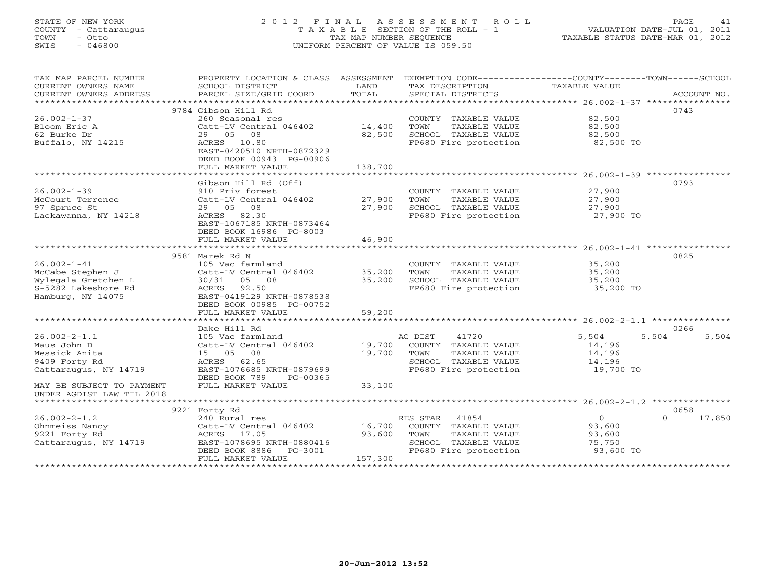STATE OF NEW YORK
COUNTY - Cattaraugus
TOWN - Otto
SWIS - 046800

# 2012 FINAL ASSESSMENT ROLL
TAXABLE SECTION OF THE ROLL - 1
TAX MAP NUMBER SEQUENCE
UNIFORM PERCENT OF VALUE IS 059.50

VALUATION DATE-JUL 01, 2011
TAXABLE STATUS DATE-MAR 01, 2012

| TAX MAP PARCEL NUMBER / CURRENT OWNERS NAME / CURRENT OWNERS ADDRESS | PROPERTY LOCATION & CLASS / SCHOOL DISTRICT / PARCEL SIZE/GRID COORD | ASSESSMENT LAND / TOTAL | EXEMPTION CODE / TAX DESCRIPTION / SPECIAL DISTRICTS | COUNTY | TOWN | SCHOOL / ACCOUNT NO. |
|---|---|---|---|---|---|---|
| | 9784 Gibson Hill Rd | | | | | 0743 |
| 26.002-1-37 | 260 Seasonal res | | COUNTY TAXABLE VALUE | 82,500 | | |
| Bloom Eric A | Catt-LV Central 046402 | 14,400 | TOWN TAXABLE VALUE | 82,500 | | |
| 62 Burke Dr | 29 05 08 | 82,500 | SCHOOL TAXABLE VALUE | 82,500 | | |
| Buffalo, NY 14215 | ACRES 10.80 | | FP680 Fire protection | 82,500 TO | | |
| | EAST-0420510 NRTH-0872329 | | | | | |
| | DEED BOOK 00943 PG-00906 | | | | | |
| | FULL MARKET VALUE | 138,700 | | | | |
| | Gibson Hill Rd (Off) | | | | | 0793 |
| 26.002-1-39 | 910 Priv forest | | COUNTY TAXABLE VALUE | 27,900 | | |
| McCourt Terrence | Catt-LV Central 046402 | 27,900 | TOWN TAXABLE VALUE | 27,900 | | |
| 97 Spruce St | 29 05 08 | 27,900 | SCHOOL TAXABLE VALUE | 27,900 | | |
| Lackawanna, NY 14218 | ACRES 82.30 | | FP680 Fire protection | 27,900 TO | | |
| | EAST-1067185 NRTH-0873464 | | | | | |
| | DEED BOOK 16986 PG-8003 | | | | | |
| | FULL MARKET VALUE | 46,900 | | | | |
| | 9581 Marek Rd N | | | | | 0825 |
| 26.002-1-41 | 105 Vac farmland | | COUNTY TAXABLE VALUE | 35,200 | | |
| McCabe Stephen J | Catt-LV Central 046402 | 35,200 | TOWN TAXABLE VALUE | 35,200 | | |
| Wylegala Gretchen L | 30/31 05 08 | 35,200 | SCHOOL TAXABLE VALUE | 35,200 | | |
| S-5282 Lakeshore Rd | ACRES 92.50 | | FP680 Fire protection | 35,200 TO | | |
| Hamburg, NY 14075 | EAST-0419129 NRTH-0878538 | | | | | |
| | DEED BOOK 00985 PG-00752 | | | | | |
| | FULL MARKET VALUE | 59,200 | | | | |
| | Dake Hill Rd | | | | | 0266 |
| 26.002-2-1.1 | 105 Vac farmland | | AG DIST 41720 | 5,504 | 5,504 | 5,504 |
| Maus John D | Catt-LV Central 046402 | 19,700 | COUNTY TAXABLE VALUE | 14,196 | | |
| Messick Anita | 15 05 08 | 19,700 | TOWN TAXABLE VALUE | 14,196 | | |
| 9409 Forty Rd | ACRES 62.65 | | SCHOOL TAXABLE VALUE | 14,196 | | |
| Cattaraugus, NY 14719 | EAST-1076685 NRTH-0879699 | | FP680 Fire protection | 19,700 TO | | |
| | DEED BOOK 789 PG-00365 | | | | | |
| MAY BE SUBJECT TO PAYMENT UNDER AGDIST LAW TIL 2018 | FULL MARKET VALUE | 33,100 | | | | |
| | 9221 Forty Rd | | | | | 0658 |
| 26.002-2-1.2 | 240 Rural res | | RES STAR 41854 | 0 | 0 | 17,850 |
| Ohnmeiss Nancy | Catt-LV Central 046402 | 16,700 | COUNTY TAXABLE VALUE | 93,600 | | |
| 9221 Forty Rd | ACRES 17.05 | 93,600 | TOWN TAXABLE VALUE | 93,600 | | |
| Cattaraugus, NY 14719 | EAST-1078695 NRTH-0880416 | | SCHOOL TAXABLE VALUE | 75,750 | | |
| | DEED BOOK 8886 PG-3001 | | FP680 Fire protection | 93,600 TO | | |
| | FULL MARKET VALUE | 157,300 | | | | |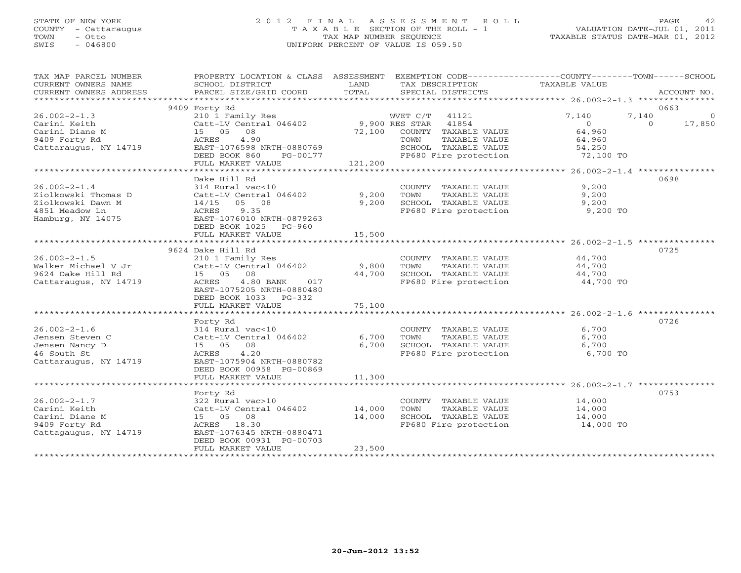STATE OF NEW YORK
COUNTY - Cattaraugus
TOWN - Otto
SWIS - 046800

# 2012 FINAL ASSESSMENT ROLL
TAXABLE SECTION OF THE ROLL - 1
TAX MAP NUMBER SEQUENCE
UNIFORM PERCENT OF VALUE IS 059.50

VALUATION DATE-JUL 01, 2011
TAXABLE STATUS DATE-MAR 01, 2012

| TAX MAP PARCEL NUMBER / CURRENT OWNERS NAME / CURRENT OWNERS ADDRESS | PROPERTY LOCATION & CLASS / SCHOOL DISTRICT / PARCEL SIZE/GRID COORD | ASSESSMENT LAND / TOTAL | EXEMPTION CODE / TAX DESCRIPTION / SPECIAL DISTRICTS | COUNTY TAXABLE VALUE | TOWN | SCHOOL | ACCOUNT NO. |
|---|---|---|---|---|---|---|---|
| 26.002-2-1.3 | 9409 Forty Rd | | | | | | 0663 |
| Carini Keith | 210 1 Family Res | | WVET C/T 41121 | 7,140 | 7,140 | 0 | |
| Carini Diane M | Catt-LV Central 046402 | 9,900 | RES STAR 41854 | 0 | 0 | 17,850 | |
| 9409 Forty Rd | 15 05 08 | 72,100 | COUNTY TAXABLE VALUE | 64,960 | | | |
| Cattaraugus, NY 14719 | ACRES 4.90 | | TOWN TAXABLE VALUE | 64,960 | | | |
| | EAST-1076598 NRTH-0880769 | | SCHOOL TAXABLE VALUE | 54,250 | | | |
| | DEED BOOK 860 PG-00177 | | FP680 Fire protection | 72,100 TO | | | |
| | FULL MARKET VALUE | 121,200 | | | | | |
| 26.002-2-1.4 | Dake Hill Rd | | | | | | 0698 |
| Ziolkowski Thomas D | 314 Rural vac<10 | | COUNTY TAXABLE VALUE | 9,200 | | | |
| Ziolkowski Dawn M | Catt-LV Central 046402 | 9,200 | TOWN TAXABLE VALUE | 9,200 | | | |
| 4851 Meadow Ln | 14/15 05 08 | 9,200 | SCHOOL TAXABLE VALUE | 9,200 | | | |
| Hamburg, NY 14075 | ACRES 9.35 | | FP680 Fire protection | 9,200 TO | | | |
| | EAST-1076010 NRTH-0879263 | | | | | | |
| | DEED BOOK 1025 PG-960 | | | | | | |
| | FULL MARKET VALUE | 15,500 | | | | | |
| 26.002-2-1.5 | 9624 Dake Hill Rd | | | | | | 0725 |
| Walker Michael V Jr | 210 1 Family Res | | COUNTY TAXABLE VALUE | 44,700 | | | |
| 9624 Dake Hill Rd | Catt-LV Central 046402 | 9,800 | TOWN TAXABLE VALUE | 44,700 | | | |
| Cattaraugus, NY 14719 | 15 05 08 | 44,700 | SCHOOL TAXABLE VALUE | 44,700 | | | |
| | ACRES 4.80 BANK 017 | | FP680 Fire protection | 44,700 TO | | | |
| | EAST-1075205 NRTH-0880480 | | | | | | |
| | DEED BOOK 1033 PG-332 | | | | | | |
| | FULL MARKET VALUE | 75,100 | | | | | |
| 26.002-2-1.6 | Forty Rd | | | | | | 0726 |
| Jensen Steven C | 314 Rural vac<10 | | COUNTY TAXABLE VALUE | 6,700 | | | |
| Jensen Nancy D | Catt-LV Central 046402 | 6,700 | TOWN TAXABLE VALUE | 6,700 | | | |
| 46 South St | 15 05 08 | 6,700 | SCHOOL TAXABLE VALUE | 6,700 | | | |
| Cattaraugus, NY 14719 | ACRES 4.20 | | FP680 Fire protection | 6,700 TO | | | |
| | EAST-1075904 NRTH-0880782 | | | | | | |
| | DEED BOOK 00958 PG-00869 | | | | | | |
| | FULL MARKET VALUE | 11,300 | | | | | |
| 26.002-2-1.7 | Forty Rd | | | | | | 0753 |
| Carini Keith | 322 Rural vac>10 | | COUNTY TAXABLE VALUE | 14,000 | | | |
| Carini Diane M | Catt-LV Central 046402 | 14,000 | TOWN TAXABLE VALUE | 14,000 | | | |
| 9409 Forty Rd | 15 05 08 | 14,000 | SCHOOL TAXABLE VALUE | 14,000 | | | |
| Cattagaugus, NY 14719 | ACRES 18.30 | | FP680 Fire protection | 14,000 TO | | | |
| | EAST-1076345 NRTH-0880471 | | | | | | |
| | DEED BOOK 00931 PG-00703 | | | | | | |
| | FULL MARKET VALUE | 23,500 | | | | | |

20-Jun-2012 13:52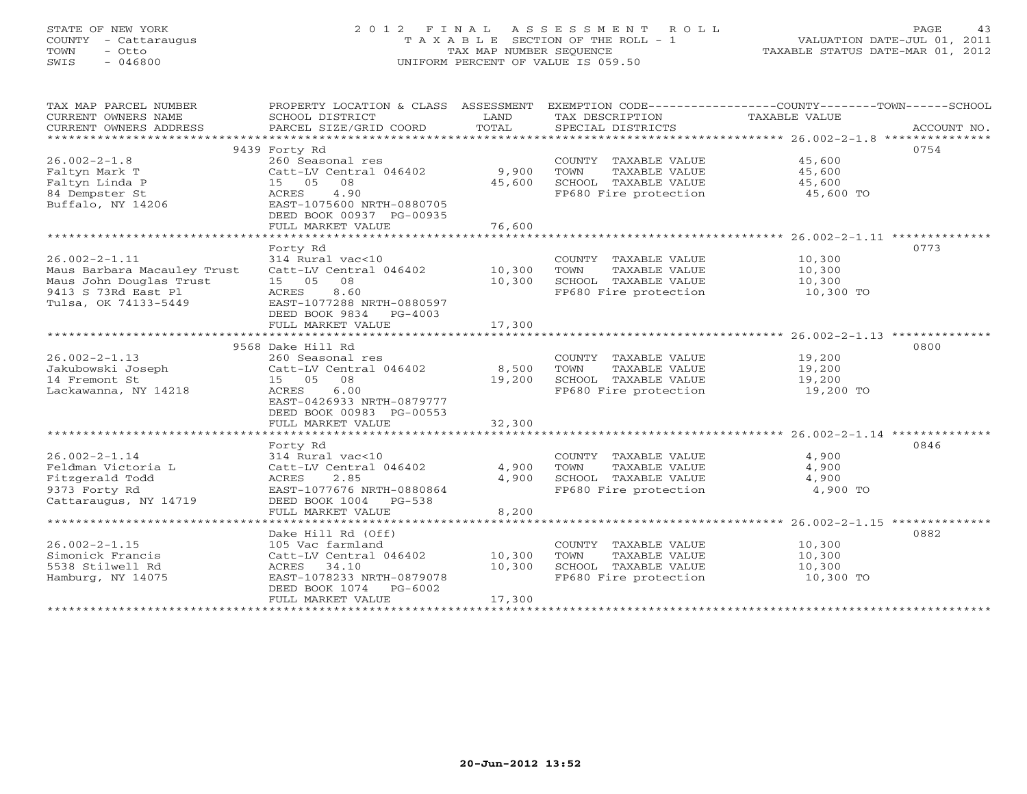STATE OF NEW YORK
COUNTY - Cattaraugus
TOWN - Otto
SWIS - 046800

# 2012 FINAL ASSESSMENT ROLL

TAXABLE SECTION OF THE ROLL - 1
TAX MAP NUMBER SEQUENCE
UNIFORM PERCENT OF VALUE IS 059.50

VALUATION DATE-JUL 01, 2011
TAXABLE STATUS DATE-MAR 01, 2012

| TAX MAP PARCEL NUMBER / CURRENT OWNERS NAME / CURRENT OWNERS ADDRESS | PROPERTY LOCATION & CLASS / SCHOOL DISTRICT / PARCEL SIZE/GRID COORD | ASSESSMENT LAND | TOTAL | EXEMPTION CODE / TAX DESCRIPTION / SPECIAL DISTRICTS | TAXABLE VALUE (COUNTY/TOWN/SCHOOL) | ACCOUNT NO. |
|---|---|---|---|---|---|---|
| **26.002-2-1.8** | 9439 Forty Rd | | | | | 0754 |
| Faltyn Mark T | 260 Seasonal res | | | COUNTY TAXABLE VALUE | 45,600 | |
| Faltyn Linda P | Catt-LV Central 046402 | 9,900 | | TOWN TAXABLE VALUE | 45,600 | |
| 84 Dempster St | 15 05 08 | | 45,600 | SCHOOL TAXABLE VALUE | 45,600 | |
| Buffalo, NY 14206 | ACRES 4.90 | | | FP680 Fire protection | 45,600 TO | |
| | EAST-1075600 NRTH-0880705 | | | | | |
| | DEED BOOK 00937 PG-00935 | | | | | |
| | FULL MARKET VALUE | | 76,600 | | | |
| **26.002-2-1.11** | Forty Rd | | | | | 0773 |
| Maus Barbara Macauley Trust | 314 Rural vac<10 | | | COUNTY TAXABLE VALUE | 10,300 | |
| Maus John Douglas Trust | Catt-LV Central 046402 | 10,300 | | TOWN TAXABLE VALUE | 10,300 | |
| 9413 S 73Rd East Pl | 15 05 08 | | 10,300 | SCHOOL TAXABLE VALUE | 10,300 | |
| Tulsa, OK 74133-5449 | ACRES 8.60 | | | FP680 Fire protection | 10,300 TO | |
| | EAST-1077288 NRTH-0880597 | | | | | |
| | DEED BOOK 9834 PG-4003 | | | | | |
| | FULL MARKET VALUE | | 17,300 | | | |
| **26.002-2-1.13** | 9568 Dake Hill Rd | | | | | 0800 |
| Jakubowski Joseph | 260 Seasonal res | | | COUNTY TAXABLE VALUE | 19,200 | |
| 14 Fremont St | Catt-LV Central 046402 | 8,500 | | TOWN TAXABLE VALUE | 19,200 | |
| Lackawanna, NY 14218 | 15 05 08 | | 19,200 | SCHOOL TAXABLE VALUE | 19,200 | |
| | ACRES 6.00 | | | FP680 Fire protection | 19,200 TO | |
| | EAST-0426933 NRTH-0879777 | | | | | |
| | DEED BOOK 00983 PG-00553 | | | | | |
| | FULL MARKET VALUE | | 32,300 | | | |
| **26.002-2-1.14** | Forty Rd | | | | | 0846 |
| Feldman Victoria L | 314 Rural vac<10 | | | COUNTY TAXABLE VALUE | 4,900 | |
| Fitzgerald Todd | Catt-LV Central 046402 | 4,900 | | TOWN TAXABLE VALUE | 4,900 | |
| 9373 Forty Rd | ACRES 2.85 | | 4,900 | SCHOOL TAXABLE VALUE | 4,900 | |
| Cattaraugus, NY 14719 | EAST-1077676 NRTH-0880864 | | | FP680 Fire protection | 4,900 TO | |
| | DEED BOOK 1004 PG-538 | | | | | |
| | FULL MARKET VALUE | | 8,200 | | | |
| **26.002-2-1.15** | Dake Hill Rd (Off) | | | | | 0882 |
| Simonick Francis | 105 Vac farmland | | | COUNTY TAXABLE VALUE | 10,300 | |
| 5538 Stilwell Rd | Catt-LV Central 046402 | 10,300 | | TOWN TAXABLE VALUE | 10,300 | |
| Hamburg, NY 14075 | ACRES 34.10 | | 10,300 | SCHOOL TAXABLE VALUE | 10,300 | |
| | EAST-1078233 NRTH-0879078 | | | FP680 Fire protection | 10,300 TO | |
| | DEED BOOK 1074 PG-6002 | | | | | |
| | FULL MARKET VALUE | | 17,300 | | | |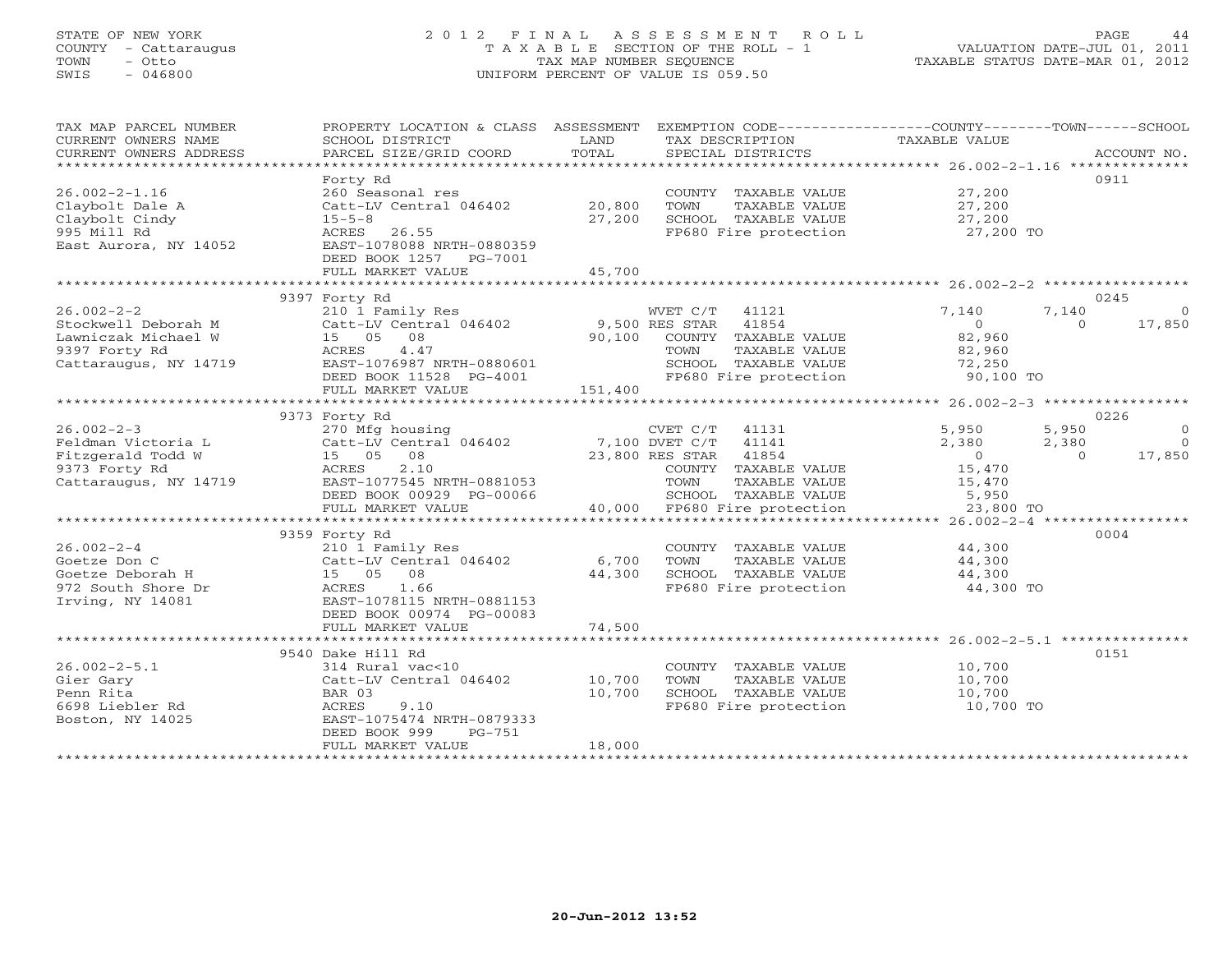STATE OF NEW YORK
COUNTY - Cattaraugus
TOWN - Otto
SWIS - 046800

# 2012 FINAL ASSESSMENT ROLL

TAXABLE SECTION OF THE ROLL - 1
TAX MAP NUMBER SEQUENCE
UNIFORM PERCENT OF VALUE IS 059.50

VALUATION DATE-JUL 01, 2011
TAXABLE STATUS DATE-MAR 01, 2012

| TAX MAP PARCEL NUMBER / CURRENT OWNERS NAME / CURRENT OWNERS ADDRESS | PROPERTY LOCATION & CLASS / SCHOOL DISTRICT / PARCEL SIZE/GRID COORD | ASSESSMENT LAND / TOTAL | EXEMPTION CODE / TAX DESCRIPTION / SPECIAL DISTRICTS | COUNTY TAXABLE VALUE | TOWN | SCHOOL | ACCOUNT NO. |
|---|---|---|---|---|---|---|---|
| 26.002-2-1.16 | Forty Rd | | | | | | 0911 |
| 26.002-2-1.16 | 260 Seasonal res | | COUNTY TAXABLE VALUE | 27,200 | | | |
| Claybolt Dale A | Catt-LV Central 046402 | 20,800 | TOWN TAXABLE VALUE | 27,200 | | | |
| Claybolt Cindy | 15-5-8 | 27,200 | SCHOOL TAXABLE VALUE | 27,200 | | | |
| 995 Mill Rd | ACRES 26.55 | | FP680 Fire protection | 27,200 TO | | | |
| East Aurora, NY 14052 | EAST-1078088 NRTH-0880359 | | | | | | |
| | DEED BOOK 1257 PG-7001 | | | | | | |
| | FULL MARKET VALUE | 45,700 | | | | | |
| 26.002-2-2 | 9397 Forty Rd | | | | | | 0245 |
| 26.002-2-2 | 210 1 Family Res | | WVET C/T 41121 | 7,140 | 7,140 | 0 | |
| Stockwell Deborah M | Catt-LV Central 046402 | 9,500 | RES STAR 41854 | 0 | 0 | 17,850 | |
| Lawniczak Michael W | 15 05 08 | 90,100 | COUNTY TAXABLE VALUE | 82,960 | | | |
| 9397 Forty Rd | ACRES 4.47 | | TOWN TAXABLE VALUE | 82,960 | | | |
| Cattaraugus, NY 14719 | EAST-1076987 NRTH-0880601 | | SCHOOL TAXABLE VALUE | 72,250 | | | |
| | DEED BOOK 11528 PG-4001 | | FP680 Fire protection | 90,100 TO | | | |
| | FULL MARKET VALUE | 151,400 | | | | | |
| 26.002-2-3 | 9373 Forty Rd | | | | | | 0226 |
| 26.002-2-3 | 270 Mfg housing | | CVET C/T 41131 | 5,950 | 5,950 | 0 | |
| Feldman Victoria L | Catt-LV Central 046402 | 7,100 | DVET C/T 41141 | 2,380 | 2,380 | 0 | |
| Fitzgerald Todd W | 15 05 08 | 23,800 | RES STAR 41854 | 0 | 0 | 17,850 | |
| 9373 Forty Rd | ACRES 2.10 | | COUNTY TAXABLE VALUE | 15,470 | | | |
| Cattaraugus, NY 14719 | EAST-1077545 NRTH-0881053 | | TOWN TAXABLE VALUE | 15,470 | | | |
| | DEED BOOK 00929 PG-00066 | | SCHOOL TAXABLE VALUE | 5,950 | | | |
| | FULL MARKET VALUE | 40,000 | FP680 Fire protection | 23,800 TO | | | |
| 26.002-2-4 | 9359 Forty Rd | | | | | | 0004 |
| 26.002-2-4 | 210 1 Family Res | | COUNTY TAXABLE VALUE | 44,300 | | | |
| Goetze Don C | Catt-LV Central 046402 | 6,700 | TOWN TAXABLE VALUE | 44,300 | | | |
| Goetze Deborah H | 15 05 08 | 44,300 | SCHOOL TAXABLE VALUE | 44,300 | | | |
| 972 South Shore Dr | ACRES 1.66 | | FP680 Fire protection | 44,300 TO | | | |
| Irving, NY 14081 | EAST-1078115 NRTH-0881153 | | | | | | |
| | DEED BOOK 00974 PG-00083 | | | | | | |
| | FULL MARKET VALUE | 74,500 | | | | | |
| 26.002-2-5.1 | 9540 Dake Hill Rd | | | | | | 0151 |
| 26.002-2-5.1 | 314 Rural vac<10 | | COUNTY TAXABLE VALUE | 10,700 | | | |
| Gier Gary | Catt-LV Central 046402 | 10,700 | TOWN TAXABLE VALUE | 10,700 | | | |
| Penn Rita | BAR 03 | 10,700 | SCHOOL TAXABLE VALUE | 10,700 | | | |
| 6698 Liebler Rd | ACRES 9.10 | | FP680 Fire protection | 10,700 TO | | | |
| Boston, NY 14025 | EAST-1075474 NRTH-0879333 | | | | | | |
| | DEED BOOK 999 PG-751 | | | | | | |
| | FULL MARKET VALUE | 18,000 | | | | | |

20-Jun-2012 13:52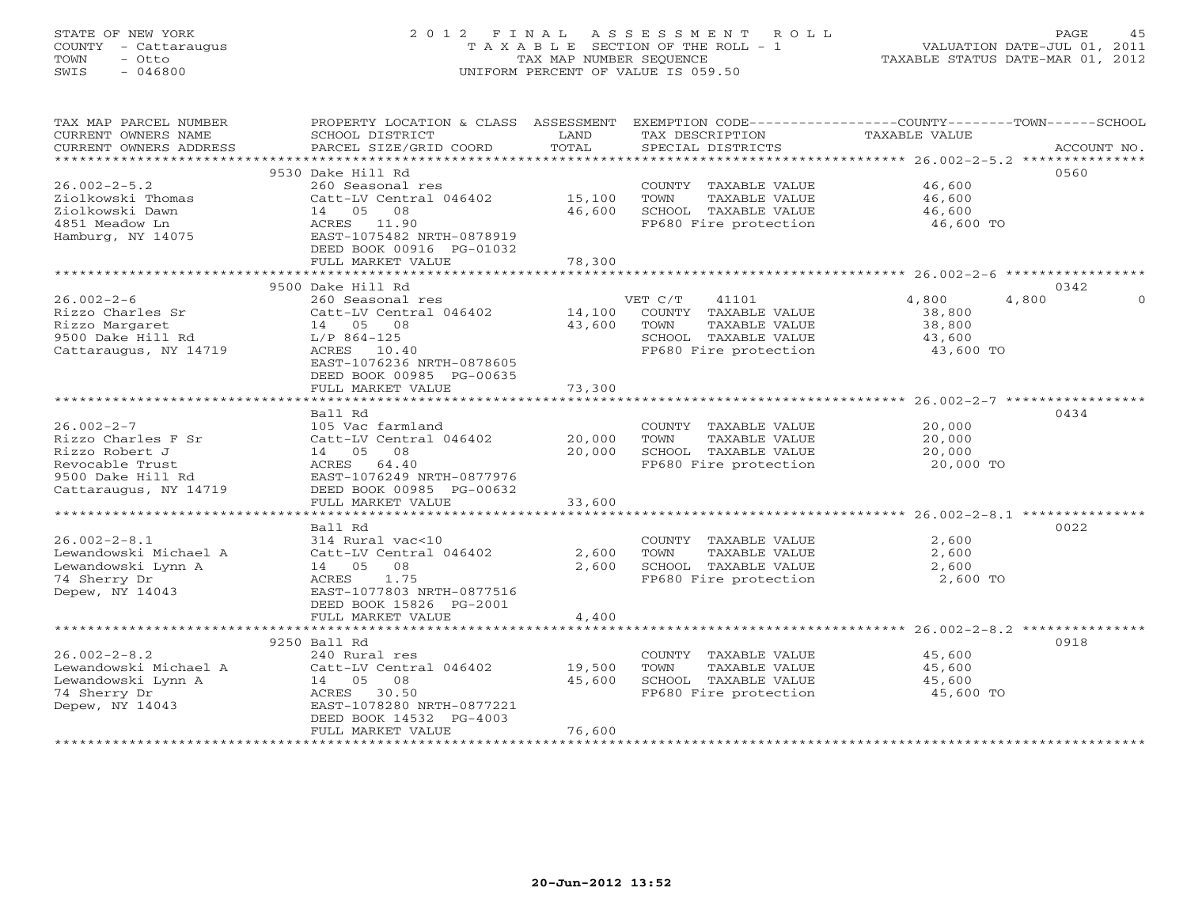STATE OF NEW YORK
COUNTY - Cattaraugus
TOWN - Otto
SWIS - 046800

2012 FINAL ASSESSMENT ROLL
TAXABLE SECTION OF THE ROLL - 1
TAX MAP NUMBER SEQUENCE
UNIFORM PERCENT OF VALUE IS 059.50

VALUATION DATE-JUL 01, 2011
TAXABLE STATUS DATE-MAR 01, 2012

| TAX MAP PARCEL NUMBER / CURRENT OWNERS NAME / CURRENT OWNERS ADDRESS | PROPERTY LOCATION & CLASS / SCHOOL DISTRICT / PARCEL SIZE/GRID COORD | ASSESSMENT LAND | TOTAL | EXEMPTION CODE / TAX DESCRIPTION / SPECIAL DISTRICTS | COUNTY | TOWN | SCHOOL | ACCOUNT NO. |
|---|---|---|---|---|---|---|---|---|
| **26.002-2-5.2** | 9530 Dake Hill Rd | | | | | | | 0560 |
| Ziolkowski Thomas | 260 Seasonal res | | | COUNTY TAXABLE VALUE | 46,600 | | | |
| Ziolkowski Dawn | Catt-LV Central 046402 | 15,100 | | TOWN TAXABLE VALUE | | 46,600 | | |
| 4851 Meadow Ln | 14 05 08 | | 46,600 | SCHOOL TAXABLE VALUE | | | 46,600 | |
| Hamburg, NY 14075 | ACRES 11.90 | | | FP680 Fire protection | 46,600 TO | | | |
| | EAST-1075482 NRTH-0878919 | | | | | | | |
| | DEED BOOK 00916 PG-01032 | | | | | | | |
| | FULL MARKET VALUE | | 78,300 | | | | | |
| **26.002-2-6** | 9500 Dake Hill Rd | | | | | | | 0342 |
| Rizzo Charles Sr | 260 Seasonal res | | | VET C/T 41101 | 4,800 | 4,800 | 0 | |
| Rizzo Margaret | Catt-LV Central 046402 | 14,100 | | COUNTY TAXABLE VALUE | 38,800 | | | |
| 9500 Dake Hill Rd | 14 05 08 | | 43,600 | TOWN TAXABLE VALUE | | 38,800 | | |
| Cattaraugus, NY 14719 | L/P 864-125 | | | SCHOOL TAXABLE VALUE | | | 43,600 | |
| | ACRES 10.40 | | | FP680 Fire protection | 43,600 TO | | | |
| | EAST-1076236 NRTH-0878605 | | | | | | | |
| | DEED BOOK 00985 PG-00635 | | | | | | | |
| | FULL MARKET VALUE | | 73,300 | | | | | |
| **26.002-2-7** | Ball Rd | | | | | | | 0434 |
| Rizzo Charles F Sr | 105 Vac farmland | | | COUNTY TAXABLE VALUE | 20,000 | | | |
| Rizzo Robert J | Catt-LV Central 046402 | 20,000 | | TOWN TAXABLE VALUE | | 20,000 | | |
| Revocable Trust | 14 05 08 | | 20,000 | SCHOOL TAXABLE VALUE | | | 20,000 | |
| 9500 Dake Hill Rd | ACRES 64.40 | | | FP680 Fire protection | 20,000 TO | | | |
| Cattaraugus, NY 14719 | EAST-1076249 NRTH-0877976 | | | | | | | |
| | DEED BOOK 00985 PG-00632 | | | | | | | |
| | FULL MARKET VALUE | | 33,600 | | | | | |
| **26.002-2-8.1** | Ball Rd | | | | | | | 0022 |
| Lewandowski Michael A | 314 Rural vac<10 | | | COUNTY TAXABLE VALUE | 2,600 | | | |
| Lewandowski Lynn A | Catt-LV Central 046402 | 2,600 | | TOWN TAXABLE VALUE | | 2,600 | | |
| 74 Sherry Dr | 14 05 08 | | 2,600 | SCHOOL TAXABLE VALUE | | | 2,600 | |
| Depew, NY 14043 | ACRES 1.75 | | | FP680 Fire protection | 2,600 TO | | | |
| | EAST-1077803 NRTH-0877516 | | | | | | | |
| | DEED BOOK 15826 PG-2001 | | | | | | | |
| | FULL MARKET VALUE | | 4,400 | | | | | |
| **26.002-2-8.2** | 9250 Ball Rd | | | | | | | 0918 |
| Lewandowski Michael A | 240 Rural res | | | COUNTY TAXABLE VALUE | 45,600 | | | |
| Lewandowski Lynn A | Catt-LV Central 046402 | 19,500 | | TOWN TAXABLE VALUE | | 45,600 | | |
| 74 Sherry Dr | 14 05 08 | | 45,600 | SCHOOL TAXABLE VALUE | | | 45,600 | |
| Depew, NY 14043 | ACRES 30.50 | | | FP680 Fire protection | 45,600 TO | | | |
| | EAST-1078280 NRTH-0877221 | | | | | | | |
| | DEED BOOK 14532 PG-4003 | | | | | | | |
| | FULL MARKET VALUE | | 76,600 | | | | | |

20-Jun-2012 13:52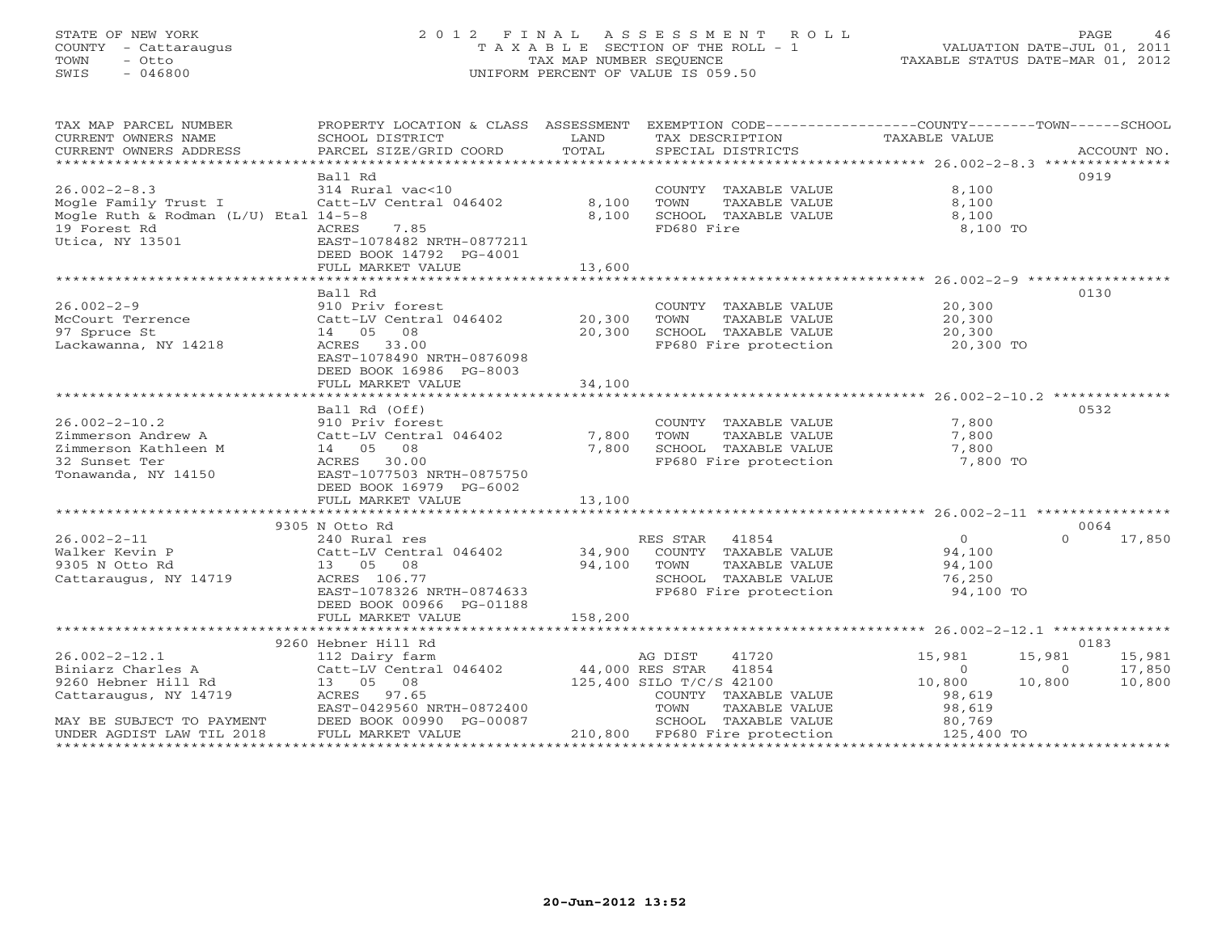STATE OF NEW YORK
COUNTY - Cattaraugus
TOWN - Otto
SWIS - 046800

2012 FINAL ASSESSMENT ROLL
TAXABLE SECTION OF THE ROLL - 1
TAX MAP NUMBER SEQUENCE
UNIFORM PERCENT OF VALUE IS 059.50

VALUATION DATE-JUL 01, 2011
TAXABLE STATUS DATE-MAR 01, 2012

| TAX MAP PARCEL NUMBER / CURRENT OWNERS NAME / CURRENT OWNERS ADDRESS | PROPERTY LOCATION & CLASS / SCHOOL DISTRICT / PARCEL SIZE/GRID COORD | ASSESSMENT LAND / TOTAL | EXEMPTION CODE / TAX DESCRIPTION / SPECIAL DISTRICTS | COUNTY TAXABLE VALUE | TOWN | SCHOOL | ACCOUNT NO. |
|---|---|---|---|---|---|---|---|
| 26.002-2-8.3 | Ball Rd | | | | | | 0919 |
| 26.002-2-8.3 | 314 Rural vac<10 | | COUNTY TAXABLE VALUE | 8,100 | | | |
| Mogle Family Trust I | Catt-LV Central 046402 | 8,100 | TOWN TAXABLE VALUE | 8,100 | | | |
| Mogle Ruth & Rodman (L/U) Etal | 14-5-8 | 8,100 | SCHOOL TAXABLE VALUE | 8,100 | | | |
| 19 Forest Rd | ACRES 7.85 | | FD680 Fire | 8,100 TO | | | |
| Utica, NY 13501 | EAST-1078482 NRTH-0877211 | | | | | | |
| | DEED BOOK 14792 PG-4001 | | | | | | |
| | FULL MARKET VALUE | 13,600 | | | | | |
| 26.002-2-9 | Ball Rd | | | | | | 0130 |
| 26.002-2-9 | 910 Priv forest | | COUNTY TAXABLE VALUE | 20,300 | | | |
| McCourt Terrence | Catt-LV Central 046402 | 20,300 | TOWN TAXABLE VALUE | 20,300 | | | |
| 97 Spruce St | 14 05 08 | 20,300 | SCHOOL TAXABLE VALUE | 20,300 | | | |
| Lackawanna, NY 14218 | ACRES 33.00 | | FP680 Fire protection | 20,300 TO | | | |
| | EAST-1078490 NRTH-0876098 | | | | | | |
| | DEED BOOK 16986 PG-8003 | | | | | | |
| | FULL MARKET VALUE | 34,100 | | | | | |
| 26.002-2-10.2 | Ball Rd (Off) | | | | | | 0532 |
| 26.002-2-10.2 | 910 Priv forest | | COUNTY TAXABLE VALUE | 7,800 | | | |
| Zimmerson Andrew A | Catt-LV Central 046402 | 7,800 | TOWN TAXABLE VALUE | 7,800 | | | |
| Zimmerson Kathleen M | 14 05 08 | 7,800 | SCHOOL TAXABLE VALUE | 7,800 | | | |
| 32 Sunset Ter | ACRES 30.00 | | FP680 Fire protection | 7,800 TO | | | |
| Tonawanda, NY 14150 | EAST-1077503 NRTH-0875750 | | | | | | |
| | DEED BOOK 16979 PG-6002 | | | | | | |
| | FULL MARKET VALUE | 13,100 | | | | | |
| 26.002-2-11 | 9305 N Otto Rd | | | | | | 0064 |
| 26.002-2-11 | 240 Rural res | | RES STAR 41854 | 0 | 0 | 17,850 | |
| Walker Kevin P | Catt-LV Central 046402 | 34,900 | COUNTY TAXABLE VALUE | 94,100 | | | |
| 9305 N Otto Rd | 13 05 08 | 94,100 | TOWN TAXABLE VALUE | 94,100 | | | |
| Cattaraugus, NY 14719 | ACRES 106.77 | | SCHOOL TAXABLE VALUE | 76,250 | | | |
| | EAST-1078326 NRTH-0874633 | | FP680 Fire protection | 94,100 TO | | | |
| | DEED BOOK 00966 PG-01188 | | | | | | |
| | FULL MARKET VALUE | 158,200 | | | | | |
| 26.002-2-12.1 | 9260 Hebner Hill Rd | | | | | | 0183 |
| 26.002-2-12.1 | 112 Dairy farm | | AG DIST 41720 | 15,981 | 15,981 | 15,981 | |
| Biniarz Charles A | Catt-LV Central 046402 | 44,000 | RES STAR 41854 | 0 | 0 | 17,850 | |
| 9260 Hebner Hill Rd | 13 05 08 | 125,400 | SILO T/C/S 42100 | 10,800 | 10,800 | 10,800 | |
| Cattaraugus, NY 14719 | ACRES 97.65 | | COUNTY TAXABLE VALUE | 98,619 | | | |
| | EAST-0429560 NRTH-0872400 | | TOWN TAXABLE VALUE | 98,619 | | | |
| MAY BE SUBJECT TO PAYMENT | DEED BOOK 00990 PG-00087 | | SCHOOL TAXABLE VALUE | 80,769 | | | |
| UNDER AGDIST LAW TIL 2018 | FULL MARKET VALUE | 210,800 | FP680 Fire protection | 125,400 TO | | | |

20-Jun-2012 13:52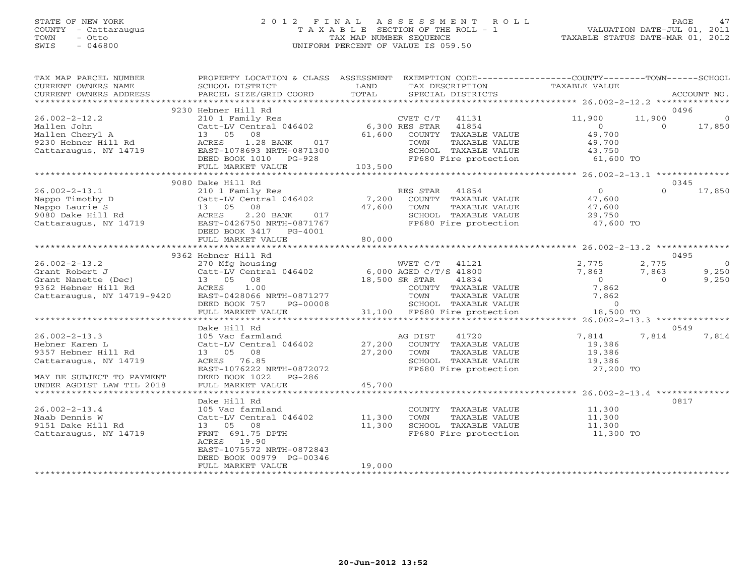STATE OF NEW YORK
COUNTY - Cattaraugus
TOWN - Otto
SWIS - 046800

2012 FINAL ASSESSMENT ROLL
TAXABLE SECTION OF THE ROLL - 1
TAX MAP NUMBER SEQUENCE
UNIFORM PERCENT OF VALUE IS 059.50

VALUATION DATE-JUL 01, 2011
TAXABLE STATUS DATE-MAR 01, 2012

| TAX MAP PARCEL NUMBER / CURRENT OWNERS NAME / CURRENT OWNERS ADDRESS | PROPERTY LOCATION & CLASS / SCHOOL DISTRICT / PARCEL SIZE/GRID COORD | ASSESSMENT LAND / TOTAL | EXEMPTION CODE / TAX DESCRIPTION / SPECIAL DISTRICTS | COUNTY TAXABLE VALUE | TOWN | SCHOOL / ACCOUNT NO. |
|---|---|---|---|---|---|---|
| **26.002-2-12.2** | 9230 Hebner Hill Rd | | | | | 0496 |
| Mallen John | 210 1 Family Res | | CVET C/T 41131 | 11,900 | 11,900 | 0 |
| Mallen Cheryl A | Catt-LV Central 046402 | 6,300 | RES STAR 41854 | 0 | 0 | 17,850 |
| 9230 Hebner Hill Rd | 13 05 08 | 61,600 | COUNTY TAXABLE VALUE | 49,700 | | |
| Cattaraugus, NY 14719 | ACRES 1.28 BANK 017 | | TOWN TAXABLE VALUE | 49,700 | | |
| | EAST-1078693 NRTH-0871300 | | SCHOOL TAXABLE VALUE | 43,750 | | |
| | DEED BOOK 1010 PG-928 | | FP680 Fire protection | 61,600 TO | | |
| | FULL MARKET VALUE | 103,500 | | | | |
| **26.002-2-13.1** | 9080 Dake Hill Rd | | | | | 0345 |
| Nappo Timothy D | 210 1 Family Res | | RES STAR 41854 | 0 | 0 | 17,850 |
| Nappo Laurie S | Catt-LV Central 046402 | 7,200 | COUNTY TAXABLE VALUE | 47,600 | | |
| 9080 Dake Hill Rd | 13 05 08 | 47,600 | TOWN TAXABLE VALUE | 47,600 | | |
| Cattaraugus, NY 14719 | ACRES 2.20 BANK 017 | | SCHOOL TAXABLE VALUE | 29,750 | | |
| | EAST-0426750 NRTH-0871767 | | FP680 Fire protection | 47,600 TO | | |
| | DEED BOOK 3417 PG-4001 | | | | | |
| | FULL MARKET VALUE | 80,000 | | | | |
| **26.002-2-13.2** | 9362 Hebner Hill Rd | | | | | 0495 |
| Grant Robert J | 270 Mfg housing | | WVET C/T 41121 | 2,775 | 2,775 | 0 |
| Grant Nanette (Dec) | Catt-LV Central 046402 | 6,000 | AGED C/T/S 41800 | 7,863 | 7,863 | 9,250 |
| 9362 Hebner Hill Rd | 13 05 08 | 18,500 | SR STAR 41834 | 0 | 0 | 9,250 |
| Cattaraugus, NY 14719-9420 | ACRES 1.00 | | COUNTY TAXABLE VALUE | 7,862 | | |
| | EAST-0428066 NRTH-0871277 | | TOWN TAXABLE VALUE | 7,862 | | |
| | DEED BOOK 757 PG-00008 | | SCHOOL TAXABLE VALUE | 0 | | |
| | FULL MARKET VALUE | 31,100 | FP680 Fire protection | 18,500 TO | | |
| **26.002-2-13.3** | Dake Hill Rd | | | | | 0549 |
| Hebner Karen L | 105 Vac farmland | | AG DIST 41720 | 7,814 | 7,814 | 7,814 |
| 9357 Hebner Hill Rd | Catt-LV Central 046402 | 27,200 | COUNTY TAXABLE VALUE | 19,386 | | |
| Cattaraugus, NY 14719 | 13 05 08 | 27,200 | TOWN TAXABLE VALUE | 19,386 | | |
| | ACRES 76.85 | | SCHOOL TAXABLE VALUE | 19,386 | | |
| | EAST-1076222 NRTH-0872072 | | FP680 Fire protection | 27,200 TO | | |
| MAY BE SUBJECT TO PAYMENT | DEED BOOK 1022 PG-286 | | | | | |
| UNDER AGDIST LAW TIL 2018 | FULL MARKET VALUE | 45,700 | | | | |
| **26.002-2-13.4** | Dake Hill Rd | | | | | 0817 |
| Naab Dennis W | 105 Vac farmland | | COUNTY TAXABLE VALUE | 11,300 | | |
| 9151 Dake Hill Rd | Catt-LV Central 046402 | 11,300 | TOWN TAXABLE VALUE | 11,300 | | |
| Cattaraugus, NY 14719 | 13 05 08 | 11,300 | SCHOOL TAXABLE VALUE | 11,300 | | |
| | FRNT 691.75 DPTH | | FP680 Fire protection | 11,300 TO | | |
| | ACRES 19.90 | | | | | |
| | EAST-1075572 NRTH-0872843 | | | | | |
| | DEED BOOK 00979 PG-00346 | | | | | |
| | FULL MARKET VALUE | 19,000 | | | | |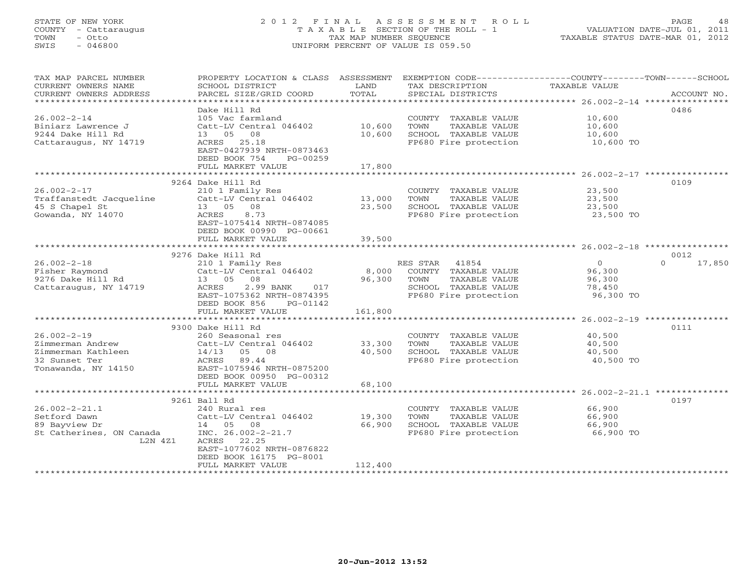STATE OF NEW YORK
COUNTY - Cattaraugus
TOWN - Otto
SWIS - 046800

2012 FINAL ASSESSMENT ROLL
TAXABLE SECTION OF THE ROLL - 1
TAX MAP NUMBER SEQUENCE
UNIFORM PERCENT OF VALUE IS 059.50

VALUATION DATE-JUL 01, 2011
TAXABLE STATUS DATE-MAR 01, 2012

| TAX MAP PARCEL NUMBER / CURRENT OWNERS NAME / CURRENT OWNERS ADDRESS | PROPERTY LOCATION & CLASS / SCHOOL DISTRICT / PARCEL SIZE/GRID COORD | ASSESSMENT LAND / TOTAL | EXEMPTION CODE / TAX DESCRIPTION / SPECIAL DISTRICTS | COUNTY / TOWN / SCHOOL TAXABLE VALUE | ACCOUNT NO. |
|---|---|---|---|---|---|
| 26.002-2-14 | Dake Hill Rd | | | | 0486 |
| | 105 Vac farmland | | COUNTY TAXABLE VALUE | 10,600 | |
| Biniarz Lawrence J | Catt-LV Central 046402 | 10,600 | TOWN TAXABLE VALUE | 10,600 | |
| 9244 Dake Hill Rd | 13 05 08 | 10,600 | SCHOOL TAXABLE VALUE | 10,600 | |
| Cattaraugus, NY 14719 | ACRES 25.18 | | FP680 Fire protection | 10,600 TO | |
| | EAST-0427939 NRTH-0873463 | | | | |
| | DEED BOOK 754 PG-00259 | | | | |
| | FULL MARKET VALUE | 17,800 | | | |
| 26.002-2-17 | 9264 Dake Hill Rd | | | | 0109 |
| | 210 1 Family Res | | COUNTY TAXABLE VALUE | 23,500 | |
| Traffanstedt Jacqueline | Catt-LV Central 046402 | 13,000 | TOWN TAXABLE VALUE | 23,500 | |
| 45 S Chapel St | 13 05 08 | 23,500 | SCHOOL TAXABLE VALUE | 23,500 | |
| Gowanda, NY 14070 | ACRES 8.73 | | FP680 Fire protection | 23,500 TO | |
| | EAST-1075414 NRTH-0874085 | | | | |
| | DEED BOOK 00990 PG-00661 | | | | |
| | FULL MARKET VALUE | 39,500 | | | |
| 26.002-2-18 | 9276 Dake Hill Rd | | | | 0012 |
| | 210 1 Family Res | | RES STAR 41854 | 0 0 17,850 | |
| Fisher Raymond | Catt-LV Central 046402 | 8,000 | COUNTY TAXABLE VALUE | 96,300 | |
| 9276 Dake Hill Rd | 13 05 08 | 96,300 | TOWN TAXABLE VALUE | 96,300 | |
| Cattaraugus, NY 14719 | ACRES 2.99 BANK 017 | | SCHOOL TAXABLE VALUE | 78,450 | |
| | EAST-1075362 NRTH-0874395 | | FP680 Fire protection | 96,300 TO | |
| | DEED BOOK 856 PG-01142 | | | | |
| | FULL MARKET VALUE | 161,800 | | | |
| 26.002-2-19 | 9300 Dake Hill Rd | | | | 0111 |
| | 260 Seasonal res | | COUNTY TAXABLE VALUE | 40,500 | |
| Zimmerman Andrew | Catt-LV Central 046402 | 33,300 | TOWN TAXABLE VALUE | 40,500 | |
| Zimmerman Kathleen | 14/13 05 08 | 40,500 | SCHOOL TAXABLE VALUE | 40,500 | |
| 32 Sunset Ter | ACRES 89.44 | | FP680 Fire protection | 40,500 TO | |
| Tonawanda, NY 14150 | EAST-1075946 NRTH-0875200 | | | | |
| | DEED BOOK 00950 PG-00312 | | | | |
| | FULL MARKET VALUE | 68,100 | | | |
| 26.002-2-21.1 | 9261 Ball Rd | | | | 0197 |
| | 240 Rural res | | COUNTY TAXABLE VALUE | 66,900 | |
| Setford Dawn | Catt-LV Central 046402 | 19,300 | TOWN TAXABLE VALUE | 66,900 | |
| 89 Bayview Dr | 14 05 08 | 66,900 | SCHOOL TAXABLE VALUE | 66,900 | |
| St Catherines, ON Canada L2N 4Z1 | INC. 26.002-2-21.7 | | FP680 Fire protection | 66,900 TO | |
| | ACRES 22.25 | | | | |
| | EAST-1077602 NRTH-0876822 | | | | |
| | DEED BOOK 16175 PG-8001 | | | | |
| | FULL MARKET VALUE | 112,400 | | | |

20-Jun-2012 13:52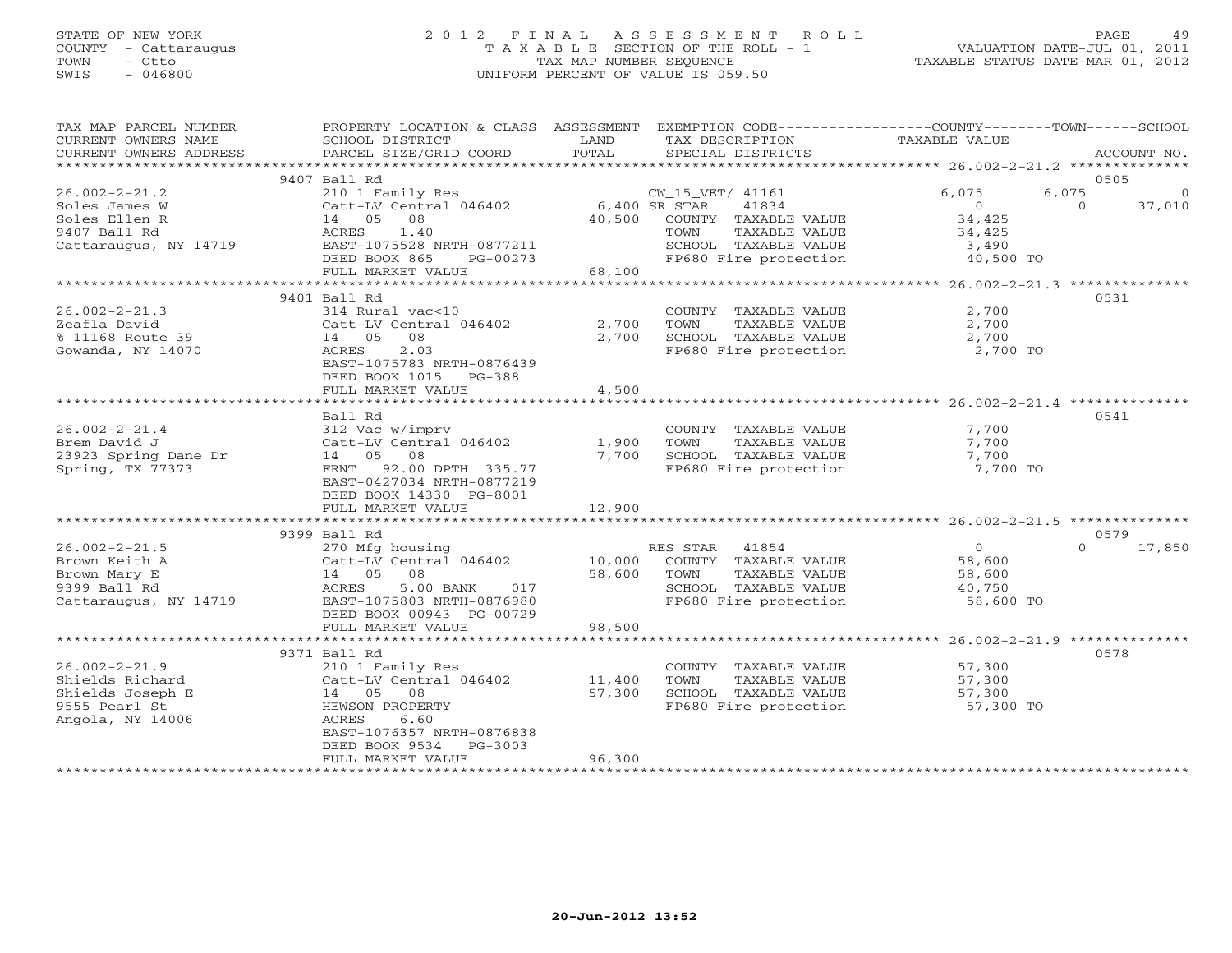STATE OF NEW YORK
COUNTY - Cattaraugus
TOWN - Otto
SWIS - 046800

# 2012 FINAL ASSESSMENT ROLL
TAXABLE SECTION OF THE ROLL - 1
TAX MAP NUMBER SEQUENCE
UNIFORM PERCENT OF VALUE IS 059.50

VALUATION DATE-JUL 01, 2011
TAXABLE STATUS DATE-MAR 01, 2012

| TAX MAP PARCEL NUMBER / CURRENT OWNERS NAME / CURRENT OWNERS ADDRESS | PROPERTY LOCATION & CLASS / SCHOOL DISTRICT / PARCEL SIZE/GRID COORD | ASSESSMENT LAND / TOTAL | EXEMPTION CODE / TAX DESCRIPTION / SPECIAL DISTRICTS | COUNTY TAXABLE VALUE | TOWN | SCHOOL | ACCOUNT NO. |
|---|---|---|---|---|---|---|---|
| **26.002-2-21.2** | 9407 Ball Rd | | | | | | 0505 |
| Soles James W | 210 1 Family Res | | CW_15_VET/ 41161 | 6,075 | 6,075 | 0 | |
| Soles Ellen R | Catt-LV Central 046402 | 6,400 | SR STAR 41834 | 0 | 0 | 37,010 | |
| 9407 Ball Rd | 14 05 08 | 40,500 | COUNTY TAXABLE VALUE | 34,425 | | | |
| Cattaraugus, NY 14719 | ACRES 1.40 | | TOWN TAXABLE VALUE | 34,425 | | | |
| | EAST-1075528 NRTH-0877211 | | SCHOOL TAXABLE VALUE | 3,490 | | | |
| | DEED BOOK 865 PG-00273 | | FP680 Fire protection | 40,500 TO | | | |
| | FULL MARKET VALUE | 68,100 | | | | | |
| **26.002-2-21.3** | 9401 Ball Rd | | | | | | 0531 |
| Zeafla David | 314 Rural vac<10 | | COUNTY TAXABLE VALUE | 2,700 | | | |
| % 11168 Route 39 | Catt-LV Central 046402 | 2,700 | TOWN TAXABLE VALUE | 2,700 | | | |
| Gowanda, NY 14070 | 14 05 08 | 2,700 | SCHOOL TAXABLE VALUE | 2,700 | | | |
| | ACRES 2.03 | | FP680 Fire protection | 2,700 TO | | | |
| | EAST-1075783 NRTH-0876439 | | | | | | |
| | DEED BOOK 1015 PG-388 | | | | | | |
| | FULL MARKET VALUE | 4,500 | | | | | |
| **26.002-2-21.4** | Ball Rd | | | | | | 0541 |
| Brem David J | 312 Vac w/imprv | | COUNTY TAXABLE VALUE | 7,700 | | | |
| 23923 Spring Dane Dr | Catt-LV Central 046402 | 1,900 | TOWN TAXABLE VALUE | 7,700 | | | |
| Spring, TX 77373 | 14 05 08 | 7,700 | SCHOOL TAXABLE VALUE | 7,700 | | | |
| | FRNT 92.00 DPTH 335.77 | | FP680 Fire protection | 7,700 TO | | | |
| | EAST-0427034 NRTH-0877219 | | | | | | |
| | DEED BOOK 14330 PG-8001 | | | | | | |
| | FULL MARKET VALUE | 12,900 | | | | | |
| **26.002-2-21.5** | 9399 Ball Rd | | | | | | 0579 |
| Brown Keith A | 270 Mfg housing | | RES STAR 41854 | 0 | 0 | 17,850 | |
| Brown Mary E | Catt-LV Central 046402 | 10,000 | COUNTY TAXABLE VALUE | 58,600 | | | |
| 9399 Ball Rd | 14 05 08 | 58,600 | TOWN TAXABLE VALUE | 58,600 | | | |
| Cattaraugus, NY 14719 | ACRES 5.00 BANK 017 | | SCHOOL TAXABLE VALUE | 40,750 | | | |
| | EAST-1075803 NRTH-0876980 | | FP680 Fire protection | 58,600 TO | | | |
| | DEED BOOK 00943 PG-00729 | | | | | | |
| | FULL MARKET VALUE | 98,500 | | | | | |
| **26.002-2-21.9** | 9371 Ball Rd | | | | | | 0578 |
| Shields Richard | 210 1 Family Res | | COUNTY TAXABLE VALUE | 57,300 | | | |
| Shields Joseph E | Catt-LV Central 046402 | 11,400 | TOWN TAXABLE VALUE | 57,300 | | | |
| 9555 Pearl St | 14 05 08 | 57,300 | SCHOOL TAXABLE VALUE | 57,300 | | | |
| Angola, NY 14006 | HEWSON PROPERTY | | FP680 Fire protection | 57,300 TO | | | |
| | ACRES 6.60 | | | | | | |
| | EAST-1076357 NRTH-0876838 | | | | | | |
| | DEED BOOK 9534 PG-3003 | | | | | | |
| | FULL MARKET VALUE | 96,300 | | | | | |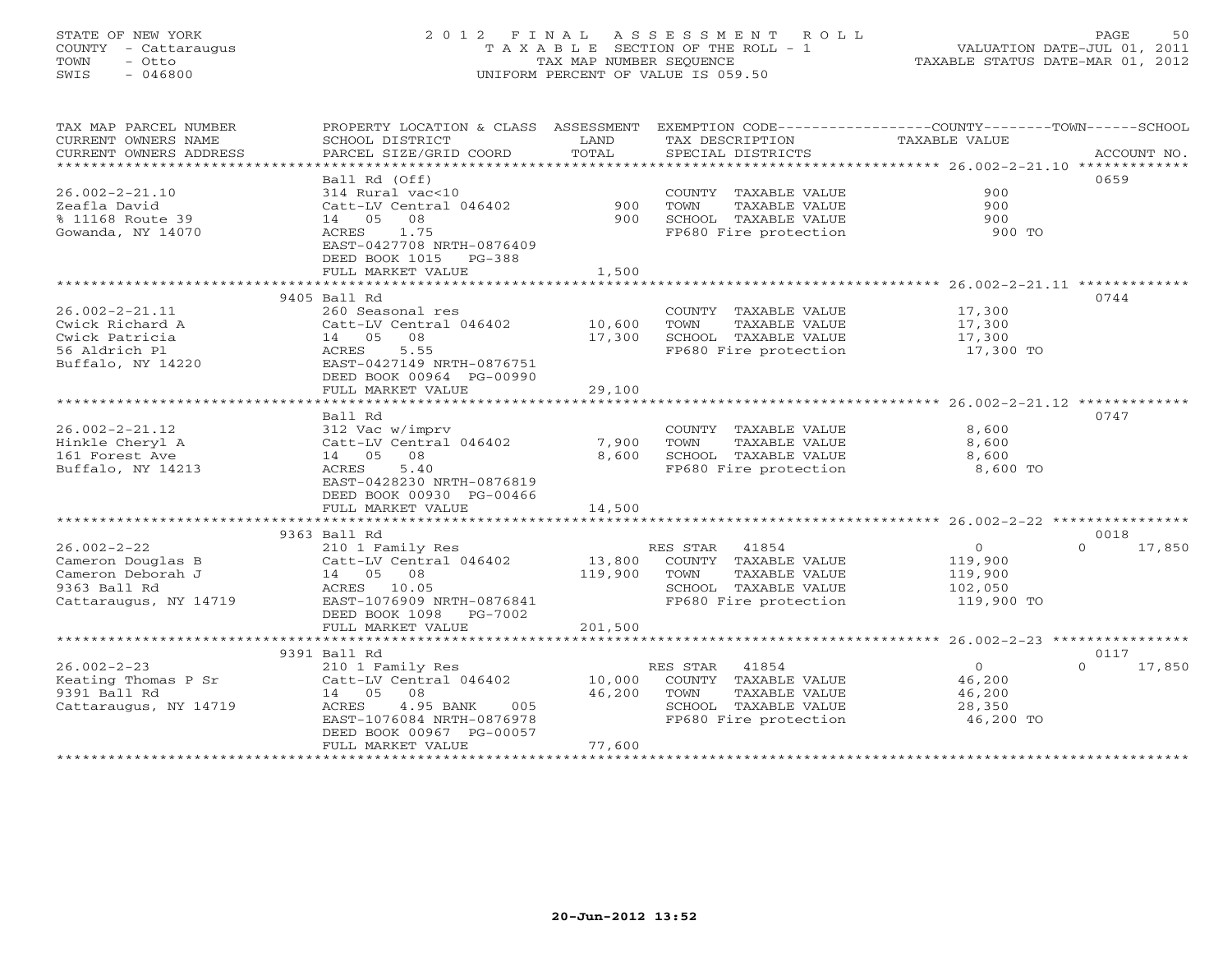STATE OF NEW YORK
COUNTY - Cattaraugus
TOWN - Otto
SWIS - 046800

2012 FINAL ASSESSMENT ROLL
TAXABLE SECTION OF THE ROLL - 1
TAX MAP NUMBER SEQUENCE
UNIFORM PERCENT OF VALUE IS 059.50

VALUATION DATE-JUL 01, 2011
TAXABLE STATUS DATE-MAR 01, 2012

| TAX MAP PARCEL NUMBER / CURRENT OWNERS NAME / CURRENT OWNERS ADDRESS | PROPERTY LOCATION & CLASS / SCHOOL DISTRICT / PARCEL SIZE/GRID COORD | ASSESSMENT LAND / TOTAL | EXEMPTION CODE / TAX DESCRIPTION / SPECIAL DISTRICTS | COUNTY / TOWN / SCHOOL TAXABLE VALUE | ACCOUNT NO. |
|---|---|---|---|---|---|
| 26.002-2-21.10 | Ball Rd (Off) | | | | 0659 |
| 26.002-2-21.10 | 314 Rural vac<10 | | COUNTY TAXABLE VALUE | 900 | |
| Zeafla David | Catt-LV Central 046402 | 900 | TOWN TAXABLE VALUE | 900 | |
| % 11168 Route 39 | 14 05 08 | 900 | SCHOOL TAXABLE VALUE | 900 | |
| Gowanda, NY 14070 | ACRES 1.75 | | FP680 Fire protection | 900 TO | |
| | EAST-0427708 NRTH-0876409 | | | | |
| | DEED BOOK 1015 PG-388 | | | | |
| | FULL MARKET VALUE | 1,500 | | | |
| 26.002-2-21.11 | 9405 Ball Rd | | | | 0744 |
| 26.002-2-21.11 | 260 Seasonal res | | COUNTY TAXABLE VALUE | 17,300 | |
| Cwick Richard A | Catt-LV Central 046402 | 10,600 | TOWN TAXABLE VALUE | 17,300 | |
| Cwick Patricia | 14 05 08 | 17,300 | SCHOOL TAXABLE VALUE | 17,300 | |
| 56 Aldrich Pl | ACRES 5.55 | | FP680 Fire protection | 17,300 TO | |
| Buffalo, NY 14220 | EAST-0427149 NRTH-0876751 | | | | |
| | DEED BOOK 00964 PG-00990 | | | | |
| | FULL MARKET VALUE | 29,100 | | | |
| 26.002-2-21.12 | Ball Rd | | | | 0747 |
| 26.002-2-21.12 | 312 Vac w/imprv | | COUNTY TAXABLE VALUE | 8,600 | |
| Hinkle Cheryl A | Catt-LV Central 046402 | 7,900 | TOWN TAXABLE VALUE | 8,600 | |
| 161 Forest Ave | 14 05 08 | 8,600 | SCHOOL TAXABLE VALUE | 8,600 | |
| Buffalo, NY 14213 | ACRES 5.40 | | FP680 Fire protection | 8,600 TO | |
| | EAST-0428230 NRTH-0876819 | | | | |
| | DEED BOOK 00930 PG-00466 | | | | |
| | FULL MARKET VALUE | 14,500 | | | |
| 26.002-2-22 | 9363 Ball Rd | | | | 0018 |
| 26.002-2-22 | 210 1 Family Res | | RES STAR 41854 | 0 0 17,850 | |
| Cameron Douglas B | Catt-LV Central 046402 | 13,800 | COUNTY TAXABLE VALUE | 119,900 | |
| Cameron Deborah J | 14 05 08 | 119,900 | TOWN TAXABLE VALUE | 119,900 | |
| 9363 Ball Rd | ACRES 10.05 | | SCHOOL TAXABLE VALUE | 102,050 | |
| Cattaraugus, NY 14719 | EAST-1076909 NRTH-0876841 | | FP680 Fire protection | 119,900 TO | |
| | DEED BOOK 1098 PG-7002 | | | | |
| | FULL MARKET VALUE | 201,500 | | | |
| 26.002-2-23 | 9391 Ball Rd | | | | 0117 |
| 26.002-2-23 | 210 1 Family Res | | RES STAR 41854 | 0 0 17,850 | |
| Keating Thomas P Sr | Catt-LV Central 046402 | 10,000 | COUNTY TAXABLE VALUE | 46,200 | |
| 9391 Ball Rd | 14 05 08 | 46,200 | TOWN TAXABLE VALUE | 46,200 | |
| Cattaraugus, NY 14719 | ACRES 4.95 BANK 005 | | SCHOOL TAXABLE VALUE | 28,350 | |
| | EAST-1076084 NRTH-0876978 | | FP680 Fire protection | 46,200 TO | |
| | DEED BOOK 00967 PG-00057 | | | | |
| | FULL MARKET VALUE | 77,600 | | | |

20-Jun-2012 13:52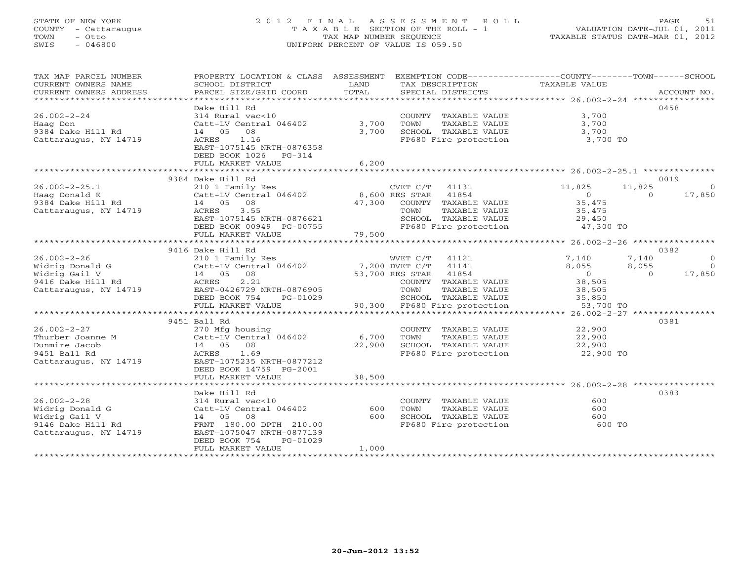STATE OF NEW YORK
COUNTY - Cattaraugus
TOWN - Otto
SWIS - 046800

# 2012 FINAL ASSESSMENT ROLL

TAXABLE SECTION OF THE ROLL - 1
TAX MAP NUMBER SEQUENCE
UNIFORM PERCENT OF VALUE IS 059.50

VALUATION DATE-JUL 01, 2011
TAXABLE STATUS DATE-MAR 01, 2012

| TAX MAP PARCEL NUMBER / CURRENT OWNERS NAME / CURRENT OWNERS ADDRESS | PROPERTY LOCATION & CLASS / SCHOOL DISTRICT / PARCEL SIZE/GRID COORD | ASSESSMENT LAND / TOTAL | EXEMPTION CODE / TAX DESCRIPTION / SPECIAL DISTRICTS | COUNTY TAXABLE VALUE | TOWN | SCHOOL | ACCOUNT NO. |
|---|---|---|---|---|---|---|---|
| 26.002-2-24 | Dake Hill Rd | | | | | | 0458 |
| 26.002-2-24 | 314 Rural vac<10 | | COUNTY TAXABLE VALUE | 3,700 | | | |
| Haag Don | Catt-LV Central 046402 | 3,700 | TOWN TAXABLE VALUE | 3,700 | | | |
| 9384 Dake Hill Rd | 14 05 08 | 3,700 | SCHOOL TAXABLE VALUE | 3,700 | | | |
| Cattaraugus, NY 14719 | ACRES 1.16 | | FP680 Fire protection | 3,700 TO | | | |
| | EAST-1075145 NRTH-0876358 | | | | | | |
| | DEED BOOK 1026 PG-314 | | | | | | |
| | FULL MARKET VALUE | 6,200 | | | | | |
| 26.002-2-25.1 | 9384 Dake Hill Rd | | | | | | 0019 |
| 26.002-2-25.1 | 210 1 Family Res | | CVET C/T 41131 | 11,825 | 11,825 | 0 | |
| Haag Donald K | Catt-LV Central 046402 | 8,600 | RES STAR 41854 | 0 | 0 | 17,850 | |
| 9384 Dake Hill Rd | 14 05 08 | 47,300 | COUNTY TAXABLE VALUE | 35,475 | | | |
| Cattaraugus, NY 14719 | ACRES 3.55 | | TOWN TAXABLE VALUE | 35,475 | | | |
| | EAST-1075145 NRTH-0876621 | | SCHOOL TAXABLE VALUE | 29,450 | | | |
| | DEED BOOK 00949 PG-00755 | | FP680 Fire protection | 47,300 TO | | | |
| | FULL MARKET VALUE | 79,500 | | | | | |
| 26.002-2-26 | 9416 Dake Hill Rd | | | | | | 0382 |
| 26.002-2-26 | 210 1 Family Res | | WVET C/T 41121 | 7,140 | 7,140 | 0 | |
| Widrig Donald G | Catt-LV Central 046402 | 7,200 | DVET C/T 41141 | 8,055 | 8,055 | 0 | |
| Widrig Gail V | 14 05 08 | 53,700 | RES STAR 41854 | 0 | 0 | 17,850 | |
| 9416 Dake Hill Rd | ACRES 2.21 | | COUNTY TAXABLE VALUE | 38,505 | | | |
| Cattaraugus, NY 14719 | EAST-0426729 NRTH-0876905 | | TOWN TAXABLE VALUE | 38,505 | | | |
| | DEED BOOK 754 PG-01029 | | SCHOOL TAXABLE VALUE | 35,850 | | | |
| | FULL MARKET VALUE | 90,300 | FP680 Fire protection | 53,700 TO | | | |
| 26.002-2-27 | 9451 Ball Rd | | | | | | 0381 |
| 26.002-2-27 | 270 Mfg housing | | COUNTY TAXABLE VALUE | 22,900 | | | |
| Thurber Joanne M | Catt-LV Central 046402 | 6,700 | TOWN TAXABLE VALUE | 22,900 | | | |
| Dunmire Jacob | 14 05 08 | 22,900 | SCHOOL TAXABLE VALUE | 22,900 | | | |
| 9451 Ball Rd | ACRES 1.69 | | FP680 Fire protection | 22,900 TO | | | |
| Cattaraugus, NY 14719 | EAST-1075235 NRTH-0877212 | | | | | | |
| | DEED BOOK 14759 PG-2001 | | | | | | |
| | FULL MARKET VALUE | 38,500 | | | | | |
| 26.002-2-28 | Dake Hill Rd | | | | | | 0383 |
| 26.002-2-28 | 314 Rural vac<10 | | COUNTY TAXABLE VALUE | 600 | | | |
| Widrig Donald G | Catt-LV Central 046402 | 600 | TOWN TAXABLE VALUE | 600 | | | |
| Widrig Gail V | 14 05 08 | 600 | SCHOOL TAXABLE VALUE | 600 | | | |
| 9146 Dake Hill Rd | FRNT 180.00 DPTH 210.00 | | FP680 Fire protection | 600 TO | | | |
| Cattaraugus, NY 14719 | EAST-1075047 NRTH-0877139 | | | | | | |
| | DEED BOOK 754 PG-01029 | | | | | | |
| | FULL MARKET VALUE | 1,000 | | | | | |

20-Jun-2012 13:52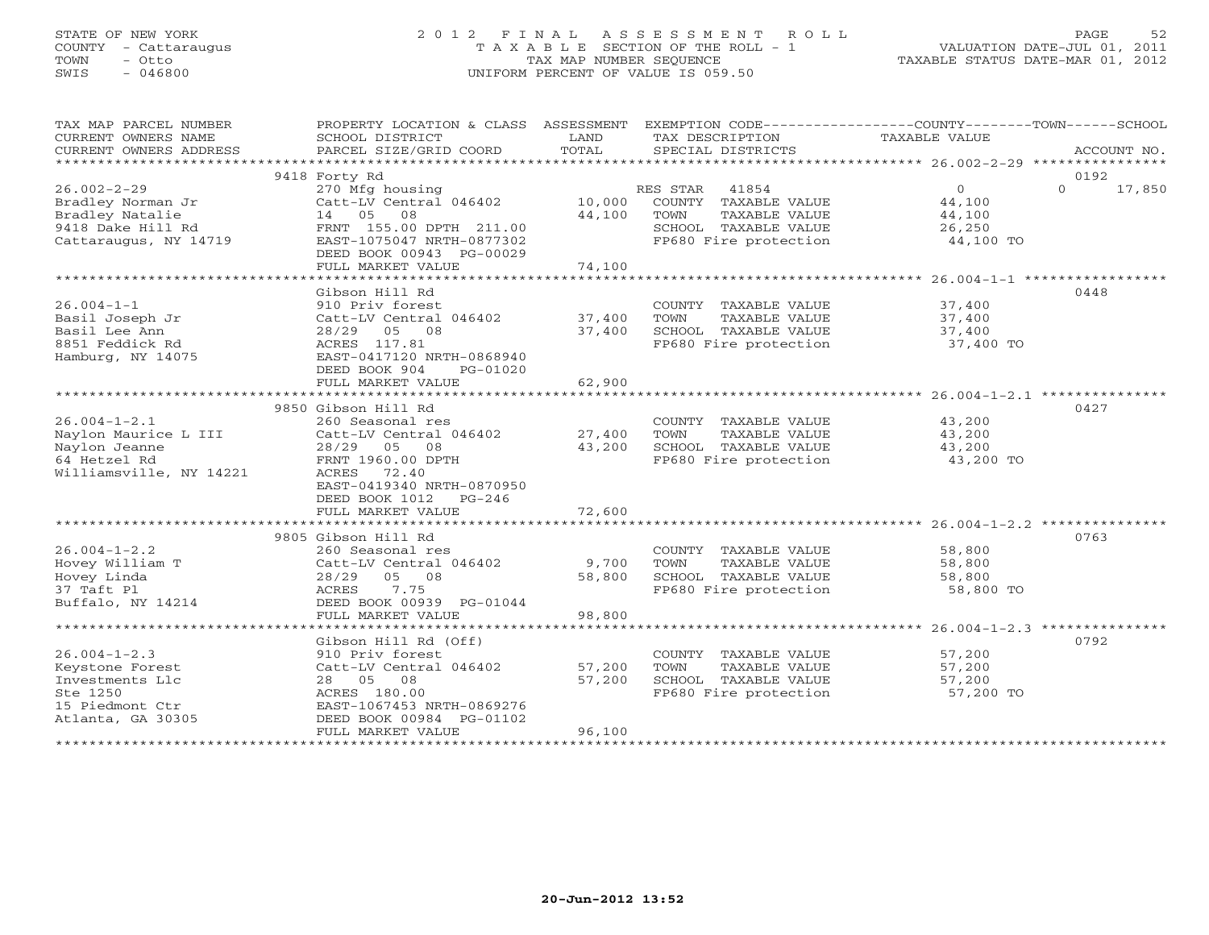STATE OF NEW YORK
COUNTY - Cattaraugus
TOWN - Otto
SWIS - 046800

# 2012 FINAL ASSESSMENT ROLL
TAXABLE SECTION OF THE ROLL - 1
TAX MAP NUMBER SEQUENCE
UNIFORM PERCENT OF VALUE IS 059.50

VALUATION DATE-JUL 01, 2011
TAXABLE STATUS DATE-MAR 01, 2012

| TAX MAP PARCEL NUMBER / CURRENT OWNERS NAME / CURRENT OWNERS ADDRESS | PROPERTY LOCATION & CLASS / SCHOOL DISTRICT / PARCEL SIZE/GRID COORD | ASSESSMENT LAND / TOTAL | EXEMPTION CODE / TAX DESCRIPTION / SPECIAL DISTRICTS | COUNTY | TOWN | SCHOOL / ACCOUNT NO. |
|---|---|---|---|---|---|---|
| | 9418 Forty Rd | | | | | 0192 |
| 26.002-2-29 | 270 Mfg housing | | RES STAR 41854 | 0 | 0 | 17,850 |
| Bradley Norman Jr | Catt-LV Central 046402 | 10,000 | COUNTY TAXABLE VALUE | 44,100 | | |
| Bradley Natalie | 14 05 08 | 44,100 | TOWN TAXABLE VALUE | | 44,100 | |
| 9418 Dake Hill Rd | FRNT 155.00 DPTH 211.00 | | SCHOOL TAXABLE VALUE | | | 26,250 |
| Cattaraugus, NY 14719 | EAST-1075047 NRTH-0877302 | | FP680 Fire protection | 44,100 TO | | |
| | DEED BOOK 00943 PG-00029 | | | | | |
| | FULL MARKET VALUE | 74,100 | | | | |
| | Gibson Hill Rd | | | | | 0448 |
| 26.004-1-1 | 910 Priv forest | | COUNTY TAXABLE VALUE | 37,400 | | |
| Basil Joseph Jr | Catt-LV Central 046402 | 37,400 | TOWN TAXABLE VALUE | | 37,400 | |
| Basil Lee Ann | 28/29 05 08 | 37,400 | SCHOOL TAXABLE VALUE | | | 37,400 |
| 8851 Feddick Rd | ACRES 117.81 | | FP680 Fire protection | 37,400 TO | | |
| Hamburg, NY 14075 | EAST-0417120 NRTH-0868940 | | | | | |
| | DEED BOOK 904 PG-01020 | | | | | |
| | FULL MARKET VALUE | 62,900 | | | | |
| | 9850 Gibson Hill Rd | | | | | 0427 |
| 26.004-1-2.1 | 260 Seasonal res | | COUNTY TAXABLE VALUE | 43,200 | | |
| Naylon Maurice L III | Catt-LV Central 046402 | 27,400 | TOWN TAXABLE VALUE | | 43,200 | |
| Naylon Jeanne | 28/29 05 08 | 43,200 | SCHOOL TAXABLE VALUE | | | 43,200 |
| 64 Hetzel Rd | FRNT 1960.00 DPTH | | FP680 Fire protection | 43,200 TO | | |
| Williamsville, NY 14221 | ACRES 72.40 | | | | | |
| | EAST-0419340 NRTH-0870950 | | | | | |
| | DEED BOOK 1012 PG-246 | | | | | |
| | FULL MARKET VALUE | 72,600 | | | | |
| | 9805 Gibson Hill Rd | | | | | 0763 |
| 26.004-1-2.2 | 260 Seasonal res | | COUNTY TAXABLE VALUE | 58,800 | | |
| Hovey William T | Catt-LV Central 046402 | 9,700 | TOWN TAXABLE VALUE | | 58,800 | |
| Hovey Linda | 28/29 05 08 | 58,800 | SCHOOL TAXABLE VALUE | | | 58,800 |
| 37 Taft Pl | ACRES 7.75 | | FP680 Fire protection | 58,800 TO | | |
| Buffalo, NY 14214 | DEED BOOK 00939 PG-01044 | | | | | |
| | FULL MARKET VALUE | 98,800 | | | | |
| | Gibson Hill Rd (Off) | | | | | 0792 |
| 26.004-1-2.3 | 910 Priv forest | | COUNTY TAXABLE VALUE | 57,200 | | |
| Keystone Forest | Catt-LV Central 046402 | 57,200 | TOWN TAXABLE VALUE | | 57,200 | |
| Investments Llc | 28 05 08 | 57,200 | SCHOOL TAXABLE VALUE | | | 57,200 |
| Ste 1250 | ACRES 180.00 | | FP680 Fire protection | 57,200 TO | | |
| 15 Piedmont Ctr | EAST-1067453 NRTH-0869276 | | | | | |
| Atlanta, GA 30305 | DEED BOOK 00984 PG-01102 | | | | | |
| | FULL MARKET VALUE | 96,100 | | | | |

20-Jun-2012 13:52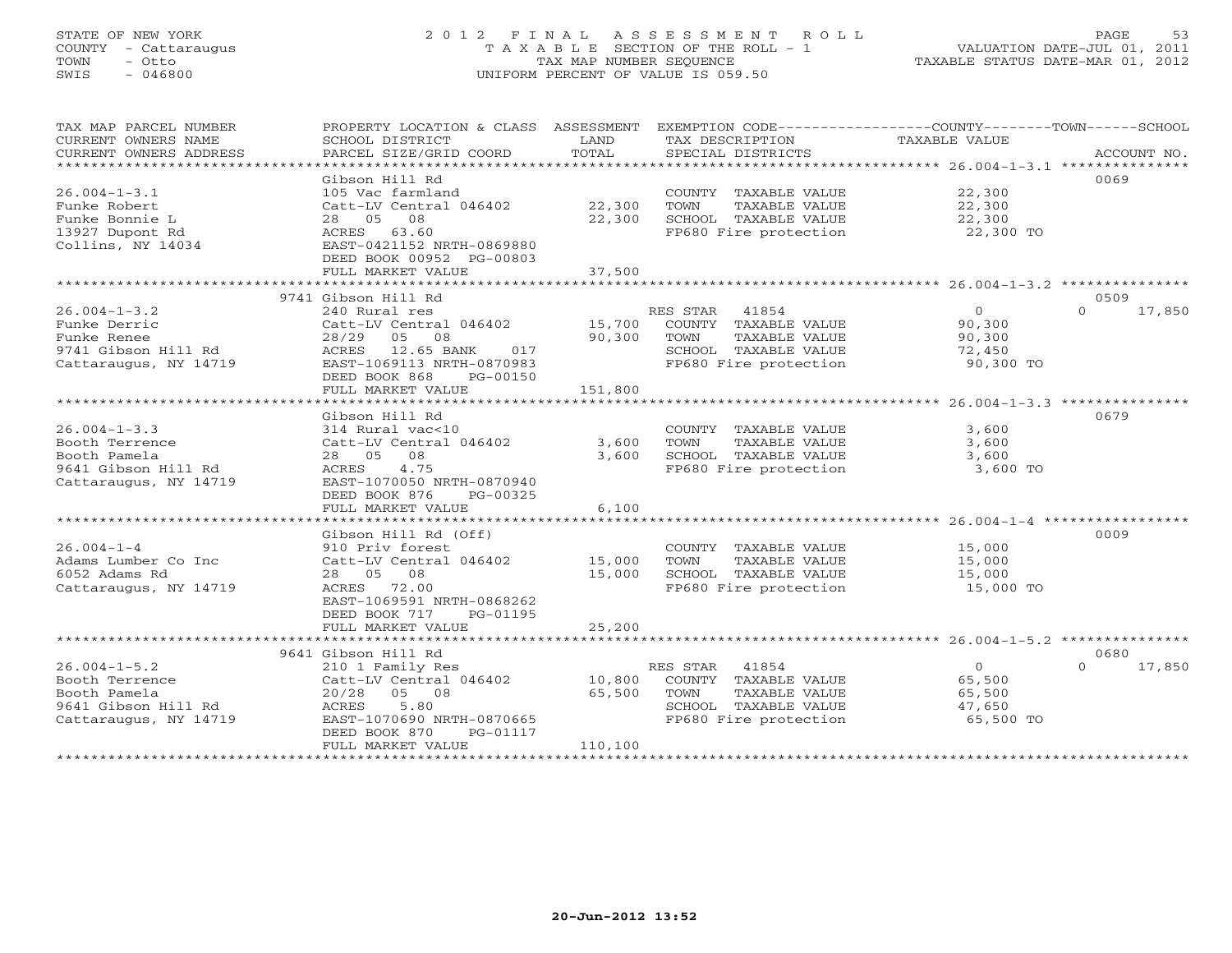STATE OF NEW YORK
COUNTY - Cattaraugus
TOWN - Otto
SWIS - 046800

# 2012 FINAL ASSESSMENT ROLL

TAXABLE SECTION OF THE ROLL - 1
TAX MAP NUMBER SEQUENCE
UNIFORM PERCENT OF VALUE IS 059.50

VALUATION DATE-JUL 01, 2011
TAXABLE STATUS DATE-MAR 01, 2012

| TAX MAP PARCEL NUMBER / CURRENT OWNERS NAME / CURRENT OWNERS ADDRESS | PROPERTY LOCATION & CLASS / SCHOOL DISTRICT / PARCEL SIZE/GRID COORD | ASSESSMENT LAND | TOTAL | EXEMPTION CODE / TAX DESCRIPTION / SPECIAL DISTRICTS | COUNTY TAXABLE VALUE | TOWN | SCHOOL | ACCOUNT NO. |
|---|---|---|---|---|---|---|---|---|
| 26.004-1-3.1 | Gibson Hill Rd | | | | | | | 0069 |
| Funke Robert | 105 Vac farmland | | | COUNTY TAXABLE VALUE | 22,300 | | | |
| Funke Bonnie L | Catt-LV Central 046402 | 22,300 | | TOWN TAXABLE VALUE | 22,300 | | | |
| 13927 Dupont Rd | 28 05 08 | | 22,300 | SCHOOL TAXABLE VALUE | 22,300 | | | |
| Collins, NY 14034 | ACRES 63.60 | | | FP680 Fire protection | 22,300 TO | | | |
| | EAST-0421152 NRTH-0869880 | | | | | | | |
| | DEED BOOK 00952 PG-00803 | | | | | | | |
| | FULL MARKET VALUE | | 37,500 | | | | | |
| 26.004-1-3.2 | 9741 Gibson Hill Rd | | | | | | | 0509 |
| Funke Derric | 240 Rural res | | | RES STAR 41854 | 0 | 0 | 17,850 | |
| Funke Renee | Catt-LV Central 046402 | 15,700 | | COUNTY TAXABLE VALUE | 90,300 | | | |
| 9741 Gibson Hill Rd | 28/29 05 08 | | 90,300 | TOWN TAXABLE VALUE | 90,300 | | | |
| Cattaraugus, NY 14719 | ACRES 12.65 BANK 017 | | | SCHOOL TAXABLE VALUE | 72,450 | | | |
| | EAST-1069113 NRTH-0870983 | | | FP680 Fire protection | 90,300 TO | | | |
| | DEED BOOK 868 PG-00150 | | | | | | | |
| | FULL MARKET VALUE | | 151,800 | | | | | |
| 26.004-1-3.3 | Gibson Hill Rd | | | | | | | 0679 |
| Booth Terrence | 314 Rural vac<10 | | | COUNTY TAXABLE VALUE | 3,600 | | | |
| Booth Pamela | Catt-LV Central 046402 | 3,600 | | TOWN TAXABLE VALUE | 3,600 | | | |
| 9641 Gibson Hill Rd | 28 05 08 | | 3,600 | SCHOOL TAXABLE VALUE | 3,600 | | | |
| Cattaraugus, NY 14719 | ACRES 4.75 | | | FP680 Fire protection | 3,600 TO | | | |
| | EAST-1070050 NRTH-0870940 | | | | | | | |
| | DEED BOOK 876 PG-00325 | | | | | | | |
| | FULL MARKET VALUE | | 6,100 | | | | | |
| 26.004-1-4 | Gibson Hill Rd (Off) | | | | | | | 0009 |
| Adams Lumber Co Inc | 910 Priv forest | | | COUNTY TAXABLE VALUE | 15,000 | | | |
| 6052 Adams Rd | Catt-LV Central 046402 | 15,000 | | TOWN TAXABLE VALUE | 15,000 | | | |
| Cattaraugus, NY 14719 | 28 05 08 | | 15,000 | SCHOOL TAXABLE VALUE | 15,000 | | | |
| | ACRES 72.00 | | | FP680 Fire protection | 15,000 TO | | | |
| | EAST-1069591 NRTH-0868262 | | | | | | | |
| | DEED BOOK 717 PG-01195 | | | | | | | |
| | FULL MARKET VALUE | | 25,200 | | | | | |
| 26.004-1-5.2 | 9641 Gibson Hill Rd | | | | | | | 0680 |
| Booth Terrence | 210 1 Family Res | | | RES STAR 41854 | 0 | 0 | 17,850 | |
| Booth Pamela | Catt-LV Central 046402 | 10,800 | | COUNTY TAXABLE VALUE | 65,500 | | | |
| 9641 Gibson Hill Rd | 20/28 05 08 | | 65,500 | TOWN TAXABLE VALUE | 65,500 | | | |
| Cattaraugus, NY 14719 | ACRES 5.80 | | | SCHOOL TAXABLE VALUE | 47,650 | | | |
| | EAST-1070690 NRTH-0870665 | | | FP680 Fire protection | 65,500 TO | | | |
| | DEED BOOK 870 PG-01117 | | | | | | | |
| | FULL MARKET VALUE | | 110,100 | | | | | |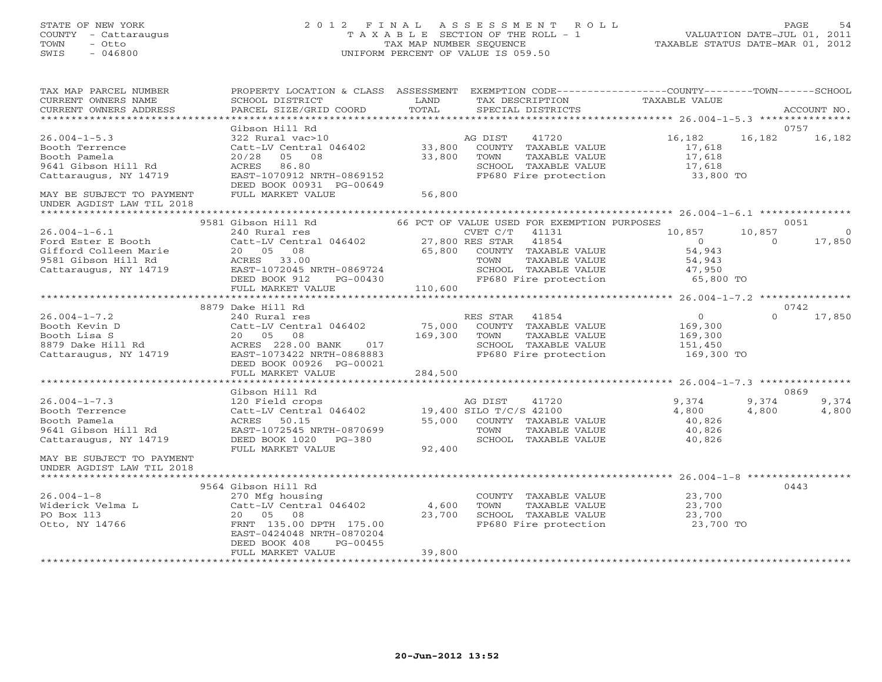STATE OF NEW YORK
COUNTY - Cattaraugus
TOWN - Otto
SWIS - 046800

2012 FINAL ASSESSMENT ROLL
TAXABLE SECTION OF THE ROLL - 1
TAX MAP NUMBER SEQUENCE
UNIFORM PERCENT OF VALUE IS 059.50

VALUATION DATE-JUL 01, 2011
TAXABLE STATUS DATE-MAR 01, 2012

```
TAX MAP PARCEL NUMBER          PROPERTY LOCATION & CLASS  ASSESSMENT  EXEMPTION CODE-----------------COUNTY--------TOWN------SCHOOL
CURRENT OWNERS NAME            SCHOOL DISTRICT               LAND      TAX DESCRIPTION              TAXABLE VALUE
CURRENT OWNERS ADDRESS         PARCEL SIZE/GRID COORD        TOTAL     SPECIAL DISTRICTS                                      ACCOUNT NO.
******************************************************************************************************* 26.004-1-5.3 ***************
                               Gibson Hill Rd                                                                                  0757
26.004-1-5.3                   322 Rural vac>10                        AG DIST     41720              16,182      16,182      16,182
Booth Terrence                 Catt-LV Central 046402        33,800    COUNTY  TAXABLE VALUE          17,618
Booth Pamela                   20/28   05   08               33,800    TOWN    TAXABLE VALUE          17,618
9641 Gibson Hill Rd            ACRES   86.80                           SCHOOL  TAXABLE VALUE          17,618
Cattaraugus, NY 14719          EAST-1070912 NRTH-0869152               FP680 Fire protection          33,800 TO
                               DEED BOOK 00931 PG-00649
MAY BE SUBJECT TO PAYMENT      FULL MARKET VALUE             56,800
UNDER AGDIST LAW TIL 2018
******************************************************************************************************* 26.004-1-6.1 ***************
                          9581 Gibson Hill Rd              66 PCT OF VALUE USED FOR EXEMPTION PURPOSES                         0051
26.004-1-6.1                   240 Rural res                           CVET C/T    41131              10,857      10,857           0
Ford Ester E Booth             Catt-LV Central 046402        27,800 RES STAR    41854                     0           0       17,850
Gifford Colleen Marie          20   05   08                  65,800    COUNTY  TAXABLE VALUE          54,943
9581 Gibson Hill Rd            ACRES   33.00                           TOWN    TAXABLE VALUE          54,943
Cattaraugus, NY 14719          EAST-1072045 NRTH-0869724               SCHOOL  TAXABLE VALUE          47,950
                               DEED BOOK 912     PG-00430              FP680 Fire protection          65,800 TO
                               FULL MARKET VALUE            110,600
******************************************************************************************************* 26.004-1-7.2 ***************
                          8879 Dake Hill Rd                                                                                    0742
26.004-1-7.2                   240 Rural res                           RES STAR    41854                  0           0       17,850
Booth Kevin D                  Catt-LV Central 046402        75,000    COUNTY  TAXABLE VALUE         169,300
Booth Lisa S                   20   05   08                 169,300    TOWN    TAXABLE VALUE         169,300
8879 Dake Hill Rd              ACRES  228.00 BANK     017              SCHOOL  TAXABLE VALUE         151,450
Cattaraugus, NY 14719          EAST-1073422 NRTH-0868883               FP680 Fire protection         169,300 TO
                               DEED BOOK 00926 PG-00021
                               FULL MARKET VALUE            284,500
******************************************************************************************************* 26.004-1-7.3 ***************
                               Gibson Hill Rd                                                                                  0869
26.004-1-7.3                   120 Field crops                         AG DIST     41720               9,374       9,374       9,374
Booth Terrence                 Catt-LV Central 046402        19,400 SILO T/C/S 42100                4,800       4,800       4,800
Booth Pamela                   ACRES   50.15                 55,000    COUNTY  TAXABLE VALUE          40,826
9641 Gibson Hill Rd            EAST-1072545 NRTH-0870699               TOWN    TAXABLE VALUE          40,826
Cattaraugus, NY 14719          DEED BOOK 1020    PG-380                SCHOOL  TAXABLE VALUE          40,826
                               FULL MARKET VALUE             92,400
MAY BE SUBJECT TO PAYMENT
UNDER AGDIST LAW TIL 2018
******************************************************************************************************* 26.004-1-8 *****************
                          9564 Gibson Hill Rd                                                                                  0443
26.004-1-8                     270 Mfg housing                         COUNTY  TAXABLE VALUE          23,700
Widerick Velma L               Catt-LV Central 046402         4,600    TOWN    TAXABLE VALUE          23,700
PO Box 113                     20   05   08                  23,700    SCHOOL  TAXABLE VALUE          23,700
Otto, NY 14766                 FRNT 135.00 DPTH 175.00                 FP680 Fire protection          23,700 TO
                               EAST-0424048 NRTH-0870204
                               DEED BOOK 408     PG-00455
                               FULL MARKET VALUE             39,800
************************************************************************************************************************************
```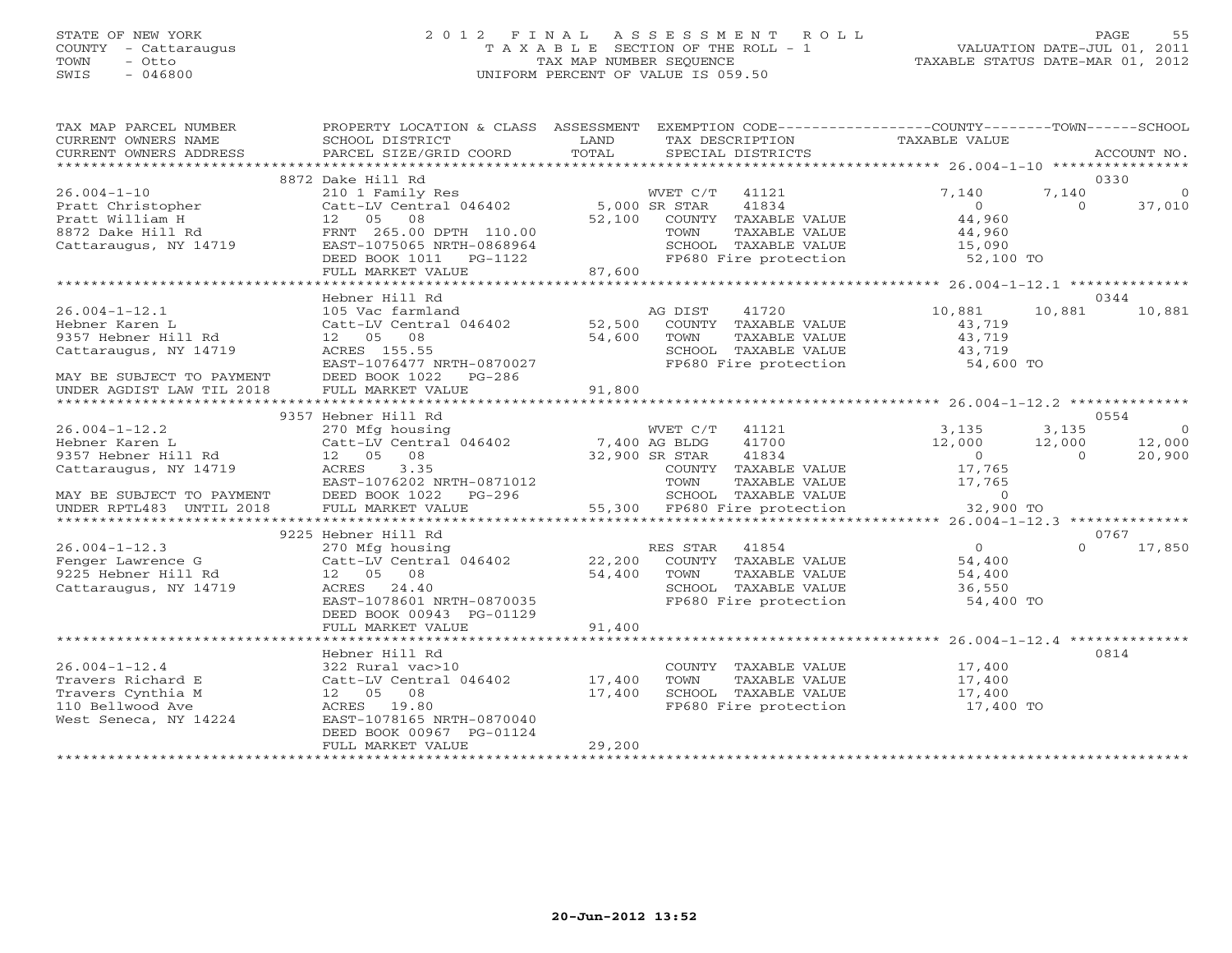STATE OF NEW YORK
COUNTY - Cattaraugus
TOWN - Otto
SWIS - 046800

# 2012 FINAL ASSESSMENT ROLL

TAXABLE SECTION OF THE ROLL - 1
TAX MAP NUMBER SEQUENCE
UNIFORM PERCENT OF VALUE IS 059.50

VALUATION DATE-JUL 01, 2011
TAXABLE STATUS DATE-MAR 01, 2012

| TAX MAP PARCEL NUMBER / CURRENT OWNERS NAME / CURRENT OWNERS ADDRESS | PROPERTY LOCATION & CLASS / SCHOOL DISTRICT / PARCEL SIZE/GRID COORD | ASSESSMENT LAND / TOTAL | EXEMPTION CODE / TAX DESCRIPTION / SPECIAL DISTRICTS | COUNTY TAXABLE VALUE | TOWN | SCHOOL | ACCOUNT NO. |
|---|---|---|---|---|---|---|---|
| | 8872 Dake Hill Rd | | | | | | 0330 |
| 26.004-1-10 | 210 1 Family Res | | WVET C/T 41121 | 7,140 | 7,140 | 0 | |
| Pratt Christopher | Catt-LV Central 046402 | 5,000 | SR STAR 41834 | 0 | 0 | 37,010 | |
| Pratt William H | 12 05 08 | 52,100 | COUNTY TAXABLE VALUE | 44,960 | | | |
| 8872 Dake Hill Rd | FRNT 265.00 DPTH 110.00 | | TOWN TAXABLE VALUE | 44,960 | | | |
| Cattaraugus, NY 14719 | EAST-1075065 NRTH-0868964 | | SCHOOL TAXABLE VALUE | 15,090 | | | |
| | DEED BOOK 1011 PG-1122 | | FP680 Fire protection | 52,100 TO | | | |
| | FULL MARKET VALUE | 87,600 | | | | | |
| | Hebner Hill Rd | | | | | | 0344 |
| 26.004-1-12.1 | 105 Vac farmland | | AG DIST 41720 | 10,881 | 10,881 | 10,881 | |
| Hebner Karen L | Catt-LV Central 046402 | 52,500 | COUNTY TAXABLE VALUE | 43,719 | | | |
| 9357 Hebner Hill Rd | 12 05 08 | 54,600 | TOWN TAXABLE VALUE | 43,719 | | | |
| Cattaraugus, NY 14719 | ACRES 155.55 | | SCHOOL TAXABLE VALUE | 43,719 | | | |
| | EAST-1076477 NRTH-0870027 | | FP680 Fire protection | 54,600 TO | | | |
| MAY BE SUBJECT TO PAYMENT | DEED BOOK 1022 PG-286 | | | | | | |
| UNDER AGDIST LAW TIL 2018 | FULL MARKET VALUE | 91,800 | | | | | |
| | 9357 Hebner Hill Rd | | | | | | 0554 |
| 26.004-1-12.2 | 270 Mfg housing | | WVET C/T 41121 | 3,135 | 3,135 | 0 | |
| Hebner Karen L | Catt-LV Central 046402 | 7,400 | AG BLDG 41700 | 12,000 | 12,000 | 12,000 | |
| 9357 Hebner Hill Rd | 12 05 08 | 32,900 | SR STAR 41834 | 0 | 0 | 20,900 | |
| Cattaraugus, NY 14719 | ACRES 3.35 | | COUNTY TAXABLE VALUE | 17,765 | | | |
| | EAST-1076202 NRTH-0871012 | | TOWN TAXABLE VALUE | 17,765 | | | |
| MAY BE SUBJECT TO PAYMENT | DEED BOOK 1022 PG-296 | | SCHOOL TAXABLE VALUE | 0 | | | |
| UNDER RPTL483 UNTIL 2018 | FULL MARKET VALUE | 55,300 | FP680 Fire protection | 32,900 TO | | | |
| | 9225 Hebner Hill Rd | | | | | | 0767 |
| 26.004-1-12.3 | 270 Mfg housing | | RES STAR 41854 | 0 | 0 | 17,850 | |
| Fenger Lawrence G | Catt-LV Central 046402 | 22,200 | COUNTY TAXABLE VALUE | 54,400 | | | |
| 9225 Hebner Hill Rd | 12 05 08 | 54,400 | TOWN TAXABLE VALUE | 54,400 | | | |
| Cattaraugus, NY 14719 | ACRES 24.40 | | SCHOOL TAXABLE VALUE | 36,550 | | | |
| | EAST-1078601 NRTH-0870035 | | FP680 Fire protection | 54,400 TO | | | |
| | DEED BOOK 00943 PG-01129 | | | | | | |
| | FULL MARKET VALUE | 91,400 | | | | | |
| | Hebner Hill Rd | | | | | | 0814 |
| 26.004-1-12.4 | 322 Rural vac>10 | | COUNTY TAXABLE VALUE | 17,400 | | | |
| Travers Richard E | Catt-LV Central 046402 | 17,400 | TOWN TAXABLE VALUE | 17,400 | | | |
| Travers Cynthia M | 12 05 08 | 17,400 | SCHOOL TAXABLE VALUE | 17,400 | | | |
| 110 Bellwood Ave | ACRES 19.80 | | FP680 Fire protection | 17,400 TO | | | |
| West Seneca, NY 14224 | EAST-1078165 NRTH-0870040 | | | | | | |
| | DEED BOOK 00967 PG-01124 | | | | | | |
| | FULL MARKET VALUE | 29,200 | | | | | |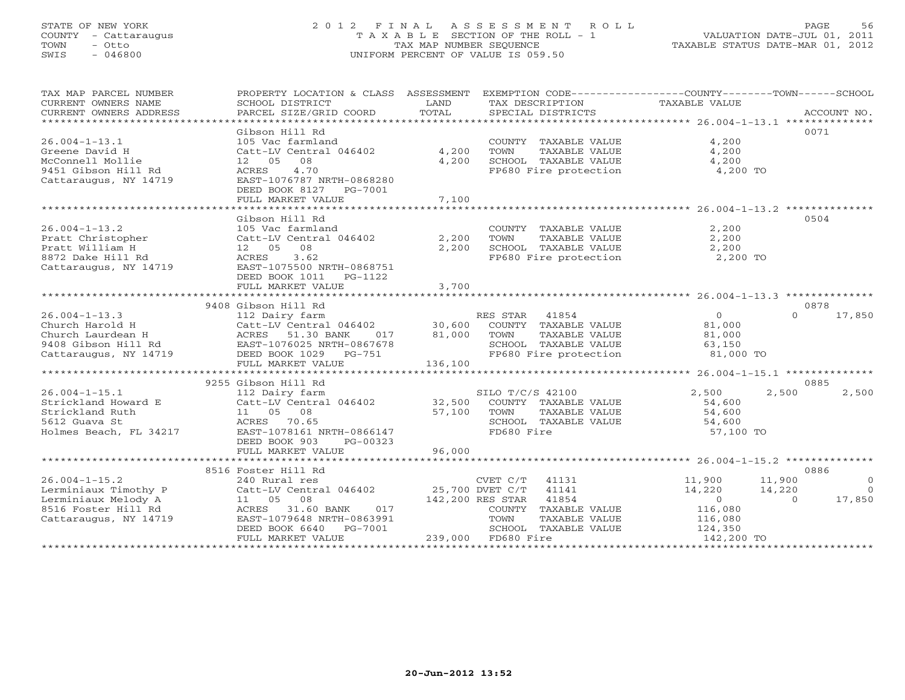STATE OF NEW YORK
COUNTY - Cattaraugus
TOWN - Otto
SWIS - 046800

2012 FINAL ASSESSMENT ROLL
TAXABLE SECTION OF THE ROLL - 1
TAX MAP NUMBER SEQUENCE
UNIFORM PERCENT OF VALUE IS 059.50

VALUATION DATE-JUL 01, 2011
TAXABLE STATUS DATE-MAR 01, 2012

| TAX MAP PARCEL NUMBER / CURRENT OWNERS NAME / CURRENT OWNERS ADDRESS | PROPERTY LOCATION & CLASS / SCHOOL DISTRICT / PARCEL SIZE/GRID COORD | ASSESSMENT LAND / TOTAL | EXEMPTION CODE / TAX DESCRIPTION / SPECIAL DISTRICTS | COUNTY TAXABLE VALUE | TOWN | SCHOOL | ACCOUNT NO. |
|---|---|---|---|---|---|---|---|
| 26.004-1-13.1 | Gibson Hill Rd | | | | | | 0071 |
| Greene David H | 105 Vac farmland | | COUNTY TAXABLE VALUE | 4,200 | | | |
| McConnell Mollie | Catt-LV Central 046402 | 4,200 | TOWN TAXABLE VALUE | 4,200 | | | |
| 9451 Gibson Hill Rd | 12 05 08 | 4,200 | SCHOOL TAXABLE VALUE | 4,200 | | | |
| Cattaraugus, NY 14719 | ACRES 4.70 | | FP680 Fire protection | 4,200 TO | | | |
| | EAST-1076787 NRTH-0868280 | | | | | | |
| | DEED BOOK 8127 PG-7001 | | | | | | |
| | FULL MARKET VALUE | 7,100 | | | | | |
| 26.004-1-13.2 | Gibson Hill Rd | | | | | | 0504 |
| Pratt Christopher | 105 Vac farmland | | COUNTY TAXABLE VALUE | 2,200 | | | |
| Pratt William H | Catt-LV Central 046402 | 2,200 | TOWN TAXABLE VALUE | 2,200 | | | |
| 8872 Dake Hill Rd | 12 05 08 | 2,200 | SCHOOL TAXABLE VALUE | 2,200 | | | |
| Cattaraugus, NY 14719 | ACRES 3.62 | | FP680 Fire protection | 2,200 TO | | | |
| | EAST-1075500 NRTH-0868751 | | | | | | |
| | DEED BOOK 1011 PG-1122 | | | | | | |
| | FULL MARKET VALUE | 3,700 | | | | | |
| 26.004-1-13.3 | 9408 Gibson Hill Rd | | | | | | 0878 |
| Church Harold H | 112 Dairy farm | | RES STAR 41854 | 0 | 0 | 17,850 | |
| Church Laurdean H | Catt-LV Central 046402 | 30,600 | COUNTY TAXABLE VALUE | 81,000 | | | |
| 9408 Gibson Hill Rd | ACRES 51.30 BANK 017 | 81,000 | TOWN TAXABLE VALUE | 81,000 | | | |
| Cattaraugus, NY 14719 | EAST-1076025 NRTH-0867678 | | SCHOOL TAXABLE VALUE | 63,150 | | | |
| | DEED BOOK 1029 PG-751 | | FP680 Fire protection | 81,000 TO | | | |
| | FULL MARKET VALUE | 136,100 | | | | | |
| 26.004-1-15.1 | 9255 Gibson Hill Rd | | | | | | 0885 |
| Strickland Howard E | 112 Dairy farm | | SILO T/C/S 42100 | 2,500 | 2,500 | 2,500 | |
| Strickland Ruth | Catt-LV Central 046402 | 32,500 | COUNTY TAXABLE VALUE | 54,600 | | | |
| 5612 Guava St | 11 05 08 | 57,100 | TOWN TAXABLE VALUE | 54,600 | | | |
| Holmes Beach, FL 34217 | ACRES 70.65 | | SCHOOL TAXABLE VALUE | 54,600 | | | |
| | EAST-1078161 NRTH-0866147 | | FD680 Fire | 57,100 TO | | | |
| | DEED BOOK 903 PG-00323 | | | | | | |
| | FULL MARKET VALUE | 96,000 | | | | | |
| 26.004-1-15.2 | 8516 Foster Hill Rd | | | | | | 0886 |
| Lerminiaux Timothy P | 240 Rural res | | CVET C/T 41131 | 11,900 | 11,900 | 0 | |
| Lerminiaux Melody A | Catt-LV Central 046402 | 25,700 | DVET C/T 41141 | 14,220 | 14,220 | 0 | |
| 8516 Foster Hill Rd | 11 05 08 | 142,200 | RES STAR 41854 | 0 | 0 | 17,850 | |
| Cattaraugus, NY 14719 | ACRES 31.60 BANK 017 | | COUNTY TAXABLE VALUE | 116,080 | | | |
| | EAST-1079648 NRTH-0863991 | | TOWN TAXABLE VALUE | 116,080 | | | |
| | DEED BOOK 6640 PG-7001 | | SCHOOL TAXABLE VALUE | 124,350 | | | |
| | FULL MARKET VALUE | 239,000 | FD680 Fire | 142,200 TO | | | |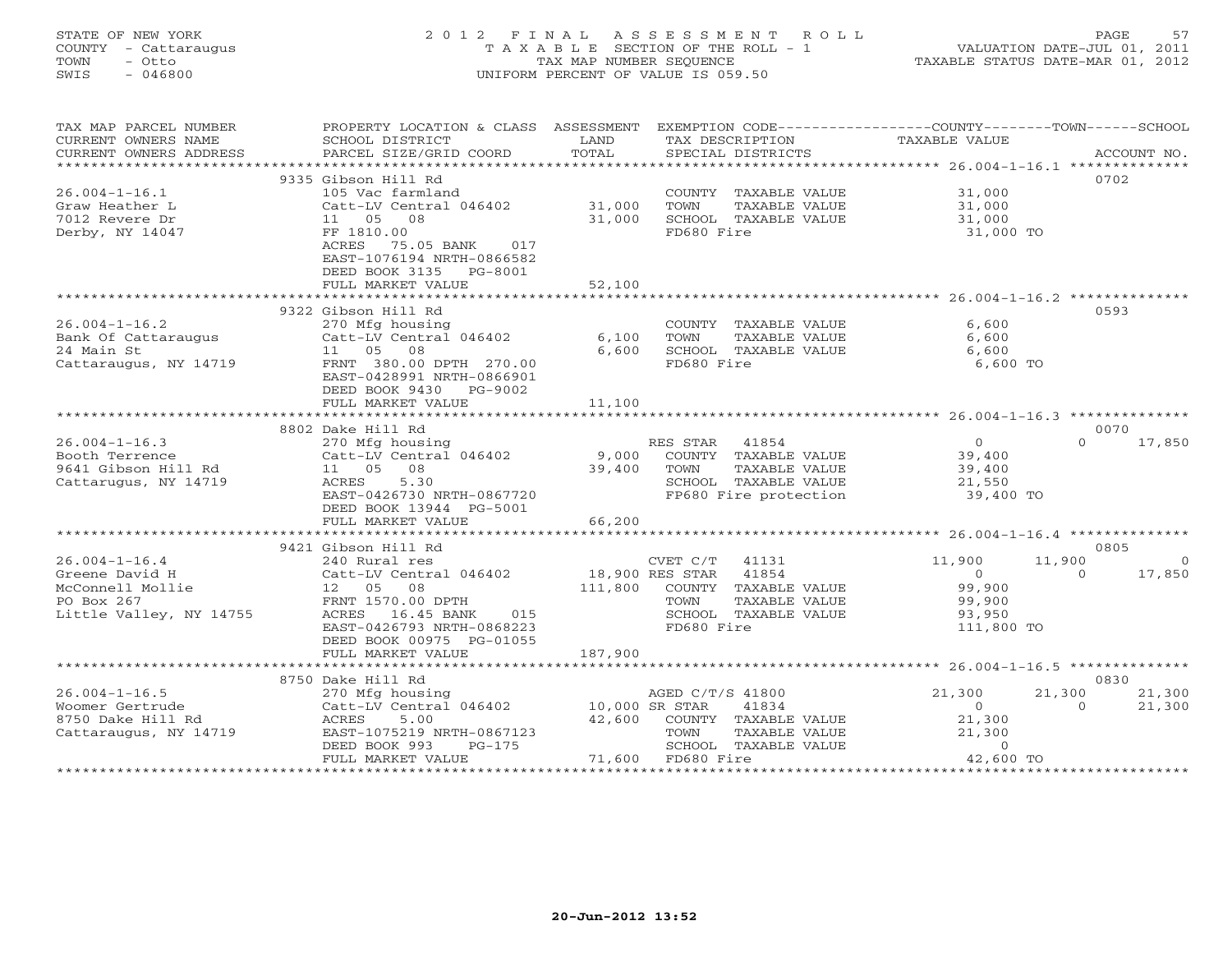STATE OF NEW YORK
COUNTY - Cattaraugus
TOWN - Otto
SWIS - 046800

# 2012 FINAL ASSESSMENT ROLL
TAXABLE SECTION OF THE ROLL - 1
TAX MAP NUMBER SEQUENCE
UNIFORM PERCENT OF VALUE IS 059.50

VALUATION DATE-JUL 01, 2011
TAXABLE STATUS DATE-MAR 01, 2012

| TAX MAP PARCEL NUMBER / CURRENT OWNERS NAME / CURRENT OWNERS ADDRESS | PROPERTY LOCATION & CLASS / SCHOOL DISTRICT / PARCEL SIZE/GRID COORD | ASSESSMENT LAND / TOTAL | EXEMPTION CODE / TAX DESCRIPTION / SPECIAL DISTRICTS | COUNTY TAXABLE VALUE | TOWN | SCHOOL | ACCOUNT NO. |
|---|---|---|---|---|---|---|---|
| | 9335 Gibson Hill Rd | | | | | | 0702 |
| 26.004-1-16.1 | 105 Vac farmland | | COUNTY TAXABLE VALUE | 31,000 | | | |
| Graw Heather L | Catt-LV Central 046402 | 31,000 | TOWN TAXABLE VALUE | 31,000 | | | |
| 7012 Revere Dr | 11 05 08 | 31,000 | SCHOOL TAXABLE VALUE | 31,000 | | | |
| Derby, NY 14047 | FF 1810.00 | | FD680 Fire | 31,000 TO | | | |
| | ACRES 75.05 BANK 017 | | | | | | |
| | EAST-1076194 NRTH-0866582 | | | | | | |
| | DEED BOOK 3135 PG-8001 | | | | | | |
| | FULL MARKET VALUE | 52,100 | | | | | |
| | 9322 Gibson Hill Rd | | | | | | 0593 |
| 26.004-1-16.2 | 270 Mfg housing | | COUNTY TAXABLE VALUE | 6,600 | | | |
| Bank Of Cattaraugus | Catt-LV Central 046402 | 6,100 | TOWN TAXABLE VALUE | 6,600 | | | |
| 24 Main St | 11 05 08 | 6,600 | SCHOOL TAXABLE VALUE | 6,600 | | | |
| Cattaraugus, NY 14719 | FRNT 380.00 DPTH 270.00 | | FD680 Fire | 6,600 TO | | | |
| | EAST-0428991 NRTH-0866901 | | | | | | |
| | DEED BOOK 9430 PG-9002 | | | | | | |
| | FULL MARKET VALUE | 11,100 | | | | | |
| | 8802 Dake Hill Rd | | | | | | 0070 |
| 26.004-1-16.3 | 270 Mfg housing | | RES STAR 41854 | 0 | 0 | 17,850 | |
| Booth Terrence | Catt-LV Central 046402 | 9,000 | COUNTY TAXABLE VALUE | 39,400 | | | |
| 9641 Gibson Hill Rd | 11 05 08 | 39,400 | TOWN TAXABLE VALUE | 39,400 | | | |
| Cattarugus, NY 14719 | ACRES 5.30 | | SCHOOL TAXABLE VALUE | 21,550 | | | |
| | EAST-0426730 NRTH-0867720 | | FP680 Fire protection | 39,400 TO | | | |
| | DEED BOOK 13944 PG-5001 | | | | | | |
| | FULL MARKET VALUE | 66,200 | | | | | |
| | 9421 Gibson Hill Rd | | | | | | 0805 |
| 26.004-1-16.4 | 240 Rural res | | CVET C/T 41131 | 11,900 | 11,900 | 0 | |
| Greene David H | Catt-LV Central 046402 | 18,900 | RES STAR 41854 | 0 | 0 | 17,850 | |
| McConnell Mollie | 12 05 08 | 111,800 | COUNTY TAXABLE VALUE | 99,900 | | | |
| PO Box 267 | FRNT 1570.00 DPTH | | TOWN TAXABLE VALUE | 99,900 | | | |
| Little Valley, NY 14755 | ACRES 16.45 BANK 015 | | SCHOOL TAXABLE VALUE | 93,950 | | | |
| | EAST-0426793 NRTH-0868223 | | FD680 Fire | 111,800 TO | | | |
| | DEED BOOK 00975 PG-01055 | | | | | | |
| | FULL MARKET VALUE | 187,900 | | | | | |
| | 8750 Dake Hill Rd | | | | | | 0830 |
| 26.004-1-16.5 | 270 Mfg housing | | AGED C/T/S 41800 | 21,300 | 21,300 | 21,300 | |
| Woomer Gertrude | Catt-LV Central 046402 | 10,000 | SR STAR 41834 | 0 | 0 | 21,300 | |
| 8750 Dake Hill Rd | ACRES 5.00 | 42,600 | COUNTY TAXABLE VALUE | 21,300 | | | |
| Cattaraugus, NY 14719 | EAST-1075219 NRTH-0867123 | | TOWN TAXABLE VALUE | 21,300 | | | |
| | DEED BOOK 993 PG-175 | | SCHOOL TAXABLE VALUE | 0 | | | |
| | FULL MARKET VALUE | 71,600 | FD680 Fire | 42,600 TO | | | |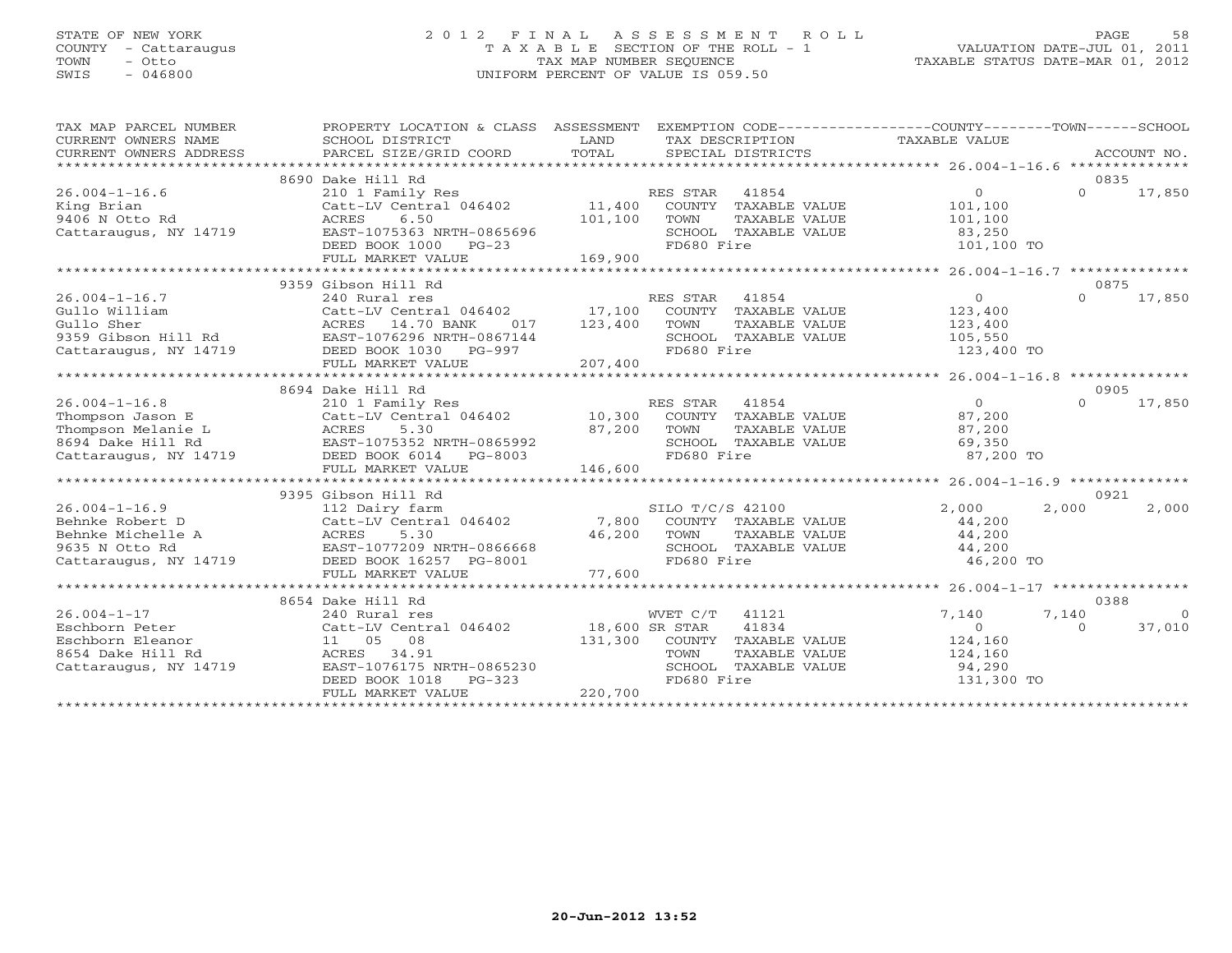STATE OF NEW YORK
COUNTY - Cattaraugus
TOWN - Otto
SWIS - 046800

# 2012 FINAL ASSESSMENT ROLL
TAXABLE SECTION OF THE ROLL - 1
TAX MAP NUMBER SEQUENCE
UNIFORM PERCENT OF VALUE IS 059.50

VALUATION DATE-JUL 01, 2011
TAXABLE STATUS DATE-MAR 01, 2012

| TAX MAP PARCEL NUMBER / CURRENT OWNERS NAME / CURRENT OWNERS ADDRESS | PROPERTY LOCATION & CLASS / SCHOOL DISTRICT / PARCEL SIZE/GRID COORD | ASSESSMENT LAND / TOTAL | EXEMPTION CODE / TAX DESCRIPTION / SPECIAL DISTRICTS | COUNTY TAXABLE VALUE | TOWN | SCHOOL / ACCOUNT NO. |
|---|---|---|---|---|---|---|
| | 8690 Dake Hill Rd | | | | | 0835 |
| 26.004-1-16.6 | 210 1 Family Res | | RES STAR 41854 | 0 | 0 | 17,850 |
| King Brian | Catt-LV Central 046402 | 11,400 | COUNTY TAXABLE VALUE | 101,100 | | |
| 9406 N Otto Rd | ACRES 6.50 | 101,100 | TOWN TAXABLE VALUE | 101,100 | | |
| Cattaraugus, NY 14719 | EAST-1075363 NRTH-0865696 | | SCHOOL TAXABLE VALUE | 83,250 | | |
| | DEED BOOK 1000 PG-23 | | FD680 Fire | 101,100 TO | | |
| | FULL MARKET VALUE | 169,900 | | | | |
| | 9359 Gibson Hill Rd | | | | | 0875 |
| 26.004-1-16.7 | 240 Rural res | | RES STAR 41854 | 0 | 0 | 17,850 |
| Gullo William | Catt-LV Central 046402 | 17,100 | COUNTY TAXABLE VALUE | 123,400 | | |
| Gullo Sher | ACRES 14.70 BANK 017 | 123,400 | TOWN TAXABLE VALUE | 123,400 | | |
| 9359 Gibson Hill Rd | EAST-1076296 NRTH-0867144 | | SCHOOL TAXABLE VALUE | 105,550 | | |
| Cattaraugus, NY 14719 | DEED BOOK 1030 PG-997 | | FD680 Fire | 123,400 TO | | |
| | FULL MARKET VALUE | 207,400 | | | | |
| | 8694 Dake Hill Rd | | | | | 0905 |
| 26.004-1-16.8 | 210 1 Family Res | | RES STAR 41854 | 0 | 0 | 17,850 |
| Thompson Jason E | Catt-LV Central 046402 | 10,300 | COUNTY TAXABLE VALUE | 87,200 | | |
| Thompson Melanie L | ACRES 5.30 | 87,200 | TOWN TAXABLE VALUE | 87,200 | | |
| 8694 Dake Hill Rd | EAST-1075352 NRTH-0865992 | | SCHOOL TAXABLE VALUE | 69,350 | | |
| Cattaraugus, NY 14719 | DEED BOOK 6014 PG-8003 | | FD680 Fire | 87,200 TO | | |
| | FULL MARKET VALUE | 146,600 | | | | |
| | 9395 Gibson Hill Rd | | | | | 0921 |
| 26.004-1-16.9 | 112 Dairy farm | | SILO T/C/S 42100 | 2,000 | 2,000 | 2,000 |
| Behnke Robert D | Catt-LV Central 046402 | 7,800 | COUNTY TAXABLE VALUE | 44,200 | | |
| Behnke Michelle A | ACRES 5.30 | 46,200 | TOWN TAXABLE VALUE | 44,200 | | |
| 9635 N Otto Rd | EAST-1077209 NRTH-0866668 | | SCHOOL TAXABLE VALUE | 44,200 | | |
| Cattaraugus, NY 14719 | DEED BOOK 16257 PG-8001 | | FD680 Fire | 46,200 TO | | |
| | FULL MARKET VALUE | 77,600 | | | | |
| | 8654 Dake Hill Rd | | | | | 0388 |
| 26.004-1-17 | 240 Rural res | | WVET C/T 41121 | 7,140 | 7,140 | 0 |
| Eschborn Peter | Catt-LV Central 046402 | 18,600 | SR STAR 41834 | 0 | 0 | 37,010 |
| Eschborn Eleanor | 11 05 08 | 131,300 | COUNTY TAXABLE VALUE | 124,160 | | |
| 8654 Dake Hill Rd | ACRES 34.91 | | TOWN TAXABLE VALUE | 124,160 | | |
| Cattaraugus, NY 14719 | EAST-1076175 NRTH-0865230 | | SCHOOL TAXABLE VALUE | 94,290 | | |
| | DEED BOOK 1018 PG-323 | | FD680 Fire | 131,300 TO | | |
| | FULL MARKET VALUE | 220,700 | | | | |

20-Jun-2012 13:52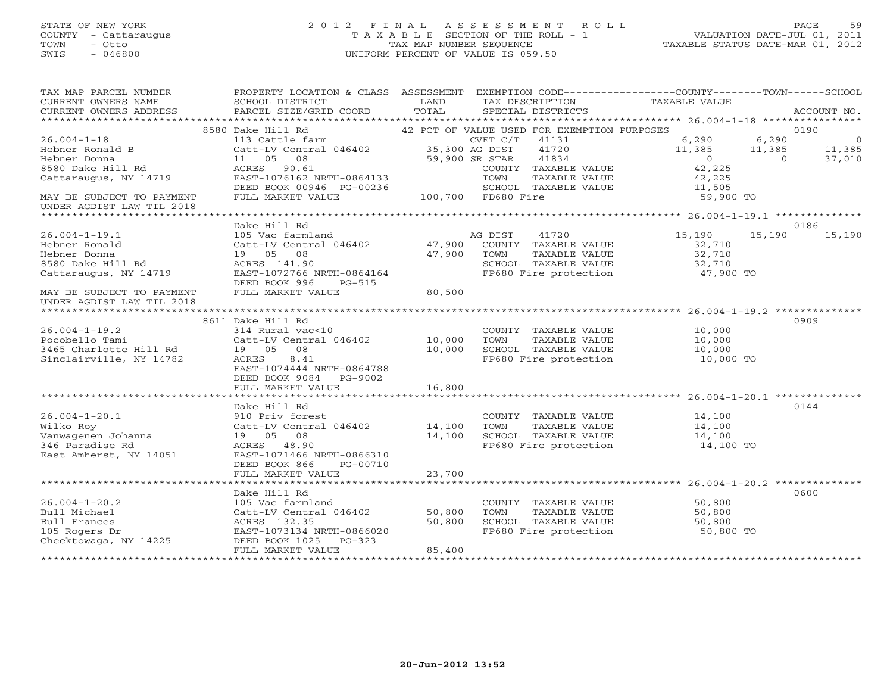STATE OF NEW YORK
COUNTY - Cattaraugus
TOWN - Otto
SWIS - 046800

# 2012 FINAL ASSESSMENT ROLL
TAXABLE SECTION OF THE ROLL - 1
TAX MAP NUMBER SEQUENCE
UNIFORM PERCENT OF VALUE IS 059.50

VALUATION DATE-JUL 01, 2011
TAXABLE STATUS DATE-MAR 01, 2012

| TAX MAP PARCEL NUMBER / CURRENT OWNERS NAME / CURRENT OWNERS ADDRESS | PROPERTY LOCATION & CLASS / SCHOOL DISTRICT / PARCEL SIZE/GRID COORD | ASSESSMENT LAND / TOTAL | EXEMPTION CODE / TAX DESCRIPTION / SPECIAL DISTRICTS | COUNTY TAXABLE VALUE | TOWN | SCHOOL | ACCOUNT NO. |
|---|---|---|---|---|---|---|---|
| | 8580 Dake Hill Rd | | 42 PCT OF VALUE USED FOR EXEMPTION PURPOSES | | | | 0190 |
| 26.004-1-18 | 113 Cattle farm | | CVET C/T 41131 | 6,290 | 6,290 | 0 | |
| Hebner Ronald B | Catt-LV Central 046402 | 35,300 | AG DIST 41720 | 11,385 | 11,385 | 11,385 | |
| Hebner Donna | 11 05 08 | 59,900 | SR STAR 41834 | 0 | 0 | 37,010 | |
| 8580 Dake Hill Rd | ACRES 90.61 | | COUNTY TAXABLE VALUE | 42,225 | | | |
| Cattaraugus, NY 14719 | EAST-1076162 NRTH-0864133 | | TOWN TAXABLE VALUE | 42,225 | | | |
| | DEED BOOK 00946 PG-00236 | | SCHOOL TAXABLE VALUE | 11,505 | | | |
| MAY BE SUBJECT TO PAYMENT UNDER AGDIST LAW TIL 2018 | FULL MARKET VALUE | 100,700 | FD680 Fire | 59,900 TO | | | |
| | Dake Hill Rd | | | | | | 0186 |
| 26.004-1-19.1 | 105 Vac farmland | | AG DIST 41720 | 15,190 | 15,190 | 15,190 | |
| Hebner Ronald | Catt-LV Central 046402 | 47,900 | COUNTY TAXABLE VALUE | 32,710 | | | |
| Hebner Donna | 19 05 08 | 47,900 | TOWN TAXABLE VALUE | 32,710 | | | |
| 8580 Dake Hill Rd | ACRES 141.90 | | SCHOOL TAXABLE VALUE | 32,710 | | | |
| Cattaraugus, NY 14719 | EAST-1072766 NRTH-0864164 | | FP680 Fire protection | 47,900 TO | | | |
| | DEED BOOK 996 PG-515 | | | | | | |
| MAY BE SUBJECT TO PAYMENT UNDER AGDIST LAW TIL 2018 | FULL MARKET VALUE | 80,500 | | | | | |
| | 8611 Dake Hill Rd | | | | | | 0909 |
| 26.004-1-19.2 | 314 Rural vac<10 | | COUNTY TAXABLE VALUE | 10,000 | | | |
| Pocobello Tami | Catt-LV Central 046402 | 10,000 | TOWN TAXABLE VALUE | 10,000 | | | |
| 3465 Charlotte Hill Rd | 19 05 08 | 10,000 | SCHOOL TAXABLE VALUE | 10,000 | | | |
| Sinclairville, NY 14782 | ACRES 8.41 | | FP680 Fire protection | 10,000 TO | | | |
| | EAST-1074444 NRTH-0864788 | | | | | | |
| | DEED BOOK 9084 PG-9002 | | | | | | |
| | FULL MARKET VALUE | 16,800 | | | | | |
| | Dake Hill Rd | | | | | | 0144 |
| 26.004-1-20.1 | 910 Priv forest | | COUNTY TAXABLE VALUE | 14,100 | | | |
| Wilko Roy | Catt-LV Central 046402 | 14,100 | TOWN TAXABLE VALUE | 14,100 | | | |
| Vanwagenen Johanna | 19 05 08 | 14,100 | SCHOOL TAXABLE VALUE | 14,100 | | | |
| 346 Paradise Rd | ACRES 48.90 | | FP680 Fire protection | 14,100 TO | | | |
| East Amherst, NY 14051 | EAST-1071466 NRTH-0866310 | | | | | | |
| | DEED BOOK 866 PG-00710 | | | | | | |
| | FULL MARKET VALUE | 23,700 | | | | | |
| | Dake Hill Rd | | | | | | 0600 |
| 26.004-1-20.2 | 105 Vac farmland | | COUNTY TAXABLE VALUE | 50,800 | | | |
| Bull Michael | Catt-LV Central 046402 | 50,800 | TOWN TAXABLE VALUE | 50,800 | | | |
| Bull Frances | ACRES 132.35 | 50,800 | SCHOOL TAXABLE VALUE | 50,800 | | | |
| 105 Rogers Dr | EAST-1073134 NRTH-0866020 | | FP680 Fire protection | 50,800 TO | | | |
| Cheektowaga, NY 14225 | DEED BOOK 1025 PG-323 | | | | | | |
| | FULL MARKET VALUE | 85,400 | | | | | |

20-Jun-2012 13:52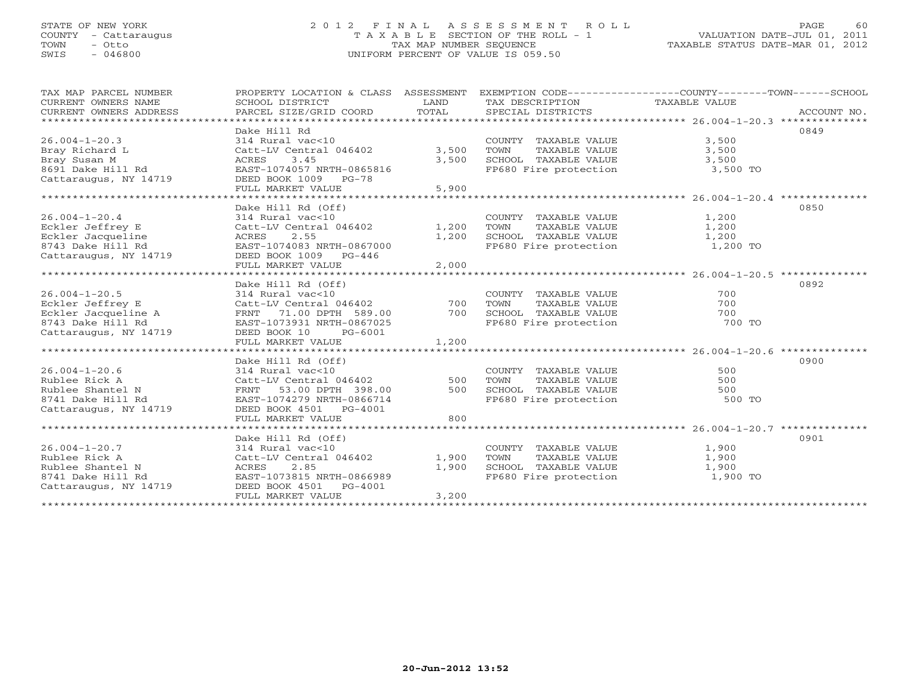STATE OF NEW YORK
COUNTY - Cattaraugus
TOWN - Otto
SWIS - 046800

2012 FINAL ASSESSMENT ROLL
TAXABLE SECTION OF THE ROLL - 1
TAX MAP NUMBER SEQUENCE
UNIFORM PERCENT OF VALUE IS 059.50

VALUATION DATE-JUL 01, 2011
TAXABLE STATUS DATE-MAR 01, 2012

| TAX MAP PARCEL NUMBER / CURRENT OWNERS NAME / CURRENT OWNERS ADDRESS | PROPERTY LOCATION & CLASS / SCHOOL DISTRICT / PARCEL SIZE/GRID COORD | ASSESSMENT LAND | TOTAL | EXEMPTION CODE / TAX DESCRIPTION / SPECIAL DISTRICTS | COUNTY--------TOWN------SCHOOL TAXABLE VALUE | ACCOUNT NO. |
|---|---|---|---|---|---|---|
| | Dake Hill Rd | | | | | 0849 |
| 26.004-1-20.3 | 314 Rural vac<10 | | | COUNTY TAXABLE VALUE | 3,500 | |
| Bray Richard L | Catt-LV Central 046402 | 3,500 | | TOWN TAXABLE VALUE | 3,500 | |
| Bray Susan M | ACRES 3.45 | | 3,500 | SCHOOL TAXABLE VALUE | 3,500 | |
| 8691 Dake Hill Rd | EAST-1074057 NRTH-0865816 | | | FP680 Fire protection | 3,500 TO | |
| Cattaraugus, NY 14719 | DEED BOOK 1009 PG-78 | | | | | |
| | FULL MARKET VALUE | | 5,900 | | | |
| | Dake Hill Rd (Off) | | | | | 0850 |
| 26.004-1-20.4 | 314 Rural vac<10 | | | COUNTY TAXABLE VALUE | 1,200 | |
| Eckler Jeffrey E | Catt-LV Central 046402 | 1,200 | | TOWN TAXABLE VALUE | 1,200 | |
| Eckler Jacqueline | ACRES 2.55 | | 1,200 | SCHOOL TAXABLE VALUE | 1,200 | |
| 8743 Dake Hill Rd | EAST-1074083 NRTH-0867000 | | | FP680 Fire protection | 1,200 TO | |
| Cattaraugus, NY 14719 | DEED BOOK 1009 PG-446 | | | | | |
| | FULL MARKET VALUE | | 2,000 | | | |
| | Dake Hill Rd (Off) | | | | | 0892 |
| 26.004-1-20.5 | 314 Rural vac<10 | | | COUNTY TAXABLE VALUE | 700 | |
| Eckler Jeffrey E | Catt-LV Central 046402 | 700 | | TOWN TAXABLE VALUE | 700 | |
| Eckler Jacqueline A | FRNT 71.00 DPTH 589.00 | | 700 | SCHOOL TAXABLE VALUE | 700 | |
| 8743 Dake Hill Rd | EAST-1073931 NRTH-0867025 | | | FP680 Fire protection | 700 TO | |
| Cattaraugus, NY 14719 | DEED BOOK 10 PG-6001 | | | | | |
| | FULL MARKET VALUE | | 1,200 | | | |
| | Dake Hill Rd (Off) | | | | | 0900 |
| 26.004-1-20.6 | 314 Rural vac<10 | | | COUNTY TAXABLE VALUE | 500 | |
| Rublee Rick A | Catt-LV Central 046402 | 500 | | TOWN TAXABLE VALUE | 500 | |
| Rublee Shantel N | FRNT 53.00 DPTH 398.00 | | 500 | SCHOOL TAXABLE VALUE | 500 | |
| 8741 Dake Hill Rd | EAST-1074279 NRTH-0866714 | | | FP680 Fire protection | 500 TO | |
| Cattaraugus, NY 14719 | DEED BOOK 4501 PG-4001 | | | | | |
| | FULL MARKET VALUE | | 800 | | | |
| | Dake Hill Rd (Off) | | | | | 0901 |
| 26.004-1-20.7 | 314 Rural vac<10 | | | COUNTY TAXABLE VALUE | 1,900 | |
| Rublee Rick A | Catt-LV Central 046402 | 1,900 | | TOWN TAXABLE VALUE | 1,900 | |
| Rublee Shantel N | ACRES 2.85 | | 1,900 | SCHOOL TAXABLE VALUE | 1,900 | |
| 8741 Dake Hill Rd | EAST-1073815 NRTH-0866989 | | | FP680 Fire protection | 1,900 TO | |
| Cattaraugus, NY 14719 | DEED BOOK 4501 PG-4001 | | | | | |
| | FULL MARKET VALUE | | 3,200 | | | |

20-Jun-2012 13:52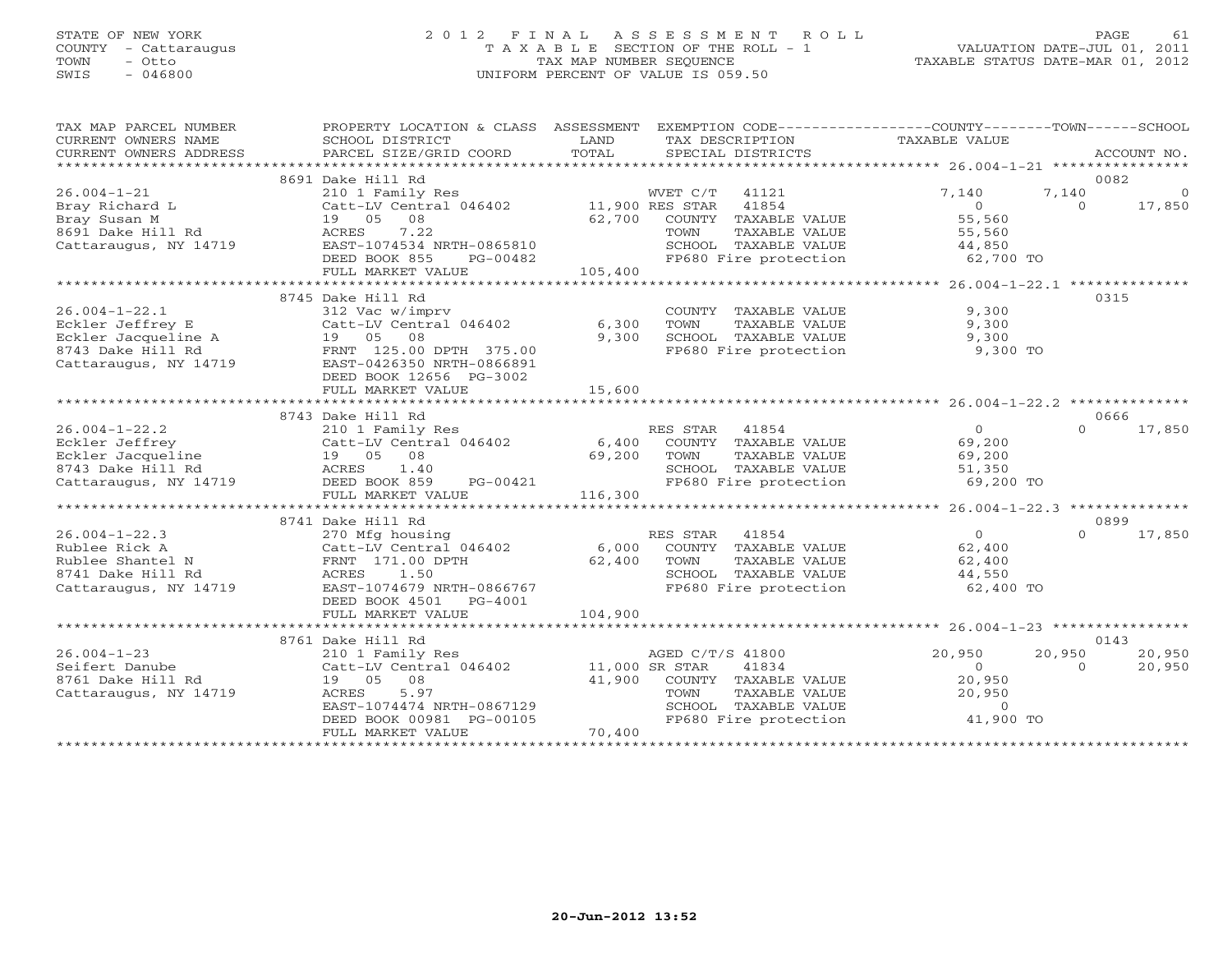STATE OF NEW YORK
COUNTY - Cattaraugus
TOWN - Otto
SWIS - 046800

2012 FINAL ASSESSMENT ROLL
TAXABLE SECTION OF THE ROLL - 1
TAX MAP NUMBER SEQUENCE
UNIFORM PERCENT OF VALUE IS 059.50

VALUATION DATE-JUL 01, 2011
TAXABLE STATUS DATE-MAR 01, 2012

| TAX MAP PARCEL NUMBER / CURRENT OWNERS NAME / CURRENT OWNERS ADDRESS | PROPERTY LOCATION & CLASS / SCHOOL DISTRICT / PARCEL SIZE/GRID COORD | ASSESSMENT LAND / TOTAL | EXEMPTION CODE / TAX DESCRIPTION / SPECIAL DISTRICTS | COUNTY TAXABLE VALUE | TOWN | SCHOOL | ACCOUNT NO. |
|---|---|---|---|---|---|---|---|
| **26.004-1-21** | 8691 Dake Hill Rd | | | | | | 0082 |
| Bray Richard L | 210 1 Family Res | | WVET C/T 41121 | 7,140 | 7,140 | 0 | |
| Bray Susan M | Catt-LV Central 046402 | 11,900 | RES STAR 41854 | 0 | 0 | 17,850 | |
| 8691 Dake Hill Rd | 19 05 08 | 62,700 | COUNTY TAXABLE VALUE | 55,560 | | | |
| Cattaraugus, NY 14719 | ACRES 7.22 | | TOWN TAXABLE VALUE | 55,560 | | | |
| | EAST-1074534 NRTH-0865810 | | SCHOOL TAXABLE VALUE | 44,850 | | | |
| | DEED BOOK 855 PG-00482 | | FP680 Fire protection | 62,700 TO | | | |
| | FULL MARKET VALUE | 105,400 | | | | | |
| **26.004-1-22.1** | 8745 Dake Hill Rd | | | | | | 0315 |
| Eckler Jeffrey E | 312 Vac w/imprv | | COUNTY TAXABLE VALUE | 9,300 | | | |
| Eckler Jacqueline A | Catt-LV Central 046402 | 6,300 | TOWN TAXABLE VALUE | 9,300 | | | |
| 8743 Dake Hill Rd | 19 05 08 | 9,300 | SCHOOL TAXABLE VALUE | 9,300 | | | |
| Cattaraugus, NY 14719 | FRNT 125.00 DPTH 375.00 | | FP680 Fire protection | 9,300 TO | | | |
| | EAST-0426350 NRTH-0866891 | | | | | | |
| | DEED BOOK 12656 PG-3002 | | | | | | |
| | FULL MARKET VALUE | 15,600 | | | | | |
| **26.004-1-22.2** | 8743 Dake Hill Rd | | | | | | 0666 |
| Eckler Jeffrey | 210 1 Family Res | | RES STAR 41854 | 0 | 0 | 17,850 | |
| Eckler Jacqueline | Catt-LV Central 046402 | 6,400 | COUNTY TAXABLE VALUE | 69,200 | | | |
| 8743 Dake Hill Rd | 19 05 08 | 69,200 | TOWN TAXABLE VALUE | 69,200 | | | |
| Cattaraugus, NY 14719 | ACRES 1.40 | | SCHOOL TAXABLE VALUE | 51,350 | | | |
| | DEED BOOK 859 PG-00421 | | FP680 Fire protection | 69,200 TO | | | |
| | FULL MARKET VALUE | 116,300 | | | | | |
| **26.004-1-22.3** | 8741 Dake Hill Rd | | | | | | 0899 |
| Rublee Rick A | 270 Mfg housing | | RES STAR 41854 | 0 | 0 | 17,850 | |
| Rublee Shantel N | Catt-LV Central 046402 | 6,000 | COUNTY TAXABLE VALUE | 62,400 | | | |
| 8741 Dake Hill Rd | FRNT 171.00 DPTH | 62,400 | TOWN TAXABLE VALUE | 62,400 | | | |
| Cattaraugus, NY 14719 | ACRES 1.50 | | SCHOOL TAXABLE VALUE | 44,550 | | | |
| | EAST-1074679 NRTH-0866767 | | FP680 Fire protection | 62,400 TO | | | |
| | DEED BOOK 4501 PG-4001 | | | | | | |
| | FULL MARKET VALUE | 104,900 | | | | | |
| **26.004-1-23** | 8761 Dake Hill Rd | | | | | | 0143 |
| Seifert Danube | 210 1 Family Res | | AGED C/T/S 41800 | 20,950 | 20,950 | 20,950 | |
| 8761 Dake Hill Rd | Catt-LV Central 046402 | 11,000 | SR STAR 41834 | 0 | 0 | 20,950 | |
| Cattaraugus, NY 14719 | 19 05 08 | 41,900 | COUNTY TAXABLE VALUE | 20,950 | | | |
| | ACRES 5.97 | | TOWN TAXABLE VALUE | 20,950 | | | |
| | EAST-1074474 NRTH-0867129 | | SCHOOL TAXABLE VALUE | 0 | | | |
| | DEED BOOK 00981 PG-00105 | | FP680 Fire protection | 41,900 TO | | | |
| | FULL MARKET VALUE | 70,400 | | | | | |

20-Jun-2012 13:52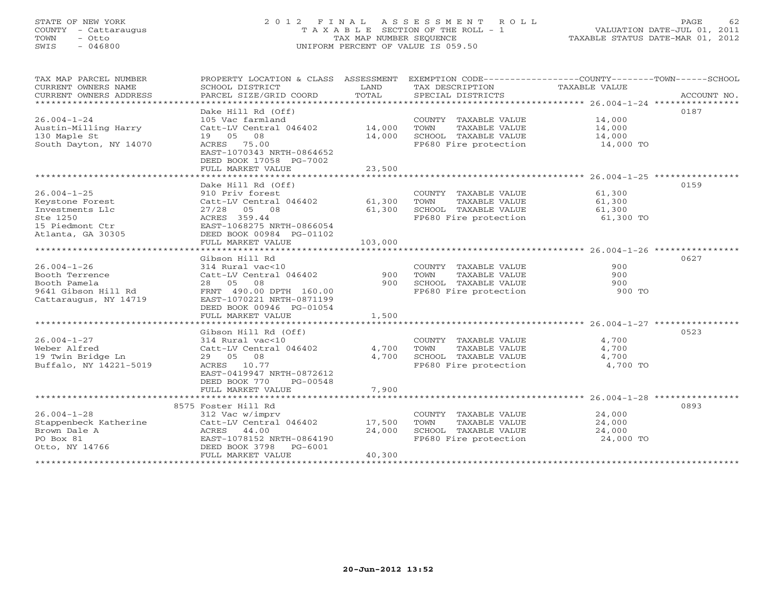STATE OF NEW YORK
COUNTY - Cattaraugus
TOWN - Otto
SWIS - 046800

# 2012 FINAL ASSESSMENT ROLL

TAXABLE SECTION OF THE ROLL - 1
TAX MAP NUMBER SEQUENCE
UNIFORM PERCENT OF VALUE IS 059.50

VALUATION DATE-JUL 01, 2011
TAXABLE STATUS DATE-MAR 01, 2012

| TAX MAP PARCEL NUMBER / CURRENT OWNERS NAME / CURRENT OWNERS ADDRESS | PROPERTY LOCATION & CLASS / SCHOOL DISTRICT / PARCEL SIZE/GRID COORD | ASSESSMENT LAND | TOTAL | EXEMPTION CODE / TAX DESCRIPTION / SPECIAL DISTRICTS | TAXABLE VALUE (COUNTY / TOWN / SCHOOL) | ACCOUNT NO. |
|---|---|---|---|---|---|---|
| 26.004-1-24 | Dake Hill Rd (Off) | | | | | 0187 |
| Austin-Milling Harry | 105 Vac farmland | | | COUNTY TAXABLE VALUE | 14,000 | |
| 130 Maple St | Catt-LV Central 046402 | 14,000 | | TOWN TAXABLE VALUE | 14,000 | |
| South Dayton, NY 14070 | 19 05 08 | | 14,000 | SCHOOL TAXABLE VALUE | 14,000 | |
| | ACRES 75.00 | | | FP680 Fire protection | 14,000 TO | |
| | EAST-1070343 NRTH-0864652 | | | | | |
| | DEED BOOK 17058 PG-7002 | | | | | |
| | FULL MARKET VALUE | | 23,500 | | | |
| 26.004-1-25 | Dake Hill Rd (Off) | | | | | 0159 |
| Keystone Forest | 910 Priv forest | | | COUNTY TAXABLE VALUE | 61,300 | |
| Investments Llc | Catt-LV Central 046402 | 61,300 | | TOWN TAXABLE VALUE | 61,300 | |
| Ste 1250 | 27/28 05 08 | | 61,300 | SCHOOL TAXABLE VALUE | 61,300 | |
| 15 Piedmont Ctr | ACRES 359.44 | | | FP680 Fire protection | 61,300 TO | |
| Atlanta, GA 30305 | EAST-1068275 NRTH-0866054 | | | | | |
| | DEED BOOK 00984 PG-01102 | | | | | |
| | FULL MARKET VALUE | | 103,000 | | | |
| 26.004-1-26 | Gibson Hill Rd | | | | | 0627 |
| Booth Terrence | 314 Rural vac<10 | | | COUNTY TAXABLE VALUE | 900 | |
| Booth Pamela | Catt-LV Central 046402 | 900 | | TOWN TAXABLE VALUE | 900 | |
| 9641 Gibson Hill Rd | 28 05 08 | | 900 | SCHOOL TAXABLE VALUE | 900 | |
| Cattaraugus, NY 14719 | FRNT 490.00 DPTH 160.00 | | | FP680 Fire protection | 900 TO | |
| | EAST-1070221 NRTH-0871199 | | | | | |
| | DEED BOOK 00946 PG-01054 | | | | | |
| | FULL MARKET VALUE | | 1,500 | | | |
| 26.004-1-27 | Gibson Hill Rd (Off) | | | | | 0523 |
| Weber Alfred | 314 Rural vac<10 | | | COUNTY TAXABLE VALUE | 4,700 | |
| 19 Twin Bridge Ln | Catt-LV Central 046402 | 4,700 | | TOWN TAXABLE VALUE | 4,700 | |
| Buffalo, NY 14221-5019 | 29 05 08 | | 4,700 | SCHOOL TAXABLE VALUE | 4,700 | |
| | ACRES 10.77 | | | FP680 Fire protection | 4,700 TO | |
| | EAST-0419947 NRTH-0872612 | | | | | |
| | DEED BOOK 770 PG-00548 | | | | | |
| | FULL MARKET VALUE | | 7,900 | | | |
| 26.004-1-28 | 8575 Foster Hill Rd | | | | | 0893 |
| Stappenbeck Katherine | 312 Vac w/imprv | | | COUNTY TAXABLE VALUE | 24,000 | |
| Brown Dale A | Catt-LV Central 046402 | 17,500 | | TOWN TAXABLE VALUE | 24,000 | |
| PO Box 81 | ACRES 44.00 | | 24,000 | SCHOOL TAXABLE VALUE | 24,000 | |
| Otto, NY 14766 | EAST-1078152 NRTH-0864190 | | | FP680 Fire protection | 24,000 TO | |
| | DEED BOOK 3798 PG-6001 | | | | | |
| | FULL MARKET VALUE | | 40,300 | | | |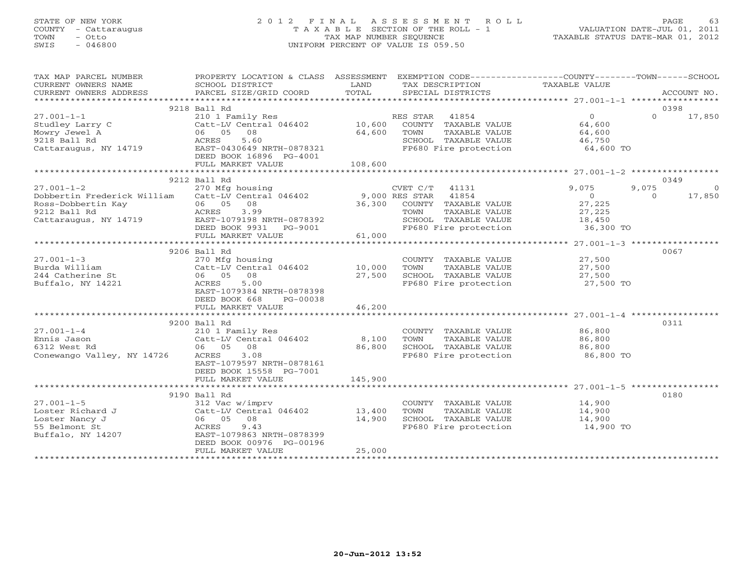STATE OF NEW YORK
COUNTY - Cattaraugus
TOWN - Otto
SWIS - 046800

# 2012 FINAL ASSESSMENT ROLL

TAXABLE SECTION OF THE ROLL - 1
TAX MAP NUMBER SEQUENCE
UNIFORM PERCENT OF VALUE IS 059.50

VALUATION DATE-JUL 01, 2011
TAXABLE STATUS DATE-MAR 01, 2012

| TAX MAP PARCEL NUMBER / CURRENT OWNERS NAME / CURRENT OWNERS ADDRESS | PROPERTY LOCATION & CLASS / SCHOOL DISTRICT / PARCEL SIZE/GRID COORD | ASSESSMENT LAND / TOTAL | EXEMPTION CODE / TAX DESCRIPTION / SPECIAL DISTRICTS | COUNTY TAXABLE VALUE | TOWN | SCHOOL | ACCOUNT NO. |
|---|---|---|---|---|---|---|---|
| 27.001-1-1 | 9218 Ball Rd | | | | | | 0398 |
| | 210 1 Family Res | | RES STAR 41854 | 0 | 0 | 17,850 | |
| Studley Larry C | Catt-LV Central 046402 | 10,600 | COUNTY TAXABLE VALUE | 64,600 | | | |
| Mowry Jewel A | 06 05 08 | 64,600 | TOWN TAXABLE VALUE | 64,600 | | | |
| 9218 Ball Rd | ACRES 5.60 | | SCHOOL TAXABLE VALUE | 46,750 | | | |
| Cattaraugus, NY 14719 | EAST-0430649 NRTH-0878321 | | FP680 Fire protection | 64,600 TO | | | |
| | DEED BOOK 16896 PG-4001 | | | | | | |
| | FULL MARKET VALUE | 108,600 | | | | | |
| 27.001-1-2 | 9212 Ball Rd | | | | | | 0349 |
| | 270 Mfg housing | | CVET C/T 41131 | 9,075 | 9,075 | 0 | |
| Dobbertin Frederick William | Catt-LV Central 046402 | 9,000 | RES STAR 41854 | 0 | 0 | 17,850 | |
| Ross-Dobbertin Kay | 06 05 08 | 36,300 | COUNTY TAXABLE VALUE | 27,225 | | | |
| 9212 Ball Rd | ACRES 3.99 | | TOWN TAXABLE VALUE | 27,225 | | | |
| Cattaraugus, NY 14719 | EAST-1079198 NRTH-0878392 | | SCHOOL TAXABLE VALUE | 18,450 | | | |
| | DEED BOOK 9931 PG-9001 | | FP680 Fire protection | 36,300 TO | | | |
| | FULL MARKET VALUE | 61,000 | | | | | |
| 27.001-1-3 | 9206 Ball Rd | | | | | | 0067 |
| | 270 Mfg housing | | COUNTY TAXABLE VALUE | 27,500 | | | |
| Burda William | Catt-LV Central 046402 | 10,000 | TOWN TAXABLE VALUE | 27,500 | | | |
| 244 Catherine St | 06 05 08 | 27,500 | SCHOOL TAXABLE VALUE | 27,500 | | | |
| Buffalo, NY 14221 | ACRES 5.00 | | FP680 Fire protection | 27,500 TO | | | |
| | EAST-1079384 NRTH-0878398 | | | | | | |
| | DEED BOOK 668 PG-00038 | | | | | | |
| | FULL MARKET VALUE | 46,200 | | | | | |
| 27.001-1-4 | 9200 Ball Rd | | | | | | 0311 |
| | 210 1 Family Res | | COUNTY TAXABLE VALUE | 86,800 | | | |
| Ennis Jason | Catt-LV Central 046402 | 8,100 | TOWN TAXABLE VALUE | 86,800 | | | |
| 6312 West Rd | 06 05 08 | 86,800 | SCHOOL TAXABLE VALUE | 86,800 | | | |
| Conewango Valley, NY 14726 | ACRES 3.08 | | FP680 Fire protection | 86,800 TO | | | |
| | EAST-1079597 NRTH-0878161 | | | | | | |
| | DEED BOOK 15558 PG-7001 | | | | | | |
| | FULL MARKET VALUE | 145,900 | | | | | |
| 27.001-1-5 | 9190 Ball Rd | | | | | | 0180 |
| | 312 Vac w/imprv | | COUNTY TAXABLE VALUE | 14,900 | | | |
| Loster Richard J | Catt-LV Central 046402 | 13,400 | TOWN TAXABLE VALUE | 14,900 | | | |
| Loster Nancy J | 06 05 08 | 14,900 | SCHOOL TAXABLE VALUE | 14,900 | | | |
| 55 Belmont St | ACRES 9.43 | | FP680 Fire protection | 14,900 TO | | | |
| Buffalo, NY 14207 | EAST-1079863 NRTH-0878399 | | | | | | |
| | DEED BOOK 00976 PG-00196 | | | | | | |
| | FULL MARKET VALUE | 25,000 | | | | | |

20-Jun-2012 13:52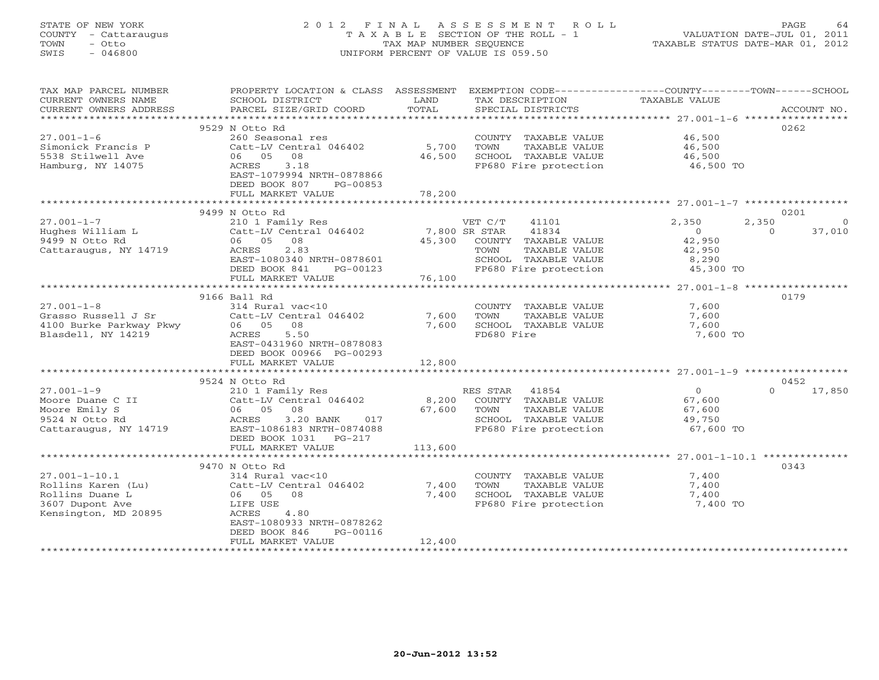STATE OF NEW YORK
COUNTY - Cattaraugus
TOWN - Otto
SWIS - 046800

# 2012 FINAL ASSESSMENT ROLL

TAXABLE SECTION OF THE ROLL - 1
TAX MAP NUMBER SEQUENCE
UNIFORM PERCENT OF VALUE IS 059.50

VALUATION DATE-JUL 01, 2011
TAXABLE STATUS DATE-MAR 01, 2012

| TAX MAP PARCEL NUMBER / CURRENT OWNERS NAME / CURRENT OWNERS ADDRESS | PROPERTY LOCATION & CLASS / SCHOOL DISTRICT / PARCEL SIZE/GRID COORD | ASSESSMENT LAND / TOTAL | EXEMPTION CODE / TAX DESCRIPTION / SPECIAL DISTRICTS | COUNTY | TOWN | SCHOOL | ACCOUNT NO. |
|---|---|---|---|---|---|---|---|
| **27.001-1-6** | 9529 N Otto Rd | | | | | | 0262 |
| Simonick Francis P | 260 Seasonal res | | COUNTY TAXABLE VALUE | 46,500 | | | |
| 5538 Stilwell Ave | Catt-LV Central 046402 | 5,700 | TOWN TAXABLE VALUE | | 46,500 | | |
| Hamburg, NY 14075 | 06 05 08 | 46,500 | SCHOOL TAXABLE VALUE | | | 46,500 | |
| | ACRES 3.18 | | FP680 Fire protection | 46,500 TO | | | |
| | EAST-1079994 NRTH-0878866 | | | | | | |
| | DEED BOOK 807 PG-00853 | | | | | | |
| | FULL MARKET VALUE | 78,200 | | | | | |
| **27.001-1-7** | 9499 N Otto Rd | | | | | | 0201 |
| Hughes William L | 210 1 Family Res | | VET C/T 41101 | 2,350 | 2,350 | 0 | |
| 9499 N Otto Rd | Catt-LV Central 046402 | 7,800 | SR STAR 41834 | 0 | 0 | 37,010 | |
| Cattaraugus, NY 14719 | 06 05 08 | 45,300 | COUNTY TAXABLE VALUE | 42,950 | | | |
| | ACRES 2.83 | | TOWN TAXABLE VALUE | | 42,950 | | |
| | EAST-1080340 NRTH-0878601 | | SCHOOL TAXABLE VALUE | | | 8,290 | |
| | DEED BOOK 841 PG-00123 | | FP680 Fire protection | 45,300 TO | | | |
| | FULL MARKET VALUE | 76,100 | | | | | |
| **27.001-1-8** | 9166 Ball Rd | | | | | | 0179 |
| Grasso Russell J Sr | 314 Rural vac<10 | | COUNTY TAXABLE VALUE | 7,600 | | | |
| 4100 Burke Parkway Pkwy | Catt-LV Central 046402 | 7,600 | TOWN TAXABLE VALUE | | 7,600 | | |
| Blasdell, NY 14219 | 06 05 08 | 7,600 | SCHOOL TAXABLE VALUE | | | 7,600 | |
| | ACRES 5.50 | | FD680 Fire | 7,600 TO | | | |
| | EAST-0431960 NRTH-0878083 | | | | | | |
| | DEED BOOK 00966 PG-00293 | | | | | | |
| | FULL MARKET VALUE | 12,800 | | | | | |
| **27.001-1-9** | 9524 N Otto Rd | | | | | | 0452 |
| Moore Duane C II | 210 1 Family Res | | RES STAR 41854 | 0 | 0 | 17,850 | |
| Moore Emily S | Catt-LV Central 046402 | 8,200 | COUNTY TAXABLE VALUE | 67,600 | | | |
| 9524 N Otto Rd | 06 05 08 | 67,600 | TOWN TAXABLE VALUE | | 67,600 | | |
| Cattaraugus, NY 14719 | ACRES 3.20 BANK 017 | | SCHOOL TAXABLE VALUE | | | 49,750 | |
| | EAST-1086183 NRTH-0874088 | | FP680 Fire protection | 67,600 TO | | | |
| | DEED BOOK 1031 PG-217 | | | | | | |
| | FULL MARKET VALUE | 113,600 | | | | | |
| **27.001-1-10.1** | 9470 N Otto Rd | | | | | | 0343 |
| Rollins Karen (Lu) | 314 Rural vac<10 | | COUNTY TAXABLE VALUE | 7,400 | | | |
| Rollins Duane L | Catt-LV Central 046402 | 7,400 | TOWN TAXABLE VALUE | | 7,400 | | |
| 3607 Dupont Ave | 06 05 08 | 7,400 | SCHOOL TAXABLE VALUE | | | 7,400 | |
| Kensington, MD 20895 | LIFE USE | | FP680 Fire protection | 7,400 TO | | | |
| | ACRES 4.80 | | | | | | |
| | EAST-1080933 NRTH-0878262 | | | | | | |
| | DEED BOOK 846 PG-00116 | | | | | | |
| | FULL MARKET VALUE | 12,400 | | | | | |

20-Jun-2012 13:52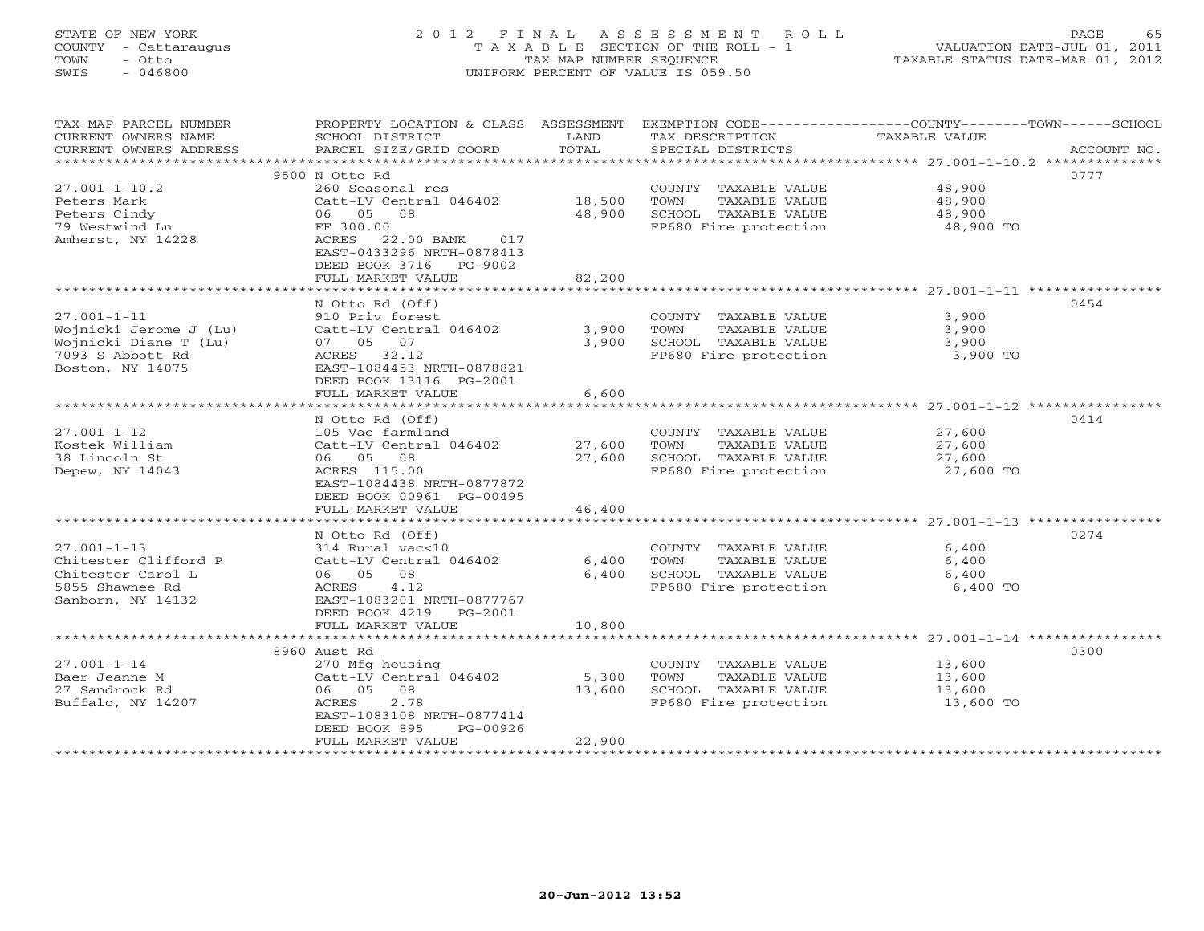STATE OF NEW YORK
COUNTY - Cattaraugus
TOWN - Otto
SWIS - 046800

# 2012 FINAL ASSESSMENT ROLL

TAXABLE SECTION OF THE ROLL - 1
TAX MAP NUMBER SEQUENCE
UNIFORM PERCENT OF VALUE IS 059.50

VALUATION DATE-JUL 01, 2011
TAXABLE STATUS DATE-MAR 01, 2012

| TAX MAP PARCEL NUMBER / CURRENT OWNERS NAME / CURRENT OWNERS ADDRESS | PROPERTY LOCATION & CLASS / SCHOOL DISTRICT / PARCEL SIZE/GRID COORD | ASSESSMENT LAND | TOTAL | EXEMPTION CODE / TAX DESCRIPTION / SPECIAL DISTRICTS | TAXABLE VALUE | ACCOUNT NO. |
|---|---|---|---|---|---|---|
| **27.001-1-10.2** | 9500 N Otto Rd | | | | | 0777 |
| Peters Mark | 260 Seasonal res | | | COUNTY TAXABLE VALUE | 48,900 | |
| Peters Cindy | Catt-LV Central 046402 | 18,500 | | TOWN TAXABLE VALUE | 48,900 | |
| 79 Westwind Ln | 06 05 08 | | 48,900 | SCHOOL TAXABLE VALUE | 48,900 | |
| Amherst, NY 14228 | FF 300.00 | | | FP680 Fire protection | 48,900 TO | |
| | ACRES 22.00 BANK 017 | | | | | |
| | EAST-0433296 NRTH-0878413 | | | | | |
| | DEED BOOK 3716 PG-9002 | | | | | |
| | FULL MARKET VALUE | | 82,200 | | | |
| **27.001-1-11** | N Otto Rd (Off) | | | | | 0454 |
| Wojnicki Jerome J (Lu) | 910 Priv forest | | | COUNTY TAXABLE VALUE | 3,900 | |
| Wojnicki Diane T (Lu) | Catt-LV Central 046402 | 3,900 | | TOWN TAXABLE VALUE | 3,900 | |
| 7093 S Abbott Rd | 07 05 07 | | 3,900 | SCHOOL TAXABLE VALUE | 3,900 | |
| Boston, NY 14075 | ACRES 32.12 | | | FP680 Fire protection | 3,900 TO | |
| | EAST-1084453 NRTH-0878821 | | | | | |
| | DEED BOOK 13116 PG-2001 | | | | | |
| | FULL MARKET VALUE | | 6,600 | | | |
| **27.001-1-12** | N Otto Rd (Off) | | | | | 0414 |
| Kostek William | 105 Vac farmland | | | COUNTY TAXABLE VALUE | 27,600 | |
| 38 Lincoln St | Catt-LV Central 046402 | 27,600 | | TOWN TAXABLE VALUE | 27,600 | |
| Depew, NY 14043 | 06 05 08 | | 27,600 | SCHOOL TAXABLE VALUE | 27,600 | |
| | ACRES 115.00 | | | FP680 Fire protection | 27,600 TO | |
| | EAST-1084438 NRTH-0877872 | | | | | |
| | DEED BOOK 00961 PG-00495 | | | | | |
| | FULL MARKET VALUE | | 46,400 | | | |
| **27.001-1-13** | N Otto Rd (Off) | | | | | 0274 |
| Chitester Clifford P | 314 Rural vac<10 | | | COUNTY TAXABLE VALUE | 6,400 | |
| Chitester Carol L | Catt-LV Central 046402 | 6,400 | | TOWN TAXABLE VALUE | 6,400 | |
| 5855 Shawnee Rd | 06 05 08 | | 6,400 | SCHOOL TAXABLE VALUE | 6,400 | |
| Sanborn, NY 14132 | ACRES 4.12 | | | FP680 Fire protection | 6,400 TO | |
| | EAST-1083201 NRTH-0877767 | | | | | |
| | DEED BOOK 4219 PG-2001 | | | | | |
| | FULL MARKET VALUE | | 10,800 | | | |
| **27.001-1-14** | 8960 Aust Rd | | | | | 0300 |
| Baer Jeanne M | 270 Mfg housing | | | COUNTY TAXABLE VALUE | 13,600 | |
| 27 Sandrock Rd | Catt-LV Central 046402 | 5,300 | | TOWN TAXABLE VALUE | 13,600 | |
| Buffalo, NY 14207 | 06 05 08 | | 13,600 | SCHOOL TAXABLE VALUE | 13,600 | |
| | ACRES 2.78 | | | FP680 Fire protection | 13,600 TO | |
| | EAST-1083108 NRTH-0877414 | | | | | |
| | DEED BOOK 895 PG-00926 | | | | | |
| | FULL MARKET VALUE | | 22,900 | | | |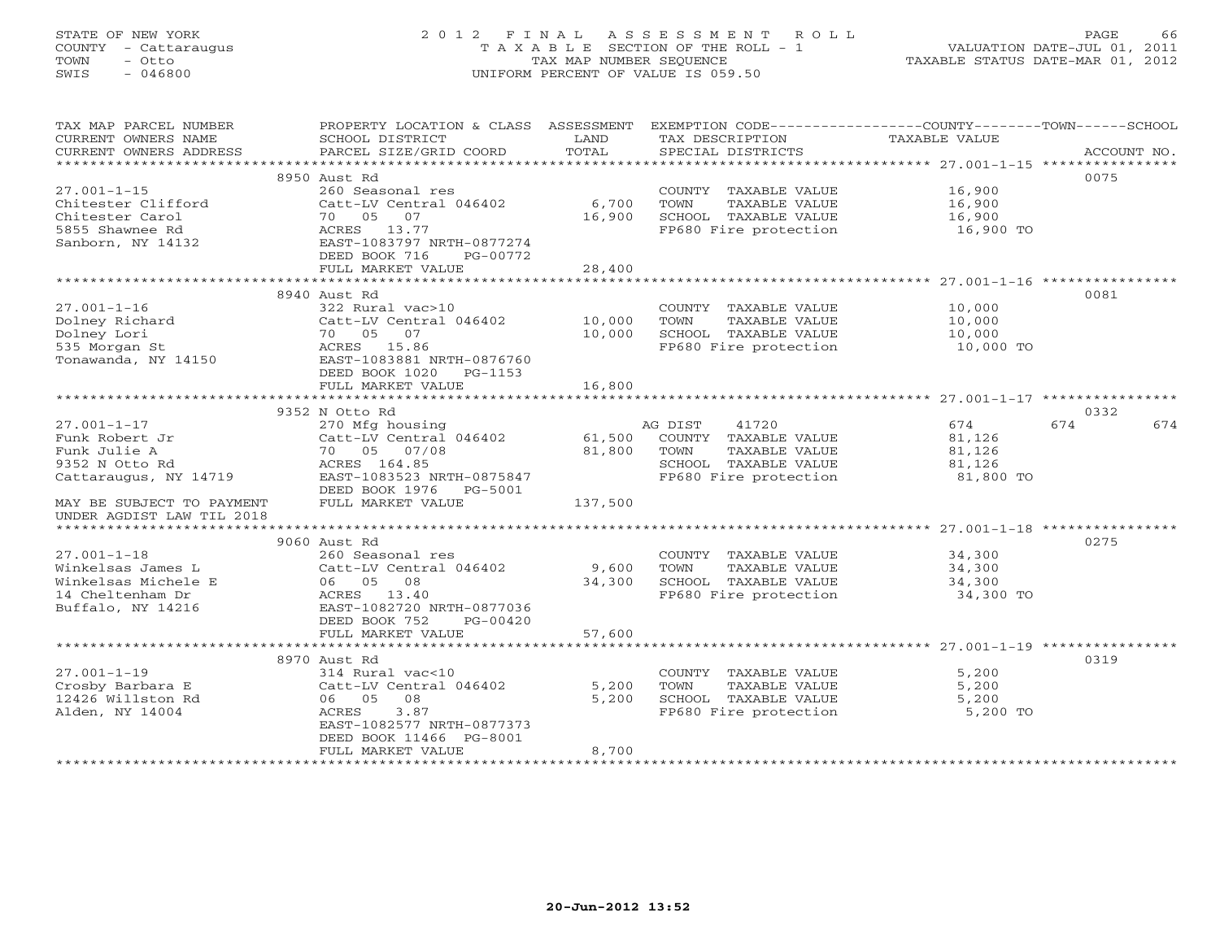STATE OF NEW YORK
COUNTY - Cattaraugus
TOWN - Otto
SWIS - 046800

# 2012 FINAL ASSESSMENT ROLL

TAXABLE SECTION OF THE ROLL - 1
TAX MAP NUMBER SEQUENCE
UNIFORM PERCENT OF VALUE IS 059.50

VALUATION DATE-JUL 01, 2011
TAXABLE STATUS DATE-MAR 01, 2012

| TAX MAP PARCEL NUMBER / CURRENT OWNERS NAME / CURRENT OWNERS ADDRESS | PROPERTY LOCATION & CLASS / SCHOOL DISTRICT / PARCEL SIZE/GRID COORD | ASSESSMENT LAND / TOTAL | EXEMPTION CODE / TAX DESCRIPTION / SPECIAL DISTRICTS | COUNTY / TOWN / SCHOOL TAXABLE VALUE | ACCOUNT NO. |
|---|---|---|---|---|---|
| 27.001-1-15 | 8950 Aust Rd | | | | 0075 |
| Chitester Clifford | 260 Seasonal res | | COUNTY TAXABLE VALUE | 16,900 | |
| Chitester Carol | Catt-LV Central 046402 | 6,700 | TOWN TAXABLE VALUE | 16,900 | |
| 5855 Shawnee Rd | 70 05 07 | 16,900 | SCHOOL TAXABLE VALUE | 16,900 | |
| Sanborn, NY 14132 | ACRES 13.77 | | FP680 Fire protection | 16,900 TO | |
| | EAST-1083797 NRTH-0877274 | | | | |
| | DEED BOOK 716 PG-00772 | | | | |
| | FULL MARKET VALUE | 28,400 | | | |
| 27.001-1-16 | 8940 Aust Rd | | | | 0081 |
| Dolney Richard | 322 Rural vac>10 | | COUNTY TAXABLE VALUE | 10,000 | |
| Dolney Lori | Catt-LV Central 046402 | 10,000 | TOWN TAXABLE VALUE | 10,000 | |
| 535 Morgan St | 70 05 07 | 10,000 | SCHOOL TAXABLE VALUE | 10,000 | |
| Tonawanda, NY 14150 | ACRES 15.86 | | FP680 Fire protection | 10,000 TO | |
| | EAST-1083881 NRTH-0876760 | | | | |
| | DEED BOOK 1020 PG-1153 | | | | |
| | FULL MARKET VALUE | 16,800 | | | |
| 27.001-1-17 | 9352 N Otto Rd | | | | 0332 |
| Funk Robert Jr | 270 Mfg housing | | AG DIST 41720 | 674 674 674 | |
| Funk Julie A | Catt-LV Central 046402 | 61,500 | COUNTY TAXABLE VALUE | 81,126 | |
| 9352 N Otto Rd | 70 05 07/08 | 81,800 | TOWN TAXABLE VALUE | 81,126 | |
| Cattaraugus, NY 14719 | ACRES 164.85 | | SCHOOL TAXABLE VALUE | 81,126 | |
| | EAST-1083523 NRTH-0875847 | | FP680 Fire protection | 81,800 TO | |
| | DEED BOOK 1976 PG-5001 | | | | |
| MAY BE SUBJECT TO PAYMENT | FULL MARKET VALUE | 137,500 | | | |
| UNDER AGDIST LAW TIL 2018 | | | | | |
| 27.001-1-18 | 9060 Aust Rd | | | | 0275 |
| Winkelsas James L | 260 Seasonal res | | COUNTY TAXABLE VALUE | 34,300 | |
| Winkelsas Michele E | Catt-LV Central 046402 | 9,600 | TOWN TAXABLE VALUE | 34,300 | |
| 14 Cheltenham Dr | 06 05 08 | 34,300 | SCHOOL TAXABLE VALUE | 34,300 | |
| Buffalo, NY 14216 | ACRES 13.40 | | FP680 Fire protection | 34,300 TO | |
| | EAST-1082720 NRTH-0877036 | | | | |
| | DEED BOOK 752 PG-00420 | | | | |
| | FULL MARKET VALUE | 57,600 | | | |
| 27.001-1-19 | 8970 Aust Rd | | | | 0319 |
| Crosby Barbara E | 314 Rural vac<10 | | COUNTY TAXABLE VALUE | 5,200 | |
| 12426 Willston Rd | Catt-LV Central 046402 | 5,200 | TOWN TAXABLE VALUE | 5,200 | |
| Alden, NY 14004 | 06 05 08 | 5,200 | SCHOOL TAXABLE VALUE | 5,200 | |
| | ACRES 3.87 | | FP680 Fire protection | 5,200 TO | |
| | EAST-1082577 NRTH-0877373 | | | | |
| | DEED BOOK 11466 PG-8001 | | | | |
| | FULL MARKET VALUE | 8,700 | | | |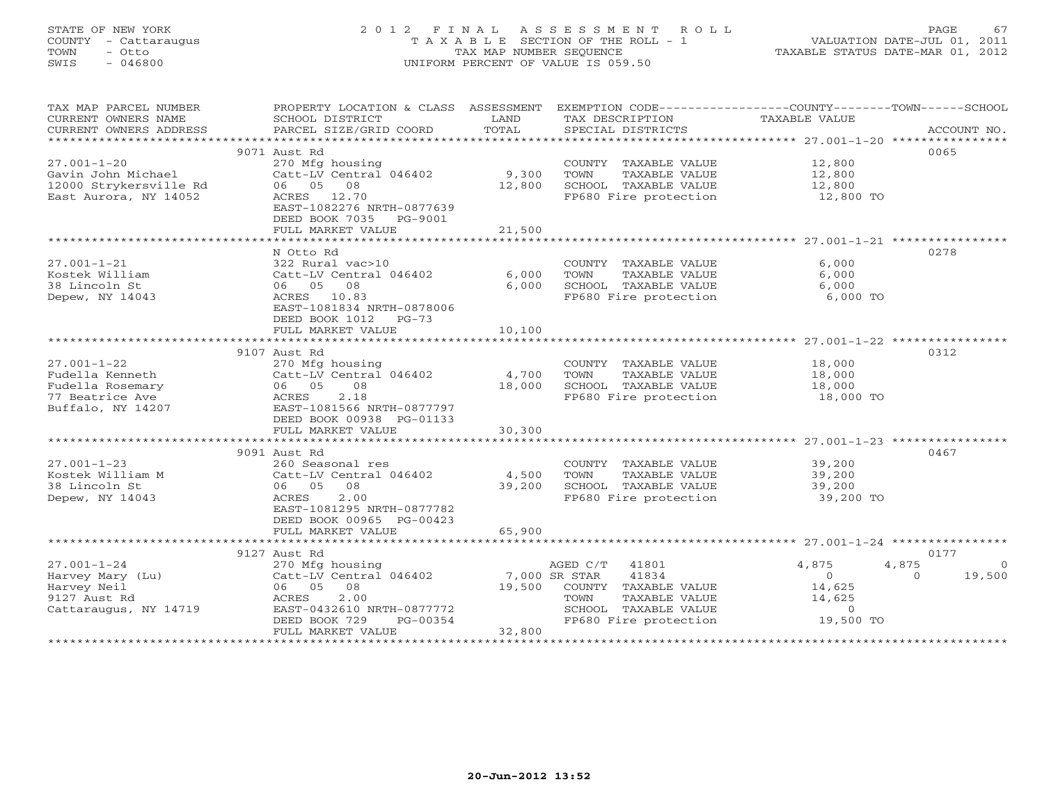STATE OF NEW YORK
COUNTY - Cattaraugus
TOWN - Otto
SWIS - 046800

2012 FINAL ASSESSMENT ROLL
TAXABLE SECTION OF THE ROLL - 1
TAX MAP NUMBER SEQUENCE
UNIFORM PERCENT OF VALUE IS 059.50

VALUATION DATE-JUL 01, 2011
TAXABLE STATUS DATE-MAR 01, 2012

| TAX MAP PARCEL NUMBER / CURRENT OWNERS NAME / CURRENT OWNERS ADDRESS | PROPERTY LOCATION & CLASS / SCHOOL DISTRICT / PARCEL SIZE/GRID COORD | ASSESSMENT LAND / TOTAL | EXEMPTION CODE / TAX DESCRIPTION / SPECIAL DISTRICTS | COUNTY | TOWN | SCHOOL | ACCOUNT NO. |
|---|---|---|---|---|---|---|---|
| 27.001-1-20 | 9071 Aust Rd | | | | | | 0065 |
| Gavin John Michael | 270 Mfg housing | | COUNTY TAXABLE VALUE | 12,800 | | | |
| 12000 Strykersville Rd | Catt-LV Central 046402 | 9,300 | TOWN TAXABLE VALUE | | 12,800 | | |
| East Aurora, NY 14052 | 06 05 08 | 12,800 | SCHOOL TAXABLE VALUE | | | 12,800 | |
| | ACRES 12.70 | | FP680 Fire protection | 12,800 TO | | | |
| | EAST-1082276 NRTH-0877639 | | | | | | |
| | DEED BOOK 7035 PG-9001 | | | | | | |
| | FULL MARKET VALUE | 21,500 | | | | | |
| 27.001-1-21 | N Otto Rd | | | | | | 0278 |
| Kostek William | 322 Rural vac>10 | | COUNTY TAXABLE VALUE | 6,000 | | | |
| 38 Lincoln St | Catt-LV Central 046402 | 6,000 | TOWN TAXABLE VALUE | | 6,000 | | |
| Depew, NY 14043 | 06 05 08 | 6,000 | SCHOOL TAXABLE VALUE | | | 6,000 | |
| | ACRES 10.83 | | FP680 Fire protection | 6,000 TO | | | |
| | EAST-1081834 NRTH-0878006 | | | | | | |
| | DEED BOOK 1012 PG-73 | | | | | | |
| | FULL MARKET VALUE | 10,100 | | | | | |
| 27.001-1-22 | 9107 Aust Rd | | | | | | 0312 |
| Fudella Kenneth | 270 Mfg housing | | COUNTY TAXABLE VALUE | 18,000 | | | |
| Fudella Rosemary | Catt-LV Central 046402 | 4,700 | TOWN TAXABLE VALUE | | 18,000 | | |
| 77 Beatrice Ave | 06 05 08 | 18,000 | SCHOOL TAXABLE VALUE | | | 18,000 | |
| Buffalo, NY 14207 | ACRES 2.18 | | FP680 Fire protection | 18,000 TO | | | |
| | EAST-1081566 NRTH-0877797 | | | | | | |
| | DEED BOOK 00938 PG-01133 | | | | | | |
| | FULL MARKET VALUE | 30,300 | | | | | |
| 27.001-1-23 | 9091 Aust Rd | | | | | | 0467 |
| Kostek William M | 260 Seasonal res | | COUNTY TAXABLE VALUE | 39,200 | | | |
| 38 Lincoln St | Catt-LV Central 046402 | 4,500 | TOWN TAXABLE VALUE | | 39,200 | | |
| Depew, NY 14043 | 06 05 08 | 39,200 | SCHOOL TAXABLE VALUE | | | 39,200 | |
| | ACRES 2.00 | | FP680 Fire protection | 39,200 TO | | | |
| | EAST-1081295 NRTH-0877782 | | | | | | |
| | DEED BOOK 00965 PG-00423 | | | | | | |
| | FULL MARKET VALUE | 65,900 | | | | | |
| 27.001-1-24 | 9127 Aust Rd | | | | | | 0177 |
| Harvey Mary (Lu) | 270 Mfg housing | | AGED C/T 41801 | 4,875 | 4,875 | 0 | |
| Harvey Neil | Catt-LV Central 046402 | 7,000 | SR STAR 41834 | 0 | 0 | 19,500 | |
| 9127 Aust Rd | 06 05 08 | 19,500 | COUNTY TAXABLE VALUE | 14,625 | | | |
| Cattaraugus, NY 14719 | ACRES 2.00 | | TOWN TAXABLE VALUE | | 14,625 | | |
| | EAST-0432610 NRTH-0877772 | | SCHOOL TAXABLE VALUE | | | 0 | |
| | DEED BOOK 729 PG-00354 | | FP680 Fire protection | 19,500 TO | | | |
| | FULL MARKET VALUE | 32,800 | | | | | |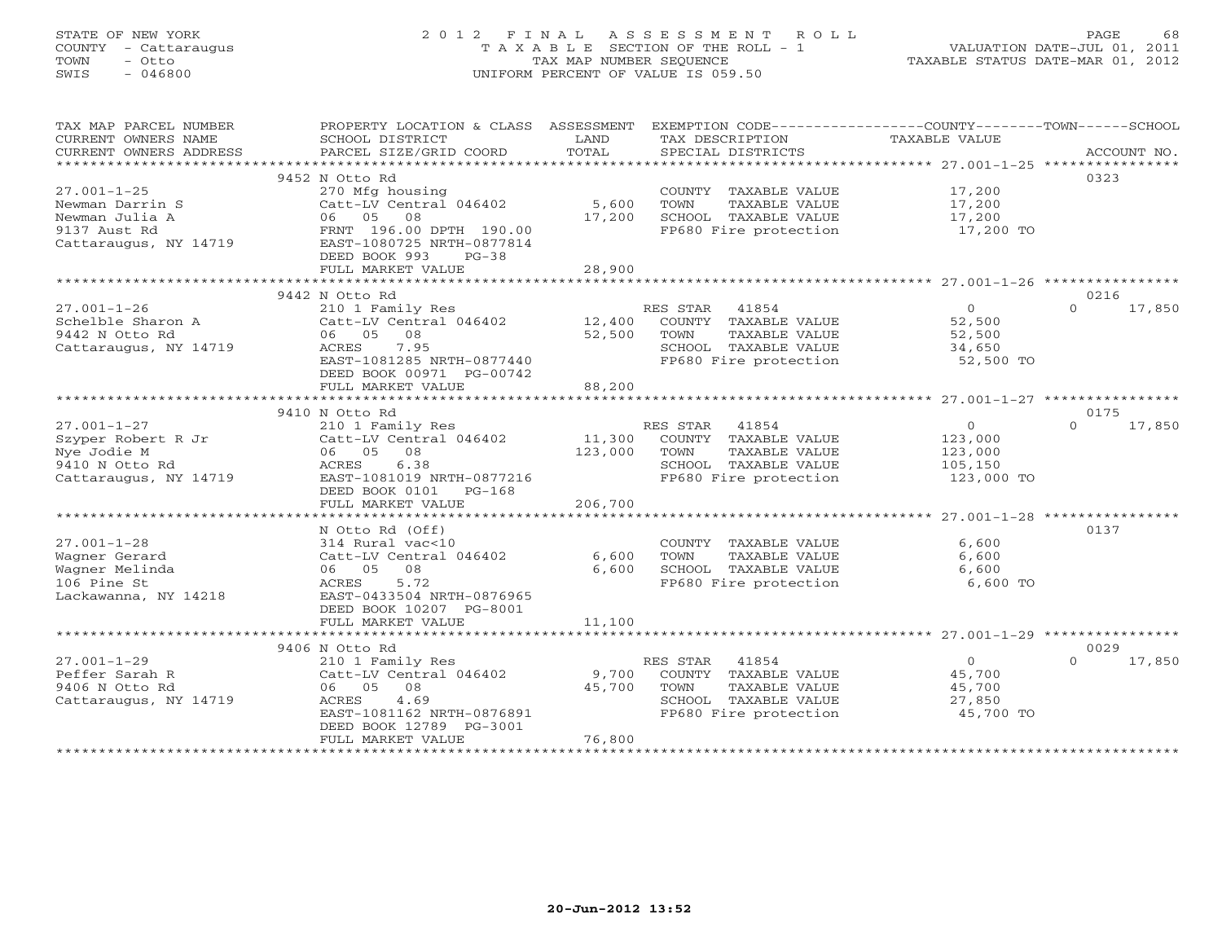STATE OF NEW YORK
COUNTY - Cattaraugus
TOWN - Otto
SWIS - 046800

# 2012 FINAL ASSESSMENT ROLL

TAXABLE SECTION OF THE ROLL - 1
TAX MAP NUMBER SEQUENCE
UNIFORM PERCENT OF VALUE IS 059.50

VALUATION DATE-JUL 01, 2011
TAXABLE STATUS DATE-MAR 01, 2012

| TAX MAP PARCEL NUMBER / CURRENT OWNERS NAME / CURRENT OWNERS ADDRESS | PROPERTY LOCATION & CLASS / SCHOOL DISTRICT / PARCEL SIZE/GRID COORD | ASSESSMENT LAND / TOTAL | EXEMPTION CODE / TAX DESCRIPTION / SPECIAL DISTRICTS | COUNTY / TOWN TAXABLE VALUE | SCHOOL / ACCOUNT NO. |
|---|---|---|---|---|---|
| 27.001-1-25 | 9452 N Otto Rd | | | | 0323 |
| Newman Darrin S | 270 Mfg housing | | COUNTY TAXABLE VALUE | 17,200 | |
| Newman Julia A | Catt-LV Central 046402 | 5,600 | TOWN TAXABLE VALUE | 17,200 | |
| 9137 Aust Rd | 06 05 08 | 17,200 | SCHOOL TAXABLE VALUE | 17,200 | |
| Cattaraugus, NY 14719 | FRNT 196.00 DPTH 190.00 | | FP680 Fire protection | 17,200 TO | |
| | EAST-1080725 NRTH-0877814 | | | | |
| | DEED BOOK 993 PG-38 | | | | |
| | FULL MARKET VALUE | 28,900 | | | |
| 27.001-1-26 | 9442 N Otto Rd | | | | 0216 |
| Schelble Sharon A | 210 1 Family Res | | RES STAR 41854 | 0 | 0 17,850 |
| 9442 N Otto Rd | Catt-LV Central 046402 | 12,400 | COUNTY TAXABLE VALUE | 52,500 | |
| Cattaraugus, NY 14719 | 06 05 08 | 52,500 | TOWN TAXABLE VALUE | 52,500 | |
| | ACRES 7.95 | | SCHOOL TAXABLE VALUE | 34,650 | |
| | EAST-1081285 NRTH-0877440 | | FP680 Fire protection | 52,500 TO | |
| | DEED BOOK 00971 PG-00742 | | | | |
| | FULL MARKET VALUE | 88,200 | | | |
| 27.001-1-27 | 9410 N Otto Rd | | | | 0175 |
| Szyper Robert R Jr | 210 1 Family Res | | RES STAR 41854 | 0 | 0 17,850 |
| Nye Jodie M | Catt-LV Central 046402 | 11,300 | COUNTY TAXABLE VALUE | 123,000 | |
| 9410 N Otto Rd | 06 05 08 | 123,000 | TOWN TAXABLE VALUE | 123,000 | |
| Cattaraugus, NY 14719 | ACRES 6.38 | | SCHOOL TAXABLE VALUE | 105,150 | |
| | EAST-1081019 NRTH-0877216 | | FP680 Fire protection | 123,000 TO | |
| | DEED BOOK 0101 PG-168 | | | | |
| | FULL MARKET VALUE | 206,700 | | | |
| 27.001-1-28 | N Otto Rd (Off) | | | | 0137 |
| Wagner Gerard | 314 Rural vac<10 | | COUNTY TAXABLE VALUE | 6,600 | |
| Wagner Melinda | Catt-LV Central 046402 | 6,600 | TOWN TAXABLE VALUE | 6,600 | |
| 106 Pine St | 06 05 08 | 6,600 | SCHOOL TAXABLE VALUE | 6,600 | |
| Lackawanna, NY 14218 | ACRES 5.72 | | FP680 Fire protection | 6,600 TO | |
| | EAST-0433504 NRTH-0876965 | | | | |
| | DEED BOOK 10207 PG-8001 | | | | |
| | FULL MARKET VALUE | 11,100 | | | |
| 27.001-1-29 | 9406 N Otto Rd | | | | 0029 |
| Peffer Sarah R | 210 1 Family Res | | RES STAR 41854 | 0 | 0 17,850 |
| 9406 N Otto Rd | Catt-LV Central 046402 | 9,700 | COUNTY TAXABLE VALUE | 45,700 | |
| Cattaraugus, NY 14719 | 06 05 08 | 45,700 | TOWN TAXABLE VALUE | 45,700 | |
| | ACRES 4.69 | | SCHOOL TAXABLE VALUE | 27,850 | |
| | EAST-1081162 NRTH-0876891 | | FP680 Fire protection | 45,700 TO | |
| | DEED BOOK 12789 PG-3001 | | | | |
| | FULL MARKET VALUE | 76,800 | | | |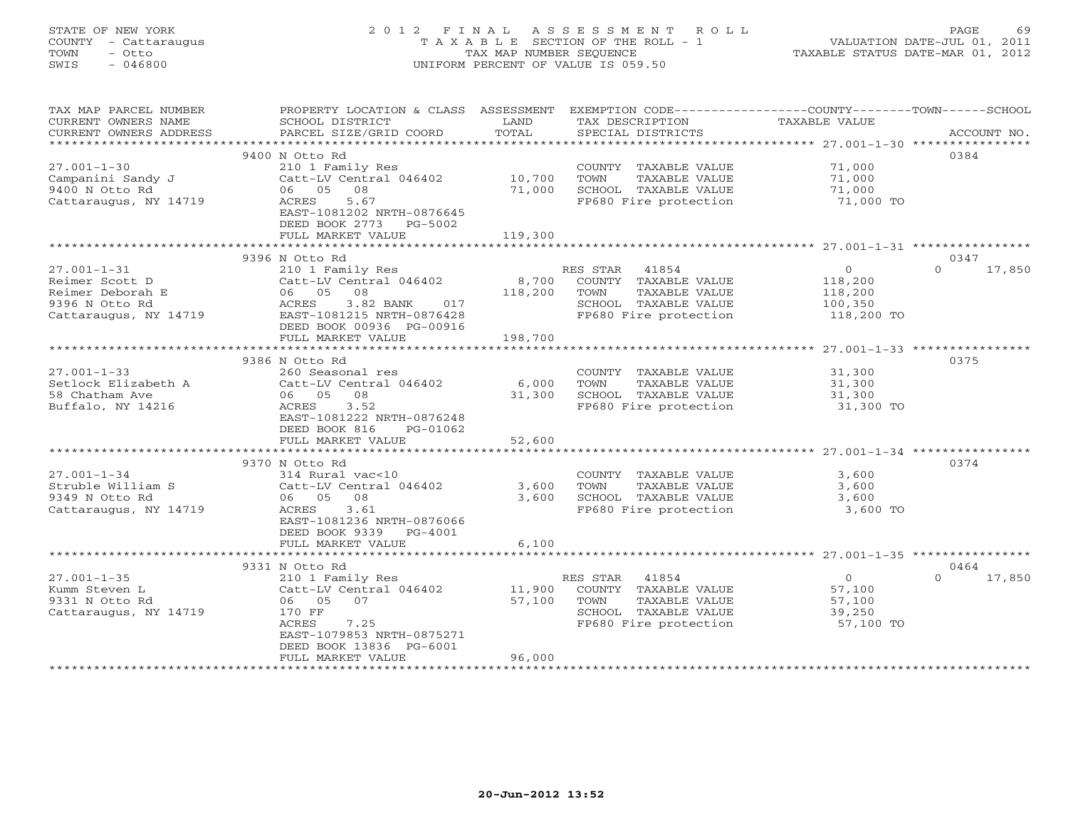STATE OF NEW YORK
COUNTY - Cattaraugus
TOWN - Otto
SWIS - 046800

# 2012 FINAL ASSESSMENT ROLL

TAXABLE SECTION OF THE ROLL - 1
TAX MAP NUMBER SEQUENCE
UNIFORM PERCENT OF VALUE IS 059.50

VALUATION DATE-JUL 01, 2011
TAXABLE STATUS DATE-MAR 01, 2012

| TAX MAP PARCEL NUMBER / CURRENT OWNERS NAME / CURRENT OWNERS ADDRESS | PROPERTY LOCATION & CLASS / SCHOOL DISTRICT / PARCEL SIZE/GRID COORD | ASSESSMENT LAND | TOTAL | EXEMPTION CODE / TAX DESCRIPTION / SPECIAL DISTRICTS | COUNTY / TOWN TAXABLE VALUE | SCHOOL | ACCOUNT NO. |
|---|---|---|---|---|---|---|---|
| | 9400 N Otto Rd | | | | | | 0384 |
| 27.001-1-30 | 210 1 Family Res | | | COUNTY TAXABLE VALUE | 71,000 | | |
| Campanini Sandy J | Catt-LV Central 046402 | 10,700 | | TOWN TAXABLE VALUE | 71,000 | | |
| 9400 N Otto Rd | 06 05 08 | | 71,000 | SCHOOL TAXABLE VALUE | 71,000 | | |
| Cattaraugus, NY 14719 | ACRES 5.67 | | | FP680 Fire protection | 71,000 TO | | |
| | EAST-1081202 NRTH-0876645 | | | | | | |
| | DEED BOOK 2773 PG-5002 | | | | | | |
| | FULL MARKET VALUE | | 119,300 | | | | |
| | 9396 N Otto Rd | | | | | | 0347 |
| 27.001-1-31 | 210 1 Family Res | | | RES STAR 41854 | 0 | 0 17,850 | |
| Reimer Scott D | Catt-LV Central 046402 | 8,700 | | COUNTY TAXABLE VALUE | 118,200 | | |
| Reimer Deborah E | 06 05 08 | | 118,200 | TOWN TAXABLE VALUE | 118,200 | | |
| 9396 N Otto Rd | ACRES 3.82 BANK 017 | | | SCHOOL TAXABLE VALUE | 100,350 | | |
| Cattaraugus, NY 14719 | EAST-1081215 NRTH-0876428 | | | FP680 Fire protection | 118,200 TO | | |
| | DEED BOOK 00936 PG-00916 | | | | | | |
| | FULL MARKET VALUE | | 198,700 | | | | |
| | 9386 N Otto Rd | | | | | | 0375 |
| 27.001-1-33 | 260 Seasonal res | | | COUNTY TAXABLE VALUE | 31,300 | | |
| Setlock Elizabeth A | Catt-LV Central 046402 | 6,000 | | TOWN TAXABLE VALUE | 31,300 | | |
| 58 Chatham Ave | 06 05 08 | | 31,300 | SCHOOL TAXABLE VALUE | 31,300 | | |
| Buffalo, NY 14216 | ACRES 3.52 | | | FP680 Fire protection | 31,300 TO | | |
| | EAST-1081222 NRTH-0876248 | | | | | | |
| | DEED BOOK 816 PG-01062 | | | | | | |
| | FULL MARKET VALUE | | 52,600 | | | | |
| | 9370 N Otto Rd | | | | | | 0374 |
| 27.001-1-34 | 314 Rural vac<10 | | | COUNTY TAXABLE VALUE | 3,600 | | |
| Struble William S | Catt-LV Central 046402 | 3,600 | | TOWN TAXABLE VALUE | 3,600 | | |
| 9349 N Otto Rd | 06 05 08 | | 3,600 | SCHOOL TAXABLE VALUE | 3,600 | | |
| Cattaraugus, NY 14719 | ACRES 3.61 | | | FP680 Fire protection | 3,600 TO | | |
| | EAST-1081236 NRTH-0876066 | | | | | | |
| | DEED BOOK 9339 PG-4001 | | | | | | |
| | FULL MARKET VALUE | | 6,100 | | | | |
| | 9331 N Otto Rd | | | | | | 0464 |
| 27.001-1-35 | 210 1 Family Res | | | RES STAR 41854 | 0 | 0 17,850 | |
| Kumm Steven L | Catt-LV Central 046402 | 11,900 | | COUNTY TAXABLE VALUE | 57,100 | | |
| 9331 N Otto Rd | 06 05 07 | | 57,100 | TOWN TAXABLE VALUE | 57,100 | | |
| Cattaraugus, NY 14719 | 170 FF | | | SCHOOL TAXABLE VALUE | 39,250 | | |
| | ACRES 7.25 | | | FP680 Fire protection | 57,100 TO | | |
| | EAST-1079853 NRTH-0875271 | | | | | | |
| | DEED BOOK 13836 PG-6001 | | | | | | |
| | FULL MARKET VALUE | | 96,000 | | | | |

20-Jun-2012 13:52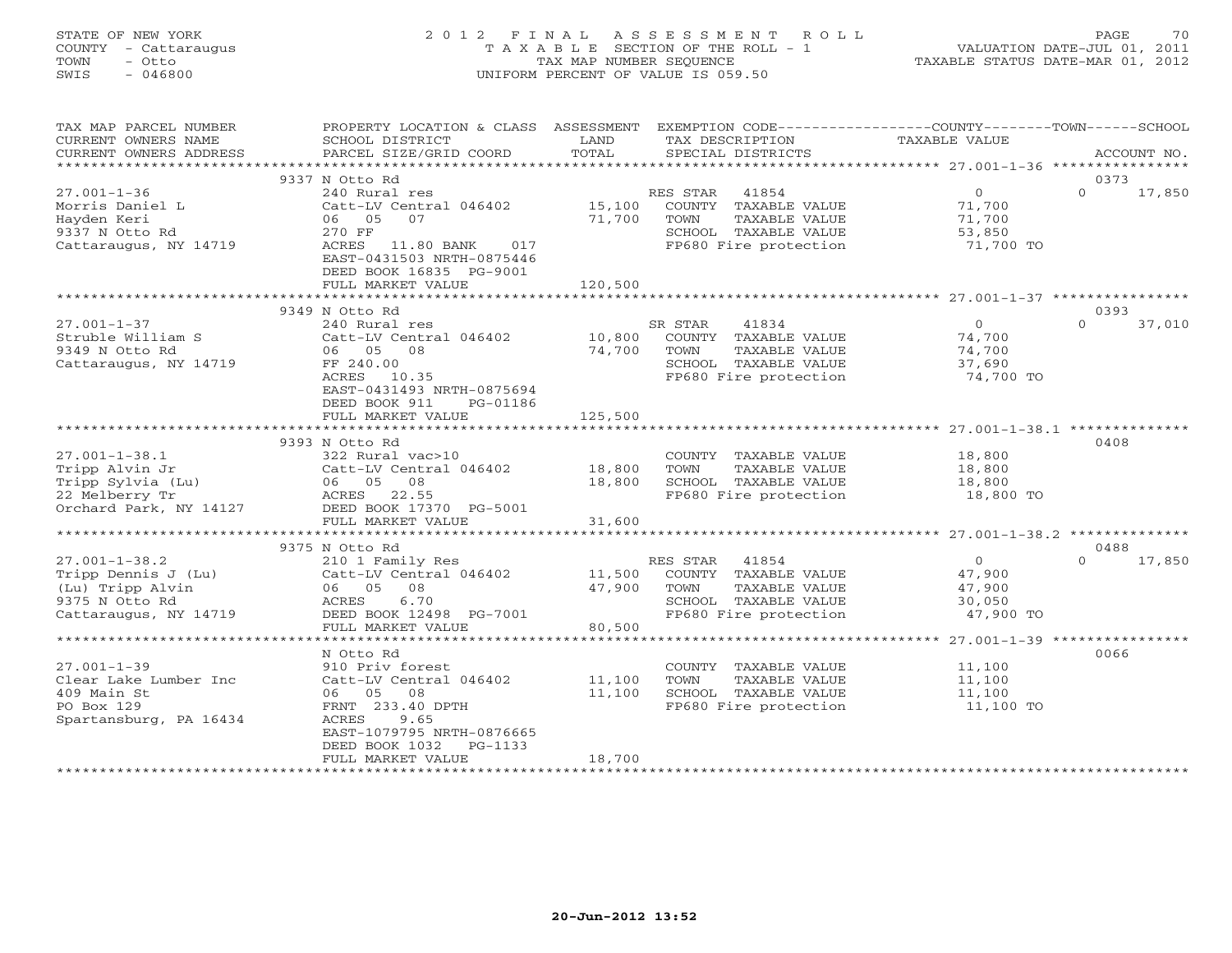STATE OF NEW YORK
COUNTY - Cattaraugus
TOWN - Otto
SWIS - 046800

2012 FINAL ASSESSMENT ROLL
TAXABLE SECTION OF THE ROLL - 1
TAX MAP NUMBER SEQUENCE
UNIFORM PERCENT OF VALUE IS 059.50

VALUATION DATE-JUL 01, 2011
TAXABLE STATUS DATE-MAR 01, 2012

| TAX MAP PARCEL NUMBER / CURRENT OWNERS NAME / CURRENT OWNERS ADDRESS | PROPERTY LOCATION & CLASS / SCHOOL DISTRICT / PARCEL SIZE/GRID COORD | ASSESSMENT LAND / TOTAL | EXEMPTION CODE / TAX DESCRIPTION / SPECIAL DISTRICTS | COUNTY / TOWN / SCHOOL TAXABLE VALUE | ACCOUNT NO. |
|---|---|---|---|---|---|
| 27.001-1-36 | 9337 N Otto Rd | | | | 0373 |
| 27.001-1-36 | 240 Rural res | | RES STAR 41854 | 0 | 0 17,850 |
| Morris Daniel L | Catt-LV Central 046402 | 15,100 | COUNTY TAXABLE VALUE | 71,700 | |
| Hayden Keri | 06 05 07 | 71,700 | TOWN TAXABLE VALUE | 71,700 | |
| 9337 N Otto Rd | 270 FF | | SCHOOL TAXABLE VALUE | 53,850 | |
| Cattaraugus, NY 14719 | ACRES 11.80 BANK 017 | | FP680 Fire protection | 71,700 TO | |
| | EAST-0431503 NRTH-0875446 | | | | |
| | DEED BOOK 16835 PG-9001 | | | | |
| | FULL MARKET VALUE | 120,500 | | | |
| 27.001-1-37 | 9349 N Otto Rd | | | | 0393 |
| 27.001-1-37 | 240 Rural res | | SR STAR 41834 | 0 | 0 37,010 |
| Struble William S | Catt-LV Central 046402 | 10,800 | COUNTY TAXABLE VALUE | 74,700 | |
| 9349 N Otto Rd | 06 05 08 | 74,700 | TOWN TAXABLE VALUE | 74,700 | |
| Cattaraugus, NY 14719 | FF 240.00 | | SCHOOL TAXABLE VALUE | 37,690 | |
| | ACRES 10.35 | | FP680 Fire protection | 74,700 TO | |
| | EAST-0431493 NRTH-0875694 | | | | |
| | DEED BOOK 911 PG-01186 | | | | |
| | FULL MARKET VALUE | 125,500 | | | |
| 27.001-1-38.1 | 9393 N Otto Rd | | | | 0408 |
| 27.001-1-38.1 | 322 Rural vac>10 | | COUNTY TAXABLE VALUE | 18,800 | |
| Tripp Alvin Jr | Catt-LV Central 046402 | 18,800 | TOWN TAXABLE VALUE | 18,800 | |
| Tripp Sylvia (Lu) | 06 05 08 | 18,800 | SCHOOL TAXABLE VALUE | 18,800 | |
| 22 Melberry Tr | ACRES 22.55 | | FP680 Fire protection | 18,800 TO | |
| Orchard Park, NY 14127 | DEED BOOK 17370 PG-5001 | | | | |
| | FULL MARKET VALUE | 31,600 | | | |
| 27.001-1-38.2 | 9375 N Otto Rd | | | | 0488 |
| 27.001-1-38.2 | 210 1 Family Res | | RES STAR 41854 | 0 | 0 17,850 |
| Tripp Dennis J (Lu) | Catt-LV Central 046402 | 11,500 | COUNTY TAXABLE VALUE | 47,900 | |
| (Lu) Tripp Alvin | 06 05 08 | 47,900 | TOWN TAXABLE VALUE | 47,900 | |
| 9375 N Otto Rd | ACRES 6.70 | | SCHOOL TAXABLE VALUE | 30,050 | |
| Cattaraugus, NY 14719 | DEED BOOK 12498 PG-7001 | | FP680 Fire protection | 47,900 TO | |
| | FULL MARKET VALUE | 80,500 | | | |
| 27.001-1-39 | N Otto Rd | | | | 0066 |
| 27.001-1-39 | 910 Priv forest | | COUNTY TAXABLE VALUE | 11,100 | |
| Clear Lake Lumber Inc | Catt-LV Central 046402 | 11,100 | TOWN TAXABLE VALUE | 11,100 | |
| 409 Main St | 06 05 08 | 11,100 | SCHOOL TAXABLE VALUE | 11,100 | |
| PO Box 129 | FRNT 233.40 DPTH | | FP680 Fire protection | 11,100 TO | |
| Spartansburg, PA 16434 | ACRES 9.65 | | | | |
| | EAST-1079795 NRTH-0876665 | | | | |
| | DEED BOOK 1032 PG-1133 | | | | |
| | FULL MARKET VALUE | 18,700 | | | |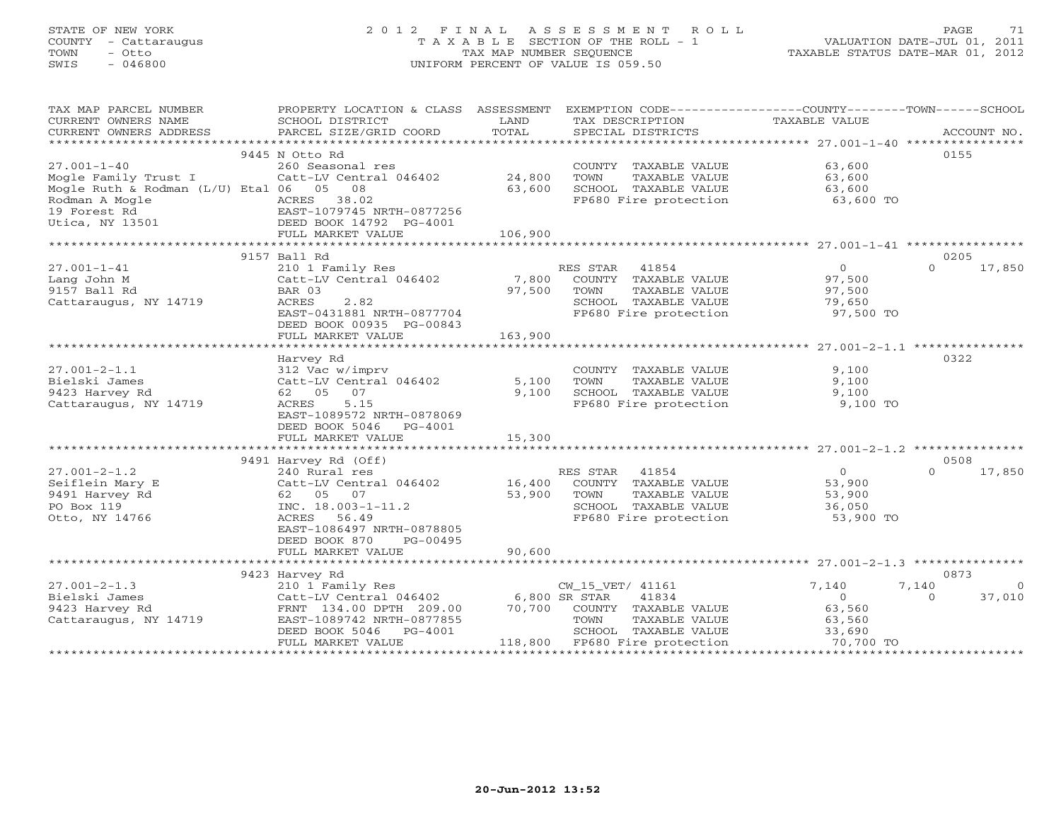STATE OF NEW YORK
COUNTY - Cattaraugus
TOWN - Otto
SWIS - 046800

# 2012 FINAL ASSESSMENT ROLL

TAXABLE SECTION OF THE ROLL - 1
TAX MAP NUMBER SEQUENCE
UNIFORM PERCENT OF VALUE IS 059.50

VALUATION DATE-JUL 01, 2011
TAXABLE STATUS DATE-MAR 01, 2012

| TAX MAP PARCEL NUMBER / CURRENT OWNERS NAME / CURRENT OWNERS ADDRESS | PROPERTY LOCATION & CLASS / SCHOOL DISTRICT / PARCEL SIZE/GRID COORD | ASSESSMENT LAND / TOTAL | EXEMPTION CODE / TAX DESCRIPTION / SPECIAL DISTRICTS | COUNTY TAXABLE VALUE | TOWN | SCHOOL | ACCOUNT NO. |
|---|---|---|---|---|---|---|---|
| **27.001-1-40** | 9445 N Otto Rd | | | | | | 0155 |
| Mogle Family Trust I | 260 Seasonal res | | COUNTY TAXABLE VALUE | 63,600 | | | |
| Mogle Ruth & Rodman (L/U) Etal | Catt-LV Central 046402 | 24,800 | TOWN TAXABLE VALUE | 63,600 | | | |
| Rodman A Mogle | 06 05 08 | 63,600 | SCHOOL TAXABLE VALUE | 63,600 | | | |
| 19 Forest Rd | ACRES 38.02 | | FP680 Fire protection | 63,600 TO | | | |
| Utica, NY 13501 | EAST-1079745 NRTH-0877256 | | | | | | |
| | DEED BOOK 14792 PG-4001 | | | | | | |
| | FULL MARKET VALUE | 106,900 | | | | | |
| **27.001-1-41** | 9157 Ball Rd | | | | | | 0205 |
| Lang John M | 210 1 Family Res | | RES STAR 41854 | 0 | 0 | 17,850 | |
| 9157 Ball Rd | Catt-LV Central 046402 | 7,800 | COUNTY TAXABLE VALUE | 97,500 | | | |
| Cattaraugus, NY 14719 | BAR 03 | 97,500 | TOWN TAXABLE VALUE | 97,500 | | | |
| | ACRES 2.82 | | SCHOOL TAXABLE VALUE | 79,650 | | | |
| | EAST-0431881 NRTH-0877704 | | FP680 Fire protection | 97,500 TO | | | |
| | DEED BOOK 00935 PG-00843 | | | | | | |
| | FULL MARKET VALUE | 163,900 | | | | | |
| **27.001-2-1.1** | Harvey Rd | | | | | | 0322 |
| Bielski James | 312 Vac w/imprv | | COUNTY TAXABLE VALUE | 9,100 | | | |
| 9423 Harvey Rd | Catt-LV Central 046402 | 5,100 | TOWN TAXABLE VALUE | 9,100 | | | |
| Cattaraugus, NY 14719 | 62 05 07 | 9,100 | SCHOOL TAXABLE VALUE | 9,100 | | | |
| | ACRES 5.15 | | FP680 Fire protection | 9,100 TO | | | |
| | EAST-1089572 NRTH-0878069 | | | | | | |
| | DEED BOOK 5046 PG-4001 | | | | | | |
| | FULL MARKET VALUE | 15,300 | | | | | |
| **27.001-2-1.2** | 9491 Harvey Rd (Off) | | | | | | 0508 |
| Seiflein Mary E | 240 Rural res | | RES STAR 41854 | 0 | 0 | 17,850 | |
| 9491 Harvey Rd | Catt-LV Central 046402 | 16,400 | COUNTY TAXABLE VALUE | 53,900 | | | |
| PO Box 119 | 62 05 07 | 53,900 | TOWN TAXABLE VALUE | 53,900 | | | |
| Otto, NY 14766 | INC. 18.003-1-11.2 | | SCHOOL TAXABLE VALUE | 36,050 | | | |
| | ACRES 56.49 | | FP680 Fire protection | 53,900 TO | | | |
| | EAST-1086497 NRTH-0878805 | | | | | | |
| | DEED BOOK 870 PG-00495 | | | | | | |
| | FULL MARKET VALUE | 90,600 | | | | | |
| **27.001-2-1.3** | 9423 Harvey Rd | | | | | | 0873 |
| Bielski James | 210 1 Family Res | | CW_15_VET/ 41161 | 7,140 | 7,140 | 0 | |
| 9423 Harvey Rd | Catt-LV Central 046402 | 6,800 | SR STAR 41834 | 0 | 0 | 37,010 | |
| Cattaraugus, NY 14719 | FRNT 134.00 DPTH 209.00 | 70,700 | COUNTY TAXABLE VALUE | 63,560 | | | |
| | EAST-1089742 NRTH-0877855 | | TOWN TAXABLE VALUE | 63,560 | | | |
| | DEED BOOK 5046 PG-4001 | | SCHOOL TAXABLE VALUE | 33,690 | | | |
| | FULL MARKET VALUE | 118,800 | FP680 Fire protection | 70,700 TO | | | |

20-Jun-2012 13:52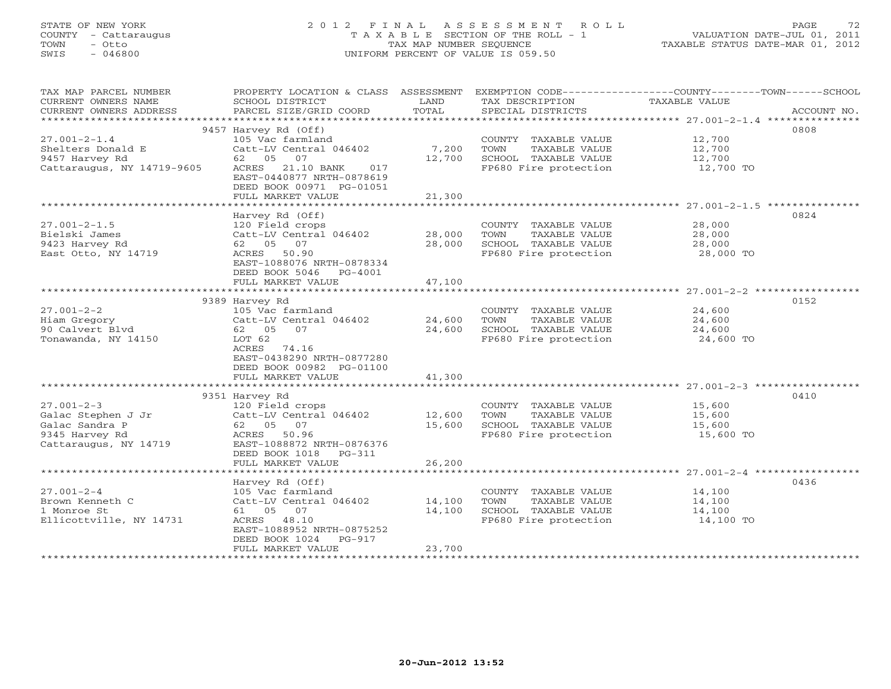STATE OF NEW YORK | COUNTY - Cattaraugus | TOWN - Otto | SWIS - 046800

2 0 1 2 F I N A L A S S E S S M E N T R O L L
T A X A B L E SECTION OF THE ROLL - 1
TAX MAP NUMBER SEQUENCE
UNIFORM PERCENT OF VALUE IS 059.50

VALUATION DATE-JUL 01, 2011
TAXABLE STATUS DATE-MAR 01, 2012

| TAX MAP PARCEL NUMBER / CURRENT OWNERS NAME / CURRENT OWNERS ADDRESS | PROPERTY LOCATION & CLASS / SCHOOL DISTRICT / PARCEL SIZE/GRID COORD | ASSESSMENT LAND / TOTAL | EXEMPTION CODE / TAX DESCRIPTION / SPECIAL DISTRICTS | TAXABLE VALUE (COUNTY/TOWN/SCHOOL) | ACCOUNT NO. |
|---|---|---|---|---|---|
| 27.001-2-1.4 | 9457 Harvey Rd (Off) | | | | 0808 |
| | 105 Vac farmland | | COUNTY TAXABLE VALUE | 12,700 | |
| Shelters Donald E | Catt-LV Central 046402 | 7,200 | TOWN TAXABLE VALUE | 12,700 | |
| 9457 Harvey Rd | 62 05 07 | 12,700 | SCHOOL TAXABLE VALUE | 12,700 | |
| Cattaraugus, NY 14719-9605 | ACRES 21.10 BANK 017 | | FP680 Fire protection | 12,700 TO | |
| | EAST-0440877 NRTH-0878619 | | | | |
| | DEED BOOK 00971 PG-01051 | | | | |
| | FULL MARKET VALUE | 21,300 | | | |
| 27.001-2-1.5 | Harvey Rd (Off) | | | | 0824 |
| | 120 Field crops | | COUNTY TAXABLE VALUE | 28,000 | |
| Bielski James | Catt-LV Central 046402 | 28,000 | TOWN TAXABLE VALUE | 28,000 | |
| 9423 Harvey Rd | 62 05 07 | 28,000 | SCHOOL TAXABLE VALUE | 28,000 | |
| East Otto, NY 14719 | ACRES 50.90 | | FP680 Fire protection | 28,000 TO | |
| | EAST-1088076 NRTH-0878334 | | | | |
| | DEED BOOK 5046 PG-4001 | | | | |
| | FULL MARKET VALUE | 47,100 | | | |
| 27.001-2-2 | 9389 Harvey Rd | | | | 0152 |
| | 105 Vac farmland | | COUNTY TAXABLE VALUE | 24,600 | |
| Hiam Gregory | Catt-LV Central 046402 | 24,600 | TOWN TAXABLE VALUE | 24,600 | |
| 90 Calvert Blvd | 62 05 07 | 24,600 | SCHOOL TAXABLE VALUE | 24,600 | |
| Tonawanda, NY 14150 | LOT 62 | | FP680 Fire protection | 24,600 TO | |
| | ACRES 74.16 | | | | |
| | EAST-0438290 NRTH-0877280 | | | | |
| | DEED BOOK 00982 PG-01100 | | | | |
| | FULL MARKET VALUE | 41,300 | | | |
| 27.001-2-3 | 9351 Harvey Rd | | | | 0410 |
| | 120 Field crops | | COUNTY TAXABLE VALUE | 15,600 | |
| Galac Stephen J Jr | Catt-LV Central 046402 | 12,600 | TOWN TAXABLE VALUE | 15,600 | |
| Galac Sandra P | 62 05 07 | 15,600 | SCHOOL TAXABLE VALUE | 15,600 | |
| 9345 Harvey Rd | ACRES 50.96 | | FP680 Fire protection | 15,600 TO | |
| Cattaraugus, NY 14719 | EAST-1088872 NRTH-0876376 | | | | |
| | DEED BOOK 1018 PG-311 | | | | |
| | FULL MARKET VALUE | 26,200 | | | |
| 27.001-2-4 | Harvey Rd (Off) | | | | 0436 |
| | 105 Vac farmland | | COUNTY TAXABLE VALUE | 14,100 | |
| Brown Kenneth C | Catt-LV Central 046402 | 14,100 | TOWN TAXABLE VALUE | 14,100 | |
| 1 Monroe St | 61 05 07 | 14,100 | SCHOOL TAXABLE VALUE | 14,100 | |
| Ellicottville, NY 14731 | ACRES 48.10 | | FP680 Fire protection | 14,100 TO | |
| | EAST-1088952 NRTH-0875252 | | | | |
| | DEED BOOK 1024 PG-917 | | | | |
| | FULL MARKET VALUE | 23,700 | | | |

20-Jun-2012 13:52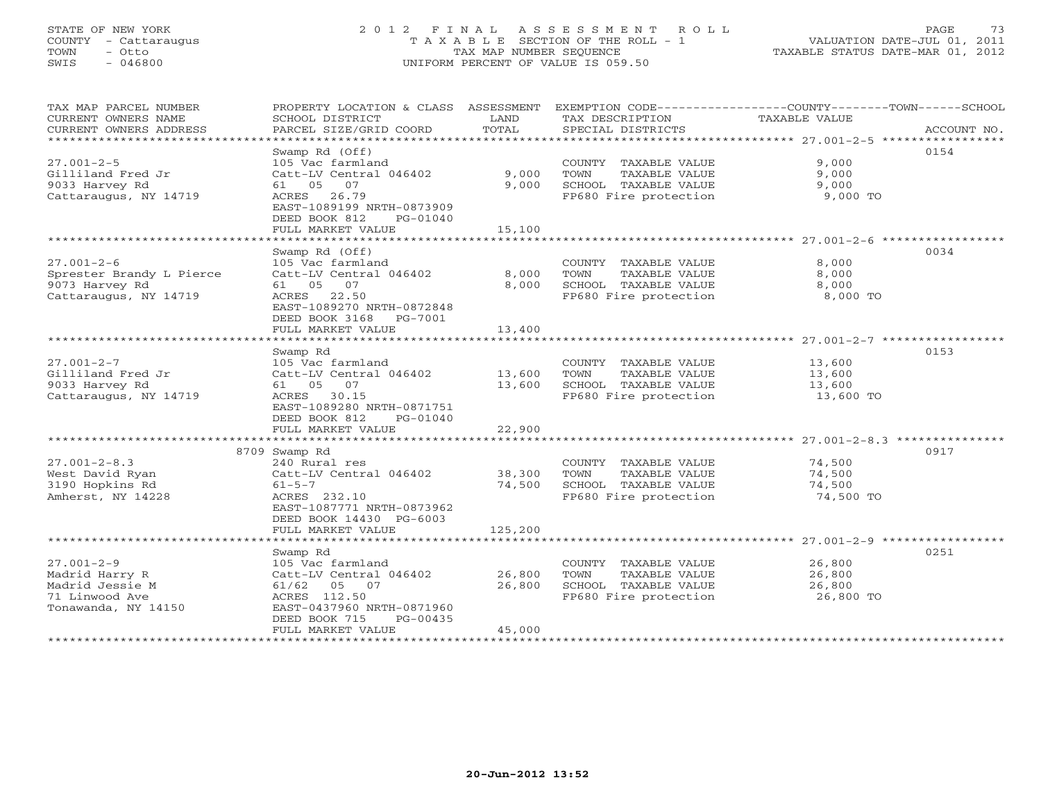STATE OF NEW YORK
COUNTY - Cattaraugus
TOWN - Otto
SWIS - 046800

# 2012 FINAL ASSESSMENT ROLL

TAXABLE SECTION OF THE ROLL - 1
TAX MAP NUMBER SEQUENCE
UNIFORM PERCENT OF VALUE IS 059.50

VALUATION DATE-JUL 01, 2011
TAXABLE STATUS DATE-MAR 01, 2012

| TAX MAP PARCEL NUMBER<br>CURRENT OWNERS NAME<br>CURRENT OWNERS ADDRESS | PROPERTY LOCATION & CLASS<br>SCHOOL DISTRICT<br>PARCEL SIZE/GRID COORD | ASSESSMENT<br>LAND<br>TOTAL | EXEMPTION CODE<br>TAX DESCRIPTION<br>SPECIAL DISTRICTS | COUNTY--------TOWN------SCHOOL<br>TAXABLE VALUE | ACCOUNT NO. |
|---|---|---|---|---|---|
| 27.001-2-5 | Swamp Rd (Off) | | | | 0154 |
| 27.001-2-5 | 105 Vac farmland | | COUNTY TAXABLE VALUE | 9,000 | |
| Gilliland Fred Jr | Catt-LV Central 046402 | 9,000 | TOWN TAXABLE VALUE | 9,000 | |
| 9033 Harvey Rd | 61 05 07 | 9,000 | SCHOOL TAXABLE VALUE | 9,000 | |
| Cattaraugus, NY 14719 | ACRES 26.79 | | FP680 Fire protection | 9,000 TO | |
| | EAST-1089199 NRTH-0873909 | | | | |
| | DEED BOOK 812 PG-01040 | | | | |
| | FULL MARKET VALUE | 15,100 | | | |
| 27.001-2-6 | Swamp Rd (Off) | | | | 0034 |
| 27.001-2-6 | 105 Vac farmland | | COUNTY TAXABLE VALUE | 8,000 | |
| Sprester Brandy L Pierce | Catt-LV Central 046402 | 8,000 | TOWN TAXABLE VALUE | 8,000 | |
| 9073 Harvey Rd | 61 05 07 | 8,000 | SCHOOL TAXABLE VALUE | 8,000 | |
| Cattaraugus, NY 14719 | ACRES 22.50 | | FP680 Fire protection | 8,000 TO | |
| | EAST-1089270 NRTH-0872848 | | | | |
| | DEED BOOK 3168 PG-7001 | | | | |
| | FULL MARKET VALUE | 13,400 | | | |
| 27.001-2-7 | Swamp Rd | | | | 0153 |
| 27.001-2-7 | 105 Vac farmland | | COUNTY TAXABLE VALUE | 13,600 | |
| Gilliland Fred Jr | Catt-LV Central 046402 | 13,600 | TOWN TAXABLE VALUE | 13,600 | |
| 9033 Harvey Rd | 61 05 07 | 13,600 | SCHOOL TAXABLE VALUE | 13,600 | |
| Cattaraugus, NY 14719 | ACRES 30.15 | | FP680 Fire protection | 13,600 TO | |
| | EAST-1089280 NRTH-0871751 | | | | |
| | DEED BOOK 812 PG-01040 | | | | |
| | FULL MARKET VALUE | 22,900 | | | |
| 27.001-2-8.3 | 8709 Swamp Rd | | | | 0917 |
| 27.001-2-8.3 | 240 Rural res | | COUNTY TAXABLE VALUE | 74,500 | |
| West David Ryan | Catt-LV Central 046402 | 38,300 | TOWN TAXABLE VALUE | 74,500 | |
| 3190 Hopkins Rd | 61-5-7 | 74,500 | SCHOOL TAXABLE VALUE | 74,500 | |
| Amherst, NY 14228 | ACRES 232.10 | | FP680 Fire protection | 74,500 TO | |
| | EAST-1087771 NRTH-0873962 | | | | |
| | DEED BOOK 14430 PG-6003 | | | | |
| | FULL MARKET VALUE | 125,200 | | | |
| 27.001-2-9 | Swamp Rd | | | | 0251 |
| 27.001-2-9 | 105 Vac farmland | | COUNTY TAXABLE VALUE | 26,800 | |
| Madrid Harry R | Catt-LV Central 046402 | 26,800 | TOWN TAXABLE VALUE | 26,800 | |
| Madrid Jessie M | 61/62 05 07 | 26,800 | SCHOOL TAXABLE VALUE | 26,800 | |
| 71 Linwood Ave | ACRES 112.50 | | FP680 Fire protection | 26,800 TO | |
| Tonawanda, NY 14150 | EAST-0437960 NRTH-0871960 | | | | |
| | DEED BOOK 715 PG-00435 | | | | |
| | FULL MARKET VALUE | 45,000 | | | |

20-Jun-2012 13:52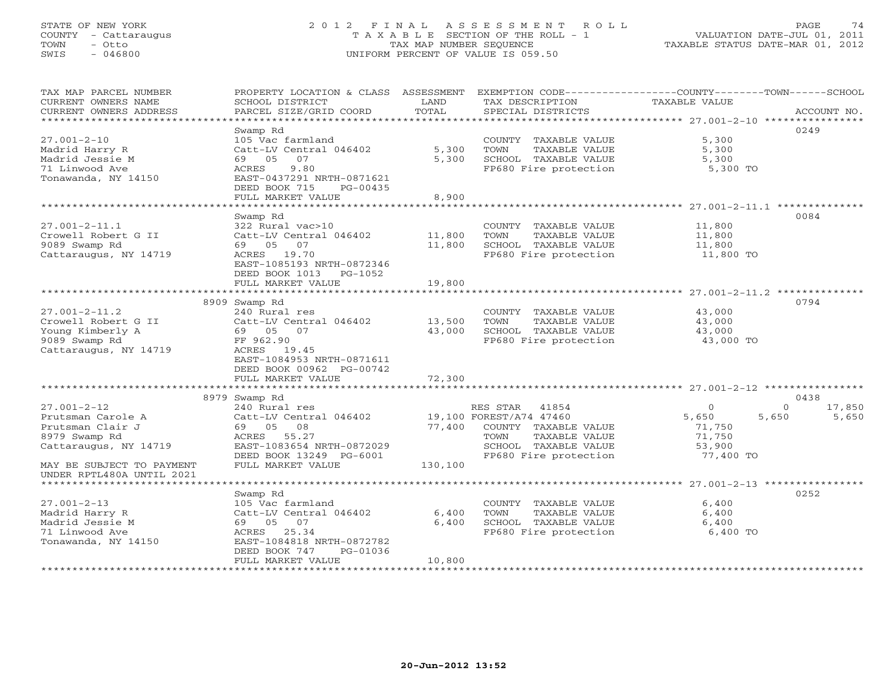STATE OF NEW YORK
COUNTY - Cattaraugus
TOWN - Otto
SWIS - 046800

2 0 1 2 F I N A L A S S E S S M E N T R O L L
T A X A B L E SECTION OF THE ROLL - 1
TAX MAP NUMBER SEQUENCE
UNIFORM PERCENT OF VALUE IS 059.50

VALUATION DATE-JUL 01, 2011
TAXABLE STATUS DATE-MAR 01, 2012

| TAX MAP PARCEL NUMBER / CURRENT OWNERS NAME / CURRENT OWNERS ADDRESS | PROPERTY LOCATION & CLASS / SCHOOL DISTRICT / PARCEL SIZE/GRID COORD | ASSESSMENT LAND / TOTAL | EXEMPTION CODE / TAX DESCRIPTION / SPECIAL DISTRICTS | COUNTY TAXABLE VALUE | TOWN | SCHOOL | ACCOUNT NO. |
|---|---|---|---|---|---|---|---|
| **27.001-2-10** | Swamp Rd | | | | | | 0249 |
| | 105 Vac farmland | | COUNTY TAXABLE VALUE | 5,300 | | | |
| Madrid Harry R | Catt-LV Central 046402 | 5,300 | TOWN TAXABLE VALUE | 5,300 | | | |
| Madrid Jessie M | 69 05 07 | 5,300 | SCHOOL TAXABLE VALUE | 5,300 | | | |
| 71 Linwood Ave | ACRES 9.80 | | FP680 Fire protection | 5,300 TO | | | |
| Tonawanda, NY 14150 | EAST-0437291 NRTH-0871621 | | | | | | |
| | DEED BOOK 715 PG-00435 | | | | | | |
| | FULL MARKET VALUE | 8,900 | | | | | |
| **27.001-2-11.1** | Swamp Rd | | | | | | 0084 |
| | 322 Rural vac>10 | | COUNTY TAXABLE VALUE | 11,800 | | | |
| Crowell Robert G II | Catt-LV Central 046402 | 11,800 | TOWN TAXABLE VALUE | 11,800 | | | |
| 9089 Swamp Rd | 69 05 07 | 11,800 | SCHOOL TAXABLE VALUE | 11,800 | | | |
| Cattaraugus, NY 14719 | ACRES 19.70 | | FP680 Fire protection | 11,800 TO | | | |
| | EAST-1085193 NRTH-0872346 | | | | | | |
| | DEED BOOK 1013 PG-1052 | | | | | | |
| | FULL MARKET VALUE | 19,800 | | | | | |
| **27.001-2-11.2** | 8909 Swamp Rd | | | | | | 0794 |
| | 240 Rural res | | COUNTY TAXABLE VALUE | 43,000 | | | |
| Crowell Robert G II | Catt-LV Central 046402 | 13,500 | TOWN TAXABLE VALUE | 43,000 | | | |
| Young Kimberly A | 69 05 07 | 43,000 | SCHOOL TAXABLE VALUE | 43,000 | | | |
| 9089 Swamp Rd | FF 962.90 | | FP680 Fire protection | 43,000 TO | | | |
| Cattaraugus, NY 14719 | ACRES 19.45 | | | | | | |
| | EAST-1084953 NRTH-0871611 | | | | | | |
| | DEED BOOK 00962 PG-00742 | | | | | | |
| | FULL MARKET VALUE | 72,300 | | | | | |
| **27.001-2-12** | 8979 Swamp Rd | | | | | | 0438 |
| | 240 Rural res | | RES STAR 41854 | 0 | 0 | 17,850 | |
| Prutsman Carole A | Catt-LV Central 046402 | 19,100 | FOREST/A74 47460 | 5,650 | 5,650 | 5,650 | |
| Prutsman Clair J | 69 05 08 | 77,400 | COUNTY TAXABLE VALUE | 71,750 | | | |
| 8979 Swamp Rd | ACRES 55.27 | | TOWN TAXABLE VALUE | 71,750 | | | |
| Cattaraugus, NY 14719 | EAST-1083654 NRTH-0872029 | | SCHOOL TAXABLE VALUE | 53,900 | | | |
| | DEED BOOK 13249 PG-6001 | | FP680 Fire protection | 77,400 TO | | | |
| MAY BE SUBJECT TO PAYMENT | FULL MARKET VALUE | 130,100 | | | | | |
| UNDER RPTL480A UNTIL 2021 | | | | | | | |
| **27.001-2-13** | Swamp Rd | | | | | | 0252 |
| | 105 Vac farmland | | COUNTY TAXABLE VALUE | 6,400 | | | |
| Madrid Harry R | Catt-LV Central 046402 | 6,400 | TOWN TAXABLE VALUE | 6,400 | | | |
| Madrid Jessie M | 69 05 07 | 6,400 | SCHOOL TAXABLE VALUE | 6,400 | | | |
| 71 Linwood Ave | ACRES 25.34 | | FP680 Fire protection | 6,400 TO | | | |
| Tonawanda, NY 14150 | EAST-1084818 NRTH-0872782 | | | | | | |
| | DEED BOOK 747 PG-01036 | | | | | | |
| | FULL MARKET VALUE | 10,800 | | | | | |

20-Jun-2012 13:52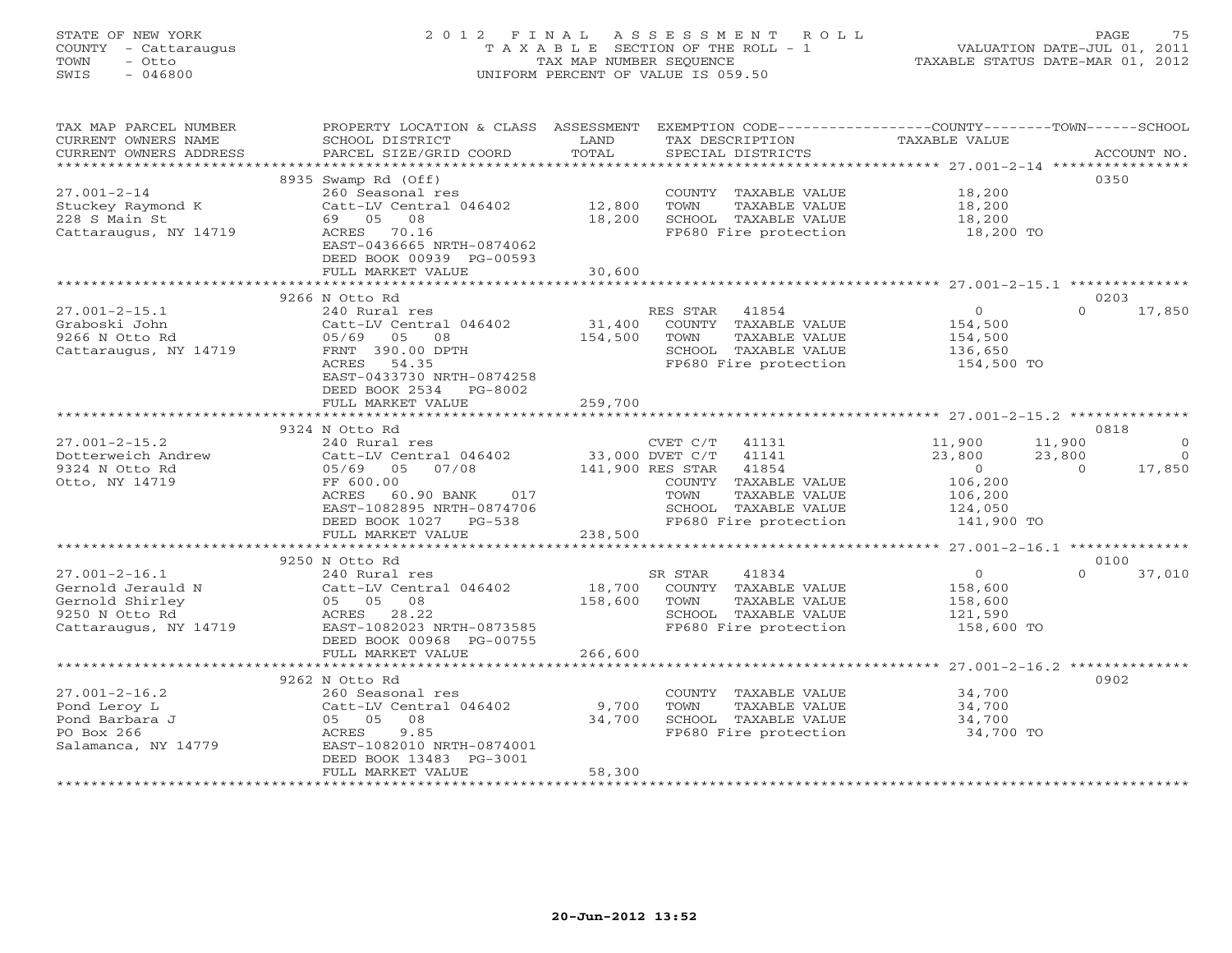STATE OF NEW YORK
COUNTY - Cattaraugus
TOWN - Otto
SWIS - 046800

2 0 1 2 F I N A L A S S E S S M E N T R O L L
T A X A B L E SECTION OF THE ROLL - 1
TAX MAP NUMBER SEQUENCE
UNIFORM PERCENT OF VALUE IS 059.50

VALUATION DATE-JUL 01, 2011
TAXABLE STATUS DATE-MAR 01, 2012

| TAX MAP PARCEL NUMBER / CURRENT OWNERS NAME / CURRENT OWNERS ADDRESS | PROPERTY LOCATION & CLASS / SCHOOL DISTRICT / PARCEL SIZE/GRID COORD | ASSESSMENT LAND / TOTAL | EXEMPTION CODE / TAX DESCRIPTION / SPECIAL DISTRICTS | COUNTY TAXABLE VALUE | TOWN | SCHOOL | ACCOUNT NO. |
|---|---|---|---|---|---|---|---|
| | 8935 Swamp Rd (Off) | | | | | | 0350 |
| 27.001-2-14 | 260 Seasonal res | | COUNTY TAXABLE VALUE | 18,200 | | | |
| Stuckey Raymond K | Catt-LV Central 046402 | 12,800 | TOWN TAXABLE VALUE | 18,200 | | | |
| 228 S Main St | 69 05 08 | 18,200 | SCHOOL TAXABLE VALUE | 18,200 | | | |
| Cattaraugus, NY 14719 | ACRES 70.16 | | FP680 Fire protection | 18,200 TO | | | |
| | EAST-0436665 NRTH-0874062 | | | | | | |
| | DEED BOOK 00939 PG-00593 | | | | | | |
| | FULL MARKET VALUE | 30,600 | | | | | |
| | 9266 N Otto Rd | | | | | | 0203 |
| 27.001-2-15.1 | 240 Rural res | | RES STAR 41854 | 0 | 0 | 17,850 | |
| Graboski John | Catt-LV Central 046402 | 31,400 | COUNTY TAXABLE VALUE | 154,500 | | | |
| 9266 N Otto Rd | 05/69 05 08 | 154,500 | TOWN TAXABLE VALUE | 154,500 | | | |
| Cattaraugus, NY 14719 | FRNT 390.00 DPTH | | SCHOOL TAXABLE VALUE | 136,650 | | | |
| | ACRES 54.35 | | FP680 Fire protection | 154,500 TO | | | |
| | EAST-0433730 NRTH-0874258 | | | | | | |
| | DEED BOOK 2534 PG-8002 | | | | | | |
| | FULL MARKET VALUE | 259,700 | | | | | |
| | 9324 N Otto Rd | | | | | | 0818 |
| 27.001-2-15.2 | 240 Rural res | | CVET C/T 41131 | 11,900 | 11,900 | 0 | |
| Dotterweich Andrew | Catt-LV Central 046402 | 33,000 | DVET C/T 41141 | 23,800 | 23,800 | 0 | |
| 9324 N Otto Rd | 05/69 05 07/08 | 141,900 | RES STAR 41854 | 0 | 0 | 17,850 | |
| Otto, NY 14719 | FF 600.00 | | COUNTY TAXABLE VALUE | 106,200 | | | |
| | ACRES 60.90 BANK 017 | | TOWN TAXABLE VALUE | 106,200 | | | |
| | EAST-1082895 NRTH-0874706 | | SCHOOL TAXABLE VALUE | 124,050 | | | |
| | DEED BOOK 1027 PG-538 | | FP680 Fire protection | 141,900 TO | | | |
| | FULL MARKET VALUE | 238,500 | | | | | |
| | 9250 N Otto Rd | | | | | | 0100 |
| 27.001-2-16.1 | 240 Rural res | | SR STAR 41834 | 0 | 0 | 37,010 | |
| Gernold Jerauld N | Catt-LV Central 046402 | 18,700 | COUNTY TAXABLE VALUE | 158,600 | | | |
| Gernold Shirley | 05 05 08 | 158,600 | TOWN TAXABLE VALUE | 158,600 | | | |
| 9250 N Otto Rd | ACRES 28.22 | | SCHOOL TAXABLE VALUE | 121,590 | | | |
| Cattaraugus, NY 14719 | EAST-1082023 NRTH-0873585 | | FP680 Fire protection | 158,600 TO | | | |
| | DEED BOOK 00968 PG-00755 | | | | | | |
| | FULL MARKET VALUE | 266,600 | | | | | |
| | 9262 N Otto Rd | | | | | | 0902 |
| 27.001-2-16.2 | 260 Seasonal res | | COUNTY TAXABLE VALUE | 34,700 | | | |
| Pond Leroy L | Catt-LV Central 046402 | 9,700 | TOWN TAXABLE VALUE | 34,700 | | | |
| Pond Barbara J | 05 05 08 | 34,700 | SCHOOL TAXABLE VALUE | 34,700 | | | |
| PO Box 266 | ACRES 9.85 | | FP680 Fire protection | 34,700 TO | | | |
| Salamanca, NY 14779 | EAST-1082010 NRTH-0874001 | | | | | | |
| | DEED BOOK 13483 PG-3001 | | | | | | |
| | FULL MARKET VALUE | 58,300 | | | | | |

20-Jun-2012 13:52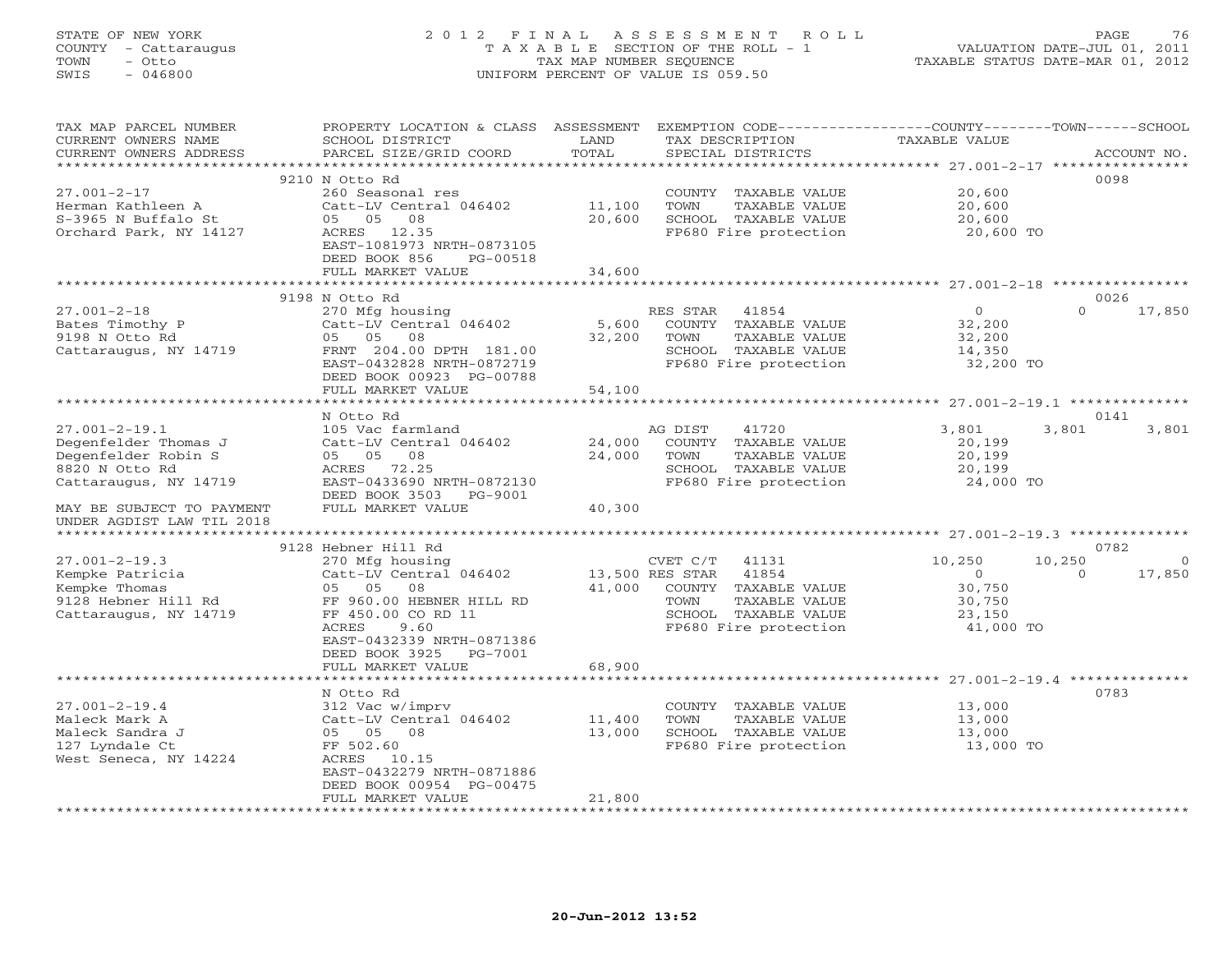STATE OF NEW YORK
COUNTY - Cattaraugus
TOWN - Otto
SWIS - 046800

2 0 1 2 F I N A L A S S E S S M E N T R O L L
T A X A B L E SECTION OF THE ROLL - 1
TAX MAP NUMBER SEQUENCE
UNIFORM PERCENT OF VALUE IS 059.50

VALUATION DATE-JUL 01, 2011
TAXABLE STATUS DATE-MAR 01, 2012

| TAX MAP PARCEL NUMBER / CURRENT OWNERS NAME / CURRENT OWNERS ADDRESS | PROPERTY LOCATION & CLASS / SCHOOL DISTRICT / PARCEL SIZE/GRID COORD | ASSESSMENT LAND / TOTAL | EXEMPTION CODE / TAX DESCRIPTION / SPECIAL DISTRICTS | COUNTY | TOWN | SCHOOL / ACCOUNT NO. |
|---|---|---|---|---|---|---|
| **27.001-2-17** | 9210 N Otto Rd | | | | | 0098 |
| | 260 Seasonal res | | COUNTY TAXABLE VALUE | 20,600 | | |
| Herman Kathleen A | Catt-LV Central 046402 | 11,100 | TOWN TAXABLE VALUE | | 20,600 | |
| S-3965 N Buffalo St | 05 05 08 | 20,600 | SCHOOL TAXABLE VALUE | | | 20,600 |
| Orchard Park, NY 14127 | ACRES 12.35 | | FP680 Fire protection | 20,600 TO | | |
| | EAST-1081973 NRTH-0873105 | | | | | |
| | DEED BOOK 856 PG-00518 | | | | | |
| | FULL MARKET VALUE | 34,600 | | | | |
| **27.001-2-18** | 9198 N Otto Rd | | | | | 0026 |
| | 270 Mfg housing | | RES STAR 41854 | 0 | 0 | 17,850 |
| Bates Timothy P | Catt-LV Central 046402 | 5,600 | COUNTY TAXABLE VALUE | 32,200 | | |
| 9198 N Otto Rd | 05 05 08 | 32,200 | TOWN TAXABLE VALUE | | 32,200 | |
| Cattaraugus, NY 14719 | FRNT 204.00 DPTH 181.00 | | SCHOOL TAXABLE VALUE | | | 14,350 |
| | EAST-0432828 NRTH-0872719 | | FP680 Fire protection | 32,200 TO | | |
| | DEED BOOK 00923 PG-00788 | | | | | |
| | FULL MARKET VALUE | 54,100 | | | | |
| **27.001-2-19.1** | N Otto Rd | | | | | 0141 |
| | 105 Vac farmland | | AG DIST 41720 | 3,801 | 3,801 | 3,801 |
| Degenfelder Thomas J | Catt-LV Central 046402 | 24,000 | COUNTY TAXABLE VALUE | 20,199 | | |
| Degenfelder Robin S | 05 05 08 | 24,000 | TOWN TAXABLE VALUE | | 20,199 | |
| 8820 N Otto Rd | ACRES 72.25 | | SCHOOL TAXABLE VALUE | | | 20,199 |
| Cattaraugus, NY 14719 | EAST-0433690 NRTH-0872130 | | FP680 Fire protection | 24,000 TO | | |
| | DEED BOOK 3503 PG-9001 | | | | | |
| MAY BE SUBJECT TO PAYMENT | FULL MARKET VALUE | 40,300 | | | | |
| UNDER AGDIST LAW TIL 2018 | | | | | | |
| **27.001-2-19.3** | 9128 Hebner Hill Rd | | | | | 0782 |
| | 270 Mfg housing | | CVET C/T 41131 | 10,250 | 10,250 | 0 |
| Kempke Patricia | Catt-LV Central 046402 | 13,500 | RES STAR 41854 | 0 | 0 | 17,850 |
| Kempke Thomas | 05 05 08 | 41,000 | COUNTY TAXABLE VALUE | 30,750 | | |
| 9128 Hebner Hill Rd | FF 960.00 HEBNER HILL RD | | TOWN TAXABLE VALUE | | 30,750 | |
| Cattaraugus, NY 14719 | FF 450.00 CO RD 11 | | SCHOOL TAXABLE VALUE | | | 23,150 |
| | ACRES 9.60 | | FP680 Fire protection | 41,000 TO | | |
| | EAST-0432339 NRTH-0871386 | | | | | |
| | DEED BOOK 3925 PG-7001 | | | | | |
| | FULL MARKET VALUE | 68,900 | | | | |
| **27.001-2-19.4** | N Otto Rd | | | | | 0783 |
| | 312 Vac w/imprv | | COUNTY TAXABLE VALUE | 13,000 | | |
| Maleck Mark A | Catt-LV Central 046402 | 11,400 | TOWN TAXABLE VALUE | | 13,000 | |
| Maleck Sandra J | 05 05 08 | 13,000 | SCHOOL TAXABLE VALUE | | | 13,000 |
| 127 Lyndale Ct | FF 502.60 | | FP680 Fire protection | 13,000 TO | | |
| West Seneca, NY 14224 | ACRES 10.15 | | | | | |
| | EAST-0432279 NRTH-0871886 | | | | | |
| | DEED BOOK 00954 PG-00475 | | | | | |
| | FULL MARKET VALUE | 21,800 | | | | |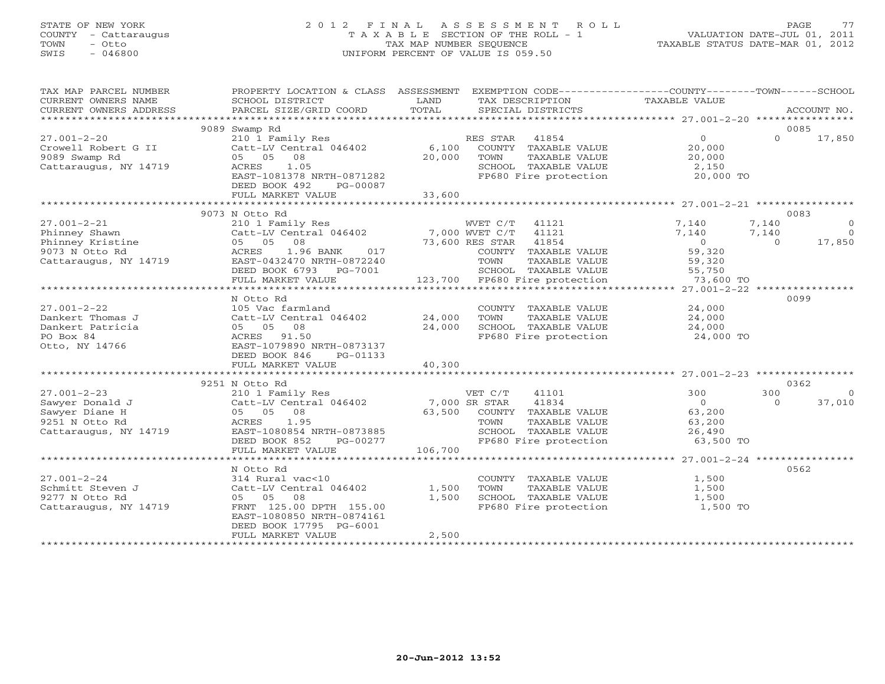STATE OF NEW YORK
COUNTY - Cattaraugus
TOWN - Otto
SWIS - 046800

# 2012 FINAL ASSESSMENT ROLL

TAXABLE SECTION OF THE ROLL - 1
TAX MAP NUMBER SEQUENCE
UNIFORM PERCENT OF VALUE IS 059.50

VALUATION DATE-JUL 01, 2011
TAXABLE STATUS DATE-MAR 01, 2012

```
TAX MAP PARCEL NUMBER     PROPERTY LOCATION & CLASS  ASSESSMENT  EXEMPTION CODE-----------------COUNTY--------TOWN------SCHOOL
CURRENT OWNERS NAME       SCHOOL DISTRICT               LAND      TAX DESCRIPTION              TAXABLE VALUE
CURRENT OWNERS ADDRESS    PARCEL SIZE/GRID COORD        TOTAL     SPECIAL DISTRICTS                                        ACCOUNT NO.
******************************************************************************************************* 27.001-2-20 ****************
                          9089 Swamp Rd                                                                                  0085
27.001-2-20               210 1 Family Res                        RES STAR    41854            0              0       17,850
Crowell Robert G II       Catt-LV Central 046402        6,100     COUNTY  TAXABLE VALUE          20,000
9089 Swamp Rd             05  05  08                   20,000     TOWN    TAXABLE VALUE          20,000
Cattaraugus, NY 14719     ACRES    1.05                           SCHOOL  TAXABLE VALUE           2,150
                          EAST-1081378 NRTH-0871282               FP680 Fire protection          20,000 TO
                          DEED BOOK 492     PG-00087
                          FULL MARKET VALUE            33,600
******************************************************************************************************* 27.001-2-21 ****************
                          9073 N Otto Rd                                                                                 0083
27.001-2-21               210 1 Family Res                        WVET C/T    41121          7,140          7,140           0
Phinney Shawn             Catt-LV Central 046402        7,000 WVET C/T    41121          7,140          7,140           0
Phinney Kristine          05  05  08                   73,600 RES STAR    41854              0              0       17,850
9073 N Otto Rd            ACRES    1.96 BANK     017              COUNTY  TAXABLE VALUE          59,320
Cattaraugus, NY 14719     EAST-0432470 NRTH-0872240               TOWN    TAXABLE VALUE          59,320
                          DEED BOOK 6793    PG-7001               SCHOOL  TAXABLE VALUE          55,750
                          FULL MARKET VALUE           123,700     FP680 Fire protection          73,600 TO
******************************************************************************************************* 27.001-2-22 ****************
                          N Otto Rd                                                                                      0099
27.001-2-22               105 Vac farmland                        COUNTY  TAXABLE VALUE          24,000
Dankert Thomas J          Catt-LV Central 046402       24,000     TOWN    TAXABLE VALUE          24,000
Dankert Patricia          05  05  08                   24,000     SCHOOL  TAXABLE VALUE          24,000
PO Box 84                 ACRES   91.50                           FP680 Fire protection          24,000 TO
Otto, NY 14766            EAST-1079890 NRTH-0873137
                          DEED BOOK 846     PG-01133
                          FULL MARKET VALUE            40,300
******************************************************************************************************* 27.001-2-23 ****************
                          9251 N Otto Rd                                                                                 0362
27.001-2-23               210 1 Family Res                        VET C/T     41101            300            300           0
Sawyer Donald J           Catt-LV Central 046402        7,000 SR STAR     41834              0              0       37,010
Sawyer Diane H            05  05  08                   63,500     COUNTY  TAXABLE VALUE          63,200
9251 N Otto Rd            ACRES    1.95                           TOWN    TAXABLE VALUE          63,200
Cattaraugus, NY 14719     EAST-1080854 NRTH-0873885               SCHOOL  TAXABLE VALUE          26,490
                          DEED BOOK 852     PG-00277              FP680 Fire protection          63,500 TO
                          FULL MARKET VALUE           106,700
******************************************************************************************************* 27.001-2-24 ****************
                          N Otto Rd                                                                                      0562
27.001-2-24               314 Rural vac<10                        COUNTY  TAXABLE VALUE           1,500
Schmitt Steven J          Catt-LV Central 046402        1,500     TOWN    TAXABLE VALUE           1,500
9277 N Otto Rd            05  05  08                    1,500     SCHOOL  TAXABLE VALUE           1,500
Cattaraugus, NY 14719     FRNT 125.00 DPTH 155.00                 FP680 Fire protection           1,500 TO
                          EAST-1080850 NRTH-0874161
                          DEED BOOK 17795   PG-6001
                          FULL MARKET VALUE             2,500
************************************************************************************************************************************
```

20-Jun-2012 13:52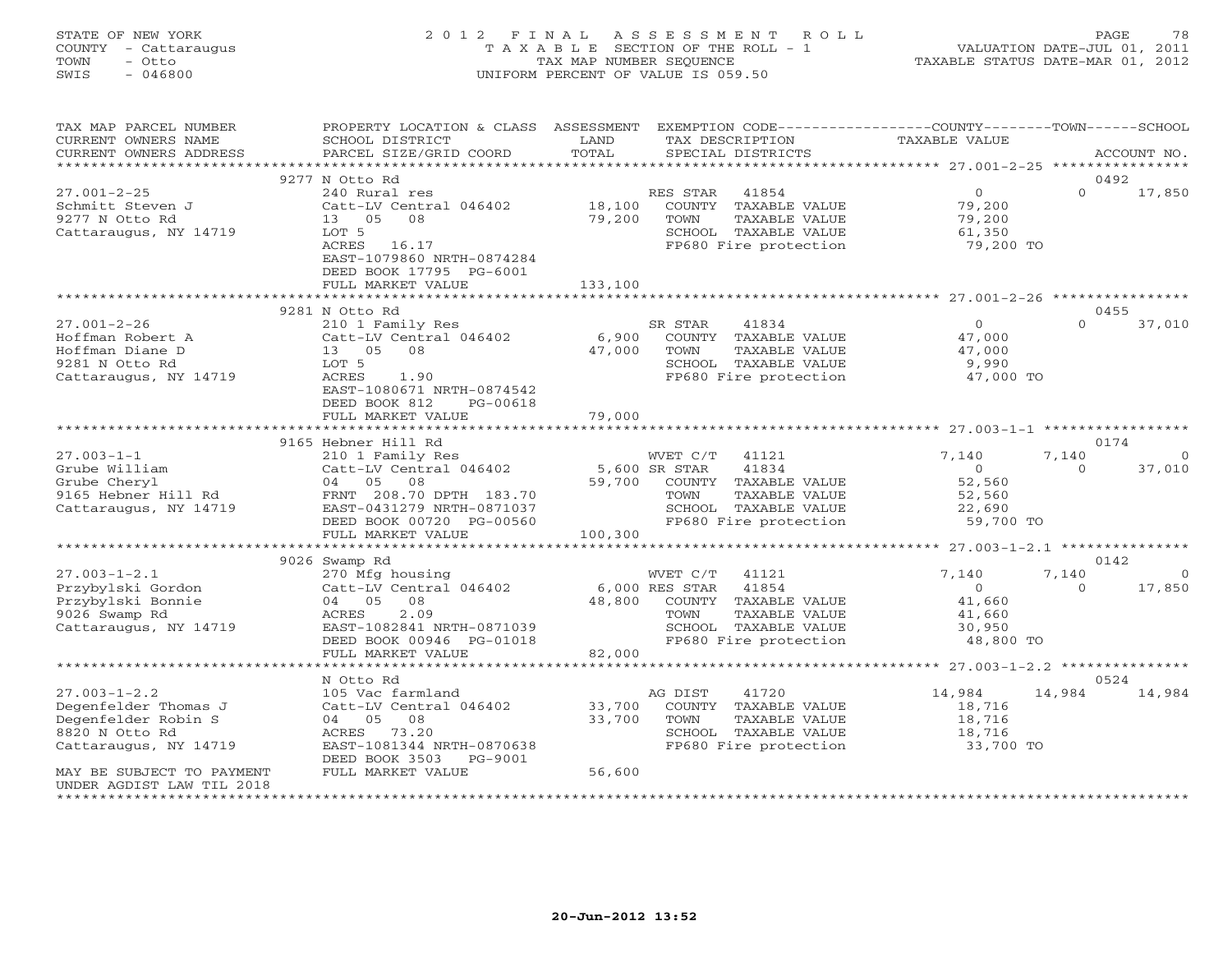STATE OF NEW YORK
COUNTY - Cattaraugus
TOWN - Otto
SWIS - 046800

# 2012 FINAL ASSESSMENT ROLL

TAXABLE SECTION OF THE ROLL - 1
TAX MAP NUMBER SEQUENCE
UNIFORM PERCENT OF VALUE IS 059.50

VALUATION DATE-JUL 01, 2011
TAXABLE STATUS DATE-MAR 01, 2012

| TAX MAP PARCEL NUMBER / CURRENT OWNERS NAME / CURRENT OWNERS ADDRESS | PROPERTY LOCATION & CLASS / SCHOOL DISTRICT / PARCEL SIZE/GRID COORD | ASSESSMENT LAND / TOTAL | EXEMPTION CODE / TAX DESCRIPTION / SPECIAL DISTRICTS | COUNTY TAXABLE VALUE | TOWN | SCHOOL / ACCOUNT NO. |
|---|---|---|---|---|---|---|
| | 9277 N Otto Rd | | | | | 0492 |
| 27.001-2-25 | 240 Rural res | | RES STAR 41854 | 0 | 0 | 17,850 |
| Schmitt Steven J | Catt-LV Central 046402 | 18,100 | COUNTY TAXABLE VALUE | 79,200 | | |
| 9277 N Otto Rd | 13 05 08 | 79,200 | TOWN TAXABLE VALUE | 79,200 | | |
| Cattaraugus, NY 14719 | LOT 5 | | SCHOOL TAXABLE VALUE | 61,350 | | |
| | ACRES 16.17 | | FP680 Fire protection | 79,200 TO | | |
| | EAST-1079860 NRTH-0874284 | | | | | |
| | DEED BOOK 17795 PG-6001 | | | | | |
| | FULL MARKET VALUE | 133,100 | | | | |
| | 9281 N Otto Rd | | | | | 0455 |
| 27.001-2-26 | 210 1 Family Res | | SR STAR 41834 | 0 | 0 | 37,010 |
| Hoffman Robert A | Catt-LV Central 046402 | 6,900 | COUNTY TAXABLE VALUE | 47,000 | | |
| Hoffman Diane D | 13 05 08 | 47,000 | TOWN TAXABLE VALUE | 47,000 | | |
| 9281 N Otto Rd | LOT 5 | | SCHOOL TAXABLE VALUE | 9,990 | | |
| Cattaraugus, NY 14719 | ACRES 1.90 | | FP680 Fire protection | 47,000 TO | | |
| | EAST-1080671 NRTH-0874542 | | | | | |
| | DEED BOOK 812 PG-00618 | | | | | |
| | FULL MARKET VALUE | 79,000 | | | | |
| | 9165 Hebner Hill Rd | | | | | 0174 |
| 27.003-1-1 | 210 1 Family Res | | WVET C/T 41121 | 7,140 | 7,140 | 0 |
| Grube William | Catt-LV Central 046402 | 5,600 | SR STAR 41834 | 0 | 0 | 37,010 |
| Grube Cheryl | 04 05 08 | 59,700 | COUNTY TAXABLE VALUE | 52,560 | | |
| 9165 Hebner Hill Rd | FRNT 208.70 DPTH 183.70 | | TOWN TAXABLE VALUE | 52,560 | | |
| Cattaraugus, NY 14719 | EAST-0431279 NRTH-0871037 | | SCHOOL TAXABLE VALUE | 22,690 | | |
| | DEED BOOK 00720 PG-00560 | | FP680 Fire protection | 59,700 TO | | |
| | FULL MARKET VALUE | 100,300 | | | | |
| | 9026 Swamp Rd | | | | | 0142 |
| 27.003-1-2.1 | 270 Mfg housing | | WVET C/T 41121 | 7,140 | 7,140 | 0 |
| Przybylski Gordon | Catt-LV Central 046402 | 6,000 | RES STAR 41854 | 0 | 0 | 17,850 |
| Przybylski Bonnie | 04 05 08 | 48,800 | COUNTY TAXABLE VALUE | 41,660 | | |
| 9026 Swamp Rd | ACRES 2.09 | | TOWN TAXABLE VALUE | 41,660 | | |
| Cattaraugus, NY 14719 | EAST-1082841 NRTH-0871039 | | SCHOOL TAXABLE VALUE | 30,950 | | |
| | DEED BOOK 00946 PG-01018 | | FP680 Fire protection | 48,800 TO | | |
| | FULL MARKET VALUE | 82,000 | | | | |
| | N Otto Rd | | | | | 0524 |
| 27.003-1-2.2 | 105 Vac farmland | | AG DIST 41720 | 14,984 | 14,984 | 14,984 |
| Degenfelder Thomas J | Catt-LV Central 046402 | 33,700 | COUNTY TAXABLE VALUE | 18,716 | | |
| Degenfelder Robin S | 04 05 08 | 33,700 | TOWN TAXABLE VALUE | 18,716 | | |
| 8820 N Otto Rd | ACRES 73.20 | | SCHOOL TAXABLE VALUE | 18,716 | | |
| Cattaraugus, NY 14719 | EAST-1081344 NRTH-0870638 | | FP680 Fire protection | 33,700 TO | | |
| | DEED BOOK 3503 PG-9001 | | | | | |
| MAY BE SUBJECT TO PAYMENT UNDER AGDIST LAW TIL 2018 | FULL MARKET VALUE | 56,600 | | | | |

20-Jun-2012 13:52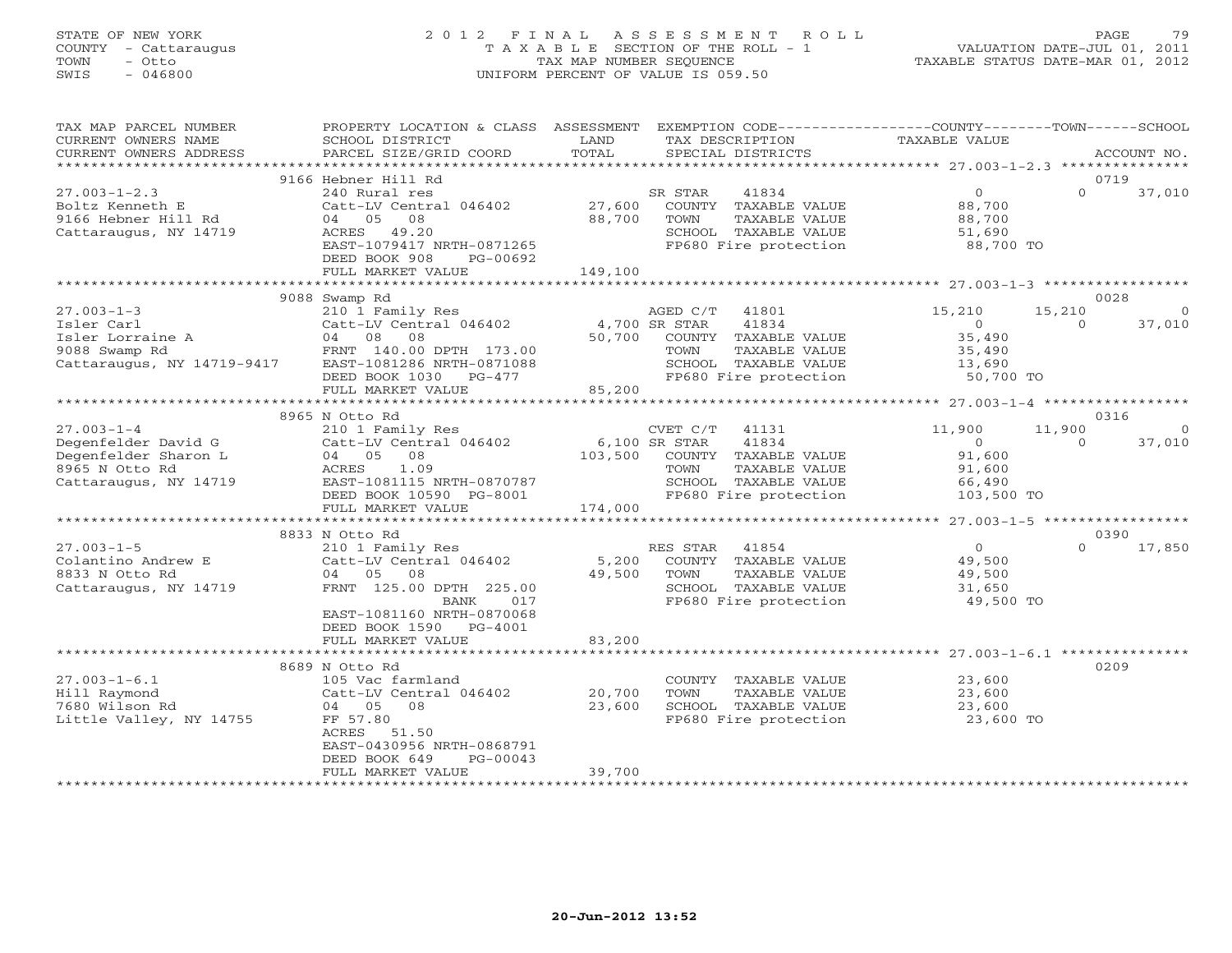STATE OF NEW YORK
COUNTY - Cattaraugus
TOWN - Otto
SWIS - 046800

2012 FINAL ASSESSMENT ROLL
TAXABLE SECTION OF THE ROLL - 1
TAX MAP NUMBER SEQUENCE
UNIFORM PERCENT OF VALUE IS 059.50

VALUATION DATE-JUL 01, 2011
TAXABLE STATUS DATE-MAR 01, 2012

| TAX MAP PARCEL NUMBER / CURRENT OWNERS NAME / CURRENT OWNERS ADDRESS | PROPERTY LOCATION & CLASS / SCHOOL DISTRICT / PARCEL SIZE/GRID COORD | ASSESSMENT LAND / TOTAL | EXEMPTION CODE / TAX DESCRIPTION / SPECIAL DISTRICTS | COUNTY TAXABLE VALUE | TOWN | SCHOOL / ACCOUNT NO. |
|---|---|---|---|---|---|---|
| | 9166 Hebner Hill Rd | | | | | 0719 |
| 27.003-1-2.3 | 240 Rural res | | SR STAR 41834 | 0 | 0 | 37,010 |
| Boltz Kenneth E | Catt-LV Central 046402 | 27,600 | COUNTY TAXABLE VALUE | 88,700 | | |
| 9166 Hebner Hill Rd | 04 05 08 | 88,700 | TOWN TAXABLE VALUE | 88,700 | | |
| Cattaraugus, NY 14719 | ACRES 49.20 | | SCHOOL TAXABLE VALUE | 51,690 | | |
| | EAST-1079417 NRTH-0871265 | | FP680 Fire protection | 88,700 TO | | |
| | DEED BOOK 908 PG-00692 | | | | | |
| | FULL MARKET VALUE | 149,100 | | | | |
| | 9088 Swamp Rd | | | | | 0028 |
| 27.003-1-3 | 210 1 Family Res | | AGED C/T 41801 | 15,210 | 15,210 | 0 |
| Isler Carl | Catt-LV Central 046402 | 4,700 | SR STAR 41834 | 0 | 0 | 37,010 |
| Isler Lorraine A | 04 08 08 | 50,700 | COUNTY TAXABLE VALUE | 35,490 | | |
| 9088 Swamp Rd | FRNT 140.00 DPTH 173.00 | | TOWN TAXABLE VALUE | 35,490 | | |
| Cattaraugus, NY 14719-9417 | EAST-1081286 NRTH-0871088 | | SCHOOL TAXABLE VALUE | 13,690 | | |
| | DEED BOOK 1030 PG-477 | | FP680 Fire protection | 50,700 TO | | |
| | FULL MARKET VALUE | 85,200 | | | | |
| | 8965 N Otto Rd | | | | | 0316 |
| 27.003-1-4 | 210 1 Family Res | | CVET C/T 41131 | 11,900 | 11,900 | 0 |
| Degenfelder David G | Catt-LV Central 046402 | 6,100 | SR STAR 41834 | 0 | 0 | 37,010 |
| Degenfelder Sharon L | 04 05 08 | 103,500 | COUNTY TAXABLE VALUE | 91,600 | | |
| 8965 N Otto Rd | ACRES 1.09 | | TOWN TAXABLE VALUE | 91,600 | | |
| Cattaraugus, NY 14719 | EAST-1081115 NRTH-0870787 | | SCHOOL TAXABLE VALUE | 66,490 | | |
| | DEED BOOK 10590 PG-8001 | | FP680 Fire protection | 103,500 TO | | |
| | FULL MARKET VALUE | 174,000 | | | | |
| | 8833 N Otto Rd | | | | | 0390 |
| 27.003-1-5 | 210 1 Family Res | | RES STAR 41854 | 0 | 0 | 17,850 |
| Colantino Andrew E | Catt-LV Central 046402 | 5,200 | COUNTY TAXABLE VALUE | 49,500 | | |
| 8833 N Otto Rd | 04 05 08 | 49,500 | TOWN TAXABLE VALUE | 49,500 | | |
| Cattaraugus, NY 14719 | FRNT 125.00 DPTH 225.00 | | SCHOOL TAXABLE VALUE | 31,650 | | |
| | BANK 017 | | FP680 Fire protection | 49,500 TO | | |
| | EAST-1081160 NRTH-0870068 | | | | | |
| | DEED BOOK 1590 PG-4001 | | | | | |
| | FULL MARKET VALUE | 83,200 | | | | |
| | 8689 N Otto Rd | | | | | 0209 |
| 27.003-1-6.1 | 105 Vac farmland | | COUNTY TAXABLE VALUE | 23,600 | | |
| Hill Raymond | Catt-LV Central 046402 | 20,700 | TOWN TAXABLE VALUE | 23,600 | | |
| 7680 Wilson Rd | 04 05 08 | 23,600 | SCHOOL TAXABLE VALUE | 23,600 | | |
| Little Valley, NY 14755 | FF 57.80 | | FP680 Fire protection | 23,600 TO | | |
| | ACRES 51.50 | | | | | |
| | EAST-0430956 NRTH-0868791 | | | | | |
| | DEED BOOK 649 PG-00043 | | | | | |
| | FULL MARKET VALUE | 39,700 | | | | |

20-Jun-2012 13:52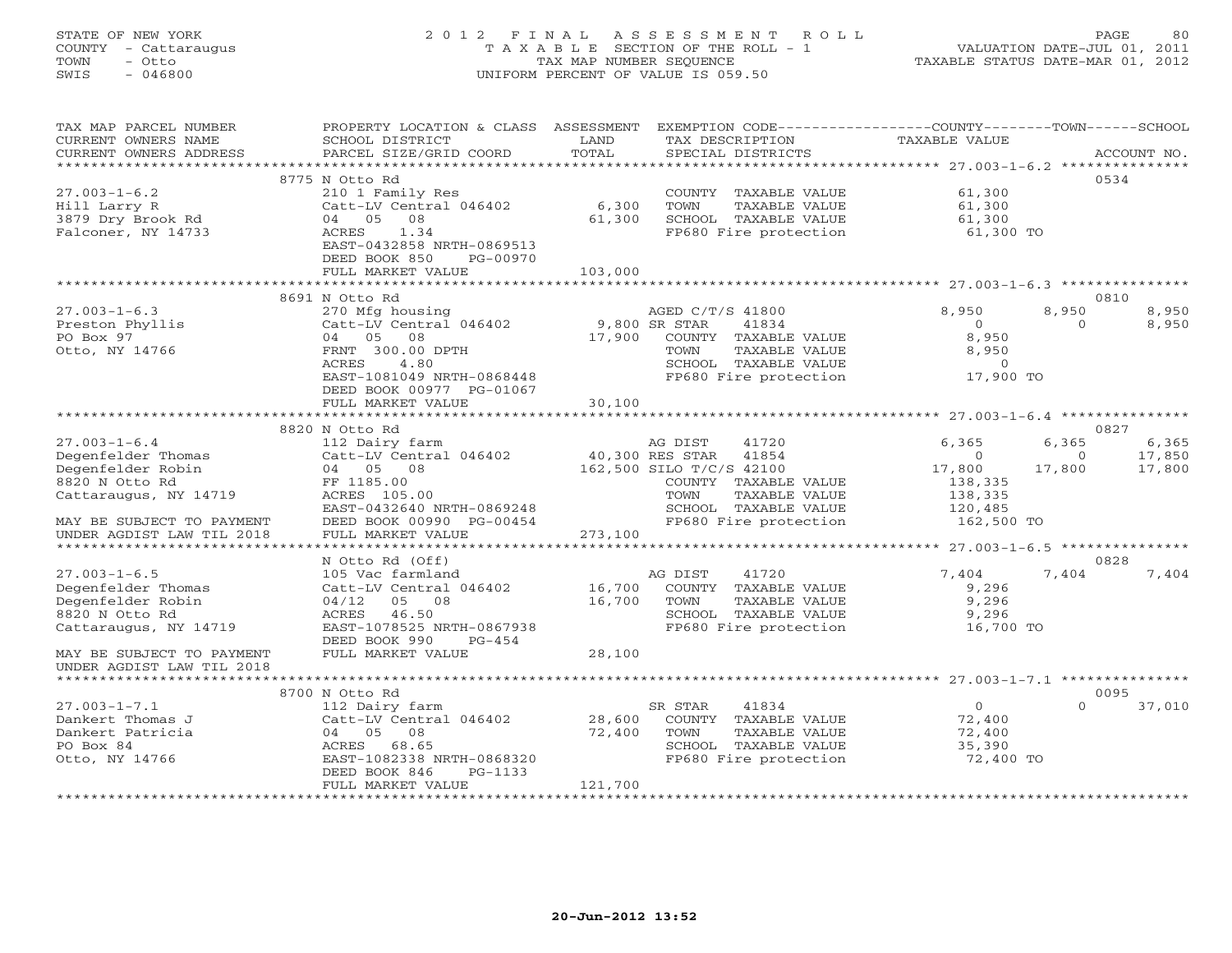STATE OF NEW YORK
COUNTY - Cattaraugus
TOWN - Otto
SWIS - 046800

2012 FINAL ASSESSMENT ROLL
TAXABLE SECTION OF THE ROLL - 1
TAX MAP NUMBER SEQUENCE
UNIFORM PERCENT OF VALUE IS 059.50

VALUATION DATE-JUL 01, 2011
TAXABLE STATUS DATE-MAR 01, 2012

| TAX MAP PARCEL NUMBER / CURRENT OWNERS NAME / CURRENT OWNERS ADDRESS | PROPERTY LOCATION & CLASS / SCHOOL DISTRICT / PARCEL SIZE/GRID COORD | ASSESSMENT LAND / TOTAL | EXEMPTION CODE / TAX DESCRIPTION / SPECIAL DISTRICTS | COUNTY TAXABLE VALUE | TOWN | SCHOOL | ACCOUNT NO. |
|---|---|---|---|---|---|---|---|
| **27.003-1-6.2** | 8775 N Otto Rd | | | | | | 0534 |
| 27.003-1-6.2 | 210 1 Family Res | | COUNTY TAXABLE VALUE | 61,300 | | | |
| Hill Larry R | Catt-LV Central 046402 | 6,300 | TOWN TAXABLE VALUE | 61,300 | | | |
| 3879 Dry Brook Rd | 04 05 08 | 61,300 | SCHOOL TAXABLE VALUE | 61,300 | | | |
| Falconer, NY 14733 | ACRES 1.34 | | FP680 Fire protection | 61,300 TO | | | |
| | EAST-0432858 NRTH-0869513 | | | | | | |
| | DEED BOOK 850 PG-00970 | | | | | | |
| | FULL MARKET VALUE | 103,000 | | | | | |
| **27.003-1-6.3** | 8691 N Otto Rd | | | | | | 0810 |
| 27.003-1-6.3 | 270 Mfg housing | | AGED C/T/S 41800 | 8,950 | 8,950 | 8,950 | |
| Preston Phyllis | Catt-LV Central 046402 | 9,800 | SR STAR 41834 | 0 | 0 | 8,950 | |
| PO Box 97 | 04 05 08 | 17,900 | COUNTY TAXABLE VALUE | 8,950 | | | |
| Otto, NY 14766 | FRNT 300.00 DPTH | | TOWN TAXABLE VALUE | 8,950 | | | |
| | ACRES 4.80 | | SCHOOL TAXABLE VALUE | 0 | | | |
| | EAST-1081049 NRTH-0868448 | | FP680 Fire protection | 17,900 TO | | | |
| | DEED BOOK 00977 PG-01067 | | | | | | |
| | FULL MARKET VALUE | 30,100 | | | | | |
| **27.003-1-6.4** | 8820 N Otto Rd | | | | | | 0827 |
| 27.003-1-6.4 | 112 Dairy farm | | AG DIST 41720 | 6,365 | 6,365 | 6,365 | |
| Degenfelder Thomas | Catt-LV Central 046402 | 40,300 | RES STAR 41854 | 0 | 0 | 17,850 | |
| Degenfelder Robin | 04 05 08 | 162,500 | SILO T/C/S 42100 | 17,800 | 17,800 | 17,800 | |
| 8820 N Otto Rd | FF 1185.00 | | COUNTY TAXABLE VALUE | 138,335 | | | |
| Cattaraugus, NY 14719 | ACRES 105.00 | | TOWN TAXABLE VALUE | 138,335 | | | |
| | EAST-0432640 NRTH-0869248 | | SCHOOL TAXABLE VALUE | 120,485 | | | |
| MAY BE SUBJECT TO PAYMENT | DEED BOOK 00990 PG-00454 | | FP680 Fire protection | 162,500 TO | | | |
| UNDER AGDIST LAW TIL 2018 | FULL MARKET VALUE | 273,100 | | | | | |
| **27.003-1-6.5** | N Otto Rd (Off) | | | | | | 0828 |
| 27.003-1-6.5 | 105 Vac farmland | | AG DIST 41720 | 7,404 | 7,404 | 7,404 | |
| Degenfelder Thomas | Catt-LV Central 046402 | 16,700 | COUNTY TAXABLE VALUE | 9,296 | | | |
| Degenfelder Robin | 04/12 05 08 | 16,700 | TOWN TAXABLE VALUE | 9,296 | | | |
| 8820 N Otto Rd | ACRES 46.50 | | SCHOOL TAXABLE VALUE | 9,296 | | | |
| Cattaraugus, NY 14719 | EAST-1078525 NRTH-0867938 | | FP680 Fire protection | 16,700 TO | | | |
| | DEED BOOK 990 PG-454 | | | | | | |
| MAY BE SUBJECT TO PAYMENT | FULL MARKET VALUE | 28,100 | | | | | |
| UNDER AGDIST LAW TIL 2018 | | | | | | | |
| **27.003-1-7.1** | 8700 N Otto Rd | | | | | | 0095 |
| 27.003-1-7.1 | 112 Dairy farm | | SR STAR 41834 | 0 | 0 | 37,010 | |
| Dankert Thomas J | Catt-LV Central 046402 | 28,600 | COUNTY TAXABLE VALUE | 72,400 | | | |
| Dankert Patricia | 04 05 08 | 72,400 | TOWN TAXABLE VALUE | 72,400 | | | |
| PO Box 84 | ACRES 68.65 | | SCHOOL TAXABLE VALUE | 35,390 | | | |
| Otto, NY 14766 | EAST-1082338 NRTH-0868320 | | FP680 Fire protection | 72,400 TO | | | |
| | DEED BOOK 846 PG-1133 | | | | | | |
| | FULL MARKET VALUE | 121,700 | | | | | |

20-Jun-2012 13:52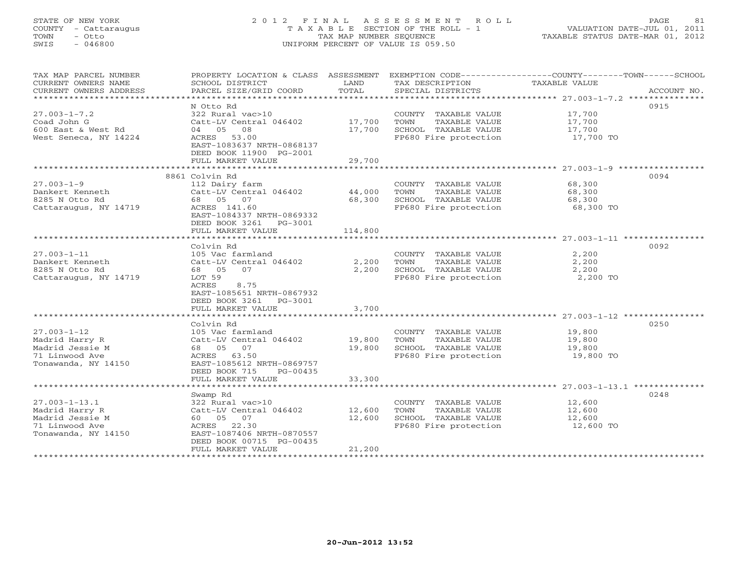STATE OF NEW YORK
COUNTY - Cattaraugus
TOWN - Otto
SWIS - 046800

2012 FINAL ASSESSMENT ROLL
TAXABLE SECTION OF THE ROLL - 1
TAX MAP NUMBER SEQUENCE
UNIFORM PERCENT OF VALUE IS 059.50

VALUATION DATE-JUL 01, 2011
TAXABLE STATUS DATE-MAR 01, 2012

| TAX MAP PARCEL NUMBER / CURRENT OWNERS NAME / CURRENT OWNERS ADDRESS | PROPERTY LOCATION & CLASS / SCHOOL DISTRICT / PARCEL SIZE/GRID COORD | ASSESSMENT LAND / TOTAL | EXEMPTION CODE / TAX DESCRIPTION / SPECIAL DISTRICTS | TAXABLE VALUE | ACCOUNT NO. |
|---|---|---|---|---|---|
| 27.003-1-7.2 | N Otto Rd | | | | 0915 |
| 27.003-1-7.2 | 322 Rural vac>10 | | COUNTY TAXABLE VALUE | 17,700 | |
| Coad John G | Catt-LV Central 046402 | 17,700 | TOWN TAXABLE VALUE | 17,700 | |
| 600 East & West Rd | 04 05 08 | 17,700 | SCHOOL TAXABLE VALUE | 17,700 | |
| West Seneca, NY 14224 | ACRES 53.00 | | FP680 Fire protection | 17,700 TO | |
| | EAST-1083637 NRTH-0868137 | | | | |
| | DEED BOOK 11900 PG-2001 | | | | |
| | FULL MARKET VALUE | 29,700 | | | |
| 27.003-1-9 | 8861 Colvin Rd | | | | 0094 |
| 27.003-1-9 | 112 Dairy farm | | COUNTY TAXABLE VALUE | 68,300 | |
| Dankert Kenneth | Catt-LV Central 046402 | 44,000 | TOWN TAXABLE VALUE | 68,300 | |
| 8285 N Otto Rd | 68 05 07 | 68,300 | SCHOOL TAXABLE VALUE | 68,300 | |
| Cattaraugus, NY 14719 | ACRES 141.60 | | FP680 Fire protection | 68,300 TO | |
| | EAST-1084337 NRTH-0869332 | | | | |
| | DEED BOOK 3261 PG-3001 | | | | |
| | FULL MARKET VALUE | 114,800 | | | |
| 27.003-1-11 | Colvin Rd | | | | 0092 |
| 27.003-1-11 | 105 Vac farmland | | COUNTY TAXABLE VALUE | 2,200 | |
| Dankert Kenneth | Catt-LV Central 046402 | 2,200 | TOWN TAXABLE VALUE | 2,200 | |
| 8285 N Otto Rd | 68 05 07 | 2,200 | SCHOOL TAXABLE VALUE | 2,200 | |
| Cattaraugus, NY 14719 | LOT 59 | | FP680 Fire protection | 2,200 TO | |
| | ACRES 8.75 | | | | |
| | EAST-1085651 NRTH-0867932 | | | | |
| | DEED BOOK 3261 PG-3001 | | | | |
| | FULL MARKET VALUE | 3,700 | | | |
| 27.003-1-12 | Colvin Rd | | | | 0250 |
| 27.003-1-12 | 105 Vac farmland | | COUNTY TAXABLE VALUE | 19,800 | |
| Madrid Harry R | Catt-LV Central 046402 | 19,800 | TOWN TAXABLE VALUE | 19,800 | |
| Madrid Jessie M | 68 05 07 | 19,800 | SCHOOL TAXABLE VALUE | 19,800 | |
| 71 Linwood Ave | ACRES 63.50 | | FP680 Fire protection | 19,800 TO | |
| Tonawanda, NY 14150 | EAST-1085612 NRTH-0869757 | | | | |
| | DEED BOOK 715 PG-00435 | | | | |
| | FULL MARKET VALUE | 33,300 | | | |
| 27.003-1-13.1 | Swamp Rd | | | | 0248 |
| 27.003-1-13.1 | 322 Rural vac>10 | | COUNTY TAXABLE VALUE | 12,600 | |
| Madrid Harry R | Catt-LV Central 046402 | 12,600 | TOWN TAXABLE VALUE | 12,600 | |
| Madrid Jessie M | 60 05 07 | 12,600 | SCHOOL TAXABLE VALUE | 12,600 | |
| 71 Linwood Ave | ACRES 22.30 | | FP680 Fire protection | 12,600 TO | |
| Tonawanda, NY 14150 | EAST-1087406 NRTH-0870557 | | | | |
| | DEED BOOK 00715 PG-00435 | | | | |
| | FULL MARKET VALUE | 21,200 | | | |

20-Jun-2012 13:52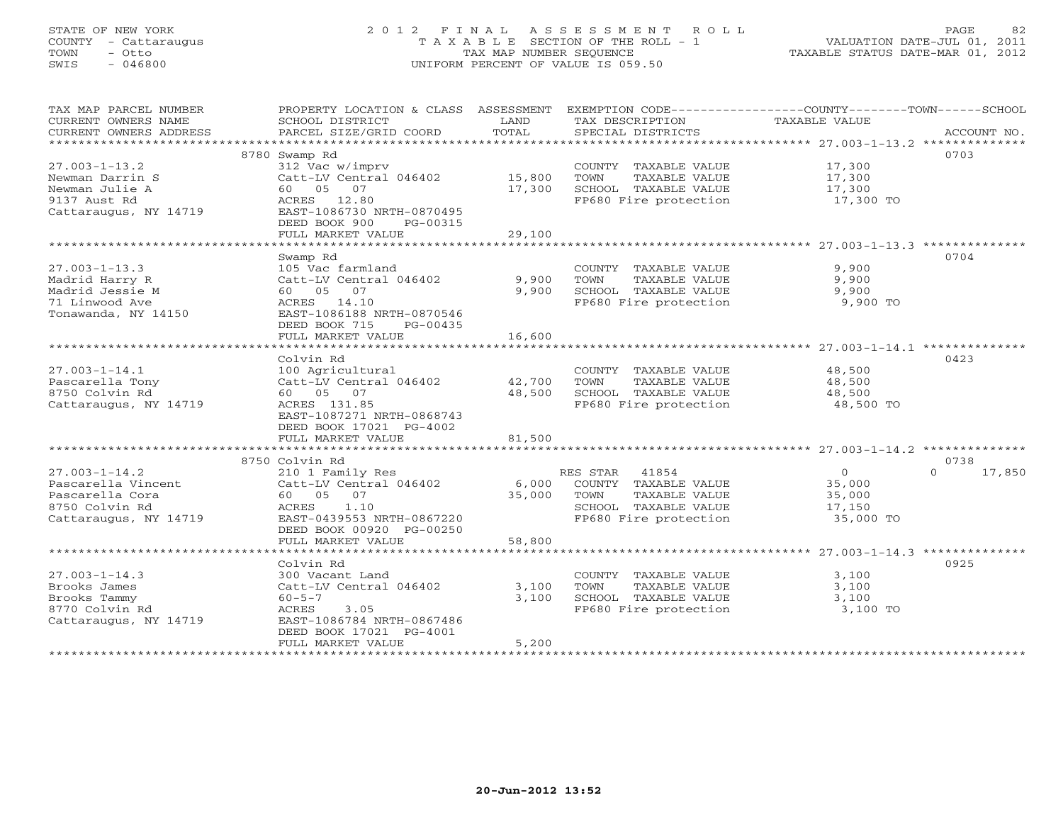STATE OF NEW YORK
COUNTY - Cattaraugus
TOWN - Otto
SWIS - 046800

# 2012 FINAL ASSESSMENT ROLL
TAXABLE SECTION OF THE ROLL - 1
TAX MAP NUMBER SEQUENCE
UNIFORM PERCENT OF VALUE IS 059.50

VALUATION DATE-JUL 01, 2011
TAXABLE STATUS DATE-MAR 01, 2012

| TAX MAP PARCEL NUMBER / CURRENT OWNERS NAME / CURRENT OWNERS ADDRESS | PROPERTY LOCATION & CLASS / SCHOOL DISTRICT / PARCEL SIZE/GRID COORD | ASSESSMENT LAND / TOTAL | EXEMPTION CODE / TAX DESCRIPTION / SPECIAL DISTRICTS | COUNTY / TOWN TAXABLE VALUE | SCHOOL / ACCOUNT NO. |
|---|---|---|---|---|---|
| **27.003-1-13.2** | 8780 Swamp Rd | | | | 0703 |
| 27.003-1-13.2 | 312 Vac w/imprv | | COUNTY TAXABLE VALUE | 17,300 | |
| Newman Darrin S | Catt-LV Central 046402 | 15,800 | TOWN TAXABLE VALUE | 17,300 | |
| Newman Julie A | 60 05 07 | 17,300 | SCHOOL TAXABLE VALUE | 17,300 | |
| 9137 Aust Rd | ACRES 12.80 | | FP680 Fire protection | 17,300 TO | |
| Cattaraugus, NY 14719 | EAST-1086730 NRTH-0870495 | | | | |
| | DEED BOOK 900 PG-00315 | | | | |
| | FULL MARKET VALUE | 29,100 | | | |
| **27.003-1-13.3** | Swamp Rd | | | | 0704 |
| 27.003-1-13.3 | 105 Vac farmland | | COUNTY TAXABLE VALUE | 9,900 | |
| Madrid Harry R | Catt-LV Central 046402 | 9,900 | TOWN TAXABLE VALUE | 9,900 | |
| Madrid Jessie M | 60 05 07 | 9,900 | SCHOOL TAXABLE VALUE | 9,900 | |
| 71 Linwood Ave | ACRES 14.10 | | FP680 Fire protection | 9,900 TO | |
| Tonawanda, NY 14150 | EAST-1086188 NRTH-0870546 | | | | |
| | DEED BOOK 715 PG-00435 | | | | |
| | FULL MARKET VALUE | 16,600 | | | |
| **27.003-1-14.1** | Colvin Rd | | | | 0423 |
| 27.003-1-14.1 | 100 Agricultural | | COUNTY TAXABLE VALUE | 48,500 | |
| Pascarella Tony | Catt-LV Central 046402 | 42,700 | TOWN TAXABLE VALUE | 48,500 | |
| 8750 Colvin Rd | 60 05 07 | 48,500 | SCHOOL TAXABLE VALUE | 48,500 | |
| Cattaraugus, NY 14719 | ACRES 131.85 | | FP680 Fire protection | 48,500 TO | |
| | EAST-1087271 NRTH-0868743 | | | | |
| | DEED BOOK 17021 PG-4002 | | | | |
| | FULL MARKET VALUE | 81,500 | | | |
| **27.003-1-14.2** | 8750 Colvin Rd | | | | 0738 |
| 27.003-1-14.2 | 210 1 Family Res | | RES STAR 41854 | 0 | 0 17,850 |
| Pascarella Vincent | Catt-LV Central 046402 | 6,000 | COUNTY TAXABLE VALUE | 35,000 | |
| Pascarella Cora | 60 05 07 | 35,000 | TOWN TAXABLE VALUE | 35,000 | |
| 8750 Colvin Rd | ACRES 1.10 | | SCHOOL TAXABLE VALUE | 17,150 | |
| Cattaraugus, NY 14719 | EAST-0439553 NRTH-0867220 | | FP680 Fire protection | 35,000 TO | |
| | DEED BOOK 00920 PG-00250 | | | | |
| | FULL MARKET VALUE | 58,800 | | | |
| **27.003-1-14.3** | Colvin Rd | | | | 0925 |
| 27.003-1-14.3 | 300 Vacant Land | | COUNTY TAXABLE VALUE | 3,100 | |
| Brooks James | Catt-LV Central 046402 | 3,100 | TOWN TAXABLE VALUE | 3,100 | |
| Brooks Tammy | 60-5-7 | 3,100 | SCHOOL TAXABLE VALUE | 3,100 | |
| 8770 Colvin Rd | ACRES 3.05 | | FP680 Fire protection | 3,100 TO | |
| Cattaraugus, NY 14719 | EAST-1086784 NRTH-0867486 | | | | |
| | DEED BOOK 17021 PG-4001 | | | | |
| | FULL MARKET VALUE | 5,200 | | | |

20-Jun-2012 13:52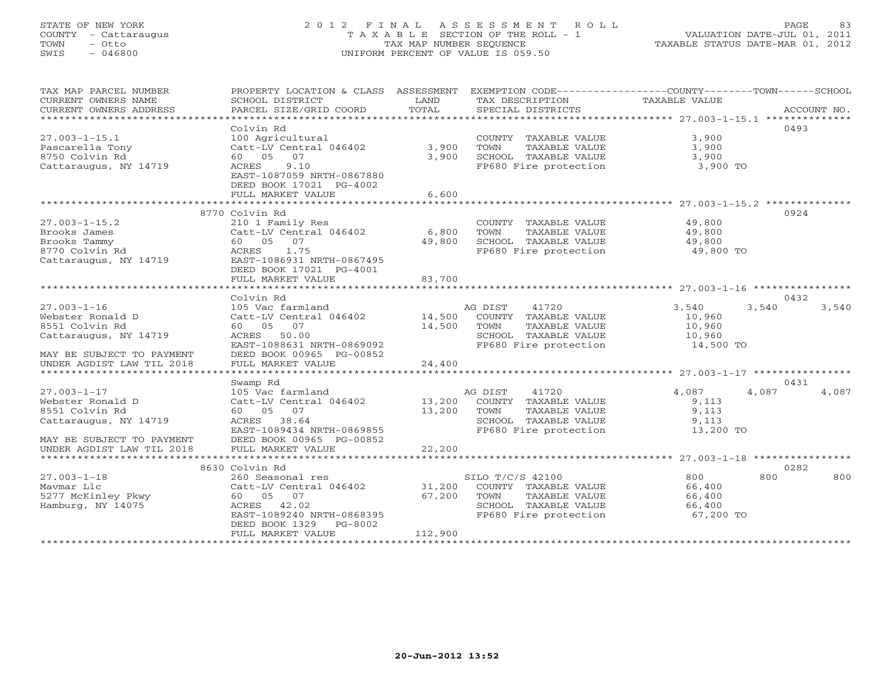STATE OF NEW YORK
COUNTY - Cattaraugus
TOWN - Otto
SWIS - 046800

# 2012 FINAL ASSESSMENT ROLL

TAXABLE SECTION OF THE ROLL - 1
TAX MAP NUMBER SEQUENCE
UNIFORM PERCENT OF VALUE IS 059.50

VALUATION DATE-JUL 01, 2011
TAXABLE STATUS DATE-MAR 01, 2012

| TAX MAP PARCEL NUMBER / CURRENT OWNERS NAME / CURRENT OWNERS ADDRESS | PROPERTY LOCATION & CLASS / SCHOOL DISTRICT / PARCEL SIZE/GRID COORD | LAND / ASSESSMENT TOTAL | EXEMPTION CODE / TAX DESCRIPTION / SPECIAL DISTRICTS | COUNTY TAXABLE VALUE | TOWN | SCHOOL | ACCOUNT NO. |
|---|---|---|---|---|---|---|---|
| 27.003-1-15.1 | Colvin Rd | | | | | | 0493 |
| | 100 Agricultural | | COUNTY TAXABLE VALUE | 3,900 | | | |
| Pascarella Tony | Catt-LV Central 046402 | 3,900 | TOWN TAXABLE VALUE | 3,900 | | | |
| 8750 Colvin Rd | 60 05 07 | 3,900 | SCHOOL TAXABLE VALUE | 3,900 | | | |
| Cattaraugus, NY 14719 | ACRES 9.10 | | FP680 Fire protection | 3,900 TO | | | |
| | EAST-1087059 NRTH-0867880 | | | | | | |
| | DEED BOOK 17021 PG-4002 | | | | | | |
| | FULL MARKET VALUE | 6,600 | | | | | |
| 27.003-1-15.2 | 8770 Colvin Rd | | | | | | 0924 |
| | 210 1 Family Res | | COUNTY TAXABLE VALUE | 49,800 | | | |
| Brooks James | Catt-LV Central 046402 | 6,800 | TOWN TAXABLE VALUE | 49,800 | | | |
| Brooks Tammy | 60 05 07 | 49,800 | SCHOOL TAXABLE VALUE | 49,800 | | | |
| 8770 Colvin Rd | ACRES 1.75 | | FP680 Fire protection | 49,800 TO | | | |
| Cattaraugus, NY 14719 | EAST-1086931 NRTH-0867495 | | | | | | |
| | DEED BOOK 17021 PG-4001 | | | | | | |
| | FULL MARKET VALUE | 83,700 | | | | | |
| 27.003-1-16 | Colvin Rd | | | | | | 0432 |
| | 105 Vac farmland | | AG DIST 41720 | 3,540 | 3,540 | 3,540 | |
| Webster Ronald D | Catt-LV Central 046402 | 14,500 | COUNTY TAXABLE VALUE | 10,960 | | | |
| 8551 Colvin Rd | 60 05 07 | 14,500 | TOWN TAXABLE VALUE | 10,960 | | | |
| Cattaraugus, NY 14719 | ACRES 50.00 | | SCHOOL TAXABLE VALUE | 10,960 | | | |
| | EAST-1088631 NRTH-0869092 | | FP680 Fire protection | 14,500 TO | | | |
| MAY BE SUBJECT TO PAYMENT | DEED BOOK 00965 PG-00852 | | | | | | |
| UNDER AGDIST LAW TIL 2018 | FULL MARKET VALUE | 24,400 | | | | | |
| 27.003-1-17 | Swamp Rd | | | | | | 0431 |
| | 105 Vac farmland | | AG DIST 41720 | 4,087 | 4,087 | 4,087 | |
| Webster Ronald D | Catt-LV Central 046402 | 13,200 | COUNTY TAXABLE VALUE | 9,113 | | | |
| 8551 Colvin Rd | 60 05 07 | 13,200 | TOWN TAXABLE VALUE | 9,113 | | | |
| Cattaraugus, NY 14719 | ACRES 38.64 | | SCHOOL TAXABLE VALUE | 9,113 | | | |
| | EAST-1089434 NRTH-0869855 | | FP680 Fire protection | 13,200 TO | | | |
| MAY BE SUBJECT TO PAYMENT | DEED BOOK 00965 PG-00852 | | | | | | |
| UNDER AGDIST LAW TIL 2018 | FULL MARKET VALUE | 22,200 | | | | | |
| 27.003-1-18 | 8630 Colvin Rd | | | | | | 0282 |
| | 260 Seasonal res | | SILO T/C/S 42100 | 800 | 800 | 800 | |
| Mavmar Llc | Catt-LV Central 046402 | 31,200 | COUNTY TAXABLE VALUE | 66,400 | | | |
| 5277 McKinley Pkwy | 60 05 07 | 67,200 | TOWN TAXABLE VALUE | 66,400 | | | |
| Hamburg, NY 14075 | ACRES 42.02 | | SCHOOL TAXABLE VALUE | 66,400 | | | |
| | EAST-1089240 NRTH-0868395 | | FP680 Fire protection | 67,200 TO | | | |
| | DEED BOOK 1329 PG-8002 | | | | | | |
| | FULL MARKET VALUE | 112,900 | | | | | |

20-Jun-2012 13:52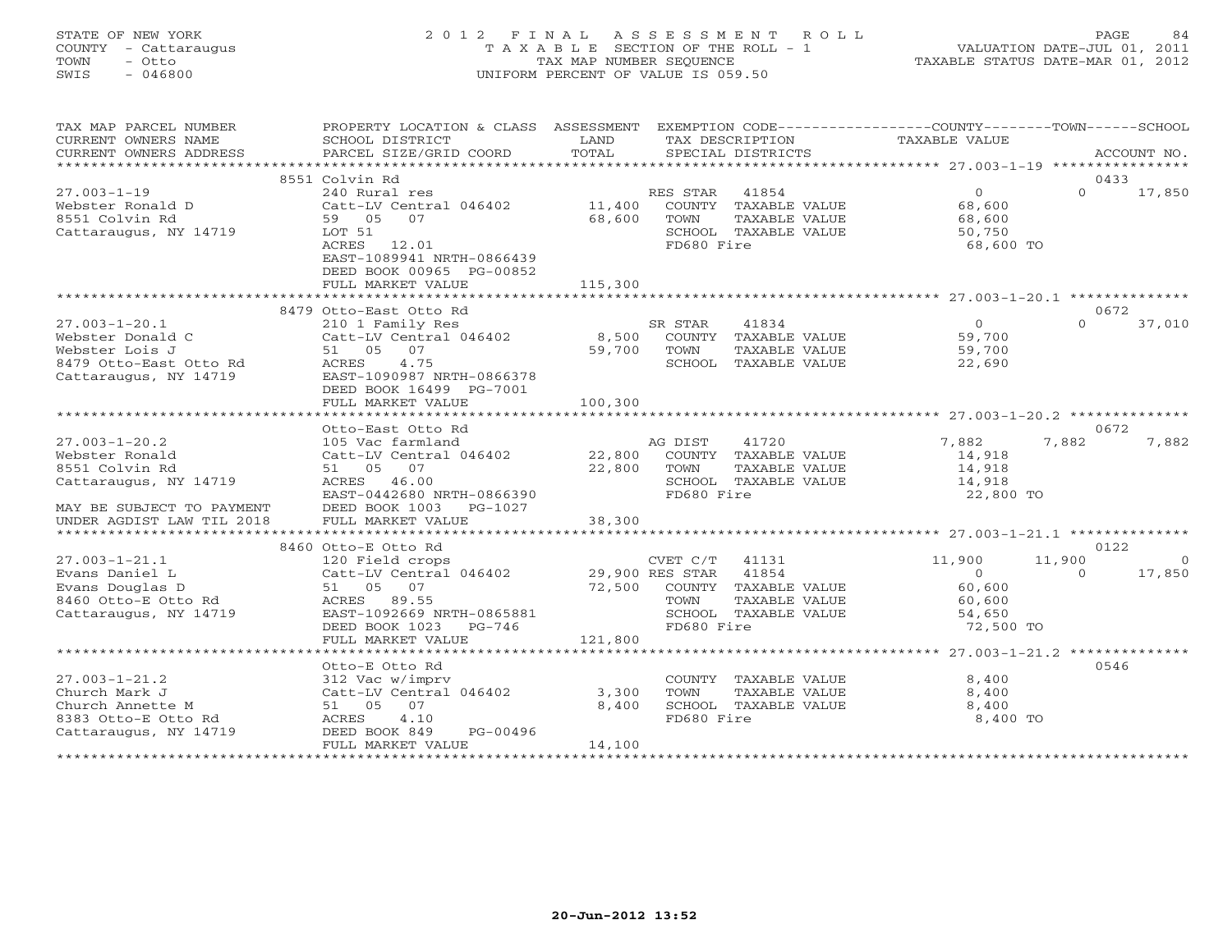STATE OF NEW YORK
COUNTY - Cattaraugus
TOWN - Otto
SWIS - 046800

# 2012 FINAL ASSESSMENT ROLL

TAXABLE SECTION OF THE ROLL - 1
TAX MAP NUMBER SEQUENCE
UNIFORM PERCENT OF VALUE IS 059.50

VALUATION DATE-JUL 01, 2011
TAXABLE STATUS DATE-MAR 01, 2012

```
TAX MAP PARCEL NUMBER     PROPERTY LOCATION & CLASS  ASSESSMENT  EXEMPTION CODE------------------COUNTY--------TOWN------SCHOOL
CURRENT OWNERS NAME       SCHOOL DISTRICT            LAND        TAX DESCRIPTION             TAXABLE VALUE
CURRENT OWNERS ADDRESS    PARCEL SIZE/GRID COORD     TOTAL       SPECIAL DISTRICTS                                        ACCOUNT NO.
******************************************************************************************************* 27.003-1-19 *****************
                          8551 Colvin Rd                                                                                    0433
27.003-1-19               240 Rural res                          RES STAR   41854              0              0       17,850
Webster Ronald D          Catt-LV Central 046402     11,400      COUNTY  TAXABLE VALUE         68,600
8551 Colvin Rd            59   05   07               68,600      TOWN    TAXABLE VALUE         68,600
Cattaraugus, NY 14719     LOT 51                                 SCHOOL  TAXABLE VALUE         50,750
                          ACRES   12.01                          FD680 Fire                    68,600 TO
                          EAST-1089941 NRTH-0866439
                          DEED BOOK 00965 PG-00852
                          FULL MARKET VALUE          115,300
******************************************************************************************************* 27.003-1-20.1 ***************
                          8479 Otto-East Otto Rd                                                                            0672
27.003-1-20.1             210 1 Family Res                       SR STAR    41834              0              0       37,010
Webster Donald C          Catt-LV Central 046402      8,500      COUNTY  TAXABLE VALUE         59,700
Webster Lois J            51   05   07               59,700      TOWN    TAXABLE VALUE         59,700
8479 Otto-East Otto Rd    ACRES    4.75                          SCHOOL  TAXABLE VALUE         22,690
Cattaraugus, NY 14719     EAST-1090987 NRTH-0866378
                          DEED BOOK 16499 PG-7001
                          FULL MARKET VALUE          100,300
******************************************************************************************************* 27.003-1-20.2 ***************
                          Otto-East Otto Rd                                                                                 0672
27.003-1-20.2             105 Vac farmland                       AG DIST    41720           7,882          7,882       7,882
Webster Ronald            Catt-LV Central 046402     22,800      COUNTY  TAXABLE VALUE         14,918
8551 Colvin Rd            51   05   07               22,800      TOWN    TAXABLE VALUE         14,918
Cattaraugus, NY 14719     ACRES   46.00                          SCHOOL  TAXABLE VALUE         14,918
                          EAST-0442680 NRTH-0866390              FD680 Fire                    22,800 TO
MAY BE SUBJECT TO PAYMENT DEED BOOK 1003    PG-1027
UNDER AGDIST LAW TIL 2018 FULL MARKET VALUE           38,300
******************************************************************************************************* 27.003-1-21.1 ***************
                          8460 Otto-E Otto Rd                                                                               0122
27.003-1-21.1             120 Field crops                        CVET C/T   41131          11,900         11,900           0
Evans Daniel L            Catt-LV Central 046402     29,900 RES STAR   41854                   0              0       17,850
Evans Douglas D           51   05   07               72,500      COUNTY  TAXABLE VALUE         60,600
8460 Otto-E Otto Rd       ACRES   89.55                          TOWN    TAXABLE VALUE         60,600
Cattaraugus, NY 14719     EAST-1092669 NRTH-0865881              SCHOOL  TAXABLE VALUE         54,650
                          DEED BOOK 1023    PG-746               FD680 Fire                    72,500 TO
                          FULL MARKET VALUE          121,800
******************************************************************************************************* 27.003-1-21.2 ***************
                          Otto-E Otto Rd                                                                                    0546
27.003-1-21.2             312 Vac w/imprv                        COUNTY  TAXABLE VALUE          8,400
Church Mark J             Catt-LV Central 046402      3,300      TOWN    TAXABLE VALUE          8,400
Church Annette M          51   05   07                8,400      SCHOOL  TAXABLE VALUE          8,400
8383 Otto-E Otto Rd       ACRES    4.10                          FD680 Fire                     8,400 TO
Cattaraugus, NY 14719     DEED BOOK 849     PG-00496
                          FULL MARKET VALUE           14,100
************************************************************************************************************************************
```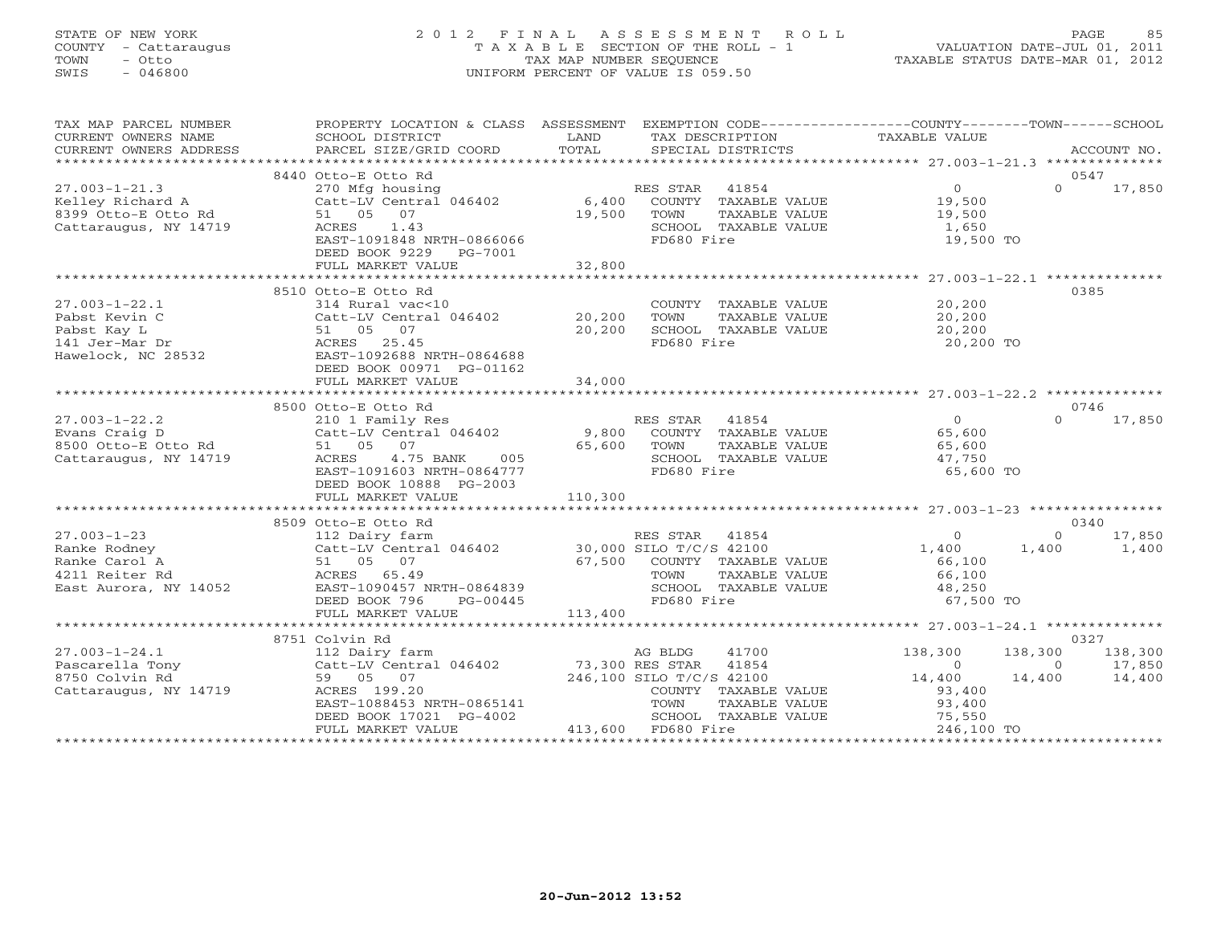STATE OF NEW YORK
COUNTY - Cattaraugus
TOWN - Otto
SWIS - 046800

# 2012 FINAL ASSESSMENT ROLL
TAXABLE SECTION OF THE ROLL - 1
TAX MAP NUMBER SEQUENCE
UNIFORM PERCENT OF VALUE IS 059.50

VALUATION DATE-JUL 01, 2011
TAXABLE STATUS DATE-MAR 01, 2012

| TAX MAP PARCEL NUMBER / CURRENT OWNERS NAME / CURRENT OWNERS ADDRESS | PROPERTY LOCATION & CLASS / SCHOOL DISTRICT / PARCEL SIZE/GRID COORD | ASSESSMENT LAND / TOTAL | EXEMPTION CODE / TAX DESCRIPTION / SPECIAL DISTRICTS | COUNTY TAXABLE VALUE | TOWN | SCHOOL / ACCOUNT NO. |
|---|---|---|---|---|---|---|
| | 8440 Otto-E Otto Rd | | | | | 0547 |
| 27.003-1-21.3 | 270 Mfg housing | | RES STAR 41854 | 0 | 0 | 17,850 |
| Kelley Richard A | Catt-LV Central 046402 | 6,400 | COUNTY TAXABLE VALUE | 19,500 | | |
| 8399 Otto-E Otto Rd | 51 05 07 | 19,500 | TOWN TAXABLE VALUE | 19,500 | | |
| Cattaraugus, NY 14719 | ACRES 1.43 | | SCHOOL TAXABLE VALUE | 1,650 | | |
| | EAST-1091848 NRTH-0866066 | | FD680 Fire | 19,500 TO | | |
| | DEED BOOK 9229 PG-7001 | | | | | |
| | FULL MARKET VALUE | 32,800 | | | | |
| | 8510 Otto-E Otto Rd | | | | | 0385 |
| 27.003-1-22.1 | 314 Rural vac<10 | | COUNTY TAXABLE VALUE | 20,200 | | |
| Pabst Kevin C | Catt-LV Central 046402 | 20,200 | TOWN TAXABLE VALUE | 20,200 | | |
| Pabst Kay L | 51 05 07 | 20,200 | SCHOOL TAXABLE VALUE | 20,200 | | |
| 141 Jer-Mar Dr | ACRES 25.45 | | FD680 Fire | 20,200 TO | | |
| Hawelock, NC 28532 | EAST-1092688 NRTH-0864688 | | | | | |
| | DEED BOOK 00971 PG-01162 | | | | | |
| | FULL MARKET VALUE | 34,000 | | | | |
| | 8500 Otto-E Otto Rd | | | | | 0746 |
| 27.003-1-22.2 | 210 1 Family Res | | RES STAR 41854 | 0 | 0 | 17,850 |
| Evans Craig D | Catt-LV Central 046402 | 9,800 | COUNTY TAXABLE VALUE | 65,600 | | |
| 8500 Otto-E Otto Rd | 51 05 07 | 65,600 | TOWN TAXABLE VALUE | 65,600 | | |
| Cattaraugus, NY 14719 | ACRES 4.75 BANK 005 | | SCHOOL TAXABLE VALUE | 47,750 | | |
| | EAST-1091603 NRTH-0864777 | | FD680 Fire | 65,600 TO | | |
| | DEED BOOK 10888 PG-2003 | | | | | |
| | FULL MARKET VALUE | 110,300 | | | | |
| | 8509 Otto-E Otto Rd | | | | | 0340 |
| 27.003-1-23 | 112 Dairy farm | | RES STAR 41854 | 0 | 0 | 17,850 |
| Ranke Rodney | Catt-LV Central 046402 | 30,000 | SILO T/C/S 42100 | 1,400 | 1,400 | 1,400 |
| Ranke Carol A | 51 05 07 | 67,500 | COUNTY TAXABLE VALUE | 66,100 | | |
| 4211 Reiter Rd | ACRES 65.49 | | TOWN TAXABLE VALUE | 66,100 | | |
| East Aurora, NY 14052 | EAST-1090457 NRTH-0864839 | | SCHOOL TAXABLE VALUE | 48,250 | | |
| | DEED BOOK 796 PG-00445 | | FD680 Fire | 67,500 TO | | |
| | FULL MARKET VALUE | 113,400 | | | | |
| | 8751 Colvin Rd | | | | | 0327 |
| 27.003-1-24.1 | 112 Dairy farm | | AG BLDG 41700 | 138,300 | 138,300 | 138,300 |
| Pascarella Tony | Catt-LV Central 046402 | 73,300 | RES STAR 41854 | 0 | 0 | 17,850 |
| 8750 Colvin Rd | 59 05 07 | 246,100 | SILO T/C/S 42100 | 14,400 | 14,400 | 14,400 |
| Cattaraugus, NY 14719 | ACRES 199.20 | | COUNTY TAXABLE VALUE | 93,400 | | |
| | EAST-1088453 NRTH-0865141 | | TOWN TAXABLE VALUE | 93,400 | | |
| | DEED BOOK 17021 PG-4002 | | SCHOOL TAXABLE VALUE | 75,550 | | |
| | FULL MARKET VALUE | 413,600 | FD680 Fire | 246,100 TO | | |

20-Jun-2012 13:52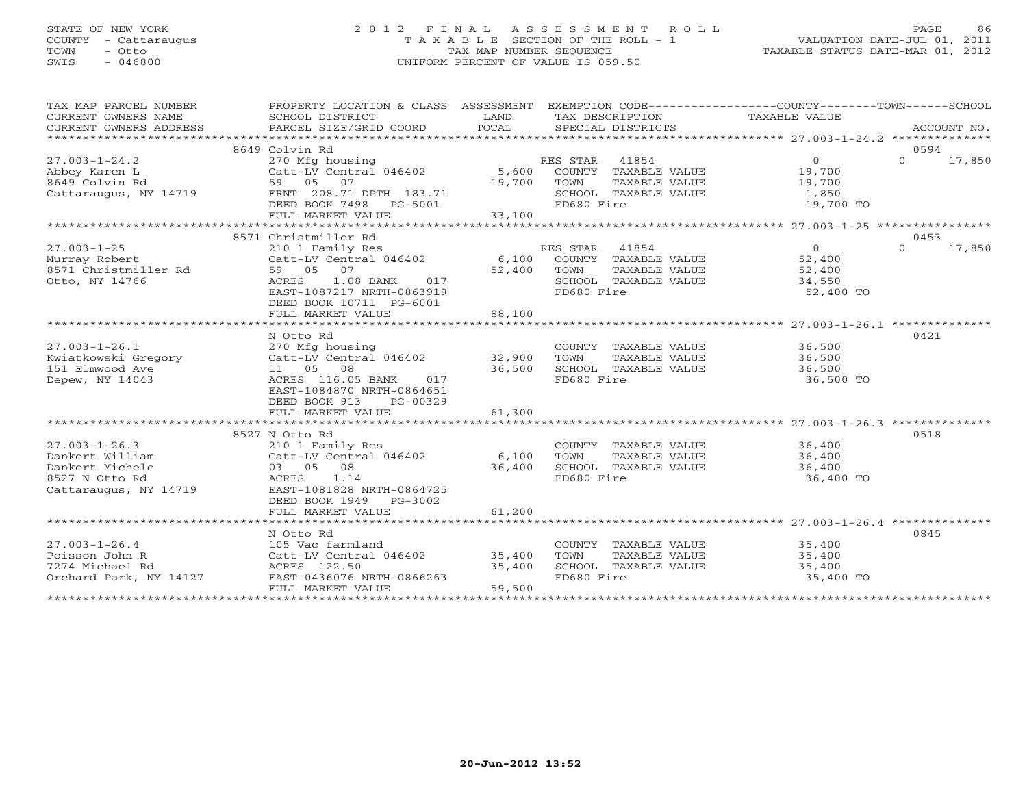STATE OF NEW YORK
COUNTY - Cattaraugus
TOWN - Otto
SWIS - 046800

# 2012 FINAL ASSESSMENT ROLL
TAXABLE SECTION OF THE ROLL - 1
TAX MAP NUMBER SEQUENCE
UNIFORM PERCENT OF VALUE IS 059.50

VALUATION DATE-JUL 01, 2011
TAXABLE STATUS DATE-MAR 01, 2012

| TAX MAP PARCEL NUMBER / CURRENT OWNERS NAME / CURRENT OWNERS ADDRESS | PROPERTY LOCATION & CLASS / SCHOOL DISTRICT / PARCEL SIZE/GRID COORD | ASSESSMENT LAND / TOTAL | EXEMPTION CODE / TAX DESCRIPTION / SPECIAL DISTRICTS | COUNTY / TOWN / SCHOOL TAXABLE VALUE | ACCOUNT NO. |
|---|---|---|---|---|---|
| 27.003-1-24.2 | 8649 Colvin Rd | | | | 0594 |
| Abbey Karen L | 270 Mfg housing | | RES STAR 41854 | 0 | 0 17,850 |
| 8649 Colvin Rd | Catt-LV Central 046402 | 5,600 | COUNTY TAXABLE VALUE | 19,700 | |
| Cattaraugus, NY 14719 | 59 05 07 | 19,700 | TOWN TAXABLE VALUE | 19,700 | |
| | FRNT 208.71 DPTH 183.71 | | SCHOOL TAXABLE VALUE | 1,850 | |
| | DEED BOOK 7498 PG-5001 | | FD680 Fire | 19,700 TO | |
| | FULL MARKET VALUE | 33,100 | | | |
| 27.003-1-25 | 8571 Christmiller Rd | | | | 0453 |
| Murray Robert | 210 1 Family Res | | RES STAR 41854 | 0 | 0 17,850 |
| 8571 Christmiller Rd | Catt-LV Central 046402 | 6,100 | COUNTY TAXABLE VALUE | 52,400 | |
| Otto, NY 14766 | 59 05 07 | 52,400 | TOWN TAXABLE VALUE | 52,400 | |
| | ACRES 1.08 BANK 017 | | SCHOOL TAXABLE VALUE | 34,550 | |
| | EAST-1087217 NRTH-0863919 | | FD680 Fire | 52,400 TO | |
| | DEED BOOK 10711 PG-6001 | | | | |
| | FULL MARKET VALUE | 88,100 | | | |
| 27.003-1-26.1 | N Otto Rd | | | | 0421 |
| Kwiatkowski Gregory | 270 Mfg housing | | COUNTY TAXABLE VALUE | 36,500 | |
| 151 Elmwood Ave | Catt-LV Central 046402 | 32,900 | TOWN TAXABLE VALUE | 36,500 | |
| Depew, NY 14043 | 11 05 08 | 36,500 | SCHOOL TAXABLE VALUE | 36,500 | |
| | ACRES 116.05 BANK 017 | | FD680 Fire | 36,500 TO | |
| | EAST-1084870 NRTH-0864651 | | | | |
| | DEED BOOK 913 PG-00329 | | | | |
| | FULL MARKET VALUE | 61,300 | | | |
| 27.003-1-26.3 | 8527 N Otto Rd | | | | 0518 |
| Dankert William | 210 1 Family Res | | COUNTY TAXABLE VALUE | 36,400 | |
| Dankert Michele | Catt-LV Central 046402 | 6,100 | TOWN TAXABLE VALUE | 36,400 | |
| 8527 N Otto Rd | 03 05 08 | 36,400 | SCHOOL TAXABLE VALUE | 36,400 | |
| Cattaraugus, NY 14719 | ACRES 1.14 | | FD680 Fire | 36,400 TO | |
| | EAST-1081828 NRTH-0864725 | | | | |
| | DEED BOOK 1949 PG-3002 | | | | |
| | FULL MARKET VALUE | 61,200 | | | |
| 27.003-1-26.4 | N Otto Rd | | | | 0845 |
| Poisson John R | 105 Vac farmland | | COUNTY TAXABLE VALUE | 35,400 | |
| 7274 Michael Rd | Catt-LV Central 046402 | 35,400 | TOWN TAXABLE VALUE | 35,400 | |
| Orchard Park, NY 14127 | ACRES 122.50 | 35,400 | SCHOOL TAXABLE VALUE | 35,400 | |
| | EAST-0436076 NRTH-0866263 | | FD680 Fire | 35,400 TO | |
| | FULL MARKET VALUE | 59,500 | | | |

20-Jun-2012 13:52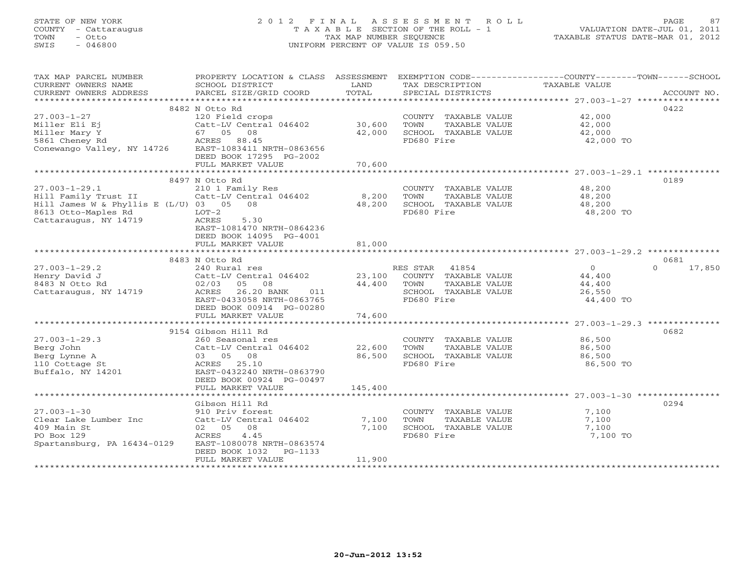STATE OF NEW YORK
COUNTY - Cattaraugus
TOWN - Otto
SWIS - 046800

2012 FINAL ASSESSMENT ROLL
TAXABLE SECTION OF THE ROLL - 1
TAX MAP NUMBER SEQUENCE
UNIFORM PERCENT OF VALUE IS 059.50

VALUATION DATE-JUL 01, 2011
TAXABLE STATUS DATE-MAR 01, 2012

| TAX MAP PARCEL NUMBER / CURRENT OWNERS NAME / CURRENT OWNERS ADDRESS | PROPERTY LOCATION & CLASS / SCHOOL DISTRICT / PARCEL SIZE/GRID COORD | ASSESSMENT LAND / TOTAL | EXEMPTION CODE / TAX DESCRIPTION / SPECIAL DISTRICTS | COUNTY--------TOWN------SCHOOL TAXABLE VALUE | ACCOUNT NO. |
|---|---|---|---|---|---|
| | 8482 N Otto Rd | | | | 0422 |
| 27.003-1-27 | 120 Field crops | | COUNTY TAXABLE VALUE | 42,000 | |
| Miller Eli Ej | Catt-LV Central 046402 | 30,600 | TOWN TAXABLE VALUE | 42,000 | |
| Miller Mary Y | 67 05 08 | 42,000 | SCHOOL TAXABLE VALUE | 42,000 | |
| 5861 Cheney Rd | ACRES 88.45 | | FD680 Fire | 42,000 TO | |
| Conewango Valley, NY 14726 | EAST-1083411 NRTH-0863656 | | | | |
| | DEED BOOK 17295 PG-2002 | | | | |
| | FULL MARKET VALUE | 70,600 | | | |
| | 8497 N Otto Rd | | | | 0189 |
| 27.003-1-29.1 | 210 1 Family Res | | COUNTY TAXABLE VALUE | 48,200 | |
| Hill Family Trust II | Catt-LV Central 046402 | 8,200 | TOWN TAXABLE VALUE | 48,200 | |
| Hill James W & Phyllis E (L/U) | 03 05 08 | 48,200 | SCHOOL TAXABLE VALUE | 48,200 | |
| 8613 Otto-Maples Rd | LOT-2 | | FD680 Fire | 48,200 TO | |
| Cattaraugus, NY 14719 | ACRES 5.30 | | | | |
| | EAST-1081470 NRTH-0864236 | | | | |
| | DEED BOOK 14095 PG-4001 | | | | |
| | FULL MARKET VALUE | 81,000 | | | |
| | 8483 N Otto Rd | | | | 0681 |
| 27.003-1-29.2 | 240 Rural res | | RES STAR 41854 | 0 0 17,850 | |
| Henry David J | Catt-LV Central 046402 | 23,100 | COUNTY TAXABLE VALUE | 44,400 | |
| 8483 N Otto Rd | 02/03 05 08 | 44,400 | TOWN TAXABLE VALUE | 44,400 | |
| Cattaraugus, NY 14719 | ACRES 26.20 BANK 011 | | SCHOOL TAXABLE VALUE | 26,550 | |
| | EAST-0433058 NRTH-0863765 | | FD680 Fire | 44,400 TO | |
| | DEED BOOK 00914 PG-00280 | | | | |
| | FULL MARKET VALUE | 74,600 | | | |
| | 9154 Gibson Hill Rd | | | | 0682 |
| 27.003-1-29.3 | 260 Seasonal res | | COUNTY TAXABLE VALUE | 86,500 | |
| Berg John | Catt-LV Central 046402 | 22,600 | TOWN TAXABLE VALUE | 86,500 | |
| Berg Lynne A | 03 05 08 | 86,500 | SCHOOL TAXABLE VALUE | 86,500 | |
| 110 Cottage St | ACRES 25.10 | | FD680 Fire | 86,500 TO | |
| Buffalo, NY 14201 | EAST-0432240 NRTH-0863790 | | | | |
| | DEED BOOK 00924 PG-00497 | | | | |
| | FULL MARKET VALUE | 145,400 | | | |
| | Gibson Hill Rd | | | | 0294 |
| 27.003-1-30 | 910 Priv forest | | COUNTY TAXABLE VALUE | 7,100 | |
| Clear Lake Lumber Inc | Catt-LV Central 046402 | 7,100 | TOWN TAXABLE VALUE | 7,100 | |
| 409 Main St | 02 05 08 | 7,100 | SCHOOL TAXABLE VALUE | 7,100 | |
| PO Box 129 | ACRES 4.45 | | FD680 Fire | 7,100 TO | |
| Spartansburg, PA 16434-0129 | EAST-1080078 NRTH-0863574 | | | | |
| | DEED BOOK 1032 PG-1133 | | | | |
| | FULL MARKET VALUE | 11,900 | | | |

20-Jun-2012 13:52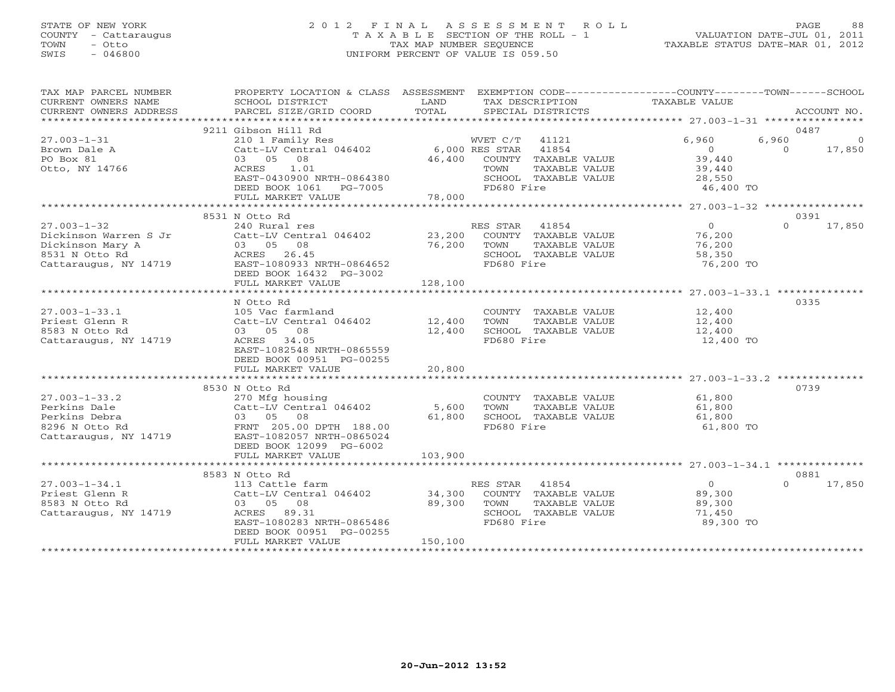STATE OF NEW YORK
COUNTY - Cattaraugus
TOWN - Otto
SWIS - 046800

# 2012 FINAL ASSESSMENT ROLL
TAXABLE SECTION OF THE ROLL - 1
TAX MAP NUMBER SEQUENCE
UNIFORM PERCENT OF VALUE IS 059.50

VALUATION DATE-JUL 01, 2011
TAXABLE STATUS DATE-MAR 01, 2012

| TAX MAP PARCEL NUMBER / CURRENT OWNERS NAME / CURRENT OWNERS ADDRESS | PROPERTY LOCATION & CLASS / SCHOOL DISTRICT / PARCEL SIZE/GRID COORD | ASSESSMENT LAND / TOTAL | EXEMPTION CODE / TAX DESCRIPTION / SPECIAL DISTRICTS | COUNTY TAXABLE VALUE | TOWN | SCHOOL / ACCOUNT NO. |
|---|---|---|---|---|---|---|
| 27.003-1-31 | 9211 Gibson Hill Rd | | | | | 0487 |
| Brown Dale A | 210 1 Family Res | | WVET C/T 41121 | 6,960 | 6,960 | 0 |
| PO Box 81 | Catt-LV Central 046402 | 6,000 | RES STAR 41854 | 0 | 0 | 17,850 |
| Otto, NY 14766 | 03 05 08 | 46,400 | COUNTY TAXABLE VALUE | 39,440 | | |
| | ACRES 1.01 | | TOWN TAXABLE VALUE | 39,440 | | |
| | EAST-0430900 NRTH-0864380 | | SCHOOL TAXABLE VALUE | 28,550 | | |
| | DEED BOOK 1061 PG-7005 | | FD680 Fire | 46,400 TO | | |
| | FULL MARKET VALUE | 78,000 | | | | |
| 27.003-1-32 | 8531 N Otto Rd | | | | | 0391 |
| Dickinson Warren S Jr | 240 Rural res | | RES STAR 41854 | 0 | 0 | 17,850 |
| Dickinson Mary A | Catt-LV Central 046402 | 23,200 | COUNTY TAXABLE VALUE | 76,200 | | |
| 8531 N Otto Rd | 03 05 08 | 76,200 | TOWN TAXABLE VALUE | 76,200 | | |
| Cattaraugus, NY 14719 | ACRES 26.45 | | SCHOOL TAXABLE VALUE | 58,350 | | |
| | EAST-1080933 NRTH-0864652 | | FD680 Fire | 76,200 TO | | |
| | DEED BOOK 16432 PG-3002 | | | | | |
| | FULL MARKET VALUE | 128,100 | | | | |
| 27.003-1-33.1 | N Otto Rd | | | | | 0335 |
| Priest Glenn R | 105 Vac farmland | | COUNTY TAXABLE VALUE | 12,400 | | |
| 8583 N Otto Rd | Catt-LV Central 046402 | 12,400 | TOWN TAXABLE VALUE | 12,400 | | |
| Cattaraugus, NY 14719 | 03 05 08 | 12,400 | SCHOOL TAXABLE VALUE | 12,400 | | |
| | ACRES 34.05 | | FD680 Fire | 12,400 TO | | |
| | EAST-1082548 NRTH-0865559 | | | | | |
| | DEED BOOK 00951 PG-00255 | | | | | |
| | FULL MARKET VALUE | 20,800 | | | | |
| 27.003-1-33.2 | 8530 N Otto Rd | | | | | 0739 |
| Perkins Dale | 270 Mfg housing | | COUNTY TAXABLE VALUE | 61,800 | | |
| Perkins Debra | Catt-LV Central 046402 | 5,600 | TOWN TAXABLE VALUE | 61,800 | | |
| 8296 N Otto Rd | 03 05 08 | 61,800 | SCHOOL TAXABLE VALUE | 61,800 | | |
| Cattaraugus, NY 14719 | FRNT 205.00 DPTH 188.00 | | FD680 Fire | 61,800 TO | | |
| | EAST-1082057 NRTH-0865024 | | | | | |
| | DEED BOOK 12099 PG-6002 | | | | | |
| | FULL MARKET VALUE | 103,900 | | | | |
| 27.003-1-34.1 | 8583 N Otto Rd | | | | | 0881 |
| Priest Glenn R | 113 Cattle farm | | RES STAR 41854 | 0 | 0 | 17,850 |
| 8583 N Otto Rd | Catt-LV Central 046402 | 34,300 | COUNTY TAXABLE VALUE | 89,300 | | |
| Cattaraugus, NY 14719 | 03 05 08 | 89,300 | TOWN TAXABLE VALUE | 89,300 | | |
| | ACRES 89.31 | | SCHOOL TAXABLE VALUE | 71,450 | | |
| | EAST-1080283 NRTH-0865486 | | FD680 Fire | 89,300 TO | | |
| | DEED BOOK 00951 PG-00255 | | | | | |
| | FULL MARKET VALUE | 150,100 | | | | |

20-Jun-2012 13:52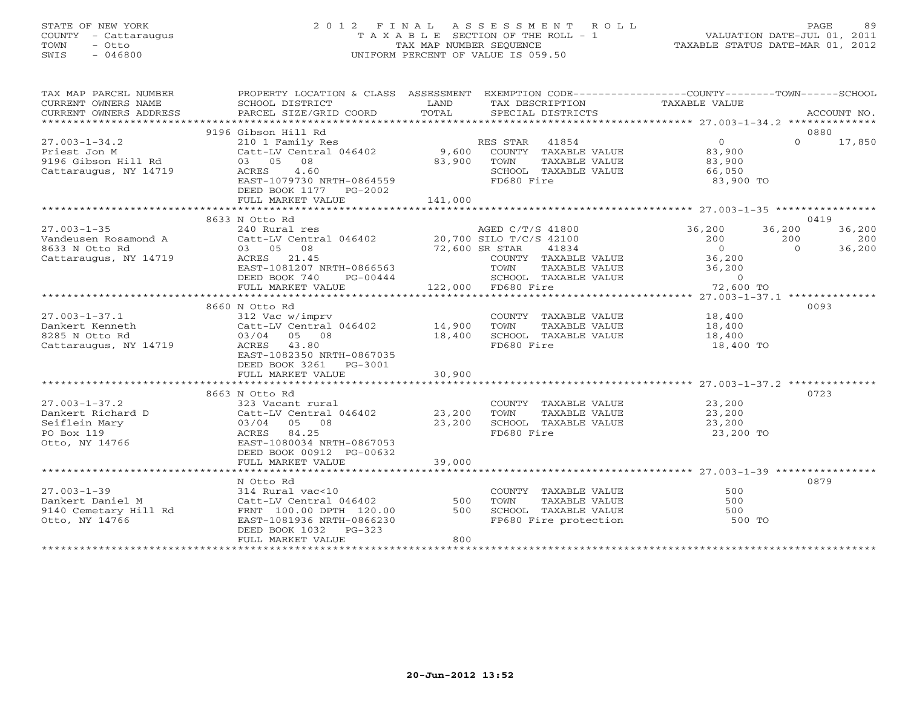STATE OF NEW YORK
COUNTY - Cattaraugus
TOWN - Otto
SWIS - 046800

# 2012 FINAL ASSESSMENT ROLL

TAXABLE SECTION OF THE ROLL - 1
TAX MAP NUMBER SEQUENCE
UNIFORM PERCENT OF VALUE IS 059.50

VALUATION DATE-JUL 01, 2011
TAXABLE STATUS DATE-MAR 01, 2012

| TAX MAP PARCEL NUMBER / CURRENT OWNERS NAME / CURRENT OWNERS ADDRESS | PROPERTY LOCATION & CLASS / SCHOOL DISTRICT / PARCEL SIZE/GRID COORD | ASSESSMENT LAND / TOTAL | EXEMPTION CODE / TAX DESCRIPTION / SPECIAL DISTRICTS | COUNTY TAXABLE VALUE | TOWN | SCHOOL | ACCOUNT NO. |
|---|---|---|---|---|---|---|---|
| 27.003-1-34.2 | 9196 Gibson Hill Rd | | | | | | 0880 |
| Priest Jon M | 210 1 Family Res | | RES STAR 41854 | 0 | 0 | 17,850 | |
| 9196 Gibson Hill Rd | Catt-LV Central 046402 | 9,600 | COUNTY TAXABLE VALUE | 83,900 | | | |
| Cattaraugus, NY 14719 | 03 05 08 | 83,900 | TOWN TAXABLE VALUE | 83,900 | | | |
| | ACRES 4.60 | | SCHOOL TAXABLE VALUE | 66,050 | | | |
| | EAST-1079730 NRTH-0864559 | | FD680 Fire | 83,900 TO | | | |
| | DEED BOOK 1177 PG-2002 | | | | | | |
| | FULL MARKET VALUE | 141,000 | | | | | |
| 27.003-1-35 | 8633 N Otto Rd | | | | | | 0419 |
| Vandeusen Rosamond A | 240 Rural res | | AGED C/T/S 41800 | 36,200 | 36,200 | 36,200 | |
| 8633 N Otto Rd | Catt-LV Central 046402 | 20,700 | SILO T/C/S 42100 | 200 | 200 | 200 | |
| Cattaraugus, NY 14719 | 03 05 08 | 72,600 | SR STAR 41834 | 0 | 0 | 36,200 | |
| | ACRES 21.45 | | COUNTY TAXABLE VALUE | 36,200 | | | |
| | EAST-1081207 NRTH-0866563 | | TOWN TAXABLE VALUE | 36,200 | | | |
| | DEED BOOK 740 PG-00444 | | SCHOOL TAXABLE VALUE | 0 | | | |
| | FULL MARKET VALUE | 122,000 | FD680 Fire | 72,600 TO | | | |
| 27.003-1-37.1 | 8660 N Otto Rd | | | | | | 0093 |
| Dankert Kenneth | 312 Vac w/imprv | | COUNTY TAXABLE VALUE | 18,400 | | | |
| 8285 N Otto Rd | Catt-LV Central 046402 | 14,900 | TOWN TAXABLE VALUE | 18,400 | | | |
| Cattaraugus, NY 14719 | 03/04 05 08 | 18,400 | SCHOOL TAXABLE VALUE | 18,400 | | | |
| | ACRES 43.80 | | FD680 Fire | 18,400 TO | | | |
| | EAST-1082350 NRTH-0867035 | | | | | | |
| | DEED BOOK 3261 PG-3001 | | | | | | |
| | FULL MARKET VALUE | 30,900 | | | | | |
| 27.003-1-37.2 | 8663 N Otto Rd | | | | | | 0723 |
| Dankert Richard D | 323 Vacant rural | | COUNTY TAXABLE VALUE | 23,200 | | | |
| Seiflein Mary | Catt-LV Central 046402 | 23,200 | TOWN TAXABLE VALUE | 23,200 | | | |
| PO Box 119 | 03/04 05 08 | 23,200 | SCHOOL TAXABLE VALUE | 23,200 | | | |
| Otto, NY 14766 | ACRES 84.25 | | FD680 Fire | 23,200 TO | | | |
| | EAST-1080034 NRTH-0867053 | | | | | | |
| | DEED BOOK 00912 PG-00632 | | | | | | |
| | FULL MARKET VALUE | 39,000 | | | | | |
| 27.003-1-39 | N Otto Rd | | | | | | 0879 |
| Dankert Daniel M | 314 Rural vac<10 | | COUNTY TAXABLE VALUE | 500 | | | |
| 9140 Cemetary Hill Rd | Catt-LV Central 046402 | 500 | TOWN TAXABLE VALUE | 500 | | | |
| Otto, NY 14766 | FRNT 100.00 DPTH 120.00 | 500 | SCHOOL TAXABLE VALUE | 500 | | | |
| | EAST-1081936 NRTH-0866230 | | FP680 Fire protection | 500 TO | | | |
| | DEED BOOK 1032 PG-323 | | | | | | |
| | FULL MARKET VALUE | 800 | | | | | |

20-Jun-2012 13:52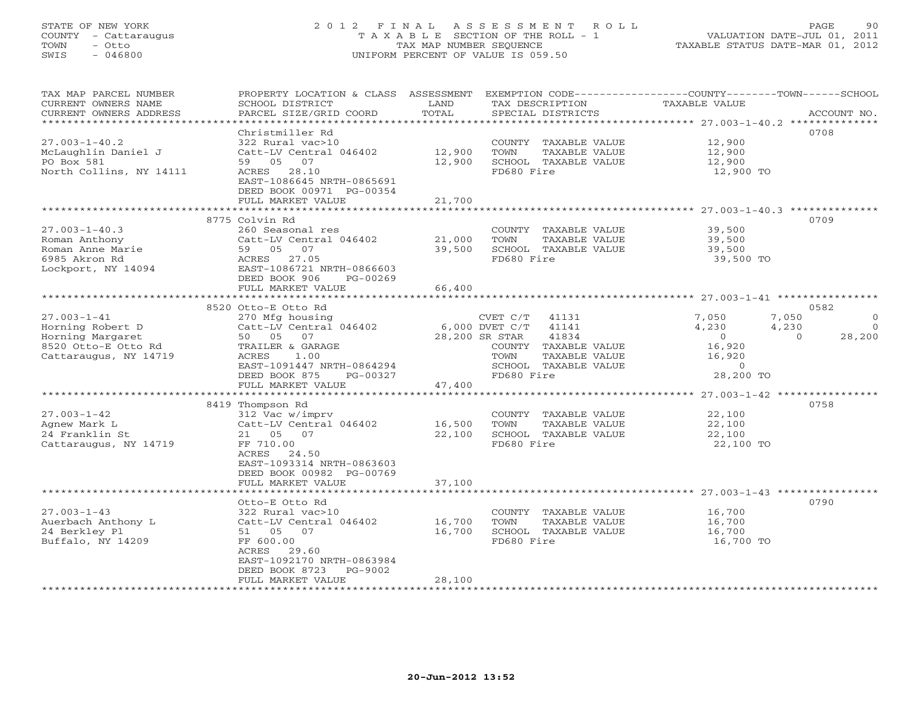STATE OF NEW YORK
COUNTY - Cattaraugus
TOWN - Otto
SWIS - 046800

2012 FINAL ASSESSMENT ROLL
TAXABLE SECTION OF THE ROLL - 1
TAX MAP NUMBER SEQUENCE
UNIFORM PERCENT OF VALUE IS 059.50

VALUATION DATE-JUL 01, 2011
TAXABLE STATUS DATE-MAR 01, 2012

| TAX MAP PARCEL NUMBER / CURRENT OWNERS NAME / CURRENT OWNERS ADDRESS | PROPERTY LOCATION & CLASS / SCHOOL DISTRICT / PARCEL SIZE/GRID COORD | ASSESSMENT LAND / TOTAL | EXEMPTION CODE / TAX DESCRIPTION / SPECIAL DISTRICTS | COUNTY TAXABLE VALUE | TOWN | SCHOOL | ACCOUNT NO. |
|---|---|---|---|---|---|---|---|
| **27.003-1-40.2** | Christmiller Rd | | | | | | 0708 |
| 27.003-1-40.2 | 322 Rural vac>10 | | COUNTY TAXABLE VALUE | 12,900 | | | |
| McLaughlin Daniel J | Catt-LV Central 046402 | 12,900 | TOWN TAXABLE VALUE | 12,900 | | | |
| PO Box 581 | 59 05 07 | 12,900 | SCHOOL TAXABLE VALUE | 12,900 | | | |
| North Collins, NY 14111 | ACRES 28.10 | | FD680 Fire | 12,900 TO | | | |
| | EAST-1086645 NRTH-0865691 | | | | | | |
| | DEED BOOK 00971 PG-00354 | | | | | | |
| | FULL MARKET VALUE | 21,700 | | | | | |
| **27.003-1-40.3** | 8775 Colvin Rd | | | | | | 0709 |
| 27.003-1-40.3 | 260 Seasonal res | | COUNTY TAXABLE VALUE | 39,500 | | | |
| Roman Anthony | Catt-LV Central 046402 | 21,000 | TOWN TAXABLE VALUE | 39,500 | | | |
| Roman Anne Marie | 59 05 07 | 39,500 | SCHOOL TAXABLE VALUE | 39,500 | | | |
| 6985 Akron Rd | ACRES 27.05 | | FD680 Fire | 39,500 TO | | | |
| Lockport, NY 14094 | EAST-1086721 NRTH-0866603 | | | | | | |
| | DEED BOOK 906 PG-00269 | | | | | | |
| | FULL MARKET VALUE | 66,400 | | | | | |
| **27.003-1-41** | 8520 Otto-E Otto Rd | | | | | | 0582 |
| 27.003-1-41 | 270 Mfg housing | | CVET C/T 41131 | 7,050 | 7,050 | 0 | |
| Horning Robert D | Catt-LV Central 046402 | 6,000 | DVET C/T 41141 | 4,230 | 4,230 | 0 | |
| Horning Margaret | 50 05 07 | 28,200 | SR STAR 41834 | 0 | 0 | 28,200 | |
| 8520 Otto-E Otto Rd | TRAILER & GARAGE | | COUNTY TAXABLE VALUE | 16,920 | | | |
| Cattaraugus, NY 14719 | ACRES 1.00 | | TOWN TAXABLE VALUE | 16,920 | | | |
| | EAST-1091447 NRTH-0864294 | | SCHOOL TAXABLE VALUE | 0 | | | |
| | DEED BOOK 875 PG-00327 | | FD680 Fire | 28,200 TO | | | |
| | FULL MARKET VALUE | 47,400 | | | | | |
| **27.003-1-42** | 8419 Thompson Rd | | | | | | 0758 |
| 27.003-1-42 | 312 Vac w/imprv | | COUNTY TAXABLE VALUE | 22,100 | | | |
| Agnew Mark L | Catt-LV Central 046402 | 16,500 | TOWN TAXABLE VALUE | 22,100 | | | |
| 24 Franklin St | 21 05 07 | 22,100 | SCHOOL TAXABLE VALUE | 22,100 | | | |
| Cattaraugus, NY 14719 | FF 710.00 | | FD680 Fire | 22,100 TO | | | |
| | ACRES 24.50 | | | | | | |
| | EAST-1093314 NRTH-0863603 | | | | | | |
| | DEED BOOK 00982 PG-00769 | | | | | | |
| | FULL MARKET VALUE | 37,100 | | | | | |
| **27.003-1-43** | Otto-E Otto Rd | | | | | | 0790 |
| 27.003-1-43 | 322 Rural vac>10 | | COUNTY TAXABLE VALUE | 16,700 | | | |
| Auerbach Anthony L | Catt-LV Central 046402 | 16,700 | TOWN TAXABLE VALUE | 16,700 | | | |
| 24 Berkley Pl | 51 05 07 | 16,700 | SCHOOL TAXABLE VALUE | 16,700 | | | |
| Buffalo, NY 14209 | FF 600.00 | | FD680 Fire | 16,700 TO | | | |
| | ACRES 29.60 | | | | | | |
| | EAST-1092170 NRTH-0863984 | | | | | | |
| | DEED BOOK 8723 PG-9002 | | | | | | |
| | FULL MARKET VALUE | 28,100 | | | | | |

20-Jun-2012 13:52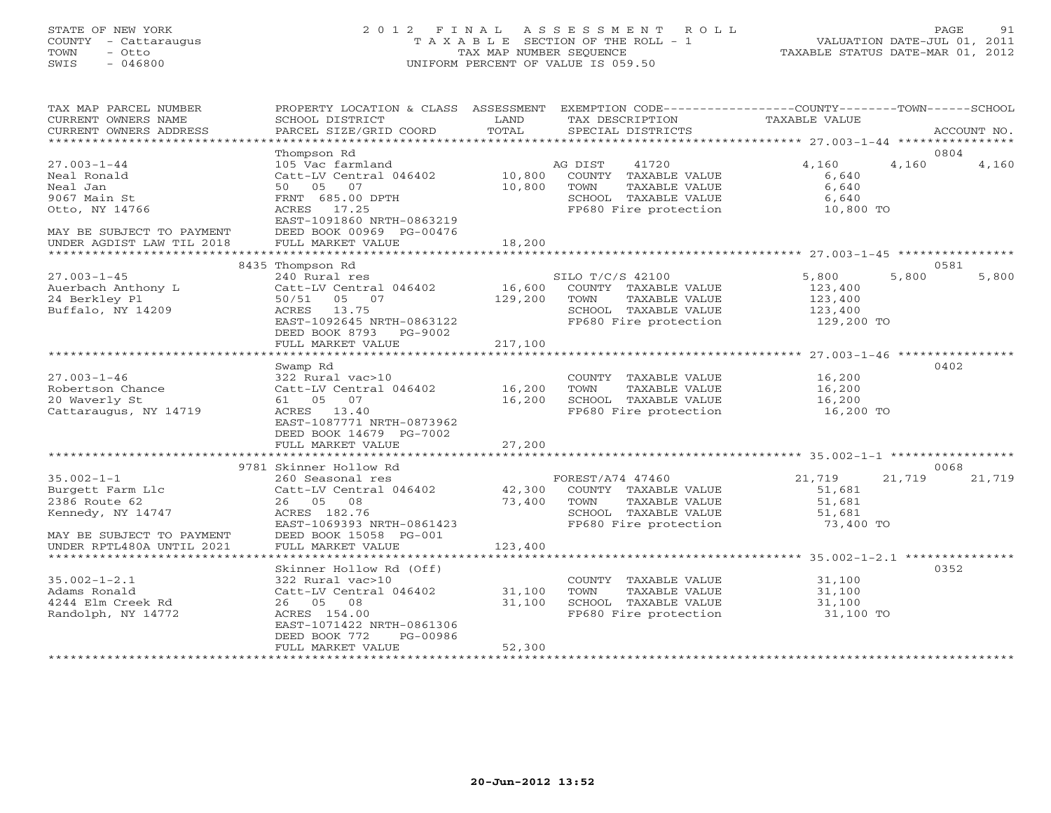STATE OF NEW YORK
COUNTY - Cattaraugus
TOWN - Otto
SWIS - 046800

# 2012 FINAL ASSESSMENT ROLL
TAXABLE SECTION OF THE ROLL - 1
TAX MAP NUMBER SEQUENCE
UNIFORM PERCENT OF VALUE IS 059.50

VALUATION DATE-JUL 01, 2011
TAXABLE STATUS DATE-MAR 01, 2012

| TAX MAP PARCEL NUMBER / CURRENT OWNERS NAME / CURRENT OWNERS ADDRESS | PROPERTY LOCATION & CLASS / SCHOOL DISTRICT / PARCEL SIZE/GRID COORD | ASSESSMENT LAND / TOTAL | EXEMPTION CODE / TAX DESCRIPTION / SPECIAL DISTRICTS | COUNTY TAXABLE VALUE | TOWN | SCHOOL / ACCOUNT NO. |
|---|---|---|---|---|---|---|
| **27.003-1-44** | Thompson Rd | | | | | 0804 |
| | 105 Vac farmland | | AG DIST 41720 | 4,160 | 4,160 | 4,160 |
| Neal Ronald | Catt-LV Central 046402 | 10,800 | COUNTY TAXABLE VALUE | 6,640 | | |
| Neal Jan | 50 05 07 | 10,800 | TOWN TAXABLE VALUE | 6,640 | | |
| 9067 Main St | FRNT 685.00 DPTH | | SCHOOL TAXABLE VALUE | 6,640 | | |
| Otto, NY 14766 | ACRES 17.25 | | FP680 Fire protection | 10,800 TO | | |
| | EAST-1091860 NRTH-0863219 | | | | | |
| MAY BE SUBJECT TO PAYMENT | DEED BOOK 00969 PG-00476 | | | | | |
| UNDER AGDIST LAW TIL 2018 | FULL MARKET VALUE | 18,200 | | | | |
| **27.003-1-45** | 8435 Thompson Rd | | | | | 0581 |
| | 240 Rural res | | SILO T/C/S 42100 | 5,800 | 5,800 | 5,800 |
| Auerbach Anthony L | Catt-LV Central 046402 | 16,600 | COUNTY TAXABLE VALUE | 123,400 | | |
| 24 Berkley Pl | 50/51 05 07 | 129,200 | TOWN TAXABLE VALUE | 123,400 | | |
| Buffalo, NY 14209 | ACRES 13.75 | | SCHOOL TAXABLE VALUE | 123,400 | | |
| | EAST-1092645 NRTH-0863122 | | FP680 Fire protection | 129,200 TO | | |
| | DEED BOOK 8793 PG-9002 | | | | | |
| | FULL MARKET VALUE | 217,100 | | | | |
| **27.003-1-46** | Swamp Rd | | | | | 0402 |
| | 322 Rural vac>10 | | COUNTY TAXABLE VALUE | 16,200 | | |
| Robertson Chance | Catt-LV Central 046402 | 16,200 | TOWN TAXABLE VALUE | 16,200 | | |
| 20 Waverly St | 61 05 07 | 16,200 | SCHOOL TAXABLE VALUE | 16,200 | | |
| Cattaraugus, NY 14719 | ACRES 13.40 | | FP680 Fire protection | 16,200 TO | | |
| | EAST-1087771 NRTH-0873962 | | | | | |
| | DEED BOOK 14679 PG-7002 | | | | | |
| | FULL MARKET VALUE | 27,200 | | | | |
| **35.002-1-1** | 9781 Skinner Hollow Rd | | | | | 0068 |
| | 260 Seasonal res | | FOREST/A74 47460 | 21,719 | 21,719 | 21,719 |
| Burgett Farm Llc | Catt-LV Central 046402 | 42,300 | COUNTY TAXABLE VALUE | 51,681 | | |
| 2386 Route 62 | 26 05 08 | 73,400 | TOWN TAXABLE VALUE | 51,681 | | |
| Kennedy, NY 14747 | ACRES 182.76 | | SCHOOL TAXABLE VALUE | 51,681 | | |
| | EAST-1069393 NRTH-0861423 | | FP680 Fire protection | 73,400 TO | | |
| MAY BE SUBJECT TO PAYMENT | DEED BOOK 15058 PG-001 | | | | | |
| UNDER RPTL480A UNTIL 2021 | FULL MARKET VALUE | 123,400 | | | | |
| **35.002-1-2.1** | Skinner Hollow Rd (Off) | | | | | 0352 |
| | 322 Rural vac>10 | | COUNTY TAXABLE VALUE | 31,100 | | |
| Adams Ronald | Catt-LV Central 046402 | 31,100 | TOWN TAXABLE VALUE | 31,100 | | |
| 4244 Elm Creek Rd | 26 05 08 | 31,100 | SCHOOL TAXABLE VALUE | 31,100 | | |
| Randolph, NY 14772 | ACRES 154.00 | | FP680 Fire protection | 31,100 TO | | |
| | EAST-1071422 NRTH-0861306 | | | | | |
| | DEED BOOK 772 PG-00986 | | | | | |
| | FULL MARKET VALUE | 52,300 | | | | |

20-Jun-2012 13:52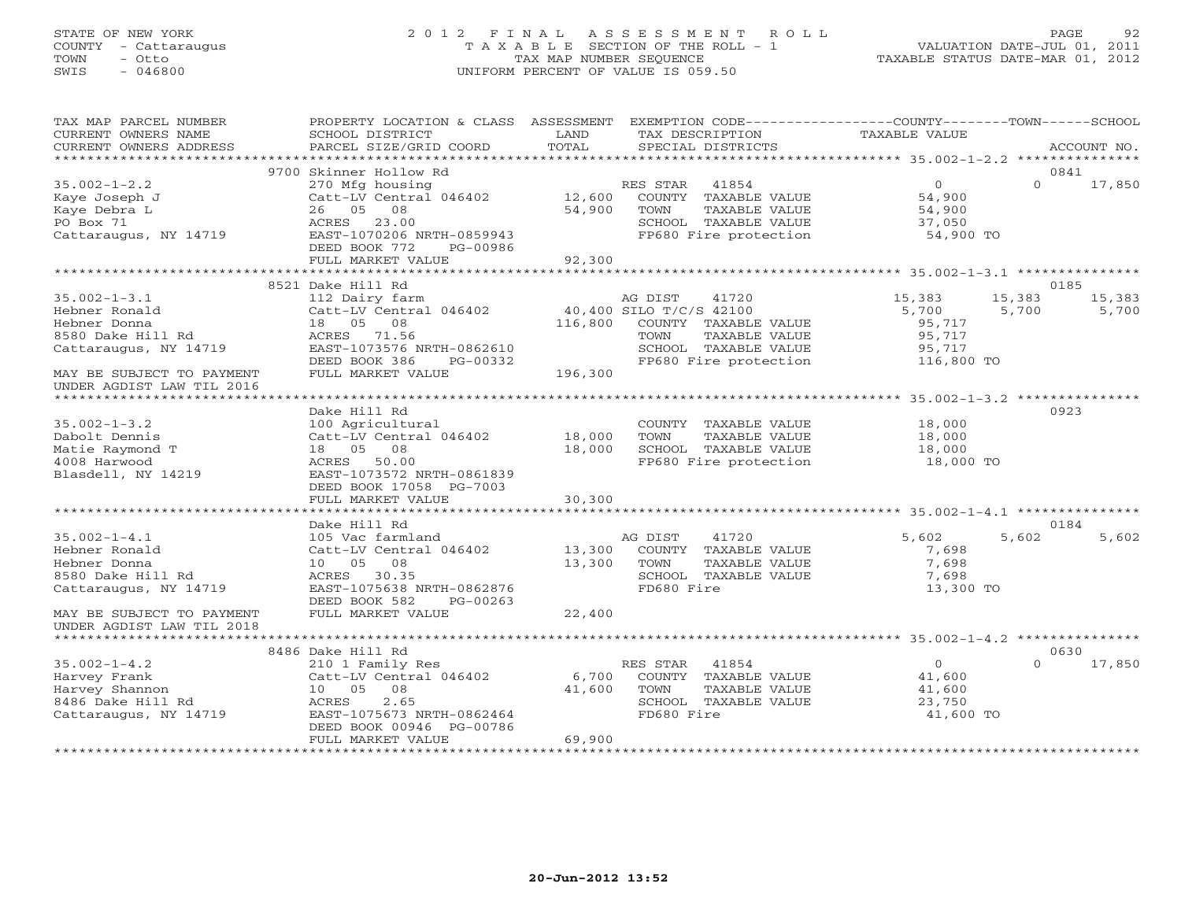STATE OF NEW YORK
COUNTY - Cattaraugus
TOWN - Otto
SWIS - 046800

2012 FINAL ASSESSMENT ROLL
TAXABLE SECTION OF THE ROLL - 1
TAX MAP NUMBER SEQUENCE
UNIFORM PERCENT OF VALUE IS 059.50

VALUATION DATE-JUL 01, 2011
TAXABLE STATUS DATE-MAR 01, 2012

| TAX MAP PARCEL NUMBER / CURRENT OWNERS NAME / CURRENT OWNERS ADDRESS | PROPERTY LOCATION & CLASS / SCHOOL DISTRICT / PARCEL SIZE/GRID COORD | ASSESSMENT LAND / TOTAL | EXEMPTION CODE / TAX DESCRIPTION / SPECIAL DISTRICTS | COUNTY TAXABLE VALUE | TOWN | SCHOOL / ACCOUNT NO. |
|---|---|---|---|---|---|---|
| | 9700 Skinner Hollow Rd | | | | | 0841 |
| 35.002-1-2.2 | 270 Mfg housing | | RES STAR 41854 | 0 | 0 | 17,850 |
| Kaye Joseph J | Catt-LV Central 046402 | 12,600 | COUNTY TAXABLE VALUE | 54,900 | | |
| Kaye Debra L | 26 05 08 | 54,900 | TOWN TAXABLE VALUE | 54,900 | | |
| PO Box 71 | ACRES 23.00 | | SCHOOL TAXABLE VALUE | 37,050 | | |
| Cattaraugus, NY 14719 | EAST-1070206 NRTH-0859943 | | FP680 Fire protection | 54,900 TO | | |
| | DEED BOOK 772 PG-00986 | | | | | |
| | FULL MARKET VALUE | 92,300 | | | | |
| | 8521 Dake Hill Rd | | | | | 0185 |
| 35.002-1-3.1 | 112 Dairy farm | | AG DIST 41720 | 15,383 | 15,383 | 15,383 |
| Hebner Ronald | Catt-LV Central 046402 | 40,400 | SILO T/C/S 42100 | 5,700 | 5,700 | 5,700 |
| Hebner Donna | 18 05 08 | 116,800 | COUNTY TAXABLE VALUE | 95,717 | | |
| 8580 Dake Hill Rd | ACRES 71.56 | | TOWN TAXABLE VALUE | 95,717 | | |
| Cattaraugus, NY 14719 | EAST-1073576 NRTH-0862610 | | SCHOOL TAXABLE VALUE | 95,717 | | |
| | DEED BOOK 386 PG-00332 | | FP680 Fire protection | 116,800 TO | | |
| MAY BE SUBJECT TO PAYMENT | FULL MARKET VALUE | 196,300 | | | | |
| UNDER AGDIST LAW TIL 2016 | | | | | | |
| | Dake Hill Rd | | | | | 0923 |
| 35.002-1-3.2 | 100 Agricultural | | COUNTY TAXABLE VALUE | 18,000 | | |
| Dabolt Dennis | Catt-LV Central 046402 | 18,000 | TOWN TAXABLE VALUE | 18,000 | | |
| Matie Raymond T | 18 05 08 | 18,000 | SCHOOL TAXABLE VALUE | 18,000 | | |
| 4008 Harwood | ACRES 50.00 | | FP680 Fire protection | 18,000 TO | | |
| Blasdell, NY 14219 | EAST-1073572 NRTH-0861839 | | | | | |
| | DEED BOOK 17058 PG-7003 | | | | | |
| | FULL MARKET VALUE | 30,300 | | | | |
| | Dake Hill Rd | | | | | 0184 |
| 35.002-1-4.1 | 105 Vac farmland | | AG DIST 41720 | 5,602 | 5,602 | 5,602 |
| Hebner Ronald | Catt-LV Central 046402 | 13,300 | COUNTY TAXABLE VALUE | 7,698 | | |
| Hebner Donna | 10 05 08 | 13,300 | TOWN TAXABLE VALUE | 7,698 | | |
| 8580 Dake Hill Rd | ACRES 30.35 | | SCHOOL TAXABLE VALUE | 7,698 | | |
| Cattaraugus, NY 14719 | EAST-1075638 NRTH-0862876 | | FD680 Fire | 13,300 TO | | |
| | DEED BOOK 582 PG-00263 | | | | | |
| MAY BE SUBJECT TO PAYMENT | FULL MARKET VALUE | 22,400 | | | | |
| UNDER AGDIST LAW TIL 2018 | | | | | | |
| | 8486 Dake Hill Rd | | | | | 0630 |
| 35.002-1-4.2 | 210 1 Family Res | | RES STAR 41854 | 0 | 0 | 17,850 |
| Harvey Frank | Catt-LV Central 046402 | 6,700 | COUNTY TAXABLE VALUE | 41,600 | | |
| Harvey Shannon | 10 05 08 | 41,600 | TOWN TAXABLE VALUE | 41,600 | | |
| 8486 Dake Hill Rd | ACRES 2.65 | | SCHOOL TAXABLE VALUE | 23,750 | | |
| Cattaraugus, NY 14719 | EAST-1075673 NRTH-0862464 | | FD680 Fire | 41,600 TO | | |
| | DEED BOOK 00946 PG-00786 | | | | | |
| | FULL MARKET VALUE | 69,900 | | | | |

20-Jun-2012 13:52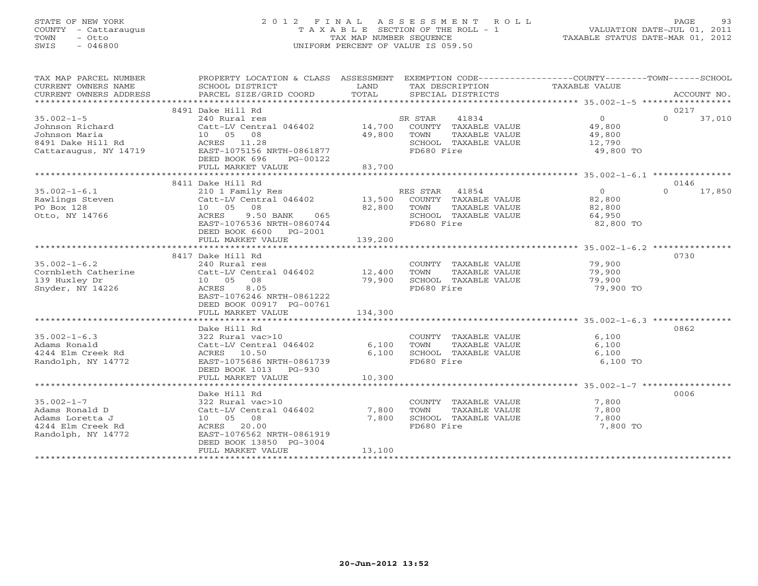STATE OF NEW YORK
COUNTY - Cattaraugus
TOWN - Otto
SWIS - 046800

2012 FINAL ASSESSMENT ROLL
TAXABLE SECTION OF THE ROLL - 1
TAX MAP NUMBER SEQUENCE
UNIFORM PERCENT OF VALUE IS 059.50

VALUATION DATE-JUL 01, 2011
TAXABLE STATUS DATE-MAR 01, 2012

| TAX MAP PARCEL NUMBER / CURRENT OWNERS NAME / CURRENT OWNERS ADDRESS | PROPERTY LOCATION & CLASS / SCHOOL DISTRICT / PARCEL SIZE/GRID COORD | ASSESSMENT LAND | TOTAL | EXEMPTION CODE / TAX DESCRIPTION / SPECIAL DISTRICTS | COUNTY TAXABLE VALUE | TOWN | SCHOOL / ACCOUNT NO. |
|---|---|---|---|---|---|---|---|
| | 8491 Dake Hill Rd | | | | | | 0217 |
| 35.002-1-5 | 240 Rural res | | | SR STAR 41834 | 0 | 0 | 37,010 |
| Johnson Richard | Catt-LV Central 046402 | 14,700 | | COUNTY TAXABLE VALUE | 49,800 | | |
| Johnson Maria | 10 05 08 | | 49,800 | TOWN TAXABLE VALUE | 49,800 | | |
| 8491 Dake Hill Rd | ACRES 11.28 | | | SCHOOL TAXABLE VALUE | 12,790 | | |
| Cattaraugus, NY 14719 | EAST-1075156 NRTH-0861877 | | | FD680 Fire | 49,800 TO | | |
| | DEED BOOK 696 PG-00122 | | | | | | |
| | FULL MARKET VALUE | | 83,700 | | | | |
| | 8411 Dake Hill Rd | | | | | | 0146 |
| 35.002-1-6.1 | 210 1 Family Res | | | RES STAR 41854 | 0 | 0 | 17,850 |
| Rawlings Steven | Catt-LV Central 046402 | 13,500 | | COUNTY TAXABLE VALUE | 82,800 | | |
| PO Box 128 | 10 05 08 | | 82,800 | TOWN TAXABLE VALUE | 82,800 | | |
| Otto, NY 14766 | ACRES 9.50 BANK 065 | | | SCHOOL TAXABLE VALUE | 64,950 | | |
| | EAST-1076536 NRTH-0860744 | | | FD680 Fire | 82,800 TO | | |
| | DEED BOOK 6600 PG-2001 | | | | | | |
| | FULL MARKET VALUE | | 139,200 | | | | |
| | 8417 Dake Hill Rd | | | | | | 0730 |
| 35.002-1-6.2 | 240 Rural res | | | COUNTY TAXABLE VALUE | 79,900 | | |
| Cornbleth Catherine | Catt-LV Central 046402 | 12,400 | | TOWN TAXABLE VALUE | 79,900 | | |
| 139 Huxley Dr | 10 05 08 | | 79,900 | SCHOOL TAXABLE VALUE | 79,900 | | |
| Snyder, NY 14226 | ACRES 8.05 | | | FD680 Fire | 79,900 TO | | |
| | EAST-1076246 NRTH-0861222 | | | | | | |
| | DEED BOOK 00917 PG-00761 | | | | | | |
| | FULL MARKET VALUE | | 134,300 | | | | |
| | Dake Hill Rd | | | | | | 0862 |
| 35.002-1-6.3 | 322 Rural vac>10 | | | COUNTY TAXABLE VALUE | 6,100 | | |
| Adams Ronald | Catt-LV Central 046402 | 6,100 | | TOWN TAXABLE VALUE | 6,100 | | |
| 4244 Elm Creek Rd | ACRES 10.50 | | 6,100 | SCHOOL TAXABLE VALUE | 6,100 | | |
| Randolph, NY 14772 | EAST-1075686 NRTH-0861739 | | | FD680 Fire | 6,100 TO | | |
| | DEED BOOK 1013 PG-930 | | | | | | |
| | FULL MARKET VALUE | | 10,300 | | | | |
| | Dake Hill Rd | | | | | | 0006 |
| 35.002-1-7 | 322 Rural vac>10 | | | COUNTY TAXABLE VALUE | 7,800 | | |
| Adams Ronald D | Catt-LV Central 046402 | 7,800 | | TOWN TAXABLE VALUE | 7,800 | | |
| Adams Loretta J | 10 05 08 | | 7,800 | SCHOOL TAXABLE VALUE | 7,800 | | |
| 4244 Elm Creek Rd | ACRES 20.00 | | | FD680 Fire | 7,800 TO | | |
| Randolph, NY 14772 | EAST-1076562 NRTH-0861919 | | | | | | |
| | DEED BOOK 13850 PG-3004 | | | | | | |
| | FULL MARKET VALUE | | 13,100 | | | | |

20-Jun-2012 13:52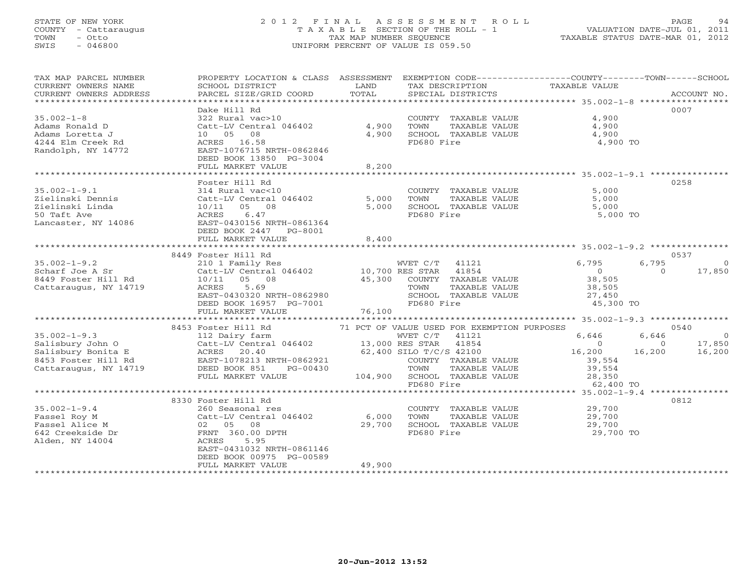STATE OF NEW YORK
COUNTY - Cattaraugus
TOWN - Otto
SWIS - 046800

# 2012 FINAL ASSESSMENT ROLL
TAXABLE SECTION OF THE ROLL - 1
TAX MAP NUMBER SEQUENCE
UNIFORM PERCENT OF VALUE IS 059.50

VALUATION DATE-JUL 01, 2011
TAXABLE STATUS DATE-MAR 01, 2012

| TAX MAP PARCEL NUMBER / CURRENT OWNERS NAME / CURRENT OWNERS ADDRESS | PROPERTY LOCATION & CLASS / SCHOOL DISTRICT / PARCEL SIZE/GRID COORD | ASSESSMENT LAND | TOTAL | EXEMPTION CODE / TAX DESCRIPTION / SPECIAL DISTRICTS | COUNTY | TOWN | SCHOOL | ACCOUNT NO. |
|---|---|---|---|---|---|---|---|---|
| **35.002-1-8** | Dake Hill Rd | | | | | | | 0007 |
| Adams Ronald D | 322 Rural vac>10 | | | COUNTY TAXABLE VALUE | 4,900 | | | |
| Adams Loretta J | Catt-LV Central 046402 | 4,900 | | TOWN TAXABLE VALUE | | 4,900 | | |
| 4244 Elm Creek Rd | 10 05 08 | | 4,900 | SCHOOL TAXABLE VALUE | | | 4,900 | |
| Randolph, NY 14772 | ACRES 16.58 | | | FD680 Fire | 4,900 TO | | | |
| | EAST-1076715 NRTH-0862846 | | | | | | | |
| | DEED BOOK 13850 PG-3004 | | | | | | | |
| | FULL MARKET VALUE | | 8,200 | | | | | |
| **35.002-1-9.1** | Foster Hill Rd | | | | | | | 0258 |
| Zielinski Dennis | 314 Rural vac<10 | | | COUNTY TAXABLE VALUE | 5,000 | | | |
| Zielinski Linda | Catt-LV Central 046402 | 5,000 | | TOWN TAXABLE VALUE | | 5,000 | | |
| 50 Taft Ave | 10/11 05 08 | | 5,000 | SCHOOL TAXABLE VALUE | | | 5,000 | |
| Lancaster, NY 14086 | ACRES 6.47 | | | FD680 Fire | 5,000 TO | | | |
| | EAST-0430156 NRTH-0861364 | | | | | | | |
| | DEED BOOK 2447 PG-8001 | | | | | | | |
| | FULL MARKET VALUE | | 8,400 | | | | | |
| **35.002-1-9.2** | 8449 Foster Hill Rd | | | | | | | 0537 |
| Scharf Joe A Sr | 210 1 Family Res | | | WVET C/T 41121 | 6,795 | 6,795 | 0 | |
| 8449 Foster Hill Rd | Catt-LV Central 046402 | 10,700 | | RES STAR 41854 | 0 | 0 | 17,850 | |
| Cattaraugus, NY 14719 | 10/11 05 08 | | 45,300 | COUNTY TAXABLE VALUE | 38,505 | | | |
| | ACRES 5.69 | | | TOWN TAXABLE VALUE | | 38,505 | | |
| | EAST-0430320 NRTH-0862980 | | | SCHOOL TAXABLE VALUE | | | 27,450 | |
| | DEED BOOK 16957 PG-7001 | | | FD680 Fire | 45,300 TO | | | |
| | FULL MARKET VALUE | | 76,100 | | | | | |
| **35.002-1-9.3** | 8453 Foster Hill Rd | | | 71 PCT OF VALUE USED FOR EXEMPTION PURPOSES | | | | 0540 |
| Salisbury John O | 112 Dairy farm | | | WVET C/T 41121 | 6,646 | 6,646 | 0 | |
| Salisbury Bonita E | Catt-LV Central 046402 | 13,000 | | RES STAR 41854 | 0 | 0 | 17,850 | |
| 8453 Foster Hill Rd | ACRES 20.40 | | 62,400 | SILO T/C/S 42100 | 16,200 | 16,200 | 16,200 | |
| Cattaraugus, NY 14719 | EAST-1078213 NRTH-0862921 | | | COUNTY TAXABLE VALUE | 39,554 | | | |
| | DEED BOOK 851 PG-00430 | | | TOWN TAXABLE VALUE | | 39,554 | | |
| | FULL MARKET VALUE | | 104,900 | SCHOOL TAXABLE VALUE | | | 28,350 | |
| | | | | FD680 Fire | 62,400 TO | | | |
| **35.002-1-9.4** | 8330 Foster Hill Rd | | | | | | | 0812 |
| Fassel Roy M | 260 Seasonal res | | | COUNTY TAXABLE VALUE | 29,700 | | | |
| Fassel Alice M | Catt-LV Central 046402 | 6,000 | | TOWN TAXABLE VALUE | | 29,700 | | |
| 642 Creekside Dr | 02 05 08 | | 29,700 | SCHOOL TAXABLE VALUE | | | 29,700 | |
| Alden, NY 14004 | FRNT 360.00 DPTH | | | FD680 Fire | 29,700 TO | | | |
| | ACRES 5.95 | | | | | | | |
| | EAST-0431032 NRTH-0861146 | | | | | | | |
| | DEED BOOK 00975 PG-00589 | | | | | | | |
| | FULL MARKET VALUE | | 49,900 | | | | | |

20-Jun-2012 13:52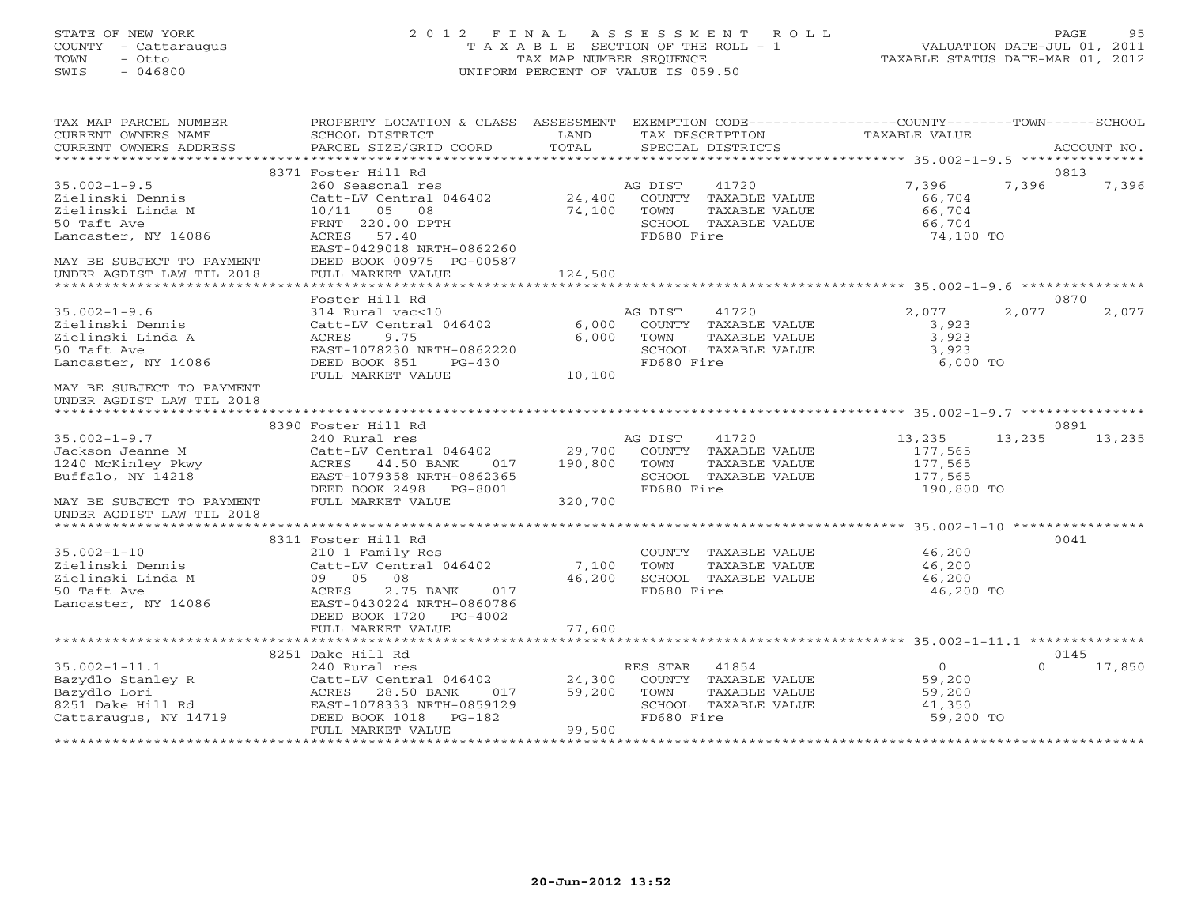STATE OF NEW YORK
COUNTY - Cattaraugus
TOWN - Otto
SWIS - 046800

2012 FINAL ASSESSMENT ROLL
TAXABLE SECTION OF THE ROLL - 1
TAX MAP NUMBER SEQUENCE
UNIFORM PERCENT OF VALUE IS 059.50

VALUATION DATE-JUL 01, 2011
TAXABLE STATUS DATE-MAR 01, 2012

| TAX MAP PARCEL NUMBER / CURRENT OWNERS NAME / CURRENT OWNERS ADDRESS | PROPERTY LOCATION & CLASS / SCHOOL DISTRICT / PARCEL SIZE/GRID COORD | ASSESSMENT LAND / TOTAL | EXEMPTION CODE / TAX DESCRIPTION / SPECIAL DISTRICTS | COUNTY | TOWN | SCHOOL / ACCOUNT NO. |
|---|---|---|---|---|---|---|
| **35.002-1-9.5** | 8371 Foster Hill Rd | | | | | 0813 |
| Zielinski Dennis | 260 Seasonal res | | AG DIST 41720 | 7,396 | 7,396 | 7,396 |
| Zielinski Linda M | Catt-LV Central 046402 | 24,400 | COUNTY TAXABLE VALUE | 66,704 | | |
| 50 Taft Ave | 10/11 05 08 | 74,100 | TOWN TAXABLE VALUE | | 66,704 | |
| Lancaster, NY 14086 | FRNT 220.00 DPTH | | SCHOOL TAXABLE VALUE | | | 66,704 |
| | ACRES 57.40 | | FD680 Fire | 74,100 TO | | |
| | EAST-0429018 NRTH-0862260 | | | | | |
| MAY BE SUBJECT TO PAYMENT | DEED BOOK 00975 PG-00587 | | | | | |
| UNDER AGDIST LAW TIL 2018 | FULL MARKET VALUE | 124,500 | | | | |
| **35.002-1-9.6** | Foster Hill Rd | | | | | 0870 |
| Zielinski Dennis | 314 Rural vac<10 | | AG DIST 41720 | 2,077 | 2,077 | 2,077 |
| Zielinski Linda A | Catt-LV Central 046402 | 6,000 | COUNTY TAXABLE VALUE | 3,923 | | |
| 50 Taft Ave | ACRES 9.75 | 6,000 | TOWN TAXABLE VALUE | | 3,923 | |
| Lancaster, NY 14086 | EAST-1078230 NRTH-0862220 | | SCHOOL TAXABLE VALUE | | | 3,923 |
| | DEED BOOK 851 PG-430 | | FD680 Fire | 6,000 TO | | |
| | FULL MARKET VALUE | 10,100 | | | | |
| MAY BE SUBJECT TO PAYMENT | | | | | | |
| UNDER AGDIST LAW TIL 2018 | | | | | | |
| **35.002-1-9.7** | 8390 Foster Hill Rd | | | | | 0891 |
| Jackson Jeanne M | 240 Rural res | | AG DIST 41720 | 13,235 | 13,235 | 13,235 |
| 1240 McKinley Pkwy | Catt-LV Central 046402 | 29,700 | COUNTY TAXABLE VALUE | 177,565 | | |
| Buffalo, NY 14218 | ACRES 44.50 BANK 017 | 190,800 | TOWN TAXABLE VALUE | | 177,565 | |
| | EAST-1079358 NRTH-0862365 | | SCHOOL TAXABLE VALUE | | | 177,565 |
| | DEED BOOK 2498 PG-8001 | | FD680 Fire | 190,800 TO | | |
| MAY BE SUBJECT TO PAYMENT | FULL MARKET VALUE | 320,700 | | | | |
| UNDER AGDIST LAW TIL 2018 | | | | | | |
| **35.002-1-10** | 8311 Foster Hill Rd | | | | | 0041 |
| Zielinski Dennis | 210 1 Family Res | | COUNTY TAXABLE VALUE | 46,200 | | |
| Zielinski Linda M | Catt-LV Central 046402 | 7,100 | TOWN TAXABLE VALUE | | 46,200 | |
| 50 Taft Ave | 09 05 08 | 46,200 | SCHOOL TAXABLE VALUE | | | 46,200 |
| Lancaster, NY 14086 | ACRES 2.75 BANK 017 | | FD680 Fire | 46,200 TO | | |
| | EAST-0430224 NRTH-0860786 | | | | | |
| | DEED BOOK 1720 PG-4002 | | | | | |
| | FULL MARKET VALUE | 77,600 | | | | |
| **35.002-1-11.1** | 8251 Dake Hill Rd | | | | | 0145 |
| Bazydlo Stanley R | 240 Rural res | | RES STAR 41854 | 0 | 0 | 17,850 |
| Bazydlo Lori | Catt-LV Central 046402 | 24,300 | COUNTY TAXABLE VALUE | 59,200 | | |
| 8251 Dake Hill Rd | ACRES 28.50 BANK 017 | 59,200 | TOWN TAXABLE VALUE | | 59,200 | |
| Cattaraugus, NY 14719 | EAST-1078333 NRTH-0859129 | | SCHOOL TAXABLE VALUE | | | 41,350 |
| | DEED BOOK 1018 PG-182 | | FD680 Fire | 59,200 TO | | |
| | FULL MARKET VALUE | 99,500 | | | | |

20-Jun-2012 13:52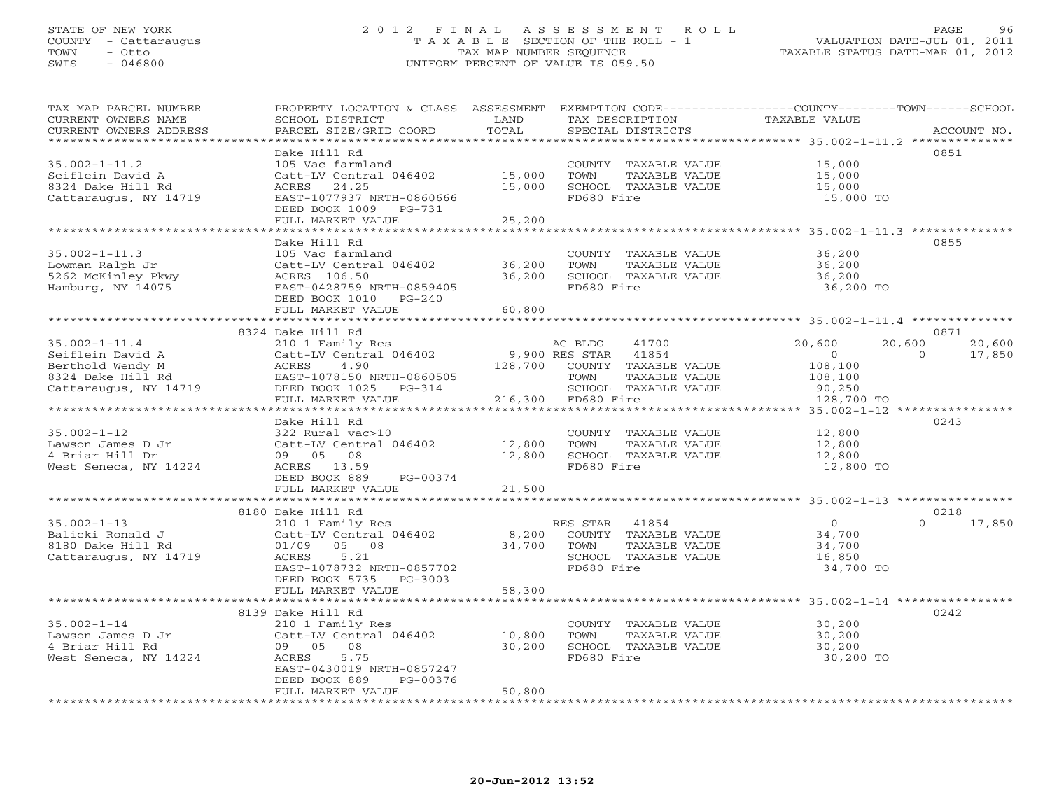STATE OF NEW YORK
COUNTY - Cattaraugus
TOWN - Otto
SWIS - 046800

# 2012 FINAL ASSESSMENT ROLL
TAXABLE SECTION OF THE ROLL - 1
TAX MAP NUMBER SEQUENCE
UNIFORM PERCENT OF VALUE IS 059.50

VALUATION DATE-JUL 01, 2011
TAXABLE STATUS DATE-MAR 01, 2012

| TAX MAP PARCEL NUMBER / CURRENT OWNERS NAME / CURRENT OWNERS ADDRESS | PROPERTY LOCATION & CLASS / SCHOOL DISTRICT / PARCEL SIZE/GRID COORD | ASSESSMENT LAND / TOTAL | EXEMPTION CODE / TAX DESCRIPTION / SPECIAL DISTRICTS | COUNTY TAXABLE VALUE | TOWN | SCHOOL | ACCOUNT NO. |
|---|---|---|---|---|---|---|---|
| 35.002-1-11.2 | Dake Hill Rd | | | | | | 0851 |
| 35.002-1-11.2 | 105 Vac farmland | | COUNTY TAXABLE VALUE | 15,000 | | | |
| Seiflein David A | Catt-LV Central 046402 | 15,000 | TOWN TAXABLE VALUE | 15,000 | | | |
| 8324 Dake Hill Rd | ACRES 24.25 | 15,000 | SCHOOL TAXABLE VALUE | 15,000 | | | |
| Cattaraugus, NY 14719 | EAST-1077937 NRTH-0860666 | | FD680 Fire | 15,000 TO | | | |
| | DEED BOOK 1009 PG-731 | | | | | | |
| | FULL MARKET VALUE | 25,200 | | | | | |
| 35.002-1-11.3 | Dake Hill Rd | | | | | | 0855 |
| 35.002-1-11.3 | 105 Vac farmland | | COUNTY TAXABLE VALUE | 36,200 | | | |
| Lowman Ralph Jr | Catt-LV Central 046402 | 36,200 | TOWN TAXABLE VALUE | 36,200 | | | |
| 5262 McKinley Pkwy | ACRES 106.50 | 36,200 | SCHOOL TAXABLE VALUE | 36,200 | | | |
| Hamburg, NY 14075 | EAST-0428759 NRTH-0859405 | | FD680 Fire | 36,200 TO | | | |
| | DEED BOOK 1010 PG-240 | | | | | | |
| | FULL MARKET VALUE | 60,800 | | | | | |
| 35.002-1-11.4 | 8324 Dake Hill Rd | | | | | | 0871 |
| 35.002-1-11.4 | 210 1 Family Res | | AG BLDG 41700 | 20,600 | 20,600 | 20,600 | |
| Seiflein David A | Catt-LV Central 046402 | 9,900 | RES STAR 41854 | 0 | 0 | 17,850 | |
| Berthold Wendy M | ACRES 4.90 | 128,700 | COUNTY TAXABLE VALUE | 108,100 | | | |
| 8324 Dake Hill Rd | EAST-1078150 NRTH-0860505 | | TOWN TAXABLE VALUE | 108,100 | | | |
| Cattaraugus, NY 14719 | DEED BOOK 1025 PG-314 | | SCHOOL TAXABLE VALUE | 90,250 | | | |
| | FULL MARKET VALUE | 216,300 | FD680 Fire | 128,700 TO | | | |
| 35.002-1-12 | Dake Hill Rd | | | | | | 0243 |
| 35.002-1-12 | 322 Rural vac>10 | | COUNTY TAXABLE VALUE | 12,800 | | | |
| Lawson James D Jr | Catt-LV Central 046402 | 12,800 | TOWN TAXABLE VALUE | 12,800 | | | |
| 4 Briar Hill Dr | 09 05 08 | 12,800 | SCHOOL TAXABLE VALUE | 12,800 | | | |
| West Seneca, NY 14224 | ACRES 13.59 | | FD680 Fire | 12,800 TO | | | |
| | DEED BOOK 889 PG-00374 | | | | | | |
| | FULL MARKET VALUE | 21,500 | | | | | |
| 35.002-1-13 | 8180 Dake Hill Rd | | | | | | 0218 |
| 35.002-1-13 | 210 1 Family Res | | RES STAR 41854 | 0 | 0 | 17,850 | |
| Balicki Ronald J | Catt-LV Central 046402 | 8,200 | COUNTY TAXABLE VALUE | 34,700 | | | |
| 8180 Dake Hill Rd | 01/09 05 08 | 34,700 | TOWN TAXABLE VALUE | 34,700 | | | |
| Cattaraugus, NY 14719 | ACRES 5.21 | | SCHOOL TAXABLE VALUE | 16,850 | | | |
| | EAST-1078732 NRTH-0857702 | | FD680 Fire | 34,700 TO | | | |
| | DEED BOOK 5735 PG-3003 | | | | | | |
| | FULL MARKET VALUE | 58,300 | | | | | |
| 35.002-1-14 | 8139 Dake Hill Rd | | | | | | 0242 |
| 35.002-1-14 | 210 1 Family Res | | COUNTY TAXABLE VALUE | 30,200 | | | |
| Lawson James D Jr | Catt-LV Central 046402 | 10,800 | TOWN TAXABLE VALUE | 30,200 | | | |
| 4 Briar Hill Rd | 09 05 08 | 30,200 | SCHOOL TAXABLE VALUE | 30,200 | | | |
| West Seneca, NY 14224 | ACRES 5.75 | | FD680 Fire | 30,200 TO | | | |
| | EAST-0430019 NRTH-0857247 | | | | | | |
| | DEED BOOK 889 PG-00376 | | | | | | |
| | FULL MARKET VALUE | 50,800 | | | | | |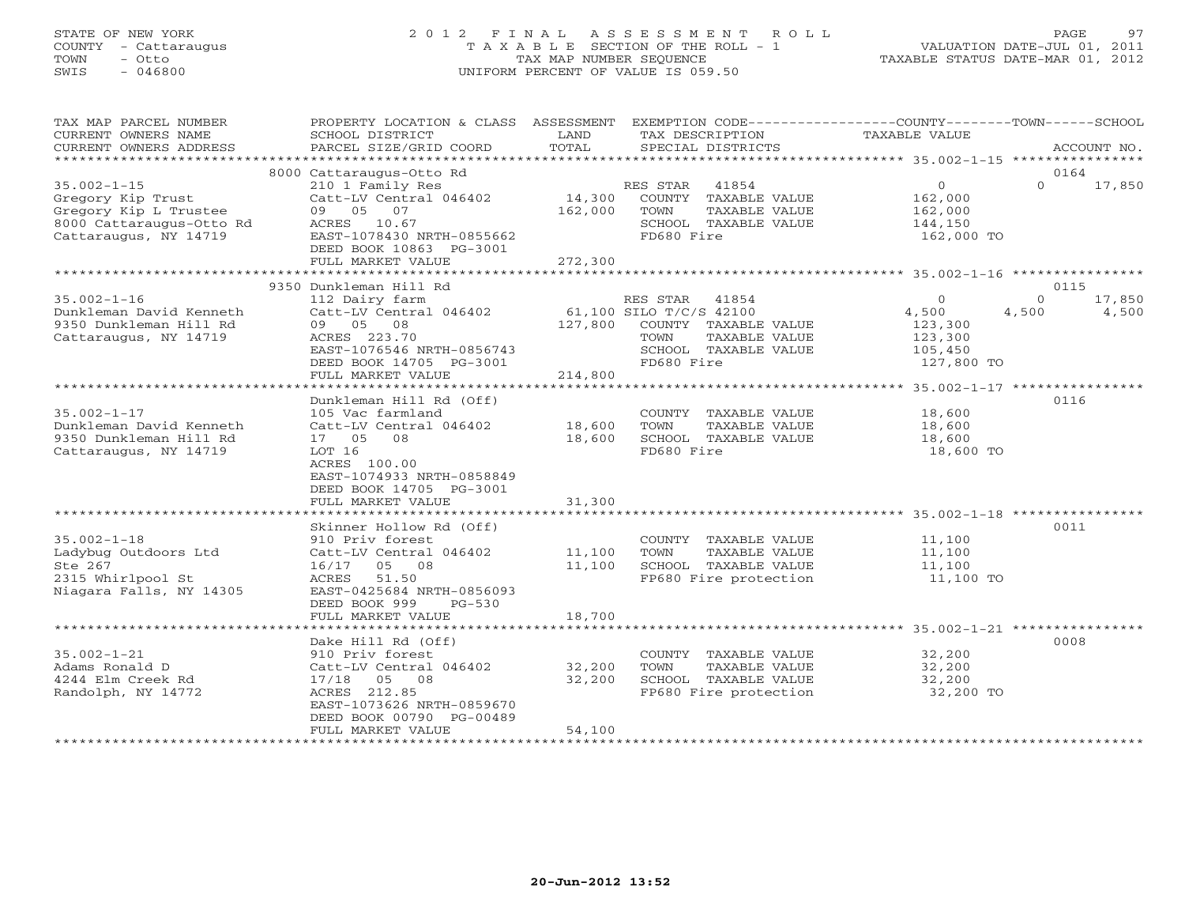STATE OF NEW YORK
COUNTY - Cattaraugus
TOWN - Otto
SWIS - 046800

# 2012 FINAL ASSESSMENT ROLL

TAXABLE SECTION OF THE ROLL - 1
TAX MAP NUMBER SEQUENCE
UNIFORM PERCENT OF VALUE IS 059.50

VALUATION DATE-JUL 01, 2011
TAXABLE STATUS DATE-MAR 01, 2012

| TAX MAP PARCEL NUMBER / CURRENT OWNERS NAME / CURRENT OWNERS ADDRESS | PROPERTY LOCATION & CLASS / SCHOOL DISTRICT / PARCEL SIZE/GRID COORD | ASSESSMENT LAND / TOTAL | EXEMPTION CODE / TAX DESCRIPTION / SPECIAL DISTRICTS | COUNTY TAXABLE VALUE | TOWN | SCHOOL | ACCOUNT NO. |
|---|---|---|---|---|---|---|---|
| | 8000 Cattaraugus-Otto Rd | | | | | | 0164 |
| 35.002-1-15 | 210 1 Family Res | | RES STAR 41854 | 0 | 0 | 17,850 | |
| Gregory Kip Trust | Catt-LV Central 046402 | 14,300 | COUNTY TAXABLE VALUE | 162,000 | | | |
| Gregory Kip L Trustee | 09 05 07 | 162,000 | TOWN TAXABLE VALUE | 162,000 | | | |
| 8000 Cattaraugus-Otto Rd | ACRES 10.67 | | SCHOOL TAXABLE VALUE | 144,150 | | | |
| Cattaraugus, NY 14719 | EAST-1078430 NRTH-0855662 | | FD680 Fire | 162,000 TO | | | |
| | DEED BOOK 10863 PG-3001 | | | | | | |
| | FULL MARKET VALUE | 272,300 | | | | | |
| | 9350 Dunkleman Hill Rd | | | | | | 0115 |
| 35.002-1-16 | 112 Dairy farm | | RES STAR 41854 | 0 | 0 | 17,850 | |
| Dunkleman David Kenneth | Catt-LV Central 046402 | 61,100 | SILO T/C/S 42100 | 4,500 | 4,500 | 4,500 | |
| 9350 Dunkleman Hill Rd | 09 05 08 | 127,800 | COUNTY TAXABLE VALUE | 123,300 | | | |
| Cattaraugus, NY 14719 | ACRES 223.70 | | TOWN TAXABLE VALUE | 123,300 | | | |
| | EAST-1076546 NRTH-0856743 | | SCHOOL TAXABLE VALUE | 105,450 | | | |
| | DEED BOOK 14705 PG-3001 | | FD680 Fire | 127,800 TO | | | |
| | FULL MARKET VALUE | 214,800 | | | | | |
| | Dunkleman Hill Rd (Off) | | | | | | 0116 |
| 35.002-1-17 | 105 Vac farmland | | COUNTY TAXABLE VALUE | 18,600 | | | |
| Dunkleman David Kenneth | Catt-LV Central 046402 | 18,600 | TOWN TAXABLE VALUE | 18,600 | | | |
| 9350 Dunkleman Hill Rd | 17 05 08 | 18,600 | SCHOOL TAXABLE VALUE | 18,600 | | | |
| Cattaraugus, NY 14719 | LOT 16 | | FD680 Fire | 18,600 TO | | | |
| | ACRES 100.00 | | | | | | |
| | EAST-1074933 NRTH-0858849 | | | | | | |
| | DEED BOOK 14705 PG-3001 | | | | | | |
| | FULL MARKET VALUE | 31,300 | | | | | |
| | Skinner Hollow Rd (Off) | | | | | | 0011 |
| 35.002-1-18 | 910 Priv forest | | COUNTY TAXABLE VALUE | 11,100 | | | |
| Ladybug Outdoors Ltd | Catt-LV Central 046402 | 11,100 | TOWN TAXABLE VALUE | 11,100 | | | |
| Ste 267 | 16/17 05 08 | 11,100 | SCHOOL TAXABLE VALUE | 11,100 | | | |
| 2315 Whirlpool St | ACRES 51.50 | | FP680 Fire protection | 11,100 TO | | | |
| Niagara Falls, NY 14305 | EAST-0425684 NRTH-0856093 | | | | | | |
| | DEED BOOK 999 PG-530 | | | | | | |
| | FULL MARKET VALUE | 18,700 | | | | | |
| | Dake Hill Rd (Off) | | | | | | 0008 |
| 35.002-1-21 | 910 Priv forest | | COUNTY TAXABLE VALUE | 32,200 | | | |
| Adams Ronald D | Catt-LV Central 046402 | 32,200 | TOWN TAXABLE VALUE | 32,200 | | | |
| 4244 Elm Creek Rd | 17/18 05 08 | 32,200 | SCHOOL TAXABLE VALUE | 32,200 | | | |
| Randolph, NY 14772 | ACRES 212.85 | | FP680 Fire protection | 32,200 TO | | | |
| | EAST-1073626 NRTH-0859670 | | | | | | |
| | DEED BOOK 00790 PG-00489 | | | | | | |
| | FULL MARKET VALUE | 54,100 | | | | | |

20-Jun-2012 13:52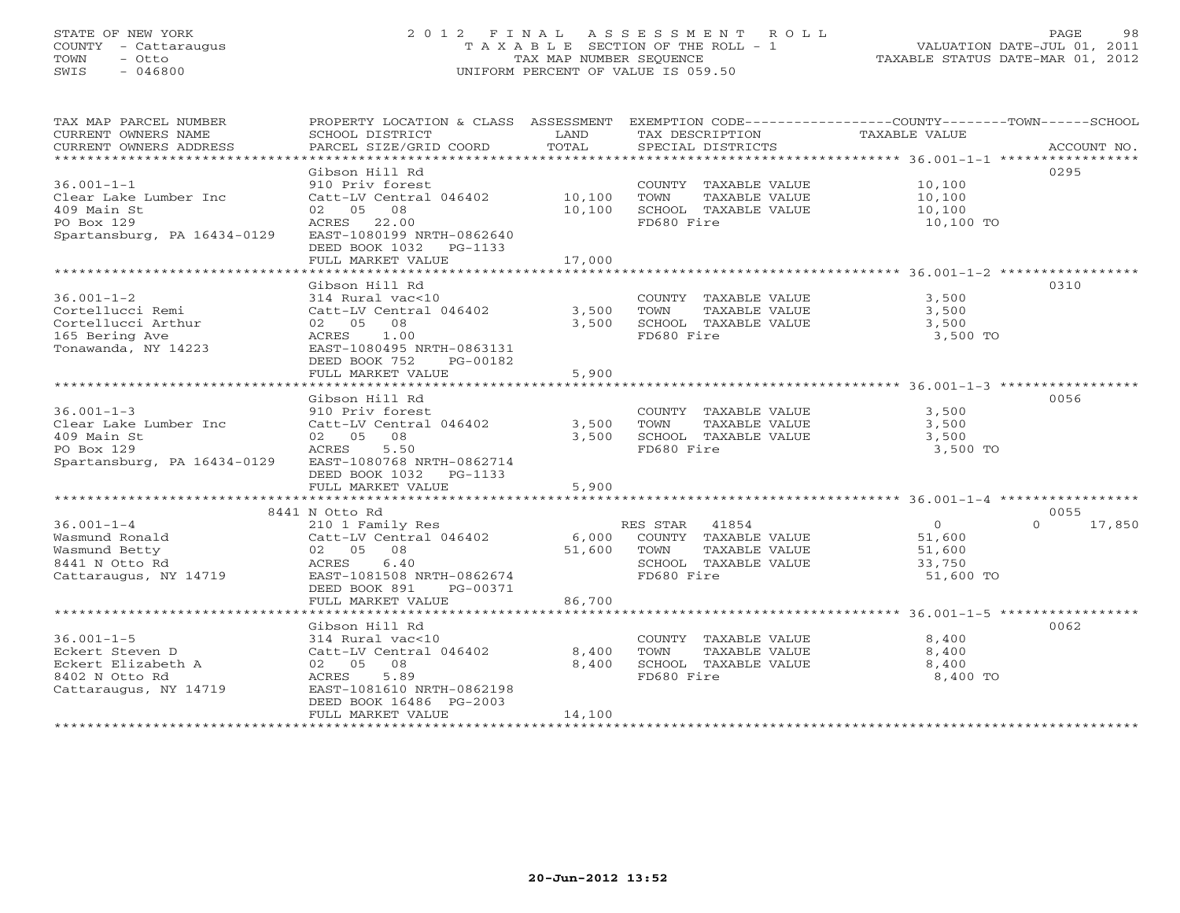STATE OF NEW YORK
COUNTY - Cattaraugus
TOWN - Otto
SWIS - 046800

2012 FINAL ASSESSMENT ROLL
TAXABLE SECTION OF THE ROLL - 1
TAX MAP NUMBER SEQUENCE
UNIFORM PERCENT OF VALUE IS 059.50

VALUATION DATE-JUL 01, 2011
TAXABLE STATUS DATE-MAR 01, 2012

| TAX MAP PARCEL NUMBER / CURRENT OWNERS NAME / CURRENT OWNERS ADDRESS | PROPERTY LOCATION & CLASS / SCHOOL DISTRICT / PARCEL SIZE/GRID COORD | ASSESSMENT LAND | TOTAL | EXEMPTION CODE / TAX DESCRIPTION / SPECIAL DISTRICTS | COUNTY TAXABLE VALUE | TOWN | SCHOOL | ACCOUNT NO. |
|---|---|---|---|---|---|---|---|---|
| 36.001-1-1 | Gibson Hill Rd | | | | | | | 0295 |
| Clear Lake Lumber Inc | 910 Priv forest | | | COUNTY TAXABLE VALUE | 10,100 | | | |
| 409 Main St | Catt-LV Central 046402 | 10,100 | | TOWN TAXABLE VALUE | 10,100 | | | |
| PO Box 129 | 02 05 08 | | 10,100 | SCHOOL TAXABLE VALUE | 10,100 | | | |
| Spartansburg, PA 16434-0129 | ACRES 22.00 | | | FD680 Fire | 10,100 TO | | | |
| | EAST-1080199 NRTH-0862640 | | | | | | | |
| | DEED BOOK 1032 PG-1133 | | | | | | | |
| | FULL MARKET VALUE | | 17,000 | | | | | |
| 36.001-1-2 | Gibson Hill Rd | | | | | | | 0310 |
| Cortellucci Remi | 314 Rural vac<10 | | | COUNTY TAXABLE VALUE | 3,500 | | | |
| Cortellucci Arthur | Catt-LV Central 046402 | 3,500 | | TOWN TAXABLE VALUE | 3,500 | | | |
| 165 Bering Ave | 02 05 08 | | 3,500 | SCHOOL TAXABLE VALUE | 3,500 | | | |
| Tonawanda, NY 14223 | ACRES 1.00 | | | FD680 Fire | 3,500 TO | | | |
| | EAST-1080495 NRTH-0863131 | | | | | | | |
| | DEED BOOK 752 PG-00182 | | | | | | | |
| | FULL MARKET VALUE | | 5,900 | | | | | |
| 36.001-1-3 | Gibson Hill Rd | | | | | | | 0056 |
| Clear Lake Lumber Inc | 910 Priv forest | | | COUNTY TAXABLE VALUE | 3,500 | | | |
| 409 Main St | Catt-LV Central 046402 | 3,500 | | TOWN TAXABLE VALUE | 3,500 | | | |
| PO Box 129 | 02 05 08 | | 3,500 | SCHOOL TAXABLE VALUE | 3,500 | | | |
| Spartansburg, PA 16434-0129 | ACRES 5.50 | | | FD680 Fire | 3,500 TO | | | |
| | EAST-1080768 NRTH-0862714 | | | | | | | |
| | DEED BOOK 1032 PG-1133 | | | | | | | |
| | FULL MARKET VALUE | | 5,900 | | | | | |
| 36.001-1-4 | 8441 N Otto Rd | | | | | | | 0055 |
| Wasmund Ronald | 210 1 Family Res | | | RES STAR 41854 | 0 | 0 | 17,850 | |
| Wasmund Betty | Catt-LV Central 046402 | 6,000 | | COUNTY TAXABLE VALUE | 51,600 | | | |
| 8441 N Otto Rd | 02 05 08 | | 51,600 | TOWN TAXABLE VALUE | 51,600 | | | |
| Cattaraugus, NY 14719 | ACRES 6.40 | | | SCHOOL TAXABLE VALUE | 33,750 | | | |
| | EAST-1081508 NRTH-0862674 | | | FD680 Fire | 51,600 TO | | | |
| | DEED BOOK 891 PG-00371 | | | | | | | |
| | FULL MARKET VALUE | | 86,700 | | | | | |
| 36.001-1-5 | Gibson Hill Rd | | | | | | | 0062 |
| Eckert Steven D | 314 Rural vac<10 | | | COUNTY TAXABLE VALUE | 8,400 | | | |
| Eckert Elizabeth A | Catt-LV Central 046402 | 8,400 | | TOWN TAXABLE VALUE | 8,400 | | | |
| 8402 N Otto Rd | 02 05 08 | | 8,400 | SCHOOL TAXABLE VALUE | 8,400 | | | |
| Cattaraugus, NY 14719 | ACRES 5.89 | | | FD680 Fire | 8,400 TO | | | |
| | EAST-1081610 NRTH-0862198 | | | | | | | |
| | DEED BOOK 16486 PG-2003 | | | | | | | |
| | FULL MARKET VALUE | | 14,100 | | | | | |

20-Jun-2012 13:52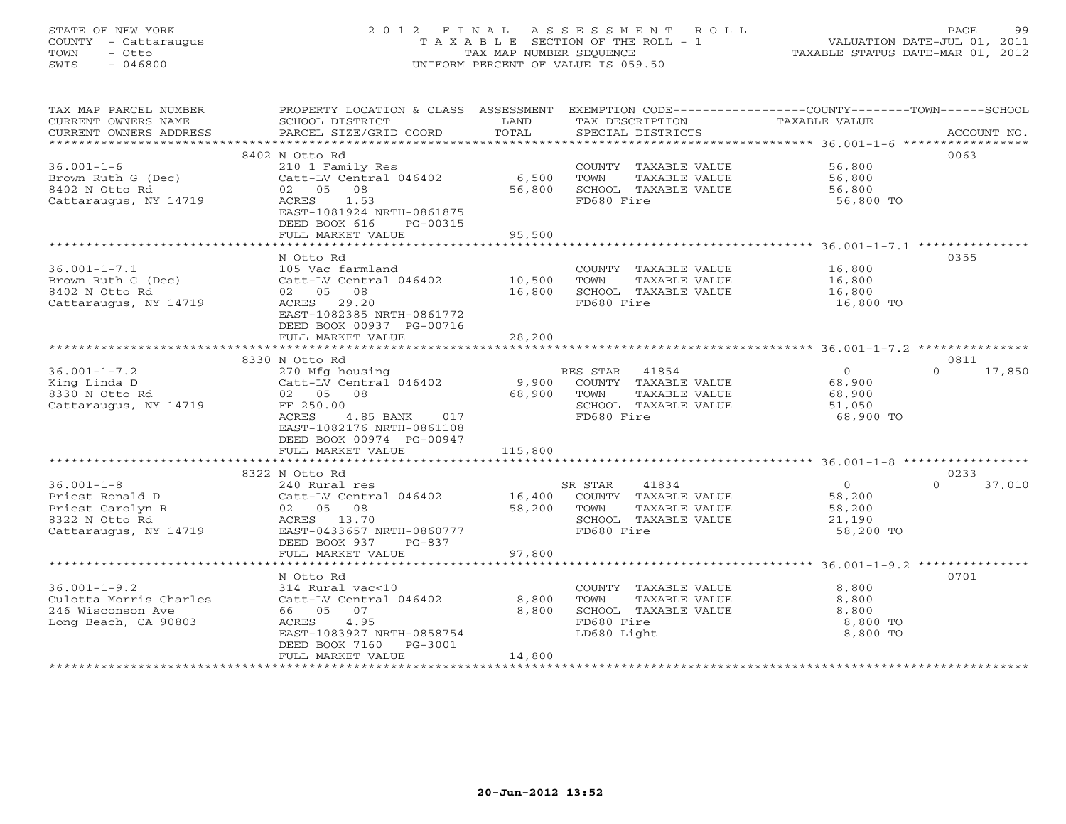STATE OF NEW YORK
COUNTY - Cattaraugus
TOWN - Otto
SWIS - 046800

# 2012 FINAL ASSESSMENT ROLL

TAXABLE SECTION OF THE ROLL - 1
TAX MAP NUMBER SEQUENCE
UNIFORM PERCENT OF VALUE IS 059.50

VALUATION DATE-JUL 01, 2011
TAXABLE STATUS DATE-MAR 01, 2012

| TAX MAP PARCEL NUMBER / CURRENT OWNERS NAME / CURRENT OWNERS ADDRESS | PROPERTY LOCATION & CLASS / SCHOOL DISTRICT / PARCEL SIZE/GRID COORD | ASSESSMENT LAND / TOTAL | EXEMPTION CODE / TAX DESCRIPTION / SPECIAL DISTRICTS | COUNTY | TOWN | SCHOOL | ACCOUNT NO. |
|---|---|---|---|---|---|---|---|
| **36.001-1-6** | 8402 N Otto Rd | | | | | | 0063 |
| Brown Ruth G (Dec) | 210 1 Family Res | | COUNTY TAXABLE VALUE | 56,800 | | | |
| 8402 N Otto Rd | Catt-LV Central 046402 | 6,500 | TOWN TAXABLE VALUE | | 56,800 | | |
| Cattaraugus, NY 14719 | 02 05 08 | 56,800 | SCHOOL TAXABLE VALUE | | | 56,800 | |
| | ACRES 1.53 | | FD680 Fire | 56,800 TO | | | |
| | EAST-1081924 NRTH-0861875 | | | | | | |
| | DEED BOOK 616 PG-00315 | | | | | | |
| | FULL MARKET VALUE | 95,500 | | | | | |
| **36.001-1-7.1** | N Otto Rd | | | | | | 0355 |
| Brown Ruth G (Dec) | 105 Vac farmland | | COUNTY TAXABLE VALUE | 16,800 | | | |
| 8402 N Otto Rd | Catt-LV Central 046402 | 10,500 | TOWN TAXABLE VALUE | | 16,800 | | |
| Cattaraugus, NY 14719 | 02 05 08 | 16,800 | SCHOOL TAXABLE VALUE | | | 16,800 | |
| | ACRES 29.20 | | FD680 Fire | 16,800 TO | | | |
| | EAST-1082385 NRTH-0861772 | | | | | | |
| | DEED BOOK 00937 PG-00716 | | | | | | |
| | FULL MARKET VALUE | 28,200 | | | | | |
| **36.001-1-7.2** | 8330 N Otto Rd | | | | | | 0811 |
| King Linda D | 270 Mfg housing | | RES STAR 41854 | 0 | 0 | 17,850 | |
| 8330 N Otto Rd | Catt-LV Central 046402 | 9,900 | COUNTY TAXABLE VALUE | 68,900 | | | |
| Cattaraugus, NY 14719 | 02 05 08 | 68,900 | TOWN TAXABLE VALUE | | 68,900 | | |
| | FF 250.00 | | SCHOOL TAXABLE VALUE | | | 51,050 | |
| | ACRES 4.85 BANK 017 | | FD680 Fire | 68,900 TO | | | |
| | EAST-1082176 NRTH-0861108 | | | | | | |
| | DEED BOOK 00974 PG-00947 | | | | | | |
| | FULL MARKET VALUE | 115,800 | | | | | |
| **36.001-1-8** | 8322 N Otto Rd | | | | | | 0233 |
| Priest Ronald D | 240 Rural res | | SR STAR 41834 | 0 | 0 | 37,010 | |
| Priest Carolyn R | Catt-LV Central 046402 | 16,400 | COUNTY TAXABLE VALUE | 58,200 | | | |
| 8322 N Otto Rd | 02 05 08 | 58,200 | TOWN TAXABLE VALUE | | 58,200 | | |
| Cattaraugus, NY 14719 | ACRES 13.70 | | SCHOOL TAXABLE VALUE | | | 21,190 | |
| | EAST-0433657 NRTH-0860777 | | FD680 Fire | 58,200 TO | | | |
| | DEED BOOK 937 PG-837 | | | | | | |
| | FULL MARKET VALUE | 97,800 | | | | | |
| **36.001-1-9.2** | N Otto Rd | | | | | | 0701 |
| Culotta Morris Charles | 314 Rural vac<10 | | COUNTY TAXABLE VALUE | 8,800 | | | |
| 246 Wisconson Ave | Catt-LV Central 046402 | 8,800 | TOWN TAXABLE VALUE | | 8,800 | | |
| Long Beach, CA 90803 | 66 05 07 | 8,800 | SCHOOL TAXABLE VALUE | | | 8,800 | |
| | ACRES 4.95 | | FD680 Fire | 8,800 TO | | | |
| | EAST-1083927 NRTH-0858754 | | LD680 Light | 8,800 TO | | | |
| | DEED BOOK 7160 PG-3001 | | | | | | |
| | FULL MARKET VALUE | 14,800 | | | | | |

20-Jun-2012 13:52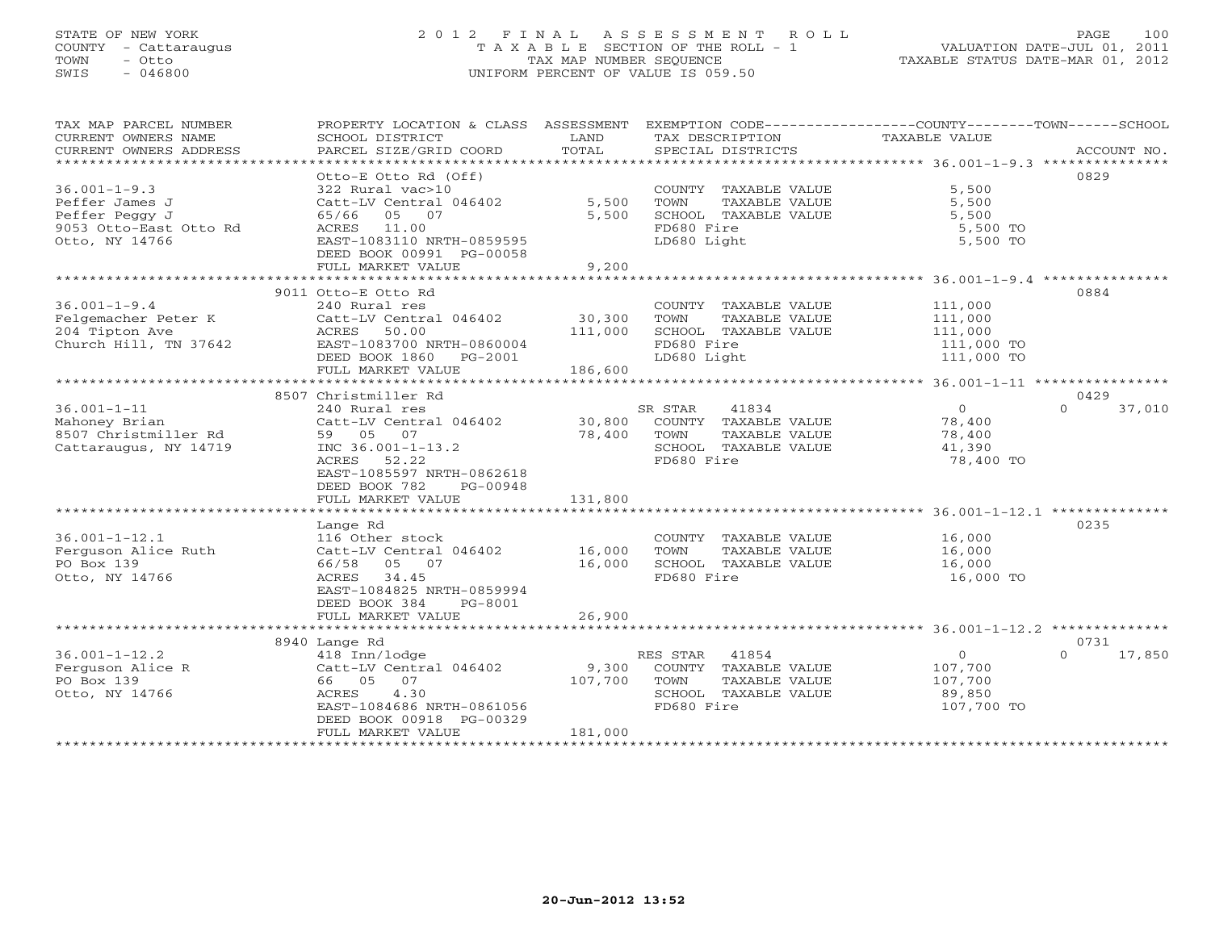STATE OF NEW YORK
COUNTY - Cattaraugus
TOWN - Otto
SWIS - 046800

2012 FINAL ASSESSMENT ROLL
TAXABLE SECTION OF THE ROLL - 1
TAX MAP NUMBER SEQUENCE
UNIFORM PERCENT OF VALUE IS 059.50

VALUATION DATE-JUL 01, 2011
TAXABLE STATUS DATE-MAR 01, 2012

| TAX MAP PARCEL NUMBER / CURRENT OWNERS NAME / CURRENT OWNERS ADDRESS | PROPERTY LOCATION & CLASS / SCHOOL DISTRICT / PARCEL SIZE/GRID COORD | ASSESSMENT LAND | TOTAL | EXEMPTION CODE / TAX DESCRIPTION / SPECIAL DISTRICTS | COUNTY TAXABLE VALUE | TOWN | SCHOOL | ACCOUNT NO. |
|---|---|---|---|---|---|---|---|---|
| 36.001-1-9.3 | Otto-E Otto Rd (Off) | | | | | | | 0829 |
| | 322 Rural vac>10 | | | COUNTY TAXABLE VALUE | 5,500 | | | |
| Peffer James J | Catt-LV Central 046402 | 5,500 | | TOWN TAXABLE VALUE | 5,500 | | | |
| Peffer Peggy J | 65/66 05 07 | | 5,500 | SCHOOL TAXABLE VALUE | 5,500 | | | |
| 9053 Otto-East Otto Rd | ACRES 11.00 | | | FD680 Fire | 5,500 TO | | | |
| Otto, NY 14766 | EAST-1083110 NRTH-0859595 | | | LD680 Light | 5,500 TO | | | |
| | DEED BOOK 00991 PG-00058 | | | | | | | |
| | FULL MARKET VALUE | | 9,200 | | | | | |
| 36.001-1-9.4 | 9011 Otto-E Otto Rd | | | | | | | 0884 |
| | 240 Rural res | | | COUNTY TAXABLE VALUE | 111,000 | | | |
| Felgemacher Peter K | Catt-LV Central 046402 | 30,300 | | TOWN TAXABLE VALUE | 111,000 | | | |
| 204 Tipton Ave | ACRES 50.00 | | 111,000 | SCHOOL TAXABLE VALUE | 111,000 | | | |
| Church Hill, TN 37642 | EAST-1083700 NRTH-0860004 | | | FD680 Fire | 111,000 TO | | | |
| | DEED BOOK 1860 PG-2001 | | | LD680 Light | 111,000 TO | | | |
| | FULL MARKET VALUE | | 186,600 | | | | | |
| 36.001-1-11 | 8507 Christmiller Rd | | | | | | | 0429 |
| | 240 Rural res | | | SR STAR 41834 | 0 | | 37,010 | |
| Mahoney Brian | Catt-LV Central 046402 | 30,800 | | COUNTY TAXABLE VALUE | 78,400 | | | |
| 8507 Christmiller Rd | 59 05 07 | | 78,400 | TOWN TAXABLE VALUE | 78,400 | | | |
| Cattaraugus, NY 14719 | INC 36.001-1-13.2 | | | SCHOOL TAXABLE VALUE | 41,390 | | | |
| | ACRES 52.22 | | | FD680 Fire | 78,400 TO | | | |
| | EAST-1085597 NRTH-0862618 | | | | | | | |
| | DEED BOOK 782 PG-00948 | | | | | | | |
| | FULL MARKET VALUE | | 131,800 | | | | | |
| 36.001-1-12.1 | Lange Rd | | | | | | | 0235 |
| | 116 Other stock | | | COUNTY TAXABLE VALUE | 16,000 | | | |
| Ferguson Alice Ruth | Catt-LV Central 046402 | 16,000 | | TOWN TAXABLE VALUE | 16,000 | | | |
| PO Box 139 | 66/58 05 07 | | 16,000 | SCHOOL TAXABLE VALUE | 16,000 | | | |
| Otto, NY 14766 | ACRES 34.45 | | | FD680 Fire | 16,000 TO | | | |
| | EAST-1084825 NRTH-0859994 | | | | | | | |
| | DEED BOOK 384 PG-8001 | | | | | | | |
| | FULL MARKET VALUE | | 26,900 | | | | | |
| 36.001-1-12.2 | 8940 Lange Rd | | | | | | | 0731 |
| | 418 Inn/lodge | | | RES STAR 41854 | 0 | | 17,850 | |
| Ferguson Alice R | Catt-LV Central 046402 | 9,300 | | COUNTY TAXABLE VALUE | 107,700 | | | |
| PO Box 139 | 66 05 07 | | 107,700 | TOWN TAXABLE VALUE | 107,700 | | | |
| Otto, NY 14766 | ACRES 4.30 | | | SCHOOL TAXABLE VALUE | 89,850 | | | |
| | EAST-1084686 NRTH-0861056 | | | FD680 Fire | 107,700 TO | | | |
| | DEED BOOK 00918 PG-00329 | | | | | | | |
| | FULL MARKET VALUE | | 181,000 | | | | | |

20-Jun-2012 13:52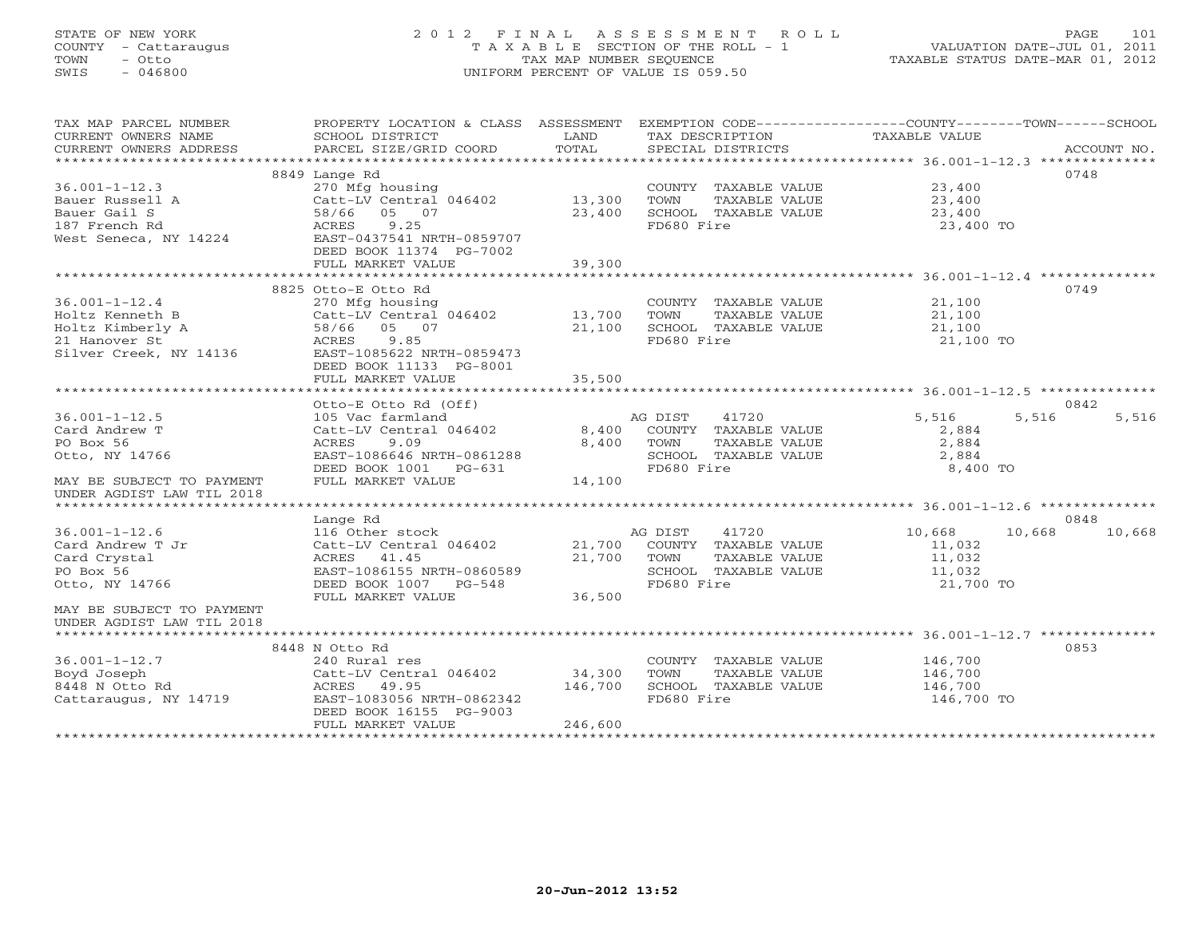STATE OF NEW YORK
COUNTY - Cattaraugus
TOWN - Otto
SWIS - 046800

# 2012 FINAL ASSESSMENT ROLL

TAXABLE SECTION OF THE ROLL - 1
TAX MAP NUMBER SEQUENCE
UNIFORM PERCENT OF VALUE IS 059.50

VALUATION DATE-JUL 01, 2011
TAXABLE STATUS DATE-MAR 01, 2012

| TAX MAP PARCEL NUMBER / CURRENT OWNERS NAME / CURRENT OWNERS ADDRESS | PROPERTY LOCATION & CLASS / SCHOOL DISTRICT / PARCEL SIZE/GRID COORD | ASSESSMENT LAND / TOTAL | EXEMPTION CODE / TAX DESCRIPTION / SPECIAL DISTRICTS | COUNTY | TOWN | SCHOOL | ACCOUNT NO. |
|---|---|---|---|---|---|---|---|
| **36.001-1-12.3** | 8849 Lange Rd | | | | | | 0748 |
| Bauer Russell A | 270 Mfg housing | | COUNTY TAXABLE VALUE | 23,400 | | | |
| Bauer Gail S | Catt-LV Central 046402 | 13,300 | TOWN TAXABLE VALUE | | 23,400 | | |
| 187 French Rd | 58/66 05 07 | 23,400 | SCHOOL TAXABLE VALUE | | | 23,400 | |
| West Seneca, NY 14224 | ACRES 9.25 | | FD680 Fire | 23,400 TO | | | |
| | EAST-0437541 NRTH-0859707 | | | | | | |
| | DEED BOOK 11374 PG-7002 | | | | | | |
| | FULL MARKET VALUE | 39,300 | | | | | |
| **36.001-1-12.4** | 8825 Otto-E Otto Rd | | | | | | 0749 |
| Holtz Kenneth B | 270 Mfg housing | | COUNTY TAXABLE VALUE | 21,100 | | | |
| Holtz Kimberly A | Catt-LV Central 046402 | 13,700 | TOWN TAXABLE VALUE | | 21,100 | | |
| 21 Hanover St | 58/66 05 07 | 21,100 | SCHOOL TAXABLE VALUE | | | 21,100 | |
| Silver Creek, NY 14136 | ACRES 9.85 | | FD680 Fire | 21,100 TO | | | |
| | EAST-1085622 NRTH-0859473 | | | | | | |
| | DEED BOOK 11133 PG-8001 | | | | | | |
| | FULL MARKET VALUE | 35,500 | | | | | |
| **36.001-1-12.5** | Otto-E Otto Rd (Off) | | | | | | 0842 |
| Card Andrew T | 105 Vac farmland | | AG DIST 41720 | 5,516 | 5,516 | 5,516 | |
| PO Box 56 | Catt-LV Central 046402 | 8,400 | COUNTY TAXABLE VALUE | 2,884 | | | |
| Otto, NY 14766 | ACRES 9.09 | 8,400 | TOWN TAXABLE VALUE | | 2,884 | | |
| | EAST-1086646 NRTH-0861288 | | SCHOOL TAXABLE VALUE | | | 2,884 | |
| | DEED BOOK 1001 PG-631 | | FD680 Fire | 8,400 TO | | | |
| MAY BE SUBJECT TO PAYMENT UNDER AGDIST LAW TIL 2018 | FULL MARKET VALUE | 14,100 | | | | | |
| **36.001-1-12.6** | Lange Rd | | | | | | 0848 |
| Card Andrew T Jr | 116 Other stock | | AG DIST 41720 | 10,668 | 10,668 | 10,668 | |
| Card Crystal | Catt-LV Central 046402 | 21,700 | COUNTY TAXABLE VALUE | 11,032 | | | |
| PO Box 56 | ACRES 41.45 | 21,700 | TOWN TAXABLE VALUE | | 11,032 | | |
| Otto, NY 14766 | EAST-1086155 NRTH-0860589 | | SCHOOL TAXABLE VALUE | | | 11,032 | |
| | DEED BOOK 1007 PG-548 | | FD680 Fire | 21,700 TO | | | |
| MAY BE SUBJECT TO PAYMENT UNDER AGDIST LAW TIL 2018 | FULL MARKET VALUE | 36,500 | | | | | |
| **36.001-1-12.7** | 8448 N Otto Rd | | | | | | 0853 |
| Boyd Joseph | 240 Rural res | | COUNTY TAXABLE VALUE | 146,700 | | | |
| 8448 N Otto Rd | Catt-LV Central 046402 | 34,300 | TOWN TAXABLE VALUE | | 146,700 | | |
| Cattaraugus, NY 14719 | ACRES 49.95 | 146,700 | SCHOOL TAXABLE VALUE | | | 146,700 | |
| | EAST-1083056 NRTH-0862342 | | FD680 Fire | 146,700 TO | | | |
| | DEED BOOK 16155 PG-9003 | | | | | | |
| | FULL MARKET VALUE | 246,600 | | | | | |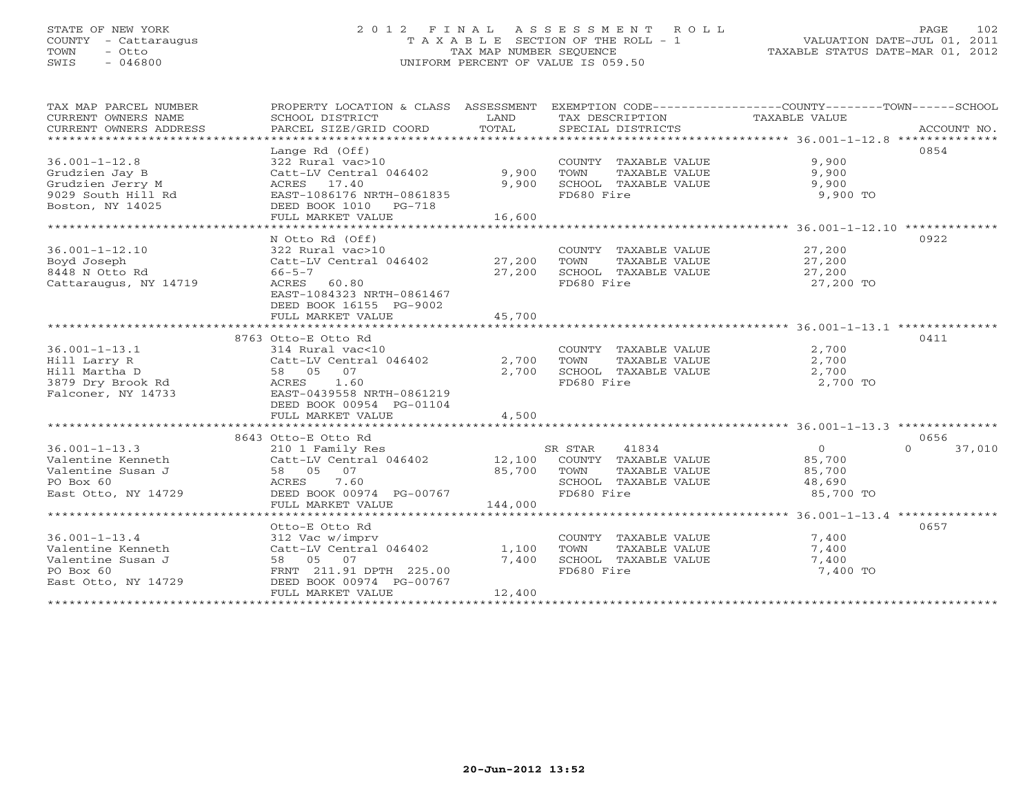STATE OF NEW YORK
COUNTY - Cattaraugus
TOWN - Otto
SWIS - 046800

# 2012 FINAL ASSESSMENT ROLL
TAXABLE SECTION OF THE ROLL - 1
TAX MAP NUMBER SEQUENCE
UNIFORM PERCENT OF VALUE IS 059.50

VALUATION DATE-JUL 01, 2011
TAXABLE STATUS DATE-MAR 01, 2012

| TAX MAP PARCEL NUMBER / CURRENT OWNERS NAME / CURRENT OWNERS ADDRESS | PROPERTY LOCATION & CLASS / SCHOOL DISTRICT / PARCEL SIZE/GRID COORD | ASSESSMENT LAND | TOTAL | EXEMPTION CODE / TAX DESCRIPTION / SPECIAL DISTRICTS | COUNTY TAXABLE VALUE | TOWN | SCHOOL | ACCOUNT NO. |
|---|---|---|---|---|---|---|---|---|
| 36.001-1-12.8 | Lange Rd (Off) | | | | | | | 0854 |
| | 322 Rural vac>10 | | | COUNTY TAXABLE VALUE | 9,900 | | | |
| Grudzien Jay B | Catt-LV Central 046402 | 9,900 | | TOWN TAXABLE VALUE | 9,900 | | | |
| Grudzien Jerry M | ACRES 17.40 | | 9,900 | SCHOOL TAXABLE VALUE | 9,900 | | | |
| 9029 South Hill Rd | EAST-1086176 NRTH-0861835 | | | FD680 Fire | 9,900 TO | | | |
| Boston, NY 14025 | DEED BOOK 1010 PG-718 | | | | | | | |
| | FULL MARKET VALUE | | 16,600 | | | | | |
| 36.001-1-12.10 | N Otto Rd (Off) | | | | | | | 0922 |
| | 322 Rural vac>10 | | | COUNTY TAXABLE VALUE | 27,200 | | | |
| Boyd Joseph | Catt-LV Central 046402 | 27,200 | | TOWN TAXABLE VALUE | 27,200 | | | |
| 8448 N Otto Rd | 66-5-7 | | 27,200 | SCHOOL TAXABLE VALUE | 27,200 | | | |
| Cattaraugus, NY 14719 | ACRES 60.80 | | | FD680 Fire | 27,200 TO | | | |
| | EAST-1084323 NRTH-0861467 | | | | | | | |
| | DEED BOOK 16155 PG-9002 | | | | | | | |
| | FULL MARKET VALUE | | 45,700 | | | | | |
| 36.001-1-13.1 | 8763 Otto-E Otto Rd | | | | | | | 0411 |
| | 314 Rural vac<10 | | | COUNTY TAXABLE VALUE | 2,700 | | | |
| Hill Larry R | Catt-LV Central 046402 | 2,700 | | TOWN TAXABLE VALUE | 2,700 | | | |
| Hill Martha D | 58 05 07 | | 2,700 | SCHOOL TAXABLE VALUE | 2,700 | | | |
| 3879 Dry Brook Rd | ACRES 1.60 | | | FD680 Fire | 2,700 TO | | | |
| Falconer, NY 14733 | EAST-0439558 NRTH-0861219 | | | | | | | |
| | DEED BOOK 00954 PG-01104 | | | | | | | |
| | FULL MARKET VALUE | | 4,500 | | | | | |
| 36.001-1-13.3 | 8643 Otto-E Otto Rd | | | | | | | 0656 |
| | 210 1 Family Res | | | SR STAR 41834 | 0 | 0 | 37,010 | |
| Valentine Kenneth | Catt-LV Central 046402 | 12,100 | | COUNTY TAXABLE VALUE | 85,700 | | | |
| Valentine Susan J | 58 05 07 | | 85,700 | TOWN TAXABLE VALUE | 85,700 | | | |
| PO Box 60 | ACRES 7.60 | | | SCHOOL TAXABLE VALUE | 48,690 | | | |
| East Otto, NY 14729 | DEED BOOK 00974 PG-00767 | | | FD680 Fire | 85,700 TO | | | |
| | FULL MARKET VALUE | | 144,000 | | | | | |
| 36.001-1-13.4 | Otto-E Otto Rd | | | | | | | 0657 |
| | 312 Vac w/imprv | | | COUNTY TAXABLE VALUE | 7,400 | | | |
| Valentine Kenneth | Catt-LV Central 046402 | 1,100 | | TOWN TAXABLE VALUE | 7,400 | | | |
| Valentine Susan J | 58 05 07 | | 7,400 | SCHOOL TAXABLE VALUE | 7,400 | | | |
| PO Box 60 | FRNT 211.91 DPTH 225.00 | | | FD680 Fire | 7,400 TO | | | |
| East Otto, NY 14729 | DEED BOOK 00974 PG-00767 | | | | | | | |
| | FULL MARKET VALUE | | 12,400 | | | | | |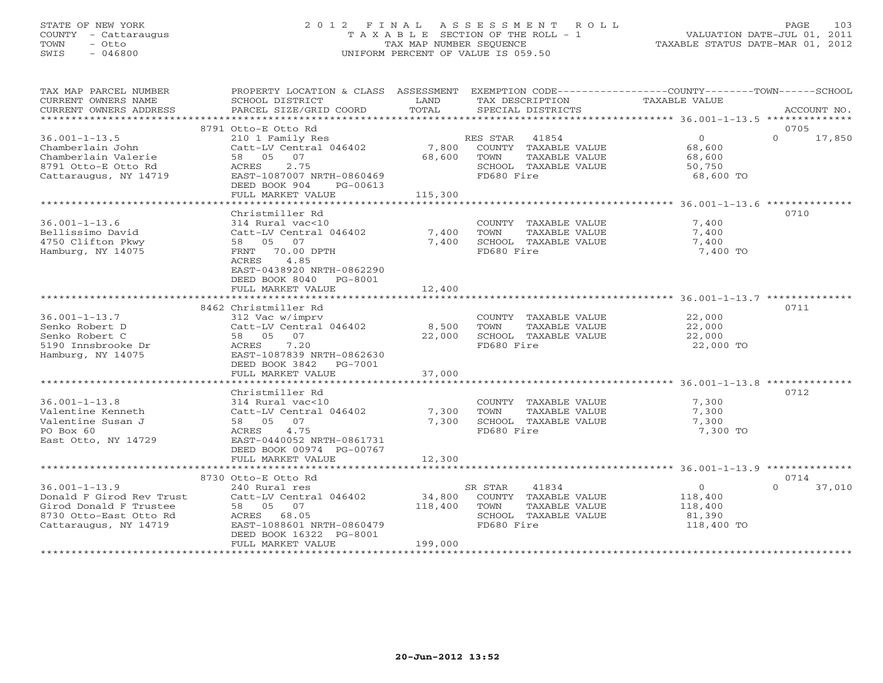STATE OF NEW YORK
COUNTY - Cattaraugus
TOWN - Otto
SWIS - 046800

# 2012 FINAL ASSESSMENT ROLL
TAXABLE SECTION OF THE ROLL - 1
TAX MAP NUMBER SEQUENCE
UNIFORM PERCENT OF VALUE IS 059.50

VALUATION DATE-JUL 01, 2011
TAXABLE STATUS DATE-MAR 01, 2012

| TAX MAP PARCEL NUMBER / CURRENT OWNERS NAME / CURRENT OWNERS ADDRESS | PROPERTY LOCATION & CLASS / SCHOOL DISTRICT / PARCEL SIZE/GRID COORD | ASSESSMENT LAND | TOTAL | EXEMPTION CODE / TAX DESCRIPTION / SPECIAL DISTRICTS | COUNTY TAXABLE VALUE | TOWN | SCHOOL | ACCOUNT NO. |
|---|---|---|---|---|---|---|---|---|
| 36.001-1-13.5 | 8791 Otto-E Otto Rd | | | | | | | 0705 |
| | 210 1 Family Res | | | RES STAR 41854 | 0 | 0 | 17,850 | |
| Chamberlain John | Catt-LV Central 046402 | 7,800 | | COUNTY TAXABLE VALUE | 68,600 | | | |
| Chamberlain Valerie | 58 05 07 | | 68,600 | TOWN TAXABLE VALUE | 68,600 | | | |
| 8791 Otto-E Otto Rd | ACRES 2.75 | | | SCHOOL TAXABLE VALUE | 50,750 | | | |
| Cattaraugus, NY 14719 | EAST-1087007 NRTH-0860469 | | | FD680 Fire | 68,600 TO | | | |
| | DEED BOOK 904 PG-00613 | | | | | | | |
| | FULL MARKET VALUE | | 115,300 | | | | | |
| 36.001-1-13.6 | Christmiller Rd | | | | | | | 0710 |
| | 314 Rural vac<10 | | | COUNTY TAXABLE VALUE | 7,400 | | | |
| Bellissimo David | Catt-LV Central 046402 | 7,400 | | TOWN TAXABLE VALUE | 7,400 | | | |
| 4750 Clifton Pkwy | 58 05 07 | | 7,400 | SCHOOL TAXABLE VALUE | 7,400 | | | |
| Hamburg, NY 14075 | FRNT 70.00 DPTH | | | FD680 Fire | 7,400 TO | | | |
| | ACRES 4.85 | | | | | | | |
| | EAST-0438920 NRTH-0862290 | | | | | | | |
| | DEED BOOK 8040 PG-8001 | | | | | | | |
| | FULL MARKET VALUE | | 12,400 | | | | | |
| 36.001-1-13.7 | 8462 Christmiller Rd | | | | | | | 0711 |
| | 312 Vac w/imprv | | | COUNTY TAXABLE VALUE | 22,000 | | | |
| Senko Robert D | Catt-LV Central 046402 | 8,500 | | TOWN TAXABLE VALUE | 22,000 | | | |
| Senko Robert C | 58 05 07 | | 22,000 | SCHOOL TAXABLE VALUE | 22,000 | | | |
| 5190 Innsbrooke Dr | ACRES 7.20 | | | FD680 Fire | 22,000 TO | | | |
| Hamburg, NY 14075 | EAST-1087839 NRTH-0862630 | | | | | | | |
| | DEED BOOK 3842 PG-7001 | | | | | | | |
| | FULL MARKET VALUE | | 37,000 | | | | | |
| 36.001-1-13.8 | Christmiller Rd | | | | | | | 0712 |
| | 314 Rural vac<10 | | | COUNTY TAXABLE VALUE | 7,300 | | | |
| Valentine Kenneth | Catt-LV Central 046402 | 7,300 | | TOWN TAXABLE VALUE | 7,300 | | | |
| Valentine Susan J | 58 05 07 | | 7,300 | SCHOOL TAXABLE VALUE | 7,300 | | | |
| PO Box 60 | ACRES 4.75 | | | FD680 Fire | 7,300 TO | | | |
| East Otto, NY 14729 | EAST-0440052 NRTH-0861731 | | | | | | | |
| | DEED BOOK 00974 PG-00767 | | | | | | | |
| | FULL MARKET VALUE | | 12,300 | | | | | |
| 36.001-1-13.9 | 8730 Otto-E Otto Rd | | | | | | | 0714 |
| | 240 Rural res | | | SR STAR 41834 | 0 | 0 | 37,010 | |
| Donald F Girod Rev Trust | Catt-LV Central 046402 | 34,800 | | COUNTY TAXABLE VALUE | 118,400 | | | |
| Girod Donald F Trustee | 58 05 07 | | 118,400 | TOWN TAXABLE VALUE | 118,400 | | | |
| 8730 Otto-East Otto Rd | ACRES 68.05 | | | SCHOOL TAXABLE VALUE | 81,390 | | | |
| Cattaraugus, NY 14719 | EAST-1088601 NRTH-0860479 | | | FD680 Fire | 118,400 TO | | | |
| | DEED BOOK 16322 PG-8001 | | | | | | | |
| | FULL MARKET VALUE | | 199,000 | | | | | |

20-Jun-2012 13:52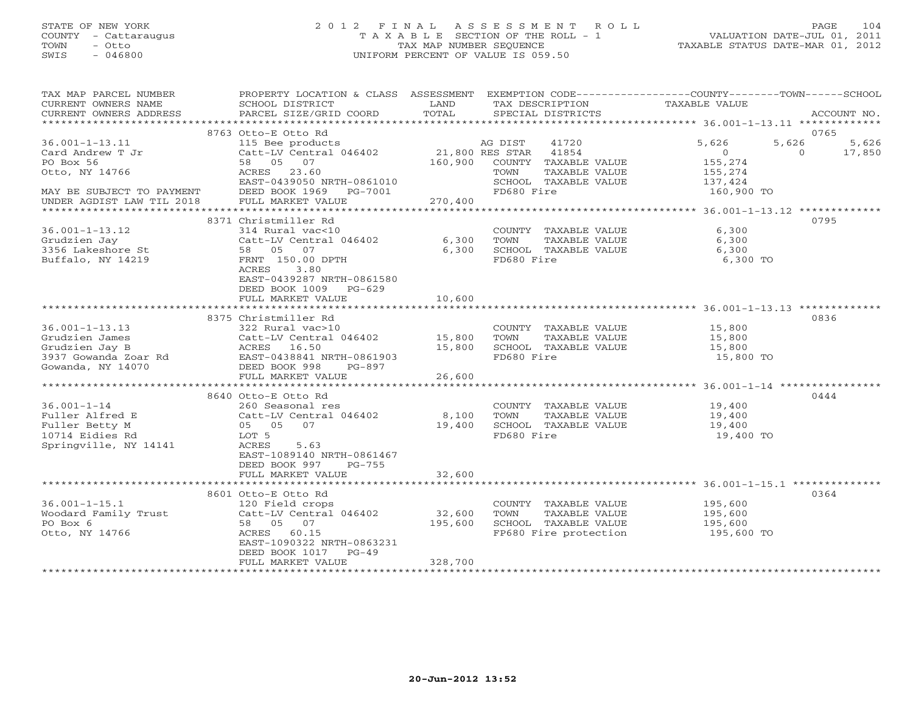STATE OF NEW YORK
COUNTY - Cattaraugus
TOWN - Otto
SWIS - 046800

2012 FINAL ASSESSMENT ROLL
TAXABLE SECTION OF THE ROLL - 1
TAX MAP NUMBER SEQUENCE
UNIFORM PERCENT OF VALUE IS 059.50

VALUATION DATE-JUL 01, 2011
TAXABLE STATUS DATE-MAR 01, 2012

| TAX MAP PARCEL NUMBER / CURRENT OWNERS NAME / CURRENT OWNERS ADDRESS | PROPERTY LOCATION & CLASS / SCHOOL DISTRICT / PARCEL SIZE/GRID COORD | ASSESSMENT LAND / TOTAL | EXEMPTION CODE / TAX DESCRIPTION / SPECIAL DISTRICTS | COUNTY TAXABLE VALUE | TOWN | SCHOOL | ACCOUNT NO. |
|---|---|---|---|---|---|---|---|
| | 8763 Otto-E Otto Rd | | | | | | 0765 |
| 36.001-1-13.11 | 115 Bee products | | AG DIST 41720 | 5,626 | 5,626 | 5,626 | |
| Card Andrew T Jr | Catt-LV Central 046402 | 21,800 | RES STAR 41854 | 0 | 0 | 17,850 | |
| PO Box 56 | 58 05 07 | 160,900 | COUNTY TAXABLE VALUE | 155,274 | | | |
| Otto, NY 14766 | ACRES 23.60 | | TOWN TAXABLE VALUE | 155,274 | | | |
| | EAST-0439050 NRTH-0861010 | | SCHOOL TAXABLE VALUE | 137,424 | | | |
| MAY BE SUBJECT TO PAYMENT | DEED BOOK 1969 PG-7001 | | FD680 Fire | 160,900 TO | | | |
| UNDER AGDIST LAW TIL 2018 | FULL MARKET VALUE | 270,400 | | | | | |
| | 8371 Christmiller Rd | | | | | | 0795 |
| 36.001-1-13.12 | 314 Rural vac<10 | | COUNTY TAXABLE VALUE | 6,300 | | | |
| Grudzien Jay | Catt-LV Central 046402 | 6,300 | TOWN TAXABLE VALUE | 6,300 | | | |
| 3356 Lakeshore St | 58 05 07 | 6,300 | SCHOOL TAXABLE VALUE | 6,300 | | | |
| Buffalo, NY 14219 | FRNT 150.00 DPTH | | FD680 Fire | 6,300 TO | | | |
| | ACRES 3.80 | | | | | | |
| | EAST-0439287 NRTH-0861580 | | | | | | |
| | DEED BOOK 1009 PG-629 | | | | | | |
| | FULL MARKET VALUE | 10,600 | | | | | |
| | 8375 Christmiller Rd | | | | | | 0836 |
| 36.001-1-13.13 | 322 Rural vac>10 | | COUNTY TAXABLE VALUE | 15,800 | | | |
| Grudzien James | Catt-LV Central 046402 | 15,800 | TOWN TAXABLE VALUE | 15,800 | | | |
| Grudzien Jay B | ACRES 16.50 | 15,800 | SCHOOL TAXABLE VALUE | 15,800 | | | |
| 3937 Gowanda Zoar Rd | EAST-0438841 NRTH-0861903 | | FD680 Fire | 15,800 TO | | | |
| Gowanda, NY 14070 | DEED BOOK 998 PG-897 | | | | | | |
| | FULL MARKET VALUE | 26,600 | | | | | |
| | 8640 Otto-E Otto Rd | | | | | | 0444 |
| 36.001-1-14 | 260 Seasonal res | | COUNTY TAXABLE VALUE | 19,400 | | | |
| Fuller Alfred E | Catt-LV Central 046402 | 8,100 | TOWN TAXABLE VALUE | 19,400 | | | |
| Fuller Betty M | 05 05 07 | 19,400 | SCHOOL TAXABLE VALUE | 19,400 | | | |
| 10714 Eidies Rd | LOT 5 | | FD680 Fire | 19,400 TO | | | |
| Springville, NY 14141 | ACRES 5.63 | | | | | | |
| | EAST-1089140 NRTH-0861467 | | | | | | |
| | DEED BOOK 997 PG-755 | | | | | | |
| | FULL MARKET VALUE | 32,600 | | | | | |
| | 8601 Otto-E Otto Rd | | | | | | 0364 |
| 36.001-1-15.1 | 120 Field crops | | COUNTY TAXABLE VALUE | 195,600 | | | |
| Woodard Family Trust | Catt-LV Central 046402 | 32,600 | TOWN TAXABLE VALUE | 195,600 | | | |
| PO Box 6 | 58 05 07 | 195,600 | SCHOOL TAXABLE VALUE | 195,600 | | | |
| Otto, NY 14766 | ACRES 60.15 | | FP680 Fire protection | 195,600 TO | | | |
| | EAST-1090322 NRTH-0863231 | | | | | | |
| | DEED BOOK 1017 PG-49 | | | | | | |
| | FULL MARKET VALUE | 328,700 | | | | | |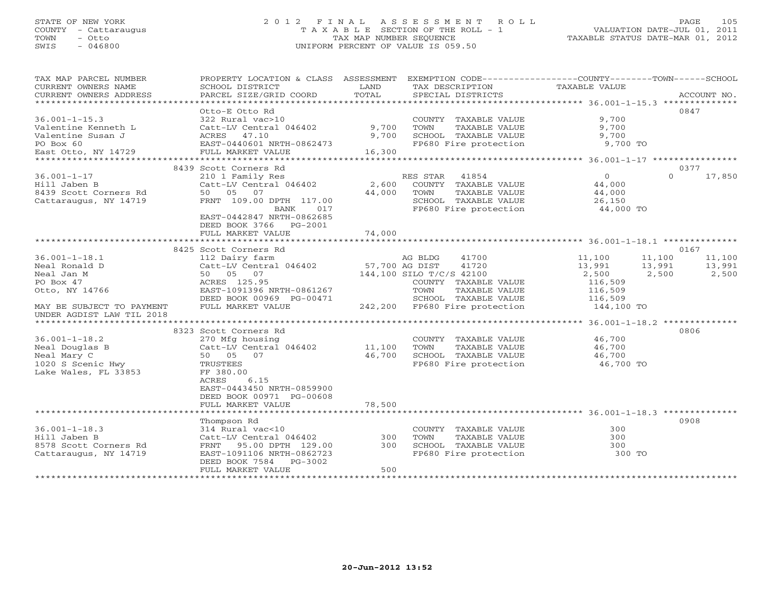STATE OF NEW YORK
COUNTY - Cattaraugus
TOWN - Otto
SWIS - 046800

2 0 1 2  F I N A L  A S S E S S M E N T  R O L L
T A X A B L E SECTION OF THE ROLL - 1
TAX MAP NUMBER SEQUENCE
UNIFORM PERCENT OF VALUE IS 059.50

VALUATION DATE-JUL 01, 2011
TAXABLE STATUS DATE-MAR 01, 2012

| TAX MAP PARCEL NUMBER / CURRENT OWNERS NAME / CURRENT OWNERS ADDRESS | PROPERTY LOCATION & CLASS / SCHOOL DISTRICT / PARCEL SIZE/GRID COORD | ASSESSMENT LAND / TOTAL | EXEMPTION CODE / TAX DESCRIPTION / SPECIAL DISTRICTS | COUNTY TAXABLE VALUE | TOWN | SCHOOL | ACCOUNT NO. |
|---|---|---|---|---|---|---|---|
| **36.001-1-15.3** | Otto-E Otto Rd | | | | | | 0847 |
| Valentine Kenneth L | 322 Rural vac>10 | | COUNTY TAXABLE VALUE | 9,700 | | | |
| Valentine Susan J | Catt-LV Central 046402 | 9,700 | TOWN TAXABLE VALUE | 9,700 | | | |
| PO Box 60 | ACRES 47.10 | 9,700 | SCHOOL TAXABLE VALUE | 9,700 | | | |
| East Otto, NY 14729 | EAST-0440601 NRTH-0862473 | | FP680 Fire protection | 9,700 TO | | | |
| | FULL MARKET VALUE | 16,300 | | | | | |
| **36.001-1-17** | 8439 Scott Corners Rd | | | | | | 0377 |
| Hill Jaben B | 210 1 Family Res | | RES STAR 41854 | 0 | 0 | 17,850 | |
| 8439 Scott Corners Rd | Catt-LV Central 046402 | 2,600 | COUNTY TAXABLE VALUE | 44,000 | | | |
| Cattaraugus, NY 14719 | 50 05 07 | 44,000 | TOWN TAXABLE VALUE | 44,000 | | | |
| | FRNT 109.00 DPTH 117.00 | | SCHOOL TAXABLE VALUE | 26,150 | | | |
| | BANK 017 | | FP680 Fire protection | 44,000 TO | | | |
| | EAST-0442847 NRTH-0862685 | | | | | | |
| | DEED BOOK 3766 PG-2001 | | | | | | |
| | FULL MARKET VALUE | 74,000 | | | | | |
| **36.001-1-18.1** | 8425 Scott Corners Rd | | | | | | 0167 |
| Neal Ronald D | 112 Dairy farm | | AG BLDG 41700 | 11,100 | 11,100 | 11,100 | |
| Neal Jan M | Catt-LV Central 046402 | 57,700 | AG DIST 41720 | 13,991 | 13,991 | 13,991 | |
| PO Box 47 | 50 05 07 | 144,100 | SILO T/C/S 42100 | 2,500 | 2,500 | 2,500 | |
| Otto, NY 14766 | ACRES 125.95 | | COUNTY TAXABLE VALUE | 116,509 | | | |
| | EAST-1091396 NRTH-0861267 | | TOWN TAXABLE VALUE | 116,509 | | | |
| | DEED BOOK 00969 PG-00471 | | SCHOOL TAXABLE VALUE | 116,509 | | | |
| MAY BE SUBJECT TO PAYMENT UNDER AGDIST LAW TIL 2018 | FULL MARKET VALUE | 242,200 | FP680 Fire protection | 144,100 TO | | | |
| **36.001-1-18.2** | 8323 Scott Corners Rd | | | | | | 0806 |
| Neal Douglas B | 270 Mfg housing | | COUNTY TAXABLE VALUE | 46,700 | | | |
| Neal Mary C | Catt-LV Central 046402 | 11,100 | TOWN TAXABLE VALUE | 46,700 | | | |
| 1020 S Scenic Hwy | 50 05 07 | 46,700 | SCHOOL TAXABLE VALUE | 46,700 | | | |
| Lake Wales, FL 33853 | TRUSTEES | | FP680 Fire protection | 46,700 TO | | | |
| | FF 380.00 | | | | | | |
| | ACRES 6.15 | | | | | | |
| | EAST-0443450 NRTH-0859900 | | | | | | |
| | DEED BOOK 00971 PG-00608 | | | | | | |
| | FULL MARKET VALUE | 78,500 | | | | | |
| **36.001-1-18.3** | Thompson Rd | | | | | | 0908 |
| Hill Jaben B | 314 Rural vac<10 | | COUNTY TAXABLE VALUE | 300 | | | |
| 8578 Scott Corners Rd | Catt-LV Central 046402 | 300 | TOWN TAXABLE VALUE | 300 | | | |
| Cattaraugus, NY 14719 | FRNT 95.00 DPTH 129.00 | 300 | SCHOOL TAXABLE VALUE | 300 | | | |
| | EAST-1091106 NRTH-0862723 | | FP680 Fire protection | 300 TO | | | |
| | DEED BOOK 7584 PG-3002 | | | | | | |
| | FULL MARKET VALUE | 500 | | | | | |

20-Jun-2012 13:52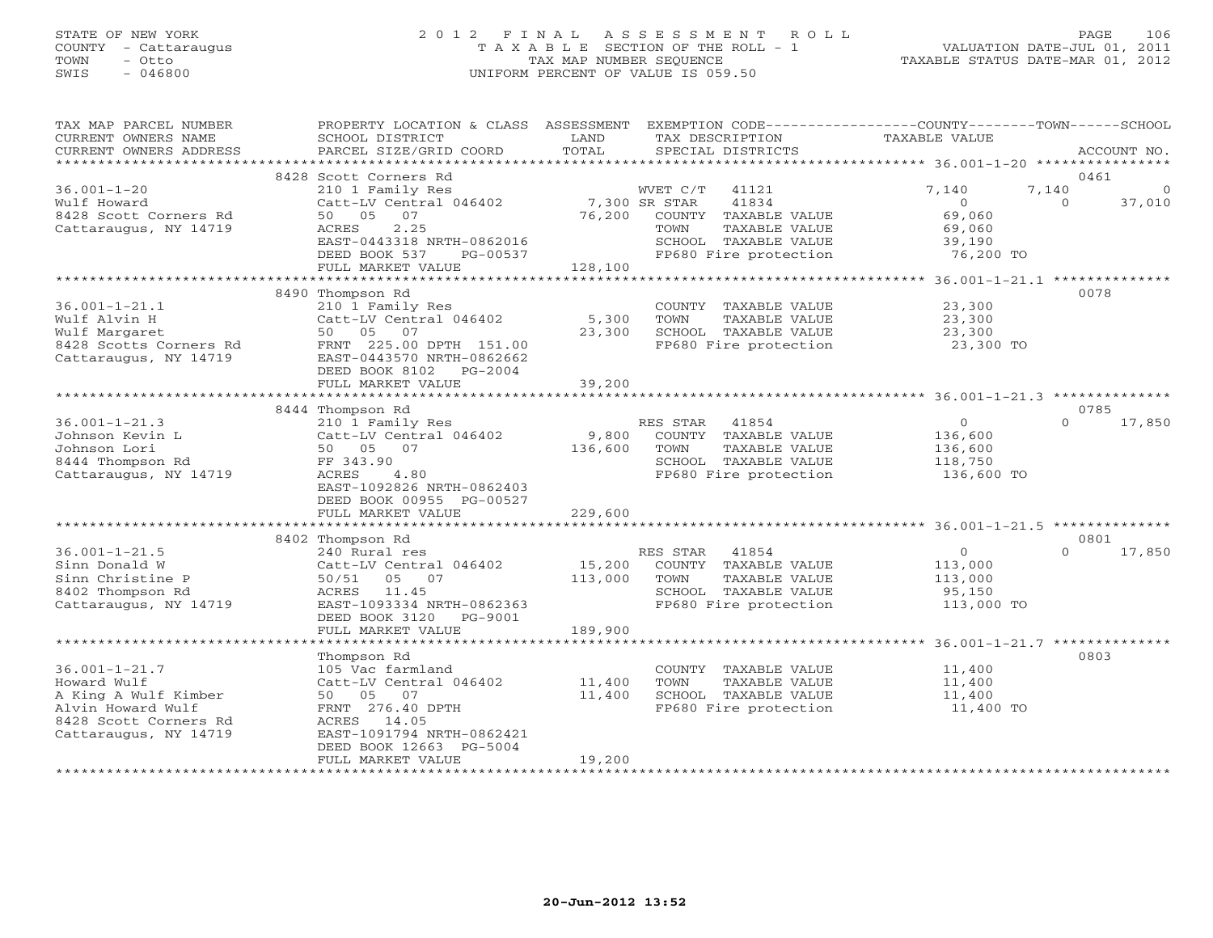STATE OF NEW YORK
COUNTY - Cattaraugus
TOWN - Otto
SWIS - 046800

# 2012 FINAL ASSESSMENT ROLL
TAXABLE SECTION OF THE ROLL - 1
TAX MAP NUMBER SEQUENCE
UNIFORM PERCENT OF VALUE IS 059.50

VALUATION DATE-JUL 01, 2011
TAXABLE STATUS DATE-MAR 01, 2012

| TAX MAP PARCEL NUMBER / CURRENT OWNERS NAME / CURRENT OWNERS ADDRESS | PROPERTY LOCATION & CLASS / SCHOOL DISTRICT / PARCEL SIZE/GRID COORD | ASSESSMENT LAND | TOTAL | EXEMPTION CODE / TAX DESCRIPTION / SPECIAL DISTRICTS | COUNTY TAXABLE VALUE | TOWN | SCHOOL | ACCOUNT NO. |
|---|---|---|---|---|---|---|---|---|
| 36.001-1-20 | 8428 Scott Corners Rd | | | | | | | 0461 |
| Wulf Howard | 210 1 Family Res | | | WVET C/T 41121 | 7,140 | 7,140 | 0 | |
| 8428 Scott Corners Rd | Catt-LV Central 046402 | 7,300 | | SR STAR 41834 | 0 | 0 | 37,010 | |
| Cattaraugus, NY 14719 | 50 05 07 | | 76,200 | COUNTY TAXABLE VALUE | 69,060 | | | |
| | ACRES 2.25 | | | TOWN TAXABLE VALUE | 69,060 | | | |
| | EAST-0443318 NRTH-0862016 | | | SCHOOL TAXABLE VALUE | 39,190 | | | |
| | DEED BOOK 537 PG-00537 | | | FP680 Fire protection | 76,200 TO | | | |
| | FULL MARKET VALUE | | 128,100 | | | | | |
| 36.001-1-21.1 | 8490 Thompson Rd | | | | | | | 0078 |
| Wulf Alvin H | 210 1 Family Res | | | COUNTY TAXABLE VALUE | 23,300 | | | |
| Wulf Margaret | Catt-LV Central 046402 | 5,300 | | TOWN TAXABLE VALUE | 23,300 | | | |
| 8428 Scotts Corners Rd | 50 05 07 | | 23,300 | SCHOOL TAXABLE VALUE | 23,300 | | | |
| Cattaraugus, NY 14719 | FRNT 225.00 DPTH 151.00 | | | FP680 Fire protection | 23,300 TO | | | |
| | EAST-0443570 NRTH-0862662 | | | | | | | |
| | DEED BOOK 8102 PG-2004 | | | | | | | |
| | FULL MARKET VALUE | | 39,200 | | | | | |
| 36.001-1-21.3 | 8444 Thompson Rd | | | | | | | 0785 |
| Johnson Kevin L | 210 1 Family Res | | | RES STAR 41854 | 0 | 0 | 17,850 | |
| Johnson Lori | Catt-LV Central 046402 | 9,800 | | COUNTY TAXABLE VALUE | 136,600 | | | |
| 8444 Thompson Rd | 50 05 07 | | 136,600 | TOWN TAXABLE VALUE | 136,600 | | | |
| Cattaraugus, NY 14719 | FF 343.90 | | | SCHOOL TAXABLE VALUE | 118,750 | | | |
| | ACRES 4.80 | | | FP680 Fire protection | 136,600 TO | | | |
| | EAST-1092826 NRTH-0862403 | | | | | | | |
| | DEED BOOK 00955 PG-00527 | | | | | | | |
| | FULL MARKET VALUE | | 229,600 | | | | | |
| 36.001-1-21.5 | 8402 Thompson Rd | | | | | | | 0801 |
| Sinn Donald W | 240 Rural res | | | RES STAR 41854 | 0 | 0 | 17,850 | |
| Sinn Christine P | Catt-LV Central 046402 | 15,200 | | COUNTY TAXABLE VALUE | 113,000 | | | |
| 8402 Thompson Rd | 50/51 05 07 | | 113,000 | TOWN TAXABLE VALUE | 113,000 | | | |
| Cattaraugus, NY 14719 | ACRES 11.45 | | | SCHOOL TAXABLE VALUE | 95,150 | | | |
| | EAST-1093334 NRTH-0862363 | | | FP680 Fire protection | 113,000 TO | | | |
| | DEED BOOK 3120 PG-9001 | | | | | | | |
| | FULL MARKET VALUE | | 189,900 | | | | | |
| 36.001-1-21.7 | Thompson Rd | | | | | | | 0803 |
| Howard Wulf | 105 Vac farmland | | | COUNTY TAXABLE VALUE | 11,400 | | | |
| A King A Wulf Kimber | Catt-LV Central 046402 | 11,400 | | TOWN TAXABLE VALUE | 11,400 | | | |
| Alvin Howard Wulf | 50 05 07 | | 11,400 | SCHOOL TAXABLE VALUE | 11,400 | | | |
| 8428 Scott Corners Rd | FRNT 276.40 DPTH | | | FP680 Fire protection | 11,400 TO | | | |
| Cattaraugus, NY 14719 | ACRES 14.05 | | | | | | | |
| | EAST-1091794 NRTH-0862421 | | | | | | | |
| | DEED BOOK 12663 PG-5004 | | | | | | | |
| | FULL MARKET VALUE | | 19,200 | | | | | |

20-Jun-2012 13:52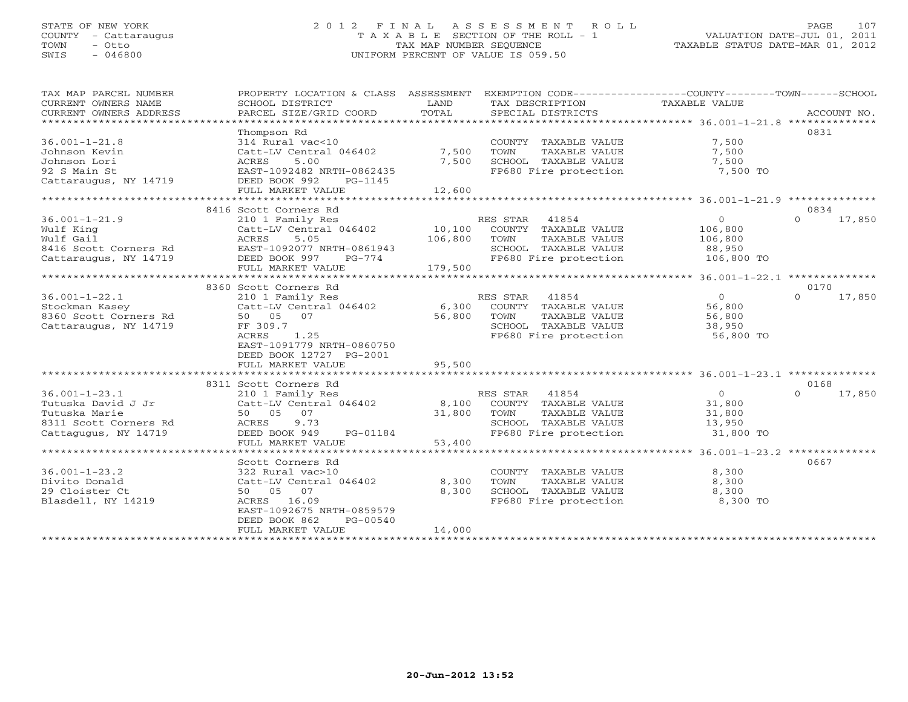STATE OF NEW YORK
COUNTY - Cattaraugus
TOWN - Otto
SWIS - 046800

2012 FINAL ASSESSMENT ROLL
TAXABLE SECTION OF THE ROLL - 1
TAX MAP NUMBER SEQUENCE
UNIFORM PERCENT OF VALUE IS 059.50

VALUATION DATE-JUL 01, 2011
TAXABLE STATUS DATE-MAR 01, 2012

| TAX MAP PARCEL NUMBER / CURRENT OWNERS NAME / CURRENT OWNERS ADDRESS | PROPERTY LOCATION & CLASS / SCHOOL DISTRICT / PARCEL SIZE/GRID COORD | ASSESSMENT LAND / TOTAL | EXEMPTION CODE / TAX DESCRIPTION / SPECIAL DISTRICTS | COUNTY TAXABLE VALUE | TOWN | SCHOOL / ACCOUNT NO. |
|---|---|---|---|---|---|---|
| | Thompson Rd | | | | | 0831 |
| 36.001-1-21.8 | 314 Rural vac<10 | | COUNTY TAXABLE VALUE | 7,500 | | |
| Johnson Kevin | Catt-LV Central 046402 | 7,500 | TOWN TAXABLE VALUE | 7,500 | | |
| Johnson Lori | ACRES 5.00 | 7,500 | SCHOOL TAXABLE VALUE | 7,500 | | |
| 92 S Main St | EAST-1092482 NRTH-0862435 | | FP680 Fire protection | 7,500 TO | | |
| Cattaraugus, NY 14719 | DEED BOOK 992 PG-1145 | | | | | |
| | FULL MARKET VALUE | 12,600 | | | | |
| | 8416 Scott Corners Rd | | | | | 0834 |
| 36.001-1-21.9 | 210 1 Family Res | | RES STAR 41854 | 0 | 0 | 17,850 |
| Wulf King | Catt-LV Central 046402 | 10,100 | COUNTY TAXABLE VALUE | 106,800 | | |
| Wulf Gail | ACRES 5.05 | 106,800 | TOWN TAXABLE VALUE | 106,800 | | |
| 8416 Scott Corners Rd | EAST-1092077 NRTH-0861943 | | SCHOOL TAXABLE VALUE | 88,950 | | |
| Cattaraugus, NY 14719 | DEED BOOK 997 PG-774 | | FP680 Fire protection | 106,800 TO | | |
| | FULL MARKET VALUE | 179,500 | | | | |
| | 8360 Scott Corners Rd | | | | | 0170 |
| 36.001-1-22.1 | 210 1 Family Res | | RES STAR 41854 | 0 | 0 | 17,850 |
| Stockman Kasey | Catt-LV Central 046402 | 6,300 | COUNTY TAXABLE VALUE | 56,800 | | |
| 8360 Scott Corners Rd | 50 05 07 | 56,800 | TOWN TAXABLE VALUE | 56,800 | | |
| Cattaraugus, NY 14719 | FF 309.7 | | SCHOOL TAXABLE VALUE | 38,950 | | |
| | ACRES 1.25 | | FP680 Fire protection | 56,800 TO | | |
| | EAST-1091779 NRTH-0860750 | | | | | |
| | DEED BOOK 12727 PG-2001 | | | | | |
| | FULL MARKET VALUE | 95,500 | | | | |
| | 8311 Scott Corners Rd | | | | | 0168 |
| 36.001-1-23.1 | 210 1 Family Res | | RES STAR 41854 | 0 | 0 | 17,850 |
| Tutuska David J Jr | Catt-LV Central 046402 | 8,100 | COUNTY TAXABLE VALUE | 31,800 | | |
| Tutuska Marie | 50 05 07 | 31,800 | TOWN TAXABLE VALUE | 31,800 | | |
| 8311 Scott Corners Rd | ACRES 9.73 | | SCHOOL TAXABLE VALUE | 13,950 | | |
| Cattagugus, NY 14719 | DEED BOOK 949 PG-01184 | | FP680 Fire protection | 31,800 TO | | |
| | FULL MARKET VALUE | 53,400 | | | | |
| | Scott Corners Rd | | | | | 0667 |
| 36.001-1-23.2 | 322 Rural vac>10 | | COUNTY TAXABLE VALUE | 8,300 | | |
| Divito Donald | Catt-LV Central 046402 | 8,300 | TOWN TAXABLE VALUE | 8,300 | | |
| 29 Cloister Ct | 50 05 07 | 8,300 | SCHOOL TAXABLE VALUE | 8,300 | | |
| Blasdell, NY 14219 | ACRES 16.09 | | FP680 Fire protection | 8,300 TO | | |
| | EAST-1092675 NRTH-0859579 | | | | | |
| | DEED BOOK 862 PG-00540 | | | | | |
| | FULL MARKET VALUE | 14,000 | | | | |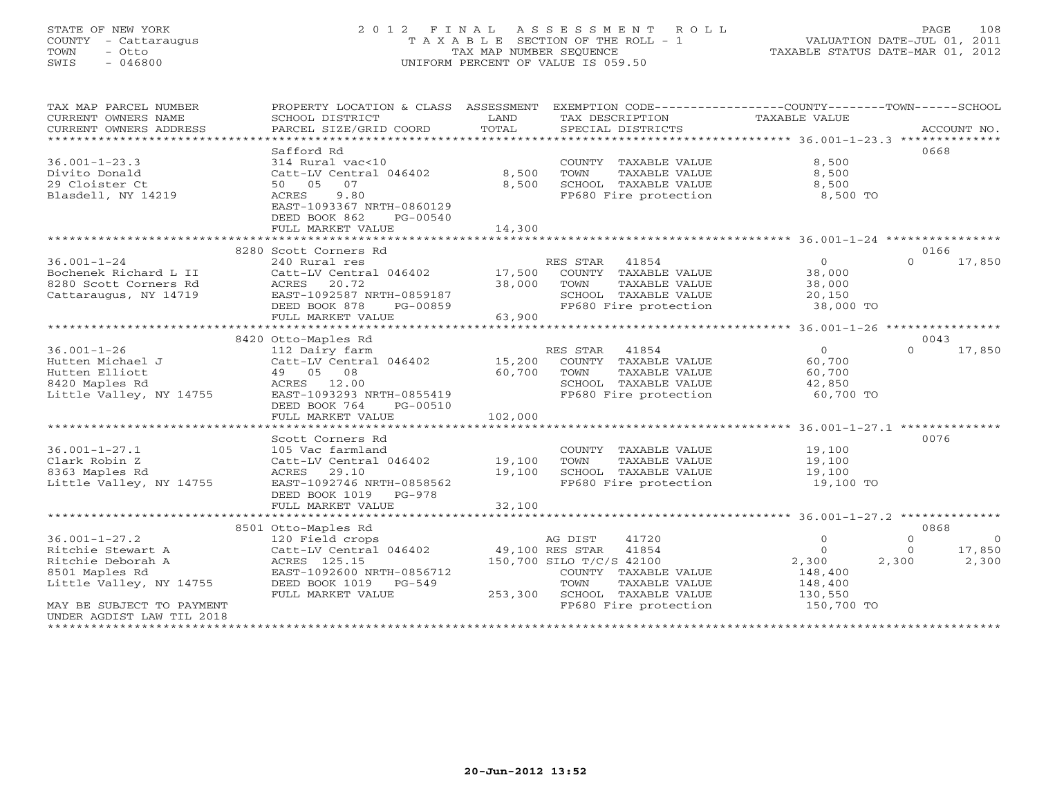STATE OF NEW YORK
COUNTY - Cattaraugus
TOWN - Otto
SWIS - 046800

2012 FINAL ASSESSMENT ROLL
TAXABLE SECTION OF THE ROLL - 1
TAX MAP NUMBER SEQUENCE
UNIFORM PERCENT OF VALUE IS 059.50

VALUATION DATE-JUL 01, 2011
TAXABLE STATUS DATE-MAR 01, 2012

| TAX MAP PARCEL NUMBER / CURRENT OWNERS NAME / CURRENT OWNERS ADDRESS | PROPERTY LOCATION & CLASS / SCHOOL DISTRICT / PARCEL SIZE/GRID COORD | ASSESSMENT LAND | TOTAL | EXEMPTION CODE / TAX DESCRIPTION / SPECIAL DISTRICTS | COUNTY TAXABLE VALUE | TOWN | SCHOOL | ACCOUNT NO. |
|---|---|---|---|---|---|---|---|---|
| **36.001-1-23.3** | Safford Rd | | | | | | | 0668 |
| 36.001-1-23.3 | 314 Rural vac<10 | | | COUNTY TAXABLE VALUE | 8,500 | | | |
| Divito Donald | Catt-LV Central 046402 | 8,500 | | TOWN TAXABLE VALUE | 8,500 | | | |
| 29 Cloister Ct | 50 05 07 | | 8,500 | SCHOOL TAXABLE VALUE | 8,500 | | | |
| Blasdell, NY 14219 | ACRES 9.80 | | | FP680 Fire protection | 8,500 TO | | | |
| | EAST-1093367 NRTH-0860129 | | | | | | | |
| | DEED BOOK 862 PG-00540 | | | | | | | |
| | FULL MARKET VALUE | | 14,300 | | | | | |
| **36.001-1-24** | 8280 Scott Corners Rd | | | | | | | 0166 |
| 36.001-1-24 | 240 Rural res | | | RES STAR 41854 | 0 | 0 | 17,850 | |
| Bochenek Richard L II | Catt-LV Central 046402 | 17,500 | | COUNTY TAXABLE VALUE | 38,000 | | | |
| 8280 Scott Corners Rd | ACRES 20.72 | | 38,000 | TOWN TAXABLE VALUE | 38,000 | | | |
| Cattaraugus, NY 14719 | EAST-1092587 NRTH-0859187 | | | SCHOOL TAXABLE VALUE | 20,150 | | | |
| | DEED BOOK 878 PG-00859 | | | FP680 Fire protection | 38,000 TO | | | |
| | FULL MARKET VALUE | | 63,900 | | | | | |
| **36.001-1-26** | 8420 Otto-Maples Rd | | | | | | | 0043 |
| 36.001-1-26 | 112 Dairy farm | | | RES STAR 41854 | 0 | 0 | 17,850 | |
| Hutten Michael J | Catt-LV Central 046402 | 15,200 | | COUNTY TAXABLE VALUE | 60,700 | | | |
| Hutten Elliott | 49 05 08 | | 60,700 | TOWN TAXABLE VALUE | 60,700 | | | |
| 8420 Maples Rd | ACRES 12.00 | | | SCHOOL TAXABLE VALUE | 42,850 | | | |
| Little Valley, NY 14755 | EAST-1093293 NRTH-0855419 | | | FP680 Fire protection | 60,700 TO | | | |
| | DEED BOOK 764 PG-00510 | | | | | | | |
| | FULL MARKET VALUE | | 102,000 | | | | | |
| **36.001-1-27.1** | Scott Corners Rd | | | | | | | 0076 |
| 36.001-1-27.1 | 105 Vac farmland | | | COUNTY TAXABLE VALUE | 19,100 | | | |
| Clark Robin Z | Catt-LV Central 046402 | 19,100 | | TOWN TAXABLE VALUE | 19,100 | | | |
| 8363 Maples Rd | ACRES 29.10 | | 19,100 | SCHOOL TAXABLE VALUE | 19,100 | | | |
| Little Valley, NY 14755 | EAST-1092746 NRTH-0858562 | | | FP680 Fire protection | 19,100 TO | | | |
| | DEED BOOK 1019 PG-978 | | | | | | | |
| | FULL MARKET VALUE | | 32,100 | | | | | |
| **36.001-1-27.2** | 8501 Otto-Maples Rd | | | | | | | 0868 |
| 36.001-1-27.2 | 120 Field crops | | | AG DIST 41720 | 0 | 0 | 0 | |
| Ritchie Stewart A | Catt-LV Central 046402 | 49,100 | | RES STAR 41854 | 0 | 0 | 17,850 | |
| Ritchie Deborah A | ACRES 125.15 | | 150,700 | SILO T/C/S 42100 | 2,300 | 2,300 | 2,300 | |
| 8501 Maples Rd | EAST-1092600 NRTH-0856712 | | | COUNTY TAXABLE VALUE | 148,400 | | | |
| Little Valley, NY 14755 | DEED BOOK 1019 PG-549 | | | TOWN TAXABLE VALUE | 148,400 | | | |
| | FULL MARKET VALUE | | 253,300 | SCHOOL TAXABLE VALUE | 130,550 | | | |
| MAY BE SUBJECT TO PAYMENT UNDER AGDIST LAW TIL 2018 | | | | FP680 Fire protection | 150,700 TO | | | |

20-Jun-2012 13:52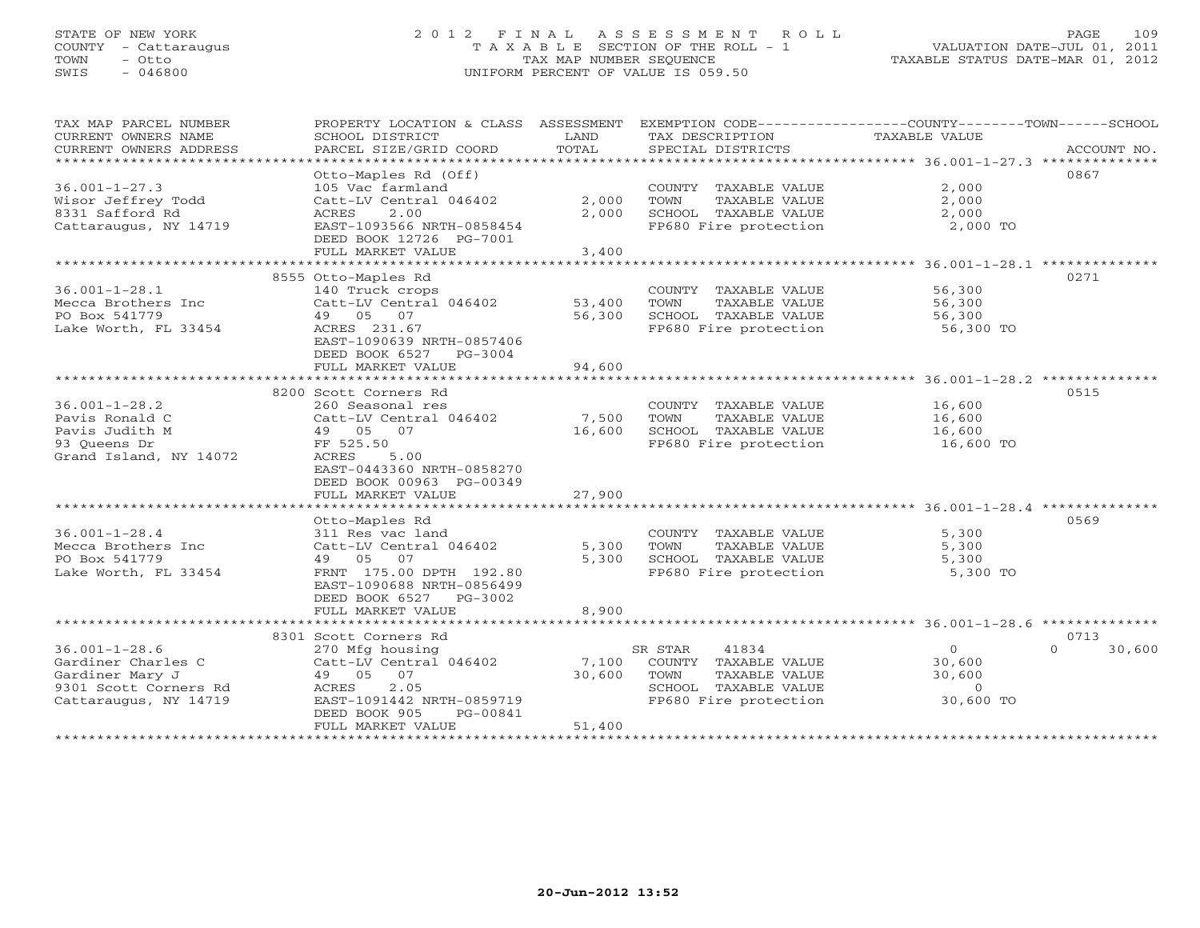STATE OF NEW YORK
COUNTY - Cattaraugus
TOWN - Otto
SWIS - 046800

# 2012 FINAL ASSESSMENT ROLL
TAXABLE SECTION OF THE ROLL - 1
TAX MAP NUMBER SEQUENCE
UNIFORM PERCENT OF VALUE IS 059.50

VALUATION DATE-JUL 01, 2011
TAXABLE STATUS DATE-MAR 01, 2012

| TAX MAP PARCEL NUMBER / CURRENT OWNERS NAME / CURRENT OWNERS ADDRESS | PROPERTY LOCATION & CLASS / SCHOOL DISTRICT / PARCEL SIZE/GRID COORD | ASSESSMENT LAND | TOTAL | EXEMPTION CODE / TAX DESCRIPTION / SPECIAL DISTRICTS | COUNTY / TOWN / SCHOOL TAXABLE VALUE | ACCOUNT NO. |
|---|---|---|---|---|---|---|
| **36.001-1-27.3** | Otto-Maples Rd (Off) | | | | | 0867 |
| | 105 Vac farmland | | | COUNTY TAXABLE VALUE | 2,000 | |
| Wisor Jeffrey Todd | Catt-LV Central 046402 | 2,000 | | TOWN TAXABLE VALUE | 2,000 | |
| 8331 Safford Rd | ACRES 2.00 | | 2,000 | SCHOOL TAXABLE VALUE | 2,000 | |
| Cattaraugus, NY 14719 | EAST-1093566 NRTH-0858454 | | | FP680 Fire protection | 2,000 TO | |
| | DEED BOOK 12726 PG-7001 | | | | | |
| | FULL MARKET VALUE | | 3,400 | | | |
| **36.001-1-28.1** | 8555 Otto-Maples Rd | | | | | 0271 |
| | 140 Truck crops | | | COUNTY TAXABLE VALUE | 56,300 | |
| Mecca Brothers Inc | Catt-LV Central 046402 | 53,400 | | TOWN TAXABLE VALUE | 56,300 | |
| PO Box 541779 | 49 05 07 | | 56,300 | SCHOOL TAXABLE VALUE | 56,300 | |
| Lake Worth, FL 33454 | ACRES 231.67 | | | FP680 Fire protection | 56,300 TO | |
| | EAST-1090639 NRTH-0857406 | | | | | |
| | DEED BOOK 6527 PG-3004 | | | | | |
| | FULL MARKET VALUE | | 94,600 | | | |
| **36.001-1-28.2** | 8200 Scott Corners Rd | | | | | 0515 |
| | 260 Seasonal res | | | COUNTY TAXABLE VALUE | 16,600 | |
| Pavis Ronald C | Catt-LV Central 046402 | 7,500 | | TOWN TAXABLE VALUE | 16,600 | |
| Pavis Judith M | 49 05 07 | | 16,600 | SCHOOL TAXABLE VALUE | 16,600 | |
| 93 Queens Dr | FF 525.50 | | | FP680 Fire protection | 16,600 TO | |
| Grand Island, NY 14072 | ACRES 5.00 | | | | | |
| | EAST-0443360 NRTH-0858270 | | | | | |
| | DEED BOOK 00963 PG-00349 | | | | | |
| | FULL MARKET VALUE | | 27,900 | | | |
| **36.001-1-28.4** | Otto-Maples Rd | | | | | 0569 |
| | 311 Res vac land | | | COUNTY TAXABLE VALUE | 5,300 | |
| Mecca Brothers Inc | Catt-LV Central 046402 | 5,300 | | TOWN TAXABLE VALUE | 5,300 | |
| PO Box 541779 | 49 05 07 | | 5,300 | SCHOOL TAXABLE VALUE | 5,300 | |
| Lake Worth, FL 33454 | FRNT 175.00 DPTH 192.80 | | | FP680 Fire protection | 5,300 TO | |
| | EAST-1090688 NRTH-0856499 | | | | | |
| | DEED BOOK 6527 PG-3002 | | | | | |
| | FULL MARKET VALUE | | 8,900 | | | |
| **36.001-1-28.6** | 8301 Scott Corners Rd | | | | | 0713 |
| | 270 Mfg housing | | | SR STAR 41834 | 0 / 0 / 30,600 | |
| Gardiner Charles C | Catt-LV Central 046402 | 7,100 | | COUNTY TAXABLE VALUE | 30,600 | |
| Gardiner Mary J | 49 05 07 | | 30,600 | TOWN TAXABLE VALUE | 30,600 | |
| 9301 Scott Corners Rd | ACRES 2.05 | | | SCHOOL TAXABLE VALUE | 0 | |
| Cattaraugus, NY 14719 | EAST-1091442 NRTH-0859719 | | | FP680 Fire protection | 30,600 TO | |
| | DEED BOOK 905 PG-00841 | | | | | |
| | FULL MARKET VALUE | | 51,400 | | | |

20-Jun-2012 13:52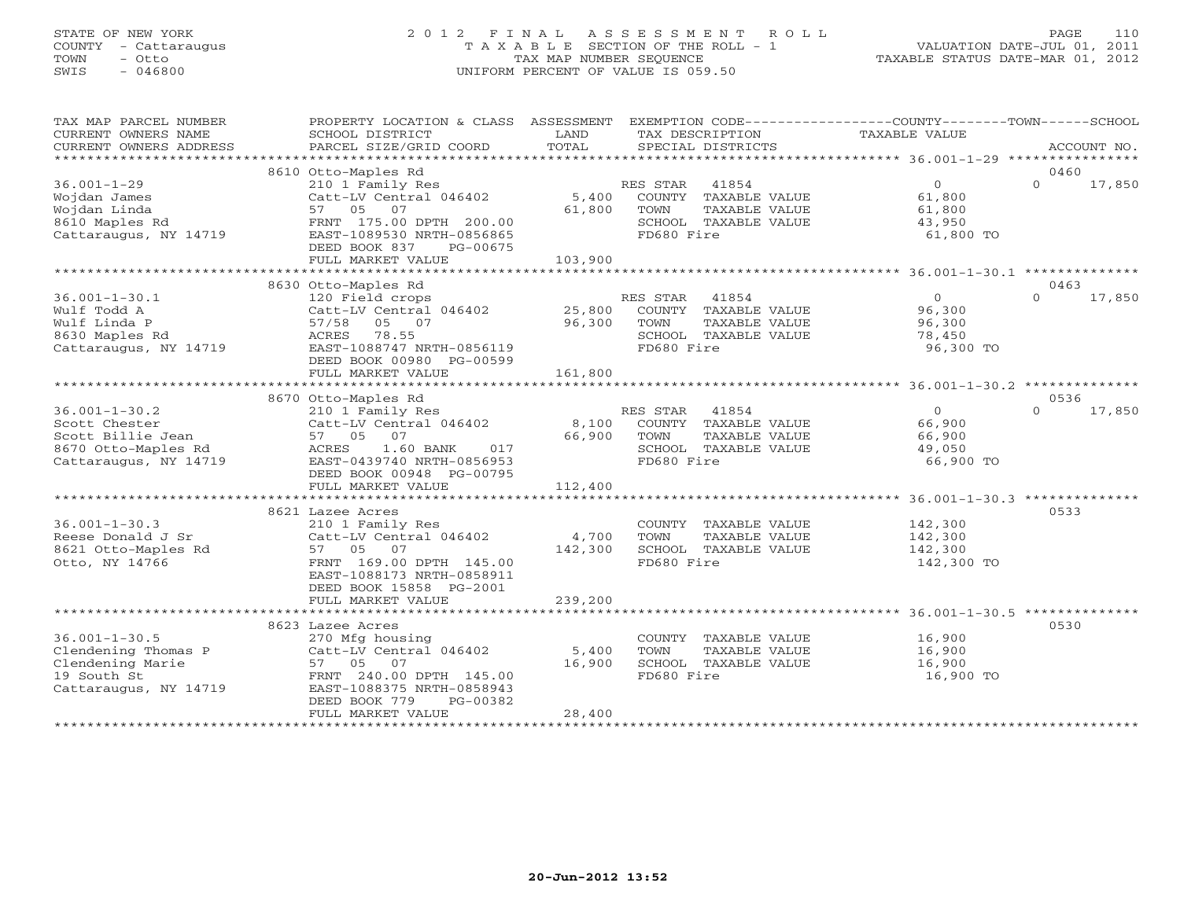STATE OF NEW YORK
COUNTY - Cattaraugus
TOWN - Otto
SWIS - 046800

2012 FINAL ASSESSMENT ROLL
TAXABLE SECTION OF THE ROLL - 1
TAX MAP NUMBER SEQUENCE
UNIFORM PERCENT OF VALUE IS 059.50

VALUATION DATE-JUL 01, 2011
TAXABLE STATUS DATE-MAR 01, 2012

| TAX MAP PARCEL NUMBER / CURRENT OWNERS NAME / CURRENT OWNERS ADDRESS | PROPERTY LOCATION & CLASS / SCHOOL DISTRICT / PARCEL SIZE/GRID COORD | ASSESSMENT LAND / TOTAL | EXEMPTION CODE / TAX DESCRIPTION / SPECIAL DISTRICTS | COUNTY / TAXABLE VALUE | TOWN | SCHOOL / ACCOUNT NO. |
|---|---|---|---|---|---|---|
| **36.001-1-29** | 8610 Otto-Maples Rd | | | | | 0460 |
| 36.001-1-29 | 210 1 Family Res | | RES STAR 41854 | 0 | 0 | 17,850 |
| Wojdan James | Catt-LV Central 046402 | 5,400 | COUNTY TAXABLE VALUE | 61,800 | | |
| Wojdan Linda | 57 05 07 | 61,800 | TOWN TAXABLE VALUE | 61,800 | | |
| 8610 Maples Rd | FRNT 175.00 DPTH 200.00 | | SCHOOL TAXABLE VALUE | 43,950 | | |
| Cattaraugus, NY 14719 | EAST-1089530 NRTH-0856865 | | FD680 Fire | 61,800 TO | | |
| | DEED BOOK 837 PG-00675 | | | | | |
| | FULL MARKET VALUE | 103,900 | | | | |
| **36.001-1-30.1** | 8630 Otto-Maples Rd | | | | | 0463 |
| 36.001-1-30.1 | 120 Field crops | | RES STAR 41854 | 0 | 0 | 17,850 |
| Wulf Todd A | Catt-LV Central 046402 | 25,800 | COUNTY TAXABLE VALUE | 96,300 | | |
| Wulf Linda P | 57/58 05 07 | 96,300 | TOWN TAXABLE VALUE | 96,300 | | |
| 8630 Maples Rd | ACRES 78.55 | | SCHOOL TAXABLE VALUE | 78,450 | | |
| Cattaraugus, NY 14719 | EAST-1088747 NRTH-0856119 | | FD680 Fire | 96,300 TO | | |
| | DEED BOOK 00980 PG-00599 | | | | | |
| | FULL MARKET VALUE | 161,800 | | | | |
| **36.001-1-30.2** | 8670 Otto-Maples Rd | | | | | 0536 |
| 36.001-1-30.2 | 210 1 Family Res | | RES STAR 41854 | 0 | 0 | 17,850 |
| Scott Chester | Catt-LV Central 046402 | 8,100 | COUNTY TAXABLE VALUE | 66,900 | | |
| Scott Billie Jean | 57 05 07 | 66,900 | TOWN TAXABLE VALUE | 66,900 | | |
| 8670 Otto-Maples Rd | ACRES 1.60 BANK 017 | | SCHOOL TAXABLE VALUE | 49,050 | | |
| Cattaraugus, NY 14719 | EAST-0439740 NRTH-0856953 | | FD680 Fire | 66,900 TO | | |
| | DEED BOOK 00948 PG-00795 | | | | | |
| | FULL MARKET VALUE | 112,400 | | | | |
| **36.001-1-30.3** | 8621 Lazee Acres | | | | | 0533 |
| 36.001-1-30.3 | 210 1 Family Res | | COUNTY TAXABLE VALUE | 142,300 | | |
| Reese Donald J Sr | Catt-LV Central 046402 | 4,700 | TOWN TAXABLE VALUE | 142,300 | | |
| 8621 Otto-Maples Rd | 57 05 07 | 142,300 | SCHOOL TAXABLE VALUE | 142,300 | | |
| Otto, NY 14766 | FRNT 169.00 DPTH 145.00 | | FD680 Fire | 142,300 TO | | |
| | EAST-1088173 NRTH-0858911 | | | | | |
| | DEED BOOK 15858 PG-2001 | | | | | |
| | FULL MARKET VALUE | 239,200 | | | | |
| **36.001-1-30.5** | 8623 Lazee Acres | | | | | 0530 |
| 36.001-1-30.5 | 270 Mfg housing | | COUNTY TAXABLE VALUE | 16,900 | | |
| Clendening Thomas P | Catt-LV Central 046402 | 5,400 | TOWN TAXABLE VALUE | 16,900 | | |
| Clendening Marie | 57 05 07 | 16,900 | SCHOOL TAXABLE VALUE | 16,900 | | |
| 19 South St | FRNT 240.00 DPTH 145.00 | | FD680 Fire | 16,900 TO | | |
| Cattaraugus, NY 14719 | EAST-1088375 NRTH-0858943 | | | | | |
| | DEED BOOK 779 PG-00382 | | | | | |
| | FULL MARKET VALUE | 28,400 | | | | |

20-Jun-2012 13:52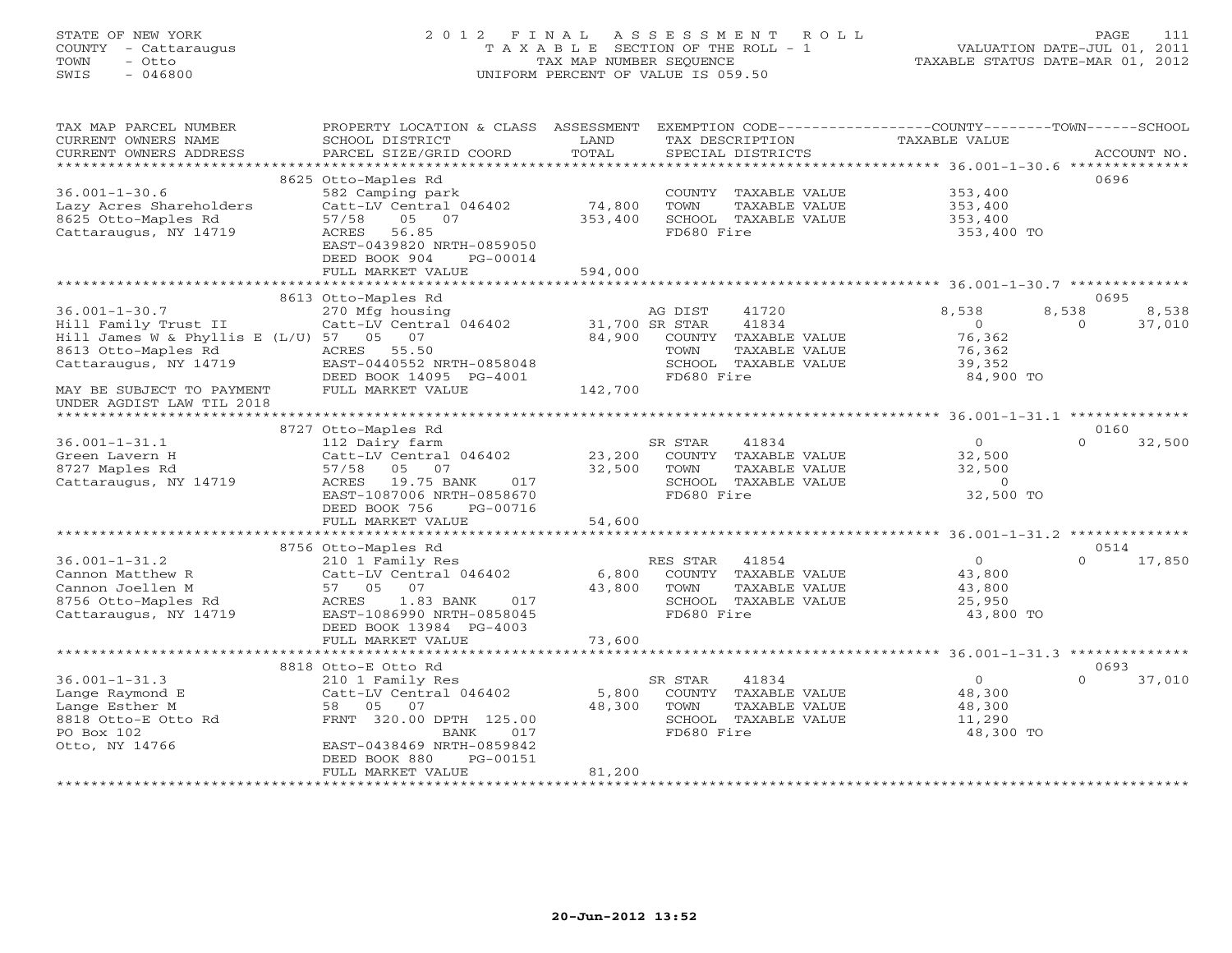STATE OF NEW YORK
COUNTY - Cattaraugus
TOWN - Otto
SWIS - 046800

# 2012 FINAL ASSESSMENT ROLL
TAXABLE SECTION OF THE ROLL - 1
TAX MAP NUMBER SEQUENCE
UNIFORM PERCENT OF VALUE IS 059.50

VALUATION DATE-JUL 01, 2011
TAXABLE STATUS DATE-MAR 01, 2012

| TAX MAP PARCEL NUMBER / CURRENT OWNERS NAME / CURRENT OWNERS ADDRESS | PROPERTY LOCATION & CLASS / SCHOOL DISTRICT / PARCEL SIZE/GRID COORD | ASSESSMENT LAND / TOTAL | EXEMPTION CODE / TAX DESCRIPTION / SPECIAL DISTRICTS | COUNTY TAXABLE VALUE | TOWN | SCHOOL | ACCOUNT NO. |
|---|---|---|---|---|---|---|---|
| **36.001-1-30.6** | 8625 Otto-Maples Rd | | | | | | 0696 |
| Lazy Acres Shareholders | 582 Camping park | | COUNTY TAXABLE VALUE | 353,400 | | | |
| 8625 Otto-Maples Rd | Catt-LV Central 046402 | 74,800 | TOWN TAXABLE VALUE | 353,400 | | | |
| Cattaraugus, NY 14719 | 57/58 05 07 | 353,400 | SCHOOL TAXABLE VALUE | 353,400 | | | |
| | ACRES 56.85 | | FD680 Fire | 353,400 TO | | | |
| | EAST-0439820 NRTH-0859050 | | | | | | |
| | DEED BOOK 904 PG-00014 | | | | | | |
| | FULL MARKET VALUE | 594,000 | | | | | |
| **36.001-1-30.7** | 8613 Otto-Maples Rd | | | | | | 0695 |
| Hill Family Trust II | 270 Mfg housing | | AG DIST 41720 | 8,538 | 8,538 | 8,538 | |
| Hill James W & Phyllis E (L/U) | Catt-LV Central 046402 | 31,700 | SR STAR 41834 | 0 | 0 | 37,010 | |
| 8613 Otto-Maples Rd | 57 05 07 | 84,900 | COUNTY TAXABLE VALUE | 76,362 | | | |
| Cattaraugus, NY 14719 | ACRES 55.50 | | TOWN TAXABLE VALUE | 76,362 | | | |
| | EAST-0440552 NRTH-0858048 | | SCHOOL TAXABLE VALUE | 39,352 | | | |
| | DEED BOOK 14095 PG-4001 | | FD680 Fire | 84,900 TO | | | |
| MAY BE SUBJECT TO PAYMENT UNDER AGDIST LAW TIL 2018 | FULL MARKET VALUE | 142,700 | | | | | |
| **36.001-1-31.1** | 8727 Otto-Maples Rd | | | | | | 0160 |
| Green Lavern H | 112 Dairy farm | | SR STAR 41834 | 0 | 0 | 32,500 | |
| 8727 Maples Rd | Catt-LV Central 046402 | 23,200 | COUNTY TAXABLE VALUE | 32,500 | | | |
| Cattaraugus, NY 14719 | 57/58 05 07 | 32,500 | TOWN TAXABLE VALUE | 32,500 | | | |
| | ACRES 19.75 BANK 017 | | SCHOOL TAXABLE VALUE | 0 | | | |
| | EAST-1087006 NRTH-0858670 | | FD680 Fire | 32,500 TO | | | |
| | DEED BOOK 756 PG-00716 | | | | | | |
| | FULL MARKET VALUE | 54,600 | | | | | |
| **36.001-1-31.2** | 8756 Otto-Maples Rd | | | | | | 0514 |
| Cannon Matthew R | 210 1 Family Res | | RES STAR 41854 | 0 | 0 | 17,850 | |
| Cannon Joellen M | Catt-LV Central 046402 | 6,800 | COUNTY TAXABLE VALUE | 43,800 | | | |
| 8756 Otto-Maples Rd | 57 05 07 | 43,800 | TOWN TAXABLE VALUE | 43,800 | | | |
| Cattaraugus, NY 14719 | ACRES 1.83 BANK 017 | | SCHOOL TAXABLE VALUE | 25,950 | | | |
| | EAST-1086990 NRTH-0858045 | | FD680 Fire | 43,800 TO | | | |
| | DEED BOOK 13984 PG-4003 | | | | | | |
| | FULL MARKET VALUE | 73,600 | | | | | |
| **36.001-1-31.3** | 8818 Otto-E Otto Rd | | | | | | 0693 |
| Lange Raymond E | 210 1 Family Res | | SR STAR 41834 | 0 | 0 | 37,010 | |
| Lange Esther M | Catt-LV Central 046402 | 5,800 | COUNTY TAXABLE VALUE | 48,300 | | | |
| 8818 Otto-E Otto Rd | 58 05 07 | 48,300 | TOWN TAXABLE VALUE | 48,300 | | | |
| PO Box 102 | FRNT 320.00 DPTH 125.00 | | SCHOOL TAXABLE VALUE | 11,290 | | | |
| Otto, NY 14766 | BANK 017 | | FD680 Fire | 48,300 TO | | | |
| | EAST-0438469 NRTH-0859842 | | | | | | |
| | DEED BOOK 880 PG-00151 | | | | | | |
| | FULL MARKET VALUE | 81,200 | | | | | |

20-Jun-2012 13:52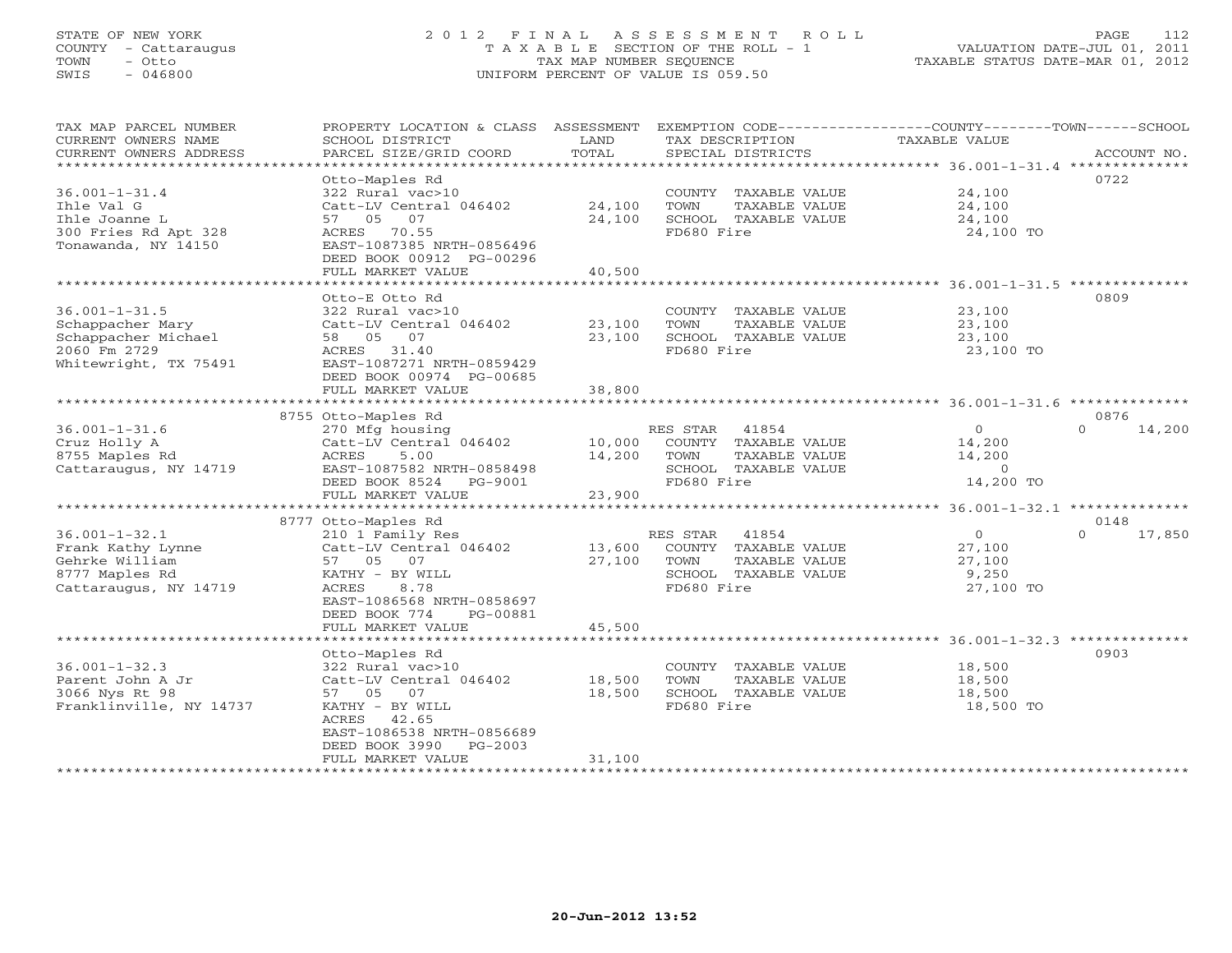STATE OF NEW YORK
COUNTY - Cattaraugus
TOWN - Otto
SWIS - 046800

# 2012 FINAL ASSESSMENT ROLL

TAXABLE SECTION OF THE ROLL - 1
TAX MAP NUMBER SEQUENCE
UNIFORM PERCENT OF VALUE IS 059.50

VALUATION DATE-JUL 01, 2011
TAXABLE STATUS DATE-MAR 01, 2012

| TAX MAP PARCEL NUMBER / CURRENT OWNERS NAME / CURRENT OWNERS ADDRESS | PROPERTY LOCATION & CLASS / SCHOOL DISTRICT / PARCEL SIZE/GRID COORD | ASSESSMENT LAND / TOTAL | EXEMPTION CODE / TAX DESCRIPTION / SPECIAL DISTRICTS | COUNTY / TOWN / SCHOOL TAXABLE VALUE | ACCOUNT NO. |
|---|---|---|---|---|---|
| **36.001-1-31.4** | Otto-Maples Rd | | | | 0722 |
| | 322 Rural vac>10 | | COUNTY TAXABLE VALUE | 24,100 | |
| Ihle Val G | Catt-LV Central 046402 | 24,100 | TOWN TAXABLE VALUE | 24,100 | |
| Ihle Joanne L | 57 05 07 | 24,100 | SCHOOL TAXABLE VALUE | 24,100 | |
| 300 Fries Rd Apt 328 | ACRES 70.55 | | FD680 Fire | 24,100 TO | |
| Tonawanda, NY 14150 | EAST-1087385 NRTH-0856496 | | | | |
| | DEED BOOK 00912 PG-00296 | | | | |
| | FULL MARKET VALUE | 40,500 | | | |
| **36.001-1-31.5** | Otto-E Otto Rd | | | | 0809 |
| | 322 Rural vac>10 | | COUNTY TAXABLE VALUE | 23,100 | |
| Schappacher Mary | Catt-LV Central 046402 | 23,100 | TOWN TAXABLE VALUE | 23,100 | |
| Schappacher Michael | 58 05 07 | 23,100 | SCHOOL TAXABLE VALUE | 23,100 | |
| 2060 Fm 2729 | ACRES 31.40 | | FD680 Fire | 23,100 TO | |
| Whitewright, TX 75491 | EAST-1087271 NRTH-0859429 | | | | |
| | DEED BOOK 00974 PG-00685 | | | | |
| | FULL MARKET VALUE | 38,800 | | | |
| **36.001-1-31.6** | 8755 Otto-Maples Rd | | | | 0876 |
| | 270 Mfg housing | | RES STAR 41854 | 0 / 0 / 14,200 | |
| Cruz Holly A | Catt-LV Central 046402 | 10,000 | COUNTY TAXABLE VALUE | 14,200 | |
| 8755 Maples Rd | ACRES 5.00 | 14,200 | TOWN TAXABLE VALUE | 14,200 | |
| Cattaraugus, NY 14719 | EAST-1087582 NRTH-0858498 | | SCHOOL TAXABLE VALUE | 0 | |
| | DEED BOOK 8524 PG-9001 | | FD680 Fire | 14,200 TO | |
| | FULL MARKET VALUE | 23,900 | | | |
| **36.001-1-32.1** | 8777 Otto-Maples Rd | | | | 0148 |
| | 210 1 Family Res | | RES STAR 41854 | 0 / 0 / 17,850 | |
| Frank Kathy Lynne | Catt-LV Central 046402 | 13,600 | COUNTY TAXABLE VALUE | 27,100 | |
| Gehrke William | 57 05 07 | 27,100 | TOWN TAXABLE VALUE | 27,100 | |
| 8777 Maples Rd | KATHY - BY WILL | | SCHOOL TAXABLE VALUE | 9,250 | |
| Cattaraugus, NY 14719 | ACRES 8.78 | | FD680 Fire | 27,100 TO | |
| | EAST-1086568 NRTH-0858697 | | | | |
| | DEED BOOK 774 PG-00881 | | | | |
| | FULL MARKET VALUE | 45,500 | | | |
| **36.001-1-32.3** | Otto-Maples Rd | | | | 0903 |
| | 322 Rural vac>10 | | COUNTY TAXABLE VALUE | 18,500 | |
| Parent John A Jr | Catt-LV Central 046402 | 18,500 | TOWN TAXABLE VALUE | 18,500 | |
| 3066 Nys Rt 98 | 57 05 07 | 18,500 | SCHOOL TAXABLE VALUE | 18,500 | |
| Franklinville, NY 14737 | KATHY - BY WILL | | FD680 Fire | 18,500 TO | |
| | ACRES 42.65 | | | | |
| | EAST-1086538 NRTH-0856689 | | | | |
| | DEED BOOK 3990 PG-2003 | | | | |
| | FULL MARKET VALUE | 31,100 | | | |

20-Jun-2012 13:52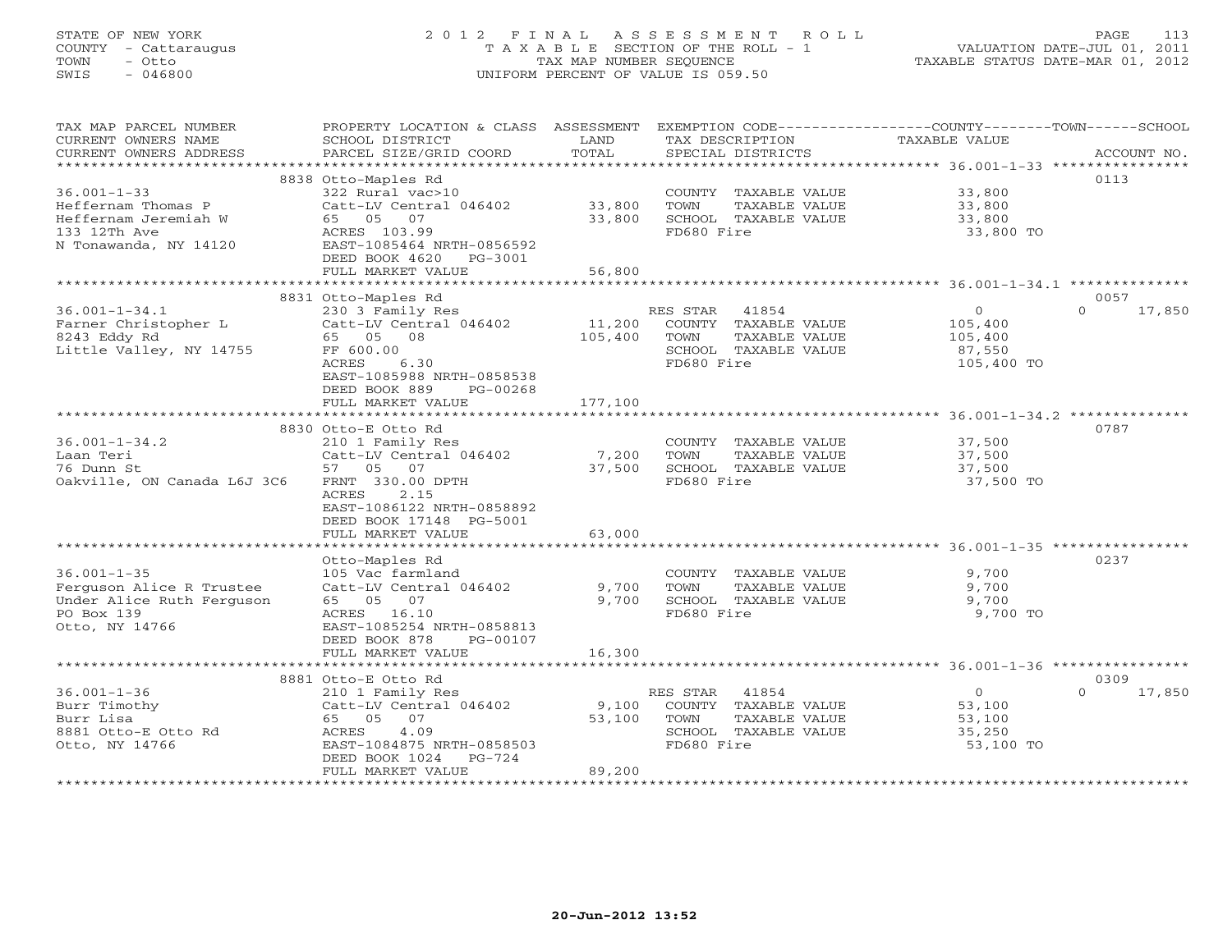STATE OF NEW YORK
COUNTY - Cattaraugus
TOWN - Otto
SWIS - 046800

2012 FINAL ASSESSMENT ROLL
TAXABLE SECTION OF THE ROLL - 1
TAX MAP NUMBER SEQUENCE
UNIFORM PERCENT OF VALUE IS 059.50

VALUATION DATE-JUL 01, 2011
TAXABLE STATUS DATE-MAR 01, 2012

| TAX MAP PARCEL NUMBER / CURRENT OWNERS NAME / CURRENT OWNERS ADDRESS | PROPERTY LOCATION & CLASS / SCHOOL DISTRICT / PARCEL SIZE/GRID COORD | ASSESSMENT LAND | TOTAL | EXEMPTION CODE / TAX DESCRIPTION / SPECIAL DISTRICTS | COUNTY TAXABLE VALUE | TOWN | SCHOOL | ACCOUNT NO. |
|---|---|---|---|---|---|---|---|---|
| **36.001-1-33** | 8838 Otto-Maples Rd | | | | | | | 0113 |
| 36.001-1-33 | 322 Rural vac>10 | | | COUNTY TAXABLE VALUE | 33,800 | | | |
| Heffernam Thomas P | Catt-LV Central 046402 | 33,800 | | TOWN TAXABLE VALUE | 33,800 | | | |
| Heffernam Jeremiah W | 65 05 07 | | 33,800 | SCHOOL TAXABLE VALUE | 33,800 | | | |
| 133 12Th Ave | ACRES 103.99 | | | FD680 Fire | 33,800 TO | | | |
| N Tonawanda, NY 14120 | EAST-1085464 NRTH-0856592 | | | | | | | |
| | DEED BOOK 4620 PG-3001 | | | | | | | |
| | FULL MARKET VALUE | | 56,800 | | | | | |
| **36.001-1-34.1** | 8831 Otto-Maples Rd | | | | | | | 0057 |
| 36.001-1-34.1 | 230 3 Family Res | | | RES STAR 41854 | 0 | | 0 | 17,850 |
| Farner Christopher L | Catt-LV Central 046402 | 11,200 | | COUNTY TAXABLE VALUE | 105,400 | | | |
| 8243 Eddy Rd | 65 05 08 | | 105,400 | TOWN TAXABLE VALUE | 105,400 | | | |
| Little Valley, NY 14755 | FF 600.00 | | | SCHOOL TAXABLE VALUE | 87,550 | | | |
| | ACRES 6.30 | | | FD680 Fire | 105,400 TO | | | |
| | EAST-1085988 NRTH-0858538 | | | | | | | |
| | DEED BOOK 889 PG-00268 | | | | | | | |
| | FULL MARKET VALUE | | 177,100 | | | | | |
| **36.001-1-34.2** | 8830 Otto-E Otto Rd | | | | | | | 0787 |
| 36.001-1-34.2 | 210 1 Family Res | | | COUNTY TAXABLE VALUE | 37,500 | | | |
| Laan Teri | Catt-LV Central 046402 | 7,200 | | TOWN TAXABLE VALUE | 37,500 | | | |
| 76 Dunn St | 57 05 07 | | 37,500 | SCHOOL TAXABLE VALUE | 37,500 | | | |
| Oakville, ON Canada L6J 3C6 | FRNT 330.00 DPTH | | | FD680 Fire | 37,500 TO | | | |
| | ACRES 2.15 | | | | | | | |
| | EAST-1086122 NRTH-0858892 | | | | | | | |
| | DEED BOOK 17148 PG-5001 | | | | | | | |
| | FULL MARKET VALUE | | 63,000 | | | | | |
| **36.001-1-35** | Otto-Maples Rd | | | | | | | 0237 |
| 36.001-1-35 | 105 Vac farmland | | | COUNTY TAXABLE VALUE | 9,700 | | | |
| Ferguson Alice R Trustee | Catt-LV Central 046402 | 9,700 | | TOWN TAXABLE VALUE | 9,700 | | | |
| Under Alice Ruth Ferguson | 65 05 07 | | 9,700 | SCHOOL TAXABLE VALUE | 9,700 | | | |
| PO Box 139 | ACRES 16.10 | | | FD680 Fire | 9,700 TO | | | |
| Otto, NY 14766 | EAST-1085254 NRTH-0858813 | | | | | | | |
| | DEED BOOK 878 PG-00107 | | | | | | | |
| | FULL MARKET VALUE | | 16,300 | | | | | |
| **36.001-1-36** | 8881 Otto-E Otto Rd | | | | | | | 0309 |
| 36.001-1-36 | 210 1 Family Res | | | RES STAR 41854 | 0 | | 0 | 17,850 |
| Burr Timothy | Catt-LV Central 046402 | 9,100 | | COUNTY TAXABLE VALUE | 53,100 | | | |
| Burr Lisa | 65 05 07 | | 53,100 | TOWN TAXABLE VALUE | 53,100 | | | |
| 8881 Otto-E Otto Rd | ACRES 4.09 | | | SCHOOL TAXABLE VALUE | 35,250 | | | |
| Otto, NY 14766 | EAST-1084875 NRTH-0858503 | | | FD680 Fire | 53,100 TO | | | |
| | DEED BOOK 1024 PG-724 | | | | | | | |
| | FULL MARKET VALUE | | 89,200 | | | | | |

20-Jun-2012 13:52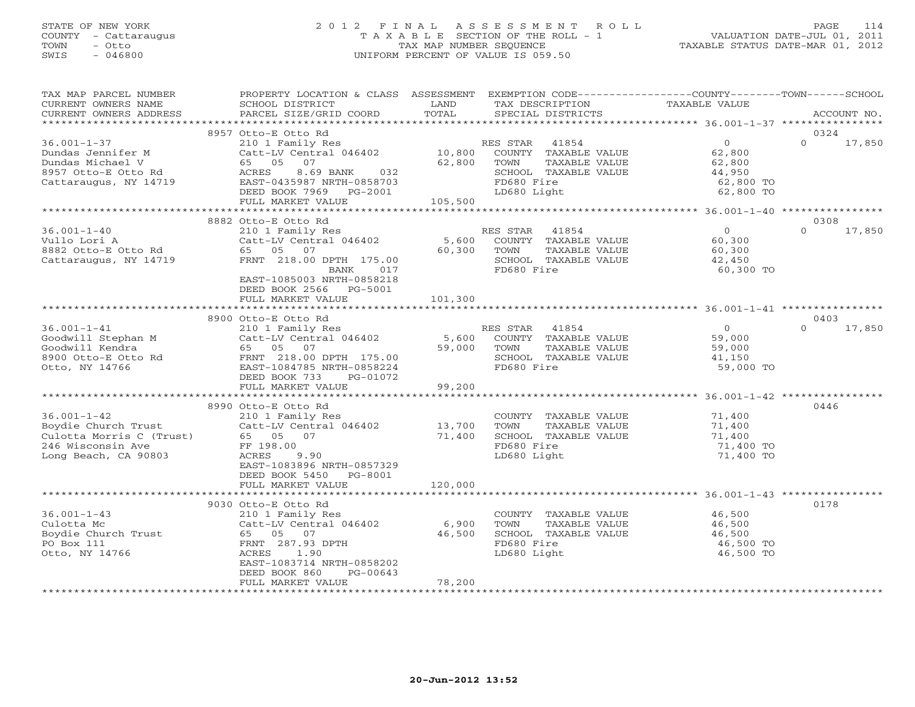STATE OF NEW YORK
COUNTY - Cattaraugus
TOWN - Otto
SWIS - 046800

2012 FINAL ASSESSMENT ROLL
TAXABLE SECTION OF THE ROLL - 1
TAX MAP NUMBER SEQUENCE
UNIFORM PERCENT OF VALUE IS 059.50

VALUATION DATE-JUL 01, 2011
TAXABLE STATUS DATE-MAR 01, 2012

| TAX MAP PARCEL NUMBER / CURRENT OWNERS NAME / CURRENT OWNERS ADDRESS | PROPERTY LOCATION & CLASS / SCHOOL DISTRICT / PARCEL SIZE/GRID COORD | ASSESSMENT LAND / TOTAL | EXEMPTION CODE / TAX DESCRIPTION / SPECIAL DISTRICTS | COUNTY / TOWN TAXABLE VALUE | SCHOOL | ACCOUNT NO. |
|---|---|---|---|---|---|---|
| | 8957 Otto-E Otto Rd | | | | | 0324 |
| 36.001-1-37 | 210 1 Family Res | | RES STAR 41854 | 0 | 0 | 17,850 |
| Dundas Jennifer M | Catt-LV Central 046402 | 10,800 | COUNTY TAXABLE VALUE | 62,800 | | |
| Dundas Michael V | 65 05 07 | 62,800 | TOWN TAXABLE VALUE | 62,800 | | |
| 8957 Otto-E Otto Rd | ACRES 8.69 BANK 032 | | SCHOOL TAXABLE VALUE | 44,950 | | |
| Cattaraugus, NY 14719 | EAST-0435987 NRTH-0858703 | | FD680 Fire | 62,800 TO | | |
| | DEED BOOK 7969 PG-2001 | | LD680 Light | 62,800 TO | | |
| | FULL MARKET VALUE | 105,500 | | | | |
| | 8882 Otto-E Otto Rd | | | | | 0308 |
| 36.001-1-40 | 210 1 Family Res | | RES STAR 41854 | 0 | 0 | 17,850 |
| Vullo Lori A | Catt-LV Central 046402 | 5,600 | COUNTY TAXABLE VALUE | 60,300 | | |
| 8882 Otto-E Otto Rd | 65 05 07 | 60,300 | TOWN TAXABLE VALUE | 60,300 | | |
| Cattaraugus, NY 14719 | FRNT 218.00 DPTH 175.00 | | SCHOOL TAXABLE VALUE | 42,450 | | |
| | BANK 017 | | FD680 Fire | 60,300 TO | | |
| | EAST-1085003 NRTH-0858218 | | | | | |
| | DEED BOOK 2566 PG-5001 | | | | | |
| | FULL MARKET VALUE | 101,300 | | | | |
| | 8900 Otto-E Otto Rd | | | | | 0403 |
| 36.001-1-41 | 210 1 Family Res | | RES STAR 41854 | 0 | 0 | 17,850 |
| Goodwill Stephan M | Catt-LV Central 046402 | 5,600 | COUNTY TAXABLE VALUE | 59,000 | | |
| Goodwill Kendra | 65 05 07 | 59,000 | TOWN TAXABLE VALUE | 59,000 | | |
| 8900 Otto-E Otto Rd | FRNT 218.00 DPTH 175.00 | | SCHOOL TAXABLE VALUE | 41,150 | | |
| Otto, NY 14766 | EAST-1084785 NRTH-0858224 | | FD680 Fire | 59,000 TO | | |
| | DEED BOOK 733 PG-01072 | | | | | |
| | FULL MARKET VALUE | 99,200 | | | | |
| | 8990 Otto-E Otto Rd | | | | | 0446 |
| 36.001-1-42 | 210 1 Family Res | | COUNTY TAXABLE VALUE | 71,400 | | |
| Boydie Church Trust | Catt-LV Central 046402 | 13,700 | TOWN TAXABLE VALUE | 71,400 | | |
| Culotta Morris C (Trust) | 65 05 07 | 71,400 | SCHOOL TAXABLE VALUE | 71,400 | | |
| 246 Wisconsin Ave | FF 198.00 | | FD680 Fire | 71,400 TO | | |
| Long Beach, CA 90803 | ACRES 9.90 | | LD680 Light | 71,400 TO | | |
| | EAST-1083896 NRTH-0857329 | | | | | |
| | DEED BOOK 5450 PG-8001 | | | | | |
| | FULL MARKET VALUE | 120,000 | | | | |
| | 9030 Otto-E Otto Rd | | | | | 0178 |
| 36.001-1-43 | 210 1 Family Res | | COUNTY TAXABLE VALUE | 46,500 | | |
| Culotta Mc | Catt-LV Central 046402 | 6,900 | TOWN TAXABLE VALUE | 46,500 | | |
| Boydie Church Trust | 65 05 07 | 46,500 | SCHOOL TAXABLE VALUE | 46,500 | | |
| PO Box 111 | FRNT 287.93 DPTH | | FD680 Fire | 46,500 TO | | |
| Otto, NY 14766 | ACRES 1.90 | | LD680 Light | 46,500 TO | | |
| | EAST-1083714 NRTH-0858202 | | | | | |
| | DEED BOOK 860 PG-00643 | | | | | |
| | FULL MARKET VALUE | 78,200 | | | | |

20-Jun-2012 13:52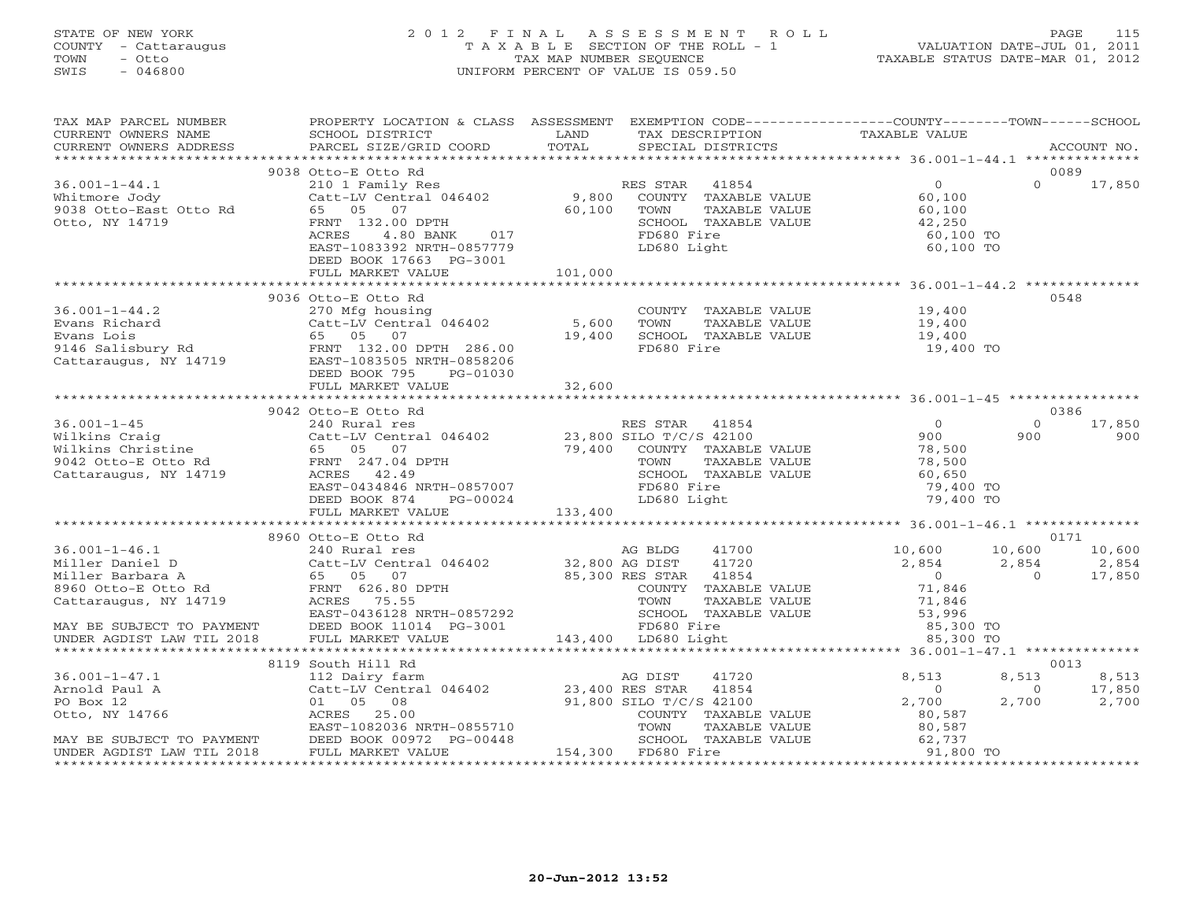STATE OF NEW YORK
COUNTY - Cattaraugus
TOWN - Otto
SWIS - 046800

2012 FINAL ASSESSMENT ROLL
TAXABLE SECTION OF THE ROLL - 1
TAX MAP NUMBER SEQUENCE
UNIFORM PERCENT OF VALUE IS 059.50

VALUATION DATE-JUL 01, 2011
TAXABLE STATUS DATE-MAR 01, 2012

| TAX MAP PARCEL NUMBER / CURRENT OWNERS NAME / CURRENT OWNERS ADDRESS | PROPERTY LOCATION & CLASS / SCHOOL DISTRICT / PARCEL SIZE/GRID COORD | ASSESSMENT LAND / TOTAL | EXEMPTION CODE / TAX DESCRIPTION / SPECIAL DISTRICTS | COUNTY TAXABLE VALUE | TOWN | SCHOOL / ACCOUNT NO. |
|---|---|---|---|---|---|---|
| | 9038 Otto-E Otto Rd | | | | | 0089 |
| 36.001-1-44.1 | 210 1 Family Res | | RES STAR 41854 | 0 | 0 | 17,850 |
| Whitmore Jody | Catt-LV Central 046402 | 9,800 | COUNTY TAXABLE VALUE | 60,100 | | |
| 9038 Otto-East Otto Rd | 65 05 07 | 60,100 | TOWN TAXABLE VALUE | 60,100 | | |
| Otto, NY 14719 | FRNT 132.00 DPTH | | SCHOOL TAXABLE VALUE | 42,250 | | |
| | ACRES 4.80 BANK 017 | | FD680 Fire | 60,100 TO | | |
| | EAST-1083392 NRTH-0857779 | | LD680 Light | 60,100 TO | | |
| | DEED BOOK 17663 PG-3001 | | | | | |
| | FULL MARKET VALUE | 101,000 | | | | |
| | 9036 Otto-E Otto Rd | | | | | 0548 |
| 36.001-1-44.2 | 270 Mfg housing | | COUNTY TAXABLE VALUE | 19,400 | | |
| Evans Richard | Catt-LV Central 046402 | 5,600 | TOWN TAXABLE VALUE | 19,400 | | |
| Evans Lois | 65 05 07 | 19,400 | SCHOOL TAXABLE VALUE | 19,400 | | |
| 9146 Salisbury Rd | FRNT 132.00 DPTH 286.00 | | FD680 Fire | 19,400 TO | | |
| Cattaraugus, NY 14719 | EAST-1083505 NRTH-0858206 | | | | | |
| | DEED BOOK 795 PG-01030 | | | | | |
| | FULL MARKET VALUE | 32,600 | | | | |
| | 9042 Otto-E Otto Rd | | | | | 0386 |
| 36.001-1-45 | 240 Rural res | | RES STAR 41854 | 0 | 0 | 17,850 |
| Wilkins Craig | Catt-LV Central 046402 | 23,800 | SILO T/C/S 42100 | 900 | 900 | 900 |
| Wilkins Christine | 65 05 07 | 79,400 | COUNTY TAXABLE VALUE | 78,500 | | |
| 9042 Otto-E Otto Rd | FRNT 247.04 DPTH | | TOWN TAXABLE VALUE | 78,500 | | |
| Cattaraugus, NY 14719 | ACRES 42.49 | | SCHOOL TAXABLE VALUE | 60,650 | | |
| | EAST-0434846 NRTH-0857007 | | FD680 Fire | 79,400 TO | | |
| | DEED BOOK 874 PG-00024 | | LD680 Light | 79,400 TO | | |
| | FULL MARKET VALUE | 133,400 | | | | |
| | 8960 Otto-E Otto Rd | | | | | 0171 |
| 36.001-1-46.1 | 240 Rural res | | AG BLDG 41700 | 10,600 | 10,600 | 10,600 |
| Miller Daniel D | Catt-LV Central 046402 | 32,800 | AG DIST 41720 | 2,854 | 2,854 | 2,854 |
| Miller Barbara A | 65 05 07 | 85,300 | RES STAR 41854 | 0 | 0 | 17,850 |
| 8960 Otto-E Otto Rd | FRNT 626.80 DPTH | | COUNTY TAXABLE VALUE | 71,846 | | |
| Cattaraugus, NY 14719 | ACRES 75.55 | | TOWN TAXABLE VALUE | 71,846 | | |
| | EAST-0436128 NRTH-0857292 | | SCHOOL TAXABLE VALUE | 53,996 | | |
| MAY BE SUBJECT TO PAYMENT | DEED BOOK 11014 PG-3001 | | FD680 Fire | 85,300 TO | | |
| UNDER AGDIST LAW TIL 2018 | FULL MARKET VALUE | 143,400 | LD680 Light | 85,300 TO | | |
| | 8119 South Hill Rd | | | | | 0013 |
| 36.001-1-47.1 | 112 Dairy farm | | AG DIST 41720 | 8,513 | 8,513 | 8,513 |
| Arnold Paul A | Catt-LV Central 046402 | 23,400 | RES STAR 41854 | 0 | 0 | 17,850 |
| PO Box 12 | 01 05 08 | 91,800 | SILO T/C/S 42100 | 2,700 | 2,700 | 2,700 |
| Otto, NY 14766 | ACRES 25.00 | | COUNTY TAXABLE VALUE | 80,587 | | |
| | EAST-1082036 NRTH-0855710 | | TOWN TAXABLE VALUE | 80,587 | | |
| MAY BE SUBJECT TO PAYMENT | DEED BOOK 00972 PG-00448 | | SCHOOL TAXABLE VALUE | 62,737 | | |
| UNDER AGDIST LAW TIL 2018 | FULL MARKET VALUE | 154,300 | FD680 Fire | 91,800 TO | | |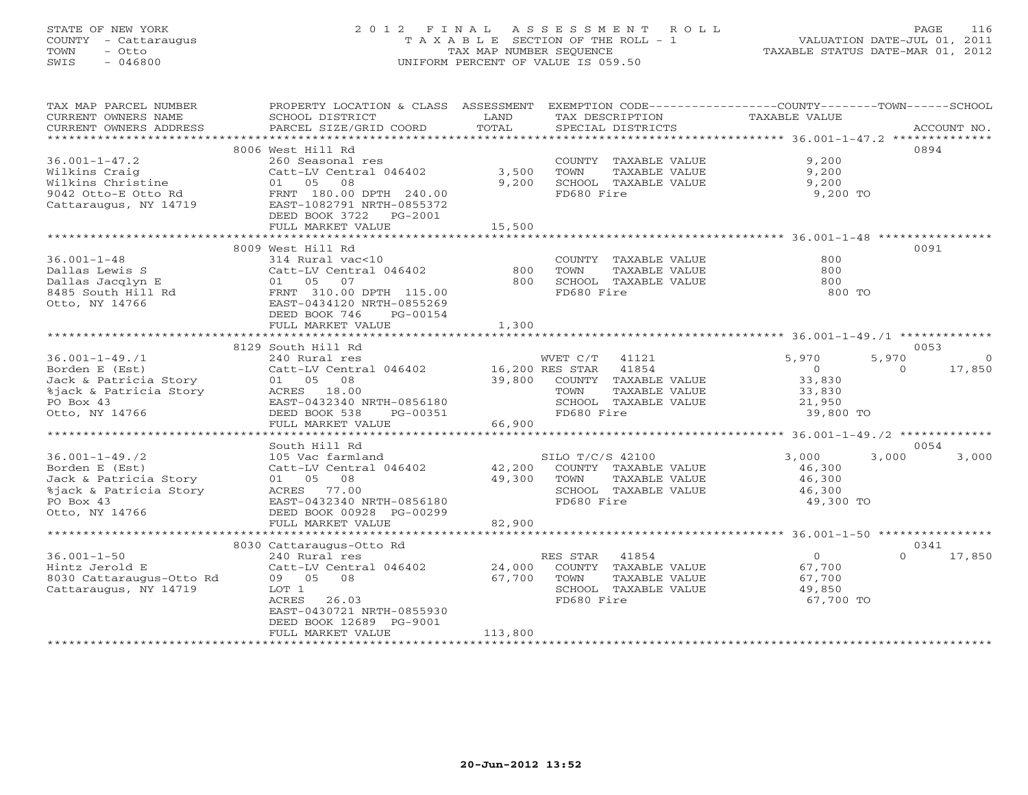STATE OF NEW YORK
COUNTY - Cattaraugus
TOWN - Otto
SWIS - 046800

2012 FINAL ASSESSMENT ROLL
TAXABLE SECTION OF THE ROLL - 1
TAX MAP NUMBER SEQUENCE
UNIFORM PERCENT OF VALUE IS 059.50

VALUATION DATE-JUL 01, 2011
TAXABLE STATUS DATE-MAR 01, 2012

| TAX MAP PARCEL NUMBER / CURRENT OWNERS NAME / CURRENT OWNERS ADDRESS | PROPERTY LOCATION & CLASS / SCHOOL DISTRICT / PARCEL SIZE/GRID COORD | ASSESSMENT LAND | TOTAL | EXEMPTION CODE / TAX DESCRIPTION / SPECIAL DISTRICTS | COUNTY TAXABLE VALUE | TOWN | SCHOOL | ACCOUNT NO. |
|---|---|---|---|---|---|---|---|---|
| | 8006 West Hill Rd | | | | | | | 0894 |
| 36.001-1-47.2 | 260 Seasonal res | | | COUNTY TAXABLE VALUE | 9,200 | | | |
| Wilkins Craig | Catt-LV Central 046402 | 3,500 | | TOWN TAXABLE VALUE | 9,200 | | | |
| Wilkins Christine | 01 05 08 | | 9,200 | SCHOOL TAXABLE VALUE | 9,200 | | | |
| 9042 Otto-E Otto Rd | FRNT 180.00 DPTH 240.00 | | | FD680 Fire | 9,200 TO | | | |
| Cattaraugus, NY 14719 | EAST-1082791 NRTH-0855372 | | | | | | | |
| | DEED BOOK 3722 PG-2001 | | | | | | | |
| | FULL MARKET VALUE | | 15,500 | | | | | |
| | 8009 West Hill Rd | | | | | | | 0091 |
| 36.001-1-48 | 314 Rural vac<10 | | | COUNTY TAXABLE VALUE | 800 | | | |
| Dallas Lewis S | Catt-LV Central 046402 | 800 | | TOWN TAXABLE VALUE | 800 | | | |
| Dallas Jacqlyn E | 01 05 07 | | 800 | SCHOOL TAXABLE VALUE | 800 | | | |
| 8485 South Hill Rd | FRNT 310.00 DPTH 115.00 | | | FD680 Fire | 800 TO | | | |
| Otto, NY 14766 | EAST-0434120 NRTH-0855269 | | | | | | | |
| | DEED BOOK 746 PG-00154 | | | | | | | |
| | FULL MARKET VALUE | | 1,300 | | | | | |
| | 8129 South Hill Rd | | | | | | | 0053 |
| 36.001-1-49./1 | 240 Rural res | | | WVET C/T 41121 | 5,970 | 5,970 | 0 | |
| Borden E (Est) | Catt-LV Central 046402 | 16,200 | | RES STAR 41854 | 0 | 0 | 17,850 | |
| Jack & Patricia Story | 01 05 08 | | 39,800 | COUNTY TAXABLE VALUE | 33,830 | | | |
| %jack & Patricia Story | ACRES 18.00 | | | TOWN TAXABLE VALUE | 33,830 | | | |
| PO Box 43 | EAST-0432340 NRTH-0856180 | | | SCHOOL TAXABLE VALUE | 21,950 | | | |
| Otto, NY 14766 | DEED BOOK 538 PG-00351 | | | FD680 Fire | 39,800 TO | | | |
| | FULL MARKET VALUE | | 66,900 | | | | | |
| | South Hill Rd | | | | | | | 0054 |
| 36.001-1-49./2 | 105 Vac farmland | | | SILO T/C/S 42100 | 3,000 | 3,000 | 3,000 | |
| Borden E (Est) | Catt-LV Central 046402 | 42,200 | | COUNTY TAXABLE VALUE | 46,300 | | | |
| Jack & Patricia Story | 01 05 08 | | 49,300 | TOWN TAXABLE VALUE | 46,300 | | | |
| %jack & Patricia Story | ACRES 77.00 | | | SCHOOL TAXABLE VALUE | 46,300 | | | |
| PO Box 43 | EAST-0432340 NRTH-0856180 | | | FD680 Fire | 49,300 TO | | | |
| Otto, NY 14766 | DEED BOOK 00928 PG-00299 | | | | | | | |
| | FULL MARKET VALUE | | 82,900 | | | | | |
| | 8030 Cattaraugus-Otto Rd | | | | | | | 0341 |
| 36.001-1-50 | 240 Rural res | | | RES STAR 41854 | 0 | 0 | 17,850 | |
| Hintz Jerold E | Catt-LV Central 046402 | 24,000 | | COUNTY TAXABLE VALUE | 67,700 | | | |
| 8030 Cattaraugus-Otto Rd | 09 05 08 | | 67,700 | TOWN TAXABLE VALUE | 67,700 | | | |
| Cattaraugus, NY 14719 | LOT 1 | | | SCHOOL TAXABLE VALUE | 49,850 | | | |
| | ACRES 26.03 | | | FD680 Fire | 67,700 TO | | | |
| | EAST-0430721 NRTH-0855930 | | | | | | | |
| | DEED BOOK 12689 PG-9001 | | | | | | | |
| | FULL MARKET VALUE | | 113,800 | | | | | |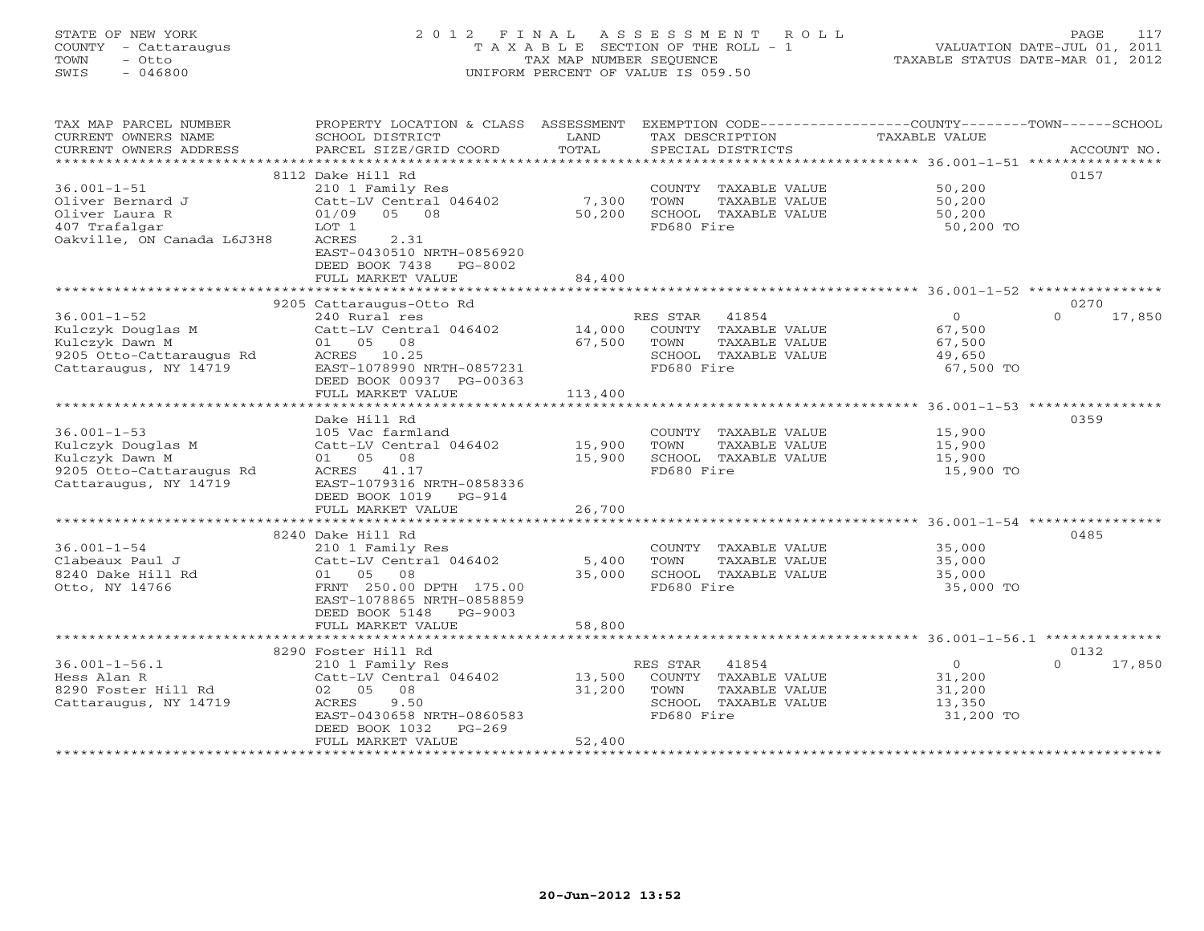STATE OF NEW YORK
COUNTY - Cattaraugus
TOWN - Otto
SWIS - 046800

# 2012 FINAL ASSESSMENT ROLL

TAXABLE SECTION OF THE ROLL - 1
TAX MAP NUMBER SEQUENCE
UNIFORM PERCENT OF VALUE IS 059.50

VALUATION DATE-JUL 01, 2011
TAXABLE STATUS DATE-MAR 01, 2012

| TAX MAP PARCEL NUMBER / CURRENT OWNERS NAME / CURRENT OWNERS ADDRESS | PROPERTY LOCATION & CLASS / SCHOOL DISTRICT / PARCEL SIZE/GRID COORD | ASSESSMENT LAND | TOTAL | EXEMPTION CODE / TAX DESCRIPTION / SPECIAL DISTRICTS | COUNTY / TAXABLE VALUE | TOWN | SCHOOL | ACCOUNT NO. |
|---|---|---|---|---|---|---|---|---|
| | 8112 Dake Hill Rd | | | | | | | 0157 |
| 36.001-1-51 | 210 1 Family Res | | | COUNTY TAXABLE VALUE | 50,200 | | | |
| Oliver Bernard J | Catt-LV Central 046402 | 7,300 | | TOWN TAXABLE VALUE | 50,200 | | | |
| Oliver Laura R | 01/09 05 08 | | 50,200 | SCHOOL TAXABLE VALUE | 50,200 | | | |
| 407 Trafalgar | LOT 1 | | | FD680 Fire | 50,200 TO | | | |
| Oakville, ON Canada L6J3H8 | ACRES 2.31 | | | | | | | |
| | EAST-0430510 NRTH-0856920 | | | | | | | |
| | DEED BOOK 7438 PG-8002 | | | | | | | |
| | FULL MARKET VALUE | | 84,400 | | | | | |
| | 9205 Cattaraugus-Otto Rd | | | | | | | 0270 |
| 36.001-1-52 | 240 Rural res | | | RES STAR 41854 | 0 | 0 | 17,850 | |
| Kulczyk Douglas M | Catt-LV Central 046402 | 14,000 | | COUNTY TAXABLE VALUE | 67,500 | | | |
| Kulczyk Dawn M | 01 05 08 | | 67,500 | TOWN TAXABLE VALUE | 67,500 | | | |
| 9205 Otto-Cattaraugus Rd | ACRES 10.25 | | | SCHOOL TAXABLE VALUE | 49,650 | | | |
| Cattaraugus, NY 14719 | EAST-1078990 NRTH-0857231 | | | FD680 Fire | 67,500 TO | | | |
| | DEED BOOK 00937 PG-00363 | | | | | | | |
| | FULL MARKET VALUE | | 113,400 | | | | | |
| | Dake Hill Rd | | | | | | | 0359 |
| 36.001-1-53 | 105 Vac farmland | | | COUNTY TAXABLE VALUE | 15,900 | | | |
| Kulczyk Douglas M | Catt-LV Central 046402 | 15,900 | | TOWN TAXABLE VALUE | 15,900 | | | |
| Kulczyk Dawn M | 01 05 08 | | 15,900 | SCHOOL TAXABLE VALUE | 15,900 | | | |
| 9205 Otto-Cattaraugus Rd | ACRES 41.17 | | | FD680 Fire | 15,900 TO | | | |
| Cattaraugus, NY 14719 | EAST-1079316 NRTH-0858336 | | | | | | | |
| | DEED BOOK 1019 PG-914 | | | | | | | |
| | FULL MARKET VALUE | | 26,700 | | | | | |
| | 8240 Dake Hill Rd | | | | | | | 0485 |
| 36.001-1-54 | 210 1 Family Res | | | COUNTY TAXABLE VALUE | 35,000 | | | |
| Clabeaux Paul J | Catt-LV Central 046402 | 5,400 | | TOWN TAXABLE VALUE | 35,000 | | | |
| 8240 Dake Hill Rd | 01 05 08 | | 35,000 | SCHOOL TAXABLE VALUE | 35,000 | | | |
| Otto, NY 14766 | FRNT 250.00 DPTH 175.00 | | | FD680 Fire | 35,000 TO | | | |
| | EAST-1078865 NRTH-0858859 | | | | | | | |
| | DEED BOOK 5148 PG-9003 | | | | | | | |
| | FULL MARKET VALUE | | 58,800 | | | | | |
| | 8290 Foster Hill Rd | | | | | | | 0132 |
| 36.001-1-56.1 | 210 1 Family Res | | | RES STAR 41854 | 0 | 0 | 17,850 | |
| Hess Alan R | Catt-LV Central 046402 | 13,500 | | COUNTY TAXABLE VALUE | 31,200 | | | |
| 8290 Foster Hill Rd | 02 05 08 | | 31,200 | TOWN TAXABLE VALUE | 31,200 | | | |
| Cattaraugus, NY 14719 | ACRES 9.50 | | | SCHOOL TAXABLE VALUE | 13,350 | | | |
| | EAST-0430658 NRTH-0860583 | | | FD680 Fire | 31,200 TO | | | |
| | DEED BOOK 1032 PG-269 | | | | | | | |
| | FULL MARKET VALUE | | 52,400 | | | | | |

20-Jun-2012 13:52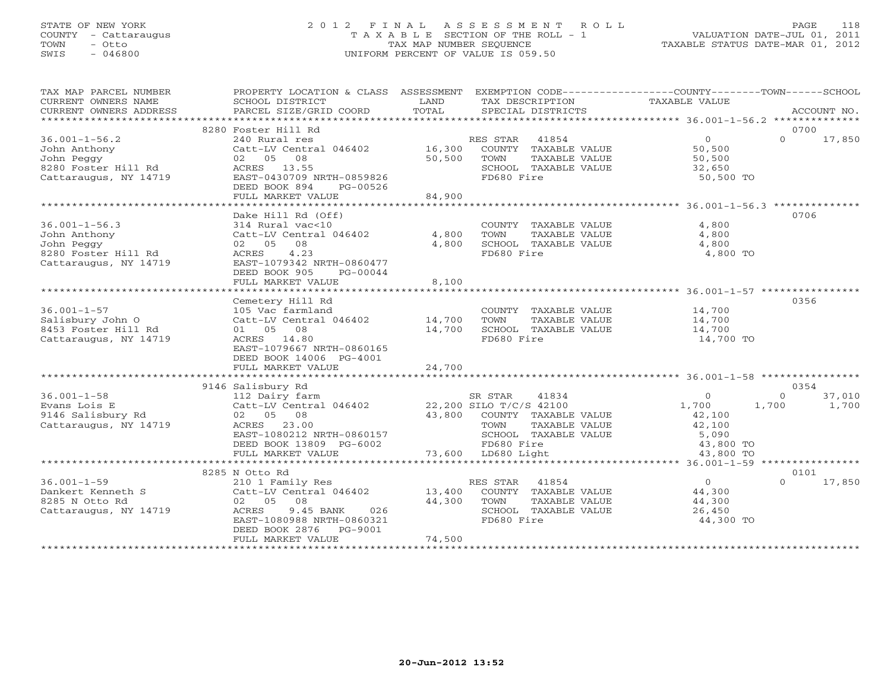STATE OF NEW YORK
COUNTY - Cattaraugus
TOWN - Otto
SWIS - 046800

# 2012 FINAL ASSESSMENT ROLL
T A X A B L E SECTION OF THE ROLL - 1
TAX MAP NUMBER SEQUENCE
UNIFORM PERCENT OF VALUE IS 059.50

VALUATION DATE-JUL 01, 2011
TAXABLE STATUS DATE-MAR 01, 2012

| TAX MAP PARCEL NUMBER / CURRENT OWNERS NAME / CURRENT OWNERS ADDRESS | PROPERTY LOCATION & CLASS / SCHOOL DISTRICT / PARCEL SIZE/GRID COORD | ASSESSMENT LAND / TOTAL | EXEMPTION CODE / TAX DESCRIPTION / SPECIAL DISTRICTS | COUNTY TAXABLE VALUE | TOWN | SCHOOL | ACCOUNT NO. |
|---|---|---|---|---|---|---|---|
| 36.001-1-56.2 | 8280 Foster Hill Rd | | | | | | 0700 |
| John Anthony | 240 Rural res | | RES STAR 41854 | 0 | 0 | 17,850 | |
| John Peggy | Catt-LV Central 046402 | 16,300 | COUNTY TAXABLE VALUE | 50,500 | | | |
| 8280 Foster Hill Rd | 02 05 08 | 50,500 | TOWN TAXABLE VALUE | 50,500 | | | |
| Cattaraugus, NY 14719 | ACRES 13.55 | | SCHOOL TAXABLE VALUE | 32,650 | | | |
| | EAST-0430709 NRTH-0859826 | | FD680 Fire | 50,500 TO | | | |
| | DEED BOOK 894 PG-00526 | | | | | | |
| | FULL MARKET VALUE | 84,900 | | | | | |
| 36.001-1-56.3 | Dake Hill Rd (Off) | | | | | | 0706 |
| John Anthony | 314 Rural vac<10 | | COUNTY TAXABLE VALUE | 4,800 | | | |
| John Peggy | Catt-LV Central 046402 | 4,800 | TOWN TAXABLE VALUE | 4,800 | | | |
| 8280 Foster Hill Rd | 02 05 08 | 4,800 | SCHOOL TAXABLE VALUE | 4,800 | | | |
| Cattaraugus, NY 14719 | ACRES 4.23 | | FD680 Fire | 4,800 TO | | | |
| | EAST-1079342 NRTH-0860477 | | | | | | |
| | DEED BOOK 905 PG-00044 | | | | | | |
| | FULL MARKET VALUE | 8,100 | | | | | |
| 36.001-1-57 | Cemetery Hill Rd | | | | | | 0356 |
| Salisbury John O | 105 Vac farmland | | COUNTY TAXABLE VALUE | 14,700 | | | |
| 8453 Foster Hill Rd | Catt-LV Central 046402 | 14,700 | TOWN TAXABLE VALUE | 14,700 | | | |
| Cattaraugus, NY 14719 | 01 05 08 | 14,700 | SCHOOL TAXABLE VALUE | 14,700 | | | |
| | ACRES 14.80 | | FD680 Fire | 14,700 TO | | | |
| | EAST-1079667 NRTH-0860165 | | | | | | |
| | DEED BOOK 14006 PG-4001 | | | | | | |
| | FULL MARKET VALUE | 24,700 | | | | | |
| 36.001-1-58 | 9146 Salisbury Rd | | | | | | 0354 |
| Evans Lois E | 112 Dairy farm | | SR STAR 41834 | 0 | 0 | 37,010 | |
| 9146 Salisbury Rd | Catt-LV Central 046402 | 22,200 | SILO T/C/S 42100 | 1,700 | 1,700 | 1,700 | |
| Cattaraugus, NY 14719 | 02 05 08 | 43,800 | COUNTY TAXABLE VALUE | 42,100 | | | |
| | ACRES 23.00 | | TOWN TAXABLE VALUE | 42,100 | | | |
| | EAST-1080212 NRTH-0860157 | | SCHOOL TAXABLE VALUE | 5,090 | | | |
| | DEED BOOK 13809 PG-6002 | | FD680 Fire | 43,800 TO | | | |
| | FULL MARKET VALUE | 73,600 | LD680 Light | 43,800 TO | | | |
| 36.001-1-59 | 8285 N Otto Rd | | | | | | 0101 |
| Dankert Kenneth S | 210 1 Family Res | | RES STAR 41854 | 0 | 0 | 17,850 | |
| 8285 N Otto Rd | Catt-LV Central 046402 | 13,400 | COUNTY TAXABLE VALUE | 44,300 | | | |
| Cattaraugus, NY 14719 | 02 05 08 | 44,300 | TOWN TAXABLE VALUE | 44,300 | | | |
| | ACRES 9.45 BANK 026 | | SCHOOL TAXABLE VALUE | 26,450 | | | |
| | EAST-1080988 NRTH-0860321 | | FD680 Fire | 44,300 TO | | | |
| | DEED BOOK 2876 PG-9001 | | | | | | |
| | FULL MARKET VALUE | 74,500 | | | | | |

20-Jun-2012 13:52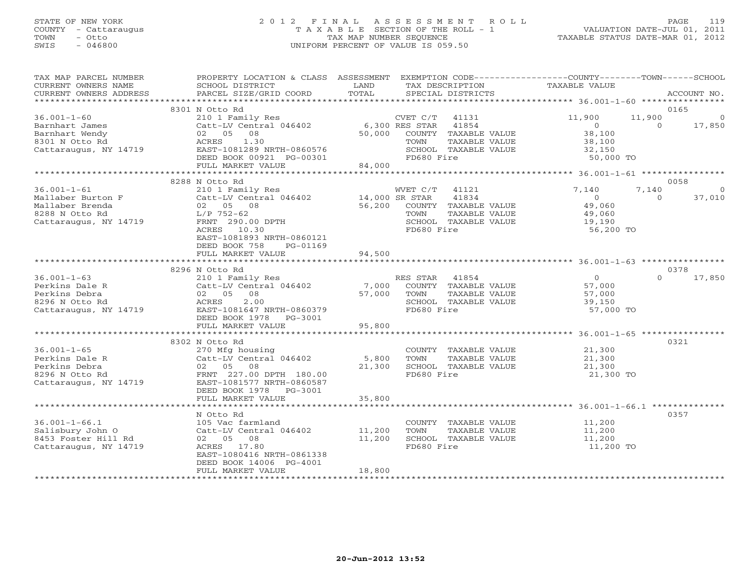STATE OF NEW YORK
COUNTY - Cattaraugus
TOWN - Otto
SWIS - 046800

2012 FINAL ASSESSMENT ROLL
TAXABLE SECTION OF THE ROLL - 1
TAX MAP NUMBER SEQUENCE
UNIFORM PERCENT OF VALUE IS 059.50

VALUATION DATE-JUL 01, 2011
TAXABLE STATUS DATE-MAR 01, 2012

| TAX MAP PARCEL NUMBER / CURRENT OWNERS NAME / CURRENT OWNERS ADDRESS | PROPERTY LOCATION & CLASS / SCHOOL DISTRICT / PARCEL SIZE/GRID COORD | ASSESSMENT LAND / TOTAL | EXEMPTION CODE / TAX DESCRIPTION / SPECIAL DISTRICTS | COUNTY TAXABLE VALUE | TOWN | SCHOOL | ACCOUNT NO. |
|---|---|---|---|---|---|---|---|
| | 8301 N Otto Rd | | | | | | 0165 |
| 36.001-1-60 | 210 1 Family Res | | CVET C/T 41131 | 11,900 | 11,900 | 0 | |
| Barnhart James | Catt-LV Central 046402 | 6,300 | RES STAR 41854 | 0 | 0 | 17,850 | |
| Barnhart Wendy | 02 05 08 | 50,000 | COUNTY TAXABLE VALUE | 38,100 | | | |
| 8301 N Otto Rd | ACRES 1.30 | | TOWN TAXABLE VALUE | 38,100 | | | |
| Cattaraugus, NY 14719 | EAST-1081289 NRTH-0860576 | | SCHOOL TAXABLE VALUE | 32,150 | | | |
| | DEED BOOK 00921 PG-00301 | | FD680 Fire | 50,000 TO | | | |
| | FULL MARKET VALUE | 84,000 | | | | | |
| | 8288 N Otto Rd | | | | | | 0058 |
| 36.001-1-61 | 210 1 Family Res | | WVET C/T 41121 | 7,140 | 7,140 | 0 | |
| Mallaber Burton F | Catt-LV Central 046402 | 14,000 | SR STAR 41834 | 0 | 0 | 37,010 | |
| Mallaber Brenda | 02 05 08 | 56,200 | COUNTY TAXABLE VALUE | 49,060 | | | |
| 8288 N Otto Rd | L/P 752-62 | | TOWN TAXABLE VALUE | 49,060 | | | |
| Cattaraugus, NY 14719 | FRNT 290.00 DPTH | | SCHOOL TAXABLE VALUE | 19,190 | | | |
| | ACRES 10.30 | | FD680 Fire | 56,200 TO | | | |
| | EAST-1081893 NRTH-0860121 | | | | | | |
| | DEED BOOK 758 PG-01169 | | | | | | |
| | FULL MARKET VALUE | 94,500 | | | | | |
| | 8296 N Otto Rd | | | | | | 0378 |
| 36.001-1-63 | 210 1 Family Res | | RES STAR 41854 | 0 | 0 | 17,850 | |
| Perkins Dale R | Catt-LV Central 046402 | 7,000 | COUNTY TAXABLE VALUE | 57,000 | | | |
| Perkins Debra | 02 05 08 | 57,000 | TOWN TAXABLE VALUE | 57,000 | | | |
| 8296 N Otto Rd | ACRES 2.00 | | SCHOOL TAXABLE VALUE | 39,150 | | | |
| Cattaraugus, NY 14719 | EAST-1081647 NRTH-0860379 | | FD680 Fire | 57,000 TO | | | |
| | DEED BOOK 1978 PG-3001 | | | | | | |
| | FULL MARKET VALUE | 95,800 | | | | | |
| | 8302 N Otto Rd | | | | | | 0321 |
| 36.001-1-65 | 270 Mfg housing | | COUNTY TAXABLE VALUE | 21,300 | | | |
| Perkins Dale R | Catt-LV Central 046402 | 5,800 | TOWN TAXABLE VALUE | 21,300 | | | |
| Perkins Debra | 02 05 08 | 21,300 | SCHOOL TAXABLE VALUE | 21,300 | | | |
| 8296 N Otto Rd | FRNT 227.00 DPTH 180.00 | | FD680 Fire | 21,300 TO | | | |
| Cattaraugus, NY 14719 | EAST-1081577 NRTH-0860587 | | | | | | |
| | DEED BOOK 1978 PG-3001 | | | | | | |
| | FULL MARKET VALUE | 35,800 | | | | | |
| | N Otto Rd | | | | | | 0357 |
| 36.001-1-66.1 | 105 Vac farmland | | COUNTY TAXABLE VALUE | 11,200 | | | |
| Salisbury John O | Catt-LV Central 046402 | 11,200 | TOWN TAXABLE VALUE | 11,200 | | | |
| 8453 Foster Hill Rd | 02 05 08 | 11,200 | SCHOOL TAXABLE VALUE | 11,200 | | | |
| Cattaraugus, NY 14719 | ACRES 17.80 | | FD680 Fire | 11,200 TO | | | |
| | EAST-1080416 NRTH-0861338 | | | | | | |
| | DEED BOOK 14006 PG-4001 | | | | | | |
| | FULL MARKET VALUE | 18,800 | | | | | |

20-Jun-2012 13:52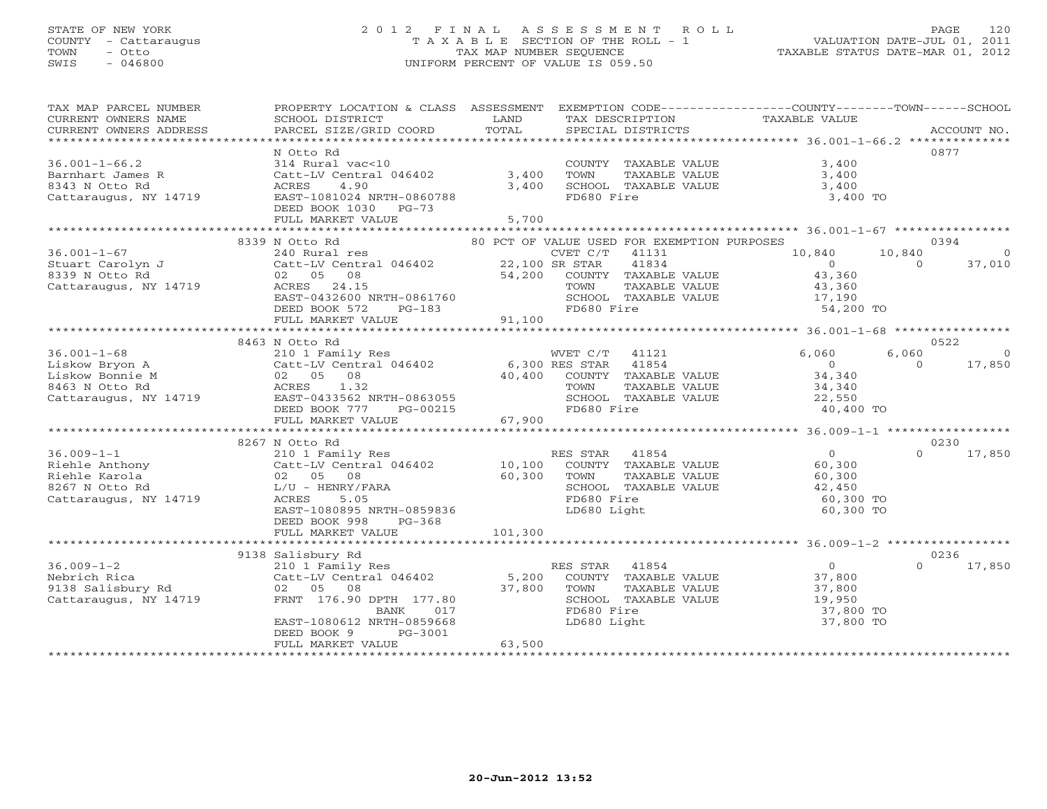STATE OF NEW YORK
COUNTY - Cattaraugus
TOWN - Otto
SWIS - 046800

# 2012 FINAL ASSESSMENT ROLL
TAXABLE SECTION OF THE ROLL - 1
TAX MAP NUMBER SEQUENCE
UNIFORM PERCENT OF VALUE IS 059.50

VALUATION DATE-JUL 01, 2011
TAXABLE STATUS DATE-MAR 01, 2012

| TAX MAP PARCEL NUMBER / CURRENT OWNERS NAME / CURRENT OWNERS ADDRESS | PROPERTY LOCATION & CLASS / SCHOOL DISTRICT / PARCEL SIZE/GRID COORD | ASSESSMENT LAND / TOTAL | EXEMPTION CODE / TAX DESCRIPTION / SPECIAL DISTRICTS | COUNTY TAXABLE VALUE | TOWN | SCHOOL | ACCOUNT NO. |
|---|---|---|---|---|---|---|---|
| 36.001-1-66.2 | N Otto Rd | | | | | | 0877 |
| 36.001-1-66.2 | 314 Rural vac<10 | | COUNTY TAXABLE VALUE | 3,400 | | | |
| Barnhart James R | Catt-LV Central 046402 | 3,400 | TOWN TAXABLE VALUE | 3,400 | | | |
| 8343 N Otto Rd | ACRES 4.90 | 3,400 | SCHOOL TAXABLE VALUE | 3,400 | | | |
| Cattaraugus, NY 14719 | EAST-1081024 NRTH-0860788 | | FD680 Fire | 3,400 TO | | | |
| | DEED BOOK 1030 PG-73 | | | | | | |
| | FULL MARKET VALUE | 5,700 | | | | | |
| 36.001-1-67 | 8339 N Otto Rd | | 80 PCT OF VALUE USED FOR EXEMPTION PURPOSES | | | | 0394 |
| 36.001-1-67 | 240 Rural res | | CVET C/T 41131 | 10,840 | 10,840 | 0 | |
| Stuart Carolyn J | Catt-LV Central 046402 | 22,100 | SR STAR 41834 | 0 | 0 | 37,010 | |
| 8339 N Otto Rd | 02 05 08 | 54,200 | COUNTY TAXABLE VALUE | 43,360 | | | |
| Cattaraugus, NY 14719 | ACRES 24.15 | | TOWN TAXABLE VALUE | 43,360 | | | |
| | EAST-0432600 NRTH-0861760 | | SCHOOL TAXABLE VALUE | 17,190 | | | |
| | DEED BOOK 572 PG-183 | | FD680 Fire | 54,200 TO | | | |
| | FULL MARKET VALUE | 91,100 | | | | | |
| 36.001-1-68 | 8463 N Otto Rd | | | | | | 0522 |
| 36.001-1-68 | 210 1 Family Res | | WVET C/T 41121 | 6,060 | 6,060 | 0 | |
| Liskow Bryon A | Catt-LV Central 046402 | 6,300 | RES STAR 41854 | 0 | 0 | 17,850 | |
| Liskow Bonnie M | 02 05 08 | 40,400 | COUNTY TAXABLE VALUE | 34,340 | | | |
| 8463 N Otto Rd | ACRES 1.32 | | TOWN TAXABLE VALUE | 34,340 | | | |
| Cattaraugus, NY 14719 | EAST-0433562 NRTH-0863055 | | SCHOOL TAXABLE VALUE | 22,550 | | | |
| | DEED BOOK 777 PG-00215 | | FD680 Fire | 40,400 TO | | | |
| | FULL MARKET VALUE | 67,900 | | | | | |
| 36.009-1-1 | 8267 N Otto Rd | | | | | | 0230 |
| 36.009-1-1 | 210 1 Family Res | | RES STAR 41854 | 0 | 0 | 17,850 | |
| Riehle Anthony | Catt-LV Central 046402 | 10,100 | COUNTY TAXABLE VALUE | 60,300 | | | |
| Riehle Karola | 02 05 08 | 60,300 | TOWN TAXABLE VALUE | 60,300 | | | |
| 8267 N Otto Rd | L/U - HENRY/FARA | | SCHOOL TAXABLE VALUE | 42,450 | | | |
| Cattaraugus, NY 14719 | ACRES 5.05 | | FD680 Fire | 60,300 TO | | | |
| | EAST-1080895 NRTH-0859836 | | LD680 Light | 60,300 TO | | | |
| | DEED BOOK 998 PG-368 | | | | | | |
| | FULL MARKET VALUE | 101,300 | | | | | |
| 36.009-1-2 | 9138 Salisbury Rd | | | | | | 0236 |
| 36.009-1-2 | 210 1 Family Res | | RES STAR 41854 | 0 | 0 | 17,850 | |
| Nebrich Rica | Catt-LV Central 046402 | 5,200 | COUNTY TAXABLE VALUE | 37,800 | | | |
| 9138 Salisbury Rd | 02 05 08 | 37,800 | TOWN TAXABLE VALUE | 37,800 | | | |
| Cattaraugus, NY 14719 | FRNT 176.90 DPTH 177.80 | | SCHOOL TAXABLE VALUE | 19,950 | | | |
| | BANK 017 | | FD680 Fire | 37,800 TO | | | |
| | EAST-1080612 NRTH-0859668 | | LD680 Light | 37,800 TO | | | |
| | DEED BOOK 9 PG-3001 | | | | | | |
| | FULL MARKET VALUE | 63,500 | | | | | |

20-Jun-2012 13:52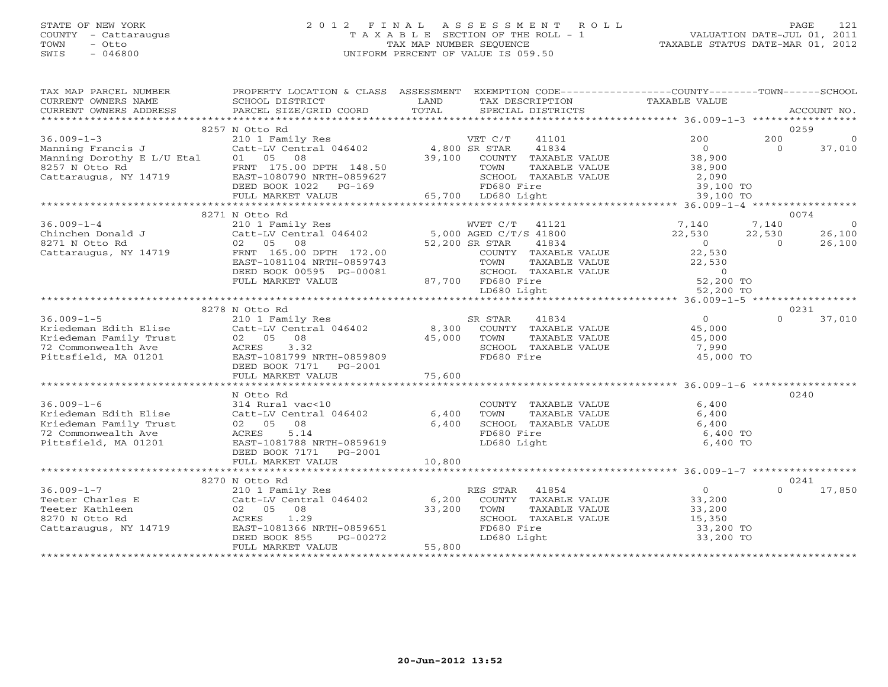STATE OF NEW YORK
COUNTY - Cattaraugus
TOWN - Otto
SWIS - 046800

2012 FINAL ASSESSMENT ROLL
TAXABLE SECTION OF THE ROLL - 1
TAX MAP NUMBER SEQUENCE
UNIFORM PERCENT OF VALUE IS 059.50

VALUATION DATE-JUL 01, 2011
TAXABLE STATUS DATE-MAR 01, 2012

| TAX MAP PARCEL NUMBER / CURRENT OWNERS NAME / CURRENT OWNERS ADDRESS | PROPERTY LOCATION & CLASS / SCHOOL DISTRICT / PARCEL SIZE/GRID COORD | ASSESSMENT LAND / TOTAL | EXEMPTION CODE / TAX DESCRIPTION / SPECIAL DISTRICTS | COUNTY TAXABLE VALUE | TOWN | SCHOOL | ACCOUNT NO. |
|---|---|---|---|---|---|---|---|
| | 8257 N Otto Rd | | | | | | 0259 |
| 36.009-1-3 | 210 1 Family Res | | VET C/T 41101 | 200 | 200 | 0 | |
| Manning Francis J | Catt-LV Central 046402 | 4,800 | SR STAR 41834 | 0 | 0 | 37,010 | |
| Manning Dorothy E L/U Etal | 01 05 08 | 39,100 | COUNTY TAXABLE VALUE | 38,900 | | | |
| 8257 N Otto Rd | FRNT 175.00 DPTH 148.50 | | TOWN TAXABLE VALUE | 38,900 | | | |
| Cattaraugus, NY 14719 | EAST-1080790 NRTH-0859627 | | SCHOOL TAXABLE VALUE | 2,090 | | | |
| | DEED BOOK 1022 PG-169 | | FD680 Fire | 39,100 TO | | | |
| | FULL MARKET VALUE | 65,700 | LD680 Light | 39,100 TO | | | |
| | 8271 N Otto Rd | | | | | | 0074 |
| 36.009-1-4 | 210 1 Family Res | | WVET C/T 41121 | 7,140 | 7,140 | 0 | |
| Chinchen Donald J | Catt-LV Central 046402 | 5,000 | AGED C/T/S 41800 | 22,530 | 22,530 | 26,100 | |
| 8271 N Otto Rd | 02 05 08 | 52,200 | SR STAR 41834 | 0 | 0 | 26,100 | |
| Cattaraugus, NY 14719 | FRNT 165.00 DPTH 172.00 | | COUNTY TAXABLE VALUE | 22,530 | | | |
| | EAST-1081104 NRTH-0859743 | | TOWN TAXABLE VALUE | 22,530 | | | |
| | DEED BOOK 00595 PG-00081 | | SCHOOL TAXABLE VALUE | 0 | | | |
| | FULL MARKET VALUE | 87,700 | FD680 Fire | 52,200 TO | | | |
| | | | LD680 Light | 52,200 TO | | | |
| | 8278 N Otto Rd | | | | | | 0231 |
| 36.009-1-5 | 210 1 Family Res | | SR STAR 41834 | 0 | 0 | 37,010 | |
| Kriedeman Edith Elise | Catt-LV Central 046402 | 8,300 | COUNTY TAXABLE VALUE | 45,000 | | | |
| Kriedeman Family Trust | 02 05 08 | 45,000 | TOWN TAXABLE VALUE | 45,000 | | | |
| 72 Commonwealth Ave | ACRES 3.32 | | SCHOOL TAXABLE VALUE | 7,990 | | | |
| Pittsfield, MA 01201 | EAST-1081799 NRTH-0859809 | | FD680 Fire | 45,000 TO | | | |
| | DEED BOOK 7171 PG-2001 | | | | | | |
| | FULL MARKET VALUE | 75,600 | | | | | |
| | N Otto Rd | | | | | | 0240 |
| 36.009-1-6 | 314 Rural vac<10 | | COUNTY TAXABLE VALUE | 6,400 | | | |
| Kriedeman Edith Elise | Catt-LV Central 046402 | 6,400 | TOWN TAXABLE VALUE | 6,400 | | | |
| Kriedeman Family Trust | 02 05 08 | 6,400 | SCHOOL TAXABLE VALUE | 6,400 | | | |
| 72 Commonwealth Ave | ACRES 5.14 | | FD680 Fire | 6,400 TO | | | |
| Pittsfield, MA 01201 | EAST-1081788 NRTH-0859619 | | LD680 Light | 6,400 TO | | | |
| | DEED BOOK 7171 PG-2001 | | | | | | |
| | FULL MARKET VALUE | 10,800 | | | | | |
| | 8270 N Otto Rd | | | | | | 0241 |
| 36.009-1-7 | 210 1 Family Res | | RES STAR 41854 | 0 | 0 | 17,850 | |
| Teeter Charles E | Catt-LV Central 046402 | 6,200 | COUNTY TAXABLE VALUE | 33,200 | | | |
| Teeter Kathleen | 02 05 08 | 33,200 | TOWN TAXABLE VALUE | 33,200 | | | |
| 8270 N Otto Rd | ACRES 1.29 | | SCHOOL TAXABLE VALUE | 15,350 | | | |
| Cattaraugus, NY 14719 | EAST-1081366 NRTH-0859651 | | FD680 Fire | 33,200 TO | | | |
| | DEED BOOK 855 PG-00272 | | LD680 Light | 33,200 TO | | | |
| | FULL MARKET VALUE | 55,800 | | | | | |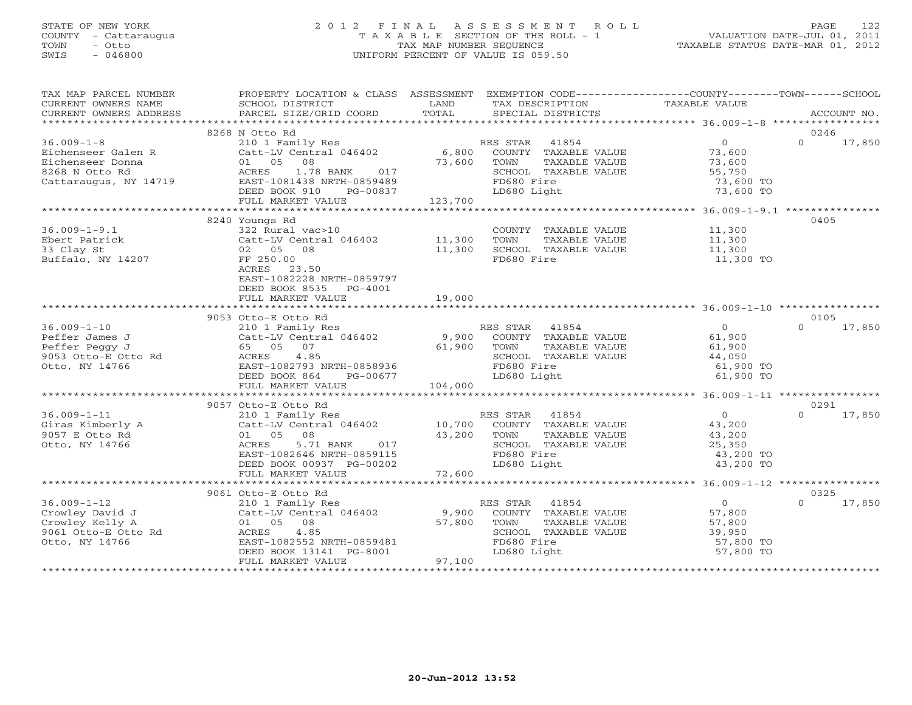STATE OF NEW YORK
COUNTY - Cattaraugus
TOWN - Otto
SWIS - 046800

# 2012 FINAL ASSESSMENT ROLL

TAXABLE SECTION OF THE ROLL - 1
TAX MAP NUMBER SEQUENCE
UNIFORM PERCENT OF VALUE IS 059.50

VALUATION DATE-JUL 01, 2011
TAXABLE STATUS DATE-MAR 01, 2012

| TAX MAP PARCEL NUMBER / CURRENT OWNERS NAME / CURRENT OWNERS ADDRESS | PROPERTY LOCATION & CLASS / SCHOOL DISTRICT / PARCEL SIZE/GRID COORD | ASSESSMENT LAND / TOTAL | EXEMPTION CODE / TAX DESCRIPTION / SPECIAL DISTRICTS | COUNTY / TOWN TAXABLE VALUE | SCHOOL / ACCOUNT NO. |
|---|---|---|---|---|---|
| | 8268 N Otto Rd | | | | 0246 |
| 36.009-1-8 | 210 1 Family Res | | RES STAR 41854 | 0 | 0 17,850 |
| Eichenseer Galen R | Catt-LV Central 046402 | 6,800 | COUNTY TAXABLE VALUE | 73,600 | |
| Eichenseer Donna | 01 05 08 | 73,600 | TOWN TAXABLE VALUE | 73,600 | |
| 8268 N Otto Rd | ACRES 1.78 BANK 017 | | SCHOOL TAXABLE VALUE | 55,750 | |
| Cattaraugus, NY 14719 | EAST-1081438 NRTH-0859489 | | FD680 Fire | 73,600 TO | |
| | DEED BOOK 910 PG-00837 | | LD680 Light | 73,600 TO | |
| | FULL MARKET VALUE | 123,700 | | | |
| | 8240 Youngs Rd | | | | 0405 |
| 36.009-1-9.1 | 322 Rural vac>10 | | COUNTY TAXABLE VALUE | 11,300 | |
| Ebert Patrick | Catt-LV Central 046402 | 11,300 | TOWN TAXABLE VALUE | 11,300 | |
| 33 Clay St | 02 05 08 | 11,300 | SCHOOL TAXABLE VALUE | 11,300 | |
| Buffalo, NY 14207 | FF 250.00 | | FD680 Fire | 11,300 TO | |
| | ACRES 23.50 | | | | |
| | EAST-1082228 NRTH-0859797 | | | | |
| | DEED BOOK 8535 PG-4001 | | | | |
| | FULL MARKET VALUE | 19,000 | | | |
| | 9053 Otto-E Otto Rd | | | | 0105 |
| 36.009-1-10 | 210 1 Family Res | | RES STAR 41854 | 0 | 0 17,850 |
| Peffer James J | Catt-LV Central 046402 | 9,900 | COUNTY TAXABLE VALUE | 61,900 | |
| Peffer Peggy J | 65 05 07 | 61,900 | TOWN TAXABLE VALUE | 61,900 | |
| 9053 Otto-E Otto Rd | ACRES 4.85 | | SCHOOL TAXABLE VALUE | 44,050 | |
| Otto, NY 14766 | EAST-1082793 NRTH-0858936 | | FD680 Fire | 61,900 TO | |
| | DEED BOOK 864 PG-00677 | | LD680 Light | 61,900 TO | |
| | FULL MARKET VALUE | 104,000 | | | |
| | 9057 Otto-E Otto Rd | | | | 0291 |
| 36.009-1-11 | 210 1 Family Res | | RES STAR 41854 | 0 | 0 17,850 |
| Giras Kimberly A | Catt-LV Central 046402 | 10,700 | COUNTY TAXABLE VALUE | 43,200 | |
| 9057 E Otto Rd | 01 05 08 | 43,200 | TOWN TAXABLE VALUE | 43,200 | |
| Otto, NY 14766 | ACRES 5.71 BANK 017 | | SCHOOL TAXABLE VALUE | 25,350 | |
| | EAST-1082646 NRTH-0859115 | | FD680 Fire | 43,200 TO | |
| | DEED BOOK 00937 PG-00202 | | LD680 Light | 43,200 TO | |
| | FULL MARKET VALUE | 72,600 | | | |
| | 9061 Otto-E Otto Rd | | | | 0325 |
| 36.009-1-12 | 210 1 Family Res | | RES STAR 41854 | 0 | 0 17,850 |
| Crowley David J | Catt-LV Central 046402 | 9,900 | COUNTY TAXABLE VALUE | 57,800 | |
| Crowley Kelly A | 01 05 08 | 57,800 | TOWN TAXABLE VALUE | 57,800 | |
| 9061 Otto-E Otto Rd | ACRES 4.85 | | SCHOOL TAXABLE VALUE | 39,950 | |
| Otto, NY 14766 | EAST-1082552 NRTH-0859481 | | FD680 Fire | 57,800 TO | |
| | DEED BOOK 13141 PG-8001 | | LD680 Light | 57,800 TO | |
| | FULL MARKET VALUE | 97,100 | | | |

20-Jun-2012 13:52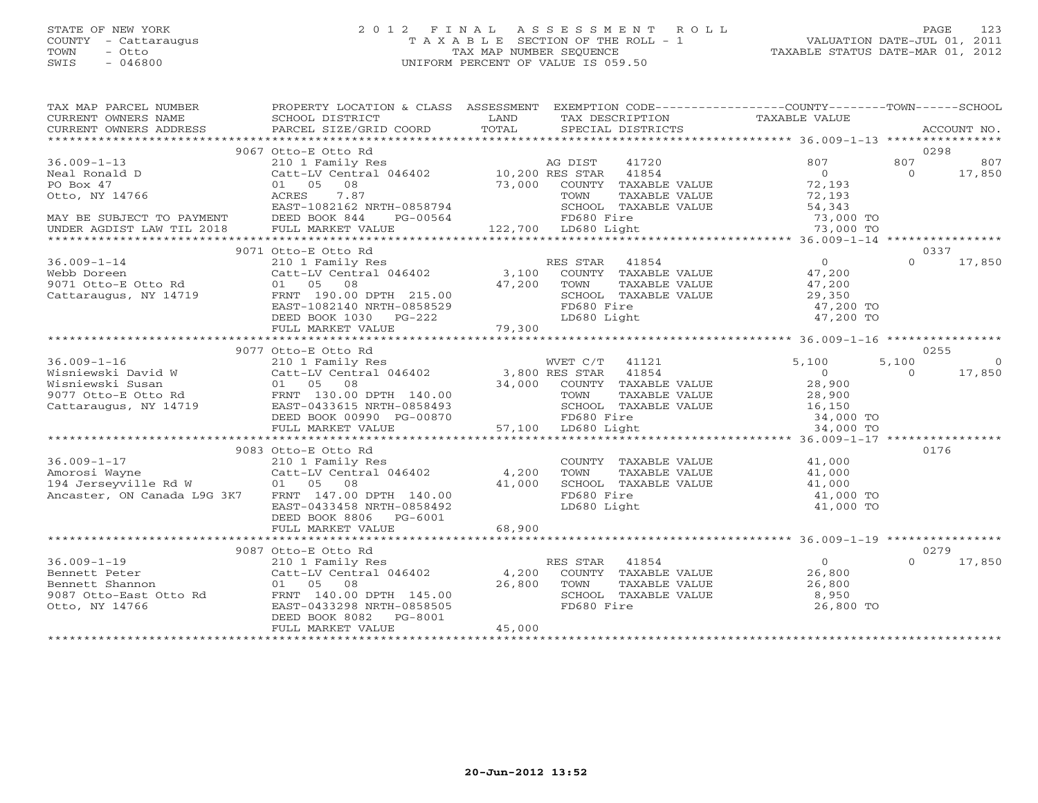STATE OF NEW YORK
COUNTY - Cattaraugus
TOWN - Otto
SWIS - 046800

# 2012 FINAL ASSESSMENT ROLL
TAXABLE SECTION OF THE ROLL - 1
TAX MAP NUMBER SEQUENCE
UNIFORM PERCENT OF VALUE IS 059.50

VALUATION DATE-JUL 01, 2011
TAXABLE STATUS DATE-MAR 01, 2012

| TAX MAP PARCEL NUMBER / CURRENT OWNERS NAME / CURRENT OWNERS ADDRESS | PROPERTY LOCATION & CLASS / SCHOOL DISTRICT / PARCEL SIZE/GRID COORD | ASSESSMENT LAND / TOTAL | EXEMPTION CODE / TAX DESCRIPTION / SPECIAL DISTRICTS | COUNTY | TOWN | SCHOOL | ACCOUNT NO. |
|---|---|---|---|---|---|---|---|
| | 9067 Otto-E Otto Rd | | | | | | 0298 |
| 36.009-1-13 | 210 1 Family Res | | AG DIST 41720 | 807 | 807 | 807 | |
| Neal Ronald D | Catt-LV Central 046402 | 10,200 | RES STAR 41854 | 0 | 0 | 17,850 | |
| PO Box 47 | 01 05 08 | 73,000 | COUNTY TAXABLE VALUE | 72,193 | | | |
| Otto, NY 14766 | ACRES 7.87 | | TOWN TAXABLE VALUE | | 72,193 | | |
| | EAST-1082162 NRTH-0858794 | | SCHOOL TAXABLE VALUE | | | 54,343 | |
| MAY BE SUBJECT TO PAYMENT | DEED BOOK 844 PG-00564 | | FD680 Fire | 73,000 TO | | | |
| UNDER AGDIST LAW TIL 2018 | FULL MARKET VALUE | 122,700 | LD680 Light | 73,000 TO | | | |
| | 9071 Otto-E Otto Rd | | | | | | 0337 |
| 36.009-1-14 | 210 1 Family Res | | RES STAR 41854 | 0 | 0 | 17,850 | |
| Webb Doreen | Catt-LV Central 046402 | 3,100 | COUNTY TAXABLE VALUE | 47,200 | | | |
| 9071 Otto-E Otto Rd | 01 05 08 | 47,200 | TOWN TAXABLE VALUE | | 47,200 | | |
| Cattaraugus, NY 14719 | FRNT 190.00 DPTH 215.00 | | SCHOOL TAXABLE VALUE | | | 29,350 | |
| | EAST-1082140 NRTH-0858529 | | FD680 Fire | 47,200 TO | | | |
| | DEED BOOK 1030 PG-222 | | LD680 Light | 47,200 TO | | | |
| | FULL MARKET VALUE | 79,300 | | | | | |
| | 9077 Otto-E Otto Rd | | | | | | 0255 |
| 36.009-1-16 | 210 1 Family Res | | WVET C/T 41121 | 5,100 | 5,100 | 0 | |
| Wisniewski David W | Catt-LV Central 046402 | 3,800 | RES STAR 41854 | 0 | 0 | 17,850 | |
| Wisniewski Susan | 01 05 08 | 34,000 | COUNTY TAXABLE VALUE | 28,900 | | | |
| 9077 Otto-E Otto Rd | FRNT 130.00 DPTH 140.00 | | TOWN TAXABLE VALUE | | 28,900 | | |
| Cattaraugus, NY 14719 | EAST-0433615 NRTH-0858493 | | SCHOOL TAXABLE VALUE | | | 16,150 | |
| | DEED BOOK 00990 PG-00870 | | FD680 Fire | 34,000 TO | | | |
| | FULL MARKET VALUE | 57,100 | LD680 Light | 34,000 TO | | | |
| | 9083 Otto-E Otto Rd | | | | | | 0176 |
| 36.009-1-17 | 210 1 Family Res | | COUNTY TAXABLE VALUE | 41,000 | | | |
| Amorosi Wayne | Catt-LV Central 046402 | 4,200 | TOWN TAXABLE VALUE | | 41,000 | | |
| 194 Jerseyville Rd W | 01 05 08 | 41,000 | SCHOOL TAXABLE VALUE | | | 41,000 | |
| Ancaster, ON Canada L9G 3K7 | FRNT 147.00 DPTH 140.00 | | FD680 Fire | 41,000 TO | | | |
| | EAST-0433458 NRTH-0858492 | | LD680 Light | 41,000 TO | | | |
| | DEED BOOK 8806 PG-6001 | | | | | | |
| | FULL MARKET VALUE | 68,900 | | | | | |
| | 9087 Otto-E Otto Rd | | | | | | 0279 |
| 36.009-1-19 | 210 1 Family Res | | RES STAR 41854 | 0 | 0 | 17,850 | |
| Bennett Peter | Catt-LV Central 046402 | 4,200 | COUNTY TAXABLE VALUE | 26,800 | | | |
| Bennett Shannon | 01 05 08 | 26,800 | TOWN TAXABLE VALUE | | 26,800 | | |
| 9087 Otto-East Otto Rd | FRNT 140.00 DPTH 145.00 | | SCHOOL TAXABLE VALUE | | | 8,950 | |
| Otto, NY 14766 | EAST-0433298 NRTH-0858505 | | FD680 Fire | 26,800 TO | | | |
| | DEED BOOK 8082 PG-8001 | | | | | | |
| | FULL MARKET VALUE | 45,000 | | | | | |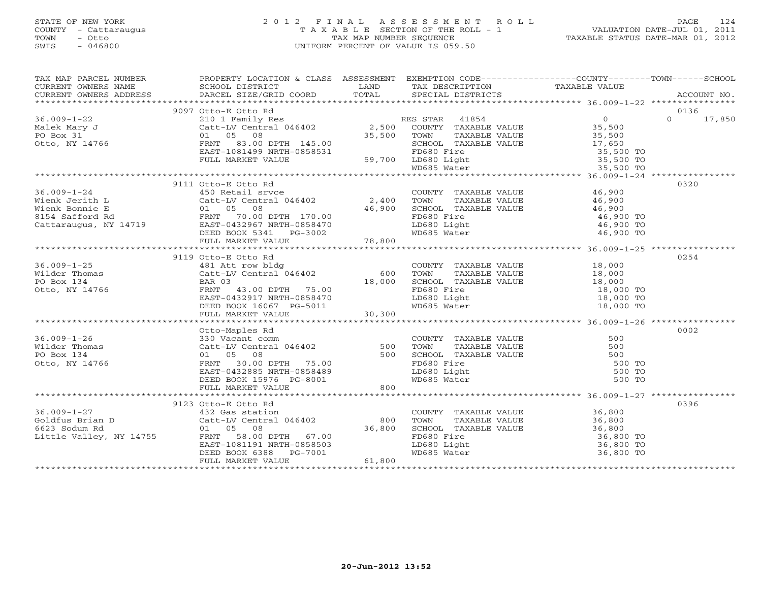STATE OF NEW YORK
COUNTY - Cattaraugus
TOWN - Otto
SWIS - 046800

# 2012 FINAL ASSESSMENT ROLL
TAXABLE SECTION OF THE ROLL - 1
TAX MAP NUMBER SEQUENCE
UNIFORM PERCENT OF VALUE IS 059.50

VALUATION DATE-JUL 01, 2011
TAXABLE STATUS DATE-MAR 01, 2012

| TAX MAP PARCEL NUMBER / CURRENT OWNERS NAME / CURRENT OWNERS ADDRESS | PROPERTY LOCATION & CLASS / SCHOOL DISTRICT / PARCEL SIZE/GRID COORD | ASSESSMENT LAND / TOTAL | EXEMPTION CODE / TAX DESCRIPTION / SPECIAL DISTRICTS | COUNTY | TOWN | SCHOOL / ACCOUNT NO. |
|---|---|---|---|---|---|---|
| **36.009-1-22** | 9097 Otto-E Otto Rd | | | | | 0136 |
| Malek Mary J | 210 1 Family Res | | RES STAR 41854 | 0 | | 0 17,850 |
| PO Box 31 | Catt-LV Central 046402 | 2,500 | COUNTY TAXABLE VALUE | 35,500 | | |
| Otto, NY 14766 | 01 05 08 | 35,500 | TOWN TAXABLE VALUE | 35,500 | | |
| | FRNT 83.00 DPTH 145.00 | | SCHOOL TAXABLE VALUE | 17,650 | | |
| | EAST-1081499 NRTH-0858531 | | FD680 Fire | 35,500 TO | | |
| | FULL MARKET VALUE | 59,700 | LD680 Light | 35,500 TO | | |
| | | | WD685 Water | 35,500 TO | | |
| **36.009-1-24** | 9111 Otto-E Otto Rd | | | | | 0320 |
| Wienk Jerith L | 450 Retail srvce | | COUNTY TAXABLE VALUE | 46,900 | | |
| Wienk Bonnie E | Catt-LV Central 046402 | 2,400 | TOWN TAXABLE VALUE | 46,900 | | |
| 8154 Safford Rd | 01 05 08 | 46,900 | SCHOOL TAXABLE VALUE | 46,900 | | |
| Cattaraugus, NY 14719 | FRNT 70.00 DPTH 170.00 | | FD680 Fire | 46,900 TO | | |
| | EAST-0432967 NRTH-0858470 | | LD680 Light | 46,900 TO | | |
| | DEED BOOK 5341 PG-3002 | | WD685 Water | 46,900 TO | | |
| | FULL MARKET VALUE | 78,800 | | | | |
| **36.009-1-25** | 9119 Otto-E Otto Rd | | | | | 0254 |
| Wilder Thomas | 481 Att row bldg | | COUNTY TAXABLE VALUE | 18,000 | | |
| PO Box 134 | Catt-LV Central 046402 | 600 | TOWN TAXABLE VALUE | 18,000 | | |
| Otto, NY 14766 | BAR 03 | 18,000 | SCHOOL TAXABLE VALUE | 18,000 | | |
| | FRNT 43.00 DPTH 75.00 | | FD680 Fire | 18,000 TO | | |
| | EAST-0432917 NRTH-0858470 | | LD680 Light | 18,000 TO | | |
| | DEED BOOK 16067 PG-5011 | | WD685 Water | 18,000 TO | | |
| | FULL MARKET VALUE | 30,300 | | | | |
| **36.009-1-26** | Otto-Maples Rd | | | | | 0002 |
| Wilder Thomas | 330 Vacant comm | | COUNTY TAXABLE VALUE | 500 | | |
| PO Box 134 | Catt-LV Central 046402 | 500 | TOWN TAXABLE VALUE | 500 | | |
| Otto, NY 14766 | 01 05 08 | 500 | SCHOOL TAXABLE VALUE | 500 | | |
| | FRNT 30.00 DPTH 75.00 | | FD680 Fire | 500 TO | | |
| | EAST-0432885 NRTH-0858489 | | LD680 Light | 500 TO | | |
| | DEED BOOK 15976 PG-8001 | | WD685 Water | 500 TO | | |
| | FULL MARKET VALUE | 800 | | | | |
| **36.009-1-27** | 9123 Otto-E Otto Rd | | | | | 0396 |
| Goldfus Brian D | 432 Gas station | | COUNTY TAXABLE VALUE | 36,800 | | |
| 6623 Sodum Rd | Catt-LV Central 046402 | 800 | TOWN TAXABLE VALUE | 36,800 | | |
| Little Valley, NY 14755 | 01 05 08 | 36,800 | SCHOOL TAXABLE VALUE | 36,800 | | |
| | FRNT 58.00 DPTH 67.00 | | FD680 Fire | 36,800 TO | | |
| | EAST-1081191 NRTH-0858503 | | LD680 Light | 36,800 TO | | |
| | DEED BOOK 6388 PG-7001 | | WD685 Water | 36,800 TO | | |
| | FULL MARKET VALUE | 61,800 | | | | |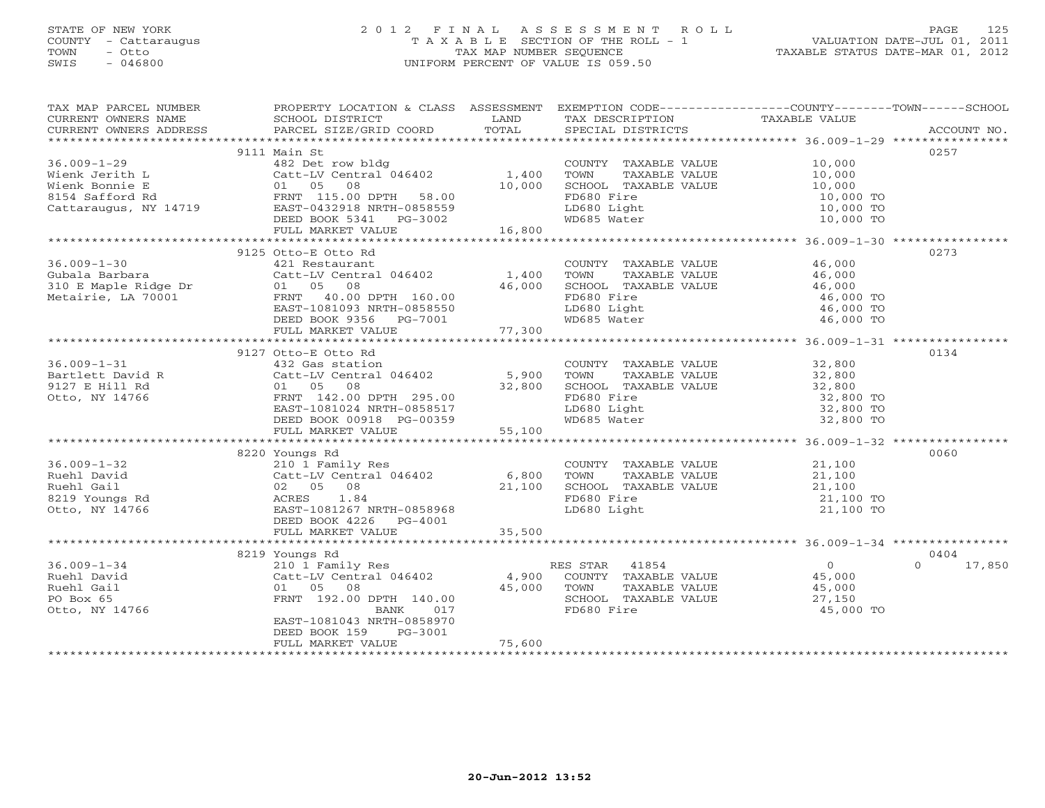STATE OF NEW YORK
COUNTY - Cattaraugus
TOWN - Otto
SWIS - 046800

# 2012 FINAL ASSESSMENT ROLL
TAXABLE SECTION OF THE ROLL - 1
TAX MAP NUMBER SEQUENCE
UNIFORM PERCENT OF VALUE IS 059.50

VALUATION DATE-JUL 01, 2011
TAXABLE STATUS DATE-MAR 01, 2012

| TAX MAP PARCEL NUMBER / CURRENT OWNERS NAME / CURRENT OWNERS ADDRESS | PROPERTY LOCATION & CLASS / SCHOOL DISTRICT / PARCEL SIZE/GRID COORD | ASSESSMENT LAND / TOTAL | EXEMPTION CODE / TAX DESCRIPTION / SPECIAL DISTRICTS | COUNTY-TOWN-SCHOOL TAXABLE VALUE | ACCOUNT NO. |
|---|---|---|---|---|---|
| 36.009-1-29 | 9111 Main St | | | | 0257 |
| 36.009-1-29 | 482 Det row bldg | | COUNTY TAXABLE VALUE | 10,000 | |
| Wienk Jerith L | Catt-LV Central 046402 | 1,400 | TOWN TAXABLE VALUE | 10,000 | |
| Wienk Bonnie E | 01 05 08 | 10,000 | SCHOOL TAXABLE VALUE | 10,000 | |
| 8154 Safford Rd | FRNT 115.00 DPTH 58.00 | | FD680 Fire | 10,000 TO | |
| Cattaraugus, NY 14719 | EAST-0432918 NRTH-0858559 | | LD680 Light | 10,000 TO | |
| | DEED BOOK 5341 PG-3002 | | WD685 Water | 10,000 TO | |
| | FULL MARKET VALUE | 16,800 | | | |
| 36.009-1-30 | 9125 Otto-E Otto Rd | | | | 0273 |
| 36.009-1-30 | 421 Restaurant | | COUNTY TAXABLE VALUE | 46,000 | |
| Gubala Barbara | Catt-LV Central 046402 | 1,400 | TOWN TAXABLE VALUE | 46,000 | |
| 310 E Maple Ridge Dr | 01 05 08 | 46,000 | SCHOOL TAXABLE VALUE | 46,000 | |
| Metairie, LA 70001 | FRNT 40.00 DPTH 160.00 | | FD680 Fire | 46,000 TO | |
| | EAST-1081093 NRTH-0858550 | | LD680 Light | 46,000 TO | |
| | DEED BOOK 9356 PG-7001 | | WD685 Water | 46,000 TO | |
| | FULL MARKET VALUE | 77,300 | | | |
| 36.009-1-31 | 9127 Otto-E Otto Rd | | | | 0134 |
| 36.009-1-31 | 432 Gas station | | COUNTY TAXABLE VALUE | 32,800 | |
| Bartlett David R | Catt-LV Central 046402 | 5,900 | TOWN TAXABLE VALUE | 32,800 | |
| 9127 E Hill Rd | 01 05 08 | 32,800 | SCHOOL TAXABLE VALUE | 32,800 | |
| Otto, NY 14766 | FRNT 142.00 DPTH 295.00 | | FD680 Fire | 32,800 TO | |
| | EAST-1081024 NRTH-0858517 | | LD680 Light | 32,800 TO | |
| | DEED BOOK 00918 PG-00359 | | WD685 Water | 32,800 TO | |
| | FULL MARKET VALUE | 55,100 | | | |
| 36.009-1-32 | 8220 Youngs Rd | | | | 0060 |
| 36.009-1-32 | 210 1 Family Res | | COUNTY TAXABLE VALUE | 21,100 | |
| Ruehl David | Catt-LV Central 046402 | 6,800 | TOWN TAXABLE VALUE | 21,100 | |
| Ruehl Gail | 02 05 08 | 21,100 | SCHOOL TAXABLE VALUE | 21,100 | |
| 8219 Youngs Rd | ACRES 1.84 | | FD680 Fire | 21,100 TO | |
| Otto, NY 14766 | EAST-1081267 NRTH-0858968 | | LD680 Light | 21,100 TO | |
| | DEED BOOK 4226 PG-4001 | | | | |
| | FULL MARKET VALUE | 35,500 | | | |
| 36.009-1-34 | 8219 Youngs Rd | | | | 0404 |
| 36.009-1-34 | 210 1 Family Res | | RES STAR 41854 | 0 (COUNTY) 0 (TOWN) 17,850 (SCHOOL) | |
| Ruehl David | Catt-LV Central 046402 | 4,900 | COUNTY TAXABLE VALUE | 45,000 | |
| Ruehl Gail | 01 05 08 | 45,000 | TOWN TAXABLE VALUE | 45,000 | |
| PO Box 65 | FRNT 192.00 DPTH 140.00 | | SCHOOL TAXABLE VALUE | 27,150 | |
| Otto, NY 14766 | BANK 017 | | FD680 Fire | 45,000 TO | |
| | EAST-1081043 NRTH-0858970 | | | | |
| | DEED BOOK 159 PG-3001 | | | | |
| | FULL MARKET VALUE | 75,600 | | | |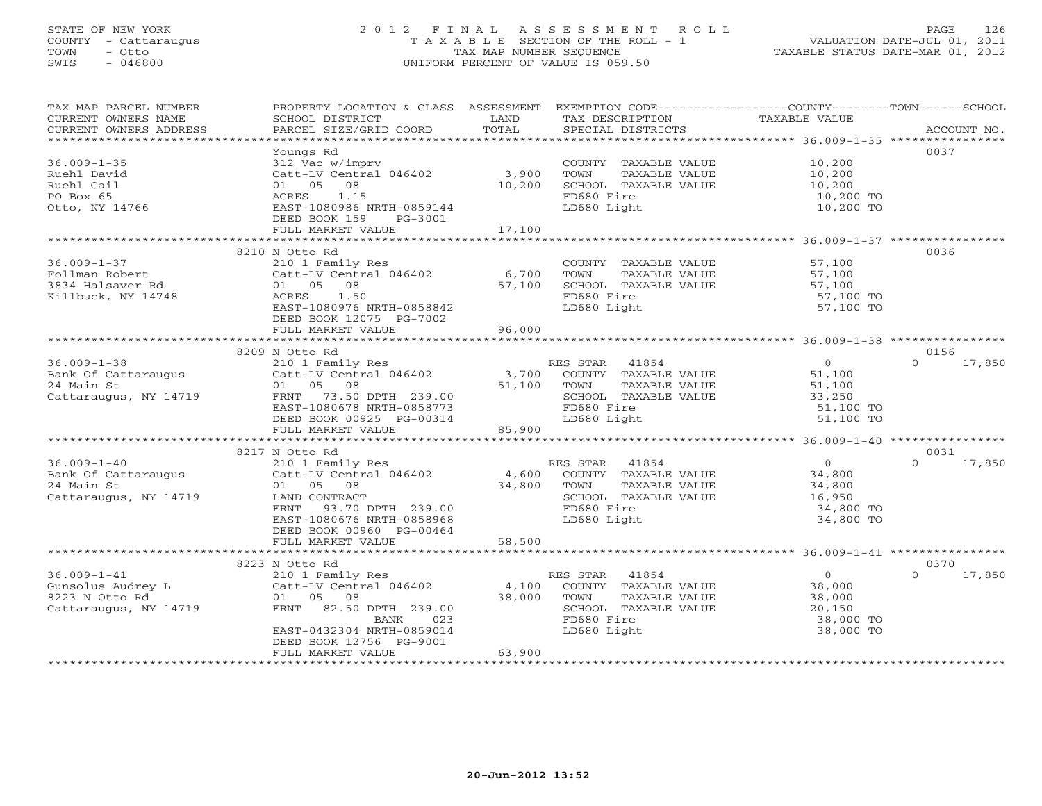STATE OF NEW YORK
COUNTY - Cattaraugus
TOWN - Otto
SWIS - 046800

# 2012 FINAL ASSESSMENT ROLL
TAXABLE SECTION OF THE ROLL - 1
TAX MAP NUMBER SEQUENCE
UNIFORM PERCENT OF VALUE IS 059.50

VALUATION DATE-JUL 01, 2011
TAXABLE STATUS DATE-MAR 01, 2012

| TAX MAP PARCEL NUMBER / CURRENT OWNERS NAME / CURRENT OWNERS ADDRESS | PROPERTY LOCATION & CLASS / SCHOOL DISTRICT / PARCEL SIZE/GRID COORD | ASSESSMENT LAND | TOTAL | EXEMPTION CODE / TAX DESCRIPTION / SPECIAL DISTRICTS | COUNTY / TOWN TAXABLE VALUE | SCHOOL / ACCOUNT NO. |
|---|---|---|---|---|---|---|
| 36.009-1-35 | Youngs Rd | | | | | 0037 |
| | 312 Vac w/imprv | | | COUNTY TAXABLE VALUE | 10,200 | |
| Ruehl David | Catt-LV Central 046402 | 3,900 | | TOWN TAXABLE VALUE | 10,200 | |
| Ruehl Gail | 01 05 08 | | 10,200 | SCHOOL TAXABLE VALUE | 10,200 | |
| PO Box 65 | ACRES 1.15 | | | FD680 Fire | 10,200 TO | |
| Otto, NY 14766 | EAST-1080986 NRTH-0859144 | | | LD680 Light | 10,200 TO | |
| | DEED BOOK 159 PG-3001 | | | | | |
| | FULL MARKET VALUE | | 17,100 | | | |
| 36.009-1-37 | 8210 N Otto Rd | | | | | 0036 |
| | 210 1 Family Res | | | COUNTY TAXABLE VALUE | 57,100 | |
| Follman Robert | Catt-LV Central 046402 | 6,700 | | TOWN TAXABLE VALUE | 57,100 | |
| 3834 Halsaver Rd | 01 05 08 | | 57,100 | SCHOOL TAXABLE VALUE | 57,100 | |
| Killbuck, NY 14748 | ACRES 1.50 | | | FD680 Fire | 57,100 TO | |
| | EAST-1080976 NRTH-0858842 | | | LD680 Light | 57,100 TO | |
| | DEED BOOK 12075 PG-7002 | | | | | |
| | FULL MARKET VALUE | | 96,000 | | | |
| 36.009-1-38 | 8209 N Otto Rd | | | | | 0156 |
| | 210 1 Family Res | | | RES STAR 41854 | 0 | 0 17,850 |
| Bank Of Cattaraugus | Catt-LV Central 046402 | 3,700 | | COUNTY TAXABLE VALUE | 51,100 | |
| 24 Main St | 01 05 08 | | 51,100 | TOWN TAXABLE VALUE | 51,100 | |
| Cattaraugus, NY 14719 | FRNT 73.50 DPTH 239.00 | | | SCHOOL TAXABLE VALUE | 33,250 | |
| | EAST-1080678 NRTH-0858773 | | | FD680 Fire | 51,100 TO | |
| | DEED BOOK 00925 PG-00314 | | | LD680 Light | 51,100 TO | |
| | FULL MARKET VALUE | | 85,900 | | | |
| 36.009-1-40 | 8217 N Otto Rd | | | | | 0031 |
| | 210 1 Family Res | | | RES STAR 41854 | 0 | 0 17,850 |
| Bank Of Cattaraugus | Catt-LV Central 046402 | 4,600 | | COUNTY TAXABLE VALUE | 34,800 | |
| 24 Main St | 01 05 08 | | 34,800 | TOWN TAXABLE VALUE | 34,800 | |
| Cattaraugus, NY 14719 | LAND CONTRACT | | | SCHOOL TAXABLE VALUE | 16,950 | |
| | FRNT 93.70 DPTH 239.00 | | | FD680 Fire | 34,800 TO | |
| | EAST-1080676 NRTH-0858968 | | | LD680 Light | 34,800 TO | |
| | DEED BOOK 00960 PG-00464 | | | | | |
| | FULL MARKET VALUE | | 58,500 | | | |
| 36.009-1-41 | 8223 N Otto Rd | | | | | 0370 |
| | 210 1 Family Res | | | RES STAR 41854 | 0 | 0 17,850 |
| Gunsolus Audrey L | Catt-LV Central 046402 | 4,100 | | COUNTY TAXABLE VALUE | 38,000 | |
| 8223 N Otto Rd | 01 05 08 | | 38,000 | TOWN TAXABLE VALUE | 38,000 | |
| Cattaraugus, NY 14719 | FRNT 82.50 DPTH 239.00 | | | SCHOOL TAXABLE VALUE | 20,150 | |
| | BANK 023 | | | FD680 Fire | 38,000 TO | |
| | EAST-0432304 NRTH-0859014 | | | LD680 Light | 38,000 TO | |
| | DEED BOOK 12756 PG-9001 | | | | | |
| | FULL MARKET VALUE | | 63,900 | | | |

20-Jun-2012 13:52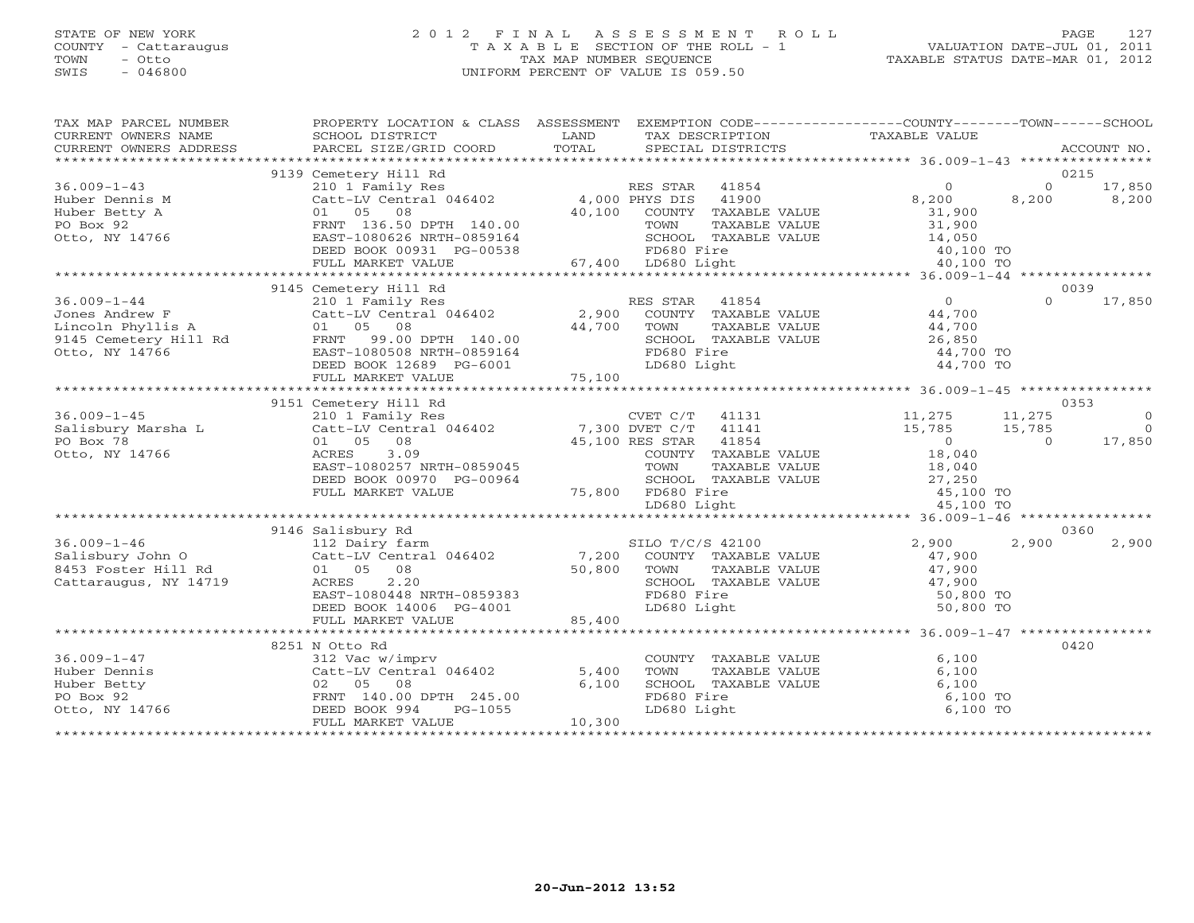STATE OF NEW YORK
COUNTY - Cattaraugus
TOWN - Otto
SWIS - 046800

# 2012 FINAL ASSESSMENT ROLL

TAXABLE SECTION OF THE ROLL - 1
TAX MAP NUMBER SEQUENCE
UNIFORM PERCENT OF VALUE IS 059.50

VALUATION DATE-JUL 01, 2011
TAXABLE STATUS DATE-MAR 01, 2012

| TAX MAP PARCEL NUMBER / CURRENT OWNERS NAME / CURRENT OWNERS ADDRESS | PROPERTY LOCATION & CLASS / SCHOOL DISTRICT / PARCEL SIZE/GRID COORD | ASSESSMENT LAND / TOTAL | EXEMPTION CODE / TAX DESCRIPTION / SPECIAL DISTRICTS | COUNTY TAXABLE VALUE | TOWN | SCHOOL / ACCOUNT NO. |
|---|---|---|---|---|---|---|
| | 9139 Cemetery Hill Rd | | | | | 0215 |
| 36.009-1-43 | 210 1 Family Res | | RES STAR 41854 | 0 | 0 | 17,850 |
| Huber Dennis M | Catt-LV Central 046402 | 4,000 | PHYS DIS 41900 | 8,200 | 8,200 | 8,200 |
| Huber Betty A | 01 05 08 | 40,100 | COUNTY TAXABLE VALUE | 31,900 | | |
| PO Box 92 | FRNT 136.50 DPTH 140.00 | | TOWN TAXABLE VALUE | 31,900 | | |
| Otto, NY 14766 | EAST-1080626 NRTH-0859164 | | SCHOOL TAXABLE VALUE | 14,050 | | |
| | DEED BOOK 00931 PG-00538 | | FD680 Fire | 40,100 TO | | |
| | FULL MARKET VALUE | 67,400 | LD680 Light | 40,100 TO | | |
| | 9145 Cemetery Hill Rd | | | | | 0039 |
| 36.009-1-44 | 210 1 Family Res | | RES STAR 41854 | 0 | 0 | 17,850 |
| Jones Andrew F | Catt-LV Central 046402 | 2,900 | COUNTY TAXABLE VALUE | 44,700 | | |
| Lincoln Phyllis A | 01 05 08 | 44,700 | TOWN TAXABLE VALUE | 44,700 | | |
| 9145 Cemetery Hill Rd | FRNT 99.00 DPTH 140.00 | | SCHOOL TAXABLE VALUE | 26,850 | | |
| Otto, NY 14766 | EAST-1080508 NRTH-0859164 | | FD680 Fire | 44,700 TO | | |
| | DEED BOOK 12689 PG-6001 | | LD680 Light | 44,700 TO | | |
| | FULL MARKET VALUE | 75,100 | | | | |
| | 9151 Cemetery Hill Rd | | | | | 0353 |
| 36.009-1-45 | 210 1 Family Res | | CVET C/T 41131 | 11,275 | 11,275 | 0 |
| Salisbury Marsha L | Catt-LV Central 046402 | 7,300 | DVET C/T 41141 | 15,785 | 15,785 | 0 |
| PO Box 78 | 01 05 08 | 45,100 | RES STAR 41854 | 0 | 0 | 17,850 |
| Otto, NY 14766 | ACRES 3.09 | | COUNTY TAXABLE VALUE | 18,040 | | |
| | EAST-1080257 NRTH-0859045 | | TOWN TAXABLE VALUE | 18,040 | | |
| | DEED BOOK 00970 PG-00964 | | SCHOOL TAXABLE VALUE | 27,250 | | |
| | FULL MARKET VALUE | 75,800 | FD680 Fire | 45,100 TO | | |
| | | | LD680 Light | 45,100 TO | | |
| | 9146 Salisbury Rd | | | | | 0360 |
| 36.009-1-46 | 112 Dairy farm | | SILO T/C/S 42100 | 2,900 | 2,900 | 2,900 |
| Salisbury John O | Catt-LV Central 046402 | 7,200 | COUNTY TAXABLE VALUE | 47,900 | | |
| 8453 Foster Hill Rd | 01 05 08 | 50,800 | TOWN TAXABLE VALUE | 47,900 | | |
| Cattaraugus, NY 14719 | ACRES 2.20 | | SCHOOL TAXABLE VALUE | 47,900 | | |
| | EAST-1080448 NRTH-0859383 | | FD680 Fire | 50,800 TO | | |
| | DEED BOOK 14006 PG-4001 | | LD680 Light | 50,800 TO | | |
| | FULL MARKET VALUE | 85,400 | | | | |
| | 8251 N Otto Rd | | | | | 0420 |
| 36.009-1-47 | 312 Vac w/imprv | | COUNTY TAXABLE VALUE | 6,100 | | |
| Huber Dennis | Catt-LV Central 046402 | 5,400 | TOWN TAXABLE VALUE | 6,100 | | |
| Huber Betty | 02 05 08 | 6,100 | SCHOOL TAXABLE VALUE | 6,100 | | |
| PO Box 92 | FRNT 140.00 DPTH 245.00 | | FD680 Fire | 6,100 TO | | |
| Otto, NY 14766 | DEED BOOK 994 PG-1055 | | LD680 Light | 6,100 TO | | |
| | FULL MARKET VALUE | 10,300 | | | | |

20-Jun-2012 13:52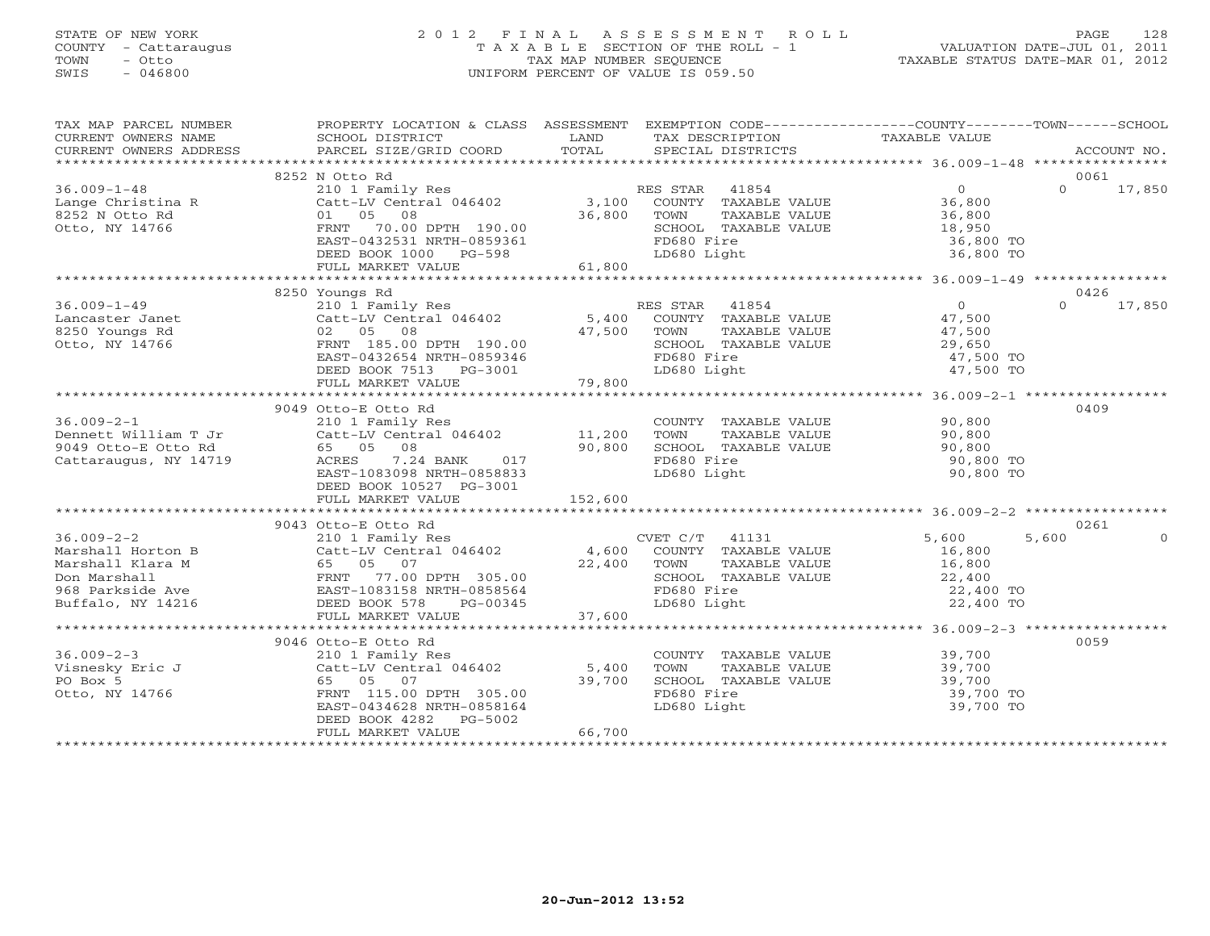STATE OF NEW YORK
COUNTY - Cattaraugus
TOWN - Otto
SWIS - 046800

# 2012 FINAL ASSESSMENT ROLL
TAXABLE SECTION OF THE ROLL - 1
TAX MAP NUMBER SEQUENCE
UNIFORM PERCENT OF VALUE IS 059.50

VALUATION DATE-JUL 01, 2011
TAXABLE STATUS DATE-MAR 01, 2012

| TAX MAP PARCEL NUMBER / CURRENT OWNERS NAME / CURRENT OWNERS ADDRESS | PROPERTY LOCATION & CLASS / SCHOOL DISTRICT / PARCEL SIZE/GRID COORD | ASSESSMENT LAND / TOTAL | EXEMPTION CODE / TAX DESCRIPTION / SPECIAL DISTRICTS | COUNTY | TOWN | SCHOOL | ACCOUNT NO. |
|---|---|---|---|---|---|---|---|
| 36.009-1-48 | 8252 N Otto Rd | | | | | | 0061 |
| Lange Christina R | 210 1 Family Res | | RES STAR 41854 | 0 | 0 | 17,850 | |
| 8252 N Otto Rd | Catt-LV Central 046402 | 3,100 | COUNTY TAXABLE VALUE | 36,800 | | | |
| Otto, NY 14766 | 01 05 08 | 36,800 | TOWN TAXABLE VALUE | | 36,800 | | |
| | FRNT 70.00 DPTH 190.00 | | SCHOOL TAXABLE VALUE | | | 18,950 | |
| | EAST-0432531 NRTH-0859361 | | FD680 Fire | 36,800 TO | | | |
| | DEED BOOK 1000 PG-598 | | LD680 Light | 36,800 TO | | | |
| | FULL MARKET VALUE | 61,800 | | | | | |
| 36.009-1-49 | 8250 Youngs Rd | | | | | | 0426 |
| Lancaster Janet | 210 1 Family Res | | RES STAR 41854 | 0 | 0 | 17,850 | |
| 8250 Youngs Rd | Catt-LV Central 046402 | 5,400 | COUNTY TAXABLE VALUE | 47,500 | | | |
| Otto, NY 14766 | 02 05 08 | 47,500 | TOWN TAXABLE VALUE | | 47,500 | | |
| | FRNT 185.00 DPTH 190.00 | | SCHOOL TAXABLE VALUE | | | 29,650 | |
| | EAST-0432654 NRTH-0859346 | | FD680 Fire | 47,500 TO | | | |
| | DEED BOOK 7513 PG-3001 | | LD680 Light | 47,500 TO | | | |
| | FULL MARKET VALUE | 79,800 | | | | | |
| 36.009-2-1 | 9049 Otto-E Otto Rd | | | | | | 0409 |
| Dennett William T Jr | 210 1 Family Res | | COUNTY TAXABLE VALUE | 90,800 | | | |
| 9049 Otto-E Otto Rd | Catt-LV Central 046402 | 11,200 | TOWN TAXABLE VALUE | | 90,800 | | |
| Cattaraugus, NY 14719 | 65 05 08 | 90,800 | SCHOOL TAXABLE VALUE | | | 90,800 | |
| | ACRES 7.24 BANK 017 | | FD680 Fire | 90,800 TO | | | |
| | EAST-1083098 NRTH-0858833 | | LD680 Light | 90,800 TO | | | |
| | DEED BOOK 10527 PG-3001 | | | | | | |
| | FULL MARKET VALUE | 152,600 | | | | | |
| 36.009-2-2 | 9043 Otto-E Otto Rd | | | | | | 0261 |
| Marshall Horton B | 210 1 Family Res | | CVET C/T 41131 | 5,600 | 5,600 | 0 | |
| Marshall Klara M | Catt-LV Central 046402 | 4,600 | COUNTY TAXABLE VALUE | 16,800 | | | |
| Don Marshall | 65 05 07 | 22,400 | TOWN TAXABLE VALUE | | 16,800 | | |
| 968 Parkside Ave | FRNT 77.00 DPTH 305.00 | | SCHOOL TAXABLE VALUE | | | 22,400 | |
| Buffalo, NY 14216 | EAST-1083158 NRTH-0858564 | | FD680 Fire | 22,400 TO | | | |
| | DEED BOOK 578 PG-00345 | | LD680 Light | 22,400 TO | | | |
| | FULL MARKET VALUE | 37,600 | | | | | |
| 36.009-2-3 | 9046 Otto-E Otto Rd | | | | | | 0059 |
| Visnesky Eric J | 210 1 Family Res | | COUNTY TAXABLE VALUE | 39,700 | | | |
| PO Box 5 | Catt-LV Central 046402 | 5,400 | TOWN TAXABLE VALUE | | 39,700 | | |
| Otto, NY 14766 | 65 05 07 | 39,700 | SCHOOL TAXABLE VALUE | | | 39,700 | |
| | FRNT 115.00 DPTH 305.00 | | FD680 Fire | 39,700 TO | | | |
| | EAST-0434628 NRTH-0858164 | | LD680 Light | 39,700 TO | | | |
| | DEED BOOK 4282 PG-5002 | | | | | | |
| | FULL MARKET VALUE | 66,700 | | | | | |

20-Jun-2012 13:52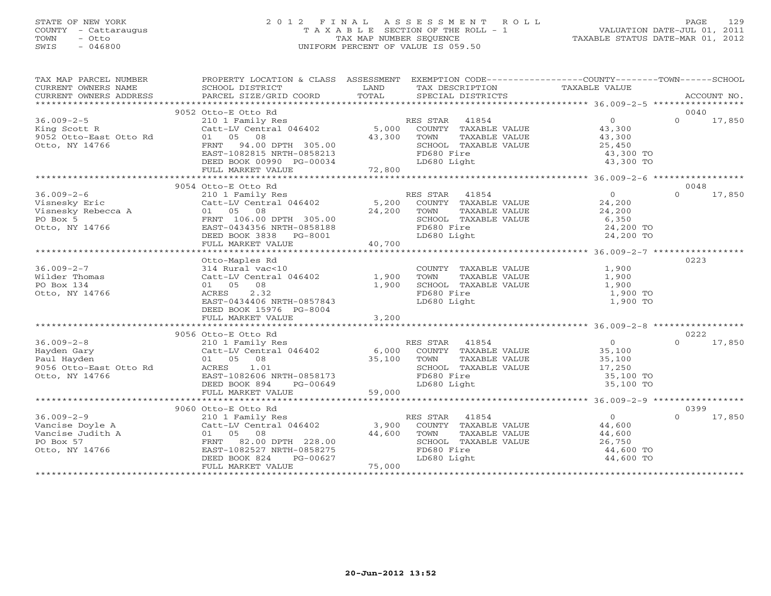STATE OF NEW YORK
COUNTY - Cattaraugus
TOWN - Otto
SWIS - 046800

# 2012 FINAL ASSESSMENT ROLL
TAXABLE SECTION OF THE ROLL - 1
TAX MAP NUMBER SEQUENCE
UNIFORM PERCENT OF VALUE IS 059.50

VALUATION DATE-JUL 01, 2011
TAXABLE STATUS DATE-MAR 01, 2012

| TAX MAP PARCEL NUMBER / CURRENT OWNERS NAME / CURRENT OWNERS ADDRESS | PROPERTY LOCATION & CLASS / SCHOOL DISTRICT / PARCEL SIZE/GRID COORD | ASSESSMENT LAND / TOTAL | EXEMPTION CODE / TAX DESCRIPTION / SPECIAL DISTRICTS | COUNTY TAXABLE VALUE | TOWN | SCHOOL / ACCOUNT NO. |
|---|---|---|---|---|---|---|
| | 9052 Otto-E Otto Rd | | | | | 0040 |
| 36.009-2-5 | 210 1 Family Res | | RES STAR 41854 | 0 | 0 | 17,850 |
| King Scott R | Catt-LV Central 046402 | 5,000 | COUNTY TAXABLE VALUE | 43,300 | | |
| 9052 Otto-East Otto Rd | 01 05 08 | 43,300 | TOWN TAXABLE VALUE | 43,300 | | |
| Otto, NY 14766 | FRNT 94.00 DPTH 305.00 | | SCHOOL TAXABLE VALUE | 25,450 | | |
| | EAST-1082815 NRTH-0858213 | | FD680 Fire | 43,300 TO | | |
| | DEED BOOK 00990 PG-00034 | | LD680 Light | 43,300 TO | | |
| | FULL MARKET VALUE | 72,800 | | | | |
| | 9054 Otto-E Otto Rd | | | | | 0048 |
| 36.009-2-6 | 210 1 Family Res | | RES STAR 41854 | 0 | 0 | 17,850 |
| Visnesky Eric | Catt-LV Central 046402 | 5,200 | COUNTY TAXABLE VALUE | 24,200 | | |
| Visnesky Rebecca A | 01 05 08 | 24,200 | TOWN TAXABLE VALUE | 24,200 | | |
| PO Box 5 | FRNT 106.00 DPTH 305.00 | | SCHOOL TAXABLE VALUE | 6,350 | | |
| Otto, NY 14766 | EAST-0434356 NRTH-0858188 | | FD680 Fire | 24,200 TO | | |
| | DEED BOOK 3838 PG-8001 | | LD680 Light | 24,200 TO | | |
| | FULL MARKET VALUE | 40,700 | | | | |
| | Otto-Maples Rd | | | | | 0223 |
| 36.009-2-7 | 314 Rural vac<10 | | COUNTY TAXABLE VALUE | 1,900 | | |
| Wilder Thomas | Catt-LV Central 046402 | 1,900 | TOWN TAXABLE VALUE | 1,900 | | |
| PO Box 134 | 01 05 08 | 1,900 | SCHOOL TAXABLE VALUE | 1,900 | | |
| Otto, NY 14766 | ACRES 2.32 | | FD680 Fire | 1,900 TO | | |
| | EAST-0434406 NRTH-0857843 | | LD680 Light | 1,900 TO | | |
| | DEED BOOK 15976 PG-8004 | | | | | |
| | FULL MARKET VALUE | 3,200 | | | | |
| | 9056 Otto-E Otto Rd | | | | | 0222 |
| 36.009-2-8 | 210 1 Family Res | | RES STAR 41854 | 0 | 0 | 17,850 |
| Hayden Gary | Catt-LV Central 046402 | 6,000 | COUNTY TAXABLE VALUE | 35,100 | | |
| Paul Hayden | 01 05 08 | 35,100 | TOWN TAXABLE VALUE | 35,100 | | |
| 9056 Otto-East Otto Rd | ACRES 1.01 | | SCHOOL TAXABLE VALUE | 17,250 | | |
| Otto, NY 14766 | EAST-1082606 NRTH-0858173 | | FD680 Fire | 35,100 TO | | |
| | DEED BOOK 894 PG-00649 | | LD680 Light | 35,100 TO | | |
| | FULL MARKET VALUE | 59,000 | | | | |
| | 9060 Otto-E Otto Rd | | | | | 0399 |
| 36.009-2-9 | 210 1 Family Res | | RES STAR 41854 | 0 | 0 | 17,850 |
| Vancise Doyle A | Catt-LV Central 046402 | 3,900 | COUNTY TAXABLE VALUE | 44,600 | | |
| Vancise Judith A | 01 05 08 | 44,600 | TOWN TAXABLE VALUE | 44,600 | | |
| PO Box 57 | FRNT 82.00 DPTH 228.00 | | SCHOOL TAXABLE VALUE | 26,750 | | |
| Otto, NY 14766 | EAST-1082527 NRTH-0858275 | | FD680 Fire | 44,600 TO | | |
| | DEED BOOK 824 PG-00627 | | LD680 Light | 44,600 TO | | |
| | FULL MARKET VALUE | 75,000 | | | | |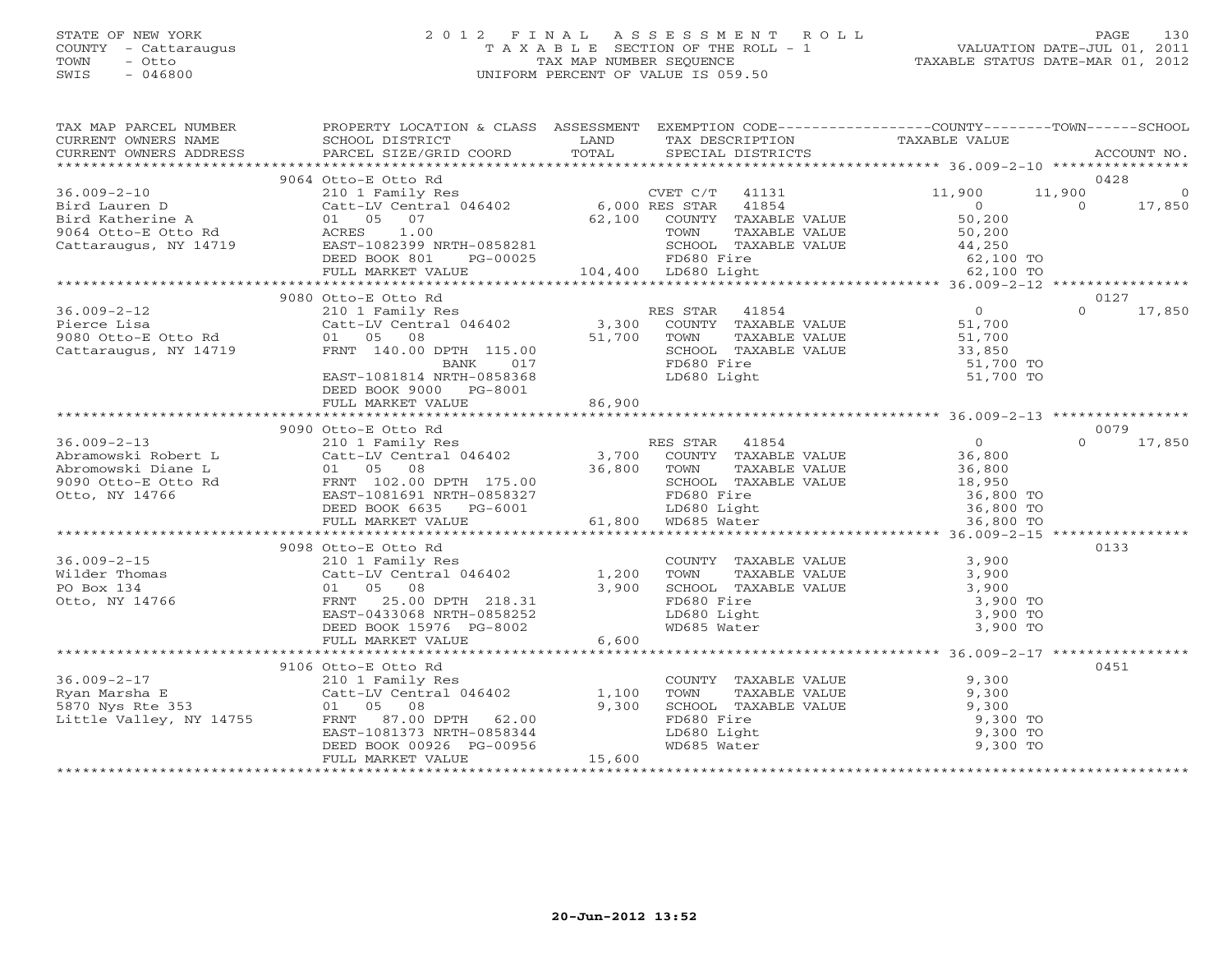STATE OF NEW YORK
COUNTY - Cattaraugus
TOWN - Otto
SWIS - 046800

2 0 1 2 F I N A L A S S E S S M E N T R O L L
T A X A B L E SECTION OF THE ROLL - 1
TAX MAP NUMBER SEQUENCE
UNIFORM PERCENT OF VALUE IS 059.50

VALUATION DATE-JUL 01, 2011
TAXABLE STATUS DATE-MAR 01, 2012

| TAX MAP PARCEL NUMBER / CURRENT OWNERS NAME / CURRENT OWNERS ADDRESS | PROPERTY LOCATION & CLASS / SCHOOL DISTRICT / PARCEL SIZE/GRID COORD | ASSESSMENT LAND / TOTAL | EXEMPTION CODE / TAX DESCRIPTION / SPECIAL DISTRICTS | COUNTY TAXABLE VALUE | TOWN | SCHOOL / ACCOUNT NO. |
|---|---|---|---|---|---|---|
| | 9064 Otto-E Otto Rd | | | | | 0428 |
| 36.009-2-10 | 210 1 Family Res | | CVET C/T 41131 | 11,900 | 11,900 | 0 |
| Bird Lauren D | Catt-LV Central 046402 | 6,000 | RES STAR 41854 | 0 | 0 | 17,850 |
| Bird Katherine A | 01 05 07 | 62,100 | COUNTY TAXABLE VALUE | 50,200 | | |
| 9064 Otto-E Otto Rd | ACRES 1.00 | | TOWN TAXABLE VALUE | 50,200 | | |
| Cattaraugus, NY 14719 | EAST-1082399 NRTH-0858281 | | SCHOOL TAXABLE VALUE | 44,250 | | |
| | DEED BOOK 801 PG-00025 | | FD680 Fire | 62,100 TO | | |
| | FULL MARKET VALUE | 104,400 | LD680 Light | 62,100 TO | | |
| | 9080 Otto-E Otto Rd | | | | | 0127 |
| 36.009-2-12 | 210 1 Family Res | | RES STAR 41854 | 0 | 0 | 17,850 |
| Pierce Lisa | Catt-LV Central 046402 | 3,300 | COUNTY TAXABLE VALUE | 51,700 | | |
| 9080 Otto-E Otto Rd | 01 05 08 | 51,700 | TOWN TAXABLE VALUE | 51,700 | | |
| Cattaraugus, NY 14719 | FRNT 140.00 DPTH 115.00 | | SCHOOL TAXABLE VALUE | 33,850 | | |
| | BANK 017 | | FD680 Fire | 51,700 TO | | |
| | EAST-1081814 NRTH-0858368 | | LD680 Light | 51,700 TO | | |
| | DEED BOOK 9000 PG-8001 | | | | | |
| | FULL MARKET VALUE | 86,900 | | | | |
| | 9090 Otto-E Otto Rd | | | | | 0079 |
| 36.009-2-13 | 210 1 Family Res | | RES STAR 41854 | 0 | 0 | 17,850 |
| Abramowski Robert L | Catt-LV Central 046402 | 3,700 | COUNTY TAXABLE VALUE | 36,800 | | |
| Abromowski Diane L | 01 05 08 | 36,800 | TOWN TAXABLE VALUE | 36,800 | | |
| 9090 Otto-E Otto Rd | FRNT 102.00 DPTH 175.00 | | SCHOOL TAXABLE VALUE | 18,950 | | |
| Otto, NY 14766 | EAST-1081691 NRTH-0858327 | | FD680 Fire | 36,800 TO | | |
| | DEED BOOK 6635 PG-6001 | | LD680 Light | 36,800 TO | | |
| | FULL MARKET VALUE | 61,800 | WD685 Water | 36,800 TO | | |
| | 9098 Otto-E Otto Rd | | | | | 0133 |
| 36.009-2-15 | 210 1 Family Res | | COUNTY TAXABLE VALUE | 3,900 | | |
| Wilder Thomas | Catt-LV Central 046402 | 1,200 | TOWN TAXABLE VALUE | 3,900 | | |
| PO Box 134 | 01 05 08 | 3,900 | SCHOOL TAXABLE VALUE | 3,900 | | |
| Otto, NY 14766 | FRNT 25.00 DPTH 218.31 | | FD680 Fire | 3,900 TO | | |
| | EAST-0433068 NRTH-0858252 | | LD680 Light | 3,900 TO | | |
| | DEED BOOK 15976 PG-8002 | | WD685 Water | 3,900 TO | | |
| | FULL MARKET VALUE | 6,600 | | | | |
| | 9106 Otto-E Otto Rd | | | | | 0451 |
| 36.009-2-17 | 210 1 Family Res | | COUNTY TAXABLE VALUE | 9,300 | | |
| Ryan Marsha E | Catt-LV Central 046402 | 1,100 | TOWN TAXABLE VALUE | 9,300 | | |
| 5870 Nys Rte 353 | 01 05 08 | 9,300 | SCHOOL TAXABLE VALUE | 9,300 | | |
| Little Valley, NY 14755 | FRNT 87.00 DPTH 62.00 | | FD680 Fire | 9,300 TO | | |
| | EAST-1081373 NRTH-0858344 | | LD680 Light | 9,300 TO | | |
| | DEED BOOK 00926 PG-00956 | | WD685 Water | 9,300 TO | | |
| | FULL MARKET VALUE | 15,600 | | | | |

20-Jun-2012 13:52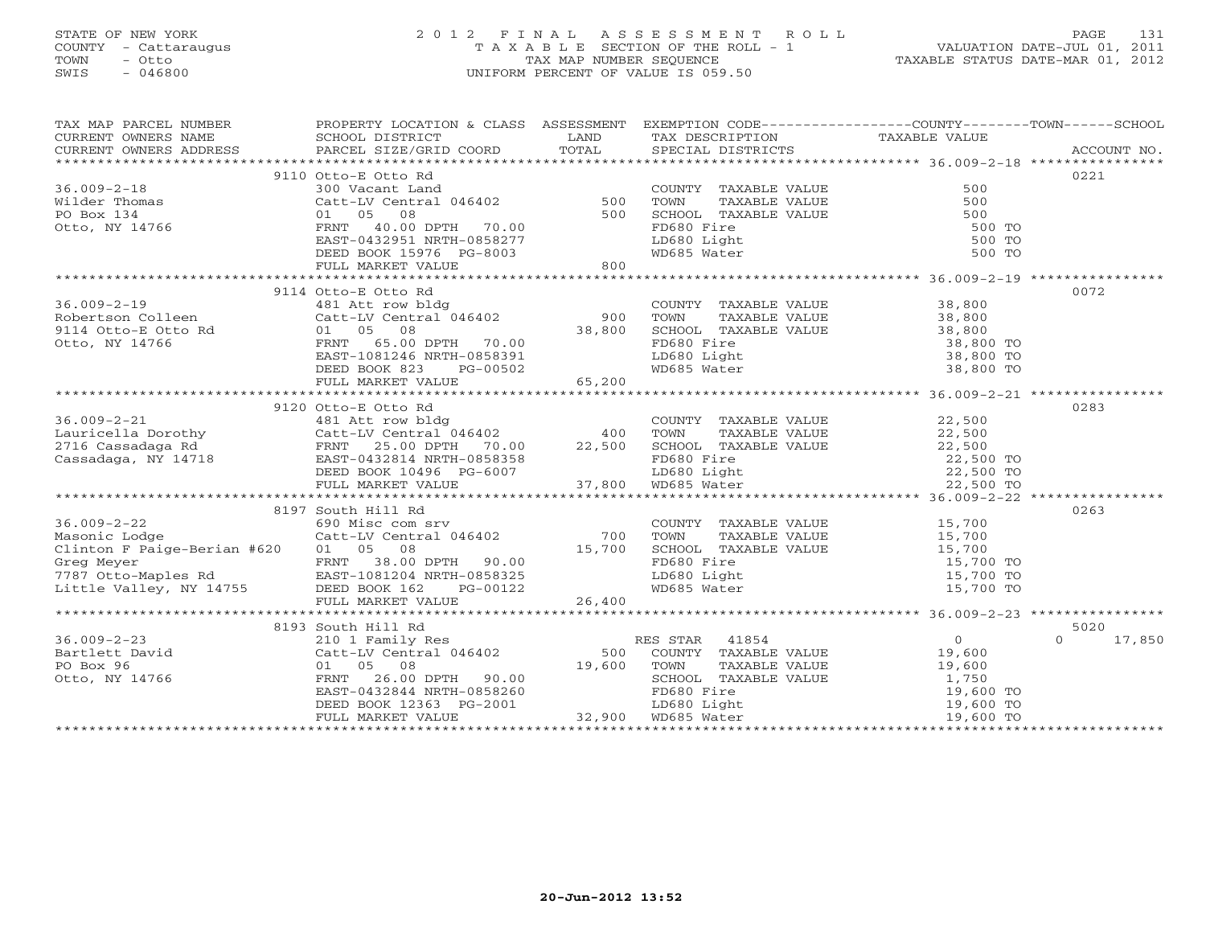STATE OF NEW YORK
COUNTY - Cattaraugus
TOWN - Otto
SWIS - 046800

# 2012 FINAL ASSESSMENT ROLL

TAXABLE SECTION OF THE ROLL - 1
TAX MAP NUMBER SEQUENCE
UNIFORM PERCENT OF VALUE IS 059.50

VALUATION DATE-JUL 01, 2011
TAXABLE STATUS DATE-MAR 01, 2012

| TAX MAP PARCEL NUMBER / CURRENT OWNERS NAME / CURRENT OWNERS ADDRESS | PROPERTY LOCATION & CLASS / SCHOOL DISTRICT / PARCEL SIZE/GRID COORD | ASSESSMENT LAND | TOTAL | EXEMPTION CODE / TAX DESCRIPTION / SPECIAL DISTRICTS | COUNTY / TOWN / SCHOOL TAXABLE VALUE | ACCOUNT NO. |
|---|---|---|---|---|---|---|
| 36.009-2-18 | 9110 Otto-E Otto Rd | | | | | 0221 |
| Wilder Thomas | 300 Vacant Land | | | COUNTY TAXABLE VALUE | 500 | |
| PO Box 134 | Catt-LV Central 046402 | 500 | | TOWN TAXABLE VALUE | 500 | |
| Otto, NY 14766 | 01 05 08 | | 500 | SCHOOL TAXABLE VALUE | 500 | |
| | FRNT 40.00 DPTH 70.00 | | | FD680 Fire | 500 TO | |
| | EAST-0432951 NRTH-0858277 | | | LD680 Light | 500 TO | |
| | DEED BOOK 15976 PG-8003 | | | WD685 Water | 500 TO | |
| | FULL MARKET VALUE | | 800 | | | |
| 36.009-2-19 | 9114 Otto-E Otto Rd | | | | | 0072 |
| Robertson Colleen | 481 Att row bldg | | | COUNTY TAXABLE VALUE | 38,800 | |
| 9114 Otto-E Otto Rd | Catt-LV Central 046402 | 900 | | TOWN TAXABLE VALUE | 38,800 | |
| Otto, NY 14766 | 01 05 08 | | 38,800 | SCHOOL TAXABLE VALUE | 38,800 | |
| | FRNT 65.00 DPTH 70.00 | | | FD680 Fire | 38,800 TO | |
| | EAST-1081246 NRTH-0858391 | | | LD680 Light | 38,800 TO | |
| | DEED BOOK 823 PG-00502 | | | WD685 Water | 38,800 TO | |
| | FULL MARKET VALUE | | 65,200 | | | |
| 36.009-2-21 | 9120 Otto-E Otto Rd | | | | | 0283 |
| Lauricella Dorothy | 481 Att row bldg | | | COUNTY TAXABLE VALUE | 22,500 | |
| 2716 Cassadaga Rd | Catt-LV Central 046402 | 400 | | TOWN TAXABLE VALUE | 22,500 | |
| Cassadaga, NY 14718 | FRNT 25.00 DPTH 70.00 | | 22,500 | SCHOOL TAXABLE VALUE | 22,500 | |
| | EAST-0432814 NRTH-0858358 | | | FD680 Fire | 22,500 TO | |
| | DEED BOOK 10496 PG-6007 | | | LD680 Light | 22,500 TO | |
| | FULL MARKET VALUE | | 37,800 | WD685 Water | 22,500 TO | |
| 36.009-2-22 | 8197 South Hill Rd | | | | | 0263 |
| Masonic Lodge | 690 Misc com srv | | | COUNTY TAXABLE VALUE | 15,700 | |
| Clinton F Paige-Berian #620 | Catt-LV Central 046402 | 700 | | TOWN TAXABLE VALUE | 15,700 | |
| Greg Meyer | 01 05 08 | | 15,700 | SCHOOL TAXABLE VALUE | 15,700 | |
| 7787 Otto-Maples Rd | FRNT 38.00 DPTH 90.00 | | | FD680 Fire | 15,700 TO | |
| Little Valley, NY 14755 | EAST-1081204 NRTH-0858325 | | | LD680 Light | 15,700 TO | |
| | DEED BOOK 162 PG-00122 | | | WD685 Water | 15,700 TO | |
| | FULL MARKET VALUE | | 26,400 | | | |
| 36.009-2-23 | 8193 South Hill Rd | | | | | 5020 |
| Bartlett David | 210 1 Family Res | | | RES STAR 41854 | 0 / 0 / 17,850 | |
| PO Box 96 | Catt-LV Central 046402 | 500 | | COUNTY TAXABLE VALUE | 19,600 | |
| Otto, NY 14766 | 01 05 08 | | 19,600 | TOWN TAXABLE VALUE | 19,600 | |
| | FRNT 26.00 DPTH 90.00 | | | SCHOOL TAXABLE VALUE | 1,750 | |
| | EAST-0432844 NRTH-0858260 | | | FD680 Fire | 19,600 TO | |
| | DEED BOOK 12363 PG-2001 | | | LD680 Light | 19,600 TO | |
| | FULL MARKET VALUE | | 32,900 | WD685 Water | 19,600 TO | |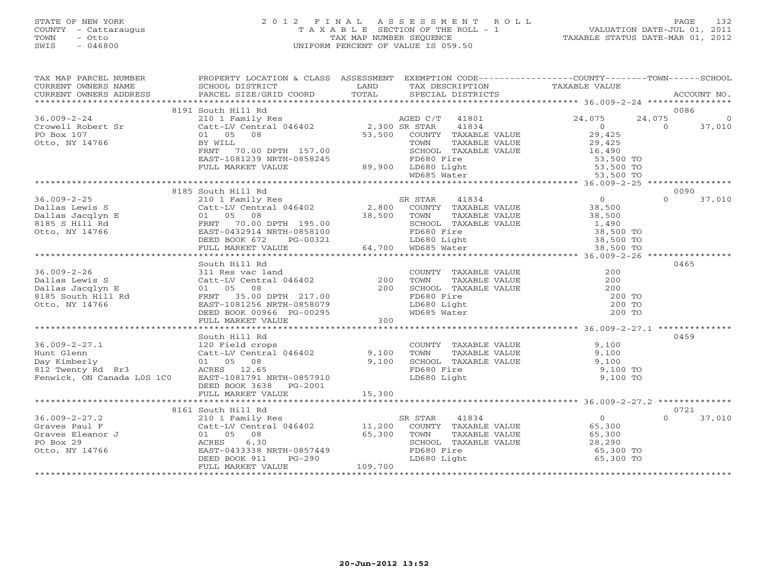STATE OF NEW YORK
COUNTY - Cattaraugus
TOWN - Otto
SWIS - 046800

2012 FINAL ASSESSMENT ROLL
TAXABLE SECTION OF THE ROLL - 1
TAX MAP NUMBER SEQUENCE
UNIFORM PERCENT OF VALUE IS 059.50

VALUATION DATE-JUL 01, 2011
TAXABLE STATUS DATE-MAR 01, 2012

| TAX MAP PARCEL NUMBER / CURRENT OWNERS NAME / CURRENT OWNERS ADDRESS | PROPERTY LOCATION & CLASS / SCHOOL DISTRICT / PARCEL SIZE/GRID COORD | ASSESSMENT LAND / TOTAL | EXEMPTION CODE / TAX DESCRIPTION / SPECIAL DISTRICTS | COUNTY TAXABLE VALUE | TOWN | SCHOOL | ACCOUNT NO. |
|---|---|---|---|---|---|---|---|
| | 8191 South Hill Rd | | | | | | 0086 |
| 36.009-2-24 | 210 1 Family Res | | AGED C/T 41801 | 24,075 | 24,075 | 0 | |
| Crowell Robert Sr | Catt-LV Central 046402 | 2,300 | SR STAR 41834 | 0 | 0 | 37,010 | |
| PO Box 107 | 01 05 08 | 53,500 | COUNTY TAXABLE VALUE | 29,425 | | | |
| Otto, NY 14766 | BY WILL | | TOWN TAXABLE VALUE | 29,425 | | | |
| | FRNT 70.00 DPTH 157.00 | | SCHOOL TAXABLE VALUE | 16,490 | | | |
| | EAST-1081239 NRTH-0858245 | | FD680 Fire | 53,500 TO | | | |
| | FULL MARKET VALUE | 89,900 | LD680 Light | 53,500 TO | | | |
| | | | WD685 Water | 53,500 TO | | | |
| | 8185 South Hill Rd | | | | | | 0090 |
| 36.009-2-25 | 210 1 Family Res | | SR STAR 41834 | 0 | 0 | 37,010 | |
| Dallas Lewis S | Catt-LV Central 046402 | 2,800 | COUNTY TAXABLE VALUE | 38,500 | | | |
| Dallas Jacqlyn E | 01 05 08 | 38,500 | TOWN TAXABLE VALUE | 38,500 | | | |
| 8185 S Hill Rd | FRNT 70.00 DPTH 195.00 | | SCHOOL TAXABLE VALUE | 1,490 | | | |
| Otto, NY 14766 | EAST-0432914 NRTH-0858100 | | FD680 Fire | 38,500 TO | | | |
| | DEED BOOK 672 PG-00321 | | LD680 Light | 38,500 TO | | | |
| | FULL MARKET VALUE | 64,700 | WD685 Water | 38,500 TO | | | |
| | South Hill Rd | | | | | | 0465 |
| 36.009-2-26 | 311 Res vac land | | COUNTY TAXABLE VALUE | 200 | | | |
| Dallas Lewis S | Catt-LV Central 046402 | 200 | TOWN TAXABLE VALUE | 200 | | | |
| Dallas Jacqlyn E | 01 05 08 | 200 | SCHOOL TAXABLE VALUE | 200 | | | |
| 8185 South Hill Rd | FRNT 35.00 DPTH 217.00 | | FD680 Fire | 200 TO | | | |
| Otto, NY 14766 | EAST-1081256 NRTH-0858079 | | LD680 Light | 200 TO | | | |
| | DEED BOOK 00966 PG-00295 | | WD685 Water | 200 TO | | | |
| | FULL MARKET VALUE | 300 | | | | | |
| | South Hill Rd | | | | | | 0459 |
| 36.009-2-27.1 | 120 Field crops | | COUNTY TAXABLE VALUE | 9,100 | | | |
| Hunt Glenn | Catt-LV Central 046402 | 9,100 | TOWN TAXABLE VALUE | 9,100 | | | |
| Day Kimberly | 01 05 08 | 9,100 | SCHOOL TAXABLE VALUE | 9,100 | | | |
| 812 Twenty Rd Rr3 | ACRES 12.65 | | FD680 Fire | 9,100 TO | | | |
| Fenwick, ON Canada L0S 1C0 | EAST-1081791 NRTH-0857910 | | LD680 Light | 9,100 TO | | | |
| | DEED BOOK 3638 PG-2001 | | | | | | |
| | FULL MARKET VALUE | 15,300 | | | | | |
| | 8161 South Hill Rd | | | | | | 0721 |
| 36.009-2-27.2 | 210 1 Family Res | | SR STAR 41834 | 0 | 0 | 37,010 | |
| Graves Paul F | Catt-LV Central 046402 | 11,200 | COUNTY TAXABLE VALUE | 65,300 | | | |
| Graves Eleanor J | 01 05 08 | 65,300 | TOWN TAXABLE VALUE | 65,300 | | | |
| PO Box 29 | ACRES 6.30 | | SCHOOL TAXABLE VALUE | 28,290 | | | |
| Otto, NY 14766 | EAST-0433338 NRTH-0857449 | | FD680 Fire | 65,300 TO | | | |
| | DEED BOOK 911 PG-290 | | LD680 Light | 65,300 TO | | | |
| | FULL MARKET VALUE | 109,700 | | | | | |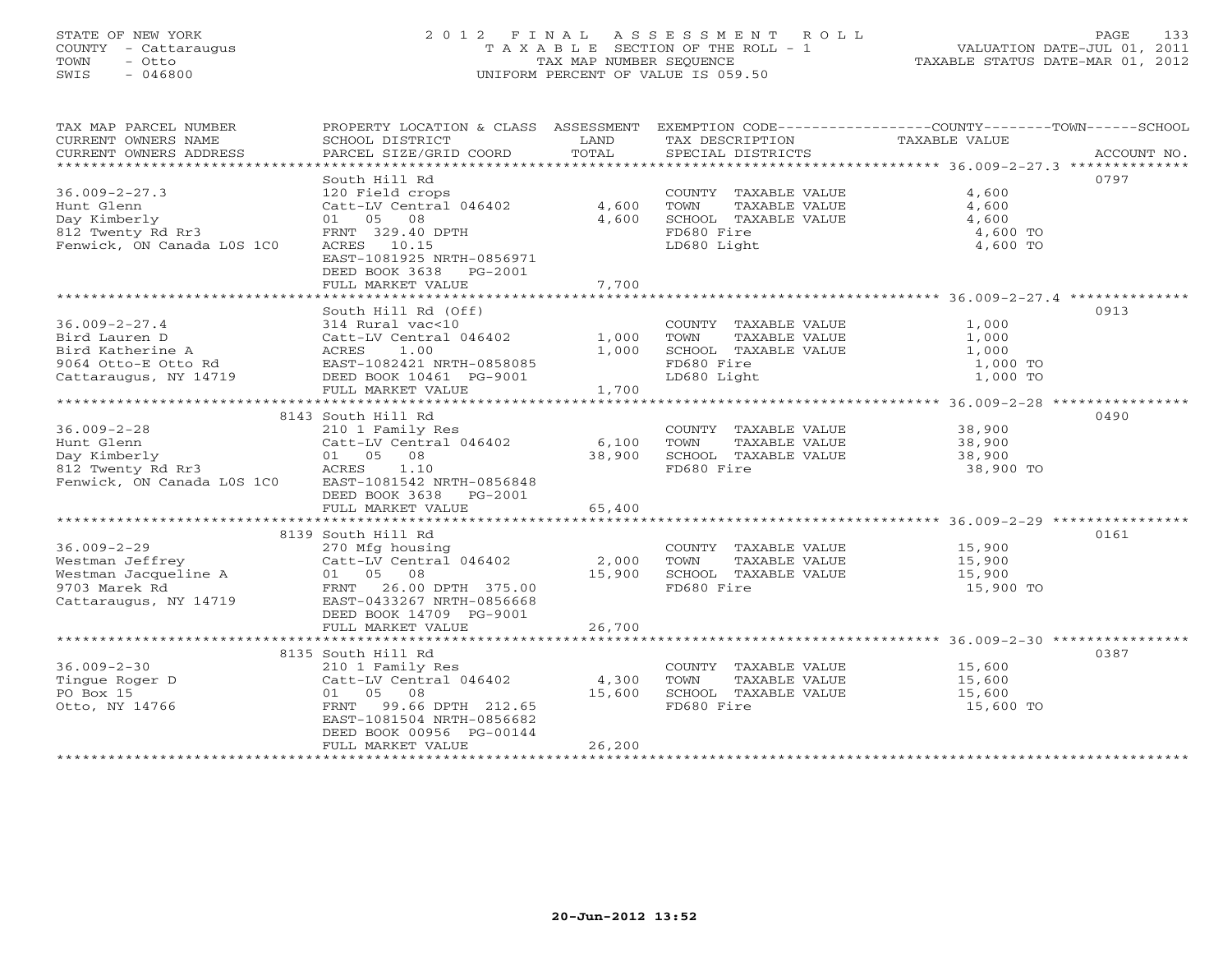STATE OF NEW YORK
COUNTY - Cattaraugus
TOWN - Otto
SWIS - 046800

# 2012 FINAL ASSESSMENT ROLL

TAXABLE SECTION OF THE ROLL - 1
TAX MAP NUMBER SEQUENCE
UNIFORM PERCENT OF VALUE IS 059.50

VALUATION DATE-JUL 01, 2011
TAXABLE STATUS DATE-MAR 01, 2012

| TAX MAP PARCEL NUMBER / CURRENT OWNERS NAME / CURRENT OWNERS ADDRESS | PROPERTY LOCATION & CLASS / SCHOOL DISTRICT / PARCEL SIZE/GRID COORD | ASSESSMENT LAND / TOTAL | EXEMPTION CODE / TAX DESCRIPTION / SPECIAL DISTRICTS | COUNTY / TOWN / SCHOOL TAXABLE VALUE | ACCOUNT NO. |
|---|---|---|---|---|---|
| 36.009-2-27.3 | South Hill Rd | | | | 0797 |
| Hunt Glenn | 120 Field crops | | COUNTY TAXABLE VALUE | 4,600 | |
| Day Kimberly | Catt-LV Central 046402 | 4,600 | TOWN TAXABLE VALUE | 4,600 | |
| 812 Twenty Rd Rr3 | 01 05 08 | 4,600 | SCHOOL TAXABLE VALUE | 4,600 | |
| Fenwick, ON Canada L0S 1C0 | FRNT 329.40 DPTH | | FD680 Fire | 4,600 TO | |
| | ACRES 10.15 | | LD680 Light | 4,600 TO | |
| | EAST-1081925 NRTH-0856971 | | | | |
| | DEED BOOK 3638 PG-2001 | | | | |
| | FULL MARKET VALUE | 7,700 | | | |
| 36.009-2-27.4 | South Hill Rd (Off) | | | | 0913 |
| Bird Lauren D | 314 Rural vac<10 | | COUNTY TAXABLE VALUE | 1,000 | |
| Bird Katherine A | Catt-LV Central 046402 | 1,000 | TOWN TAXABLE VALUE | 1,000 | |
| 9064 Otto-E Otto Rd | ACRES 1.00 | 1,000 | SCHOOL TAXABLE VALUE | 1,000 | |
| Cattaraugus, NY 14719 | EAST-1082421 NRTH-0858085 | | FD680 Fire | 1,000 TO | |
| | DEED BOOK 10461 PG-9001 | | LD680 Light | 1,000 TO | |
| | FULL MARKET VALUE | 1,700 | | | |
| 36.009-2-28 | 8143 South Hill Rd | | | | 0490 |
| Hunt Glenn | 210 1 Family Res | | COUNTY TAXABLE VALUE | 38,900 | |
| Day Kimberly | Catt-LV Central 046402 | 6,100 | TOWN TAXABLE VALUE | 38,900 | |
| 812 Twenty Rd Rr3 | 01 05 08 | 38,900 | SCHOOL TAXABLE VALUE | 38,900 | |
| Fenwick, ON Canada L0S 1C0 | ACRES 1.10 | | FD680 Fire | 38,900 TO | |
| | EAST-1081542 NRTH-0856848 | | | | |
| | DEED BOOK 3638 PG-2001 | | | | |
| | FULL MARKET VALUE | 65,400 | | | |
| 36.009-2-29 | 8139 South Hill Rd | | | | 0161 |
| Westman Jeffrey | 270 Mfg housing | | COUNTY TAXABLE VALUE | 15,900 | |
| Westman Jacqueline A | Catt-LV Central 046402 | 2,000 | TOWN TAXABLE VALUE | 15,900 | |
| 9703 Marek Rd | 01 05 08 | 15,900 | SCHOOL TAXABLE VALUE | 15,900 | |
| Cattaraugus, NY 14719 | FRNT 26.00 DPTH 375.00 | | FD680 Fire | 15,900 TO | |
| | EAST-0433267 NRTH-0856668 | | | | |
| | DEED BOOK 14709 PG-9001 | | | | |
| | FULL MARKET VALUE | 26,700 | | | |
| 36.009-2-30 | 8135 South Hill Rd | | | | 0387 |
| Tingue Roger D | 210 1 Family Res | | COUNTY TAXABLE VALUE | 15,600 | |
| PO Box 15 | Catt-LV Central 046402 | 4,300 | TOWN TAXABLE VALUE | 15,600 | |
| Otto, NY 14766 | 01 05 08 | 15,600 | SCHOOL TAXABLE VALUE | 15,600 | |
| | FRNT 99.66 DPTH 212.65 | | FD680 Fire | 15,600 TO | |
| | EAST-1081504 NRTH-0856682 | | | | |
| | DEED BOOK 00956 PG-00144 | | | | |
| | FULL MARKET VALUE | 26,200 | | | |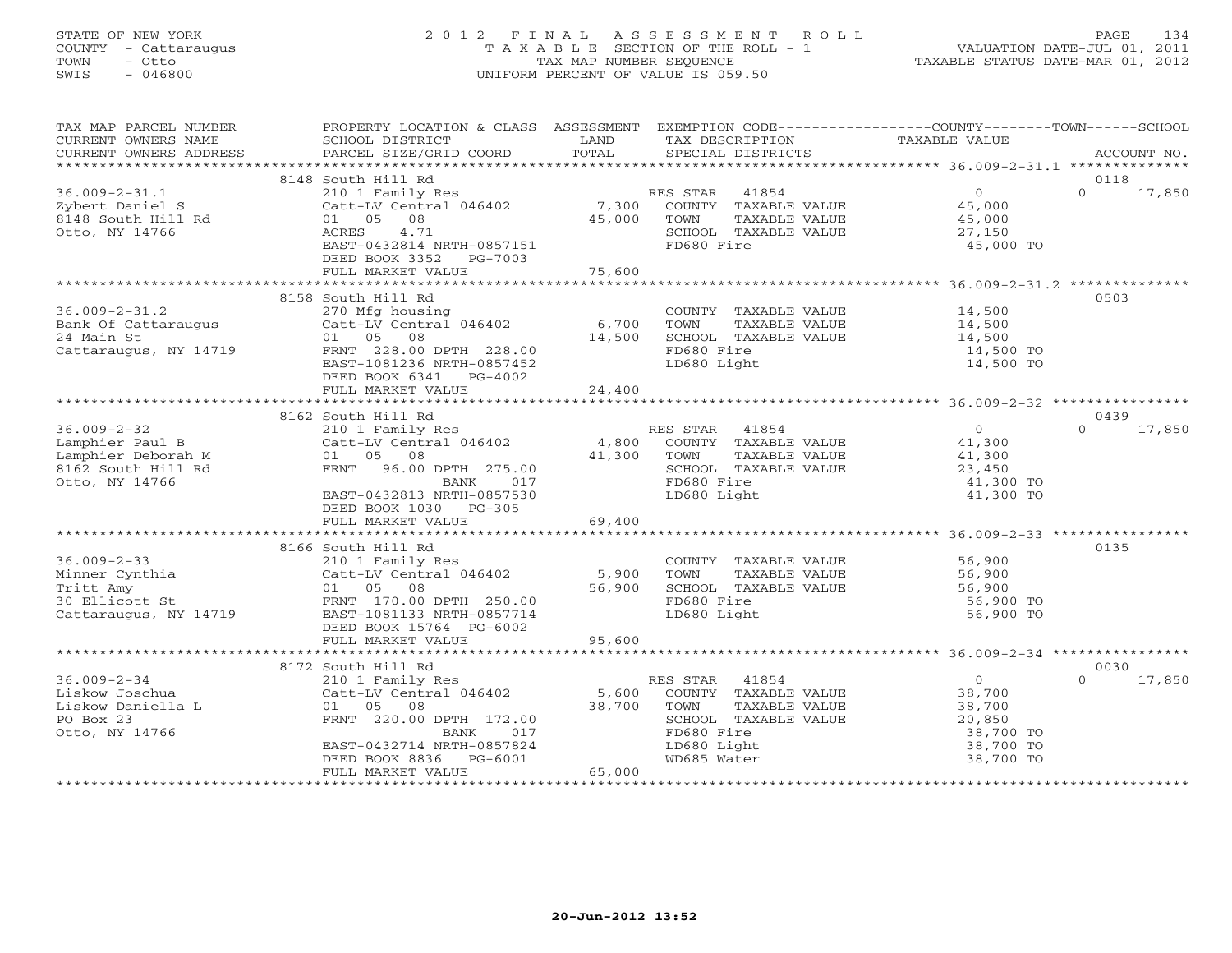STATE OF NEW YORK
COUNTY - Cattaraugus
TOWN - Otto
SWIS - 046800

# 2012 FINAL ASSESSMENT ROLL

TAXABLE SECTION OF THE ROLL - 1
TAX MAP NUMBER SEQUENCE
UNIFORM PERCENT OF VALUE IS 059.50

VALUATION DATE-JUL 01, 2011
TAXABLE STATUS DATE-MAR 01, 2012

| TAX MAP PARCEL NUMBER / CURRENT OWNERS NAME / CURRENT OWNERS ADDRESS | PROPERTY LOCATION & CLASS / SCHOOL DISTRICT / PARCEL SIZE/GRID COORD | ASSESSMENT LAND / TOTAL | EXEMPTION CODE / TAX DESCRIPTION / SPECIAL DISTRICTS | COUNTY--------TOWN------SCHOOL TAXABLE VALUE | ACCOUNT NO. |
|---|---|---|---|---|---|
| 36.009-2-31.1 | 8148 South Hill Rd | | | | 0118 |
| Zybert Daniel S | 210 1 Family Res | | RES STAR 41854 | 0 | 0 17,850 |
| 8148 South Hill Rd | Catt-LV Central 046402 | 7,300 | COUNTY TAXABLE VALUE | 45,000 | |
| Otto, NY 14766 | 01 05 08 | 45,000 | TOWN TAXABLE VALUE | 45,000 | |
| | ACRES 4.71 | | SCHOOL TAXABLE VALUE | 27,150 | |
| | EAST-0432814 NRTH-0857151 | | FD680 Fire | 45,000 TO | |
| | DEED BOOK 3352 PG-7003 | | | | |
| | FULL MARKET VALUE | 75,600 | | | |
| 36.009-2-31.2 | 8158 South Hill Rd | | | | 0503 |
| Bank Of Cattaraugus | 270 Mfg housing | | COUNTY TAXABLE VALUE | 14,500 | |
| 24 Main St | Catt-LV Central 046402 | 6,700 | TOWN TAXABLE VALUE | 14,500 | |
| Cattaraugus, NY 14719 | 01 05 08 | 14,500 | SCHOOL TAXABLE VALUE | 14,500 | |
| | FRNT 228.00 DPTH 228.00 | | FD680 Fire | 14,500 TO | |
| | EAST-1081236 NRTH-0857452 | | LD680 Light | 14,500 TO | |
| | DEED BOOK 6341 PG-4002 | | | | |
| | FULL MARKET VALUE | 24,400 | | | |
| 36.009-2-32 | 8162 South Hill Rd | | | | 0439 |
| Lamphier Paul B | 210 1 Family Res | | RES STAR 41854 | 0 | 0 17,850 |
| Lamphier Deborah M | Catt-LV Central 046402 | 4,800 | COUNTY TAXABLE VALUE | 41,300 | |
| 8162 South Hill Rd | 01 05 08 | 41,300 | TOWN TAXABLE VALUE | 41,300 | |
| Otto, NY 14766 | FRNT 96.00 DPTH 275.00 | | SCHOOL TAXABLE VALUE | 23,450 | |
| | BANK 017 | | FD680 Fire | 41,300 TO | |
| | EAST-0432813 NRTH-0857530 | | LD680 Light | 41,300 TO | |
| | DEED BOOK 1030 PG-305 | | | | |
| | FULL MARKET VALUE | 69,400 | | | |
| 36.009-2-33 | 8166 South Hill Rd | | | | 0135 |
| Minner Cynthia | 210 1 Family Res | | COUNTY TAXABLE VALUE | 56,900 | |
| Tritt Amy | Catt-LV Central 046402 | 5,900 | TOWN TAXABLE VALUE | 56,900 | |
| 30 Ellicott St | 01 05 08 | 56,900 | SCHOOL TAXABLE VALUE | 56,900 | |
| Cattaraugus, NY 14719 | FRNT 170.00 DPTH 250.00 | | FD680 Fire | 56,900 TO | |
| | EAST-1081133 NRTH-0857714 | | LD680 Light | 56,900 TO | |
| | DEED BOOK 15764 PG-6002 | | | | |
| | FULL MARKET VALUE | 95,600 | | | |
| 36.009-2-34 | 8172 South Hill Rd | | | | 0030 |
| Liskow Joschua | 210 1 Family Res | | RES STAR 41854 | 0 | 0 17,850 |
| Liskow Daniella L | Catt-LV Central 046402 | 5,600 | COUNTY TAXABLE VALUE | 38,700 | |
| PO Box 23 | 01 05 08 | 38,700 | TOWN TAXABLE VALUE | 38,700 | |
| Otto, NY 14766 | FRNT 220.00 DPTH 172.00 | | SCHOOL TAXABLE VALUE | 20,850 | |
| | BANK 017 | | FD680 Fire | 38,700 TO | |
| | EAST-0432714 NRTH-0857824 | | LD680 Light | 38,700 TO | |
| | DEED BOOK 8836 PG-6001 | | WD685 Water | 38,700 TO | |
| | FULL MARKET VALUE | 65,000 | | | |

20-Jun-2012 13:52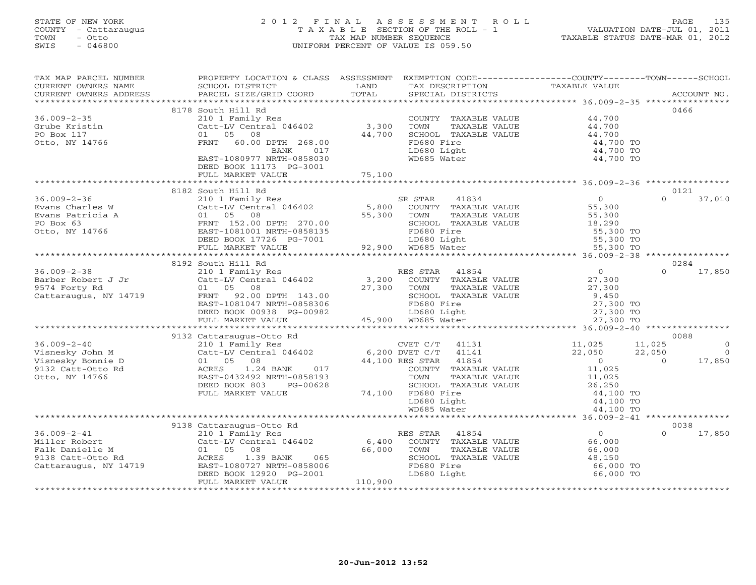STATE OF NEW YORK
COUNTY - Cattaraugus
TOWN - Otto
SWIS - 046800

# 2012 FINAL ASSESSMENT ROLL

TAXABLE SECTION OF THE ROLL - 1
TAX MAP NUMBER SEQUENCE
UNIFORM PERCENT OF VALUE IS 059.50

VALUATION DATE-JUL 01, 2011
TAXABLE STATUS DATE-MAR 01, 2012

| TAX MAP PARCEL NUMBER / CURRENT OWNERS NAME / CURRENT OWNERS ADDRESS | PROPERTY LOCATION & CLASS / SCHOOL DISTRICT / PARCEL SIZE/GRID COORD | ASSESSMENT LAND / TOTAL | EXEMPTION CODE / TAX DESCRIPTION / SPECIAL DISTRICTS | COUNTY | TOWN | SCHOOL / ACCOUNT NO. |
|---|---|---|---|---|---|---|
| **36.009-2-35** | 8178 South Hill Rd | | | | | 0466 |
| Grube Kristin | 210 1 Family Res | | COUNTY TAXABLE VALUE | 44,700 | | |
| PO Box 117 | Catt-LV Central 046402 | 3,300 | TOWN TAXABLE VALUE | | 44,700 | |
| Otto, NY 14766 | 01 05 08 | 44,700 | SCHOOL TAXABLE VALUE | | | 44,700 |
| | FRNT 60.00 DPTH 268.00 | | FD680 Fire | 44,700 TO | | |
| | BANK 017 | | LD680 Light | 44,700 TO | | |
| | EAST-1080977 NRTH-0858030 | | WD685 Water | 44,700 TO | | |
| | DEED BOOK 11173 PG-3001 | | | | | |
| | FULL MARKET VALUE | 75,100 | | | | |
| **36.009-2-36** | 8182 South Hill Rd | | | | | 0121 |
| Evans Charles W | 210 1 Family Res | | SR STAR 41834 | 0 | 0 | 37,010 |
| Evans Patricia A | Catt-LV Central 046402 | 5,800 | COUNTY TAXABLE VALUE | 55,300 | | |
| PO Box 63 | 01 05 08 | 55,300 | TOWN TAXABLE VALUE | | 55,300 | |
| Otto, NY 14766 | FRNT 152.00 DPTH 270.00 | | SCHOOL TAXABLE VALUE | | | 18,290 |
| | EAST-1081001 NRTH-0858135 | | FD680 Fire | 55,300 TO | | |
| | DEED BOOK 17726 PG-7001 | | LD680 Light | 55,300 TO | | |
| | FULL MARKET VALUE | 92,900 | WD685 Water | 55,300 TO | | |
| **36.009-2-38** | 8192 South Hill Rd | | | | | 0284 |
| Barber Robert J Jr | 210 1 Family Res | | RES STAR 41854 | 0 | 0 | 17,850 |
| 9574 Forty Rd | Catt-LV Central 046402 | 3,200 | COUNTY TAXABLE VALUE | 27,300 | | |
| Cattaraugus, NY 14719 | 01 05 08 | 27,300 | TOWN TAXABLE VALUE | | 27,300 | |
| | FRNT 92.00 DPTH 143.00 | | SCHOOL TAXABLE VALUE | | | 9,450 |
| | EAST-1081047 NRTH-0858306 | | FD680 Fire | 27,300 TO | | |
| | DEED BOOK 00938 PG-00982 | | LD680 Light | 27,300 TO | | |
| | FULL MARKET VALUE | 45,900 | WD685 Water | 27,300 TO | | |
| **36.009-2-40** | 9132 Cattaraugus-Otto Rd | | | | | 0088 |
| Visnesky John M | 210 1 Family Res | | CVET C/T 41131 | 11,025 | 11,025 | 0 |
| Visnesky Bonnie D | Catt-LV Central 046402 | 6,200 | DVET C/T 41141 | 22,050 | 22,050 | 0 |
| 9132 Catt-Otto Rd | 01 05 08 | 44,100 | RES STAR 41854 | 0 | 0 | 17,850 |
| Otto, NY 14766 | ACRES 1.24 BANK 017 | | COUNTY TAXABLE VALUE | 11,025 | | |
| | EAST-0432492 NRTH-0858193 | | TOWN TAXABLE VALUE | | 11,025 | |
| | DEED BOOK 803 PG-00628 | | SCHOOL TAXABLE VALUE | | | 26,250 |
| | FULL MARKET VALUE | 74,100 | FD680 Fire | 44,100 TO | | |
| | | | LD680 Light | 44,100 TO | | |
| | | | WD685 Water | 44,100 TO | | |
| **36.009-2-41** | 9138 Cattaraugus-Otto Rd | | | | | 0038 |
| Miller Robert | 210 1 Family Res | | RES STAR 41854 | 0 | 0 | 17,850 |
| Falk Danielle M | Catt-LV Central 046402 | 6,400 | COUNTY TAXABLE VALUE | 66,000 | | |
| 9138 Catt-Otto Rd | 01 05 08 | 66,000 | TOWN TAXABLE VALUE | | 66,000 | |
| Cattaraugus, NY 14719 | ACRES 1.39 BANK 065 | | SCHOOL TAXABLE VALUE | | | 48,150 |
| | EAST-1080727 NRTH-0858006 | | FD680 Fire | 66,000 TO | | |
| | DEED BOOK 12920 PG-2001 | | LD680 Light | 66,000 TO | | |
| | FULL MARKET VALUE | 110,900 | | | | |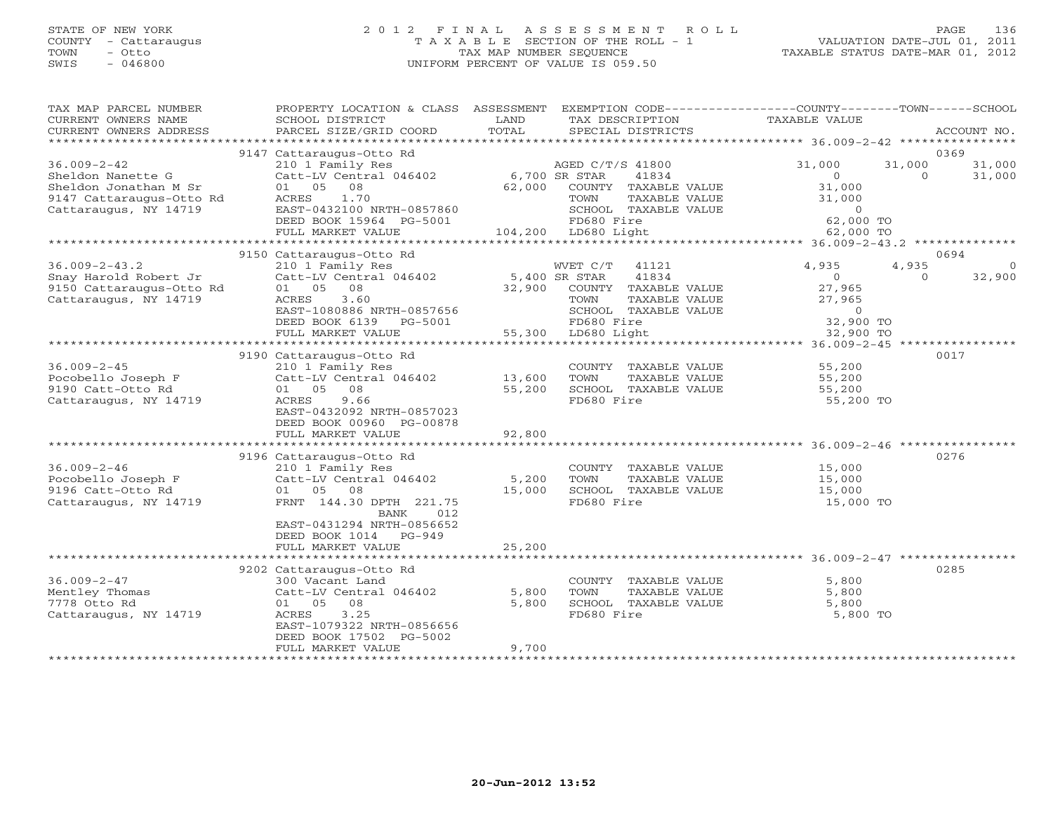STATE OF NEW YORK
COUNTY - Cattaraugus
TOWN - Otto
SWIS - 046800

# 2012 FINAL ASSESSMENT ROLL

TAXABLE SECTION OF THE ROLL - 1
TAX MAP NUMBER SEQUENCE
UNIFORM PERCENT OF VALUE IS 059.50

VALUATION DATE-JUL 01, 2011
TAXABLE STATUS DATE-MAR 01, 2012

| TAX MAP PARCEL NUMBER / CURRENT OWNERS NAME / CURRENT OWNERS ADDRESS | PROPERTY LOCATION & CLASS / SCHOOL DISTRICT / PARCEL SIZE/GRID COORD | ASSESSMENT LAND / TOTAL | EXEMPTION CODE / TAX DESCRIPTION / SPECIAL DISTRICTS | COUNTY TAXABLE VALUE | TOWN | SCHOOL | ACCOUNT NO. |
|---|---|---|---|---|---|---|---|
| **36.009-2-42** | 9147 Cattaraugus-Otto Rd | | | | | | 0369 |
| Sheldon Nanette G | 210 1 Family Res | | AGED C/T/S 41800 | 31,000 | 31,000 | 31,000 | |
| Sheldon Jonathan M Sr | Catt-LV Central 046402 | 6,700 | SR STAR 41834 | 0 | 0 | 31,000 | |
| 9147 Cattaraugus-Otto Rd | 01 05 08 | 62,000 | COUNTY TAXABLE VALUE | 31,000 | | | |
| Cattaraugus, NY 14719 | ACRES 1.70 | | TOWN TAXABLE VALUE | 31,000 | | | |
| | EAST-0432100 NRTH-0857860 | | SCHOOL TAXABLE VALUE | 0 | | | |
| | DEED BOOK 15964 PG-5001 | | FD680 Fire | 62,000 TO | | | |
| | FULL MARKET VALUE | 104,200 | LD680 Light | 62,000 TO | | | |
| **36.009-2-43.2** | 9150 Cattaraugus-Otto Rd | | | | | | 0694 |
| Snay Harold Robert Jr | 210 1 Family Res | | WVET C/T 41121 | 4,935 | 4,935 | 0 | |
| 9150 Cattaraugus-Otto Rd | Catt-LV Central 046402 | 5,400 | SR STAR 41834 | 0 | 0 | 32,900 | |
| Cattaraugus, NY 14719 | 01 05 08 | 32,900 | COUNTY TAXABLE VALUE | 27,965 | | | |
| | ACRES 3.60 | | TOWN TAXABLE VALUE | 27,965 | | | |
| | EAST-1080886 NRTH-0857656 | | SCHOOL TAXABLE VALUE | 0 | | | |
| | DEED BOOK 6139 PG-5001 | | FD680 Fire | 32,900 TO | | | |
| | FULL MARKET VALUE | 55,300 | LD680 Light | 32,900 TO | | | |
| **36.009-2-45** | 9190 Cattaraugus-Otto Rd | | | | | | 0017 |
| Pocobello Joseph F | 210 1 Family Res | | COUNTY TAXABLE VALUE | 55,200 | | | |
| 9190 Catt-Otto Rd | Catt-LV Central 046402 | 13,600 | TOWN TAXABLE VALUE | 55,200 | | | |
| Cattaraugus, NY 14719 | 01 05 08 | 55,200 | SCHOOL TAXABLE VALUE | 55,200 | | | |
| | ACRES 9.66 | | FD680 Fire | 55,200 TO | | | |
| | EAST-0432092 NRTH-0857023 | | | | | | |
| | DEED BOOK 00960 PG-00878 | | | | | | |
| | FULL MARKET VALUE | 92,800 | | | | | |
| **36.009-2-46** | 9196 Cattaraugus-Otto Rd | | | | | | 0276 |
| Pocobello Joseph F | 210 1 Family Res | | COUNTY TAXABLE VALUE | 15,000 | | | |
| 9196 Catt-Otto Rd | Catt-LV Central 046402 | 5,200 | TOWN TAXABLE VALUE | 15,000 | | | |
| Cattaraugus, NY 14719 | 01 05 08 | 15,000 | SCHOOL TAXABLE VALUE | 15,000 | | | |
| | FRNT 144.30 DPTH 221.75 | | FD680 Fire | 15,000 TO | | | |
| | BANK 012 | | | | | | |
| | EAST-0431294 NRTH-0856652 | | | | | | |
| | DEED BOOK 1014 PG-949 | | | | | | |
| | FULL MARKET VALUE | 25,200 | | | | | |
| **36.009-2-47** | 9202 Cattaraugus-Otto Rd | | | | | | 0285 |
| Mentley Thomas | 300 Vacant Land | | COUNTY TAXABLE VALUE | 5,800 | | | |
| 7778 Otto Rd | Catt-LV Central 046402 | 5,800 | TOWN TAXABLE VALUE | 5,800 | | | |
| Cattaraugus, NY 14719 | 01 05 08 | 5,800 | SCHOOL TAXABLE VALUE | 5,800 | | | |
| | ACRES 3.25 | | FD680 Fire | 5,800 TO | | | |
| | EAST-1079322 NRTH-0856656 | | | | | | |
| | DEED BOOK 17502 PG-5002 | | | | | | |
| | FULL MARKET VALUE | 9,700 | | | | | |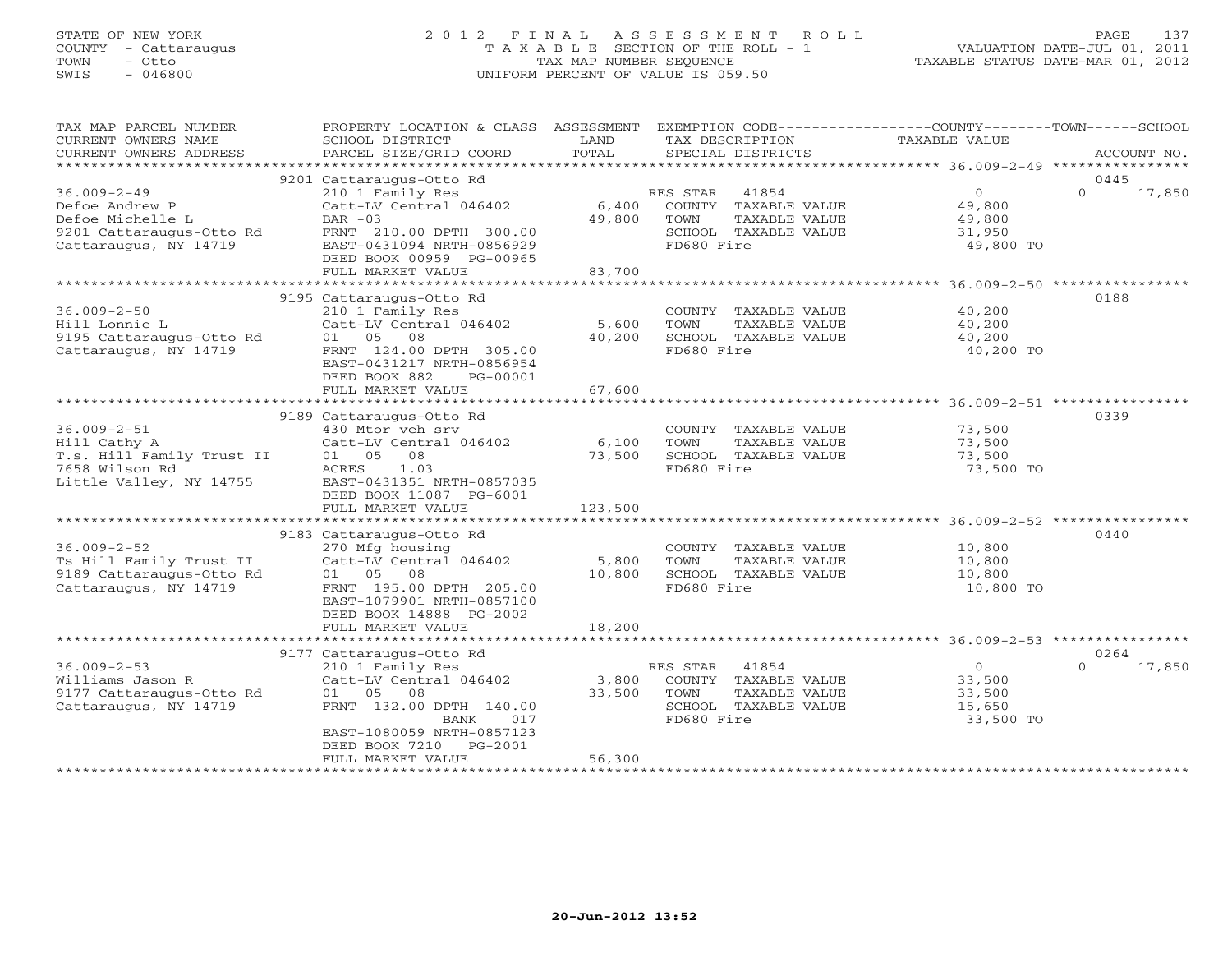STATE OF NEW YORK
COUNTY - Cattaraugus
TOWN - Otto
SWIS - 046800

# 2012 FINAL ASSESSMENT ROLL
TAXABLE SECTION OF THE ROLL - 1
TAX MAP NUMBER SEQUENCE
UNIFORM PERCENT OF VALUE IS 059.50

VALUATION DATE-JUL 01, 2011
TAXABLE STATUS DATE-MAR 01, 2012

| TAX MAP PARCEL NUMBER / CURRENT OWNERS NAME / CURRENT OWNERS ADDRESS | PROPERTY LOCATION & CLASS / SCHOOL DISTRICT / PARCEL SIZE/GRID COORD | ASSESSMENT LAND | TOTAL | EXEMPTION CODE / TAX DESCRIPTION / SPECIAL DISTRICTS | COUNTY TAXABLE VALUE | TOWN | SCHOOL / ACCOUNT NO. |
|---|---|---|---|---|---|---|---|
| | 9201 Cattaraugus-Otto Rd | | | | | | 0445 |
| 36.009-2-49 | 210 1 Family Res | | | RES STAR 41854 | 0 | 0 | 17,850 |
| Defoe Andrew P | Catt-LV Central 046402 | 6,400 | | COUNTY TAXABLE VALUE | 49,800 | | |
| Defoe Michelle L | BAR -03 | | 49,800 | TOWN TAXABLE VALUE | 49,800 | | |
| 9201 Cattaraugus-Otto Rd | FRNT 210.00 DPTH 300.00 | | | SCHOOL TAXABLE VALUE | 31,950 | | |
| Cattaraugus, NY 14719 | EAST-0431094 NRTH-0856929 | | | FD680 Fire | 49,800 TO | | |
| | DEED BOOK 00959 PG-00965 | | | | | | |
| | FULL MARKET VALUE | | 83,700 | | | | |
| | 9195 Cattaraugus-Otto Rd | | | | | | 0188 |
| 36.009-2-50 | 210 1 Family Res | | | COUNTY TAXABLE VALUE | 40,200 | | |
| Hill Lonnie L | Catt-LV Central 046402 | 5,600 | | TOWN TAXABLE VALUE | 40,200 | | |
| 9195 Cattaraugus-Otto Rd | 01 05 08 | | 40,200 | SCHOOL TAXABLE VALUE | 40,200 | | |
| Cattaraugus, NY 14719 | FRNT 124.00 DPTH 305.00 | | | FD680 Fire | 40,200 TO | | |
| | EAST-0431217 NRTH-0856954 | | | | | | |
| | DEED BOOK 882 PG-00001 | | | | | | |
| | FULL MARKET VALUE | | 67,600 | | | | |
| | 9189 Cattaraugus-Otto Rd | | | | | | 0339 |
| 36.009-2-51 | 430 Mtor veh srv | | | COUNTY TAXABLE VALUE | 73,500 | | |
| Hill Cathy A | Catt-LV Central 046402 | 6,100 | | TOWN TAXABLE VALUE | 73,500 | | |
| T.s. Hill Family Trust II | 01 05 08 | | 73,500 | SCHOOL TAXABLE VALUE | 73,500 | | |
| 7658 Wilson Rd | ACRES 1.03 | | | FD680 Fire | 73,500 TO | | |
| Little Valley, NY 14755 | EAST-0431351 NRTH-0857035 | | | | | | |
| | DEED BOOK 11087 PG-6001 | | | | | | |
| | FULL MARKET VALUE | | 123,500 | | | | |
| | 9183 Cattaraugus-Otto Rd | | | | | | 0440 |
| 36.009-2-52 | 270 Mfg housing | | | COUNTY TAXABLE VALUE | 10,800 | | |
| Ts Hill Family Trust II | Catt-LV Central 046402 | 5,800 | | TOWN TAXABLE VALUE | 10,800 | | |
| 9189 Cattaraugus-Otto Rd | 01 05 08 | | 10,800 | SCHOOL TAXABLE VALUE | 10,800 | | |
| Cattaraugus, NY 14719 | FRNT 195.00 DPTH 205.00 | | | FD680 Fire | 10,800 TO | | |
| | EAST-1079901 NRTH-0857100 | | | | | | |
| | DEED BOOK 14888 PG-2002 | | | | | | |
| | FULL MARKET VALUE | | 18,200 | | | | |
| | 9177 Cattaraugus-Otto Rd | | | | | | 0264 |
| 36.009-2-53 | 210 1 Family Res | | | RES STAR 41854 | 0 | 0 | 17,850 |
| Williams Jason R | Catt-LV Central 046402 | 3,800 | | COUNTY TAXABLE VALUE | 33,500 | | |
| 9177 Cattaraugus-Otto Rd | 01 05 08 | | 33,500 | TOWN TAXABLE VALUE | 33,500 | | |
| Cattaraugus, NY 14719 | FRNT 132.00 DPTH 140.00 | | | SCHOOL TAXABLE VALUE | 15,650 | | |
| | BANK 017 | | | FD680 Fire | 33,500 TO | | |
| | EAST-1080059 NRTH-0857123 | | | | | | |
| | DEED BOOK 7210 PG-2001 | | | | | | |
| | FULL MARKET VALUE | | 56,300 | | | | |

20-Jun-2012 13:52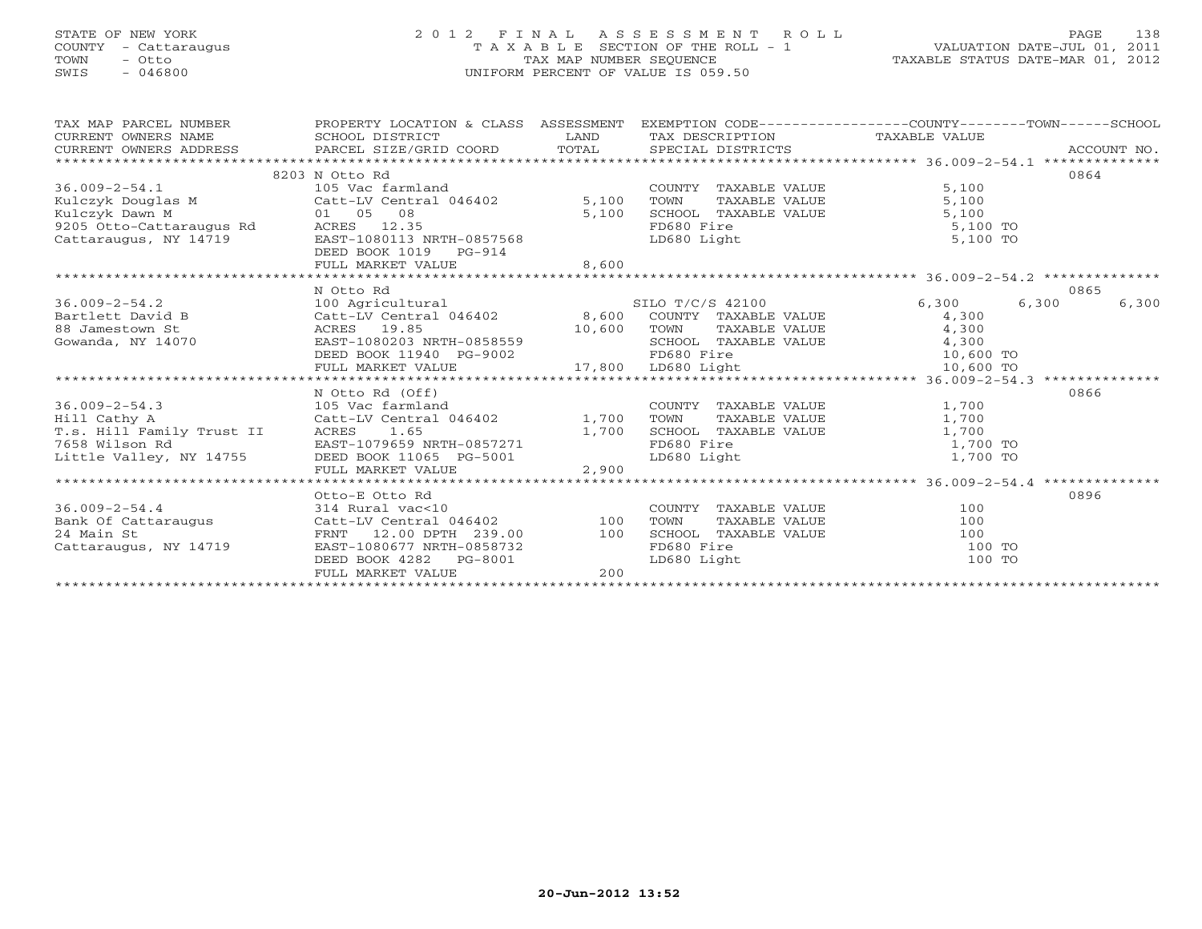STATE OF NEW YORK
COUNTY - Cattaraugus
TOWN - Otto
SWIS - 046800

# 2012 FINAL ASSESSMENT ROLL

TAXABLE SECTION OF THE ROLL - 1
TAX MAP NUMBER SEQUENCE
UNIFORM PERCENT OF VALUE IS 059.50

VALUATION DATE-JUL 01, 2011
TAXABLE STATUS DATE-MAR 01, 2012

| TAX MAP PARCEL NUMBER / CURRENT OWNERS NAME / CURRENT OWNERS ADDRESS | PROPERTY LOCATION & CLASS / SCHOOL DISTRICT / PARCEL SIZE/GRID COORD | ASSESSMENT LAND / TOTAL | EXEMPTION CODE / TAX DESCRIPTION / SPECIAL DISTRICTS | COUNTY | TOWN | SCHOOL | ACCOUNT NO. |
|---|---|---|---|---|---|---|---|
| 36.009-2-54.1 | 8203 N Otto Rd | | | | | | 0864 |
| Kulczyk Douglas M | 105 Vac farmland | | COUNTY TAXABLE VALUE | 5,100 | | | |
| Kulczyk Dawn M | Catt-LV Central 046402 | 5,100 | TOWN TAXABLE VALUE | | 5,100 | | |
| 9205 Otto-Cattaraugus Rd | 01 05 08 | 5,100 | SCHOOL TAXABLE VALUE | | | 5,100 | |
| Cattaraugus, NY 14719 | ACRES 12.35 | | FD680 Fire | 5,100 TO | | | |
| | EAST-1080113 NRTH-0857568 | | LD680 Light | 5,100 TO | | | |
| | DEED BOOK 1019 PG-914 | | | | | | |
| | FULL MARKET VALUE | 8,600 | | | | | |
| 36.009-2-54.2 | N Otto Rd | | | | | | 0865 |
| Bartlett David B | 100 Agricultural | | SILO T/C/S 42100 | 6,300 | 6,300 | 6,300 | |
| 88 Jamestown St | Catt-LV Central 046402 | 8,600 | COUNTY TAXABLE VALUE | 4,300 | | | |
| Gowanda, NY 14070 | ACRES 19.85 | 10,600 | TOWN TAXABLE VALUE | | 4,300 | | |
| | EAST-1080203 NRTH-0858559 | | SCHOOL TAXABLE VALUE | | | 4,300 | |
| | DEED BOOK 11940 PG-9002 | | FD680 Fire | 10,600 TO | | | |
| | FULL MARKET VALUE | 17,800 | LD680 Light | 10,600 TO | | | |
| 36.009-2-54.3 | N Otto Rd (Off) | | | | | | 0866 |
| Hill Cathy A | 105 Vac farmland | | COUNTY TAXABLE VALUE | 1,700 | | | |
| T.s. Hill Family Trust II | Catt-LV Central 046402 | 1,700 | TOWN TAXABLE VALUE | | 1,700 | | |
| 7658 Wilson Rd | ACRES 1.65 | 1,700 | SCHOOL TAXABLE VALUE | | | 1,700 | |
| Little Valley, NY 14755 | EAST-1079659 NRTH-0857271 | | FD680 Fire | 1,700 TO | | | |
| | DEED BOOK 11065 PG-5001 | | LD680 Light | 1,700 TO | | | |
| | FULL MARKET VALUE | 2,900 | | | | | |
| 36.009-2-54.4 | Otto-E Otto Rd | | | | | | 0896 |
| Bank Of Cattaraugus | 314 Rural vac<10 | | COUNTY TAXABLE VALUE | 100 | | | |
| 24 Main St | Catt-LV Central 046402 | 100 | TOWN TAXABLE VALUE | | 100 | | |
| Cattaraugus, NY 14719 | FRNT 12.00 DPTH 239.00 | 100 | SCHOOL TAXABLE VALUE | | | 100 | |
| | EAST-1080677 NRTH-0858732 | | FD680 Fire | 100 TO | | | |
| | DEED BOOK 4282 PG-8001 | | LD680 Light | 100 TO | | | |
| | FULL MARKET VALUE | 200 | | | | | |

20-Jun-2012 13:52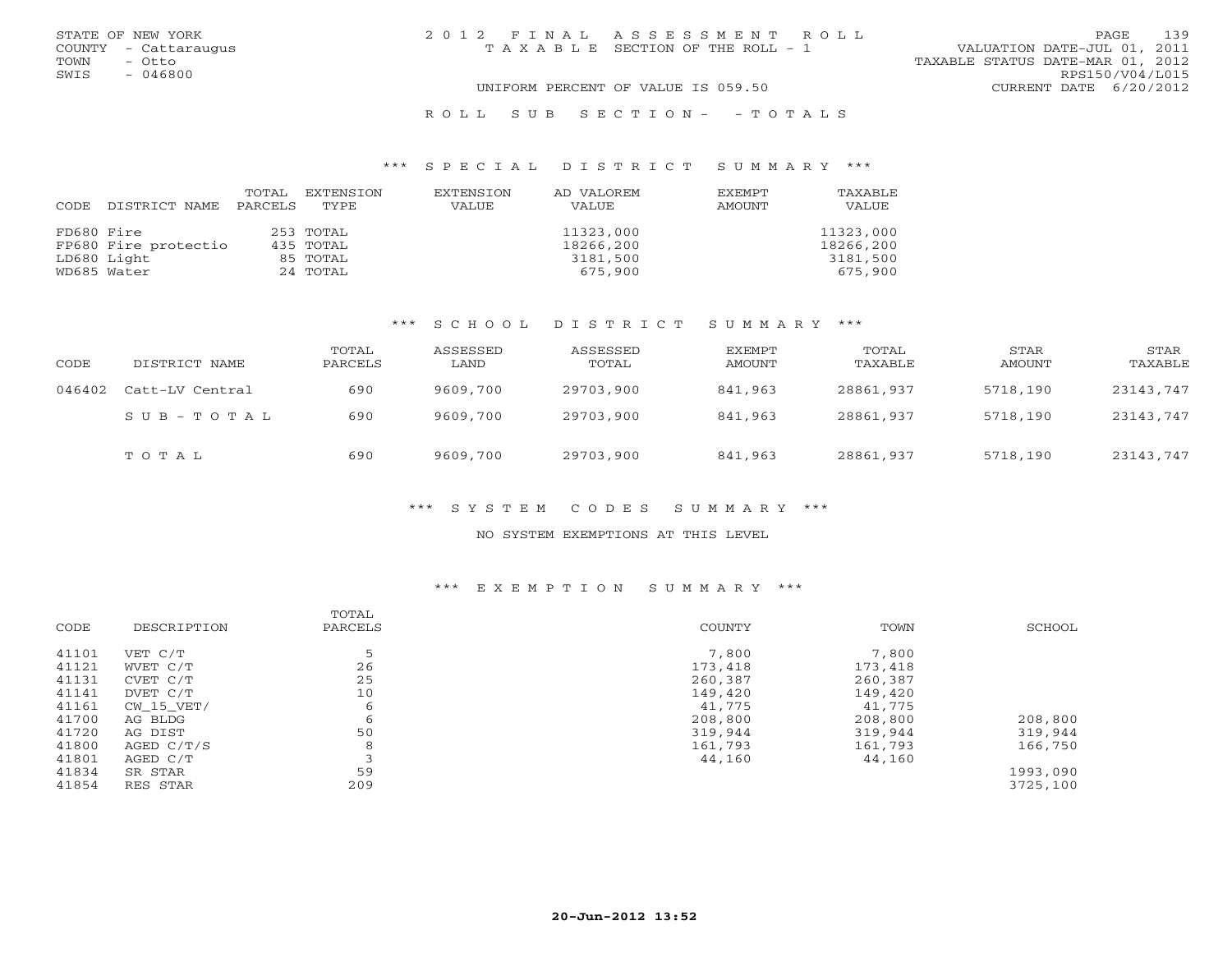STATE OF NEW YORK
COUNTY - Cattaraugus
TOWN - Otto
SWIS - 046800

2012 FINAL ASSESSMENT ROLL
TAXABLE SECTION OF THE ROLL - 1

UNIFORM PERCENT OF VALUE IS 059.50

VALUATION DATE-JUL 01, 2011
TAXABLE STATUS DATE-MAR 01, 2012
RPS150/V04/L015
CURRENT DATE 6/20/2012

ROLL SUB SECTION- - TOTALS

## *** SPECIAL DISTRICT SUMMARY ***

| CODE | DISTRICT NAME | TOTAL PARCELS | EXTENSION TYPE | EXTENSION VALUE | AD VALOREM VALUE | EXEMPT AMOUNT | TAXABLE VALUE |
|---|---|---|---|---|---|---|---|
| FD680 | Fire | 253 | TOTAL | | 11323,000 | | 11323,000 |
| FP680 | Fire protectio | 435 | TOTAL | | 18266,200 | | 18266,200 |
| LD680 | Light | 85 | TOTAL | | 3181,500 | | 3181,500 |
| WD685 | Water | 24 | TOTAL | | 675,900 | | 675,900 |

## *** SCHOOL DISTRICT SUMMARY ***

| CODE | DISTRICT NAME | TOTAL PARCELS | ASSESSED LAND | ASSESSED TOTAL | EXEMPT AMOUNT | TOTAL TAXABLE | STAR AMOUNT | STAR TAXABLE |
|---|---|---|---|---|---|---|---|---|
| 046402 | Catt-LV Central | 690 | 9609,700 | 29703,900 | 841,963 | 28861,937 | 5718,190 | 23143,747 |
| | SUB-TOTAL | 690 | 9609,700 | 29703,900 | 841,963 | 28861,937 | 5718,190 | 23143,747 |
| | TOTAL | 690 | 9609,700 | 29703,900 | 841,963 | 28861,937 | 5718,190 | 23143,747 |

## *** SYSTEM CODES SUMMARY ***

NO SYSTEM EXEMPTIONS AT THIS LEVEL

## *** EXEMPTION SUMMARY ***

| CODE | DESCRIPTION | TOTAL PARCELS | COUNTY | TOWN | SCHOOL |
|---|---|---|---|---|---|
| 41101 | VET C/T | 5 | 7,800 | 7,800 | |
| 41121 | WVET C/T | 26 | 173,418 | 173,418 | |
| 41131 | CVET C/T | 25 | 260,387 | 260,387 | |
| 41141 | DVET C/T | 10 | 149,420 | 149,420 | |
| 41161 | CW_15_VET/ | 6 | 41,775 | 41,775 | |
| 41700 | AG BLDG | 6 | 208,800 | 208,800 | 208,800 |
| 41720 | AG DIST | 50 | 319,944 | 319,944 | 319,944 |
| 41800 | AGED C/T/S | 8 | 161,793 | 161,793 | 166,750 |
| 41801 | AGED C/T | 3 | 44,160 | 44,160 | |
| 41834 | SR STAR | 59 | | | 1993,090 |
| 41854 | RES STAR | 209 | | | 3725,100 |

20-Jun-2012 13:52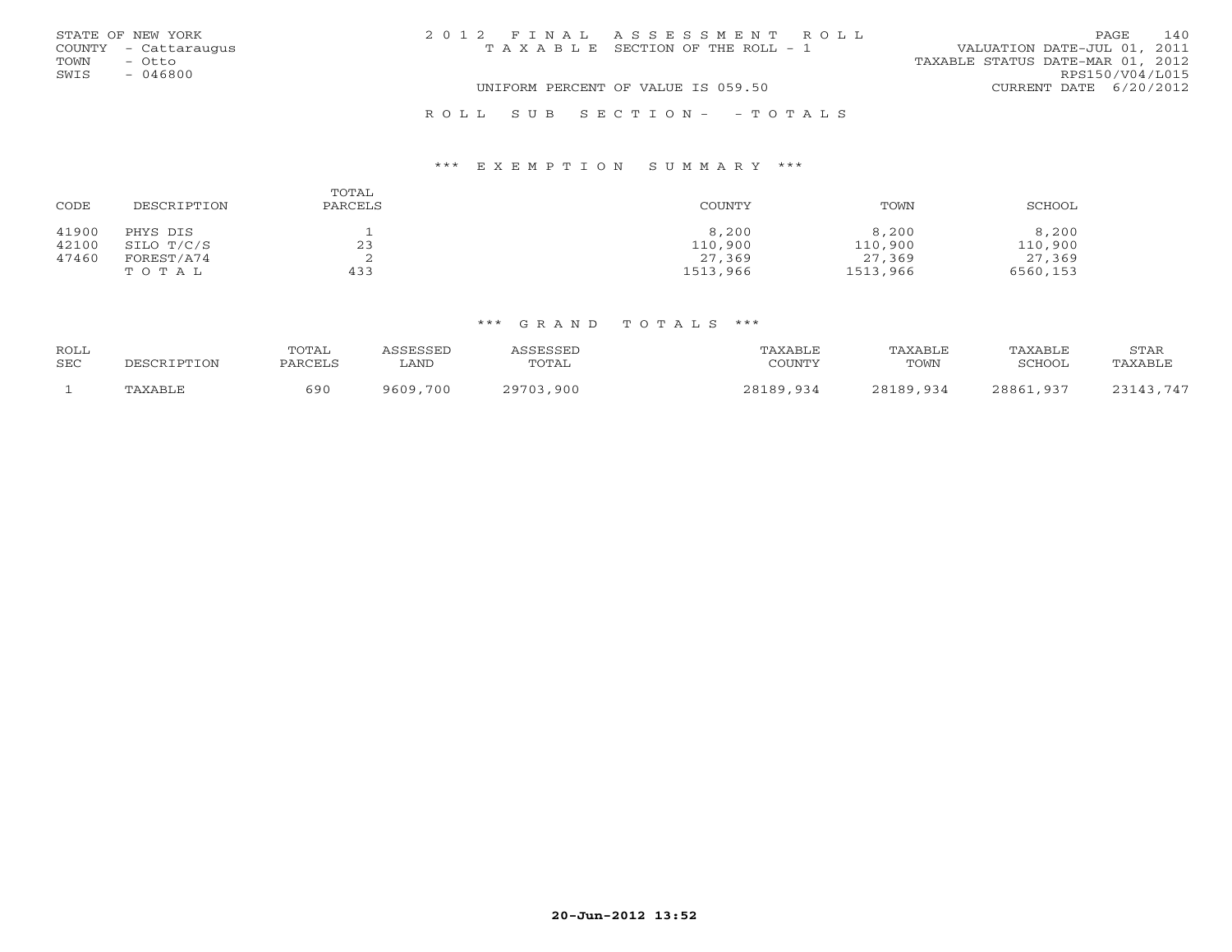STATE OF NEW YORK
COUNTY - Cattaraugus
TOWN - Otto
SWIS - 046800

2012 FINAL ASSESSMENT ROLL
TAXABLE SECTION OF THE ROLL - 1

VALUATION DATE-JUL 01, 2011
TAXABLE STATUS DATE-MAR 01, 2012
RPS150/V04/L015
CURRENT DATE 6/20/2012

UNIFORM PERCENT OF VALUE IS 059.50

ROLL SUB SECTION- - TOTALS

*** EXEMPTION SUMMARY ***

| CODE | DESCRIPTION | TOTAL PARCELS | COUNTY | TOWN | SCHOOL |
|---|---|---|---|---|---|
| 41900 | PHYS DIS | 1 | 8,200 | 8,200 | 8,200 |
| 42100 | SILO T/C/S | 23 | 110,900 | 110,900 | 110,900 |
| 47460 | FOREST/A74 | 2 | 27,369 | 27,369 | 27,369 |
| | TOTAL | 433 | 1513,966 | 1513,966 | 6560,153 |

*** GRAND TOTALS ***

| ROLL SEC | DESCRIPTION | TOTAL PARCELS | ASSESSED LAND | ASSESSED TOTAL | TAXABLE COUNTY | TAXABLE TOWN | TAXABLE SCHOOL | STAR TAXABLE |
|---|---|---|---|---|---|---|---|---|
| 1 | TAXABLE | 690 | 9609,700 | 29703,900 | 28189,934 | 28189,934 | 28861,937 | 23143,747 |

20-Jun-2012 13:52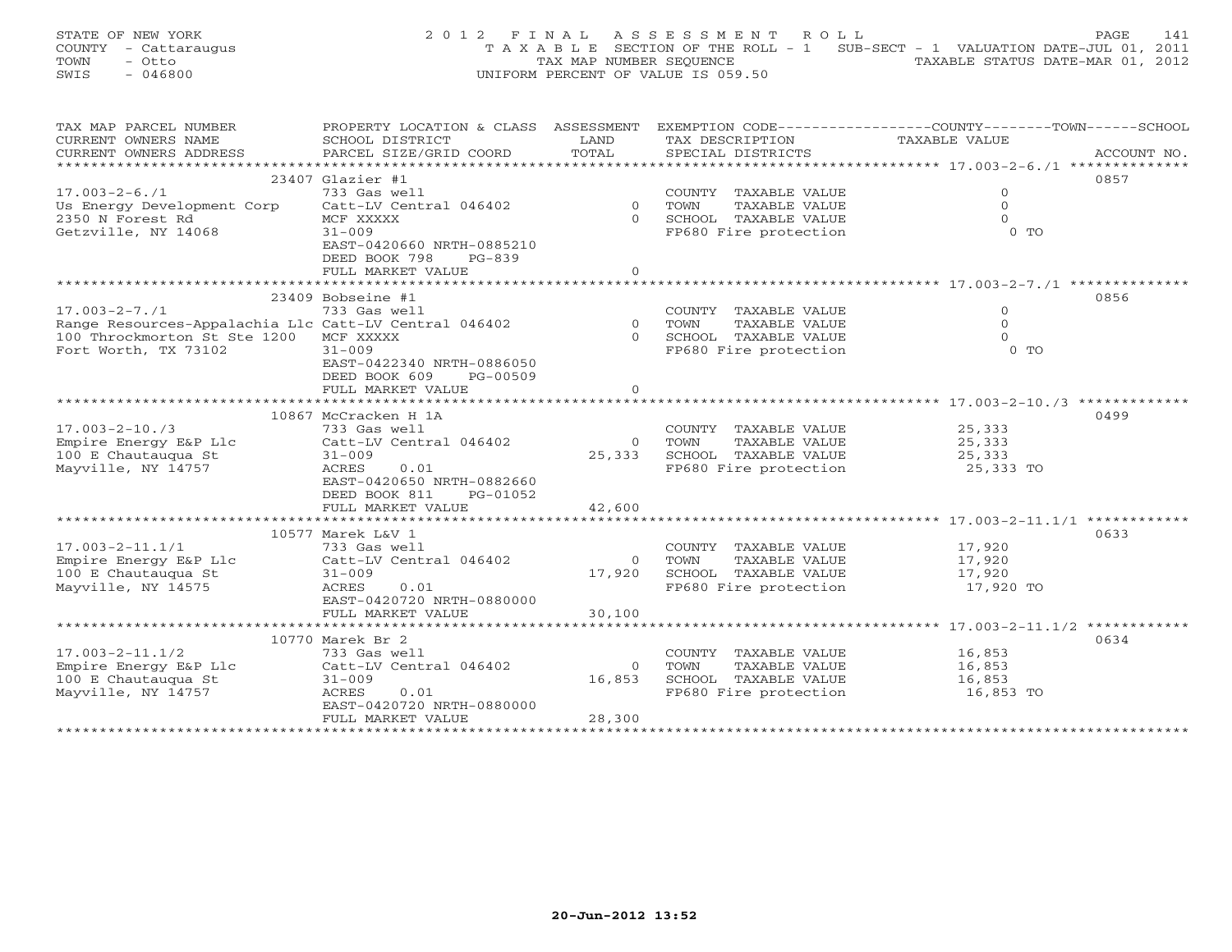STATE OF NEW YORK
COUNTY - Cattaraugus
TOWN - Otto
SWIS - 046800

2012 FINAL ASSESSMENT ROLL
TAXABLE SECTION OF THE ROLL - 1 SUB-SECT - 1 VALUATION DATE-JUL 01, 2011
TAX MAP NUMBER SEQUENCE TAXABLE STATUS DATE-MAR 01, 2012
UNIFORM PERCENT OF VALUE IS 059.50

| TAX MAP PARCEL NUMBER / CURRENT OWNERS NAME / CURRENT OWNERS ADDRESS | PROPERTY LOCATION & CLASS / SCHOOL DISTRICT / PARCEL SIZE/GRID COORD | ASSESSMENT LAND | TOTAL | EXEMPTION CODE / TAX DESCRIPTION / SPECIAL DISTRICTS | TAXABLE VALUE | ACCOUNT NO. |
|---|---|---|---|---|---|---|
| 17.003-2-6./1 | 23407 Glazier #1 | | | | | 0857 |
| | 733 Gas well | | | COUNTY TAXABLE VALUE | 0 | |
| Us Energy Development Corp | Catt-LV Central 046402 | 0 | | TOWN TAXABLE VALUE | 0 | |
| 2350 N Forest Rd | MCF XXXXX | | 0 | SCHOOL TAXABLE VALUE | 0 | |
| Getzville, NY 14068 | 31-009 | | | FP680 Fire protection | 0 TO | |
| | EAST-0420660 NRTH-0885210 | | | | | |
| | DEED BOOK 798 PG-839 | | | | | |
| | FULL MARKET VALUE | | 0 | | | |
| 17.003-2-7./1 | 23409 Bobseine #1 | | | | | 0856 |
| | 733 Gas well | | | COUNTY TAXABLE VALUE | 0 | |
| Range Resources-Appalachia Llc | Catt-LV Central 046402 | 0 | | TOWN TAXABLE VALUE | 0 | |
| 100 Throckmorton St Ste 1200 | MCF XXXXX | | 0 | SCHOOL TAXABLE VALUE | 0 | |
| Fort Worth, TX 73102 | 31-009 | | | FP680 Fire protection | 0 TO | |
| | EAST-0422340 NRTH-0886050 | | | | | |
| | DEED BOOK 609 PG-00509 | | | | | |
| | FULL MARKET VALUE | | 0 | | | |
| 17.003-2-10./3 | 10867 McCracken H 1A | | | | | 0499 |
| | 733 Gas well | | | COUNTY TAXABLE VALUE | 25,333 | |
| Empire Energy E&P Llc | Catt-LV Central 046402 | 0 | | TOWN TAXABLE VALUE | 25,333 | |
| 100 E Chautauqua St | 31-009 | | 25,333 | SCHOOL TAXABLE VALUE | 25,333 | |
| Mayville, NY 14757 | ACRES 0.01 | | | FP680 Fire protection | 25,333 TO | |
| | EAST-0420650 NRTH-0882660 | | | | | |
| | DEED BOOK 811 PG-01052 | | | | | |
| | FULL MARKET VALUE | | 42,600 | | | |
| 17.003-2-11.1/1 | 10577 Marek L&V 1 | | | | | 0633 |
| | 733 Gas well | | | COUNTY TAXABLE VALUE | 17,920 | |
| Empire Energy E&P Llc | Catt-LV Central 046402 | 0 | | TOWN TAXABLE VALUE | 17,920 | |
| 100 E Chautauqua St | 31-009 | | 17,920 | SCHOOL TAXABLE VALUE | 17,920 | |
| Mayville, NY 14575 | ACRES 0.01 | | | FP680 Fire protection | 17,920 TO | |
| | EAST-0420720 NRTH-0880000 | | | | | |
| | FULL MARKET VALUE | | 30,100 | | | |
| 17.003-2-11.1/2 | 10770 Marek Br 2 | | | | | 0634 |
| | 733 Gas well | | | COUNTY TAXABLE VALUE | 16,853 | |
| Empire Energy E&P Llc | Catt-LV Central 046402 | 0 | | TOWN TAXABLE VALUE | 16,853 | |
| 100 E Chautauqua St | 31-009 | | 16,853 | SCHOOL TAXABLE VALUE | 16,853 | |
| Mayville, NY 14757 | ACRES 0.01 | | | FP680 Fire protection | 16,853 TO | |
| | EAST-0420720 NRTH-0880000 | | | | | |
| | FULL MARKET VALUE | | 28,300 | | | |

20-Jun-2012 13:52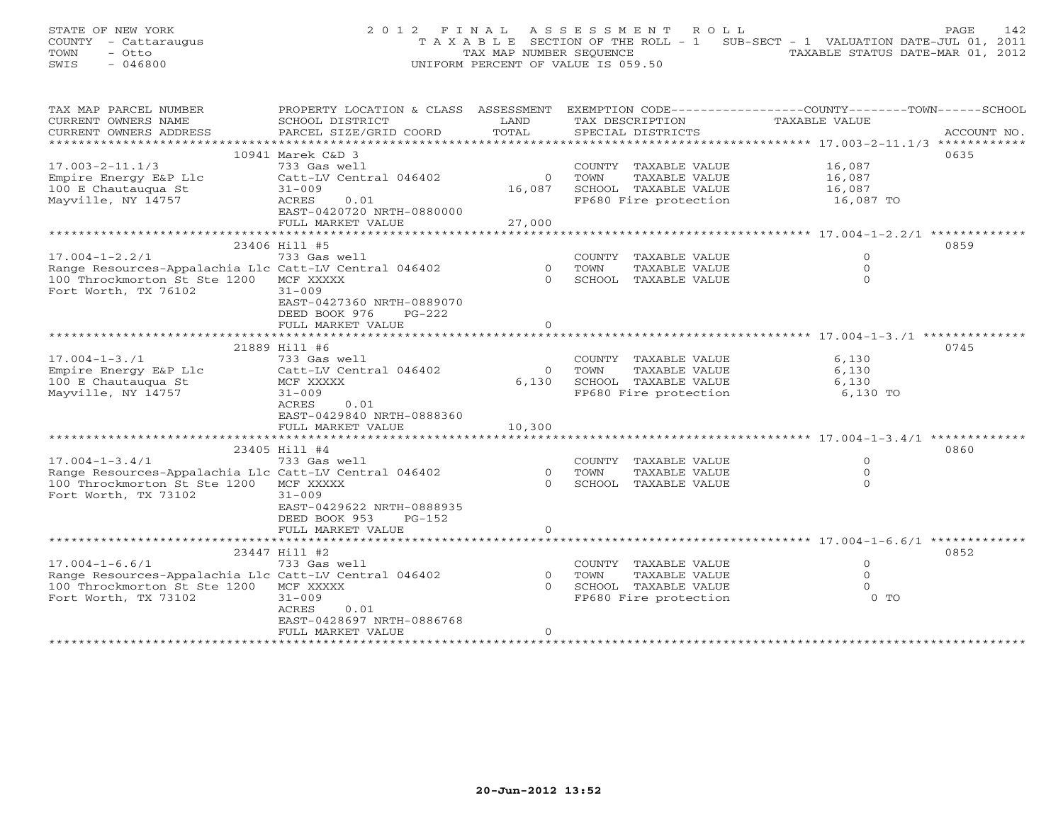STATE OF NEW YORK
COUNTY - Cattaraugus
TOWN - Otto
SWIS - 046800

2012 FINAL ASSESSMENT ROLL
TAXABLE SECTION OF THE ROLL - 1 SUB-SECT - 1 VALUATION DATE-JUL 01, 2011
TAX MAP NUMBER SEQUENCE TAXABLE STATUS DATE-MAR 01, 2012
UNIFORM PERCENT OF VALUE IS 059.50

| TAX MAP PARCEL NUMBER / CURRENT OWNERS NAME / CURRENT OWNERS ADDRESS | PROPERTY LOCATION & CLASS / SCHOOL DISTRICT / PARCEL SIZE/GRID COORD | ASSESSMENT LAND | TOTAL | EXEMPTION CODE / TAX DESCRIPTION / SPECIAL DISTRICTS | COUNTY / TOWN / SCHOOL TAXABLE VALUE | ACCOUNT NO. |
|---|---|---|---|---|---|---|
| 17.003-2-11.1/3 | 10941 Marek C&D 3 | | | | | 0635 |
| 17.003-2-11.1/3 | 733 Gas well | | | COUNTY TAXABLE VALUE | 16,087 | |
| Empire Energy E&P Llc | Catt-LV Central 046402 | 0 | | TOWN TAXABLE VALUE | 16,087 | |
| 100 E Chautauqua St | 31-009 | | 16,087 | SCHOOL TAXABLE VALUE | 16,087 | |
| Mayville, NY 14757 | ACRES 0.01 | | | FP680 Fire protection | 16,087 TO | |
| | EAST-0420720 NRTH-0880000 | | | | | |
| | FULL MARKET VALUE | | 27,000 | | | |
| 17.004-1-2.2/1 | 23406 Hill #5 | | | | | 0859 |
| 17.004-1-2.2/1 | 733 Gas well | | | COUNTY TAXABLE VALUE | 0 | |
| Range Resources-Appalachia Llc | Catt-LV Central 046402 | 0 | | TOWN TAXABLE VALUE | 0 | |
| 100 Throckmorton St Ste 1200 | MCF XXXXX | | 0 | SCHOOL TAXABLE VALUE | 0 | |
| Fort Worth, TX 76102 | 31-009 | | | | | |
| | EAST-0427360 NRTH-0889070 | | | | | |
| | DEED BOOK 976 PG-222 | | | | | |
| | FULL MARKET VALUE | | 0 | | | |
| 17.004-1-3./1 | 21889 Hill #6 | | | | | 0745 |
| 17.004-1-3./1 | 733 Gas well | | | COUNTY TAXABLE VALUE | 6,130 | |
| Empire Energy E&P Llc | Catt-LV Central 046402 | 0 | | TOWN TAXABLE VALUE | 6,130 | |
| 100 E Chautauqua St | MCF XXXXX | | 6,130 | SCHOOL TAXABLE VALUE | 6,130 | |
| Mayville, NY 14757 | 31-009 | | | FP680 Fire protection | 6,130 TO | |
| | ACRES 0.01 | | | | | |
| | EAST-0429840 NRTH-0888360 | | | | | |
| | FULL MARKET VALUE | | 10,300 | | | |
| 17.004-1-3.4/1 | 23405 Hill #4 | | | | | 0860 |
| 17.004-1-3.4/1 | 733 Gas well | | | COUNTY TAXABLE VALUE | 0 | |
| Range Resources-Appalachia Llc | Catt-LV Central 046402 | 0 | | TOWN TAXABLE VALUE | 0 | |
| 100 Throckmorton St Ste 1200 | MCF XXXXX | | 0 | SCHOOL TAXABLE VALUE | 0 | |
| Fort Worth, TX 73102 | 31-009 | | | | | |
| | EAST-0429622 NRTH-0888935 | | | | | |
| | DEED BOOK 953 PG-152 | | | | | |
| | FULL MARKET VALUE | | 0 | | | |
| 17.004-1-6.6/1 | 23447 Hill #2 | | | | | 0852 |
| 17.004-1-6.6/1 | 733 Gas well | | | COUNTY TAXABLE VALUE | 0 | |
| Range Resources-Appalachia Llc | Catt-LV Central 046402 | 0 | | TOWN TAXABLE VALUE | 0 | |
| 100 Throckmorton St Ste 1200 | MCF XXXXX | | 0 | SCHOOL TAXABLE VALUE | 0 | |
| Fort Worth, TX 73102 | 31-009 | | | FP680 Fire protection | 0 TO | |
| | ACRES 0.01 | | | | | |
| | EAST-0428697 NRTH-0886768 | | | | | |
| | FULL MARKET VALUE | | 0 | | | |

20-Jun-2012 13:52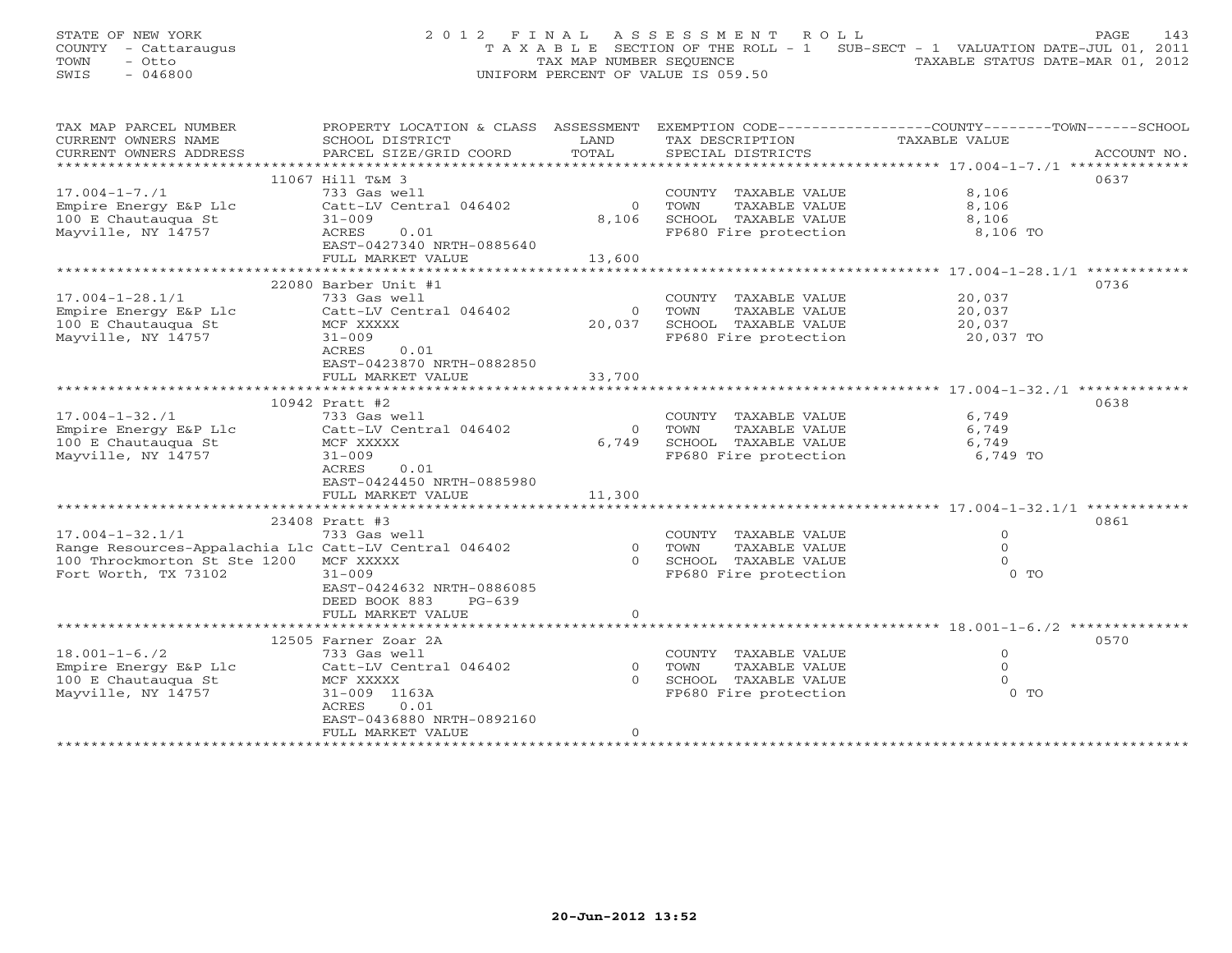STATE OF NEW YORK
COUNTY - Cattaraugus
TOWN - Otto
SWIS - 046800

2012 FINAL ASSESSMENT ROLL
TAXABLE SECTION OF THE ROLL - 1 SUB-SECT - 1 VALUATION DATE-JUL 01, 2011
TAX MAP NUMBER SEQUENCE TAXABLE STATUS DATE-MAR 01, 2012
UNIFORM PERCENT OF VALUE IS 059.50

| TAX MAP PARCEL NUMBER / CURRENT OWNERS NAME / CURRENT OWNERS ADDRESS | PROPERTY LOCATION & CLASS / SCHOOL DISTRICT / PARCEL SIZE/GRID COORD | ASSESSMENT LAND / TOTAL | EXEMPTION CODE / TAX DESCRIPTION / SPECIAL DISTRICTS | COUNTY--------TOWN------SCHOOL TAXABLE VALUE | ACCOUNT NO. |
|---|---|---|---|---|---|
| | 11067 Hill T&M 3 | | | | 0637 |
| 17.004-1-7./1 | 733 Gas well | | COUNTY TAXABLE VALUE | 8,106 | |
| Empire Energy E&P Llc | Catt-LV Central 046402 | 0 | TOWN TAXABLE VALUE | 8,106 | |
| 100 E Chautauqua St | 31-009 | 8,106 | SCHOOL TAXABLE VALUE | 8,106 | |
| Mayville, NY 14757 | ACRES 0.01 | | FP680 Fire protection | 8,106 TO | |
| | EAST-0427340 NRTH-0885640 | | | | |
| | FULL MARKET VALUE | 13,600 | | | |
| | 22080 Barber Unit #1 | | | | 0736 |
| 17.004-1-28.1/1 | 733 Gas well | | COUNTY TAXABLE VALUE | 20,037 | |
| Empire Energy E&P Llc | Catt-LV Central 046402 | 0 | TOWN TAXABLE VALUE | 20,037 | |
| 100 E Chautauqua St | MCF XXXXX | 20,037 | SCHOOL TAXABLE VALUE | 20,037 | |
| Mayville, NY 14757 | 31-009 | | FP680 Fire protection | 20,037 TO | |
| | ACRES 0.01 | | | | |
| | EAST-0423870 NRTH-0882850 | | | | |
| | FULL MARKET VALUE | 33,700 | | | |
| | 10942 Pratt #2 | | | | 0638 |
| 17.004-1-32./1 | 733 Gas well | | COUNTY TAXABLE VALUE | 6,749 | |
| Empire Energy E&P Llc | Catt-LV Central 046402 | 0 | TOWN TAXABLE VALUE | 6,749 | |
| 100 E Chautauqua St | MCF XXXXX | 6,749 | SCHOOL TAXABLE VALUE | 6,749 | |
| Mayville, NY 14757 | 31-009 | | FP680 Fire protection | 6,749 TO | |
| | ACRES 0.01 | | | | |
| | EAST-0424450 NRTH-0885980 | | | | |
| | FULL MARKET VALUE | 11,300 | | | |
| | 23408 Pratt #3 | | | | 0861 |
| 17.004-1-32.1/1 | 733 Gas well | | COUNTY TAXABLE VALUE | 0 | |
| Range Resources-Appalachia Llc | Catt-LV Central 046402 | 0 | TOWN TAXABLE VALUE | 0 | |
| 100 Throckmorton St Ste 1200 | MCF XXXXX | 0 | SCHOOL TAXABLE VALUE | 0 | |
| Fort Worth, TX 73102 | 31-009 | | FP680 Fire protection | 0 TO | |
| | EAST-0424632 NRTH-0886085 | | | | |
| | DEED BOOK 883 PG-639 | | | | |
| | FULL MARKET VALUE | 0 | | | |
| | 12505 Farner Zoar 2A | | | | 0570 |
| 18.001-1-6./2 | 733 Gas well | | COUNTY TAXABLE VALUE | 0 | |
| Empire Energy E&P Llc | Catt-LV Central 046402 | 0 | TOWN TAXABLE VALUE | 0 | |
| 100 E Chautauqua St | MCF XXXXX | 0 | SCHOOL TAXABLE VALUE | 0 | |
| Mayville, NY 14757 | 31-009 1163A | | FP680 Fire protection | 0 TO | |
| | ACRES 0.01 | | | | |
| | EAST-0436880 NRTH-0892160 | | | | |
| | FULL MARKET VALUE | 0 | | | |

20-Jun-2012 13:52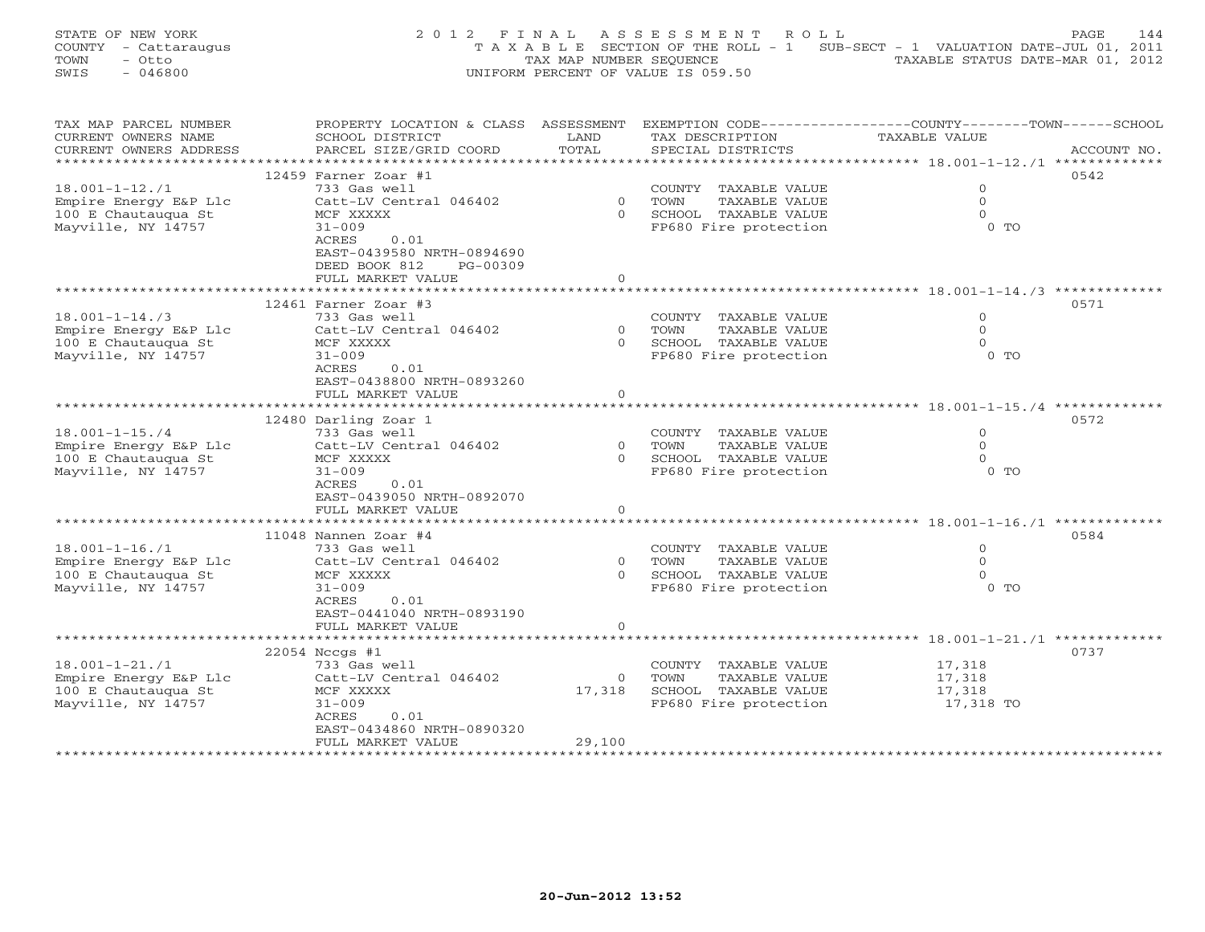STATE OF NEW YORK
COUNTY - Cattaraugus
TOWN - Otto
SWIS - 046800

2 0 1 2 F I N A L A S S E S S M E N T R O L L
T A X A B L E SECTION OF THE ROLL - 1 SUB-SECT - 1 VALUATION DATE-JUL 01, 2011
TAX MAP NUMBER SEQUENCE TAXABLE STATUS DATE-MAR 01, 2012
UNIFORM PERCENT OF VALUE IS 059.50

| TAX MAP PARCEL NUMBER / CURRENT OWNERS NAME / CURRENT OWNERS ADDRESS | PROPERTY LOCATION & CLASS / SCHOOL DISTRICT / PARCEL SIZE/GRID COORD | ASSESSMENT LAND / TOTAL | EXEMPTION CODE / TAX DESCRIPTION / SPECIAL DISTRICTS | COUNTY--------TOWN------SCHOOL TAXABLE VALUE | ACCOUNT NO. |
|---|---|---|---|---|---|
| 18.001-1-12./1 | 12459 Farner Zoar #1 | | | | 0542 |
| | 733 Gas well | | COUNTY TAXABLE VALUE | 0 | |
| Empire Energy E&P Llc | Catt-LV Central 046402 | 0 | TOWN TAXABLE VALUE | 0 | |
| 100 E Chautauqua St | MCF XXXXX | 0 | SCHOOL TAXABLE VALUE | 0 | |
| Mayville, NY 14757 | 31-009 | | FP680 Fire protection | 0 TO | |
| | ACRES 0.01 | | | | |
| | EAST-0439580 NRTH-0894690 | | | | |
| | DEED BOOK 812 PG-00309 | | | | |
| | FULL MARKET VALUE | 0 | | | |
| 18.001-1-14./3 | 12461 Farner Zoar #3 | | | | 0571 |
| | 733 Gas well | | COUNTY TAXABLE VALUE | 0 | |
| Empire Energy E&P Llc | Catt-LV Central 046402 | 0 | TOWN TAXABLE VALUE | 0 | |
| 100 E Chautauqua St | MCF XXXXX | 0 | SCHOOL TAXABLE VALUE | 0 | |
| Mayville, NY 14757 | 31-009 | | FP680 Fire protection | 0 TO | |
| | ACRES 0.01 | | | | |
| | EAST-0438800 NRTH-0893260 | | | | |
| | FULL MARKET VALUE | 0 | | | |
| 18.001-1-15./4 | 12480 Darling Zoar 1 | | | | 0572 |
| | 733 Gas well | | COUNTY TAXABLE VALUE | 0 | |
| Empire Energy E&P Llc | Catt-LV Central 046402 | 0 | TOWN TAXABLE VALUE | 0 | |
| 100 E Chautauqua St | MCF XXXXX | 0 | SCHOOL TAXABLE VALUE | 0 | |
| Mayville, NY 14757 | 31-009 | | FP680 Fire protection | 0 TO | |
| | ACRES 0.01 | | | | |
| | EAST-0439050 NRTH-0892070 | | | | |
| | FULL MARKET VALUE | 0 | | | |
| 18.001-1-16./1 | 11048 Nannen Zoar #4 | | | | 0584 |
| | 733 Gas well | | COUNTY TAXABLE VALUE | 0 | |
| Empire Energy E&P Llc | Catt-LV Central 046402 | 0 | TOWN TAXABLE VALUE | 0 | |
| 100 E Chautauqua St | MCF XXXXX | 0 | SCHOOL TAXABLE VALUE | 0 | |
| Mayville, NY 14757 | 31-009 | | FP680 Fire protection | 0 TO | |
| | ACRES 0.01 | | | | |
| | EAST-0441040 NRTH-0893190 | | | | |
| | FULL MARKET VALUE | 0 | | | |
| 18.001-1-21./1 | 22054 Nccgs #1 | | | | 0737 |
| | 733 Gas well | | COUNTY TAXABLE VALUE | 17,318 | |
| Empire Energy E&P Llc | Catt-LV Central 046402 | 0 | TOWN TAXABLE VALUE | 17,318 | |
| 100 E Chautauqua St | MCF XXXXX | 17,318 | SCHOOL TAXABLE VALUE | 17,318 | |
| Mayville, NY 14757 | 31-009 | | FP680 Fire protection | 17,318 TO | |
| | ACRES 0.01 | | | | |
| | EAST-0434860 NRTH-0890320 | | | | |
| | FULL MARKET VALUE | 29,100 | | | |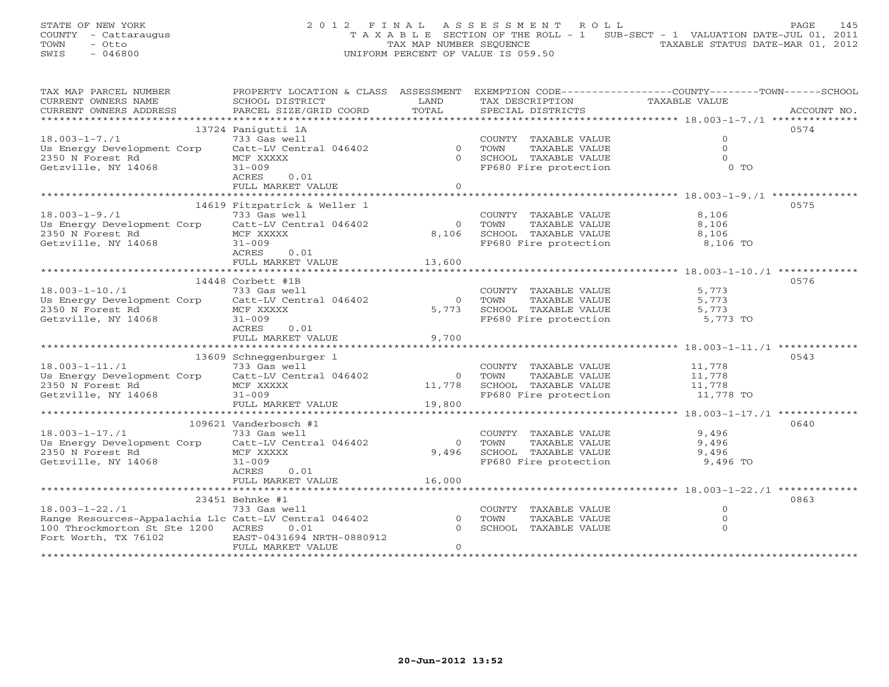STATE OF NEW YORK
COUNTY - Cattaraugus
TOWN - Otto
SWIS - 046800

2012 FINAL ASSESSMENT ROLL
TAXABLE SECTION OF THE ROLL - 1 SUB-SECT - 1 VALUATION DATE-JUL 01, 2011
TAX MAP NUMBER SEQUENCE TAXABLE STATUS DATE-MAR 01, 2012
UNIFORM PERCENT OF VALUE IS 059.50

| TAX MAP PARCEL NUMBER / CURRENT OWNERS NAME / CURRENT OWNERS ADDRESS | PROPERTY LOCATION & CLASS / SCHOOL DISTRICT / PARCEL SIZE/GRID COORD | ASSESSMENT LAND / TOTAL | EXEMPTION CODE / TAX DESCRIPTION / SPECIAL DISTRICTS | COUNTY / TOWN / SCHOOL TAXABLE VALUE | ACCOUNT NO. |
|---|---|---|---|---|---|
| 18.003-1-7./1 | 13724 Panigutti 1A | | | | 0574 |
| Us Energy Development Corp | 733 Gas well | | COUNTY TAXABLE VALUE | 0 | |
| 2350 N Forest Rd | Catt-LV Central 046402 | 0 | TOWN TAXABLE VALUE | 0 | |
| Getzville, NY 14068 | MCF XXXXX | 0 | SCHOOL TAXABLE VALUE | 0 | |
| | 31-009 | | FP680 Fire protection | 0 TO | |
| | ACRES 0.01 | | | | |
| | FULL MARKET VALUE | 0 | | | |
| 18.003-1-9./1 | 14619 Fitzpatrick & Weller 1 | | | | 0575 |
| Us Energy Development Corp | 733 Gas well | | COUNTY TAXABLE VALUE | 8,106 | |
| 2350 N Forest Rd | Catt-LV Central 046402 | 0 | TOWN TAXABLE VALUE | 8,106 | |
| Getzville, NY 14068 | MCF XXXXX | 8,106 | SCHOOL TAXABLE VALUE | 8,106 | |
| | 31-009 | | FP680 Fire protection | 8,106 TO | |
| | ACRES 0.01 | | | | |
| | FULL MARKET VALUE | 13,600 | | | |
| 18.003-1-10./1 | 14448 Corbett #1B | | | | 0576 |
| Us Energy Development Corp | 733 Gas well | | COUNTY TAXABLE VALUE | 5,773 | |
| 2350 N Forest Rd | Catt-LV Central 046402 | 0 | TOWN TAXABLE VALUE | 5,773 | |
| Getzville, NY 14068 | MCF XXXXX | 5,773 | SCHOOL TAXABLE VALUE | 5,773 | |
| | 31-009 | | FP680 Fire protection | 5,773 TO | |
| | ACRES 0.01 | | | | |
| | FULL MARKET VALUE | 9,700 | | | |
| 18.003-1-11./1 | 13609 Schneggenburger 1 | | | | 0543 |
| Us Energy Development Corp | 733 Gas well | | COUNTY TAXABLE VALUE | 11,778 | |
| 2350 N Forest Rd | Catt-LV Central 046402 | 0 | TOWN TAXABLE VALUE | 11,778 | |
| Getzville, NY 14068 | MCF XXXXX | 11,778 | SCHOOL TAXABLE VALUE | 11,778 | |
| | 31-009 | | FP680 Fire protection | 11,778 TO | |
| | FULL MARKET VALUE | 19,800 | | | |
| 18.003-1-17./1 | 109621 Vanderbosch #1 | | | | 0640 |
| Us Energy Development Corp | 733 Gas well | | COUNTY TAXABLE VALUE | 9,496 | |
| 2350 N Forest Rd | Catt-LV Central 046402 | 0 | TOWN TAXABLE VALUE | 9,496 | |
| Getzville, NY 14068 | MCF XXXXX | 9,496 | SCHOOL TAXABLE VALUE | 9,496 | |
| | 31-009 | | FP680 Fire protection | 9,496 TO | |
| | ACRES 0.01 | | | | |
| | FULL MARKET VALUE | 16,000 | | | |
| 18.003-1-22./1 | 23451 Behnke #1 | | | | 0863 |
| Range Resources-Appalachia Llc | 733 Gas well | | COUNTY TAXABLE VALUE | 0 | |
| 100 Throckmorton St Ste 1200 | Catt-LV Central 046402 | 0 | TOWN TAXABLE VALUE | 0 | |
| Fort Worth, TX 76102 | ACRES 0.01 | 0 | SCHOOL TAXABLE VALUE | 0 | |
| | EAST-0431694 NRTH-0880912 | | | | |
| | FULL MARKET VALUE | 0 | | | |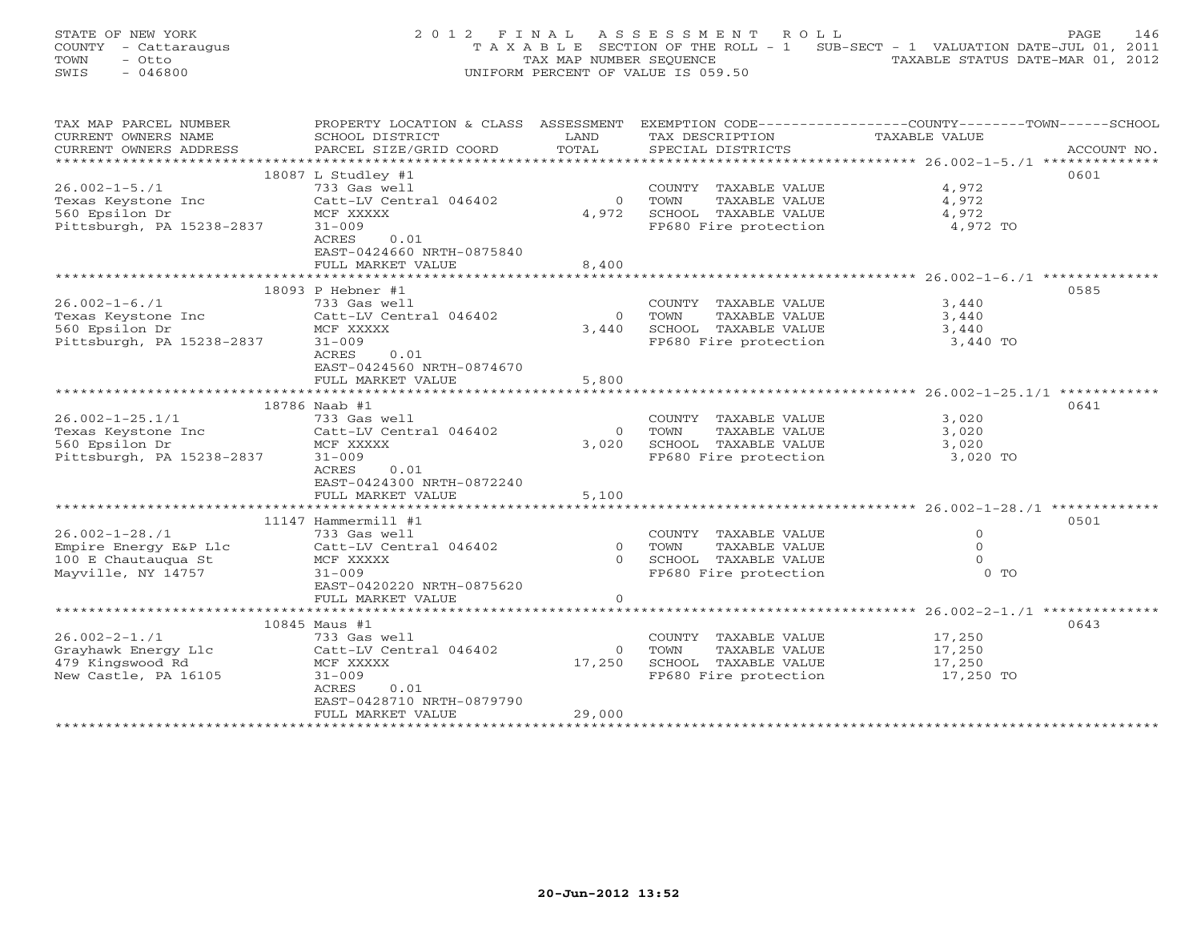STATE OF NEW YORK
COUNTY - Cattaraugus
TOWN - Otto
SWIS - 046800

2012 FINAL ASSESSMENT ROLL
TAXABLE SECTION OF THE ROLL - 1 SUB-SECT - 1 VALUATION DATE-JUL 01, 2011
TAX MAP NUMBER SEQUENCE TAXABLE STATUS DATE-MAR 01, 2012
UNIFORM PERCENT OF VALUE IS 059.50

| TAX MAP PARCEL NUMBER / CURRENT OWNERS NAME / CURRENT OWNERS ADDRESS | PROPERTY LOCATION & CLASS / SCHOOL DISTRICT / PARCEL SIZE/GRID COORD | ASSESSMENT LAND / TOTAL | EXEMPTION CODE / TAX DESCRIPTION / SPECIAL DISTRICTS | COUNTY--------TOWN------SCHOOL TAXABLE VALUE | ACCOUNT NO. |
|---|---|---|---|---|---|
| 26.002-1-5./1 | 18087 L Studley #1 | | | | 0601 |
| 26.002-1-5./1 | 733 Gas well | | COUNTY TAXABLE VALUE | 4,972 | |
| Texas Keystone Inc | Catt-LV Central 046402 | 0 | TOWN TAXABLE VALUE | 4,972 | |
| 560 Epsilon Dr | MCF XXXXX | 4,972 | SCHOOL TAXABLE VALUE | 4,972 | |
| Pittsburgh, PA 15238-2837 | 31-009 | | FP680 Fire protection | 4,972 TO | |
| | ACRES 0.01 | | | | |
| | EAST-0424660 NRTH-0875840 | | | | |
| | FULL MARKET VALUE | 8,400 | | | |
| 26.002-1-6./1 | 18093 P Hebner #1 | | | | 0585 |
| 26.002-1-6./1 | 733 Gas well | | COUNTY TAXABLE VALUE | 3,440 | |
| Texas Keystone Inc | Catt-LV Central 046402 | 0 | TOWN TAXABLE VALUE | 3,440 | |
| 560 Epsilon Dr | MCF XXXXX | 3,440 | SCHOOL TAXABLE VALUE | 3,440 | |
| Pittsburgh, PA 15238-2837 | 31-009 | | FP680 Fire protection | 3,440 TO | |
| | ACRES 0.01 | | | | |
| | EAST-0424560 NRTH-0874670 | | | | |
| | FULL MARKET VALUE | 5,800 | | | |
| 26.002-1-25.1/1 | 18786 Naab #1 | | | | 0641 |
| 26.002-1-25.1/1 | 733 Gas well | | COUNTY TAXABLE VALUE | 3,020 | |
| Texas Keystone Inc | Catt-LV Central 046402 | 0 | TOWN TAXABLE VALUE | 3,020 | |
| 560 Epsilon Dr | MCF XXXXX | 3,020 | SCHOOL TAXABLE VALUE | 3,020 | |
| Pittsburgh, PA 15238-2837 | 31-009 | | FP680 Fire protection | 3,020 TO | |
| | ACRES 0.01 | | | | |
| | EAST-0424300 NRTH-0872240 | | | | |
| | FULL MARKET VALUE | 5,100 | | | |
| 26.002-1-28./1 | 11147 Hammermill #1 | | | | 0501 |
| 26.002-1-28./1 | 733 Gas well | | COUNTY TAXABLE VALUE | 0 | |
| Empire Energy E&P Llc | Catt-LV Central 046402 | 0 | TOWN TAXABLE VALUE | 0 | |
| 100 E Chautauqua St | MCF XXXXX | 0 | SCHOOL TAXABLE VALUE | 0 | |
| Mayville, NY 14757 | 31-009 | | FP680 Fire protection | 0 TO | |
| | EAST-0420220 NRTH-0875620 | | | | |
| | FULL MARKET VALUE | 0 | | | |
| 26.002-2-1./1 | 10845 Maus #1 | | | | 0643 |
| 26.002-2-1./1 | 733 Gas well | | COUNTY TAXABLE VALUE | 17,250 | |
| Grayhawk Energy Llc | Catt-LV Central 046402 | 0 | TOWN TAXABLE VALUE | 17,250 | |
| 479 Kingswood Rd | MCF XXXXX | 17,250 | SCHOOL TAXABLE VALUE | 17,250 | |
| New Castle, PA 16105 | 31-009 | | FP680 Fire protection | 17,250 TO | |
| | ACRES 0.01 | | | | |
| | EAST-0428710 NRTH-0879790 | | | | |
| | FULL MARKET VALUE | 29,000 | | | |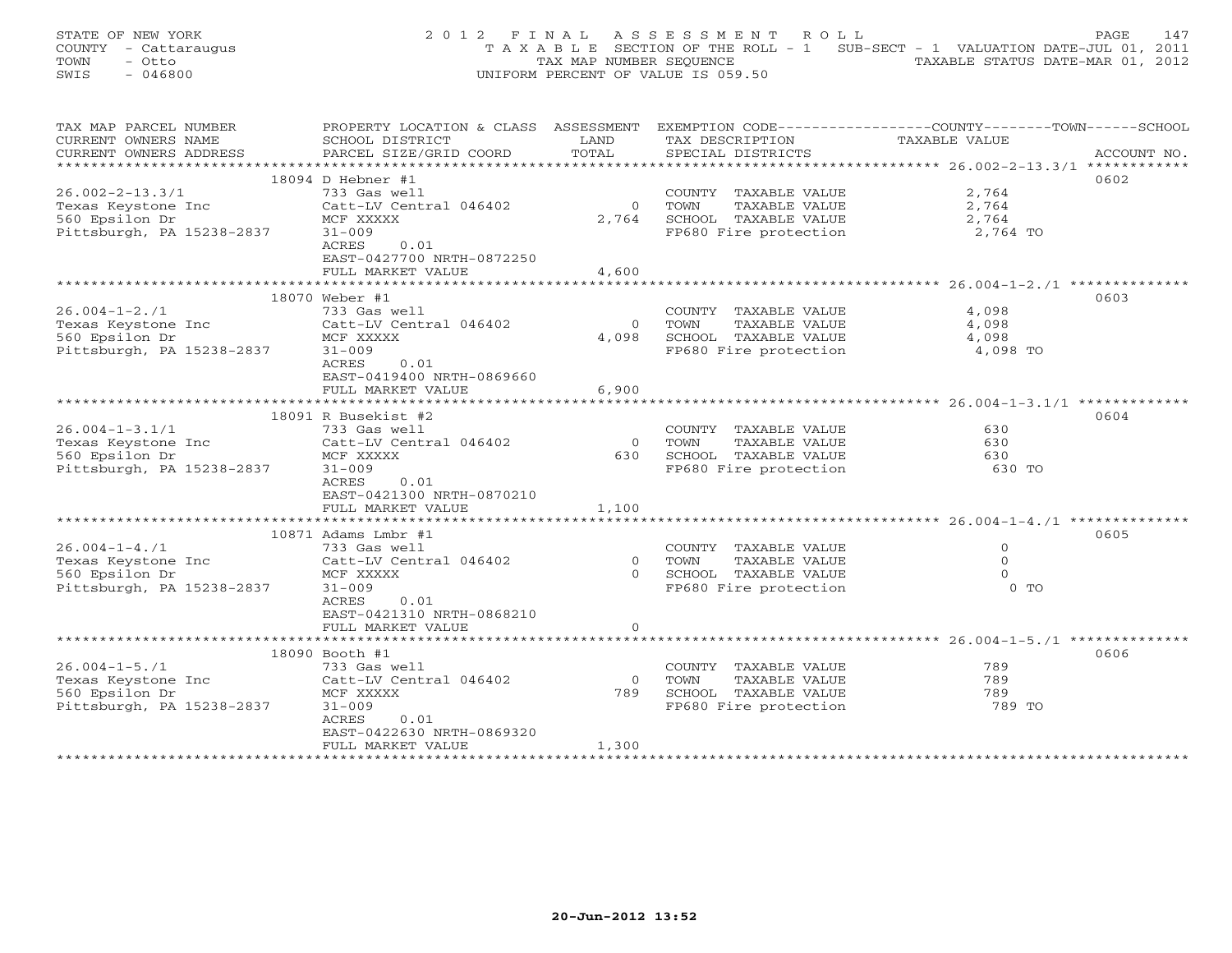STATE OF NEW YORK
COUNTY - Cattaraugus
TOWN - Otto
SWIS - 046800

2012 FINAL ASSESSMENT ROLL
TAXABLE SECTION OF THE ROLL - 1 SUB-SECT - 1 VALUATION DATE-JUL 01, 2011
TAX MAP NUMBER SEQUENCE TAXABLE STATUS DATE-MAR 01, 2012
UNIFORM PERCENT OF VALUE IS 059.50

| TAX MAP PARCEL NUMBER / CURRENT OWNERS NAME / CURRENT OWNERS ADDRESS | PROPERTY LOCATION & CLASS / SCHOOL DISTRICT / PARCEL SIZE/GRID COORD | ASSESSMENT LAND / TOTAL | EXEMPTION CODE / TAX DESCRIPTION / SPECIAL DISTRICTS | COUNTY / TOWN / SCHOOL TAXABLE VALUE | ACCOUNT NO. |
|---|---|---|---|---|---|
| 26.002-2-13.3/1 | 18094 D Hebner #1 | | | | 0602 |
| Texas Keystone Inc | 733 Gas well | | COUNTY TAXABLE VALUE | 2,764 | |
| 560 Epsilon Dr | Catt-LV Central 046402 | 0 | TOWN TAXABLE VALUE | 2,764 | |
| Pittsburgh, PA 15238-2837 | MCF XXXXX | 2,764 | SCHOOL TAXABLE VALUE | 2,764 | |
| | 31-009 | | FP680 Fire protection | 2,764 TO | |
| | ACRES 0.01 | | | | |
| | EAST-0427700 NRTH-0872250 | | | | |
| | FULL MARKET VALUE | 4,600 | | | |
| 26.004-1-2./1 | 18070 Weber #1 | | | | 0603 |
| Texas Keystone Inc | 733 Gas well | | COUNTY TAXABLE VALUE | 4,098 | |
| 560 Epsilon Dr | Catt-LV Central 046402 | 0 | TOWN TAXABLE VALUE | 4,098 | |
| Pittsburgh, PA 15238-2837 | MCF XXXXX | 4,098 | SCHOOL TAXABLE VALUE | 4,098 | |
| | 31-009 | | FP680 Fire protection | 4,098 TO | |
| | ACRES 0.01 | | | | |
| | EAST-0419400 NRTH-0869660 | | | | |
| | FULL MARKET VALUE | 6,900 | | | |
| 26.004-1-3.1/1 | 18091 R Busekist #2 | | | | 0604 |
| Texas Keystone Inc | 733 Gas well | | COUNTY TAXABLE VALUE | 630 | |
| 560 Epsilon Dr | Catt-LV Central 046402 | 0 | TOWN TAXABLE VALUE | 630 | |
| Pittsburgh, PA 15238-2837 | MCF XXXXX | 630 | SCHOOL TAXABLE VALUE | 630 | |
| | 31-009 | | FP680 Fire protection | 630 TO | |
| | ACRES 0.01 | | | | |
| | EAST-0421300 NRTH-0870210 | | | | |
| | FULL MARKET VALUE | 1,100 | | | |
| 26.004-1-4./1 | 10871 Adams Lmbr #1 | | | | 0605 |
| Texas Keystone Inc | 733 Gas well | | COUNTY TAXABLE VALUE | 0 | |
| 560 Epsilon Dr | Catt-LV Central 046402 | 0 | TOWN TAXABLE VALUE | 0 | |
| Pittsburgh, PA 15238-2837 | MCF XXXXX | 0 | SCHOOL TAXABLE VALUE | 0 | |
| | 31-009 | | FP680 Fire protection | 0 TO | |
| | ACRES 0.01 | | | | |
| | EAST-0421310 NRTH-0868210 | | | | |
| | FULL MARKET VALUE | 0 | | | |
| 26.004-1-5./1 | 18090 Booth #1 | | | | 0606 |
| Texas Keystone Inc | 733 Gas well | | COUNTY TAXABLE VALUE | 789 | |
| 560 Epsilon Dr | Catt-LV Central 046402 | 0 | TOWN TAXABLE VALUE | 789 | |
| Pittsburgh, PA 15238-2837 | MCF XXXXX | 789 | SCHOOL TAXABLE VALUE | 789 | |
| | 31-009 | | FP680 Fire protection | 789 TO | |
| | ACRES 0.01 | | | | |
| | EAST-0422630 NRTH-0869320 | | | | |
| | FULL MARKET VALUE | 1,300 | | | |

20-Jun-2012 13:52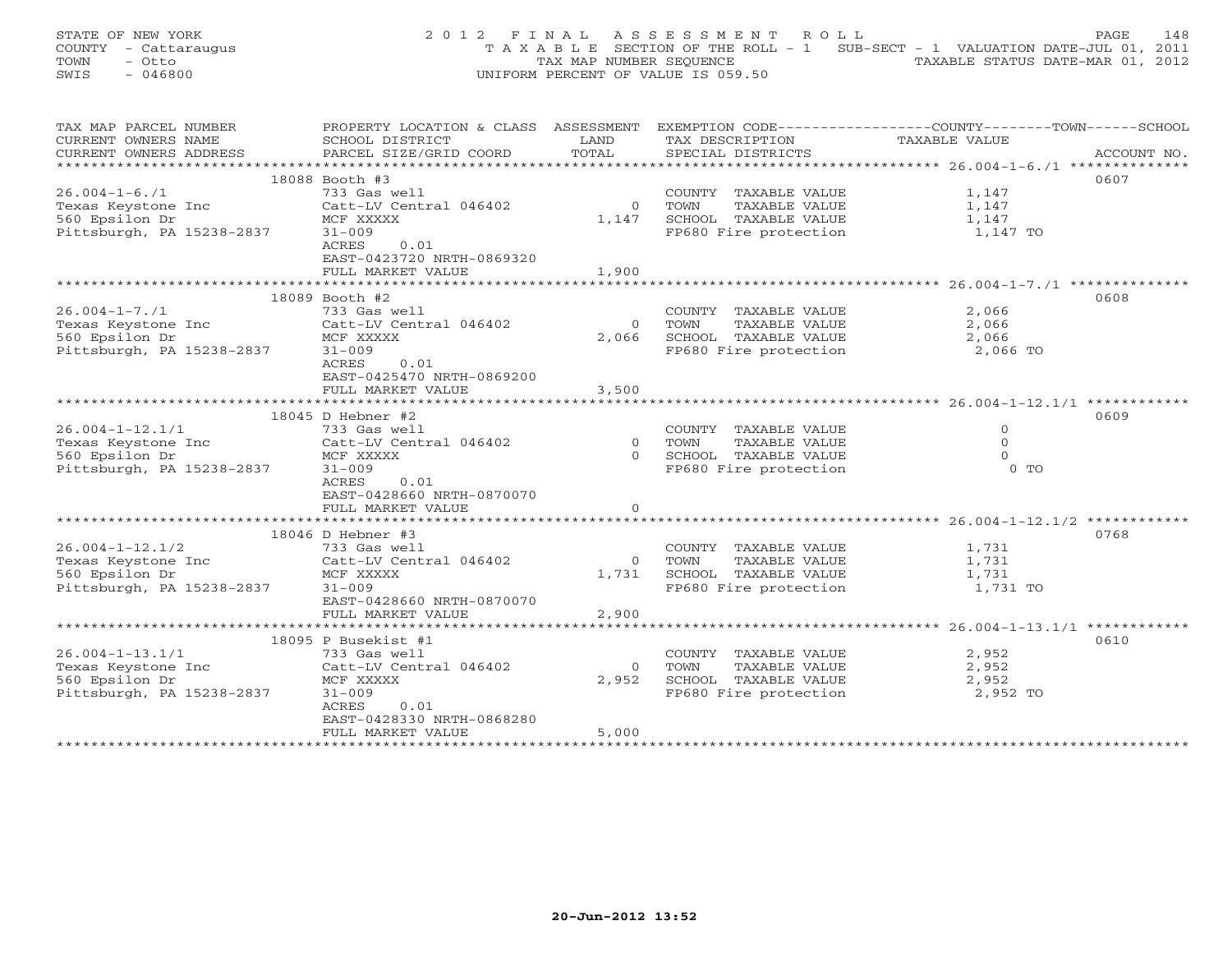STATE OF NEW YORK | 2012 FINAL ASSESSMENT ROLL
COUNTY - Cattaraugus | TAXABLE SECTION OF THE ROLL - 1 SUB-SECT - 1 VALUATION DATE-JUL 01, 2011
TOWN - Otto | TAX MAP NUMBER SEQUENCE | TAXABLE STATUS DATE-MAR 01, 2012
SWIS - 046800 | UNIFORM PERCENT OF VALUE IS 059.50

| TAX MAP PARCEL NUMBER / CURRENT OWNERS NAME / CURRENT OWNERS ADDRESS | PROPERTY LOCATION & CLASS / SCHOOL DISTRICT / PARCEL SIZE/GRID COORD | ASSESSMENT LAND / TOTAL | EXEMPTION CODE / TAX DESCRIPTION / SPECIAL DISTRICTS | COUNTY--------TOWN------SCHOOL TAXABLE VALUE | ACCOUNT NO. |
|---|---|---|---|---|---|
| | 18088 Booth #3 | | | | 0607 |
| 26.004-1-6./1 | 733 Gas well | | COUNTY TAXABLE VALUE | 1,147 | |
| Texas Keystone Inc | Catt-LV Central 046402 | 0 | TOWN TAXABLE VALUE | 1,147 | |
| 560 Epsilon Dr | MCF XXXXX | 1,147 | SCHOOL TAXABLE VALUE | 1,147 | |
| Pittsburgh, PA 15238-2837 | 31-009 | | FP680 Fire protection | 1,147 TO | |
| | ACRES 0.01 | | | | |
| | EAST-0423720 NRTH-0869320 | | | | |
| | FULL MARKET VALUE | 1,900 | | | |
| | 18089 Booth #2 | | | | 0608 |
| 26.004-1-7./1 | 733 Gas well | | COUNTY TAXABLE VALUE | 2,066 | |
| Texas Keystone Inc | Catt-LV Central 046402 | 0 | TOWN TAXABLE VALUE | 2,066 | |
| 560 Epsilon Dr | MCF XXXXX | 2,066 | SCHOOL TAXABLE VALUE | 2,066 | |
| Pittsburgh, PA 15238-2837 | 31-009 | | FP680 Fire protection | 2,066 TO | |
| | ACRES 0.01 | | | | |
| | EAST-0425470 NRTH-0869200 | | | | |
| | FULL MARKET VALUE | 3,500 | | | |
| | 18045 D Hebner #2 | | | | 0609 |
| 26.004-1-12.1/1 | 733 Gas well | | COUNTY TAXABLE VALUE | 0 | |
| Texas Keystone Inc | Catt-LV Central 046402 | 0 | TOWN TAXABLE VALUE | 0 | |
| 560 Epsilon Dr | MCF XXXXX | 0 | SCHOOL TAXABLE VALUE | 0 | |
| Pittsburgh, PA 15238-2837 | 31-009 | | FP680 Fire protection | 0 TO | |
| | ACRES 0.01 | | | | |
| | EAST-0428660 NRTH-0870070 | | | | |
| | FULL MARKET VALUE | 0 | | | |
| | 18046 D Hebner #3 | | | | 0768 |
| 26.004-1-12.1/2 | 733 Gas well | | COUNTY TAXABLE VALUE | 1,731 | |
| Texas Keystone Inc | Catt-LV Central 046402 | 0 | TOWN TAXABLE VALUE | 1,731 | |
| 560 Epsilon Dr | MCF XXXXX | 1,731 | SCHOOL TAXABLE VALUE | 1,731 | |
| Pittsburgh, PA 15238-2837 | 31-009 | | FP680 Fire protection | 1,731 TO | |
| | EAST-0428660 NRTH-0870070 | | | | |
| | FULL MARKET VALUE | 2,900 | | | |
| | 18095 P Busekist #1 | | | | 0610 |
| 26.004-1-13.1/1 | 733 Gas well | | COUNTY TAXABLE VALUE | 2,952 | |
| Texas Keystone Inc | Catt-LV Central 046402 | 0 | TOWN TAXABLE VALUE | 2,952 | |
| 560 Epsilon Dr | MCF XXXXX | 2,952 | SCHOOL TAXABLE VALUE | 2,952 | |
| Pittsburgh, PA 15238-2837 | 31-009 | | FP680 Fire protection | 2,952 TO | |
| | ACRES 0.01 | | | | |
| | EAST-0428330 NRTH-0868280 | | | | |
| | FULL MARKET VALUE | 5,000 | | | |

20-Jun-2012 13:52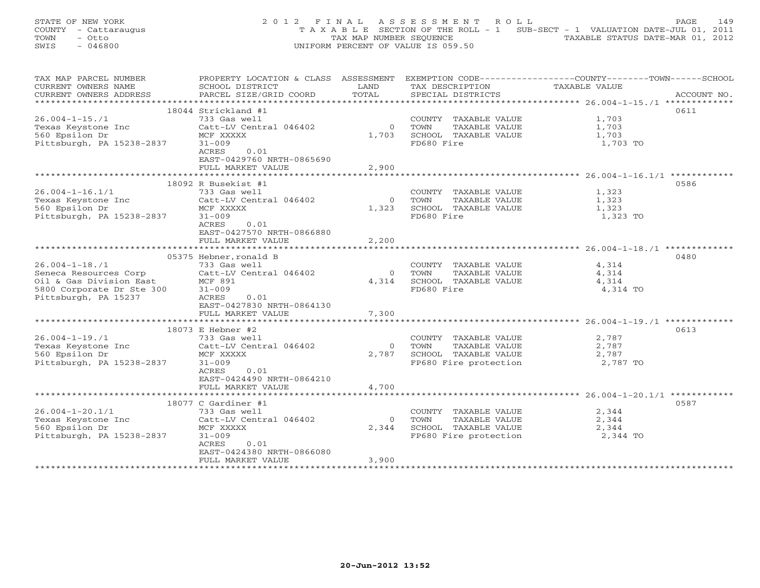STATE OF NEW YORK
COUNTY - Cattaraugus
TOWN - Otto
SWIS - 046800

2012 FINAL ASSESSMENT ROLL
TAXABLE SECTION OF THE ROLL - 1 SUB-SECT - 1 VALUATION DATE-JUL 01, 2011
TAX MAP NUMBER SEQUENCE TAXABLE STATUS DATE-MAR 01, 2012
UNIFORM PERCENT OF VALUE IS 059.50

| TAX MAP PARCEL NUMBER / CURRENT OWNERS NAME / CURRENT OWNERS ADDRESS | PROPERTY LOCATION & CLASS / SCHOOL DISTRICT / PARCEL SIZE/GRID COORD | ASSESSMENT LAND | TOTAL | EXEMPTION CODE / TAX DESCRIPTION / SPECIAL DISTRICTS | COUNTY/TOWN/SCHOOL TAXABLE VALUE | ACCOUNT NO. |
|---|---|---|---|---|---|---|
| 26.004-1-15./1 | 18044 Strickland #1 | | | | | 0611 |
| | 733 Gas well | | | COUNTY TAXABLE VALUE | 1,703 | |
| Texas Keystone Inc | Catt-LV Central 046402 | 0 | | TOWN TAXABLE VALUE | 1,703 | |
| 560 Epsilon Dr | MCF XXXXX | | 1,703 | SCHOOL TAXABLE VALUE | 1,703 | |
| Pittsburgh, PA 15238-2837 | 31-009 | | | FD680 Fire | 1,703 TO | |
| | ACRES 0.01 | | | | | |
| | EAST-0429760 NRTH-0865690 | | | | | |
| | FULL MARKET VALUE | | 2,900 | | | |
| 26.004-1-16.1/1 | 18092 R Busekist #1 | | | | | 0586 |
| | 733 Gas well | | | COUNTY TAXABLE VALUE | 1,323 | |
| Texas Keystone Inc | Catt-LV Central 046402 | 0 | | TOWN TAXABLE VALUE | 1,323 | |
| 560 Epsilon Dr | MCF XXXXX | | 1,323 | SCHOOL TAXABLE VALUE | 1,323 | |
| Pittsburgh, PA 15238-2837 | 31-009 | | | FD680 Fire | 1,323 TO | |
| | ACRES 0.01 | | | | | |
| | EAST-0427570 NRTH-0866880 | | | | | |
| | FULL MARKET VALUE | | 2,200 | | | |
| 26.004-1-18./1 | 05375 Hebner,ronald B | | | | | 0480 |
| | 733 Gas well | | | COUNTY TAXABLE VALUE | 4,314 | |
| Seneca Resources Corp | Catt-LV Central 046402 | 0 | | TOWN TAXABLE VALUE | 4,314 | |
| Oil & Gas Division East | MCF 891 | | 4,314 | SCHOOL TAXABLE VALUE | 4,314 | |
| 5800 Corporate Dr Ste 300 | 31-009 | | | FD680 Fire | 4,314 TO | |
| Pittsburgh, PA 15237 | ACRES 0.01 | | | | | |
| | EAST-0427830 NRTH-0864130 | | | | | |
| | FULL MARKET VALUE | | 7,300 | | | |
| 26.004-1-19./1 | 18073 E Hebner #2 | | | | | 0613 |
| | 733 Gas well | | | COUNTY TAXABLE VALUE | 2,787 | |
| Texas Keystone Inc | Catt-LV Central 046402 | 0 | | TOWN TAXABLE VALUE | 2,787 | |
| 560 Epsilon Dr | MCF XXXXX | | 2,787 | SCHOOL TAXABLE VALUE | 2,787 | |
| Pittsburgh, PA 15238-2837 | 31-009 | | | FP680 Fire protection | 2,787 TO | |
| | ACRES 0.01 | | | | | |
| | EAST-0424490 NRTH-0864210 | | | | | |
| | FULL MARKET VALUE | | 4,700 | | | |
| 26.004-1-20.1/1 | 18077 C Gardiner #1 | | | | | 0587 |
| | 733 Gas well | | | COUNTY TAXABLE VALUE | 2,344 | |
| Texas Keystone Inc | Catt-LV Central 046402 | 0 | | TOWN TAXABLE VALUE | 2,344 | |
| 560 Epsilon Dr | MCF XXXXX | | 2,344 | SCHOOL TAXABLE VALUE | 2,344 | |
| Pittsburgh, PA 15238-2837 | 31-009 | | | FP680 Fire protection | 2,344 TO | |
| | ACRES 0.01 | | | | | |
| | EAST-0424380 NRTH-0866080 | | | | | |
| | FULL MARKET VALUE | | 3,900 | | | |

20-Jun-2012 13:52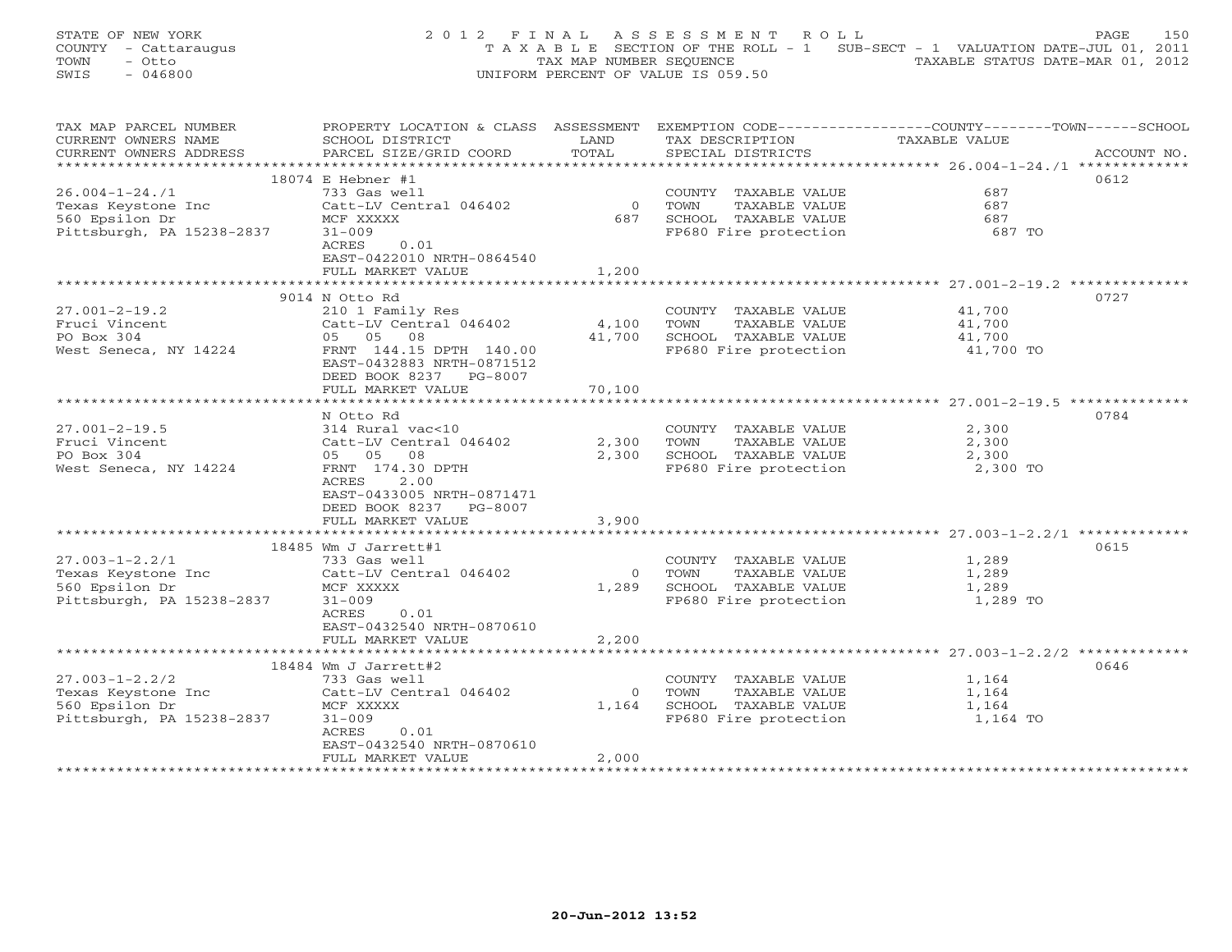STATE OF NEW YORK
COUNTY - Cattaraugus
TOWN - Otto
SWIS - 046800

2012 FINAL ASSESSMENT ROLL
TAXABLE SECTION OF THE ROLL - 1   SUB-SECT - 1   VALUATION DATE-JUL 01, 2011
TAX MAP NUMBER SEQUENCE   TAXABLE STATUS DATE-MAR 01, 2012
UNIFORM PERCENT OF VALUE IS 059.50

| TAX MAP PARCEL NUMBER / CURRENT OWNERS NAME / CURRENT OWNERS ADDRESS | PROPERTY LOCATION & CLASS / SCHOOL DISTRICT / PARCEL SIZE/GRID COORD | ASSESSMENT LAND | TOTAL | EXEMPTION CODE / TAX DESCRIPTION / SPECIAL DISTRICTS | TAXABLE VALUE (COUNTY / TOWN / SCHOOL) | ACCOUNT NO. |
|---|---|---|---|---|---|---|
| 26.004-1-24./1 | 18074 E Hebner #1 | | | | | 0612 |
| 26.004-1-24./1 | 733 Gas well | | | COUNTY TAXABLE VALUE | 687 | |
| Texas Keystone Inc | Catt-LV Central 046402 | 0 | | TOWN TAXABLE VALUE | 687 | |
| 560 Epsilon Dr | MCF XXXXX | | 687 | SCHOOL TAXABLE VALUE | 687 | |
| Pittsburgh, PA 15238-2837 | 31-009 | | | FP680 Fire protection | 687 TO | |
| | ACRES 0.01 | | | | | |
| | EAST-0422010 NRTH-0864540 | | | | | |
| | FULL MARKET VALUE | 1,200 | | | | |
| 27.001-2-19.2 | 9014 N Otto Rd | | | | | 0727 |
| 27.001-2-19.2 | 210 1 Family Res | | | COUNTY TAXABLE VALUE | 41,700 | |
| Fruci Vincent | Catt-LV Central 046402 | 4,100 | | TOWN TAXABLE VALUE | 41,700 | |
| PO Box 304 | 05 05 08 | | 41,700 | SCHOOL TAXABLE VALUE | 41,700 | |
| West Seneca, NY 14224 | FRNT 144.15 DPTH 140.00 | | | FP680 Fire protection | 41,700 TO | |
| | EAST-0432883 NRTH-0871512 | | | | | |
| | DEED BOOK 8237 PG-8007 | | | | | |
| | FULL MARKET VALUE | 70,100 | | | | |
| 27.001-2-19.5 | N Otto Rd | | | | | 0784 |
| 27.001-2-19.5 | 314 Rural vac<10 | | | COUNTY TAXABLE VALUE | 2,300 | |
| Fruci Vincent | Catt-LV Central 046402 | 2,300 | | TOWN TAXABLE VALUE | 2,300 | |
| PO Box 304 | 05 05 08 | | 2,300 | SCHOOL TAXABLE VALUE | 2,300 | |
| West Seneca, NY 14224 | FRNT 174.30 DPTH | | | FP680 Fire protection | 2,300 TO | |
| | ACRES 2.00 | | | | | |
| | EAST-0433005 NRTH-0871471 | | | | | |
| | DEED BOOK 8237 PG-8007 | | | | | |
| | FULL MARKET VALUE | 3,900 | | | | |
| 27.003-1-2.2/1 | 18485 Wm J Jarrett#1 | | | | | 0615 |
| 27.003-1-2.2/1 | 733 Gas well | | | COUNTY TAXABLE VALUE | 1,289 | |
| Texas Keystone Inc | Catt-LV Central 046402 | 0 | | TOWN TAXABLE VALUE | 1,289 | |
| 560 Epsilon Dr | MCF XXXXX | | 1,289 | SCHOOL TAXABLE VALUE | 1,289 | |
| Pittsburgh, PA 15238-2837 | 31-009 | | | FP680 Fire protection | 1,289 TO | |
| | ACRES 0.01 | | | | | |
| | EAST-0432540 NRTH-0870610 | | | | | |
| | FULL MARKET VALUE | 2,200 | | | | |
| 27.003-1-2.2/2 | 18484 Wm J Jarrett#2 | | | | | 0646 |
| 27.003-1-2.2/2 | 733 Gas well | | | COUNTY TAXABLE VALUE | 1,164 | |
| Texas Keystone Inc | Catt-LV Central 046402 | 0 | | TOWN TAXABLE VALUE | 1,164 | |
| 560 Epsilon Dr | MCF XXXXX | | 1,164 | SCHOOL TAXABLE VALUE | 1,164 | |
| Pittsburgh, PA 15238-2837 | 31-009 | | | FP680 Fire protection | 1,164 TO | |
| | ACRES 0.01 | | | | | |
| | EAST-0432540 NRTH-0870610 | | | | | |
| | FULL MARKET VALUE | 2,000 | | | | |

20-Jun-2012 13:52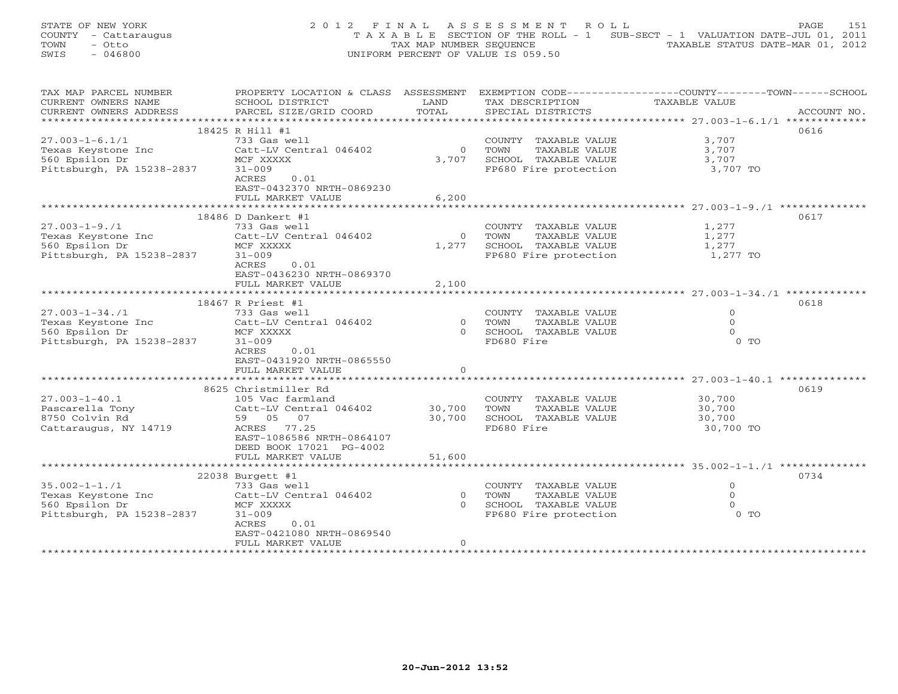STATE OF NEW YORK
COUNTY - Cattaraugus
TOWN - Otto
SWIS - 046800

# 2012 FINAL ASSESSMENT ROLL

TAXABLE SECTION OF THE ROLL - 1 SUB-SECT - 1 VALUATION DATE-JUL 01, 2011
TAX MAP NUMBER SEQUENCE TAXABLE STATUS DATE-MAR 01, 2012
UNIFORM PERCENT OF VALUE IS 059.50

| TAX MAP PARCEL NUMBER / CURRENT OWNERS NAME / CURRENT OWNERS ADDRESS | PROPERTY LOCATION & CLASS / SCHOOL DISTRICT / PARCEL SIZE/GRID COORD | ASSESSMENT LAND | TOTAL | EXEMPTION CODE / TAX DESCRIPTION / SPECIAL DISTRICTS | TAXABLE VALUE (COUNTY--TOWN--SCHOOL) | ACCOUNT NO. |
|---|---|---|---|---|---|---|
| | 18425 R Hill #1 | | | | | 0616 |
| 27.003-1-6.1/1 | 733 Gas well | | | COUNTY TAXABLE VALUE | 3,707 | |
| Texas Keystone Inc | Catt-LV Central 046402 | 0 | | TOWN TAXABLE VALUE | 3,707 | |
| 560 Epsilon Dr | MCF XXXXX | | 3,707 | SCHOOL TAXABLE VALUE | 3,707 | |
| Pittsburgh, PA 15238-2837 | 31-009 | | | FP680 Fire protection | 3,707 TO | |
| | ACRES 0.01 | | | | | |
| | EAST-0432370 NRTH-0869230 | | | | | |
| | FULL MARKET VALUE | | 6,200 | | | |
| | 18486 D Dankert #1 | | | | | 0617 |
| 27.003-1-9./1 | 733 Gas well | | | COUNTY TAXABLE VALUE | 1,277 | |
| Texas Keystone Inc | Catt-LV Central 046402 | 0 | | TOWN TAXABLE VALUE | 1,277 | |
| 560 Epsilon Dr | MCF XXXXX | | 1,277 | SCHOOL TAXABLE VALUE | 1,277 | |
| Pittsburgh, PA 15238-2837 | 31-009 | | | FP680 Fire protection | 1,277 TO | |
| | ACRES 0.01 | | | | | |
| | EAST-0436230 NRTH-0869370 | | | | | |
| | FULL MARKET VALUE | | 2,100 | | | |
| | 18467 R Priest #1 | | | | | 0618 |
| 27.003-1-34./1 | 733 Gas well | | | COUNTY TAXABLE VALUE | 0 | |
| Texas Keystone Inc | Catt-LV Central 046402 | 0 | | TOWN TAXABLE VALUE | 0 | |
| 560 Epsilon Dr | MCF XXXXX | | 0 | SCHOOL TAXABLE VALUE | 0 | |
| Pittsburgh, PA 15238-2837 | 31-009 | | | FD680 Fire | 0 TO | |
| | ACRES 0.01 | | | | | |
| | EAST-0431920 NRTH-0865550 | | | | | |
| | FULL MARKET VALUE | | 0 | | | |
| | 8625 Christmiller Rd | | | | | 0619 |
| 27.003-1-40.1 | 105 Vac farmland | | | COUNTY TAXABLE VALUE | 30,700 | |
| Pascarella Tony | Catt-LV Central 046402 | 30,700 | | TOWN TAXABLE VALUE | 30,700 | |
| 8750 Colvin Rd | 59 05 07 | | 30,700 | SCHOOL TAXABLE VALUE | 30,700 | |
| Cattaraugus, NY 14719 | ACRES 77.25 | | | FD680 Fire | 30,700 TO | |
| | EAST-1086586 NRTH-0864107 | | | | | |
| | DEED BOOK 17021 PG-4002 | | | | | |
| | FULL MARKET VALUE | | 51,600 | | | |
| | 22038 Burgett #1 | | | | | 0734 |
| 35.002-1-1./1 | 733 Gas well | | | COUNTY TAXABLE VALUE | 0 | |
| Texas Keystone Inc | Catt-LV Central 046402 | 0 | | TOWN TAXABLE VALUE | 0 | |
| 560 Epsilon Dr | MCF XXXXX | | 0 | SCHOOL TAXABLE VALUE | 0 | |
| Pittsburgh, PA 15238-2837 | 31-009 | | | FP680 Fire protection | 0 TO | |
| | ACRES 0.01 | | | | | |
| | EAST-0421080 NRTH-0869540 | | | | | |
| | FULL MARKET VALUE | | 0 | | | |

20-Jun-2012 13:52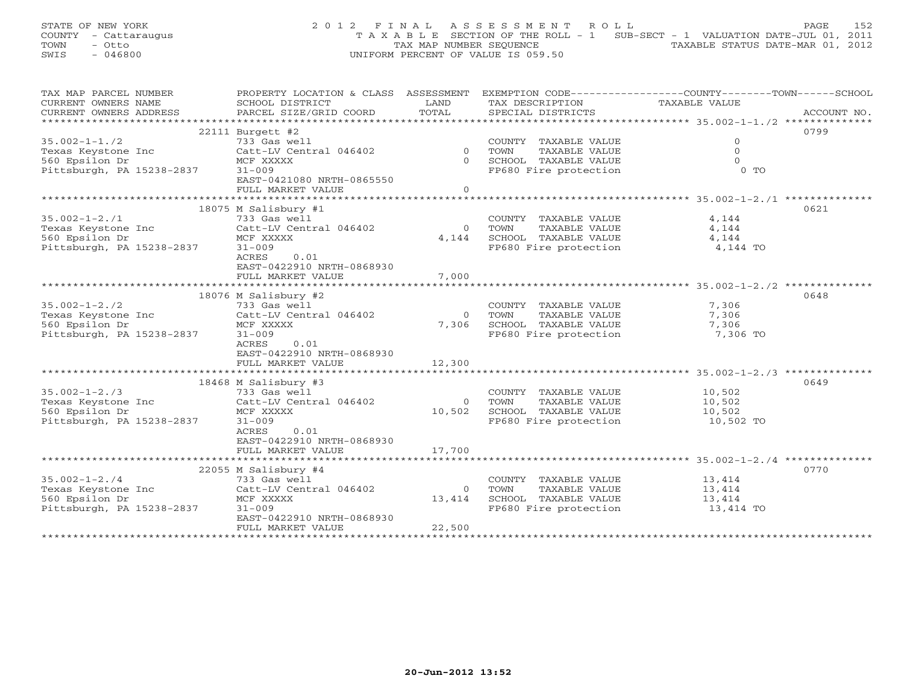STATE OF NEW YORK
COUNTY - Cattaraugus
TOWN - Otto
SWIS - 046800

# 2012 FINAL ASSESSMENT ROLL

TAXABLE SECTION OF THE ROLL - 1 SUB-SECT - 1 VALUATION DATE-JUL 01, 2011
TAX MAP NUMBER SEQUENCE TAXABLE STATUS DATE-MAR 01, 2012
UNIFORM PERCENT OF VALUE IS 059.50

| TAX MAP PARCEL NUMBER / CURRENT OWNERS NAME / CURRENT OWNERS ADDRESS | PROPERTY LOCATION & CLASS / SCHOOL DISTRICT / PARCEL SIZE/GRID COORD | ASSESSMENT LAND | TOTAL | EXEMPTION CODE / TAX DESCRIPTION / SPECIAL DISTRICTS | COUNTY--------TOWN------SCHOOL TAXABLE VALUE | ACCOUNT NO. |
|---|---|---|---|---|---|---|
| 35.002-1-1./2 | 22111 Burgett #2 | | | | | 0799 |
| 35.002-1-1./2 | 733 Gas well | | | COUNTY TAXABLE VALUE | 0 | |
| Texas Keystone Inc | Catt-LV Central 046402 | 0 | | TOWN TAXABLE VALUE | 0 | |
| 560 Epsilon Dr | MCF XXXXX | | 0 | SCHOOL TAXABLE VALUE | 0 | |
| Pittsburgh, PA 15238-2837 | 31-009 | | | FP680 Fire protection | 0 TO | |
| | EAST-0421080 NRTH-0865550 | | | | | |
| | FULL MARKET VALUE | | 0 | | | |
| 35.002-1-2./1 | 18075 M Salisbury #1 | | | | | 0621 |
| 35.002-1-2./1 | 733 Gas well | | | COUNTY TAXABLE VALUE | 4,144 | |
| Texas Keystone Inc | Catt-LV Central 046402 | 0 | | TOWN TAXABLE VALUE | 4,144 | |
| 560 Epsilon Dr | MCF XXXXX | | 4,144 | SCHOOL TAXABLE VALUE | 4,144 | |
| Pittsburgh, PA 15238-2837 | 31-009 | | | FP680 Fire protection | 4,144 TO | |
| | ACRES 0.01 | | | | | |
| | EAST-0422910 NRTH-0868930 | | | | | |
| | FULL MARKET VALUE | | 7,000 | | | |
| 35.002-1-2./2 | 18076 M Salisbury #2 | | | | | 0648 |
| 35.002-1-2./2 | 733 Gas well | | | COUNTY TAXABLE VALUE | 7,306 | |
| Texas Keystone Inc | Catt-LV Central 046402 | 0 | | TOWN TAXABLE VALUE | 7,306 | |
| 560 Epsilon Dr | MCF XXXXX | | 7,306 | SCHOOL TAXABLE VALUE | 7,306 | |
| Pittsburgh, PA 15238-2837 | 31-009 | | | FP680 Fire protection | 7,306 TO | |
| | ACRES 0.01 | | | | | |
| | EAST-0422910 NRTH-0868930 | | | | | |
| | FULL MARKET VALUE | | 12,300 | | | |
| 35.002-1-2./3 | 18468 M Salisbury #3 | | | | | 0649 |
| 35.002-1-2./3 | 733 Gas well | | | COUNTY TAXABLE VALUE | 10,502 | |
| Texas Keystone Inc | Catt-LV Central 046402 | 0 | | TOWN TAXABLE VALUE | 10,502 | |
| 560 Epsilon Dr | MCF XXXXX | | 10,502 | SCHOOL TAXABLE VALUE | 10,502 | |
| Pittsburgh, PA 15238-2837 | 31-009 | | | FP680 Fire protection | 10,502 TO | |
| | ACRES 0.01 | | | | | |
| | EAST-0422910 NRTH-0868930 | | | | | |
| | FULL MARKET VALUE | | 17,700 | | | |
| 35.002-1-2./4 | 22055 M Salisbury #4 | | | | | 0770 |
| 35.002-1-2./4 | 733 Gas well | | | COUNTY TAXABLE VALUE | 13,414 | |
| Texas Keystone Inc | Catt-LV Central 046402 | 0 | | TOWN TAXABLE VALUE | 13,414 | |
| 560 Epsilon Dr | MCF XXXXX | | 13,414 | SCHOOL TAXABLE VALUE | 13,414 | |
| Pittsburgh, PA 15238-2837 | 31-009 | | | FP680 Fire protection | 13,414 TO | |
| | EAST-0422910 NRTH-0868930 | | | | | |
| | FULL MARKET VALUE | | 22,500 | | | |

20-Jun-2012 13:52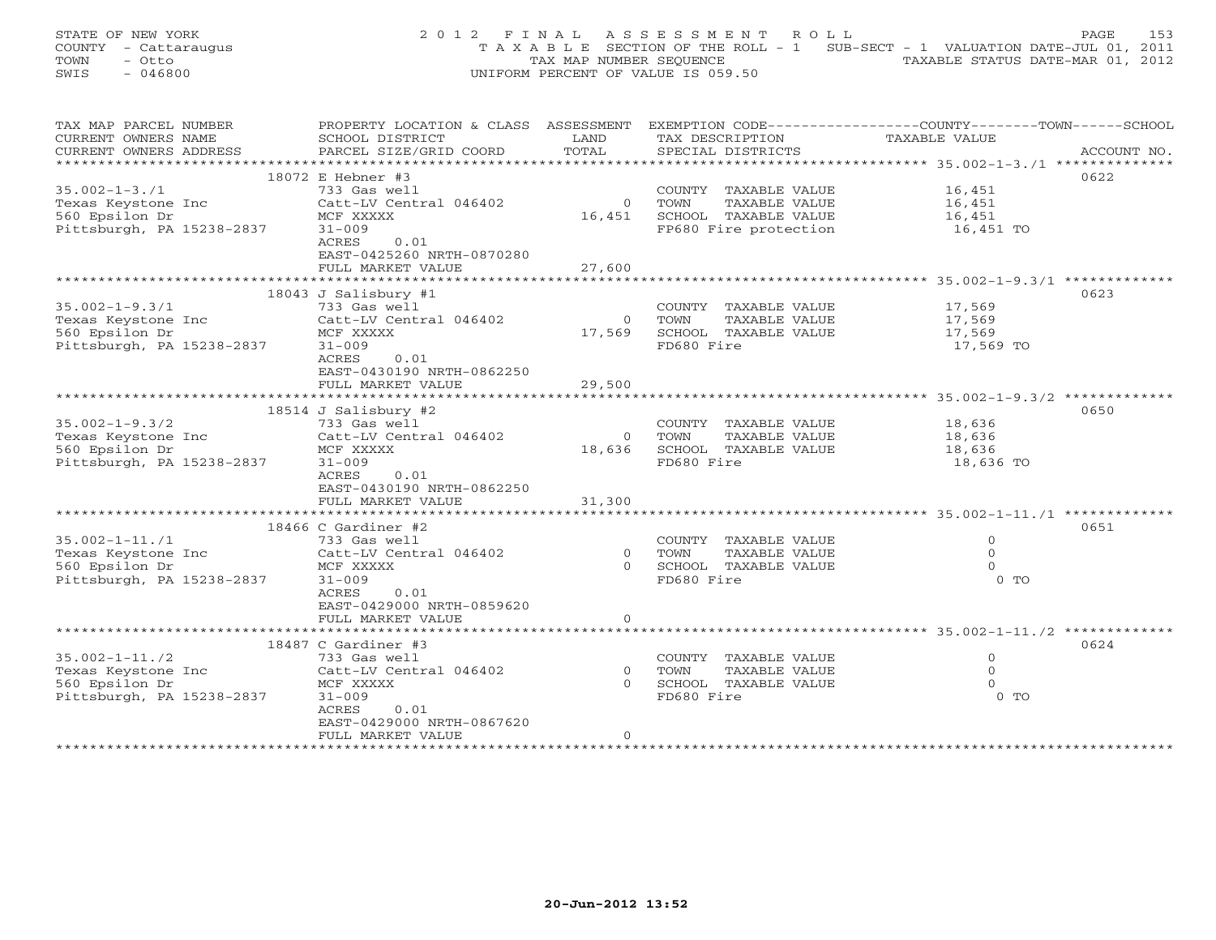STATE OF NEW YORK
COUNTY - Cattaraugus
TOWN - Otto
SWIS - 046800

2 0 1 2 F I N A L A S S E S S M E N T R O L L
T A X A B L E SECTION OF THE ROLL - 1 SUB-SECT - 1 VALUATION DATE-JUL 01, 2011
TAX MAP NUMBER SEQUENCE TAXABLE STATUS DATE-MAR 01, 2012
UNIFORM PERCENT OF VALUE IS 059.50

| TAX MAP PARCEL NUMBER / CURRENT OWNERS NAME / CURRENT OWNERS ADDRESS | PROPERTY LOCATION & CLASS / SCHOOL DISTRICT / PARCEL SIZE/GRID COORD | ASSESSMENT LAND / TOTAL | EXEMPTION CODE / TAX DESCRIPTION / SPECIAL DISTRICTS | COUNTY / TOWN / SCHOOL TAXABLE VALUE | ACCOUNT NO. |
|---|---|---|---|---|---|
| 35.002-1-3./1 | 18072 E Hebner #3 | | | | 0622 |
| | 733 Gas well | | COUNTY TAXABLE VALUE | 16,451 | |
| Texas Keystone Inc | Catt-LV Central 046402 | 0 | TOWN TAXABLE VALUE | 16,451 | |
| 560 Epsilon Dr | MCF XXXXX | 16,451 | SCHOOL TAXABLE VALUE | 16,451 | |
| Pittsburgh, PA 15238-2837 | 31-009 | | FP680 Fire protection | 16,451 TO | |
| | ACRES 0.01 | | | | |
| | EAST-0425260 NRTH-0870280 | | | | |
| | FULL MARKET VALUE | 27,600 | | | |
| 35.002-1-9.3/1 | 18043 J Salisbury #1 | | | | 0623 |
| | 733 Gas well | | COUNTY TAXABLE VALUE | 17,569 | |
| Texas Keystone Inc | Catt-LV Central 046402 | 0 | TOWN TAXABLE VALUE | 17,569 | |
| 560 Epsilon Dr | MCF XXXXX | 17,569 | SCHOOL TAXABLE VALUE | 17,569 | |
| Pittsburgh, PA 15238-2837 | 31-009 | | FD680 Fire | 17,569 TO | |
| | ACRES 0.01 | | | | |
| | EAST-0430190 NRTH-0862250 | | | | |
| | FULL MARKET VALUE | 29,500 | | | |
| 35.002-1-9.3/2 | 18514 J Salisbury #2 | | | | 0650 |
| | 733 Gas well | | COUNTY TAXABLE VALUE | 18,636 | |
| Texas Keystone Inc | Catt-LV Central 046402 | 0 | TOWN TAXABLE VALUE | 18,636 | |
| 560 Epsilon Dr | MCF XXXXX | 18,636 | SCHOOL TAXABLE VALUE | 18,636 | |
| Pittsburgh, PA 15238-2837 | 31-009 | | FD680 Fire | 18,636 TO | |
| | ACRES 0.01 | | | | |
| | EAST-0430190 NRTH-0862250 | | | | |
| | FULL MARKET VALUE | 31,300 | | | |
| 35.002-1-11./1 | 18466 C Gardiner #2 | | | | 0651 |
| | 733 Gas well | | COUNTY TAXABLE VALUE | 0 | |
| Texas Keystone Inc | Catt-LV Central 046402 | 0 | TOWN TAXABLE VALUE | 0 | |
| 560 Epsilon Dr | MCF XXXXX | 0 | SCHOOL TAXABLE VALUE | 0 | |
| Pittsburgh, PA 15238-2837 | 31-009 | | FD680 Fire | 0 TO | |
| | ACRES 0.01 | | | | |
| | EAST-0429000 NRTH-0859620 | | | | |
| | FULL MARKET VALUE | 0 | | | |
| 35.002-1-11./2 | 18487 C Gardiner #3 | | | | 0624 |
| | 733 Gas well | | COUNTY TAXABLE VALUE | 0 | |
| Texas Keystone Inc | Catt-LV Central 046402 | 0 | TOWN TAXABLE VALUE | 0 | |
| 560 Epsilon Dr | MCF XXXXX | 0 | SCHOOL TAXABLE VALUE | 0 | |
| Pittsburgh, PA 15238-2837 | 31-009 | | FD680 Fire | 0 TO | |
| | ACRES 0.01 | | | | |
| | EAST-0429000 NRTH-0867620 | | | | |
| | FULL MARKET VALUE | 0 | | | |

20-Jun-2012 13:52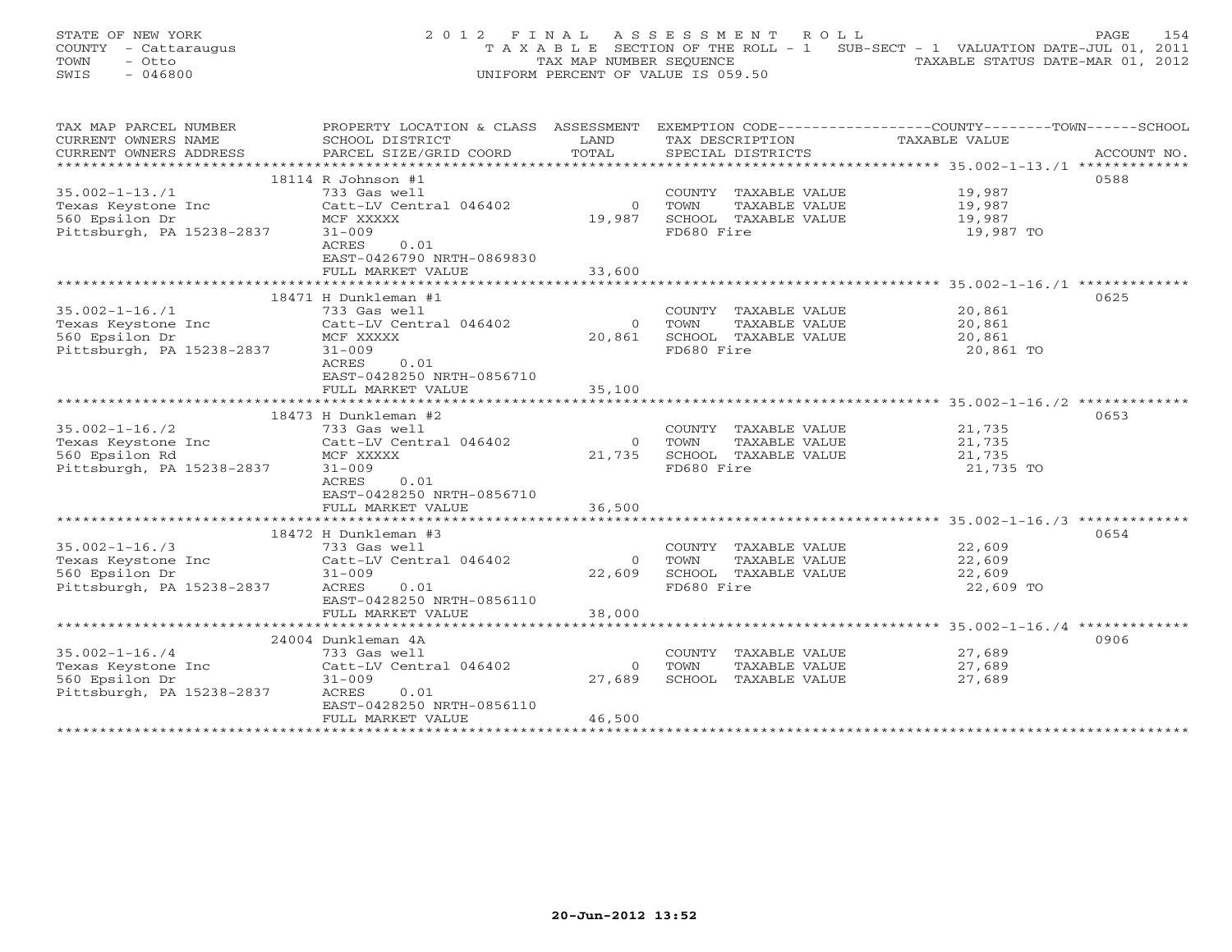STATE OF NEW YORK
COUNTY - Cattaraugus
TOWN - Otto
SWIS - 046800

2012 FINAL ASSESSMENT ROLL
TAXABLE SECTION OF THE ROLL - 1 SUB-SECT - 1 VALUATION DATE-JUL 01, 2011
TAX MAP NUMBER SEQUENCE TAXABLE STATUS DATE-MAR 01, 2012
UNIFORM PERCENT OF VALUE IS 059.50

| TAX MAP PARCEL NUMBER / CURRENT OWNERS NAME / CURRENT OWNERS ADDRESS | PROPERTY LOCATION & CLASS / SCHOOL DISTRICT / PARCEL SIZE/GRID COORD | ASSESSMENT LAND / TOTAL | EXEMPTION CODE / TAX DESCRIPTION / SPECIAL DISTRICTS | COUNTY--TOWN--SCHOOL TAXABLE VALUE | ACCOUNT NO. |
|---|---|---|---|---|---|
| 35.002-1-13./1 | 18114 R Johnson #1 | | | | 0588 |
| | 733 Gas well | | COUNTY TAXABLE VALUE | 19,987 | |
| Texas Keystone Inc | Catt-LV Central 046402 | 0 | TOWN TAXABLE VALUE | 19,987 | |
| 560 Epsilon Dr | MCF XXXXX | 19,987 | SCHOOL TAXABLE VALUE | 19,987 | |
| Pittsburgh, PA 15238-2837 | 31-009 | | FD680 Fire | 19,987 TO | |
| | ACRES 0.01 | | | | |
| | EAST-0426790 NRTH-0869830 | | | | |
| | FULL MARKET VALUE | 33,600 | | | |
| 35.002-1-16./1 | 18471 H Dunkleman #1 | | | | 0625 |
| | 733 Gas well | | COUNTY TAXABLE VALUE | 20,861 | |
| Texas Keystone Inc | Catt-LV Central 046402 | 0 | TOWN TAXABLE VALUE | 20,861 | |
| 560 Epsilon Dr | MCF XXXXX | 20,861 | SCHOOL TAXABLE VALUE | 20,861 | |
| Pittsburgh, PA 15238-2837 | 31-009 | | FD680 Fire | 20,861 TO | |
| | ACRES 0.01 | | | | |
| | EAST-0428250 NRTH-0856710 | | | | |
| | FULL MARKET VALUE | 35,100 | | | |
| 35.002-1-16./2 | 18473 H Dunkleman #2 | | | | 0653 |
| | 733 Gas well | | COUNTY TAXABLE VALUE | 21,735 | |
| Texas Keystone Inc | Catt-LV Central 046402 | 0 | TOWN TAXABLE VALUE | 21,735 | |
| 560 Epsilon Rd | MCF XXXXX | 21,735 | SCHOOL TAXABLE VALUE | 21,735 | |
| Pittsburgh, PA 15238-2837 | 31-009 | | FD680 Fire | 21,735 TO | |
| | ACRES 0.01 | | | | |
| | EAST-0428250 NRTH-0856710 | | | | |
| | FULL MARKET VALUE | 36,500 | | | |
| 35.002-1-16./3 | 18472 H Dunkleman #3 | | | | 0654 |
| | 733 Gas well | | COUNTY TAXABLE VALUE | 22,609 | |
| Texas Keystone Inc | Catt-LV Central 046402 | 0 | TOWN TAXABLE VALUE | 22,609 | |
| 560 Epsilon Dr | 31-009 | 22,609 | SCHOOL TAXABLE VALUE | 22,609 | |
| Pittsburgh, PA 15238-2837 | ACRES 0.01 | | FD680 Fire | 22,609 TO | |
| | EAST-0428250 NRTH-0856110 | | | | |
| | FULL MARKET VALUE | 38,000 | | | |
| 35.002-1-16./4 | 24004 Dunkleman 4A | | | | 0906 |
| | 733 Gas well | | COUNTY TAXABLE VALUE | 27,689 | |
| Texas Keystone Inc | Catt-LV Central 046402 | 0 | TOWN TAXABLE VALUE | 27,689 | |
| 560 Epsilon Dr | 31-009 | 27,689 | SCHOOL TAXABLE VALUE | 27,689 | |
| Pittsburgh, PA 15238-2837 | ACRES 0.01 | | | | |
| | EAST-0428250 NRTH-0856110 | | | | |
| | FULL MARKET VALUE | 46,500 | | | |

20-Jun-2012 13:52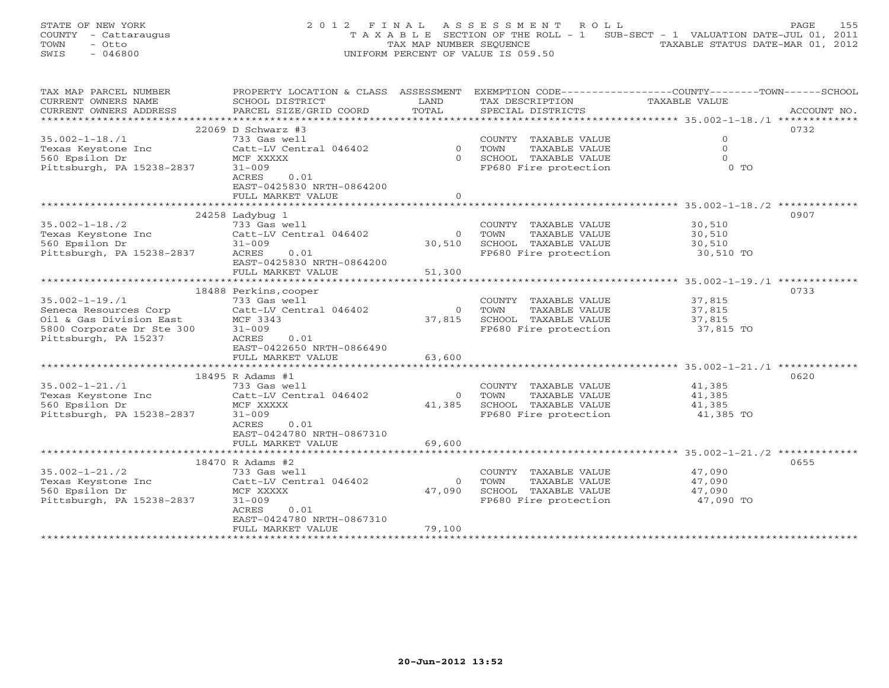STATE OF NEW YORK
COUNTY - Cattaraugus
TOWN - Otto
SWIS - 046800

2012 FINAL ASSESSMENT ROLL
TAXABLE SECTION OF THE ROLL - 1 SUB-SECT - 1 VALUATION DATE-JUL 01, 2011
TAX MAP NUMBER SEQUENCE TAXABLE STATUS DATE-MAR 01, 2012
UNIFORM PERCENT OF VALUE IS 059.50

| TAX MAP PARCEL NUMBER / CURRENT OWNERS NAME / CURRENT OWNERS ADDRESS | PROPERTY LOCATION & CLASS / SCHOOL DISTRICT / PARCEL SIZE/GRID COORD | LAND | ASSESSMENT TOTAL | EXEMPTION CODE / TAX DESCRIPTION / SPECIAL DISTRICTS | COUNTY--------TOWN------SCHOOL TAXABLE VALUE | ACCOUNT NO. |
|---|---|---|---|---|---|---|
| 35.002-1-18./1 | 22069 D Schwarz #3 | | | | | 0732 |
| Texas Keystone Inc | 733 Gas well | | | COUNTY TAXABLE VALUE | 0 | |
| 560 Epsilon Dr | Catt-LV Central 046402 | 0 | | TOWN TAXABLE VALUE | 0 | |
| Pittsburgh, PA 15238-2837 | MCF XXXXX | | 0 | SCHOOL TAXABLE VALUE | 0 | |
| | 31-009 | | | FP680 Fire protection | 0 TO | |
| | ACRES 0.01 | | | | | |
| | EAST-0425830 NRTH-0864200 | | | | | |
| | FULL MARKET VALUE | | 0 | | | |
| 35.002-1-18./2 | 24258 Ladybug 1 | | | | | 0907 |
| Texas Keystone Inc | 733 Gas well | | | COUNTY TAXABLE VALUE | 30,510 | |
| 560 Epsilon Dr | Catt-LV Central 046402 | 0 | | TOWN TAXABLE VALUE | 30,510 | |
| Pittsburgh, PA 15238-2837 | 31-009 | | 30,510 | SCHOOL TAXABLE VALUE | 30,510 | |
| | ACRES 0.01 | | | FP680 Fire protection | 30,510 TO | |
| | EAST-0425830 NRTH-0864200 | | | | | |
| | FULL MARKET VALUE | | 51,300 | | | |
| 35.002-1-19./1 | 18488 Perkins,cooper | | | | | 0733 |
| Seneca Resources Corp | 733 Gas well | | | COUNTY TAXABLE VALUE | 37,815 | |
| Oil & Gas Division East | Catt-LV Central 046402 | 0 | | TOWN TAXABLE VALUE | 37,815 | |
| 5800 Corporate Dr Ste 300 | MCF 3343 | | 37,815 | SCHOOL TAXABLE VALUE | 37,815 | |
| Pittsburgh, PA 15237 | 31-009 | | | FP680 Fire protection | 37,815 TO | |
| | ACRES 0.01 | | | | | |
| | EAST-0422650 NRTH-0866490 | | | | | |
| | FULL MARKET VALUE | | 63,600 | | | |
| 35.002-1-21./1 | 18495 R Adams #1 | | | | | 0620 |
| Texas Keystone Inc | 733 Gas well | | | COUNTY TAXABLE VALUE | 41,385 | |
| 560 Epsilon Dr | Catt-LV Central 046402 | 0 | | TOWN TAXABLE VALUE | 41,385 | |
| Pittsburgh, PA 15238-2837 | MCF XXXXX | | 41,385 | SCHOOL TAXABLE VALUE | 41,385 | |
| | 31-009 | | | FP680 Fire protection | 41,385 TO | |
| | ACRES 0.01 | | | | | |
| | EAST-0424780 NRTH-0867310 | | | | | |
| | FULL MARKET VALUE | | 69,600 | | | |
| 35.002-1-21./2 | 18470 R Adams #2 | | | | | 0655 |
| Texas Keystone Inc | 733 Gas well | | | COUNTY TAXABLE VALUE | 47,090 | |
| 560 Epsilon Dr | Catt-LV Central 046402 | 0 | | TOWN TAXABLE VALUE | 47,090 | |
| Pittsburgh, PA 15238-2837 | MCF XXXXX | | 47,090 | SCHOOL TAXABLE VALUE | 47,090 | |
| | 31-009 | | | FP680 Fire protection | 47,090 TO | |
| | ACRES 0.01 | | | | | |
| | EAST-0424780 NRTH-0867310 | | | | | |
| | FULL MARKET VALUE | | 79,100 | | | |

20-Jun-2012 13:52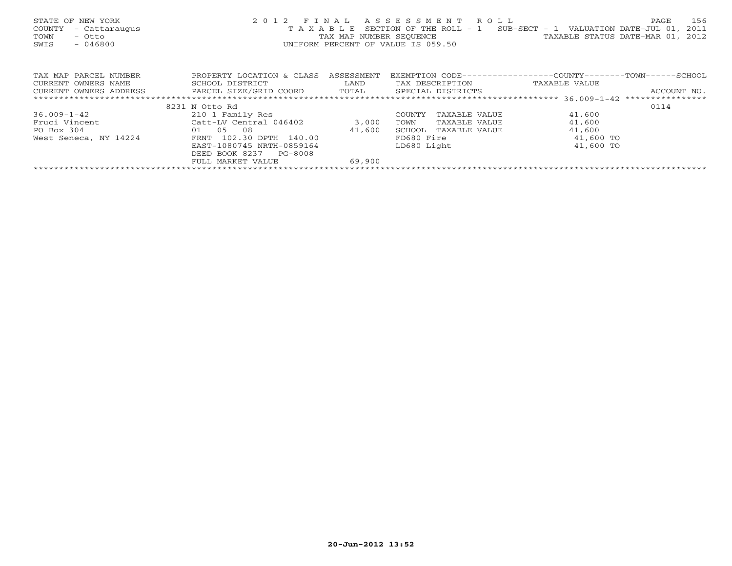STATE OF NEW YORK 2012 FINAL ASSESSMENT ROLL
COUNTY - Cattaraugus TAXABLE SECTION OF THE ROLL - 1 SUB-SECT - 1 VALUATION DATE-JUL 01, 2011
TOWN - Otto TAX MAP NUMBER SEQUENCE TAXABLE STATUS DATE-MAR 01, 2012
SWIS - 046800 UNIFORM PERCENT OF VALUE IS 059.50

| TAX MAP PARCEL NUMBER / CURRENT OWNERS NAME / CURRENT OWNERS ADDRESS | PROPERTY LOCATION & CLASS / SCHOOL DISTRICT / PARCEL SIZE/GRID COORD | ASSESSMENT LAND / TOTAL | EXEMPTION CODE / TAX DESCRIPTION / SPECIAL DISTRICTS | COUNTY / TOWN / SCHOOL TAXABLE VALUE | ACCOUNT NO. |
|---|---|---|---|---|---|
| 36.009-1-42 | 8231 N Otto Rd | | | | 0114 |
| | 210 1 Family Res | | COUNTY TAXABLE VALUE | 41,600 | |
| Fruci Vincent | Catt-LV Central 046402 | 3,000 | TOWN TAXABLE VALUE | 41,600 | |
| PO Box 304 | 01 05 08 | 41,600 | SCHOOL TAXABLE VALUE | 41,600 | |
| West Seneca, NY 14224 | FRNT 102.30 DPTH 140.00 | | FD680 Fire | 41,600 TO | |
| | EAST-1080745 NRTH-0859164 | | LD680 Light | 41,600 TO | |
| | DEED BOOK 8237 PG-8008 | | | | |
| | FULL MARKET VALUE | 69,900 | | | |

20-Jun-2012 13:52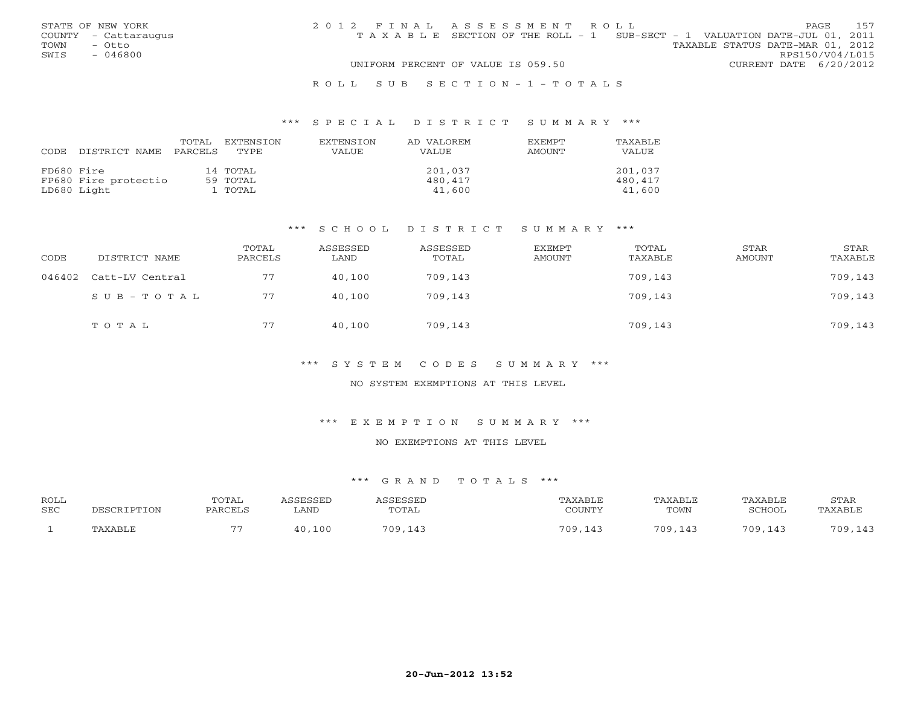STATE OF NEW YORK
COUNTY - Cattaraugus
TOWN - Otto
SWIS - 046800

2012 FINAL ASSESSMENT ROLL
TAXABLE SECTION OF THE ROLL - 1 SUB-SECT - 1 VALUATION DATE-JUL 01, 2011
TAXABLE STATUS DATE-MAR 01, 2012
RPS150/V04/L015
UNIFORM PERCENT OF VALUE IS 059.50
CURRENT DATE 6/20/2012

ROLL SUB SECTION-1-TOTALS

### *** SPECIAL DISTRICT SUMMARY ***

| CODE | DISTRICT NAME | TOTAL PARCELS | EXTENSION TYPE | EXTENSION VALUE | AD VALOREM VALUE | EXEMPT AMOUNT | TAXABLE VALUE |
|---|---|---|---|---|---|---|---|
| FD680 | Fire | 14 | TOTAL | | 201,037 | | 201,037 |
| FP680 | Fire protectio | 59 | TOTAL | | 480,417 | | 480,417 |
| LD680 | Light | 1 | TOTAL | | 41,600 | | 41,600 |

### *** SCHOOL DISTRICT SUMMARY ***

| CODE | DISTRICT NAME | TOTAL PARCELS | ASSESSED LAND | ASSESSED TOTAL | EXEMPT AMOUNT | TOTAL TAXABLE | STAR AMOUNT | STAR TAXABLE |
|---|---|---|---|---|---|---|---|---|
| 046402 | Catt-LV Central | 77 | 40,100 | 709,143 | | 709,143 | | 709,143 |
| | SUB-TOTAL | 77 | 40,100 | 709,143 | | 709,143 | | 709,143 |
| | TOTAL | 77 | 40,100 | 709,143 | | 709,143 | | 709,143 |

### *** SYSTEM CODES SUMMARY ***

NO SYSTEM EXEMPTIONS AT THIS LEVEL

### *** EXEMPTION SUMMARY ***

NO EXEMPTIONS AT THIS LEVEL

### *** GRAND TOTALS ***

| ROLL SEC | DESCRIPTION | TOTAL PARCELS | ASSESSED LAND | ASSESSED TOTAL | TAXABLE COUNTY | TAXABLE TOWN | TAXABLE SCHOOL | STAR TAXABLE |
|---|---|---|---|---|---|---|---|---|
| 1 | TAXABLE | 77 | 40,100 | 709,143 | 709,143 | 709,143 | 709,143 | 709,143 |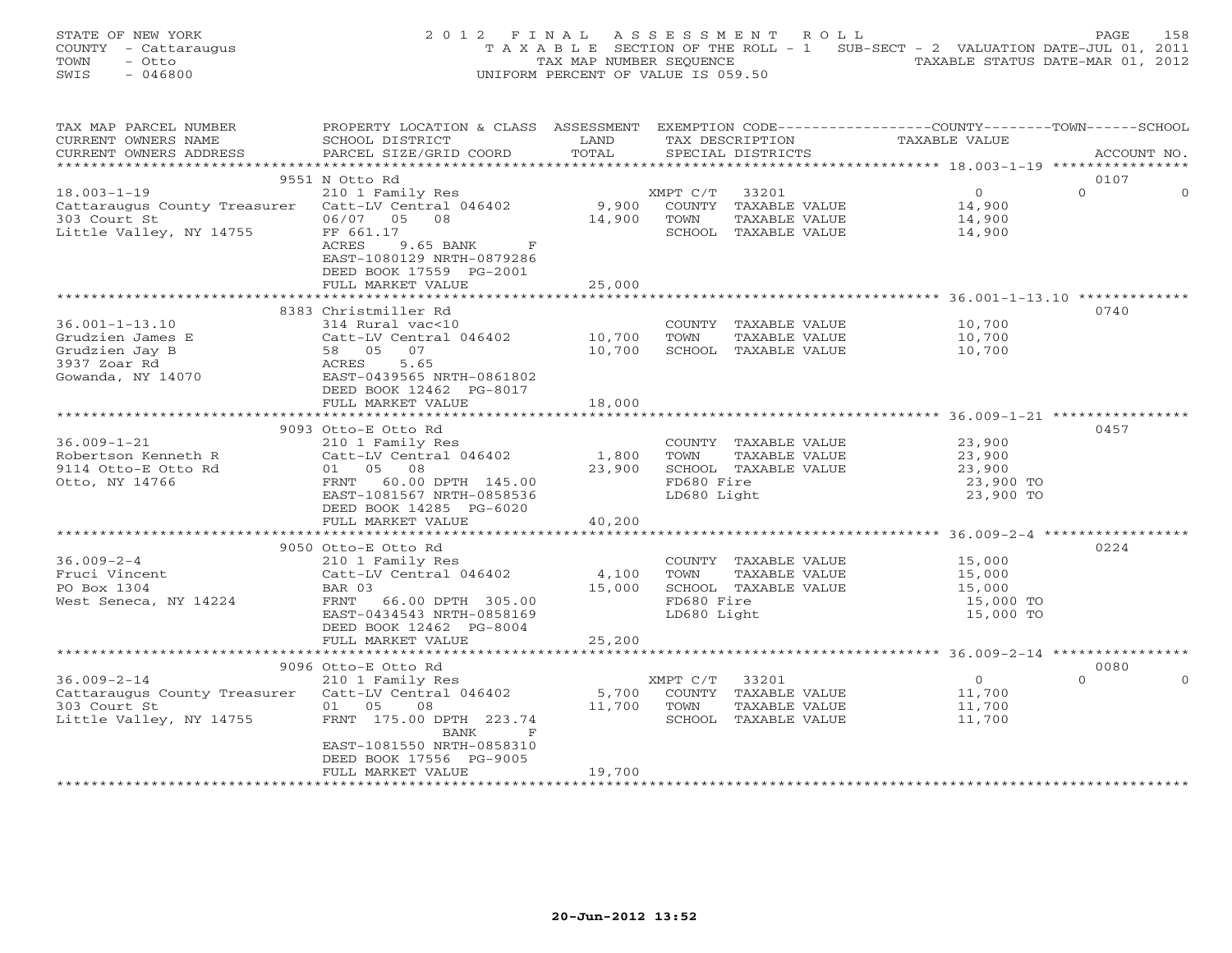STATE OF NEW YORK
COUNTY - Cattaraugus
TOWN - Otto
SWIS - 046800

2 0 1 2 F I N A L A S S E S S M E N T R O L L
T A X A B L E SECTION OF THE ROLL - 1 SUB-SECT - 2 VALUATION DATE-JUL 01, 2011
TAX MAP NUMBER SEQUENCE TAXABLE STATUS DATE-MAR 01, 2012
UNIFORM PERCENT OF VALUE IS 059.50

| TAX MAP PARCEL NUMBER / CURRENT OWNERS NAME / CURRENT OWNERS ADDRESS | PROPERTY LOCATION & CLASS / SCHOOL DISTRICT / PARCEL SIZE/GRID COORD | ASSESSMENT LAND / TOTAL | EXEMPTION CODE / TAX DESCRIPTION / SPECIAL DISTRICTS | COUNTY TAXABLE VALUE | TOWN | SCHOOL | ACCOUNT NO. |
|---|---|---|---|---|---|---|---|
| **18.003-1-19** | 9551 N Otto Rd | | | | | | 0107 |
| 18.003-1-19 | 210 1 Family Res | | XMPT C/T 33201 | 0 | 0 | 0 | |
| Cattaraugus County Treasurer | Catt-LV Central 046402 | 9,900 | COUNTY TAXABLE VALUE | 14,900 | | | |
| 303 Court St | 06/07 05 08 | 14,900 | TOWN TAXABLE VALUE | 14,900 | | | |
| Little Valley, NY 14755 | FF 661.17 | | SCHOOL TAXABLE VALUE | 14,900 | | | |
| | ACRES 9.65 BANK F | | | | | | |
| | EAST-1080129 NRTH-0879286 | | | | | | |
| | DEED BOOK 17559 PG-2001 | | | | | | |
| | FULL MARKET VALUE | 25,000 | | | | | |
| **36.001-1-13.10** | 8383 Christmiller Rd | | | | | | 0740 |
| 36.001-1-13.10 | 314 Rural vac<10 | | COUNTY TAXABLE VALUE | 10,700 | | | |
| Grudzien James E | Catt-LV Central 046402 | 10,700 | TOWN TAXABLE VALUE | 10,700 | | | |
| Grudzien Jay B | 58 05 07 | 10,700 | SCHOOL TAXABLE VALUE | 10,700 | | | |
| 3937 Zoar Rd | ACRES 5.65 | | | | | | |
| Gowanda, NY 14070 | EAST-0439565 NRTH-0861802 | | | | | | |
| | DEED BOOK 12462 PG-8017 | | | | | | |
| | FULL MARKET VALUE | 18,000 | | | | | |
| **36.009-1-21** | 9093 Otto-E Otto Rd | | | | | | 0457 |
| 36.009-1-21 | 210 1 Family Res | | COUNTY TAXABLE VALUE | 23,900 | | | |
| Robertson Kenneth R | Catt-LV Central 046402 | 1,800 | TOWN TAXABLE VALUE | 23,900 | | | |
| 9114 Otto-E Otto Rd | 01 05 08 | 23,900 | SCHOOL TAXABLE VALUE | 23,900 | | | |
| Otto, NY 14766 | FRNT 60.00 DPTH 145.00 | | FD680 Fire | 23,900 TO | | | |
| | EAST-1081567 NRTH-0858536 | | LD680 Light | 23,900 TO | | | |
| | DEED BOOK 14285 PG-6020 | | | | | | |
| | FULL MARKET VALUE | 40,200 | | | | | |
| **36.009-2-4** | 9050 Otto-E Otto Rd | | | | | | 0224 |
| 36.009-2-4 | 210 1 Family Res | | COUNTY TAXABLE VALUE | 15,000 | | | |
| Fruci Vincent | Catt-LV Central 046402 | 4,100 | TOWN TAXABLE VALUE | 15,000 | | | |
| PO Box 1304 | BAR 03 | 15,000 | SCHOOL TAXABLE VALUE | 15,000 | | | |
| West Seneca, NY 14224 | FRNT 66.00 DPTH 305.00 | | FD680 Fire | 15,000 TO | | | |
| | EAST-0434543 NRTH-0858169 | | LD680 Light | 15,000 TO | | | |
| | DEED BOOK 12462 PG-8004 | | | | | | |
| | FULL MARKET VALUE | 25,200 | | | | | |
| **36.009-2-14** | 9096 Otto-E Otto Rd | | | | | | 0080 |
| 36.009-2-14 | 210 1 Family Res | | XMPT C/T 33201 | 0 | 0 | 0 | |
| Cattaraugus County Treasurer | Catt-LV Central 046402 | 5,700 | COUNTY TAXABLE VALUE | 11,700 | | | |
| 303 Court St | 01 05 08 | 11,700 | TOWN TAXABLE VALUE | 11,700 | | | |
| Little Valley, NY 14755 | FRNT 175.00 DPTH 223.74 | | SCHOOL TAXABLE VALUE | 11,700 | | | |
| | BANK F | | | | | | |
| | EAST-1081550 NRTH-0858310 | | | | | | |
| | DEED BOOK 17556 PG-9005 | | | | | | |
| | FULL MARKET VALUE | 19,700 | | | | | |

20-Jun-2012 13:52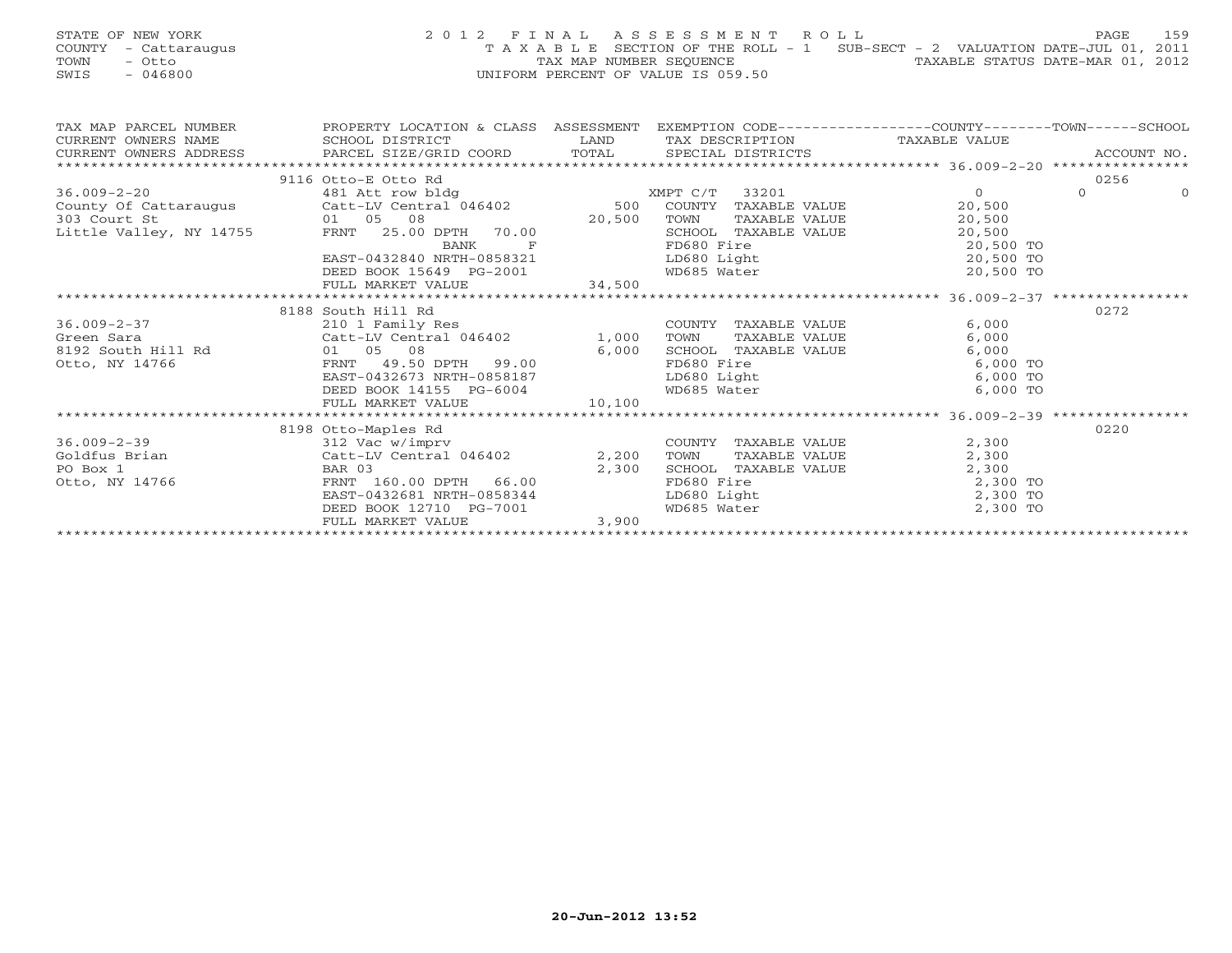STATE OF NEW YORK
COUNTY - Cattaraugus
TOWN - Otto
SWIS - 046800

2 0 1 2 F I N A L A S S E S S M E N T R O L L
T A X A B L E SECTION OF THE ROLL - 1 SUB-SECT - 2 VALUATION DATE-JUL 01, 2011
TAX MAP NUMBER SEQUENCE TAXABLE STATUS DATE-MAR 01, 2012
UNIFORM PERCENT OF VALUE IS 059.50

| TAX MAP PARCEL NUMBER / CURRENT OWNERS NAME / CURRENT OWNERS ADDRESS | PROPERTY LOCATION & CLASS / SCHOOL DISTRICT / PARCEL SIZE/GRID COORD | ASSESSMENT LAND / TOTAL | EXEMPTION CODE / TAX DESCRIPTION / SPECIAL DISTRICTS | COUNTY TAXABLE VALUE | TOWN | SCHOOL | ACCOUNT NO. |
|---|---|---|---|---|---|---|---|
| | 9116 Otto-E Otto Rd | | | | | | 0256 |
| 36.009-2-20 | 481 Att row bldg | | XMPT C/T 33201 | 0 | 0 | 0 | |
| County Of Cattaraugus | Catt-LV Central 046402 | 500 | COUNTY TAXABLE VALUE | 20,500 | | | |
| 303 Court St | 01 05 08 | 20,500 | TOWN TAXABLE VALUE | 20,500 | | | |
| Little Valley, NY 14755 | FRNT 25.00 DPTH 70.00 | | SCHOOL TAXABLE VALUE | 20,500 | | | |
| | BANK F | | FD680 Fire | 20,500 TO | | | |
| | EAST-0432840 NRTH-0858321 | | LD680 Light | 20,500 TO | | | |
| | DEED BOOK 15649 PG-2001 | | WD685 Water | 20,500 TO | | | |
| | FULL MARKET VALUE | 34,500 | | | | | |
| | 8188 South Hill Rd | | | | | | 0272 |
| 36.009-2-37 | 210 1 Family Res | | COUNTY TAXABLE VALUE | 6,000 | | | |
| Green Sara | Catt-LV Central 046402 | 1,000 | TOWN TAXABLE VALUE | 6,000 | | | |
| 8192 South Hill Rd | 01 05 08 | 6,000 | SCHOOL TAXABLE VALUE | 6,000 | | | |
| Otto, NY 14766 | FRNT 49.50 DPTH 99.00 | | FD680 Fire | 6,000 TO | | | |
| | EAST-0432673 NRTH-0858187 | | LD680 Light | 6,000 TO | | | |
| | DEED BOOK 14155 PG-6004 | | WD685 Water | 6,000 TO | | | |
| | FULL MARKET VALUE | 10,100 | | | | | |
| | 8198 Otto-Maples Rd | | | | | | 0220 |
| 36.009-2-39 | 312 Vac w/imprv | | COUNTY TAXABLE VALUE | 2,300 | | | |
| Goldfus Brian | Catt-LV Central 046402 | 2,200 | TOWN TAXABLE VALUE | 2,300 | | | |
| PO Box 1 | BAR 03 | 2,300 | SCHOOL TAXABLE VALUE | 2,300 | | | |
| Otto, NY 14766 | FRNT 160.00 DPTH 66.00 | | FD680 Fire | 2,300 TO | | | |
| | EAST-0432681 NRTH-0858344 | | LD680 Light | 2,300 TO | | | |
| | DEED BOOK 12710 PG-7001 | | WD685 Water | 2,300 TO | | | |
| | FULL MARKET VALUE | 3,900 | | | | | |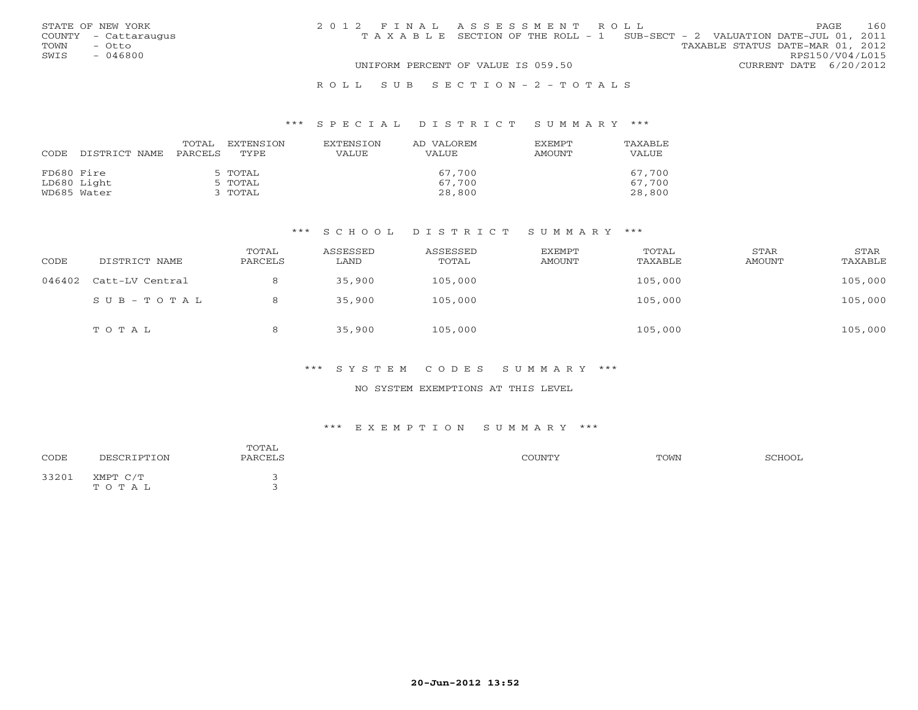STATE OF NEW YORK
COUNTY - Cattaraugus
TOWN - Otto
SWIS - 046800

2012 FINAL ASSESSMENT ROLL
TAXABLE SECTION OF THE ROLL - 1 SUB-SECT - 2 VALUATION DATE-JUL 01, 2011
TAXABLE STATUS DATE-MAR 01, 2012
RPS150/V04/L015
UNIFORM PERCENT OF VALUE IS 059.50
CURRENT DATE 6/20/2012

ROLL SUB SECTION - 2 - TOTALS

*** SPECIAL DISTRICT SUMMARY ***

| CODE | DISTRICT NAME | TOTAL PARCELS | EXTENSION TYPE | EXTENSION VALUE | AD VALOREM VALUE | EXEMPT AMOUNT | TAXABLE VALUE |
|---|---|---|---|---|---|---|---|
| FD680 | Fire | 5 | TOTAL | | 67,700 | | 67,700 |
| LD680 | Light | 5 | TOTAL | | 67,700 | | 67,700 |
| WD685 | Water | 3 | TOTAL | | 28,800 | | 28,800 |

*** SCHOOL DISTRICT SUMMARY ***

| CODE | DISTRICT NAME | TOTAL PARCELS | ASSESSED LAND | ASSESSED TOTAL | EXEMPT AMOUNT | TOTAL TAXABLE | STAR AMOUNT | STAR TAXABLE |
|---|---|---|---|---|---|---|---|---|
| 046402 | Catt-LV Central | 8 | 35,900 | 105,000 | | 105,000 | | 105,000 |
| | SUB-TOTAL | 8 | 35,900 | 105,000 | | 105,000 | | 105,000 |
| | TOTAL | 8 | 35,900 | 105,000 | | 105,000 | | 105,000 |

*** SYSTEM CODES SUMMARY ***

NO SYSTEM EXEMPTIONS AT THIS LEVEL

*** EXEMPTION SUMMARY ***

| CODE | DESCRIPTION | TOTAL PARCELS | COUNTY | TOWN | SCHOOL |
|---|---|---|---|---|---|
| 33201 | XMPT C/T | 3 | | | |
| | TOTAL | 3 | | | |

20-Jun-2012 13:52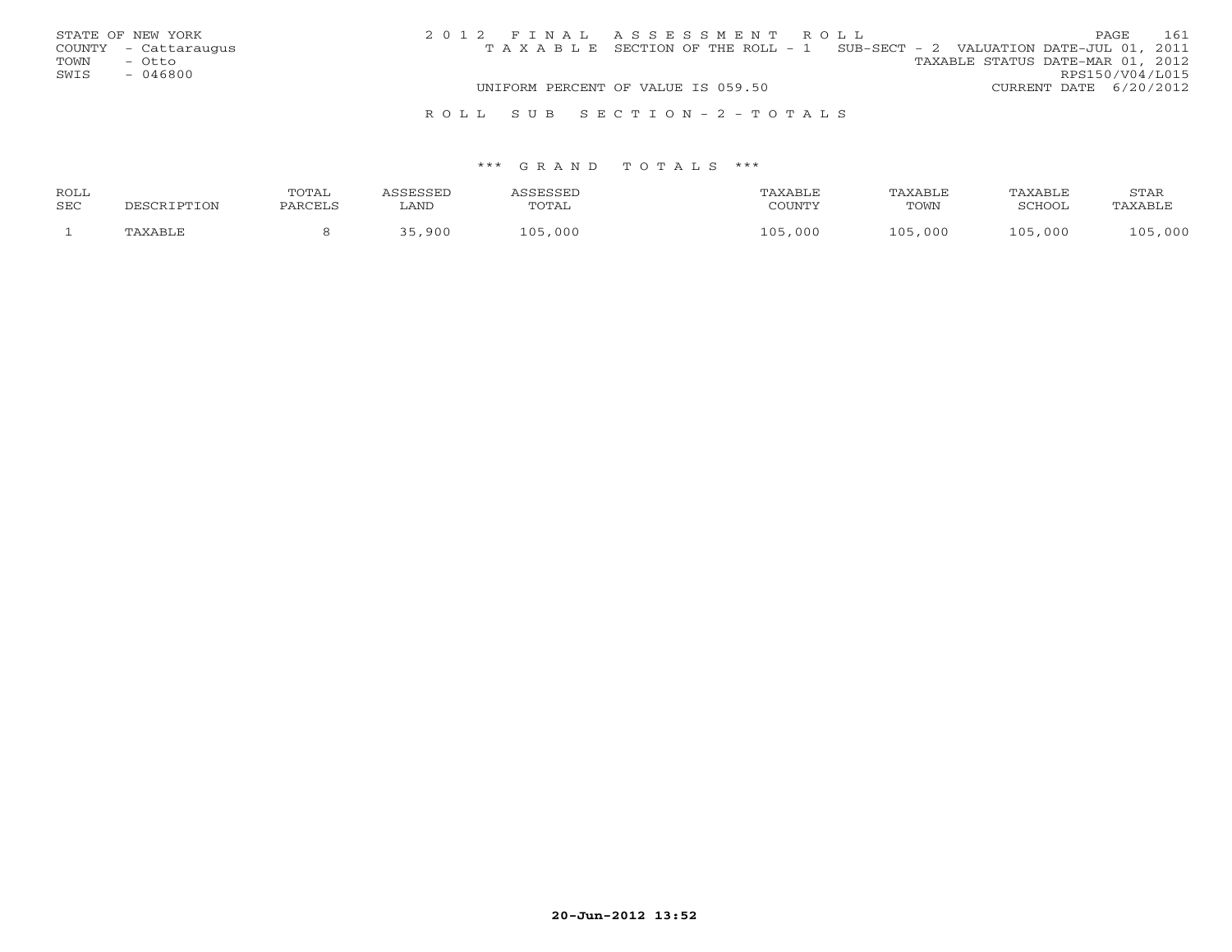STATE OF NEW YORK
COUNTY - Cattaraugus
TOWN - Otto
SWIS - 046800

2 0 1 2 F I N A L A S S E S S M E N T R O L L
T A X A B L E SECTION OF THE ROLL - 1 SUB-SECT - 2 VALUATION DATE-JUL 01, 2011
TAXABLE STATUS DATE-MAR 01, 2012
RPS150/V04/L015
UNIFORM PERCENT OF VALUE IS 059.50
CURRENT DATE 6/20/2012

R O L L S U B S E C T I O N - 2 - T O T A L S

\*\*\* G R A N D T O T A L S \*\*\*

| ROLL SEC | DESCRIPTION | TOTAL PARCELS | ASSESSED LAND | ASSESSED TOTAL | TAXABLE COUNTY | TAXABLE TOWN | TAXABLE SCHOOL | STAR TAXABLE |
|---|---|---|---|---|---|---|---|---|
| 1 | TAXABLE | 8 | 35,900 | 105,000 | 105,000 | 105,000 | 105,000 | 105,000 |

**20-Jun-2012 13:52**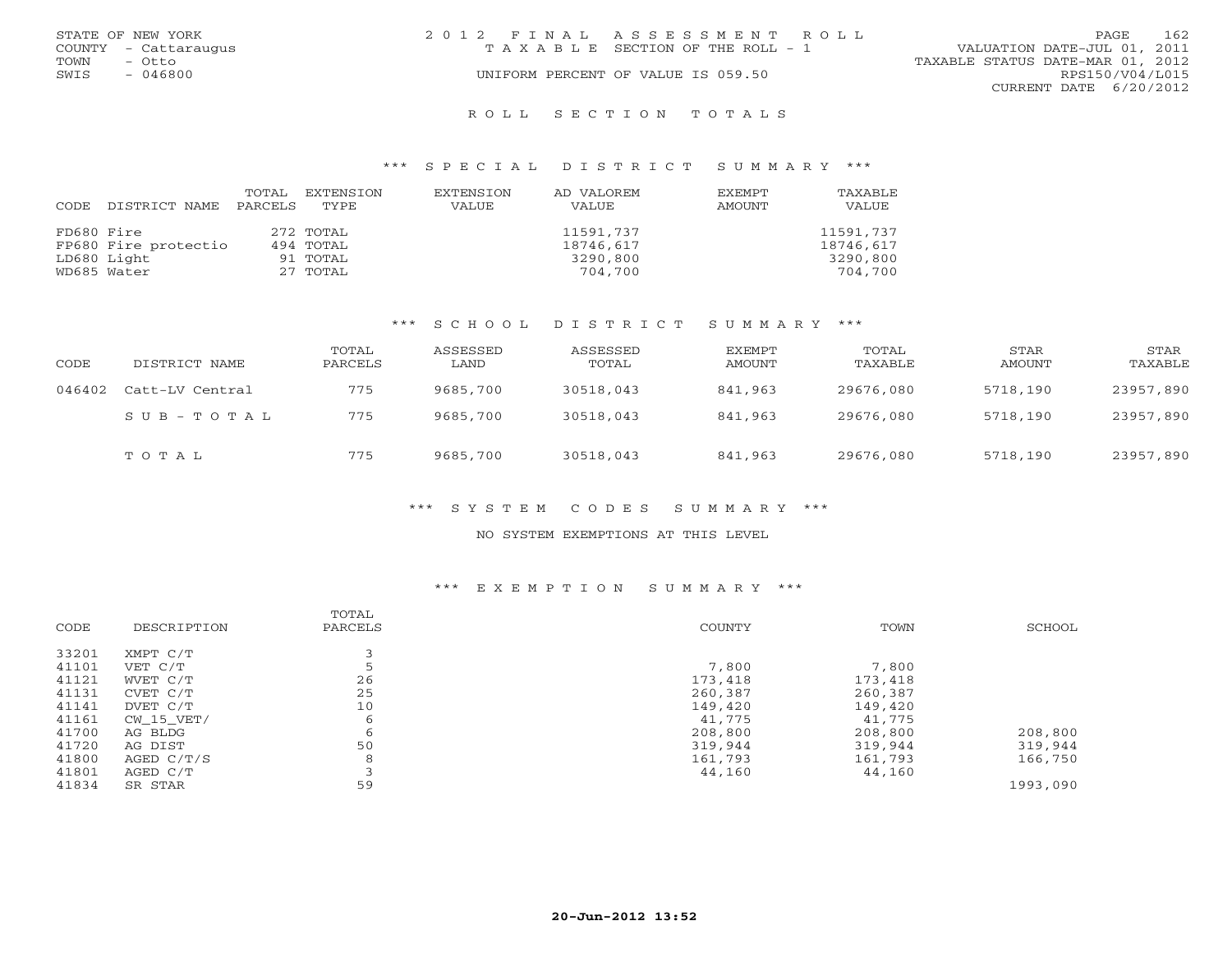STATE OF NEW YORK
COUNTY - Cattaraugus
TOWN - Otto
SWIS - 046800

2012 FINAL ASSESSMENT ROLL
TAXABLE SECTION OF THE ROLL - 1
UNIFORM PERCENT OF VALUE IS 059.50

VALUATION DATE-JUL 01, 2011
TAXABLE STATUS DATE-MAR 01, 2012
RPS150/V04/L015
CURRENT DATE 6/20/2012

## ROLL SECTION TOTALS

### *** SPECIAL DISTRICT SUMMARY ***

| CODE | DISTRICT NAME | TOTAL PARCELS | EXTENSION TYPE | EXTENSION VALUE | AD VALOREM VALUE | EXEMPT AMOUNT | TAXABLE VALUE |
|---|---|---|---|---|---|---|---|
| FD680 | Fire | 272 | TOTAL | | 11591,737 | | 11591,737 |
| FP680 | Fire protectio | 494 | TOTAL | | 18746,617 | | 18746,617 |
| LD680 | Light | 91 | TOTAL | | 3290,800 | | 3290,800 |
| WD685 | Water | 27 | TOTAL | | 704,700 | | 704,700 |

### *** SCHOOL DISTRICT SUMMARY ***

| CODE | DISTRICT NAME | TOTAL PARCELS | ASSESSED LAND | ASSESSED TOTAL | EXEMPT AMOUNT | TOTAL TAXABLE | STAR AMOUNT | STAR TAXABLE |
|---|---|---|---|---|---|---|---|---|
| 046402 | Catt-LV Central | 775 | 9685,700 | 30518,043 | 841,963 | 29676,080 | 5718,190 | 23957,890 |
| | SUB-TOTAL | 775 | 9685,700 | 30518,043 | 841,963 | 29676,080 | 5718,190 | 23957,890 |
| | TOTAL | 775 | 9685,700 | 30518,043 | 841,963 | 29676,080 | 5718,190 | 23957,890 |

### *** SYSTEM CODES SUMMARY ***

NO SYSTEM EXEMPTIONS AT THIS LEVEL

### *** EXEMPTION SUMMARY ***

| CODE | DESCRIPTION | TOTAL PARCELS | COUNTY | TOWN | SCHOOL |
|---|---|---|---|---|---|
| 33201 | XMPT C/T | 3 | | | |
| 41101 | VET C/T | 5 | 7,800 | 7,800 | |
| 41121 | WVET C/T | 26 | 173,418 | 173,418 | |
| 41131 | CVET C/T | 25 | 260,387 | 260,387 | |
| 41141 | DVET C/T | 10 | 149,420 | 149,420 | |
| 41161 | CW_15_VET/ | 6 | 41,775 | 41,775 | |
| 41700 | AG BLDG | 6 | 208,800 | 208,800 | 208,800 |
| 41720 | AG DIST | 50 | 319,944 | 319,944 | 319,944 |
| 41800 | AGED C/T/S | 8 | 161,793 | 161,793 | 166,750 |
| 41801 | AGED C/T | 3 | 44,160 | 44,160 | |
| 41834 | SR STAR | 59 | | | 1993,090 |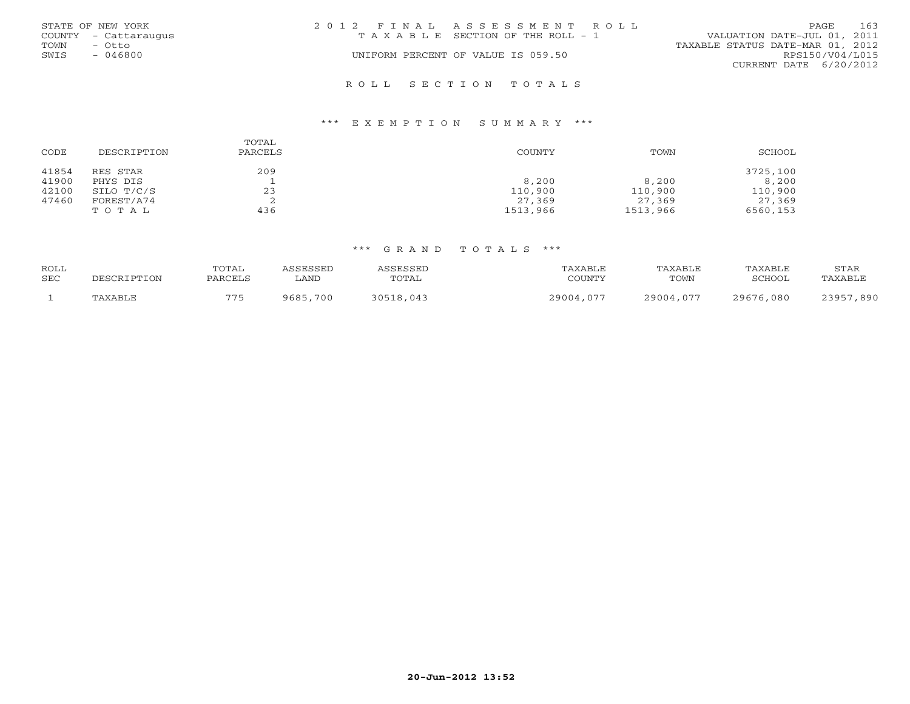STATE OF NEW YORK
COUNTY - Cattaraugus
TOWN - Otto
SWIS - 046800

2012 FINAL ASSESSMENT ROLL
TAXABLE SECTION OF THE ROLL - 1
UNIFORM PERCENT OF VALUE IS 059.50

VALUATION DATE-JUL 01, 2011
TAXABLE STATUS DATE-MAR 01, 2012
RPS150/V04/L015
CURRENT DATE 6/20/2012

## ROLL SECTION TOTALS

### *** EXEMPTION SUMMARY ***

| CODE | DESCRIPTION | TOTAL PARCELS | COUNTY | TOWN | SCHOOL |
|---|---|---|---|---|---|
| 41854 | RES STAR | 209 | | | 3725,100 |
| 41900 | PHYS DIS | 1 | 8,200 | 8,200 | 8,200 |
| 42100 | SILO T/C/S | 23 | 110,900 | 110,900 | 110,900 |
| 47460 | FOREST/A74 | 2 | 27,369 | 27,369 | 27,369 |
| | TOTAL | 436 | 1513,966 | 1513,966 | 6560,153 |

### *** GRAND TOTALS ***

| ROLL SEC | DESCRIPTION | TOTAL PARCELS | ASSESSED LAND | ASSESSED TOTAL | TAXABLE COUNTY | TAXABLE TOWN | TAXABLE SCHOOL | STAR TAXABLE |
|---|---|---|---|---|---|---|---|---|
| 1 | TAXABLE | 775 | 9685,700 | 30518,043 | 29004,077 | 29004,077 | 29676,080 | 23957,890 |

20-Jun-2012 13:52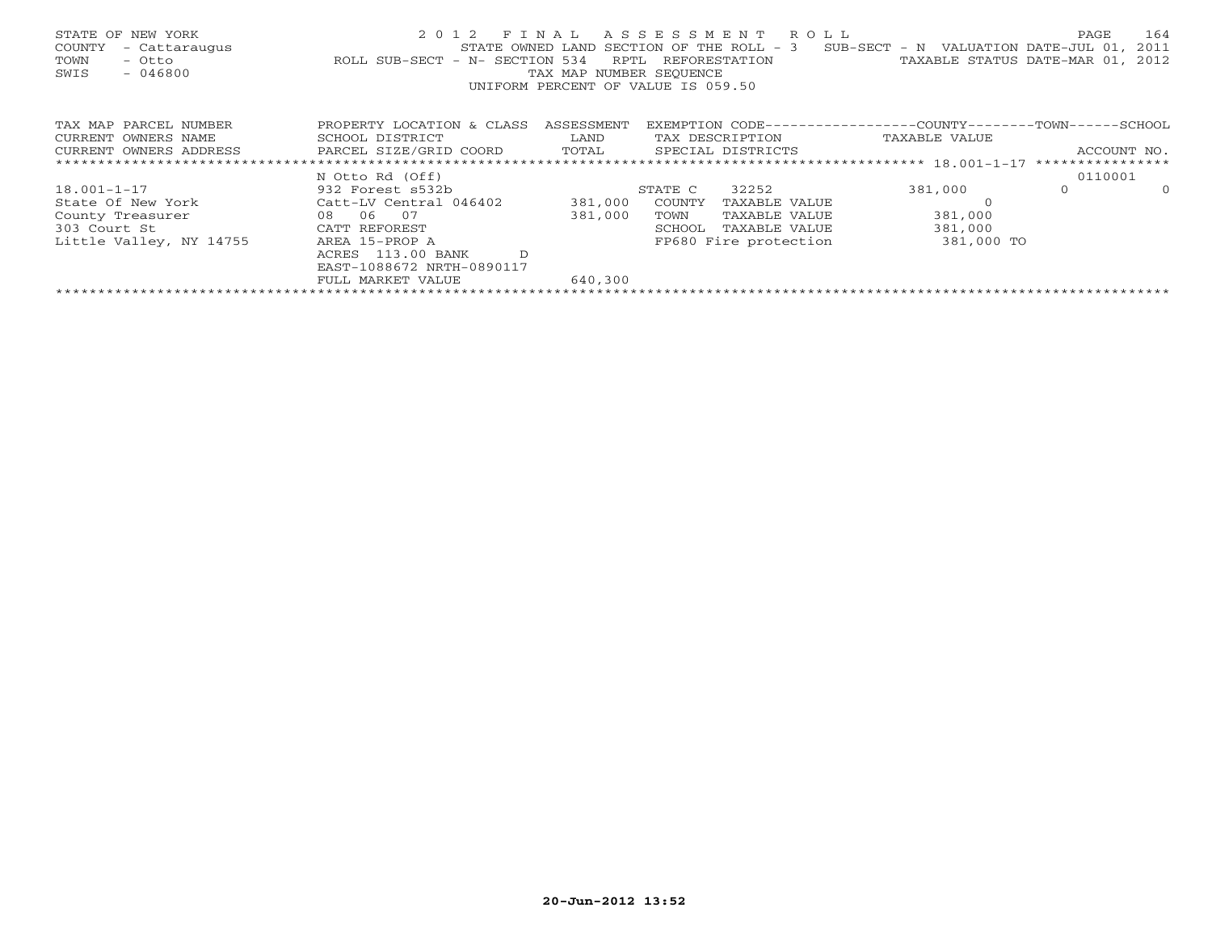STATE OF NEW YORK
COUNTY - Cattaraugus
TOWN - Otto
SWIS - 046800

2012 FINAL ASSESSMENT ROLL
STATE OWNED LAND SECTION OF THE ROLL - 3 SUB-SECT - N VALUATION DATE-JUL 01, 2011
ROLL SUB-SECT - N- SECTION 534 RPTL REFORESTATION TAXABLE STATUS DATE-MAR 01, 2012
TAX MAP NUMBER SEQUENCE
UNIFORM PERCENT OF VALUE IS 059.50

| TAX MAP PARCEL NUMBER<br>CURRENT OWNERS NAME<br>CURRENT OWNERS ADDRESS | PROPERTY LOCATION & CLASS<br>SCHOOL DISTRICT<br>PARCEL SIZE/GRID COORD | ASSESSMENT<br>LAND<br>TOTAL | EXEMPTION CODE<br>TAX DESCRIPTION<br>SPECIAL DISTRICTS | COUNTY<br>TAXABLE VALUE | TOWN | SCHOOL<br>ACCOUNT NO. |
|---|---|---|---|---|---|---|
| | N Otto Rd (Off) | | | | | 0110001 |
| 18.001-1-17 | 932 Forest s532b | | STATE C 32252 | 381,000 | 0 | 0 |
| State Of New York | Catt-LV Central 046402 | 381,000 | COUNTY TAXABLE VALUE | 0 | | |
| County Treasurer | 08 06 07 | 381,000 | TOWN TAXABLE VALUE | 381,000 | | |
| 303 Court St | CATT REFOREST | | SCHOOL TAXABLE VALUE | 381,000 | | |
| Little Valley, NY 14755 | AREA 15-PROP A | | FP680 Fire protection | 381,000 TO | | |
| | ACRES 113.00 BANK D | | | | | |
| | EAST-1088672 NRTH-0890117 | | | | | |
| | FULL MARKET VALUE | 640,300 | | | | |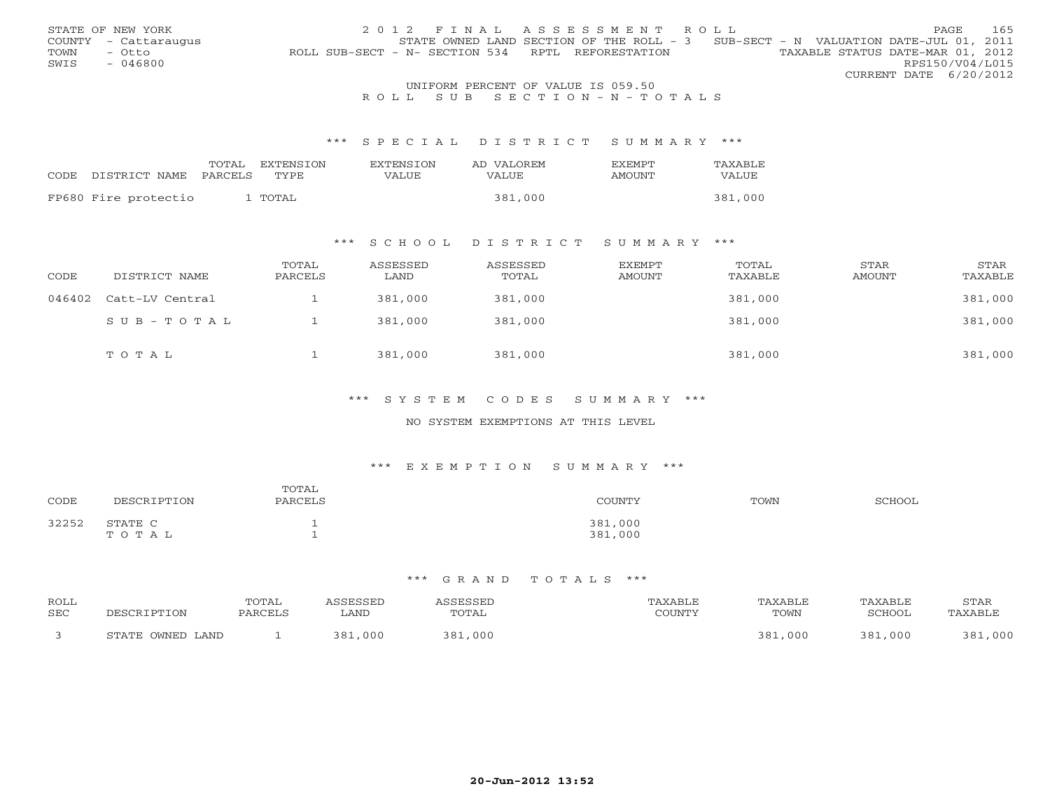STATE OF NEW YORK
COUNTY - Cattaraugus
TOWN - Otto
SWIS - 046800

2012 FINAL ASSESSMENT ROLL
STATE OWNED LAND SECTION OF THE ROLL - 3 SUB-SECT - N VALUATION DATE-JUL 01, 2011
ROLL SUB-SECT - N- SECTION 534 RPTL REFORESTATION TAXABLE STATUS DATE-MAR 01, 2012
RPS150/V04/L015
CURRENT DATE 6/20/2012

UNIFORM PERCENT OF VALUE IS 059.50

ROLL SUB SECTION - N - TOTALS

### *** SPECIAL DISTRICT SUMMARY ***

| CODE | DISTRICT NAME | TOTAL PARCELS | EXTENSION TYPE | EXTENSION VALUE | AD VALOREM VALUE | EXEMPT AMOUNT | TAXABLE VALUE |
|---|---|---|---|---|---|---|---|
| FP680 | Fire protectio | 1 | TOTAL | | 381,000 | | 381,000 |

### *** SCHOOL DISTRICT SUMMARY ***

| CODE | DISTRICT NAME | TOTAL PARCELS | ASSESSED LAND | ASSESSED TOTAL | EXEMPT AMOUNT | TOTAL TAXABLE | STAR AMOUNT | STAR TAXABLE |
|---|---|---|---|---|---|---|---|---|
| 046402 | Catt-LV Central | 1 | 381,000 | 381,000 | | 381,000 | | 381,000 |
| | SUB-TOTAL | 1 | 381,000 | 381,000 | | 381,000 | | 381,000 |
| | TOTAL | 1 | 381,000 | 381,000 | | 381,000 | | 381,000 |

### *** SYSTEM CODES SUMMARY ***

NO SYSTEM EXEMPTIONS AT THIS LEVEL

### *** EXEMPTION SUMMARY ***

| CODE | DESCRIPTION | TOTAL PARCELS | COUNTY | TOWN | SCHOOL |
|---|---|---|---|---|---|
| 32252 | STATE C | 1 | 381,000 | | |
| | TOTAL | 1 | 381,000 | | |

### *** GRAND TOTALS ***

| ROLL SEC | DESCRIPTION | TOTAL PARCELS | ASSESSED LAND | ASSESSED TOTAL | TAXABLE COUNTY | TAXABLE TOWN | TAXABLE SCHOOL | STAR TAXABLE |
|---|---|---|---|---|---|---|---|---|
| 3 | STATE OWNED LAND | 1 | 381,000 | 381,000 | | 381,000 | 381,000 | 381,000 |

20-Jun-2012 13:52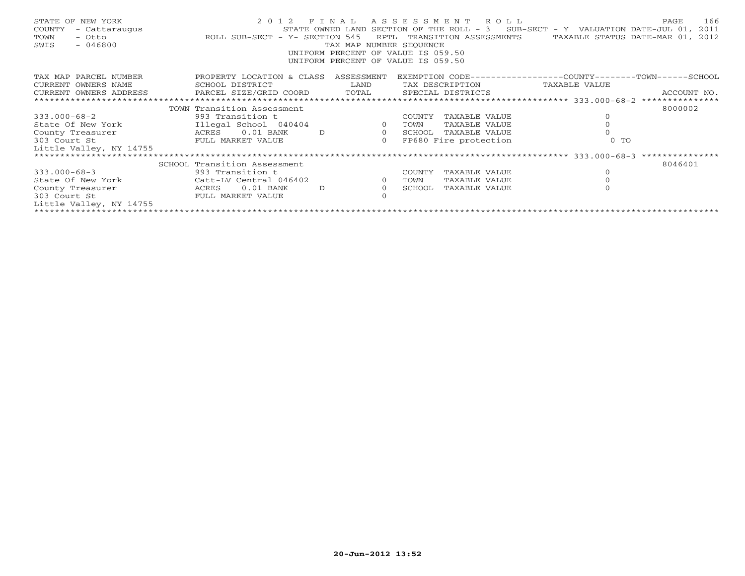STATE OF NEW YORK
COUNTY - Cattaraugus
TOWN - Otto
SWIS - 046800

2012 FINAL ASSESSMENT ROLL
STATE OWNED LAND SECTION OF THE ROLL - 3 SUB-SECT - Y VALUATION DATE-JUL 01, 2011
ROLL SUB-SECT - Y- SECTION 545 RPTL TRANSITION ASSESSMENTS TAXABLE STATUS DATE-MAR 01, 2012
TAX MAP NUMBER SEQUENCE
UNIFORM PERCENT OF VALUE IS 059.50
UNIFORM PERCENT OF VALUE IS 059.50

| TAX MAP PARCEL NUMBER / CURRENT OWNERS NAME / CURRENT OWNERS ADDRESS | PROPERTY LOCATION & CLASS / SCHOOL DISTRICT / PARCEL SIZE/GRID COORD | ASSESSMENT LAND | TOTAL | EXEMPTION CODE / TAX DESCRIPTION / SPECIAL DISTRICTS | TAXABLE VALUE (COUNTY--TOWN--SCHOOL) | ACCOUNT NO. |
|---|---|---|---|---|---|---|
| **333.000-68-2** | TOWN Transition Assessment | | | | | 8000002 |
| 333.000-68-2 | 993 Transition t | | | COUNTY TAXABLE VALUE | 0 | |
| State Of New York | Illegal School 040404 | 0 | | TOWN TAXABLE VALUE | 0 | |
| County Treasurer | ACRES 0.01 BANK D | | 0 | SCHOOL TAXABLE VALUE | 0 | |
| 303 Court St | FULL MARKET VALUE | | 0 | FP680 Fire protection | 0 TO | |
| Little Valley, NY 14755 | | | | | | |
| **333.000-68-3** | SCHOOL Transition Assessment | | | | | 8046401 |
| 333.000-68-3 | 993 Transition t | | | COUNTY TAXABLE VALUE | 0 | |
| State Of New York | Catt-LV Central 046402 | 0 | | TOWN TAXABLE VALUE | 0 | |
| County Treasurer | ACRES 0.01 BANK D | | 0 | SCHOOL TAXABLE VALUE | 0 | |
| 303 Court St | FULL MARKET VALUE | | 0 | | | |
| Little Valley, NY 14755 | | | | | | |

20-Jun-2012 13:52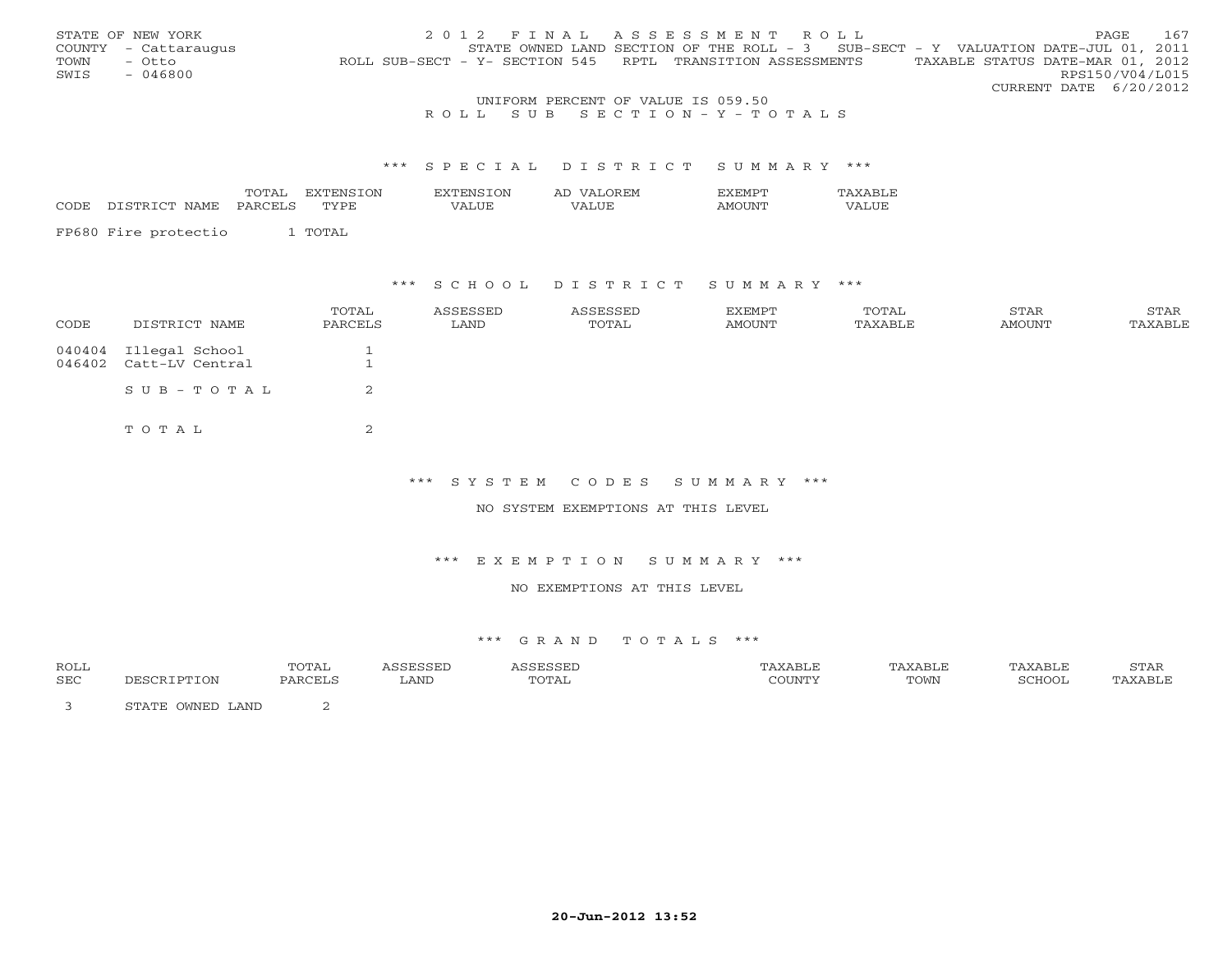STATE OF NEW YORK
COUNTY - Cattaraugus
TOWN - Otto
SWIS - 046800

2 0 1 2 F I N A L A S S E S S M E N T R O L L
STATE OWNED LAND SECTION OF THE ROLL - 3 SUB-SECT - Y VALUATION DATE-JUL 01, 2011
ROLL SUB-SECT - Y- SECTION 545 RPTL TRANSITION ASSESSMENTS TAXABLE STATUS DATE-MAR 01, 2012
RPS150/V04/L015
CURRENT DATE 6/20/2012

UNIFORM PERCENT OF VALUE IS 059.50

R O L L S U B S E C T I O N - Y - T O T A L S

### *** S P E C I A L D I S T R I C T S U M M A R Y ***

| CODE DISTRICT NAME | TOTAL PARCELS | EXTENSION TYPE | EXTENSION VALUE | AD VALOREM VALUE | EXEMPT AMOUNT | TAXABLE VALUE |
|---|---|---|---|---|---|---|
| FP680 Fire protectio | 1 | TOTAL | | | | |

### *** S C H O O L D I S T R I C T S U M M A R Y ***

| CODE | DISTRICT NAME | TOTAL PARCELS | ASSESSED LAND | ASSESSED TOTAL | EXEMPT AMOUNT | TOTAL TAXABLE | STAR AMOUNT | STAR TAXABLE |
|---|---|---|---|---|---|---|---|---|
| 040404 | Illegal School | 1 | | | | | | |
| 046402 | Catt-LV Central | 1 | | | | | | |
| | S U B - T O T A L | 2 | | | | | | |
| | T O T A L | 2 | | | | | | |

### *** S Y S T E M C O D E S S U M M A R Y ***

NO SYSTEM EXEMPTIONS AT THIS LEVEL

### *** E X E M P T I O N S U M M A R Y ***

NO EXEMPTIONS AT THIS LEVEL

### *** G R A N D T O T A L S ***

| ROLL SEC | DESCRIPTION | TOTAL PARCELS | ASSESSED LAND | ASSESSED TOTAL | TAXABLE COUNTY | TAXABLE TOWN | TAXABLE SCHOOL | STAR TAXABLE |
|---|---|---|---|---|---|---|---|---|
| 3 | STATE OWNED LAND | 2 | | | | | | |

20-Jun-2012 13:52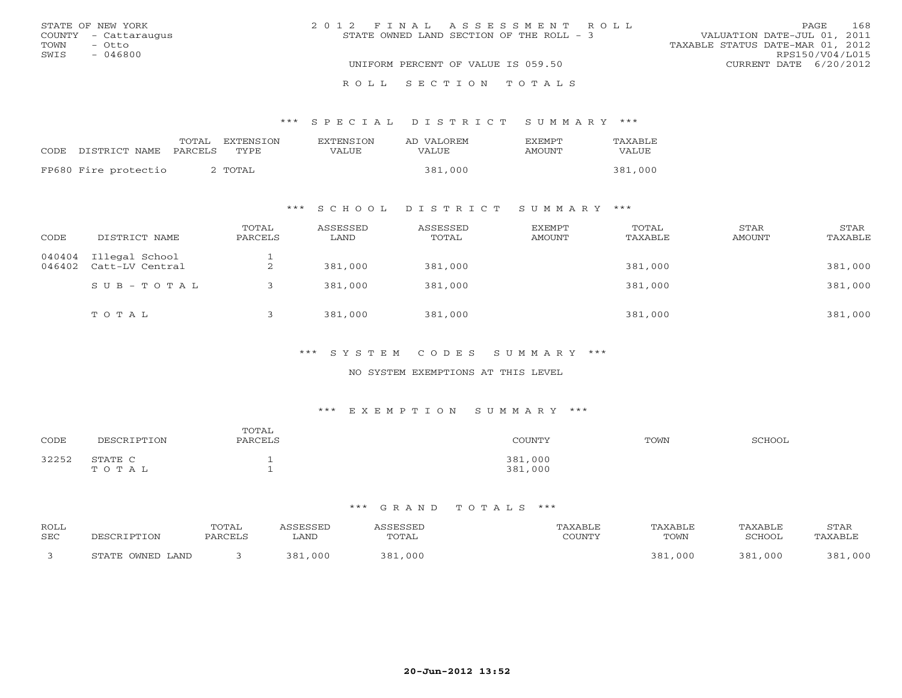STATE OF NEW YORK
COUNTY - Cattaraugus
TOWN - Otto
SWIS - 046800

2 0 1 2 F I N A L A S S E S S M E N T R O L L
STATE OWNED LAND SECTION OF THE ROLL - 3

VALUATION DATE-JUL 01, 2011
TAXABLE STATUS DATE-MAR 01, 2012
RPS150/V04/L015
CURRENT DATE 6/20/2012

UNIFORM PERCENT OF VALUE IS 059.50

R O L L S E C T I O N T O T A L S

## *** S P E C I A L D I S T R I C T S U M M A R Y ***

| CODE | DISTRICT NAME | TOTAL PARCELS | EXTENSION TYPE | EXTENSION VALUE | AD VALOREM VALUE | EXEMPT AMOUNT | TAXABLE VALUE |
|---|---|---|---|---|---|---|---|
| FP680 | Fire protectio | 2 | TOTAL | | 381,000 | | 381,000 |

## *** S C H O O L D I S T R I C T S U M M A R Y ***

| CODE | DISTRICT NAME | TOTAL PARCELS | ASSESSED LAND | ASSESSED TOTAL | EXEMPT AMOUNT | TOTAL TAXABLE | STAR AMOUNT | STAR TAXABLE |
|---|---|---|---|---|---|---|---|---|
| 040404 | Illegal School | 1 | | | | | | |
| 046402 | Catt-LV Central | 2 | 381,000 | 381,000 | | 381,000 | | 381,000 |
| | S U B - T O T A L | 3 | 381,000 | 381,000 | | 381,000 | | 381,000 |
| | T O T A L | 3 | 381,000 | 381,000 | | 381,000 | | 381,000 |

## *** S Y S T E M C O D E S S U M M A R Y ***

NO SYSTEM EXEMPTIONS AT THIS LEVEL

## *** E X E M P T I O N S U M M A R Y ***

| CODE | DESCRIPTION | TOTAL PARCELS | COUNTY | TOWN | SCHOOL |
|---|---|---|---|---|---|
| 32252 | STATE C | 1 | 381,000 | | |
| | T O T A L | 1 | 381,000 | | |

## *** G R A N D T O T A L S ***

| ROLL SEC | DESCRIPTION | TOTAL PARCELS | ASSESSED LAND | ASSESSED TOTAL | TAXABLE COUNTY | TAXABLE TOWN | TAXABLE SCHOOL | STAR TAXABLE |
|---|---|---|---|---|---|---|---|---|
| 3 | STATE OWNED LAND | 3 | 381,000 | 381,000 | | 381,000 | 381,000 | 381,000 |

20-Jun-2012 13:52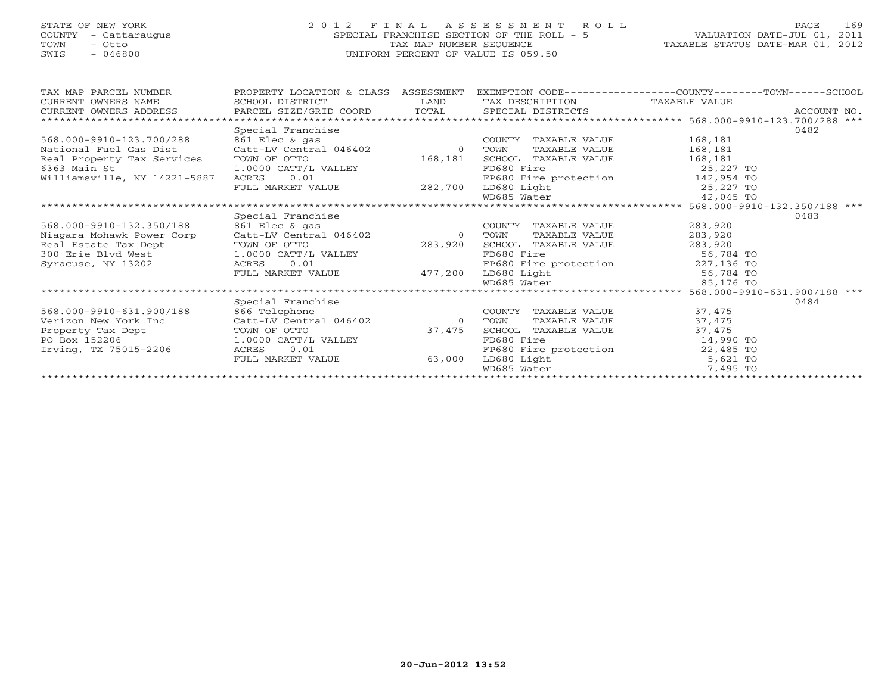STATE OF NEW YORK
COUNTY - Cattaraugus
TOWN - Otto
SWIS - 046800

# 2012 FINAL ASSESSMENT ROLL
SPECIAL FRANCHISE SECTION OF THE ROLL - 5
TAX MAP NUMBER SEQUENCE
UNIFORM PERCENT OF VALUE IS 059.50

VALUATION DATE-JUL 01, 2011
TAXABLE STATUS DATE-MAR 01, 2012

| TAX MAP PARCEL NUMBER / CURRENT OWNERS NAME / CURRENT OWNERS ADDRESS | PROPERTY LOCATION & CLASS / SCHOOL DISTRICT / PARCEL SIZE/GRID COORD | ASSESSMENT LAND / TOTAL | EXEMPTION CODE / TAX DESCRIPTION / SPECIAL DISTRICTS | TAXABLE VALUE (COUNTY / TOWN / SCHOOL) | ACCOUNT NO. |
|---|---|---|---|---|---|
| **568.000-9910-123.700/288** | Special Franchise | | | | 0482 |
| 568.000-9910-123.700/288 | 861 Elec & gas | | COUNTY TAXABLE VALUE | 168,181 | |
| National Fuel Gas Dist | Catt-LV Central 046402 | 0 | TOWN TAXABLE VALUE | 168,181 | |
| Real Property Tax Services | TOWN OF OTTO | 168,181 | SCHOOL TAXABLE VALUE | 168,181 | |
| 6363 Main St | 1.0000 CATT/L VALLEY | | FD680 Fire | 25,227 TO | |
| Williamsville, NY 14221-5887 | ACRES 0.01 | | FP680 Fire protection | 142,954 TO | |
| | FULL MARKET VALUE | 282,700 | LD680 Light | 25,227 TO | |
| | | | WD685 Water | 42,045 TO | |
| **568.000-9910-132.350/188** | Special Franchise | | | | 0483 |
| 568.000-9910-132.350/188 | 861 Elec & gas | | COUNTY TAXABLE VALUE | 283,920 | |
| Niagara Mohawk Power Corp | Catt-LV Central 046402 | 0 | TOWN TAXABLE VALUE | 283,920 | |
| Real Estate Tax Dept | TOWN OF OTTO | 283,920 | SCHOOL TAXABLE VALUE | 283,920 | |
| 300 Erie Blvd West | 1.0000 CATT/L VALLEY | | FD680 Fire | 56,784 TO | |
| Syracuse, NY 13202 | ACRES 0.01 | | FP680 Fire protection | 227,136 TO | |
| | FULL MARKET VALUE | 477,200 | LD680 Light | 56,784 TO | |
| | | | WD685 Water | 85,176 TO | |
| **568.000-9910-631.900/188** | Special Franchise | | | | 0484 |
| 568.000-9910-631.900/188 | 866 Telephone | | COUNTY TAXABLE VALUE | 37,475 | |
| Verizon New York Inc | Catt-LV Central 046402 | 0 | TOWN TAXABLE VALUE | 37,475 | |
| Property Tax Dept | TOWN OF OTTO | 37,475 | SCHOOL TAXABLE VALUE | 37,475 | |
| PO Box 152206 | 1.0000 CATT/L VALLEY | | FD680 Fire | 14,990 TO | |
| Irving, TX 75015-2206 | ACRES 0.01 | | FP680 Fire protection | 22,485 TO | |
| | FULL MARKET VALUE | 63,000 | LD680 Light | 5,621 TO | |
| | | | WD685 Water | 7,495 TO | |

20-Jun-2012 13:52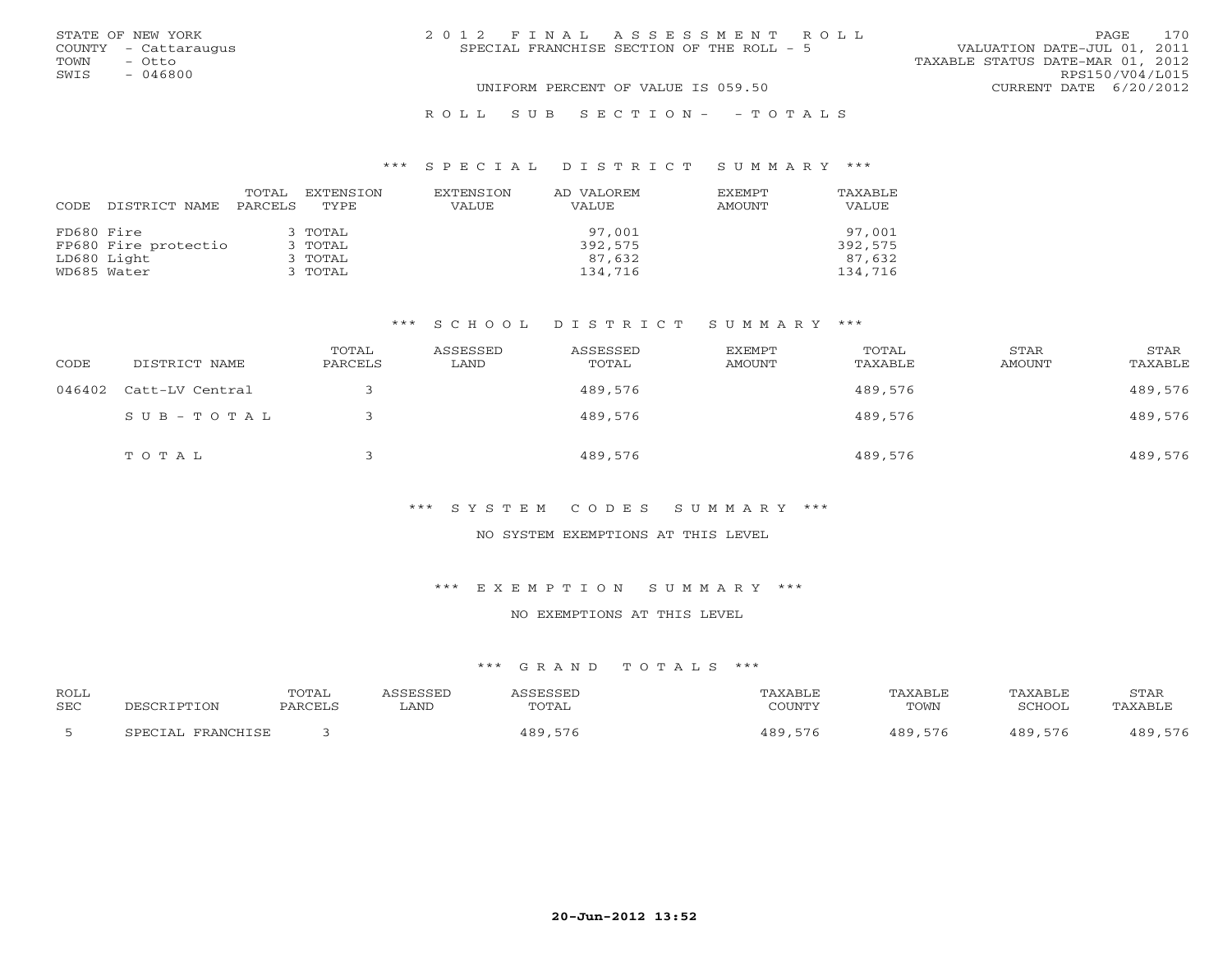STATE OF NEW YORK
COUNTY - Cattaraugus
TOWN - Otto
SWIS - 046800

# 2012 FINAL ASSESSMENT ROLL
SPECIAL FRANCHISE SECTION OF THE ROLL - 5

UNIFORM PERCENT OF VALUE IS 059.50

VALUATION DATE-JUL 01, 2011
TAXABLE STATUS DATE-MAR 01, 2012
RPS150/V04/L015
CURRENT DATE 6/20/2012

ROLL SUB SECTION- - TOTALS

## *** SPECIAL DISTRICT SUMMARY ***

| CODE | DISTRICT NAME | TOTAL PARCELS | EXTENSION TYPE | EXTENSION VALUE | AD VALOREM VALUE | EXEMPT AMOUNT | TAXABLE VALUE |
|---|---|---|---|---|---|---|---|
| FD680 | Fire | 3 | TOTAL | | 97,001 | | 97,001 |
| FP680 | Fire protectio | 3 | TOTAL | | 392,575 | | 392,575 |
| LD680 | Light | 3 | TOTAL | | 87,632 | | 87,632 |
| WD685 | Water | 3 | TOTAL | | 134,716 | | 134,716 |

## *** SCHOOL DISTRICT SUMMARY ***

| CODE | DISTRICT NAME | TOTAL PARCELS | ASSESSED LAND | ASSESSED TOTAL | EXEMPT AMOUNT | TOTAL TAXABLE | STAR AMOUNT | STAR TAXABLE |
|---|---|---|---|---|---|---|---|---|
| 046402 | Catt-LV Central | 3 | | 489,576 | | 489,576 | | 489,576 |
| | SUB-TOTAL | 3 | | 489,576 | | 489,576 | | 489,576 |
| | TOTAL | 3 | | 489,576 | | 489,576 | | 489,576 |

## *** SYSTEM CODES SUMMARY ***

NO SYSTEM EXEMPTIONS AT THIS LEVEL

## *** EXEMPTION SUMMARY ***

NO EXEMPTIONS AT THIS LEVEL

## *** GRAND TOTALS ***

| ROLL SEC | DESCRIPTION | TOTAL PARCELS | ASSESSED LAND | ASSESSED TOTAL | TAXABLE COUNTY | TAXABLE TOWN | TAXABLE SCHOOL | STAR TAXABLE |
|---|---|---|---|---|---|---|---|---|
| 5 | SPECIAL FRANCHISE | 3 | | 489,576 | 489,576 | 489,576 | 489,576 | 489,576 |

20-Jun-2012 13:52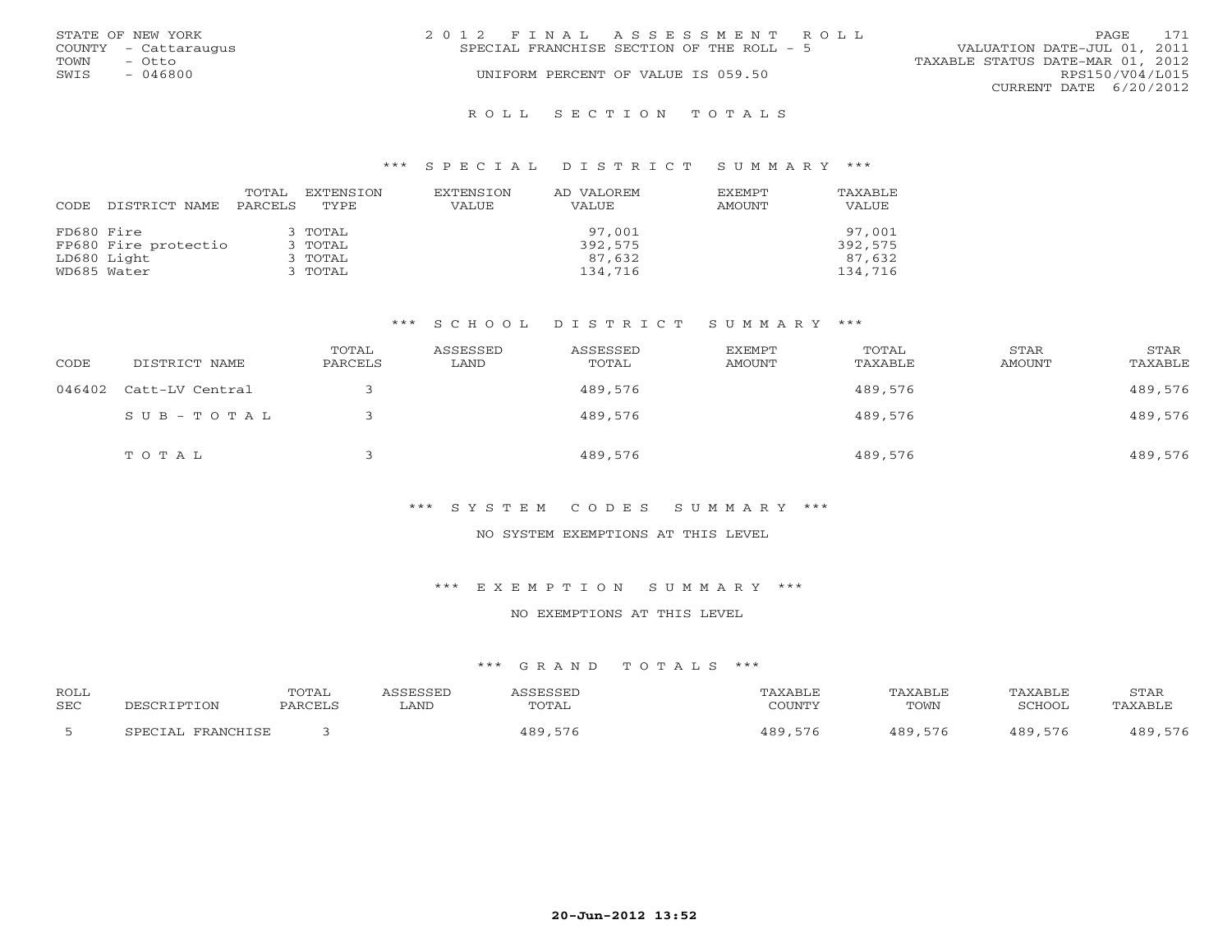STATE OF NEW YORK
COUNTY - Cattaraugus
TOWN - Otto
SWIS - 046800

2012 FINAL ASSESSMENT ROLL
SPECIAL FRANCHISE SECTION OF THE ROLL - 5
UNIFORM PERCENT OF VALUE IS 059.50

VALUATION DATE-JUL 01, 2011
TAXABLE STATUS DATE-MAR 01, 2012
RPS150/V04/L015
CURRENT DATE 6/20/2012

## ROLL SECTION TOTALS

### *** SPECIAL DISTRICT SUMMARY ***

| CODE | DISTRICT NAME | TOTAL PARCELS | EXTENSION TYPE | EXTENSION VALUE | AD VALOREM VALUE | EXEMPT AMOUNT | TAXABLE VALUE |
|---|---|---|---|---|---|---|---|
| FD680 | Fire | 3 | TOTAL | | 97,001 | | 97,001 |
| FP680 | Fire protectio | 3 | TOTAL | | 392,575 | | 392,575 |
| LD680 | Light | 3 | TOTAL | | 87,632 | | 87,632 |
| WD685 | Water | 3 | TOTAL | | 134,716 | | 134,716 |

### *** SCHOOL DISTRICT SUMMARY ***

| CODE | DISTRICT NAME | TOTAL PARCELS | ASSESSED LAND | ASSESSED TOTAL | EXEMPT AMOUNT | TOTAL TAXABLE | STAR AMOUNT | STAR TAXABLE |
|---|---|---|---|---|---|---|---|---|
| 046402 | Catt-LV Central | 3 | | 489,576 | | 489,576 | | 489,576 |
| | SUB-TOTAL | 3 | | 489,576 | | 489,576 | | 489,576 |
| | TOTAL | 3 | | 489,576 | | 489,576 | | 489,576 |

### *** SYSTEM CODES SUMMARY ***

NO SYSTEM EXEMPTIONS AT THIS LEVEL

### *** EXEMPTION SUMMARY ***

NO EXEMPTIONS AT THIS LEVEL

### *** GRAND TOTALS ***

| ROLL SEC | DESCRIPTION | TOTAL PARCELS | ASSESSED LAND | ASSESSED TOTAL | TAXABLE COUNTY | TAXABLE TOWN | TAXABLE SCHOOL | STAR TAXABLE |
|---|---|---|---|---|---|---|---|---|
| 5 | SPECIAL FRANCHISE | 3 | | 489,576 | 489,576 | 489,576 | 489,576 | 489,576 |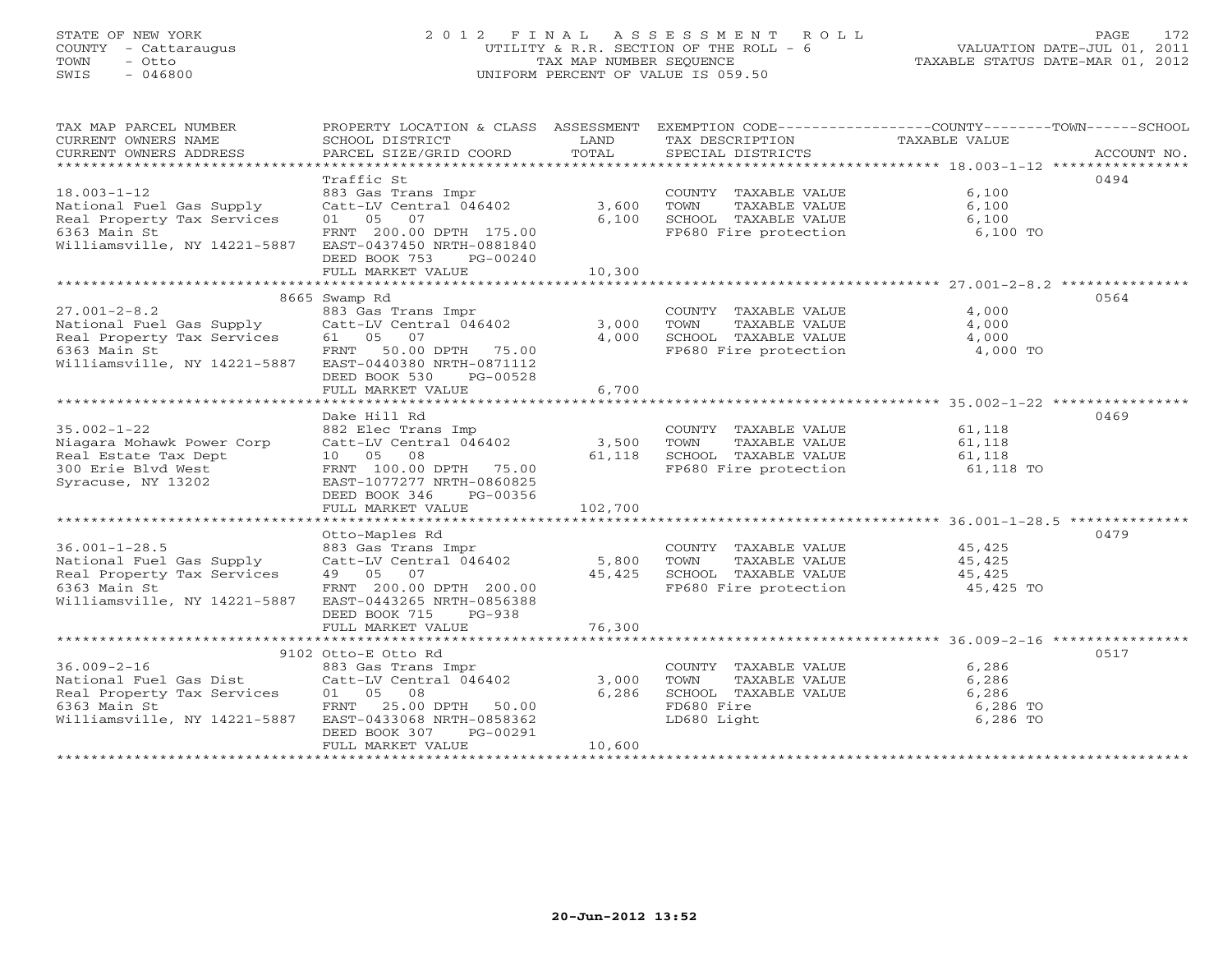STATE OF NEW YORK
COUNTY - Cattaraugus
TOWN - Otto
SWIS - 046800

2012 FINAL ASSESSMENT ROLL
UTILITY & R.R. SECTION OF THE ROLL - 6
TAX MAP NUMBER SEQUENCE
UNIFORM PERCENT OF VALUE IS 059.50

VALUATION DATE-JUL 01, 2011
TAXABLE STATUS DATE-MAR 01, 2012

| TAX MAP PARCEL NUMBER / CURRENT OWNERS NAME / CURRENT OWNERS ADDRESS | PROPERTY LOCATION & CLASS / SCHOOL DISTRICT / PARCEL SIZE/GRID COORD | ASSESSMENT LAND / TOTAL | EXEMPTION CODE / TAX DESCRIPTION / SPECIAL DISTRICTS | COUNTY--------TOWN------SCHOOL TAXABLE VALUE | ACCOUNT NO. |
|---|---|---|---|---|---|
| **18.003-1-12** | Traffic St | | | | 0494 |
| 18.003-1-12 | 883 Gas Trans Impr | | COUNTY TAXABLE VALUE | 6,100 | |
| National Fuel Gas Supply | Catt-LV Central 046402 | 3,600 | TOWN TAXABLE VALUE | 6,100 | |
| Real Property Tax Services | 01 05 07 | 6,100 | SCHOOL TAXABLE VALUE | 6,100 | |
| 6363 Main St | FRNT 200.00 DPTH 175.00 | | FP680 Fire protection | 6,100 TO | |
| Williamsville, NY 14221-5887 | EAST-0437450 NRTH-0881840 | | | | |
| | DEED BOOK 753 PG-00240 | | | | |
| | FULL MARKET VALUE | 10,300 | | | |
| **27.001-2-8.2** | 8665 Swamp Rd | | | | 0564 |
| 27.001-2-8.2 | 883 Gas Trans Impr | | COUNTY TAXABLE VALUE | 4,000 | |
| National Fuel Gas Supply | Catt-LV Central 046402 | 3,000 | TOWN TAXABLE VALUE | 4,000 | |
| Real Property Tax Services | 61 05 07 | 4,000 | SCHOOL TAXABLE VALUE | 4,000 | |
| 6363 Main St | FRNT 50.00 DPTH 75.00 | | FP680 Fire protection | 4,000 TO | |
| Williamsville, NY 14221-5887 | EAST-0440380 NRTH-0871112 | | | | |
| | DEED BOOK 530 PG-00528 | | | | |
| | FULL MARKET VALUE | 6,700 | | | |
| **35.002-1-22** | Dake Hill Rd | | | | 0469 |
| 35.002-1-22 | 882 Elec Trans Imp | | COUNTY TAXABLE VALUE | 61,118 | |
| Niagara Mohawk Power Corp | Catt-LV Central 046402 | 3,500 | TOWN TAXABLE VALUE | 61,118 | |
| Real Estate Tax Dept | 10 05 08 | 61,118 | SCHOOL TAXABLE VALUE | 61,118 | |
| 300 Erie Blvd West | FRNT 100.00 DPTH 75.00 | | FP680 Fire protection | 61,118 TO | |
| Syracuse, NY 13202 | EAST-1077277 NRTH-0860825 | | | | |
| | DEED BOOK 346 PG-00356 | | | | |
| | FULL MARKET VALUE | 102,700 | | | |
| **36.001-1-28.5** | Otto-Maples Rd | | | | 0479 |
| 36.001-1-28.5 | 883 Gas Trans Impr | | COUNTY TAXABLE VALUE | 45,425 | |
| National Fuel Gas Supply | Catt-LV Central 046402 | 5,800 | TOWN TAXABLE VALUE | 45,425 | |
| Real Property Tax Services | 49 05 07 | 45,425 | SCHOOL TAXABLE VALUE | 45,425 | |
| 6363 Main St | FRNT 200.00 DPTH 200.00 | | FP680 Fire protection | 45,425 TO | |
| Williamsville, NY 14221-5887 | EAST-0443265 NRTH-0856388 | | | | |
| | DEED BOOK 715 PG-938 | | | | |
| | FULL MARKET VALUE | 76,300 | | | |
| **36.009-2-16** | 9102 Otto-E Otto Rd | | | | 0517 |
| 36.009-2-16 | 883 Gas Trans Impr | | COUNTY TAXABLE VALUE | 6,286 | |
| National Fuel Gas Dist | Catt-LV Central 046402 | 3,000 | TOWN TAXABLE VALUE | 6,286 | |
| Real Property Tax Services | 01 05 08 | 6,286 | SCHOOL TAXABLE VALUE | 6,286 | |
| 6363 Main St | FRNT 25.00 DPTH 50.00 | | FD680 Fire | 6,286 TO | |
| Williamsville, NY 14221-5887 | EAST-0433068 NRTH-0858362 | | LD680 Light | 6,286 TO | |
| | DEED BOOK 307 PG-00291 | | | | |
| | FULL MARKET VALUE | 10,600 | | | |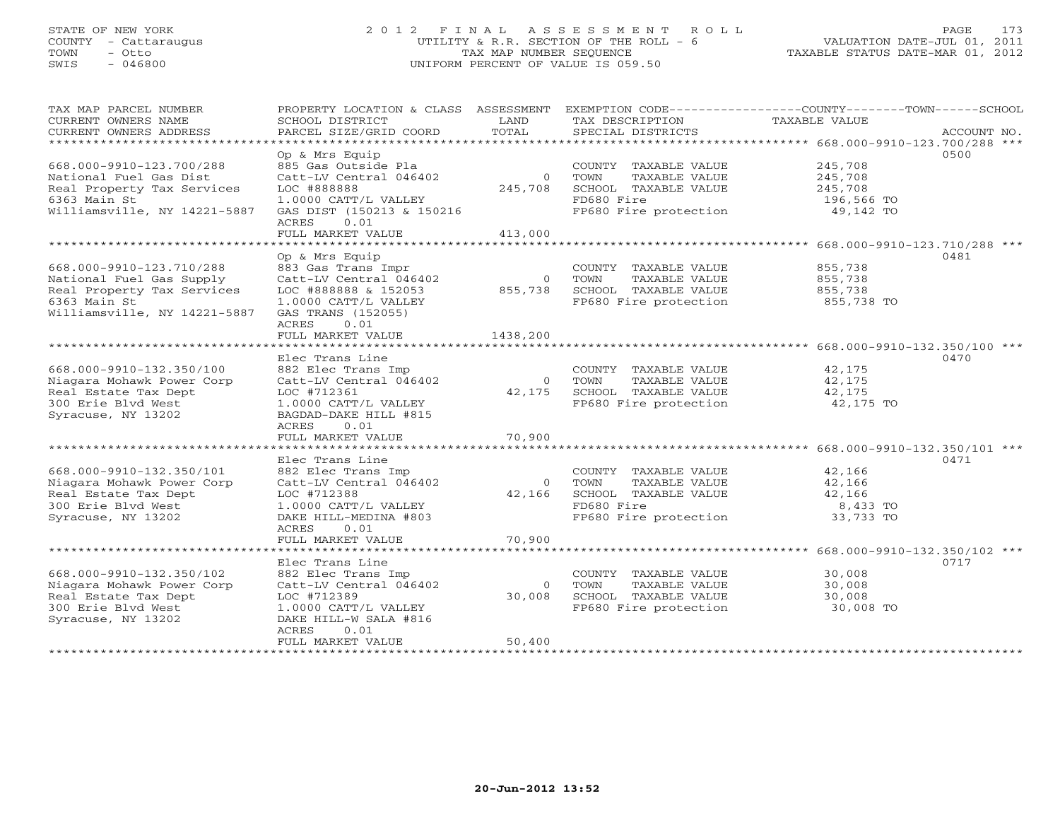STATE OF NEW YORK
COUNTY - Cattaraugus
TOWN - Otto
SWIS - 046800

# 2012 FINAL ASSESSMENT ROLL
UTILITY & R.R. SECTION OF THE ROLL - 6
TAX MAP NUMBER SEQUENCE
UNIFORM PERCENT OF VALUE IS 059.50

VALUATION DATE-JUL 01, 2011
TAXABLE STATUS DATE-MAR 01, 2012

| TAX MAP PARCEL NUMBER / CURRENT OWNERS NAME / CURRENT OWNERS ADDRESS | PROPERTY LOCATION & CLASS / SCHOOL DISTRICT / PARCEL SIZE/GRID COORD | ASSESSMENT LAND / TOTAL | EXEMPTION CODE / TAX DESCRIPTION / SPECIAL DISTRICTS | COUNTY / TOWN / SCHOOL TAXABLE VALUE | ACCOUNT NO. |
|---|---|---|---|---|---|
| **668.000-9910-123.700/288** | Op & Mrs Equip | | | | 0500 |
| National Fuel Gas Dist | 885 Gas Outside Pla | | COUNTY TAXABLE VALUE | 245,708 | |
| Real Property Tax Services | Catt-LV Central 046402 | 0 | TOWN TAXABLE VALUE | 245,708 | |
| 6363 Main St | LOC #888888 | 245,708 | SCHOOL TAXABLE VALUE | 245,708 | |
| Williamsville, NY 14221-5887 | 1.0000 CATT/L VALLEY | | FD680 Fire | 196,566 TO | |
| | GAS DIST (150213 & 150216 | | FP680 Fire protection | 49,142 TO | |
| | ACRES 0.01 | | | | |
| | FULL MARKET VALUE | 413,000 | | | |
| **668.000-9910-123.710/288** | Op & Mrs Equip | | | | 0481 |
| National Fuel Gas Supply | 883 Gas Trans Impr | | COUNTY TAXABLE VALUE | 855,738 | |
| Real Property Tax Services | Catt-LV Central 046402 | 0 | TOWN TAXABLE VALUE | 855,738 | |
| 6363 Main St | LOC #888888 & 152053 | 855,738 | SCHOOL TAXABLE VALUE | 855,738 | |
| Williamsville, NY 14221-5887 | 1.0000 CATT/L VALLEY | | FP680 Fire protection | 855,738 TO | |
| | GAS TRANS (152055) | | | | |
| | ACRES 0.01 | | | | |
| | FULL MARKET VALUE | 1438,200 | | | |
| **668.000-9910-132.350/100** | Elec Trans Line | | | | 0470 |
| Niagara Mohawk Power Corp | 882 Elec Trans Imp | | COUNTY TAXABLE VALUE | 42,175 | |
| Real Estate Tax Dept | Catt-LV Central 046402 | 0 | TOWN TAXABLE VALUE | 42,175 | |
| 300 Erie Blvd West | LOC #712361 | 42,175 | SCHOOL TAXABLE VALUE | 42,175 | |
| Syracuse, NY 13202 | 1.0000 CATT/L VALLEY | | FP680 Fire protection | 42,175 TO | |
| | BAGDAD-DAKE HILL #815 | | | | |
| | ACRES 0.01 | | | | |
| | FULL MARKET VALUE | 70,900 | | | |
| **668.000-9910-132.350/101** | Elec Trans Line | | | | 0471 |
| Niagara Mohawk Power Corp | 882 Elec Trans Imp | | COUNTY TAXABLE VALUE | 42,166 | |
| Real Estate Tax Dept | Catt-LV Central 046402 | 0 | TOWN TAXABLE VALUE | 42,166 | |
| 300 Erie Blvd West | LOC #712388 | 42,166 | SCHOOL TAXABLE VALUE | 42,166 | |
| Syracuse, NY 13202 | 1.0000 CATT/L VALLEY | | FD680 Fire | 8,433 TO | |
| | DAKE HILL-MEDINA #803 | | FP680 Fire protection | 33,733 TO | |
| | ACRES 0.01 | | | | |
| | FULL MARKET VALUE | 70,900 | | | |
| **668.000-9910-132.350/102** | Elec Trans Line | | | | 0717 |
| Niagara Mohawk Power Corp | 882 Elec Trans Imp | | COUNTY TAXABLE VALUE | 30,008 | |
| Real Estate Tax Dept | Catt-LV Central 046402 | 0 | TOWN TAXABLE VALUE | 30,008 | |
| 300 Erie Blvd West | LOC #712389 | 30,008 | SCHOOL TAXABLE VALUE | 30,008 | |
| Syracuse, NY 13202 | 1.0000 CATT/L VALLEY | | FP680 Fire protection | 30,008 TO | |
| | DAKE HILL-W SALA #816 | | | | |
| | ACRES 0.01 | | | | |
| | FULL MARKET VALUE | 50,400 | | | |

20-Jun-2012 13:52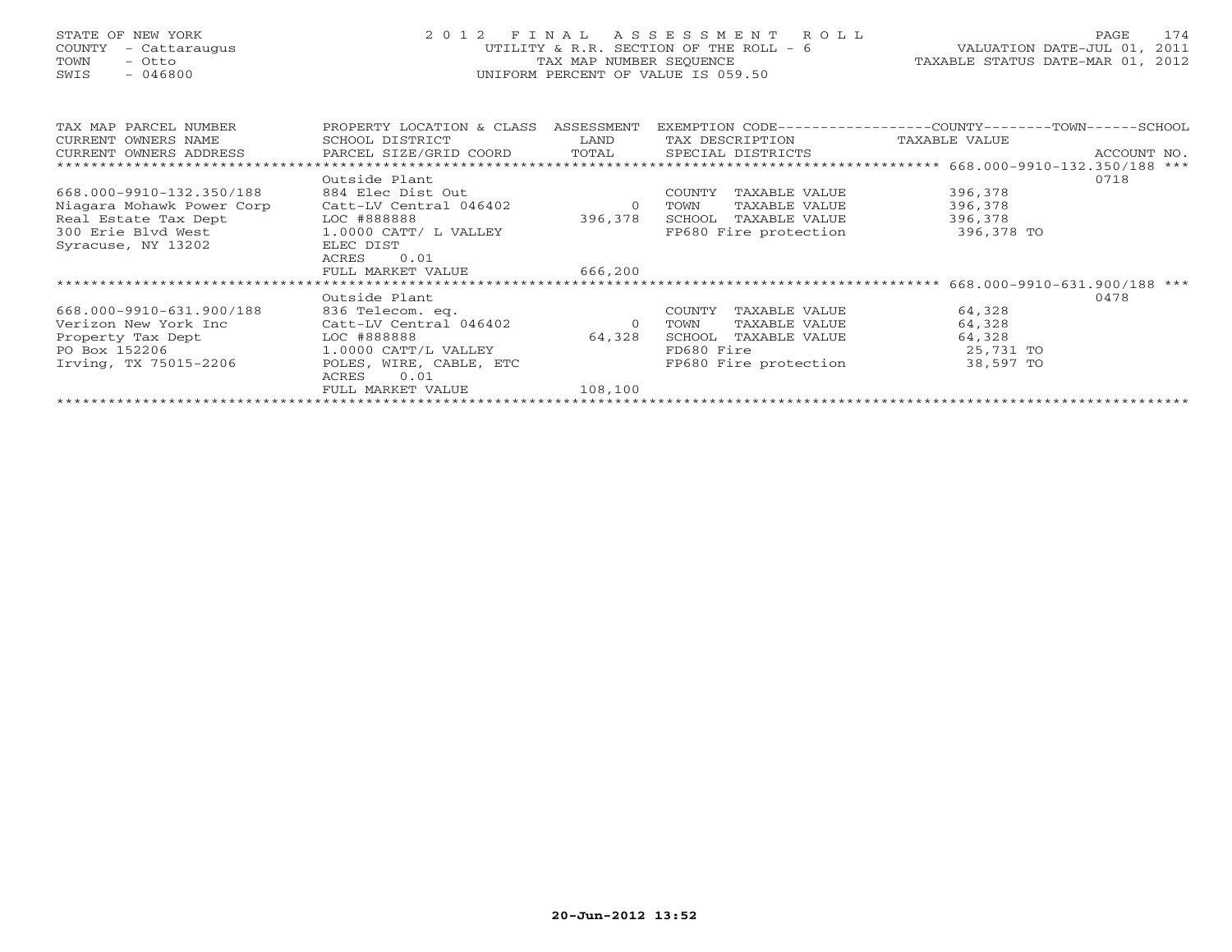STATE OF NEW YORK
COUNTY - Cattaraugus
TOWN - Otto
SWIS - 046800

# 2012 FINAL ASSESSMENT ROLL

UTILITY & R.R. SECTION OF THE ROLL - 6
TAX MAP NUMBER SEQUENCE
UNIFORM PERCENT OF VALUE IS 059.50

VALUATION DATE-JUL 01, 2011
TAXABLE STATUS DATE-MAR 01, 2012

| TAX MAP PARCEL NUMBER / CURRENT OWNERS NAME / CURRENT OWNERS ADDRESS | PROPERTY LOCATION & CLASS / SCHOOL DISTRICT / PARCEL SIZE/GRID COORD | ASSESSMENT LAND / TOTAL | EXEMPTION CODE / TAX DESCRIPTION / SPECIAL DISTRICTS | COUNTY--------TOWN------SCHOOL TAXABLE VALUE | ACCOUNT NO. |
|---|---|---|---|---|---|
| 668.000-9910-132.350/188 | Outside Plant | | | | 0718 |
| 668.000-9910-132.350/188 | 884 Elec Dist Out | | COUNTY TAXABLE VALUE | 396,378 | |
| Niagara Mohawk Power Corp | Catt-LV Central 046402 | 0 | TOWN TAXABLE VALUE | 396,378 | |
| Real Estate Tax Dept | LOC #888888 | 396,378 | SCHOOL TAXABLE VALUE | 396,378 | |
| 300 Erie Blvd West | 1.0000 CATT/ L VALLEY | | FP680 Fire protection | 396,378 TO | |
| Syracuse, NY 13202 | ELEC DIST | | | | |
| | ACRES 0.01 | | | | |
| | FULL MARKET VALUE | 666,200 | | | |
| 668.000-9910-631.900/188 | Outside Plant | | | | 0478 |
| 668.000-9910-631.900/188 | 836 Telecom. eq. | | COUNTY TAXABLE VALUE | 64,328 | |
| Verizon New York Inc | Catt-LV Central 046402 | 0 | TOWN TAXABLE VALUE | 64,328 | |
| Property Tax Dept | LOC #888888 | 64,328 | SCHOOL TAXABLE VALUE | 64,328 | |
| PO Box 152206 | 1.0000 CATT/L VALLEY | | FD680 Fire | 25,731 TO | |
| Irving, TX 75015-2206 | POLES, WIRE, CABLE, ETC | | FP680 Fire protection | 38,597 TO | |
| | ACRES 0.01 | | | | |
| | FULL MARKET VALUE | 108,100 | | | |

20-Jun-2012 13:52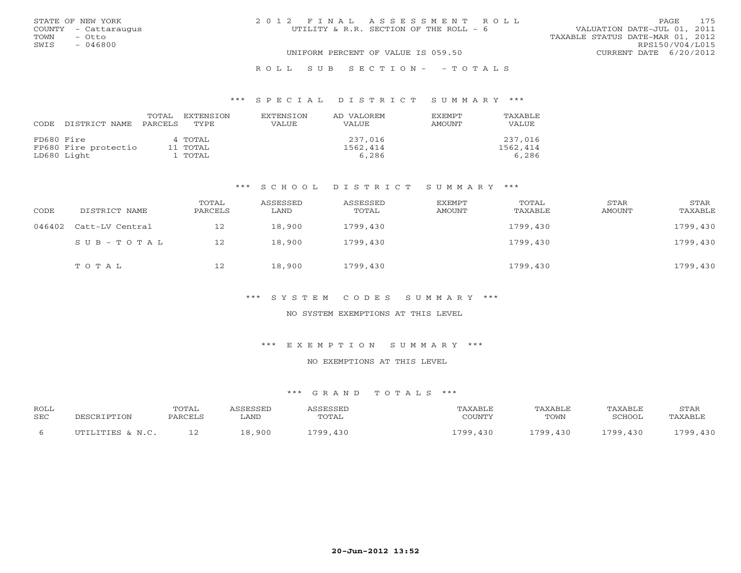STATE OF NEW YORK
COUNTY - Cattaraugus
TOWN - Otto
SWIS - 046800

2012 FINAL ASSESSMENT ROLL
UTILITY & R.R. SECTION OF THE ROLL - 6
UNIFORM PERCENT OF VALUE IS 059.50

VALUATION DATE-JUL 01, 2011
TAXABLE STATUS DATE-MAR 01, 2012
RPS150/V04/L015
CURRENT DATE 6/20/2012

ROLL SUB SECTION- - TOTALS

*** SPECIAL DISTRICT SUMMARY ***

| CODE DISTRICT NAME | TOTAL PARCELS | EXTENSION TYPE | EXTENSION VALUE | AD VALOREM VALUE | EXEMPT AMOUNT | TAXABLE VALUE |
|---|---|---|---|---|---|---|
| FD680 Fire | 4 | TOTAL | | 237,016 | | 237,016 |
| FP680 Fire protectio | 11 | TOTAL | | 1562,414 | | 1562,414 |
| LD680 Light | 1 | TOTAL | | 6,286 | | 6,286 |

*** SCHOOL DISTRICT SUMMARY ***

| CODE | DISTRICT NAME | TOTAL PARCELS | ASSESSED LAND | ASSESSED TOTAL | EXEMPT AMOUNT | TOTAL TAXABLE | STAR AMOUNT | STAR TAXABLE |
|---|---|---|---|---|---|---|---|---|
| 046402 | Catt-LV Central | 12 | 18,900 | 1799,430 | | 1799,430 | | 1799,430 |
| | SUB-TOTAL | 12 | 18,900 | 1799,430 | | 1799,430 | | 1799,430 |
| | TOTAL | 12 | 18,900 | 1799,430 | | 1799,430 | | 1799,430 |

*** SYSTEM CODES SUMMARY ***

NO SYSTEM EXEMPTIONS AT THIS LEVEL

*** EXEMPTION SUMMARY ***

NO EXEMPTIONS AT THIS LEVEL

*** GRAND TOTALS ***

| ROLL SEC | DESCRIPTION | TOTAL PARCELS | ASSESSED LAND | ASSESSED TOTAL | TAXABLE COUNTY | TAXABLE TOWN | TAXABLE SCHOOL | STAR TAXABLE |
|---|---|---|---|---|---|---|---|---|
| 6 | UTILITIES & N.C. | 12 | 18,900 | 1799,430 | 1799,430 | 1799,430 | 1799,430 | 1799,430 |

20-Jun-2012 13:52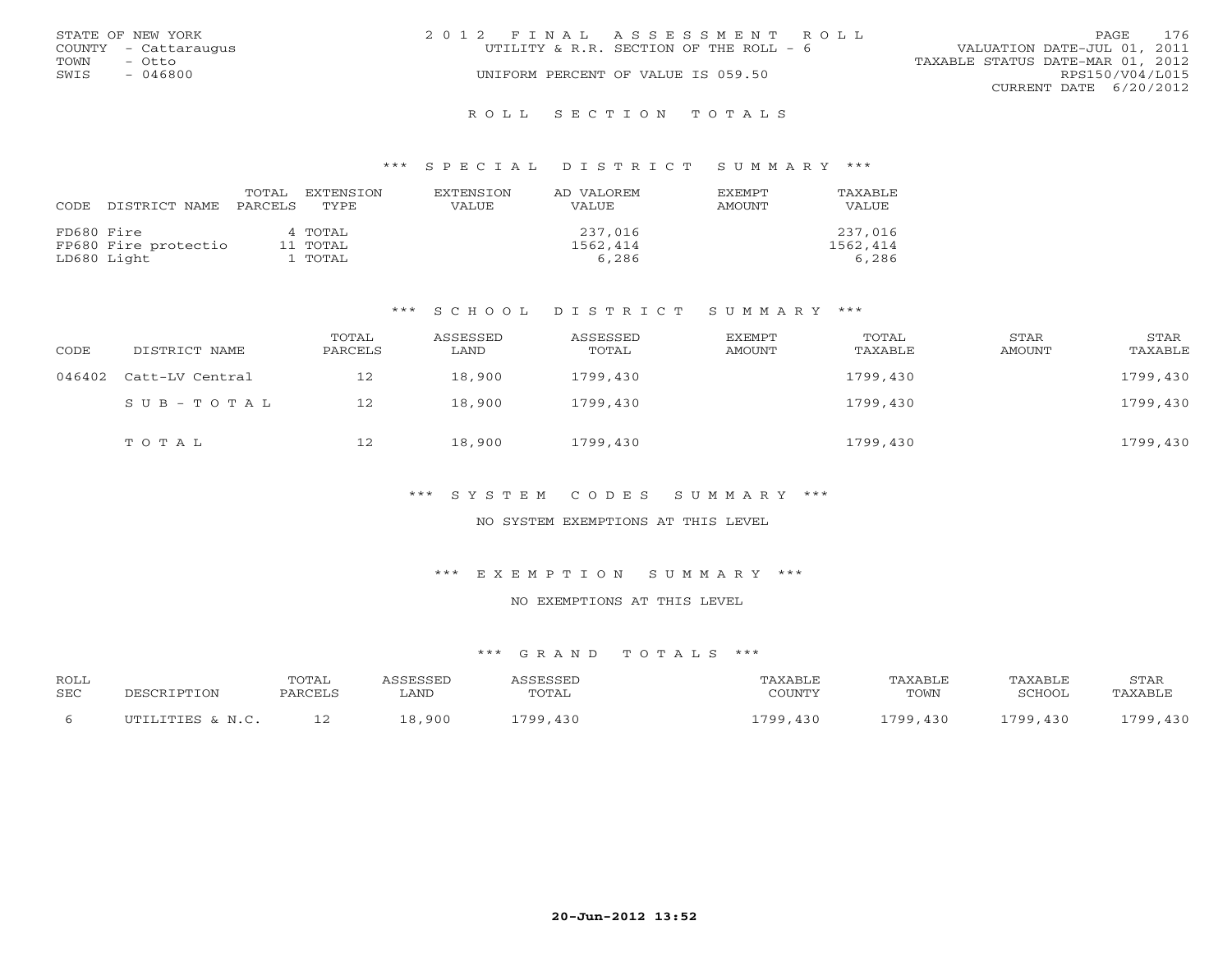STATE OF NEW YORK
COUNTY - Cattaraugus
TOWN - Otto
SWIS - 046800

2 0 1 2 F I N A L A S S E S S M E N T R O L L
UTILITY & R.R. SECTION OF THE ROLL - 6
UNIFORM PERCENT OF VALUE IS 059.50

VALUATION DATE-JUL 01, 2011
TAXABLE STATUS DATE-MAR 01, 2012
RPS150/V04/L015
CURRENT DATE 6/20/2012

## R O L L S E C T I O N T O T A L S

### \*\*\* S P E C I A L D I S T R I C T S U M M A R Y \*\*\*

| CODE DISTRICT NAME | TOTAL PARCELS | EXTENSION TYPE | EXTENSION VALUE | AD VALOREM VALUE | EXEMPT AMOUNT | TAXABLE VALUE |
|---|---|---|---|---|---|---|
| FD680 Fire | 4 | TOTAL | | 237,016 | | 237,016 |
| FP680 Fire protectio | 11 | TOTAL | | 1562,414 | | 1562,414 |
| LD680 Light | 1 | TOTAL | | 6,286 | | 6,286 |

### \*\*\* S C H O O L D I S T R I C T S U M M A R Y \*\*\*

| CODE | DISTRICT NAME | TOTAL PARCELS | ASSESSED LAND | ASSESSED TOTAL | EXEMPT AMOUNT | TOTAL TAXABLE | STAR AMOUNT | STAR TAXABLE |
|---|---|---|---|---|---|---|---|---|
| 046402 | Catt-LV Central | 12 | 18,900 | 1799,430 | | 1799,430 | | 1799,430 |
| | S U B - T O T A L | 12 | 18,900 | 1799,430 | | 1799,430 | | 1799,430 |
| | T O T A L | 12 | 18,900 | 1799,430 | | 1799,430 | | 1799,430 |

### \*\*\* S Y S T E M C O D E S S U M M A R Y \*\*\*

NO SYSTEM EXEMPTIONS AT THIS LEVEL

### \*\*\* E X E M P T I O N S U M M A R Y \*\*\*

NO EXEMPTIONS AT THIS LEVEL

### \*\*\* G R A N D T O T A L S \*\*\*

| ROLL SEC | DESCRIPTION | TOTAL PARCELS | ASSESSED LAND | ASSESSED TOTAL | TAXABLE COUNTY | TAXABLE TOWN | TAXABLE SCHOOL | STAR TAXABLE |
|---|---|---|---|---|---|---|---|---|
| 6 | UTILITIES & N.C. | 12 | 18,900 | 1799,430 | 1799,430 | 1799,430 | 1799,430 | 1799,430 |

20-Jun-2012 13:52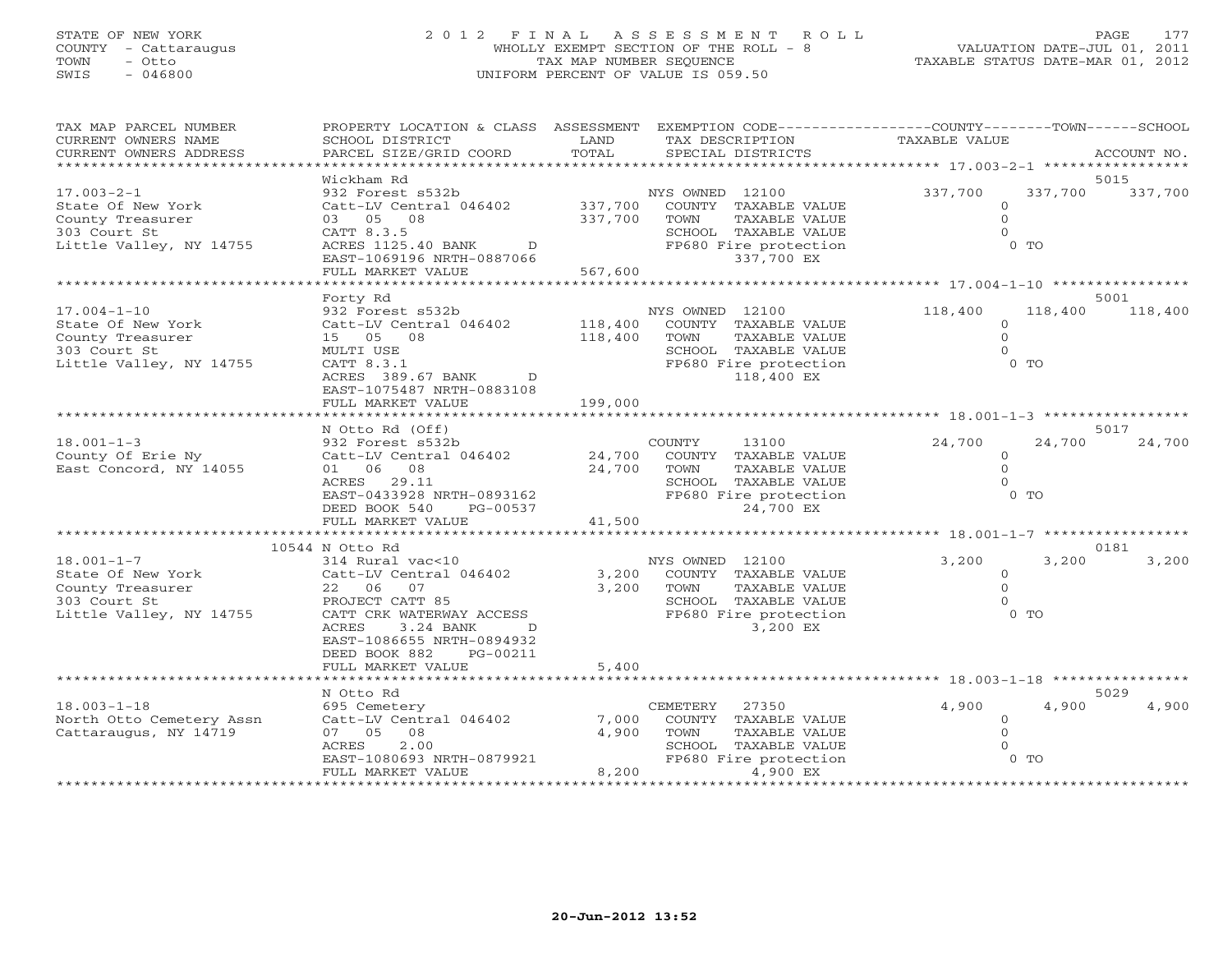STATE OF NEW YORK
COUNTY - Cattaraugus
TOWN - Otto
SWIS - 046800

2 0 1 2 F I N A L A S S E S S M E N T R O L L
WHOLLY EXEMPT SECTION OF THE ROLL - 8
TAX MAP NUMBER SEQUENCE
UNIFORM PERCENT OF VALUE IS 059.50

VALUATION DATE-JUL 01, 2011
TAXABLE STATUS DATE-MAR 01, 2012

| TAX MAP PARCEL NUMBER / CURRENT OWNERS NAME / CURRENT OWNERS ADDRESS | PROPERTY LOCATION & CLASS / SCHOOL DISTRICT / PARCEL SIZE/GRID COORD | ASSESSMENT LAND / TOTAL | EXEMPTION CODE / TAX DESCRIPTION / SPECIAL DISTRICTS | COUNTY TAXABLE VALUE | TOWN | SCHOOL / ACCOUNT NO. |
|---|---|---|---|---|---|---|
| 17.003-2-1 | Wickham Rd | | | | | 5015 |
| | 932 Forest s532b | | NYS OWNED 12100 | 337,700 | 337,700 | 337,700 |
| State Of New York | Catt-LV Central 046402 | 337,700 | COUNTY TAXABLE VALUE | 0 | | |
| County Treasurer | 03 05 08 | 337,700 | TOWN TAXABLE VALUE | 0 | | |
| 303 Court St | CATT 8.3.5 | | SCHOOL TAXABLE VALUE | 0 | | |
| Little Valley, NY 14755 | ACRES 1125.40 BANK D | | FP680 Fire protection | 0 TO | | |
| | EAST-1069196 NRTH-0887066 | | 337,700 EX | | | |
| | FULL MARKET VALUE | 567,600 | | | | |
| 17.004-1-10 | Forty Rd | | | | | 5001 |
| | 932 Forest s532b | | NYS OWNED 12100 | 118,400 | 118,400 | 118,400 |
| State Of New York | Catt-LV Central 046402 | 118,400 | COUNTY TAXABLE VALUE | 0 | | |
| County Treasurer | 15 05 08 | 118,400 | TOWN TAXABLE VALUE | 0 | | |
| 303 Court St | MULTI USE | | SCHOOL TAXABLE VALUE | 0 | | |
| Little Valley, NY 14755 | CATT 8.3.1 | | FP680 Fire protection | 0 TO | | |
| | ACRES 389.67 BANK D | | 118,400 EX | | | |
| | EAST-1075487 NRTH-0883108 | | | | | |
| | FULL MARKET VALUE | 199,000 | | | | |
| 18.001-1-3 | N Otto Rd (Off) | | | | | 5017 |
| | 932 Forest s532b | | COUNTY 13100 | 24,700 | 24,700 | 24,700 |
| County Of Erie Ny | Catt-LV Central 046402 | 24,700 | COUNTY TAXABLE VALUE | 0 | | |
| East Concord, NY 14055 | 01 06 08 | 24,700 | TOWN TAXABLE VALUE | 0 | | |
| | ACRES 29.11 | | SCHOOL TAXABLE VALUE | 0 | | |
| | EAST-0433928 NRTH-0893162 | | FP680 Fire protection | 0 TO | | |
| | DEED BOOK 540 PG-00537 | | 24,700 EX | | | |
| | FULL MARKET VALUE | 41,500 | | | | |
| 18.001-1-7 | 10544 N Otto Rd | | | | | 0181 |
| | 314 Rural vac<10 | | NYS OWNED 12100 | 3,200 | 3,200 | 3,200 |
| State Of New York | Catt-LV Central 046402 | 3,200 | COUNTY TAXABLE VALUE | 0 | | |
| County Treasurer | 22 06 07 | 3,200 | TOWN TAXABLE VALUE | 0 | | |
| 303 Court St | PROJECT CATT 85 | | SCHOOL TAXABLE VALUE | 0 | | |
| Little Valley, NY 14755 | CATT CRK WATERWAY ACCESS | | FP680 Fire protection | 0 TO | | |
| | ACRES 3.24 BANK D | | 3,200 EX | | | |
| | EAST-1086655 NRTH-0894932 | | | | | |
| | DEED BOOK 882 PG-00211 | | | | | |
| | FULL MARKET VALUE | 5,400 | | | | |
| 18.003-1-18 | N Otto Rd | | | | | 5029 |
| | 695 Cemetery | | CEMETERY 27350 | 4,900 | 4,900 | 4,900 |
| North Otto Cemetery Assn | Catt-LV Central 046402 | 7,000 | COUNTY TAXABLE VALUE | 0 | | |
| Cattaraugus, NY 14719 | 07 05 08 | 4,900 | TOWN TAXABLE VALUE | 0 | | |
| | ACRES 2.00 | | SCHOOL TAXABLE VALUE | 0 | | |
| | EAST-1080693 NRTH-0879921 | | FP680 Fire protection | 0 TO | | |
| | FULL MARKET VALUE | 8,200 | 4,900 EX | | | |

20-Jun-2012 13:52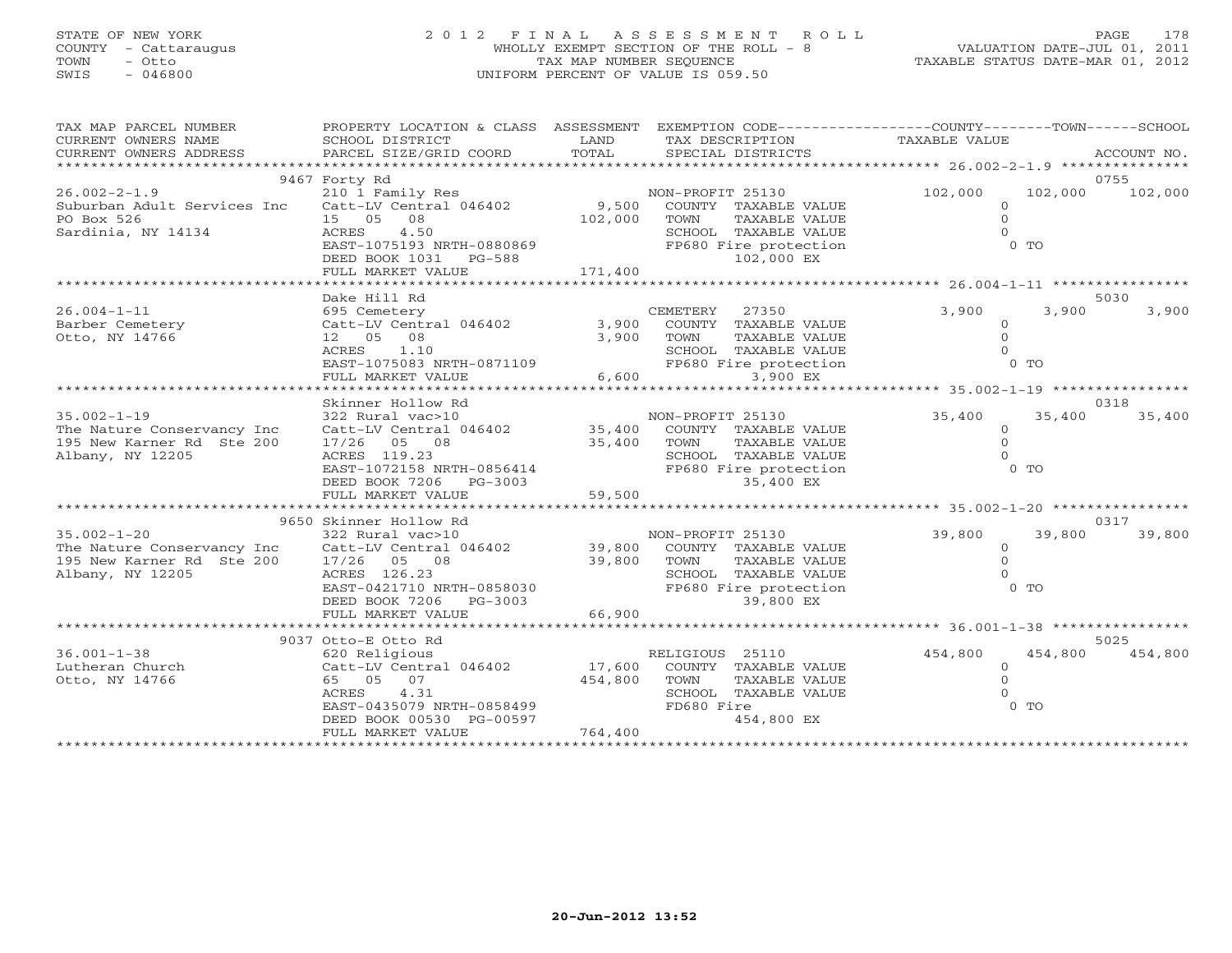STATE OF NEW YORK
COUNTY - Cattaraugus
TOWN - Otto
SWIS - 046800

# 2012 FINAL ASSESSMENT ROLL

WHOLLY EXEMPT SECTION OF THE ROLL - 8
TAX MAP NUMBER SEQUENCE
UNIFORM PERCENT OF VALUE IS 059.50

VALUATION DATE-JUL 01, 2011
TAXABLE STATUS DATE-MAR 01, 2012

| TAX MAP PARCEL NUMBER / CURRENT OWNERS NAME / CURRENT OWNERS ADDRESS | PROPERTY LOCATION & CLASS / SCHOOL DISTRICT / PARCEL SIZE/GRID COORD | ASSESSMENT LAND / TOTAL | EXEMPTION CODE / TAX DESCRIPTION / SPECIAL DISTRICTS | COUNTY TAXABLE VALUE | TOWN | SCHOOL / ACCOUNT NO. |
|---|---|---|---|---|---|---|
| **26.002-2-1.9** | 9467 Forty Rd | | | | | 0755 |
| Suburban Adult Services Inc | 210 1 Family Res | | NON-PROFIT 25130 | 102,000 | 102,000 | 102,000 |
| PO Box 526 | Catt-LV Central 046402 | 9,500 | COUNTY TAXABLE VALUE | 0 | | |
| Sardinia, NY 14134 | 15 05 08 | 102,000 | TOWN TAXABLE VALUE | 0 | | |
| | ACRES 4.50 | | SCHOOL TAXABLE VALUE | 0 | | |
| | EAST-1075193 NRTH-0880869 | | FP680 Fire protection | 0 TO | | |
| | DEED BOOK 1031 PG-588 | | 102,000 EX | | | |
| | FULL MARKET VALUE | 171,400 | | | | |
| **26.004-1-11** | Dake Hill Rd | | | | | 5030 |
| Barber Cemetery | 695 Cemetery | | CEMETERY 27350 | 3,900 | 3,900 | 3,900 |
| Otto, NY 14766 | Catt-LV Central 046402 | 3,900 | COUNTY TAXABLE VALUE | 0 | | |
| | 12 05 08 | 3,900 | TOWN TAXABLE VALUE | 0 | | |
| | ACRES 1.10 | | SCHOOL TAXABLE VALUE | 0 | | |
| | EAST-1075083 NRTH-0871109 | | FP680 Fire protection | 0 TO | | |
| | FULL MARKET VALUE | 6,600 | 3,900 EX | | | |
| **35.002-1-19** | Skinner Hollow Rd | | | | | 0318 |
| The Nature Conservancy Inc | 322 Rural vac>10 | | NON-PROFIT 25130 | 35,400 | 35,400 | 35,400 |
| 195 New Karner Rd Ste 200 | Catt-LV Central 046402 | 35,400 | COUNTY TAXABLE VALUE | 0 | | |
| Albany, NY 12205 | 17/26 05 08 | 35,400 | TOWN TAXABLE VALUE | 0 | | |
| | ACRES 119.23 | | SCHOOL TAXABLE VALUE | 0 | | |
| | EAST-1072158 NRTH-0856414 | | FP680 Fire protection | 0 TO | | |
| | DEED BOOK 7206 PG-3003 | | 35,400 EX | | | |
| | FULL MARKET VALUE | 59,500 | | | | |
| **35.002-1-20** | 9650 Skinner Hollow Rd | | | | | 0317 |
| The Nature Conservancy Inc | 322 Rural vac>10 | | NON-PROFIT 25130 | 39,800 | 39,800 | 39,800 |
| 195 New Karner Rd Ste 200 | Catt-LV Central 046402 | 39,800 | COUNTY TAXABLE VALUE | 0 | | |
| Albany, NY 12205 | 17/26 05 08 | 39,800 | TOWN TAXABLE VALUE | 0 | | |
| | ACRES 126.23 | | SCHOOL TAXABLE VALUE | 0 | | |
| | EAST-0421710 NRTH-0858030 | | FP680 Fire protection | 0 TO | | |
| | DEED BOOK 7206 PG-3003 | | 39,800 EX | | | |
| | FULL MARKET VALUE | 66,900 | | | | |
| **36.001-1-38** | 9037 Otto-E Otto Rd | | | | | 5025 |
| Lutheran Church | 620 Religious | | RELIGIOUS 25110 | 454,800 | 454,800 | 454,800 |
| Otto, NY 14766 | Catt-LV Central 046402 | 17,600 | COUNTY TAXABLE VALUE | 0 | | |
| | 65 05 07 | 454,800 | TOWN TAXABLE VALUE | 0 | | |
| | ACRES 4.31 | | SCHOOL TAXABLE VALUE | 0 | | |
| | EAST-0435079 NRTH-0858499 | | FD680 Fire | 0 TO | | |
| | DEED BOOK 00530 PG-00597 | | 454,800 EX | | | |
| | FULL MARKET VALUE | 764,400 | | | | |

20-Jun-2012 13:52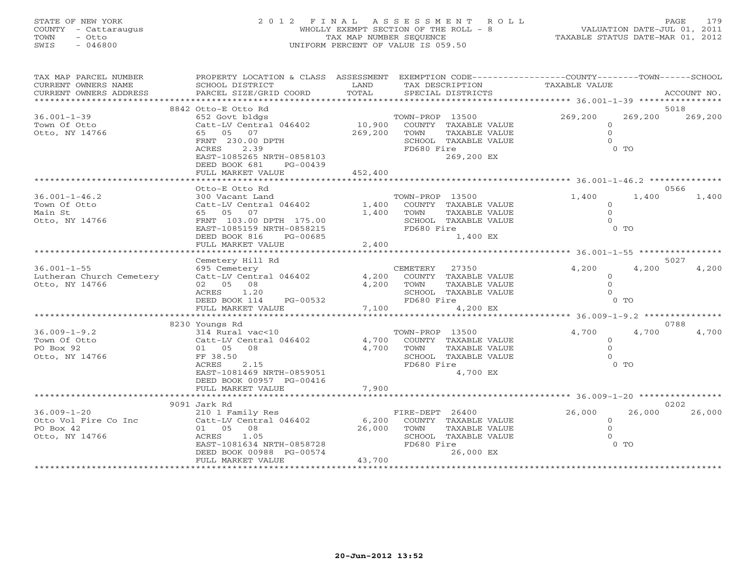STATE OF NEW YORK
COUNTY - Cattaraugus
TOWN - Otto
SWIS - 046800

2012 FINAL ASSESSMENT ROLL
WHOLLY EXEMPT SECTION OF THE ROLL - 8
TAX MAP NUMBER SEQUENCE
UNIFORM PERCENT OF VALUE IS 059.50

VALUATION DATE-JUL 01, 2011
TAXABLE STATUS DATE-MAR 01, 2012

| TAX MAP PARCEL NUMBER / CURRENT OWNERS NAME / CURRENT OWNERS ADDRESS | PROPERTY LOCATION & CLASS / SCHOOL DISTRICT / PARCEL SIZE/GRID COORD | ASSESSMENT LAND / TOTAL | EXEMPTION CODE / TAX DESCRIPTION / SPECIAL DISTRICTS | COUNTY TAXABLE VALUE | TOWN | SCHOOL | ACCOUNT NO. |
|---|---|---|---|---|---|---|---|
| 36.001-1-39 | 8842 Otto-E Otto Rd | | | | | | 5018 |
| Town Of Otto | 652 Govt bldgs | | TOWN-PROP 13500 | 269,200 | 269,200 | 269,200 | |
| Otto, NY 14766 | Catt-LV Central 046402 | 10,900 | COUNTY TAXABLE VALUE | 0 | | | |
| | 65 05 07 | 269,200 | TOWN TAXABLE VALUE | 0 | | | |
| | FRNT 230.00 DPTH | | SCHOOL TAXABLE VALUE | 0 | | | |
| | ACRES 2.39 | | FD680 Fire | 0 TO | | | |
| | EAST-1085265 NRTH-0858103 | | 269,200 EX | | | | |
| | DEED BOOK 681 PG-00439 | | | | | | |
| | FULL MARKET VALUE | 452,400 | | | | | |
| 36.001-1-46.2 | Otto-E Otto Rd | | | | | | 0566 |
| Town Of Otto | 300 Vacant Land | | TOWN-PROP 13500 | 1,400 | 1,400 | 1,400 | |
| Main St | Catt-LV Central 046402 | 1,400 | COUNTY TAXABLE VALUE | 0 | | | |
| Otto, NY 14766 | 65 05 07 | 1,400 | TOWN TAXABLE VALUE | 0 | | | |
| | FRNT 103.00 DPTH 175.00 | | SCHOOL TAXABLE VALUE | 0 | | | |
| | EAST-1085159 NRTH-0858215 | | FD680 Fire | 0 TO | | | |
| | DEED BOOK 816 PG-00685 | | 1,400 EX | | | | |
| | FULL MARKET VALUE | 2,400 | | | | | |
| 36.001-1-55 | Cemetery Hill Rd | | | | | | 5027 |
| Lutheran Church Cemetery | 695 Cemetery | | CEMETERY 27350 | 4,200 | 4,200 | 4,200 | |
| Otto, NY 14766 | Catt-LV Central 046402 | 4,200 | COUNTY TAXABLE VALUE | 0 | | | |
| | 02 05 08 | 4,200 | TOWN TAXABLE VALUE | 0 | | | |
| | ACRES 1.20 | | SCHOOL TAXABLE VALUE | 0 | | | |
| | DEED BOOK 114 PG-00532 | | FD680 Fire | 0 TO | | | |
| | FULL MARKET VALUE | 7,100 | 4,200 EX | | | | |
| 36.009-1-9.2 | 8230 Youngs Rd | | | | | | 0788 |
| Town Of Otto | 314 Rural vac<10 | | TOWN-PROP 13500 | 4,700 | 4,700 | 4,700 | |
| PO Box 92 | Catt-LV Central 046402 | 4,700 | COUNTY TAXABLE VALUE | 0 | | | |
| Otto, NY 14766 | 01 05 08 | 4,700 | TOWN TAXABLE VALUE | 0 | | | |
| | FF 38.50 | | SCHOOL TAXABLE VALUE | 0 | | | |
| | ACRES 2.15 | | FD680 Fire | 0 TO | | | |
| | EAST-1081469 NRTH-0859051 | | 4,700 EX | | | | |
| | DEED BOOK 00957 PG-00416 | | | | | | |
| | FULL MARKET VALUE | 7,900 | | | | | |
| 36.009-1-20 | 9091 Jark Rd | | | | | | 0202 |
| Otto Vol Fire Co Inc | 210 1 Family Res | | FIRE-DEPT 26400 | 26,000 | 26,000 | 26,000 | |
| PO Box 42 | Catt-LV Central 046402 | 6,200 | COUNTY TAXABLE VALUE | 0 | | | |
| Otto, NY 14766 | 01 05 08 | 26,000 | TOWN TAXABLE VALUE | 0 | | | |
| | ACRES 1.05 | | SCHOOL TAXABLE VALUE | 0 | | | |
| | EAST-1081634 NRTH-0858728 | | FD680 Fire | 0 TO | | | |
| | DEED BOOK 00988 PG-00574 | | 26,000 EX | | | | |
| | FULL MARKET VALUE | 43,700 | | | | | |

20-Jun-2012 13:52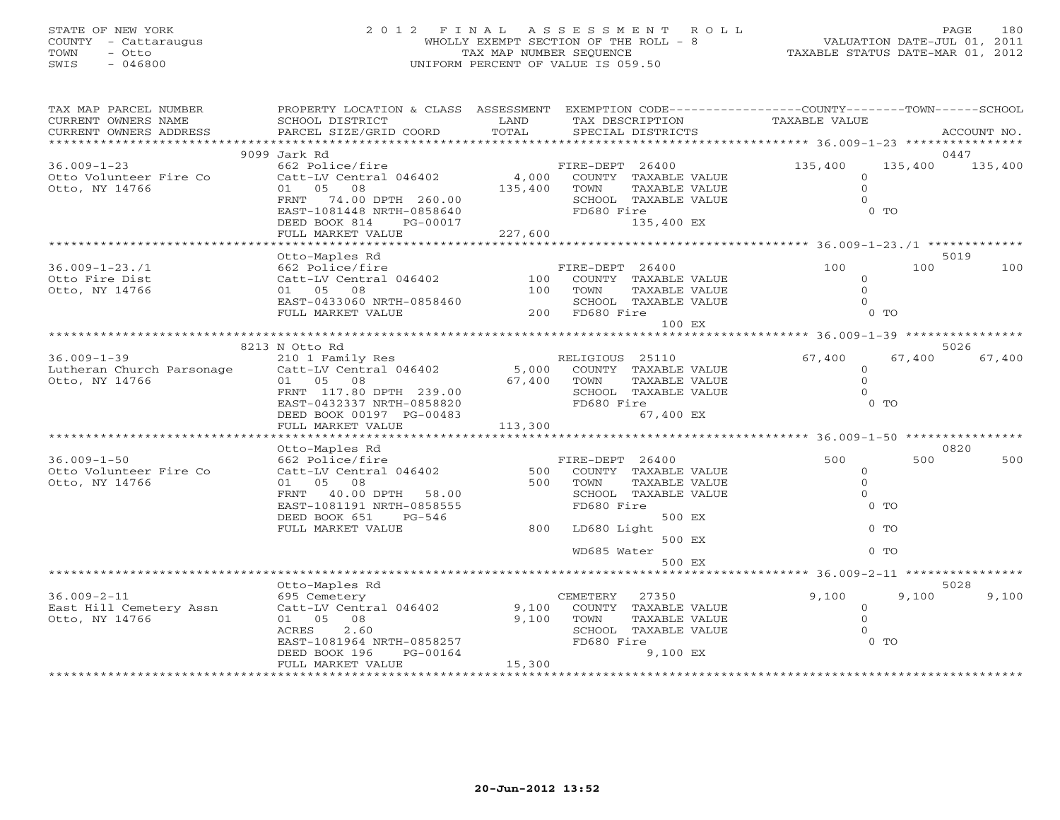STATE OF NEW YORK
COUNTY - Cattaraugus
TOWN - Otto
SWIS - 046800

2012 FINAL ASSESSMENT ROLL
WHOLLY EXEMPT SECTION OF THE ROLL - 8
TAX MAP NUMBER SEQUENCE
UNIFORM PERCENT OF VALUE IS 059.50

VALUATION DATE-JUL 01, 2011
TAXABLE STATUS DATE-MAR 01, 2012

| TAX MAP PARCEL NUMBER / CURRENT OWNERS NAME / CURRENT OWNERS ADDRESS | PROPERTY LOCATION & CLASS / SCHOOL DISTRICT / PARCEL SIZE/GRID COORD | ASSESSMENT LAND / TOTAL | EXEMPTION CODE / TAX DESCRIPTION / SPECIAL DISTRICTS | COUNTY | TOWN | SCHOOL / ACCOUNT NO. |
|---|---|---|---|---|---|---|
| **36.009-1-23** | 9099 Jark Rd | | | | | 0447 |
| 36.009-1-23 | 662 Police/fire | | FIRE-DEPT 26400 | 135,400 | 135,400 | 135,400 |
| Otto Volunteer Fire Co | Catt-LV Central 046402 | 4,000 | COUNTY TAXABLE VALUE | 0 | | |
| Otto, NY 14766 | 01 05 08 | 135,400 | TOWN TAXABLE VALUE | 0 | | |
| | FRNT 74.00 DPTH 260.00 | | SCHOOL TAXABLE VALUE | 0 | | |
| | EAST-1081448 NRTH-0858640 | | FD680 Fire | 0 TO | | |
| | DEED BOOK 814 PG-00017 | | 135,400 EX | | | |
| | FULL MARKET VALUE | 227,600 | | | | |
| **36.009-1-23./1** | Otto-Maples Rd | | | | | 5019 |
| 36.009-1-23./1 | 662 Police/fire | | FIRE-DEPT 26400 | 100 | 100 | 100 |
| Otto Fire Dist | Catt-LV Central 046402 | 100 | COUNTY TAXABLE VALUE | 0 | | |
| Otto, NY 14766 | 01 05 08 | 100 | TOWN TAXABLE VALUE | 0 | | |
| | EAST-0433060 NRTH-0858460 | | SCHOOL TAXABLE VALUE | 0 | | |
| | FULL MARKET VALUE | 200 | FD680 Fire | 0 TO | | |
| | | | 100 EX | | | |
| **36.009-1-39** | 8213 N Otto Rd | | | | | 5026 |
| 36.009-1-39 | 210 1 Family Res | | RELIGIOUS 25110 | 67,400 | 67,400 | 67,400 |
| Lutheran Church Parsonage | Catt-LV Central 046402 | 5,000 | COUNTY TAXABLE VALUE | 0 | | |
| Otto, NY 14766 | 01 05 08 | 67,400 | TOWN TAXABLE VALUE | 0 | | |
| | FRNT 117.80 DPTH 239.00 | | SCHOOL TAXABLE VALUE | 0 | | |
| | EAST-0432337 NRTH-0858820 | | FD680 Fire | 0 TO | | |
| | DEED BOOK 00197 PG-00483 | | 67,400 EX | | | |
| | FULL MARKET VALUE | 113,300 | | | | |
| **36.009-1-50** | Otto-Maples Rd | | | | | 0820 |
| 36.009-1-50 | 662 Police/fire | | FIRE-DEPT 26400 | 500 | 500 | 500 |
| Otto Volunteer Fire Co | Catt-LV Central 046402 | 500 | COUNTY TAXABLE VALUE | 0 | | |
| Otto, NY 14766 | 01 05 08 | 500 | TOWN TAXABLE VALUE | 0 | | |
| | FRNT 40.00 DPTH 58.00 | | SCHOOL TAXABLE VALUE | 0 | | |
| | EAST-1081191 NRTH-0858555 | | FD680 Fire | 0 TO | | |
| | DEED BOOK 651 PG-546 | | 500 EX | | | |
| | FULL MARKET VALUE | 800 | LD680 Light | 0 TO | | |
| | | | 500 EX | | | |
| | | | WD685 Water | 0 TO | | |
| | | | 500 EX | | | |
| **36.009-2-11** | Otto-Maples Rd | | | | | 5028 |
| 36.009-2-11 | 695 Cemetery | | CEMETERY 27350 | 9,100 | 9,100 | 9,100 |
| East Hill Cemetery Assn | Catt-LV Central 046402 | 9,100 | COUNTY TAXABLE VALUE | 0 | | |
| Otto, NY 14766 | 01 05 08 | 9,100 | TOWN TAXABLE VALUE | 0 | | |
| | ACRES 2.60 | | SCHOOL TAXABLE VALUE | 0 | | |
| | EAST-1081964 NRTH-0858257 | | FD680 Fire | 0 TO | | |
| | DEED BOOK 196 PG-00164 | | 9,100 EX | | | |
| | FULL MARKET VALUE | 15,300 | | | | |

20-Jun-2012 13:52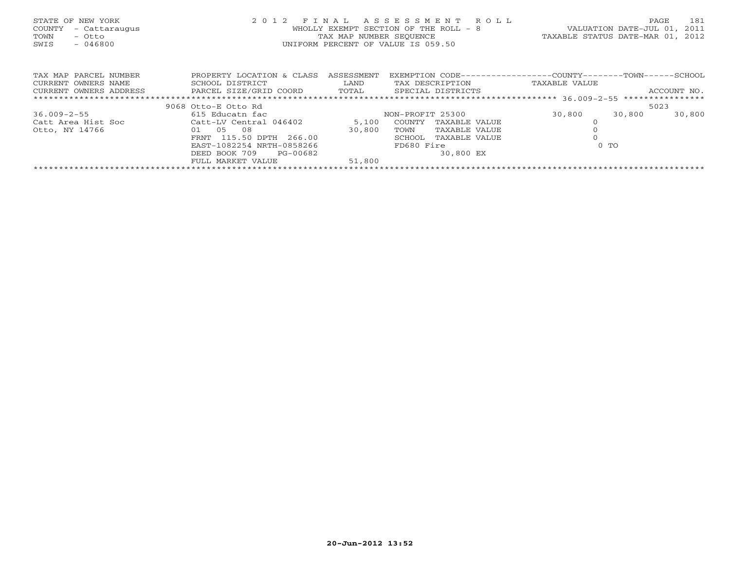STATE OF NEW YORK
COUNTY - Cattaraugus
TOWN - Otto
SWIS - 046800

2 0 1 2 F I N A L A S S E S S M E N T R O L L
WHOLLY EXEMPT SECTION OF THE ROLL - 8
TAX MAP NUMBER SEQUENCE
UNIFORM PERCENT OF VALUE IS 059.50

VALUATION DATE-JUL 01, 2011
TAXABLE STATUS DATE-MAR 01, 2012

| TAX MAP PARCEL NUMBER<br>CURRENT OWNERS NAME<br>CURRENT OWNERS ADDRESS | PROPERTY LOCATION & CLASS<br>SCHOOL DISTRICT<br>PARCEL SIZE/GRID COORD | ASSESSMENT<br>LAND<br>TOTAL | EXEMPTION CODE<br>TAX DESCRIPTION<br>SPECIAL DISTRICTS | COUNTY<br>TAXABLE VALUE | TOWN | SCHOOL<br>ACCOUNT NO. |
|---|---|---|---|---|---|---|
| | 9068 Otto-E Otto Rd | | | | | 5023 |
| 36.009-2-55 | 615 Educatn fac | | NON-PROFIT 25300 | 30,800 | 30,800 | 30,800 |
| Catt Area Hist Soc | Catt-LV Central 046402 | 5,100 | COUNTY TAXABLE VALUE | 0 | | |
| Otto, NY 14766 | 01 05 08 | 30,800 | TOWN TAXABLE VALUE | 0 | | |
| | FRNT 115.50 DPTH 266.00 | | SCHOOL TAXABLE VALUE | 0 | | |
| | EAST-1082254 NRTH-0858266 | | FD680 Fire | 0 TO | | |
| | DEED BOOK 709 PG-00682 | | 30,800 EX | | | |
| | FULL MARKET VALUE | 51,800 | | | | |

20-Jun-2012 13:52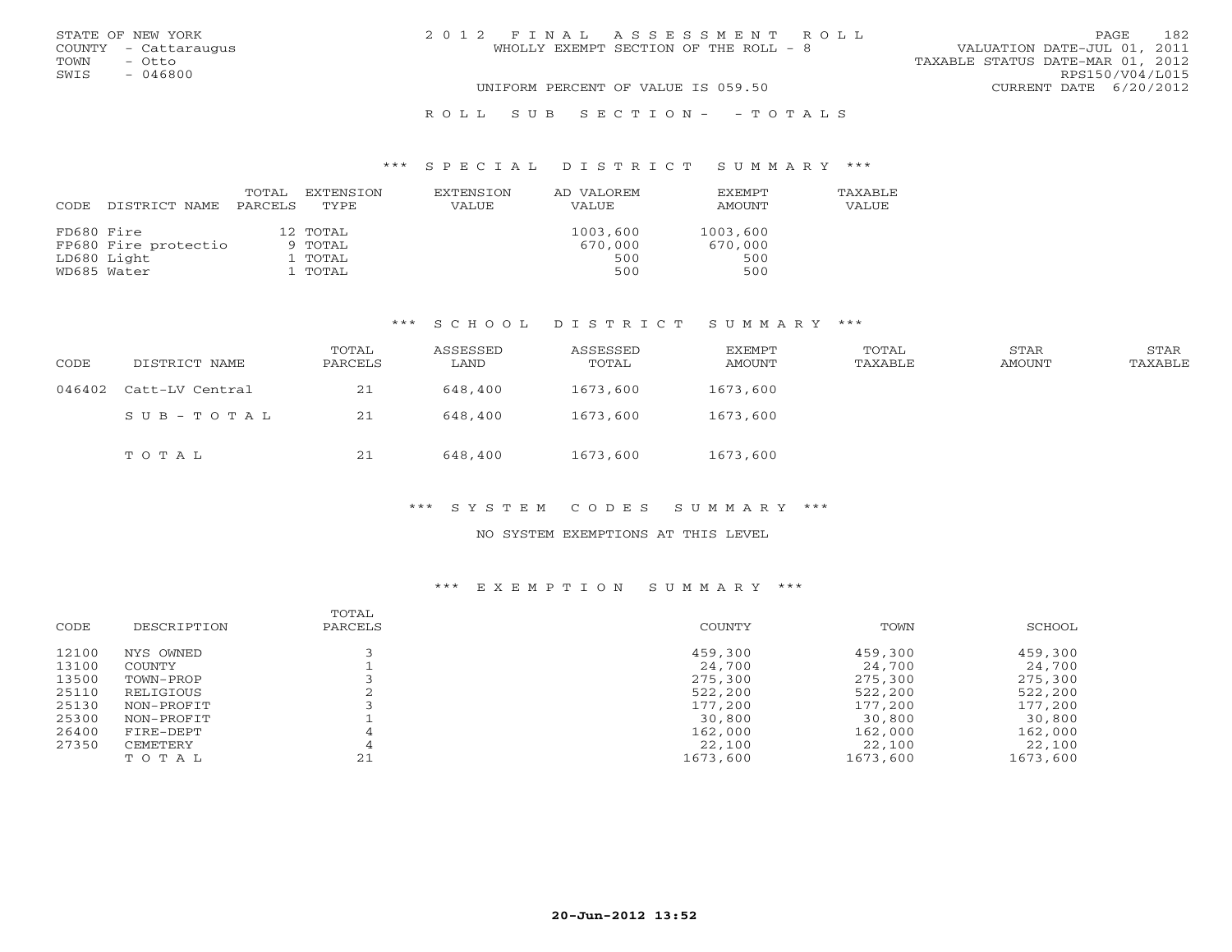STATE OF NEW YORK
COUNTY - Cattaraugus
TOWN - Otto
SWIS - 046800

2012 FINAL ASSESSMENT ROLL
WHOLLY EXEMPT SECTION OF THE ROLL - 8

VALUATION DATE-JUL 01, 2011
TAXABLE STATUS DATE-MAR 01, 2012
RPS150/V04/L015
CURRENT DATE 6/20/2012

UNIFORM PERCENT OF VALUE IS 059.50

ROLL SUB SECTION- - TOTALS

### *** SPECIAL DISTRICT SUMMARY ***

| CODE | DISTRICT NAME | TOTAL PARCELS | EXTENSION TYPE | EXTENSION VALUE | AD VALOREM VALUE | EXEMPT AMOUNT | TAXABLE VALUE |
|---|---|---|---|---|---|---|---|
| FD680 | Fire | 12 | TOTAL | | 1003,600 | 1003,600 | |
| FP680 | Fire protectio | 9 | TOTAL | | 670,000 | 670,000 | |
| LD680 | Light | 1 | TOTAL | | 500 | 500 | |
| WD685 | Water | 1 | TOTAL | | 500 | 500 | |

### *** SCHOOL DISTRICT SUMMARY ***

| CODE | DISTRICT NAME | TOTAL PARCELS | ASSESSED LAND | ASSESSED TOTAL | EXEMPT AMOUNT | TOTAL TAXABLE | STAR AMOUNT | STAR TAXABLE |
|---|---|---|---|---|---|---|---|---|
| 046402 | Catt-LV Central | 21 | 648,400 | 1673,600 | 1673,600 | | | |
| | SUB-TOTAL | 21 | 648,400 | 1673,600 | 1673,600 | | | |
| | TOTAL | 21 | 648,400 | 1673,600 | 1673,600 | | | |

### *** SYSTEM CODES SUMMARY ***

NO SYSTEM EXEMPTIONS AT THIS LEVEL

### *** EXEMPTION SUMMARY ***

| CODE | DESCRIPTION | TOTAL PARCELS | COUNTY | TOWN | SCHOOL |
|---|---|---|---|---|---|
| 12100 | NYS OWNED | 3 | 459,300 | 459,300 | 459,300 |
| 13100 | COUNTY | 1 | 24,700 | 24,700 | 24,700 |
| 13500 | TOWN-PROP | 3 | 275,300 | 275,300 | 275,300 |
| 25110 | RELIGIOUS | 2 | 522,200 | 522,200 | 522,200 |
| 25130 | NON-PROFIT | 3 | 177,200 | 177,200 | 177,200 |
| 25300 | NON-PROFIT | 1 | 30,800 | 30,800 | 30,800 |
| 26400 | FIRE-DEPT | 4 | 162,000 | 162,000 | 162,000 |
| 27350 | CEMETERY | 4 | 22,100 | 22,100 | 22,100 |
| | TOTAL | 21 | 1673,600 | 1673,600 | 1673,600 |

20-Jun-2012 13:52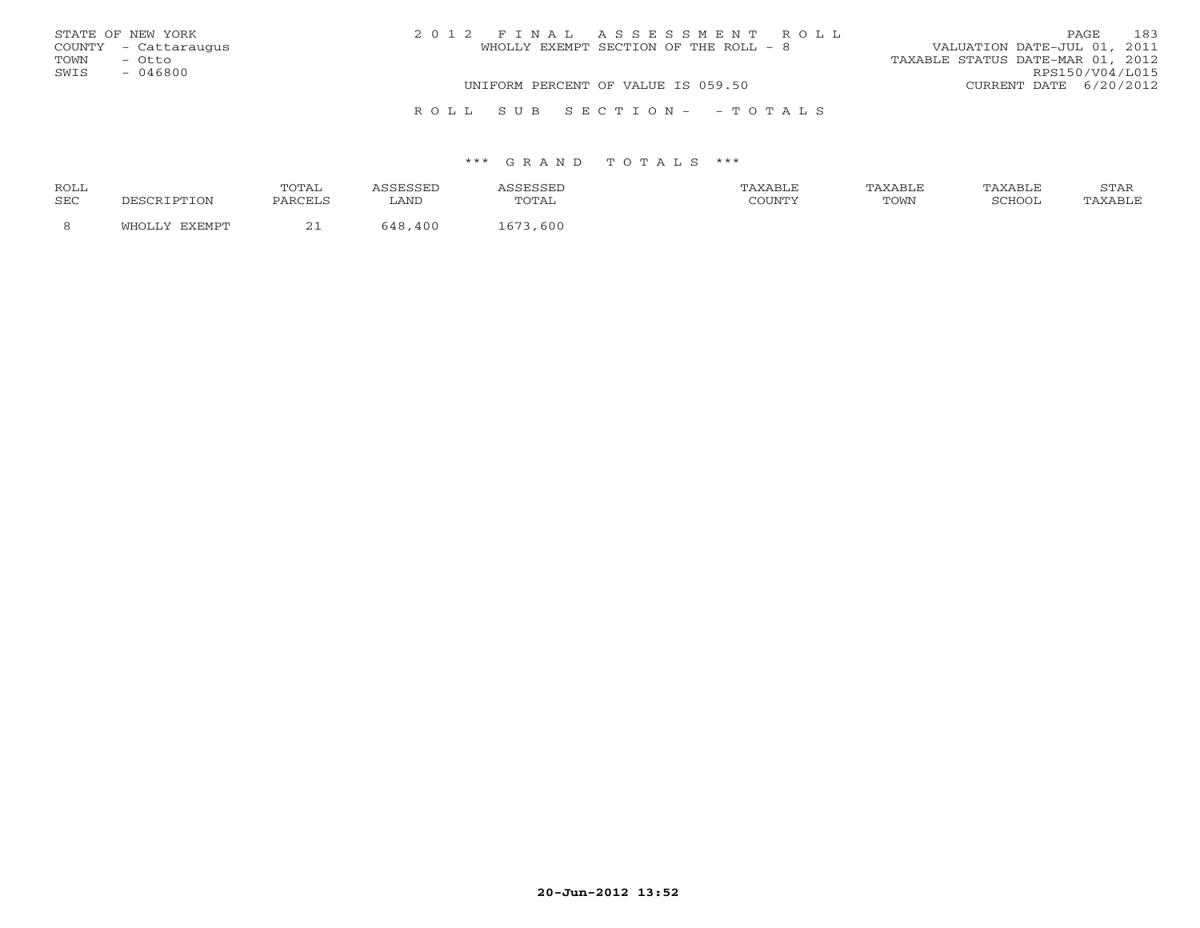STATE OF NEW YORK
COUNTY - Cattaraugus
TOWN - Otto
SWIS - 046800

2 0 1 2 F I N A L A S S E S S M E N T R O L L
WHOLLY EXEMPT SECTION OF THE ROLL - 8

VALUATION DATE-JUL 01, 2011
TAXABLE STATUS DATE-MAR 01, 2012
RPS150/V04/L015

UNIFORM PERCENT OF VALUE IS 059.50

CURRENT DATE 6/20/2012

R O L L S U B S E C T I O N - - T O T A L S

*** G R A N D T O T A L S ***

| ROLL SEC | DESCRIPTION | TOTAL PARCELS | ASSESSED LAND | ASSESSED TOTAL | TAXABLE COUNTY | TAXABLE TOWN | TAXABLE SCHOOL | STAR TAXABLE |
|---|---|---|---|---|---|---|---|---|
| 8 | WHOLLY EXEMPT | 21 | 648,400 | 1673,600 | | | | |

20-Jun-2012 13:52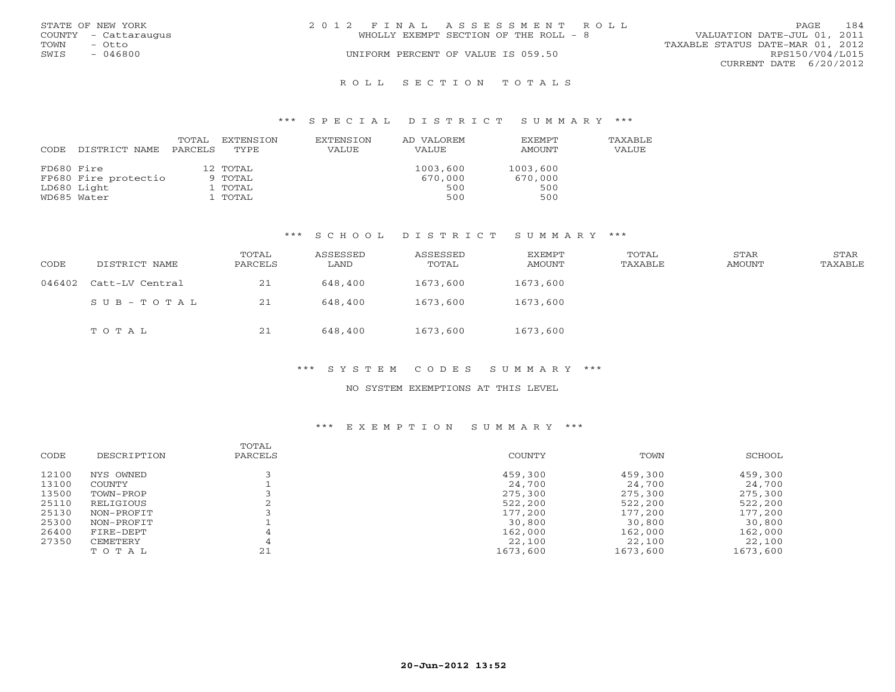STATE OF NEW YORK
COUNTY - Cattaraugus
TOWN - Otto
SWIS - 046800

2 0 1 2 F I N A L A S S E S S M E N T R O L L
WHOLLY EXEMPT SECTION OF THE ROLL - 8
UNIFORM PERCENT OF VALUE IS 059.50

VALUATION DATE-JUL 01, 2011
TAXABLE STATUS DATE-MAR 01, 2012
RPS150/V04/L015
CURRENT DATE 6/20/2012

## R O L L S E C T I O N T O T A L S

### *** S P E C I A L D I S T R I C T S U M M A R Y ***

| CODE | DISTRICT NAME | TOTAL PARCELS | EXTENSION TYPE | EXTENSION VALUE | AD VALOREM VALUE | EXEMPT AMOUNT | TAXABLE VALUE |
|---|---|---|---|---|---|---|---|
| FD680 | Fire | 12 | TOTAL | | 1003,600 | 1003,600 | |
| FP680 | Fire protectio | 9 | TOTAL | | 670,000 | 670,000 | |
| LD680 | Light | 1 | TOTAL | | 500 | 500 | |
| WD685 | Water | 1 | TOTAL | | 500 | 500 | |

### *** S C H O O L D I S T R I C T S U M M A R Y ***

| CODE | DISTRICT NAME | TOTAL PARCELS | ASSESSED LAND | ASSESSED TOTAL | EXEMPT AMOUNT | TOTAL TAXABLE | STAR AMOUNT | STAR TAXABLE |
|---|---|---|---|---|---|---|---|---|
| 046402 | Catt-LV Central | 21 | 648,400 | 1673,600 | 1673,600 | | | |
| | S U B - T O T A L | 21 | 648,400 | 1673,600 | 1673,600 | | | |
| | T O T A L | 21 | 648,400 | 1673,600 | 1673,600 | | | |

### *** S Y S T E M C O D E S S U M M A R Y ***

NO SYSTEM EXEMPTIONS AT THIS LEVEL

### *** E X E M P T I O N S U M M A R Y ***

| CODE | DESCRIPTION | TOTAL PARCELS | COUNTY | TOWN | SCHOOL |
|---|---|---|---|---|---|
| 12100 | NYS OWNED | 3 | 459,300 | 459,300 | 459,300 |
| 13100 | COUNTY | 1 | 24,700 | 24,700 | 24,700 |
| 13500 | TOWN-PROP | 3 | 275,300 | 275,300 | 275,300 |
| 25110 | RELIGIOUS | 2 | 522,200 | 522,200 | 522,200 |
| 25130 | NON-PROFIT | 3 | 177,200 | 177,200 | 177,200 |
| 25300 | NON-PROFIT | 1 | 30,800 | 30,800 | 30,800 |
| 26400 | FIRE-DEPT | 4 | 162,000 | 162,000 | 162,000 |
| 27350 | CEMETERY | 4 | 22,100 | 22,100 | 22,100 |
| | T O T A L | 21 | 1673,600 | 1673,600 | 1673,600 |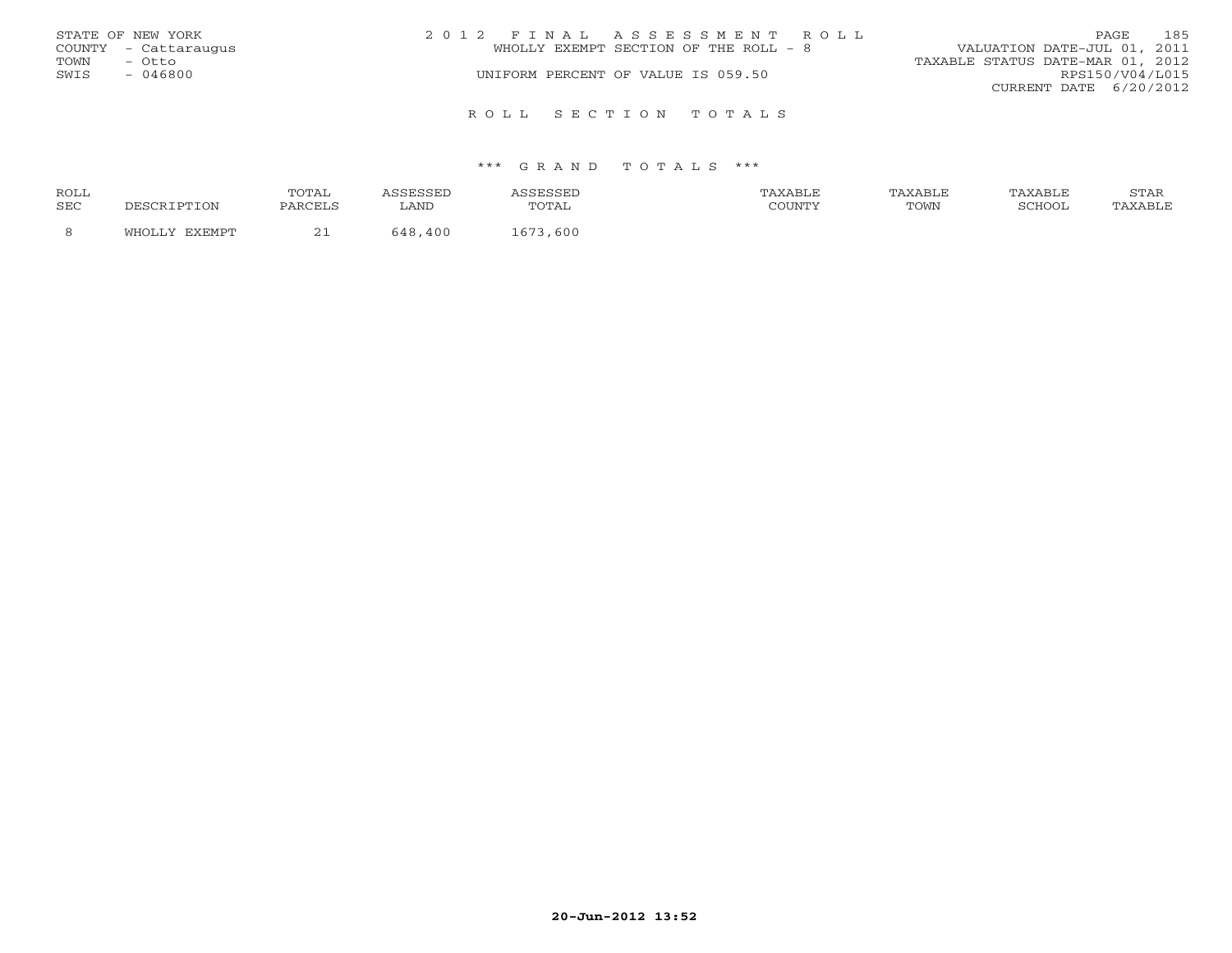STATE OF NEW YORK
COUNTY - Cattaraugus
TOWN - Otto
SWIS - 046800

2 0 1 2 F I N A L A S S E S S M E N T R O L L
WHOLLY EXEMPT SECTION OF THE ROLL - 8
UNIFORM PERCENT OF VALUE IS 059.50

VALUATION DATE-JUL 01, 2011
TAXABLE STATUS DATE-MAR 01, 2012
RPS150/V04/L015
CURRENT DATE 6/20/2012

R O L L S E C T I O N T O T A L S

\*\*\* G R A N D T O T A L S \*\*\*

| ROLL SEC | DESCRIPTION | TOTAL PARCELS | ASSESSED LAND | ASSESSED TOTAL | TAXABLE COUNTY | TAXABLE TOWN | TAXABLE SCHOOL | STAR TAXABLE |
|---|---|---|---|---|---|---|---|---|
| 8 | WHOLLY EXEMPT | 21 | 648,400 | 1673,600 | | | | |

20-Jun-2012 13:52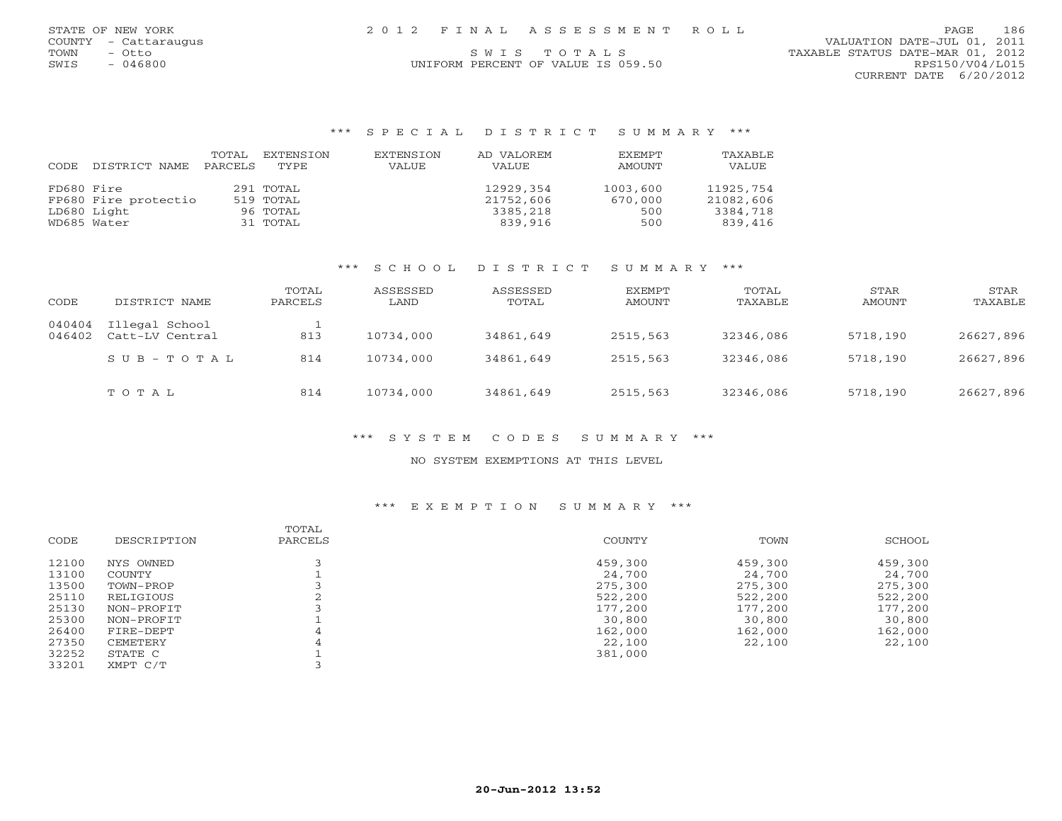STATE OF NEW YORK
COUNTY - Cattaraugus
TOWN - Otto
SWIS - 046800

2 0 1 2 F I N A L A S S E S S M E N T R O L L

S W I S T O T A L S

UNIFORM PERCENT OF VALUE IS 059.50

VALUATION DATE-JUL 01, 2011
TAXABLE STATUS DATE-MAR 01, 2012
RPS150/V04/L015
CURRENT DATE 6/20/2012

## *** S P E C I A L D I S T R I C T S U M M A R Y ***

| CODE | DISTRICT NAME | TOTAL PARCELS | EXTENSION TYPE | EXTENSION VALUE | AD VALOREM VALUE | EXEMPT AMOUNT | TAXABLE VALUE |
|---|---|---|---|---|---|---|---|
| FD680 | Fire | 291 | TOTAL | | 12929,354 | 1003,600 | 11925,754 |
| FP680 | Fire protectio | 519 | TOTAL | | 21752,606 | 670,000 | 21082,606 |
| LD680 | Light | 96 | TOTAL | | 3385,218 | 500 | 3384,718 |
| WD685 | Water | 31 | TOTAL | | 839,916 | 500 | 839,416 |

## *** S C H O O L D I S T R I C T S U M M A R Y ***

| CODE | DISTRICT NAME | TOTAL PARCELS | ASSESSED LAND | ASSESSED TOTAL | EXEMPT AMOUNT | TOTAL TAXABLE | STAR AMOUNT | STAR TAXABLE |
|---|---|---|---|---|---|---|---|---|
| 040404 | Illegal School | 1 | | | | | | |
| 046402 | Catt-LV Central | 813 | 10734,000 | 34861,649 | 2515,563 | 32346,086 | 5718,190 | 26627,896 |
| | S U B - T O T A L | 814 | 10734,000 | 34861,649 | 2515,563 | 32346,086 | 5718,190 | 26627,896 |
| | T O T A L | 814 | 10734,000 | 34861,649 | 2515,563 | 32346,086 | 5718,190 | 26627,896 |

## *** S Y S T E M C O D E S S U M M A R Y ***

NO SYSTEM EXEMPTIONS AT THIS LEVEL

## *** E X E M P T I O N S U M M A R Y ***

| CODE | DESCRIPTION | TOTAL PARCELS | COUNTY | TOWN | SCHOOL |
|---|---|---|---|---|---|
| 12100 | NYS OWNED | 3 | 459,300 | 459,300 | 459,300 |
| 13100 | COUNTY | 1 | 24,700 | 24,700 | 24,700 |
| 13500 | TOWN-PROP | 3 | 275,300 | 275,300 | 275,300 |
| 25110 | RELIGIOUS | 2 | 522,200 | 522,200 | 522,200 |
| 25130 | NON-PROFIT | 3 | 177,200 | 177,200 | 177,200 |
| 25300 | NON-PROFIT | 1 | 30,800 | 30,800 | 30,800 |
| 26400 | FIRE-DEPT | 4 | 162,000 | 162,000 | 162,000 |
| 27350 | CEMETERY | 4 | 22,100 | 22,100 | 22,100 |
| 32252 | STATE C | 1 | 381,000 | | |
| 33201 | XMPT C/T | 3 | | | |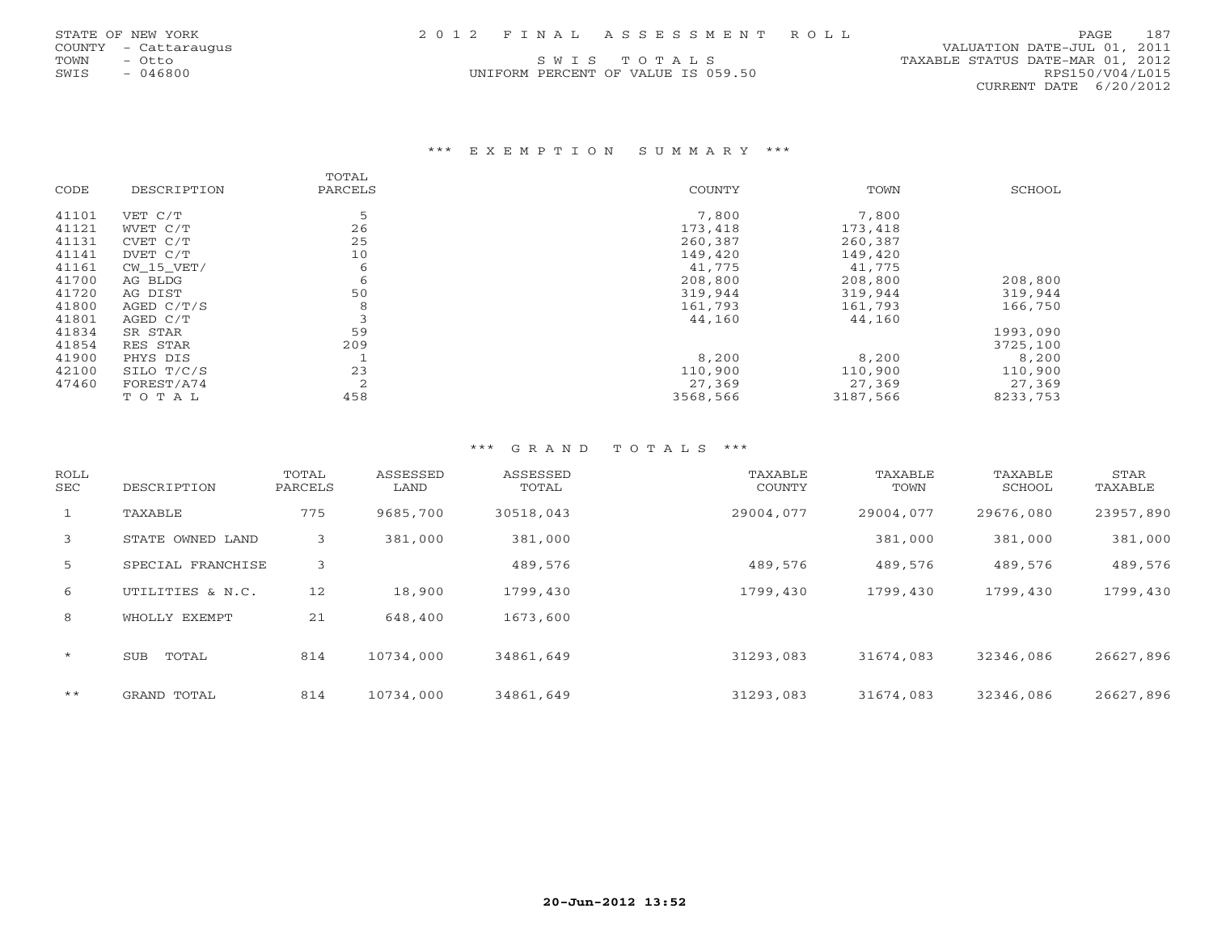STATE OF NEW YORK
COUNTY - Cattaraugus
TOWN - Otto
SWIS - 046800

2012 FINAL ASSESSMENT ROLL

SWIS TOTALS

UNIFORM PERCENT OF VALUE IS 059.50

VALUATION DATE-JUL 01, 2011
TAXABLE STATUS DATE-MAR 01, 2012
RPS150/V04/L015
CURRENT DATE 6/20/2012

## *** EXEMPTION SUMMARY ***

| CODE | DESCRIPTION | TOTAL PARCELS | COUNTY | TOWN | SCHOOL |
|---|---|---|---|---|---|
| 41101 | VET C/T | 5 | 7,800 | 7,800 | |
| 41121 | WVET C/T | 26 | 173,418 | 173,418 | |
| 41131 | CVET C/T | 25 | 260,387 | 260,387 | |
| 41141 | DVET C/T | 10 | 149,420 | 149,420 | |
| 41161 | CW_15_VET/ | 6 | 41,775 | 41,775 | |
| 41700 | AG BLDG | 6 | 208,800 | 208,800 | 208,800 |
| 41720 | AG DIST | 50 | 319,944 | 319,944 | 319,944 |
| 41800 | AGED C/T/S | 8 | 161,793 | 161,793 | 166,750 |
| 41801 | AGED C/T | 3 | 44,160 | 44,160 | |
| 41834 | SR STAR | 59 | | | 1993,090 |
| 41854 | RES STAR | 209 | | | 3725,100 |
| 41900 | PHYS DIS | 1 | 8,200 | 8,200 | 8,200 |
| 42100 | SILO T/C/S | 23 | 110,900 | 110,900 | 110,900 |
| 47460 | FOREST/A74 | 2 | 27,369 | 27,369 | 27,369 |
| | TOTAL | 458 | 3568,566 | 3187,566 | 8233,753 |

## *** GRAND TOTALS ***

| ROLL SEC | DESCRIPTION | TOTAL PARCELS | ASSESSED LAND | ASSESSED TOTAL | TAXABLE COUNTY | TAXABLE TOWN | TAXABLE SCHOOL | STAR TAXABLE |
|---|---|---|---|---|---|---|---|---|
| 1 | TAXABLE | 775 | 9685,700 | 30518,043 | 29004,077 | 29004,077 | 29676,080 | 23957,890 |
| 3 | STATE OWNED LAND | 3 | 381,000 | 381,000 | | 381,000 | 381,000 | 381,000 |
| 5 | SPECIAL FRANCHISE | 3 | | 489,576 | 489,576 | 489,576 | 489,576 | 489,576 |
| 6 | UTILITIES & N.C. | 12 | 18,900 | 1799,430 | 1799,430 | 1799,430 | 1799,430 | 1799,430 |
| 8 | WHOLLY EXEMPT | 21 | 648,400 | 1673,600 | | | | |
| * | SUB TOTAL | 814 | 10734,000 | 34861,649 | 31293,083 | 31674,083 | 32346,086 | 26627,896 |
| ** | GRAND TOTAL | 814 | 10734,000 | 34861,649 | 31293,083 | 31674,083 | 32346,086 | 26627,896 |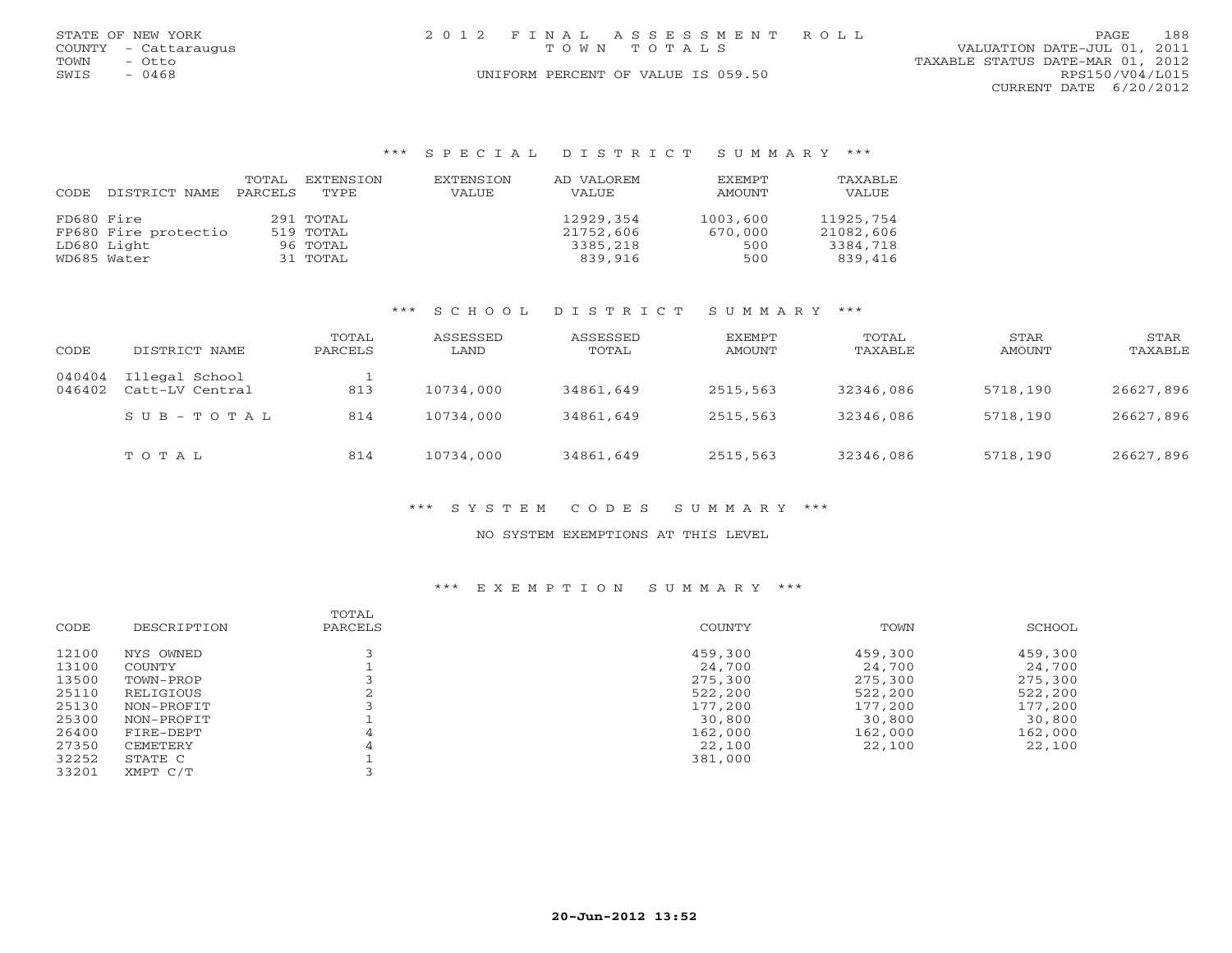STATE OF NEW YORK
COUNTY - Cattaraugus
TOWN - Otto
SWIS - 0468

# 2012 FINAL ASSESSMENT ROLL
TOWN TOTALS

UNIFORM PERCENT OF VALUE IS 059.50

VALUATION DATE-JUL 01, 2011
TAXABLE STATUS DATE-MAR 01, 2012
RPS150/V04/L015
CURRENT DATE 6/20/2012

## *** SPECIAL DISTRICT SUMMARY ***

| CODE | DISTRICT NAME | TOTAL PARCELS | EXTENSION TYPE | EXTENSION VALUE | AD VALOREM VALUE | EXEMPT AMOUNT | TAXABLE VALUE |
|---|---|---|---|---|---|---|---|
| FD680 | Fire | 291 | TOTAL | | 12929,354 | 1003,600 | 11925,754 |
| FP680 | Fire protectio | 519 | TOTAL | | 21752,606 | 670,000 | 21082,606 |
| LD680 | Light | 96 | TOTAL | | 3385,218 | 500 | 3384,718 |
| WD685 | Water | 31 | TOTAL | | 839,916 | 500 | 839,416 |

## *** SCHOOL DISTRICT SUMMARY ***

| CODE | DISTRICT NAME | TOTAL PARCELS | ASSESSED LAND | ASSESSED TOTAL | EXEMPT AMOUNT | TOTAL TAXABLE | STAR AMOUNT | STAR TAXABLE |
|---|---|---|---|---|---|---|---|---|
| 040404 | Illegal School | 1 | | | | | | |
| 046402 | Catt-LV Central | 813 | 10734,000 | 34861,649 | 2515,563 | 32346,086 | 5718,190 | 26627,896 |
| | SUB-TOTAL | 814 | 10734,000 | 34861,649 | 2515,563 | 32346,086 | 5718,190 | 26627,896 |
| | TOTAL | 814 | 10734,000 | 34861,649 | 2515,563 | 32346,086 | 5718,190 | 26627,896 |

## *** SYSTEM CODES SUMMARY ***

NO SYSTEM EXEMPTIONS AT THIS LEVEL

## *** EXEMPTION SUMMARY ***

| CODE | DESCRIPTION | TOTAL PARCELS | COUNTY | TOWN | SCHOOL |
|---|---|---|---|---|---|
| 12100 | NYS OWNED | 3 | 459,300 | 459,300 | 459,300 |
| 13100 | COUNTY | 1 | 24,700 | 24,700 | 24,700 |
| 13500 | TOWN-PROP | 3 | 275,300 | 275,300 | 275,300 |
| 25110 | RELIGIOUS | 2 | 522,200 | 522,200 | 522,200 |
| 25130 | NON-PROFIT | 3 | 177,200 | 177,200 | 177,200 |
| 25300 | NON-PROFIT | 1 | 30,800 | 30,800 | 30,800 |
| 26400 | FIRE-DEPT | 4 | 162,000 | 162,000 | 162,000 |
| 27350 | CEMETERY | 4 | 22,100 | 22,100 | 22,100 |
| 32252 | STATE C | 1 | 381,000 | | |
| 33201 | XMPT C/T | 3 | | | |

20-Jun-2012 13:52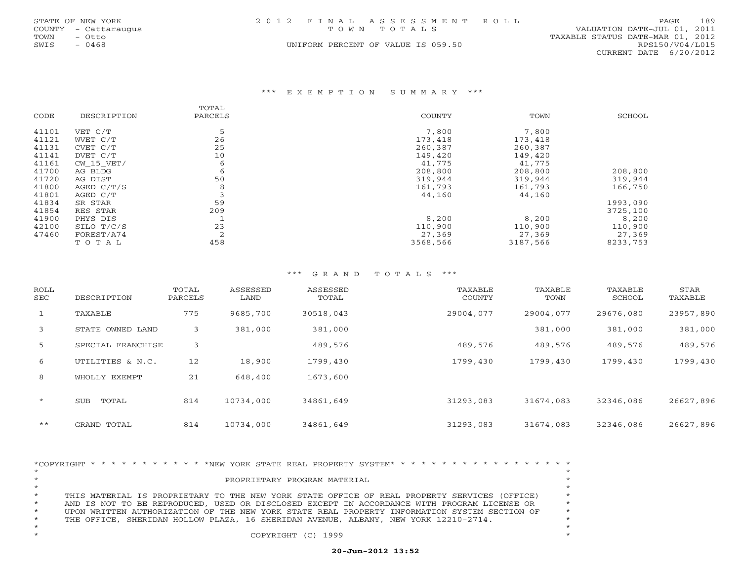STATE OF NEW YORK
COUNTY - Cattaraugus
TOWN - Otto
SWIS - 0468

2012 FINAL ASSESSMENT ROLL
TOWN TOTALS
UNIFORM PERCENT OF VALUE IS 059.50

VALUATION DATE-JUL 01, 2011
TAXABLE STATUS DATE-MAR 01, 2012
RPS150/V04/L015
CURRENT DATE 6/20/2012

## *** EXEMPTION SUMMARY ***

| CODE | DESCRIPTION | TOTAL PARCELS | COUNTY | TOWN | SCHOOL |
|---|---|---|---|---|---|
| 41101 | VET C/T | 5 | 7,800 | 7,800 | |
| 41121 | WVET C/T | 26 | 173,418 | 173,418 | |
| 41131 | CVET C/T | 25 | 260,387 | 260,387 | |
| 41141 | DVET C/T | 10 | 149,420 | 149,420 | |
| 41161 | CW_15_VET/ | 6 | 41,775 | 41,775 | |
| 41700 | AG BLDG | 6 | 208,800 | 208,800 | 208,800 |
| 41720 | AG DIST | 50 | 319,944 | 319,944 | 319,944 |
| 41800 | AGED C/T/S | 8 | 161,793 | 161,793 | 166,750 |
| 41801 | AGED C/T | 3 | 44,160 | 44,160 | |
| 41834 | SR STAR | 59 | | | 1993,090 |
| 41854 | RES STAR | 209 | | | 3725,100 |
| 41900 | PHYS DIS | 1 | 8,200 | 8,200 | 8,200 |
| 42100 | SILO T/C/S | 23 | 110,900 | 110,900 | 110,900 |
| 47460 | FOREST/A74 | 2 | 27,369 | 27,369 | 27,369 |
| | TOTAL | 458 | 3568,566 | 3187,566 | 8233,753 |

## *** GRAND TOTALS ***

| ROLL SEC | DESCRIPTION | TOTAL PARCELS | ASSESSED LAND | ASSESSED TOTAL | TAXABLE COUNTY | TAXABLE TOWN | TAXABLE SCHOOL | STAR TAXABLE |
|---|---|---|---|---|---|---|---|---|
| 1 | TAXABLE | 775 | 9685,700 | 30518,043 | 29004,077 | 29004,077 | 29676,080 | 23957,890 |
| 3 | STATE OWNED LAND | 3 | 381,000 | 381,000 | | 381,000 | 381,000 | 381,000 |
| 5 | SPECIAL FRANCHISE | 3 | | 489,576 | 489,576 | 489,576 | 489,576 | 489,576 |
| 6 | UTILITIES & N.C. | 12 | 18,900 | 1799,430 | 1799,430 | 1799,430 | 1799,430 | 1799,430 |
| 8 | WHOLLY EXEMPT | 21 | 648,400 | 1673,600 | | | | |
| * | SUB TOTAL | 814 | 10734,000 | 34861,649 | 31293,083 | 31674,083 | 32346,086 | 26627,896 |
| ** | GRAND TOTAL | 814 | 10734,000 | 34861,649 | 31293,083 | 31674,083 | 32346,086 | 26627,896 |

*COPYRIGHT * * * * * * * * * * * *NEW YORK STATE REAL PROPERTY SYSTEM* * * * * * * * * * * * * * * * * * *

PROPRIETARY PROGRAM MATERIAL

THIS MATERIAL IS PROPRIETARY TO THE NEW YORK STATE OFFICE OF REAL PROPERTY SERVICES (OFFICE) AND IS NOT TO BE REPRODUCED, USED OR DISCLOSED EXCEPT IN ACCORDANCE WITH PROGRAM LICENSE OR UPON WRITTEN AUTHORIZATION OF THE NEW YORK STATE REAL PROPERTY INFORMATION SYSTEM SECTION OF THE OFFICE, SHERIDAN HOLLOW PLAZA, 16 SHERIDAN AVENUE, ALBANY, NEW YORK 12210-2714.

COPYRIGHT (C) 1999

**20-Jun-2012 13:52**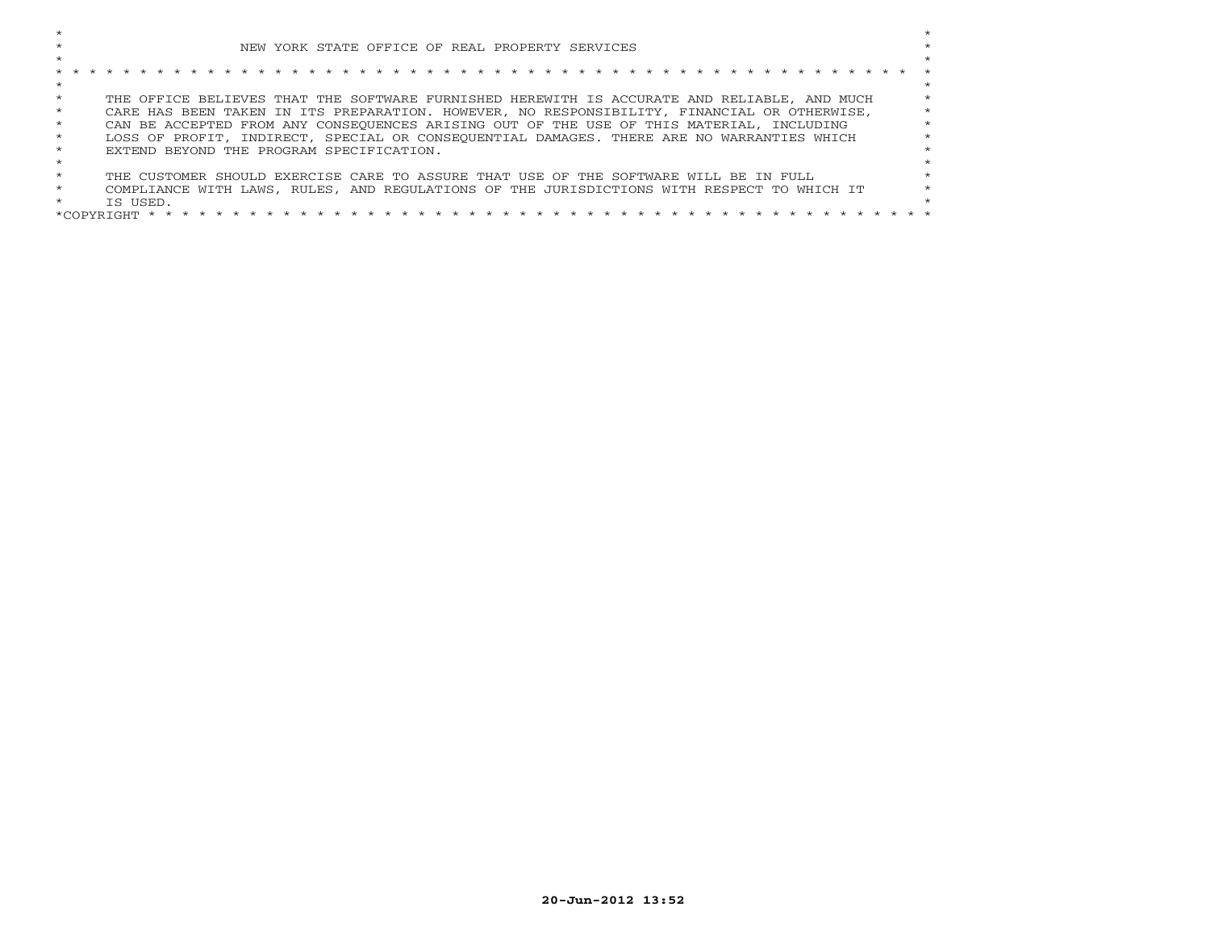NEW YORK STATE OFFICE OF REAL PROPERTY SERVICES

THE OFFICE BELIEVES THAT THE SOFTWARE FURNISHED HEREWITH IS ACCURATE AND RELIABLE, AND MUCH CARE HAS BEEN TAKEN IN ITS PREPARATION. HOWEVER, NO RESPONSIBILITY, FINANCIAL OR OTHERWISE, CAN BE ACCEPTED FROM ANY CONSEQUENCES ARISING OUT OF THE USE OF THIS MATERIAL, INCLUDING LOSS OF PROFIT, INDIRECT, SPECIAL OR CONSEQUENTIAL DAMAGES. THERE ARE NO WARRANTIES WHICH EXTEND BEYOND THE PROGRAM SPECIFICATION.

THE CUSTOMER SHOULD EXERCISE CARE TO ASSURE THAT USE OF THE SOFTWARE WILL BE IN FULL COMPLIANCE WITH LAWS, RULES, AND REGULATIONS OF THE JURISDICTIONS WITH RESPECT TO WHICH IT IS USED.

COPYRIGHT

**20-Jun-2012 13:52**